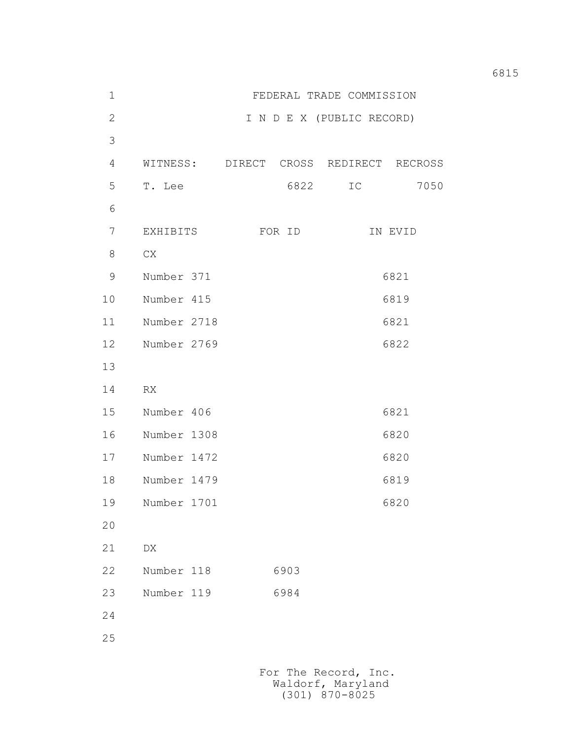FEDERAL TRADE COMMISSION

I N D E X (PUBLIC RECORD)

| WITNESS: | DIRECT | CROSS | REDIRECT | RECROSS |
|---|---|---|---|---|
| T. Lee | | 6822 | IC | 7050 |

| EXHIBITS | FOR ID | IN EVID |
|---|---|---|
| CX | | |
| Number 371 | | 6821 |
| Number 415 | | 6819 |
| Number 2718 | | 6821 |
| Number 2769 | | 6822 |
| | | |
| RX | | |
| Number 406 | | 6821 |
| Number 1308 | | 6820 |
| Number 1472 | | 6820 |
| Number 1479 | | 6819 |
| Number 1701 | | 6820 |
| | | |
| DX | | |
| Number 118 | 6903 | |
| Number 119 | 6984 | |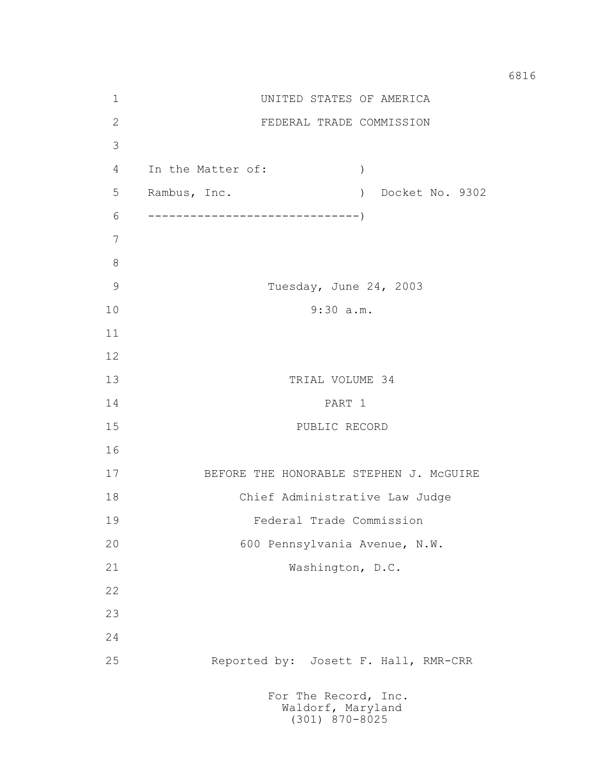UNITED STATES OF AMERICA

FEDERAL TRADE COMMISSION

In the Matter of: )

Rambus, Inc. ) Docket No. 9302

------------------------------)

Tuesday, June 24, 2003

9:30 a.m.

TRIAL VOLUME 34

PART 1

PUBLIC RECORD

BEFORE THE HONORABLE STEPHEN J. McGUIRE

Chief Administrative Law Judge

Federal Trade Commission

600 Pennsylvania Avenue, N.W.

Washington, D.C.

Reported by: Josett F. Hall, RMR-CRR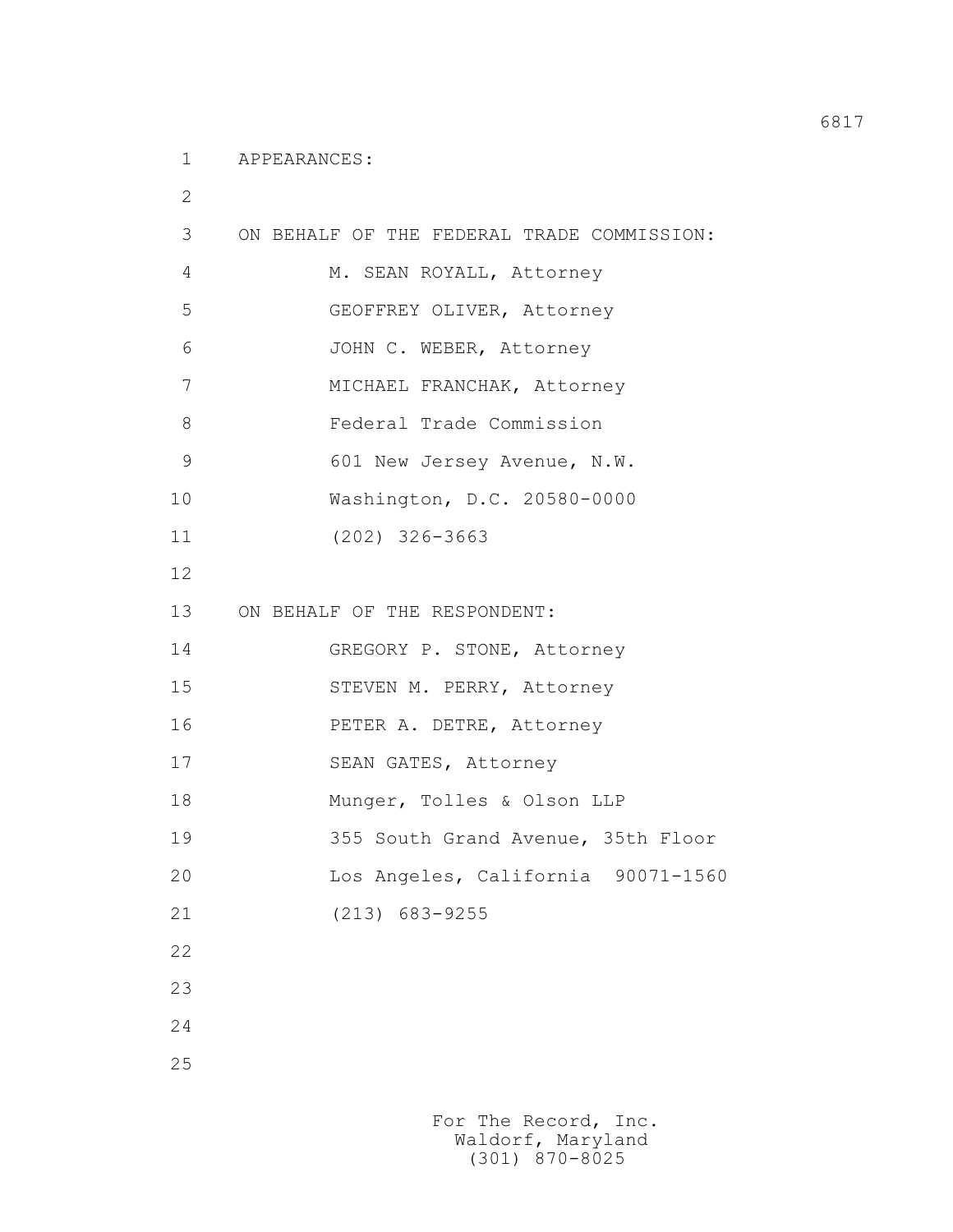APPEARANCES:

ON BEHALF OF THE FEDERAL TRADE COMMISSION:

M. SEAN ROYALL, Attorney
GEOFFREY OLIVER, Attorney
JOHN C. WEBER, Attorney
MICHAEL FRANCHAK, Attorney
Federal Trade Commission
601 New Jersey Avenue, N.W.
Washington, D.C. 20580-0000
(202) 326-3663

ON BEHALF OF THE RESPONDENT:

GREGORY P. STONE, Attorney
STEVEN M. PERRY, Attorney
PETER A. DETRE, Attorney
SEAN GATES, Attorney
Munger, Tolles & Olson LLP
355 South Grand Avenue, 35th Floor
Los Angeles, California 90071-1560
(213) 683-9255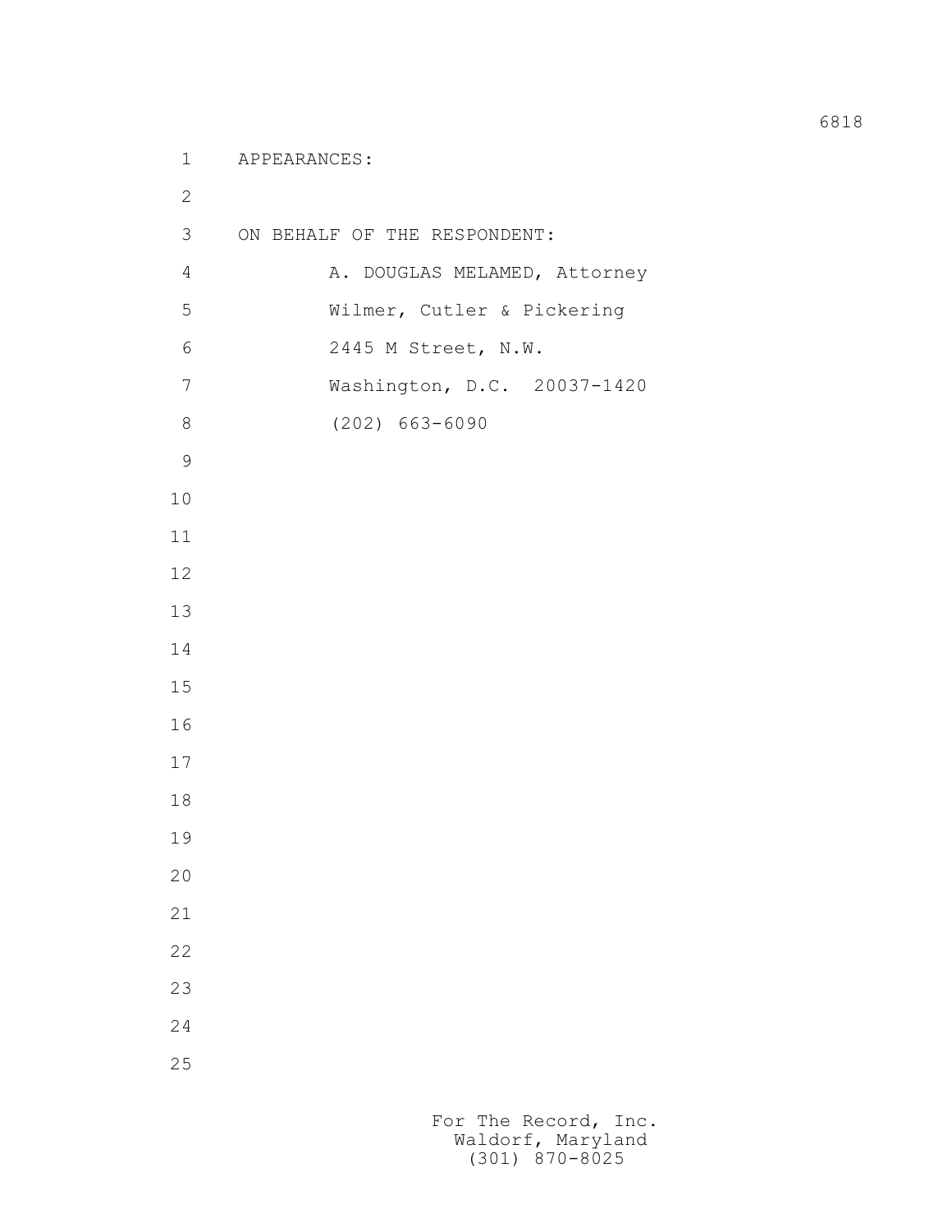APPEARANCES:

ON BEHALF OF THE RESPONDENT:

A. DOUGLAS MELAMED, Attorney
Wilmer, Cutler & Pickering
2445 M Street, N.W.
Washington, D.C. 20037-1420
(202) 663-6090

For The Record, Inc.
Waldorf, Maryland
(301) 870-8025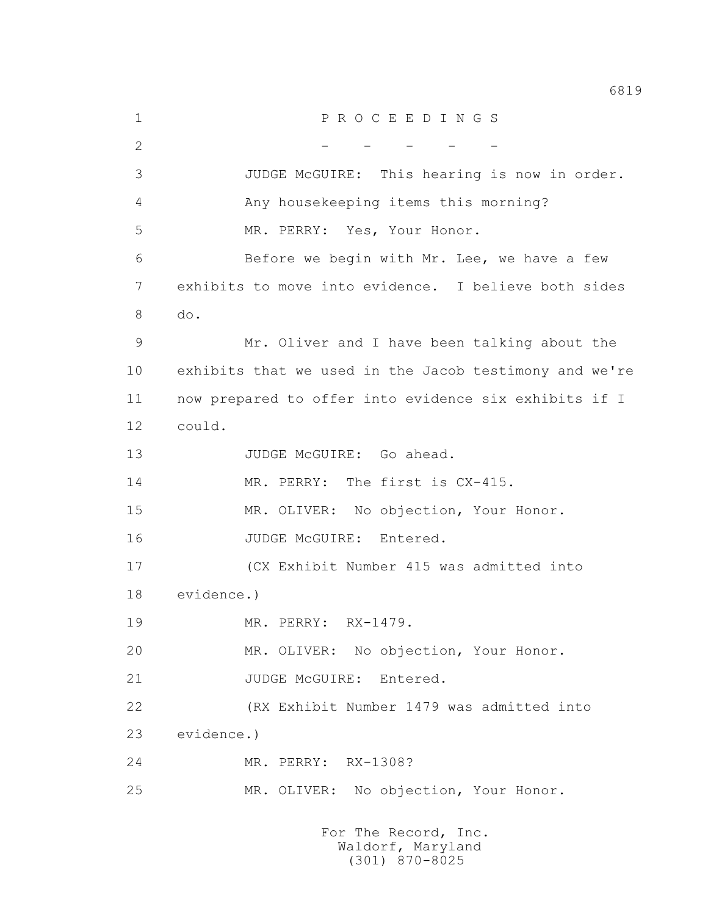P R O C E E D I N G S

\- - - - -

JUDGE McGUIRE: This hearing is now in order.

Any housekeeping items this morning?

MR. PERRY: Yes, Your Honor.

Before we begin with Mr. Lee, we have a few exhibits to move into evidence. I believe both sides do.

Mr. Oliver and I have been talking about the exhibits that we used in the Jacob testimony and we're now prepared to offer into evidence six exhibits if I could.

JUDGE McGUIRE: Go ahead.

MR. PERRY: The first is CX-415.

MR. OLIVER: No objection, Your Honor.

JUDGE McGUIRE: Entered.

(CX Exhibit Number 415 was admitted into evidence.)

MR. PERRY: RX-1479.

MR. OLIVER: No objection, Your Honor.

JUDGE McGUIRE: Entered.

(RX Exhibit Number 1479 was admitted into evidence.)

MR. PERRY: RX-1308?

MR. OLIVER: No objection, Your Honor.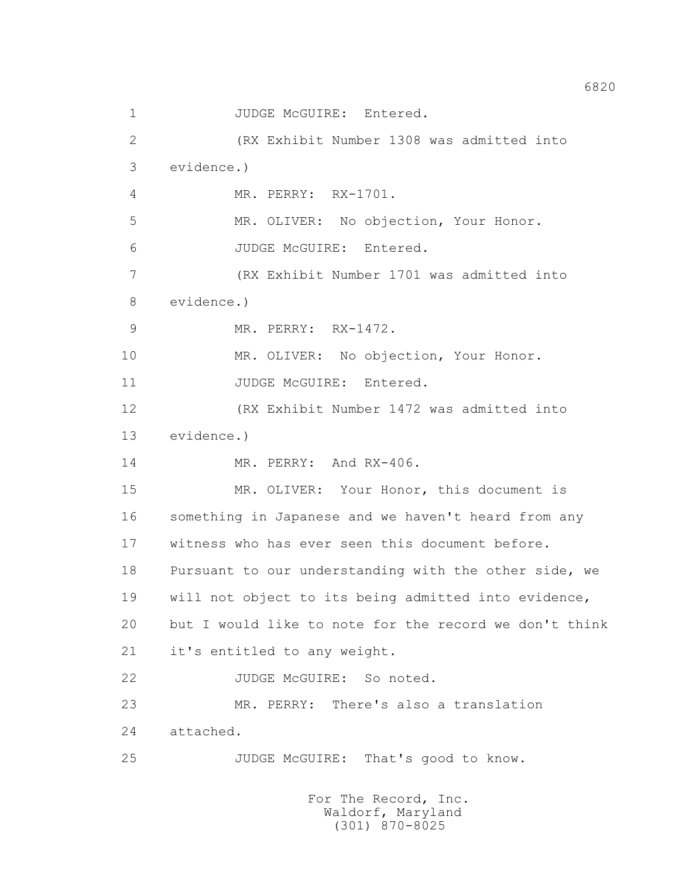1 JUDGE McGUIRE: Entered.

2 (RX Exhibit Number 1308 was admitted into

3 evidence.)

4 MR. PERRY: RX-1701.

5 MR. OLIVER: No objection, Your Honor.

6 JUDGE McGUIRE: Entered.

7 (RX Exhibit Number 1701 was admitted into

8 evidence.)

9 MR. PERRY: RX-1472.

10 MR. OLIVER: No objection, Your Honor.

11 JUDGE McGUIRE: Entered.

12 (RX Exhibit Number 1472 was admitted into

13 evidence.)

14 MR. PERRY: And RX-406.

15 MR. OLIVER: Your Honor, this document is

16 something in Japanese and we haven't heard from any

17 witness who has ever seen this document before.

18 Pursuant to our understanding with the other side, we

19 will not object to its being admitted into evidence,

20 but I would like to note for the record we don't think

21 it's entitled to any weight.

22 JUDGE McGUIRE: So noted.

23 MR. PERRY: There's also a translation

24 attached.

25 JUDGE McGUIRE: That's good to know.

For The Record, Inc.
Waldorf, Maryland
(301) 870-8025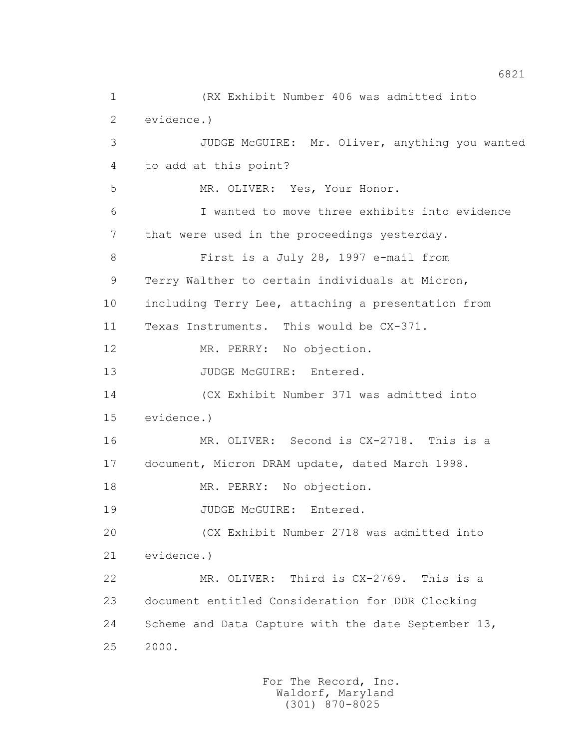(RX Exhibit Number 406 was admitted into evidence.)

JUDGE McGUIRE: Mr. Oliver, anything you wanted to add at this point?

MR. OLIVER: Yes, Your Honor.

I wanted to move three exhibits into evidence that were used in the proceedings yesterday.

First is a July 28, 1997 e-mail from Terry Walther to certain individuals at Micron, including Terry Lee, attaching a presentation from Texas Instruments. This would be CX-371.

MR. PERRY: No objection.

JUDGE McGUIRE: Entered.

(CX Exhibit Number 371 was admitted into evidence.)

MR. OLIVER: Second is CX-2718. This is a document, Micron DRAM update, dated March 1998.

MR. PERRY: No objection.

JUDGE McGUIRE: Entered.

(CX Exhibit Number 2718 was admitted into evidence.)

MR. OLIVER: Third is CX-2769. This is a document entitled Consideration for DDR Clocking Scheme and Data Capture with the date September 13, 2000.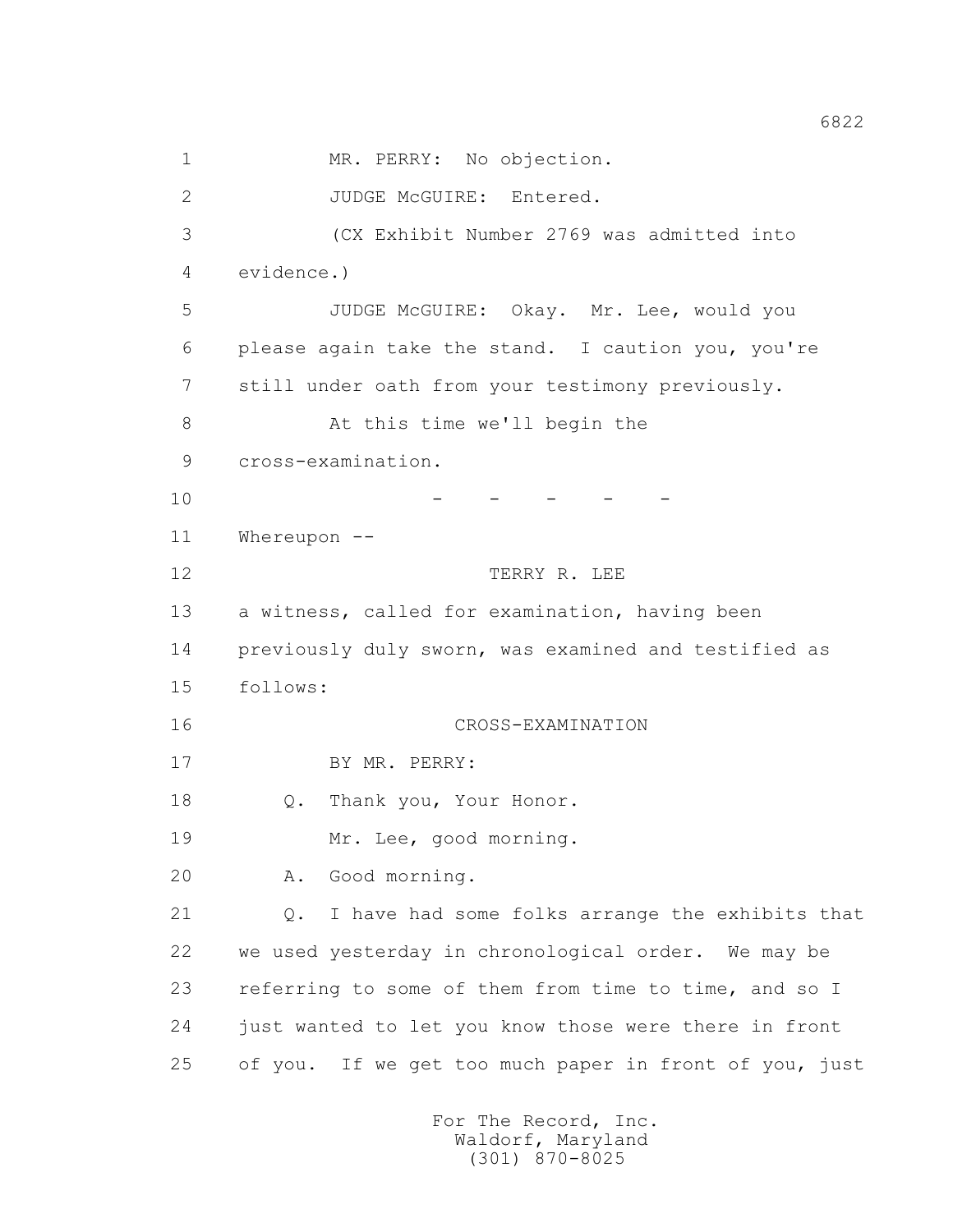1 MR. PERRY: No objection.

2 JUDGE McGUIRE: Entered.

3 (CX Exhibit Number 2769 was admitted into

4 evidence.)

5 JUDGE McGUIRE: Okay. Mr. Lee, would you

6 please again take the stand. I caution you, you're

7 still under oath from your testimony previously.

8 At this time we'll begin the

9 cross-examination.

10 - - - - -

11 Whereupon --

12 TERRY R. LEE

13 a witness, called for examination, having been

14 previously duly sworn, was examined and testified as

15 follows:

16 CROSS-EXAMINATION

17 BY MR. PERRY:

18 Q. Thank you, Your Honor.

19 Mr. Lee, good morning.

20 A. Good morning.

21 Q. I have had some folks arrange the exhibits that

22 we used yesterday in chronological order. We may be

23 referring to some of them from time to time, and so I

24 just wanted to let you know those were there in front

25 of you. If we get too much paper in front of you, just

For The Record, Inc.
Waldorf, Maryland
(301) 870-8025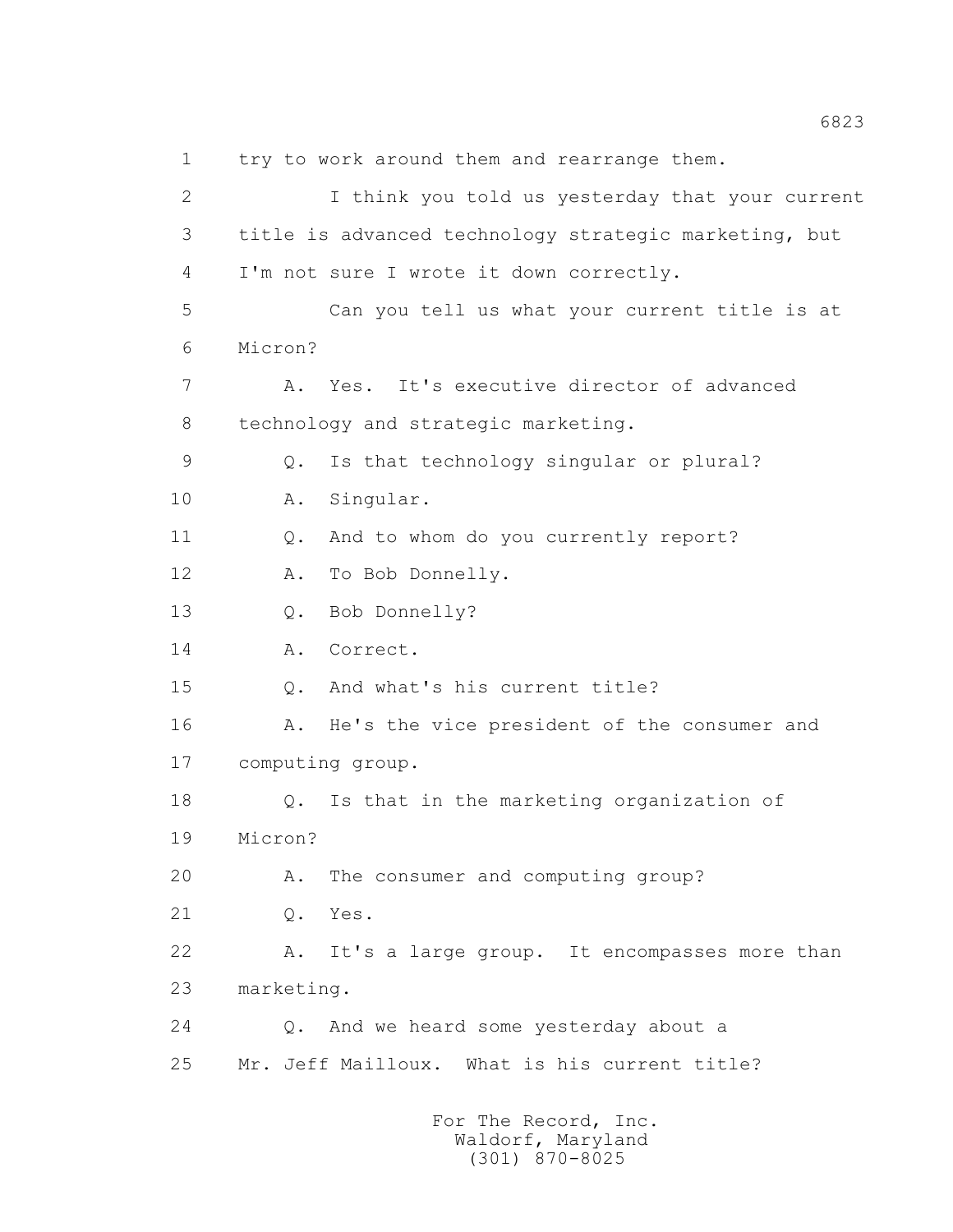1 try to work around them and rearrange them.

2 I think you told us yesterday that your current

3 title is advanced technology strategic marketing, but

4 I'm not sure I wrote it down correctly.

5 Can you tell us what your current title is at

6 Micron?

7 A. Yes. It's executive director of advanced

8 technology and strategic marketing.

9 Q. Is that technology singular or plural?

10 A. Singular.

11 Q. And to whom do you currently report?

12 A. To Bob Donnelly.

13 Q. Bob Donnelly?

14 A. Correct.

15 Q. And what's his current title?

16 A. He's the vice president of the consumer and

17 computing group.

18 Q. Is that in the marketing organization of

19 Micron?

20 A. The consumer and computing group?

21 Q. Yes.

22 A. It's a large group. It encompasses more than

23 marketing.

24 Q. And we heard some yesterday about a

25 Mr. Jeff Mailloux. What is his current title?

For The Record, Inc.
Waldorf, Maryland
(301) 870-8025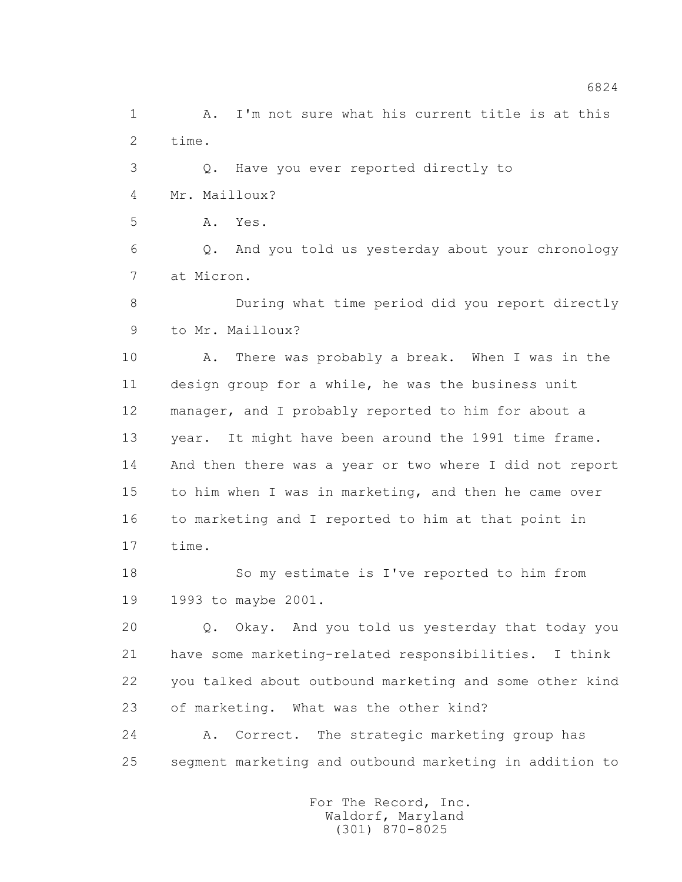1 A. I'm not sure what his current title is at this
2 time.
3 Q. Have you ever reported directly to
4 Mr. Mailloux?
5 A. Yes.
6 Q. And you told us yesterday about your chronology
7 at Micron.
8 During what time period did you report directly
9 to Mr. Mailloux?
10 A. There was probably a break. When I was in the
11 design group for a while, he was the business unit
12 manager, and I probably reported to him for about a
13 year. It might have been around the 1991 time frame.
14 And then there was a year or two where I did not report
15 to him when I was in marketing, and then he came over
16 to marketing and I reported to him at that point in
17 time.
18 So my estimate is I've reported to him from
19 1993 to maybe 2001.
20 Q. Okay. And you told us yesterday that today you
21 have some marketing-related responsibilities. I think
22 you talked about outbound marketing and some other kind
23 of marketing. What was the other kind?
24 A. Correct. The strategic marketing group has
25 segment marketing and outbound marketing in addition to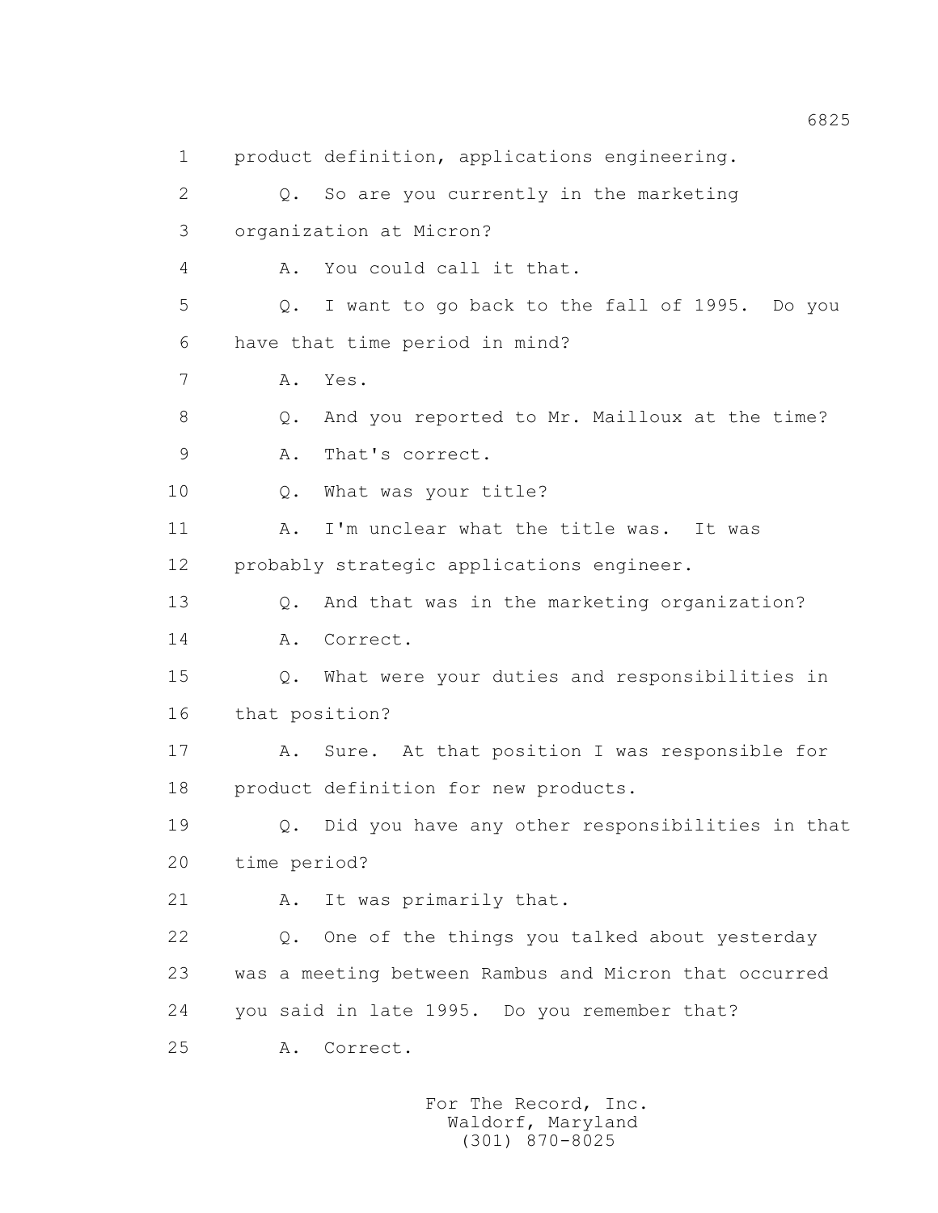1 product definition, applications engineering.

2 Q. So are you currently in the marketing

3 organization at Micron?

4 A. You could call it that.

5 Q. I want to go back to the fall of 1995. Do you

6 have that time period in mind?

7 A. Yes.

8 Q. And you reported to Mr. Mailloux at the time?

9 A. That's correct.

10 Q. What was your title?

11 A. I'm unclear what the title was. It was

12 probably strategic applications engineer.

13 Q. And that was in the marketing organization?

14 A. Correct.

15 Q. What were your duties and responsibilities in

16 that position?

17 A. Sure. At that position I was responsible for

18 product definition for new products.

19 Q. Did you have any other responsibilities in that

20 time period?

21 A. It was primarily that.

22 Q. One of the things you talked about yesterday

23 was a meeting between Rambus and Micron that occurred

24 you said in late 1995. Do you remember that?

25 A. Correct.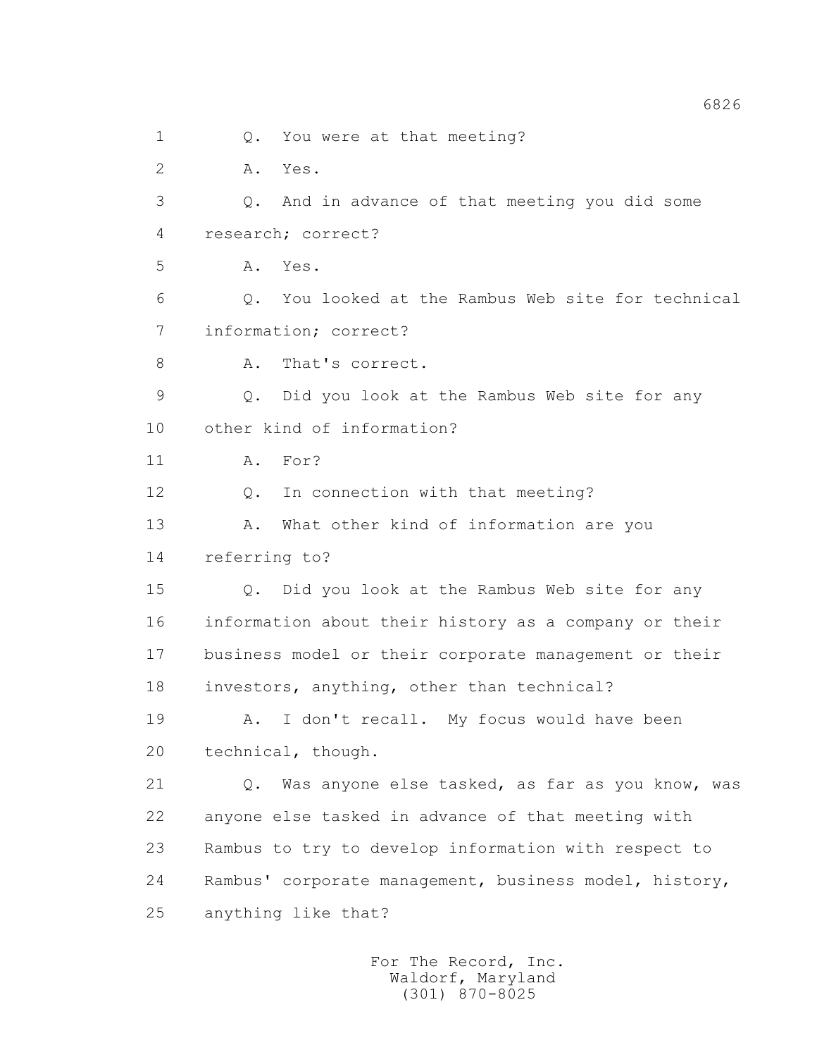1 Q. You were at that meeting?

2 A. Yes.

3 Q. And in advance of that meeting you did some

4 research; correct?

5 A. Yes.

6 Q. You looked at the Rambus Web site for technical

7 information; correct?

8 A. That's correct.

9 Q. Did you look at the Rambus Web site for any

10 other kind of information?

11 A. For?

12 Q. In connection with that meeting?

13 A. What other kind of information are you

14 referring to?

15 Q. Did you look at the Rambus Web site for any

16 information about their history as a company or their

17 business model or their corporate management or their

18 investors, anything, other than technical?

19 A. I don't recall. My focus would have been

20 technical, though.

21 Q. Was anyone else tasked, as far as you know, was

22 anyone else tasked in advance of that meeting with

23 Rambus to try to develop information with respect to

24 Rambus' corporate management, business model, history,

25 anything like that?

For The Record, Inc.
Waldorf, Maryland
(301) 870-8025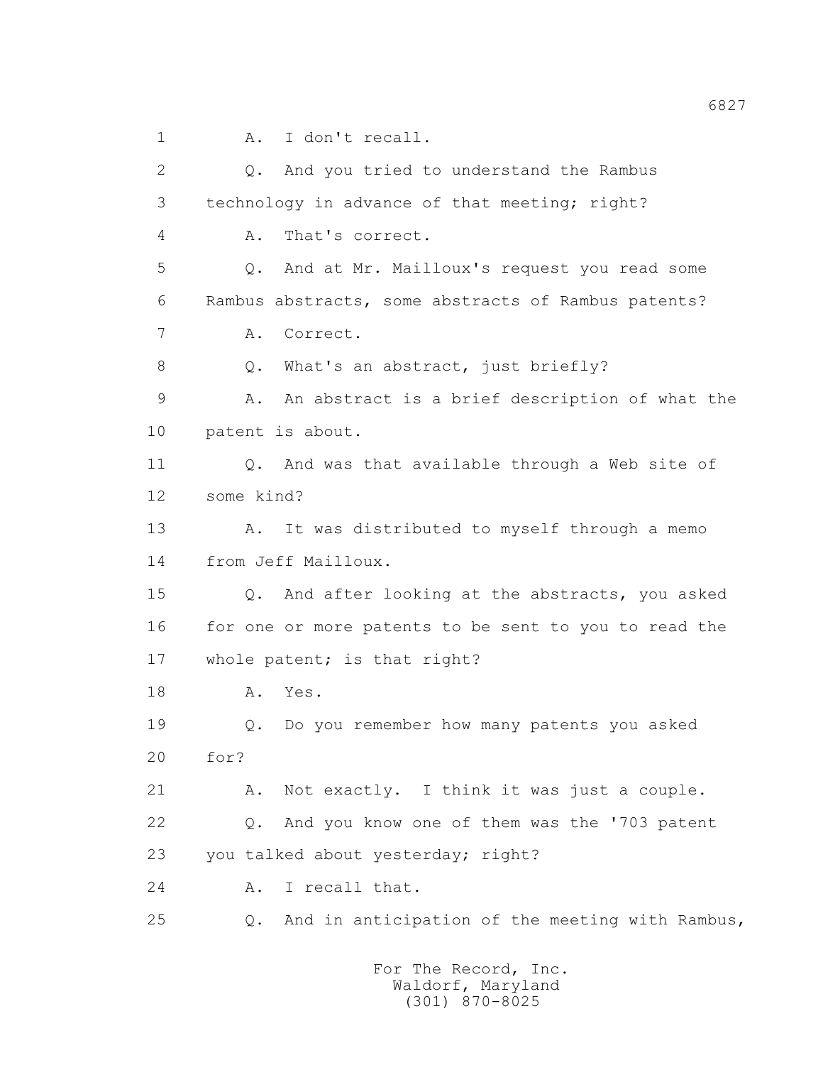1 A. I don't recall.

2 Q. And you tried to understand the Rambus

3 technology in advance of that meeting; right?

4 A. That's correct.

5 Q. And at Mr. Mailloux's request you read some

6 Rambus abstracts, some abstracts of Rambus patents?

7 A. Correct.

8 Q. What's an abstract, just briefly?

9 A. An abstract is a brief description of what the

10 patent is about.

11 Q. And was that available through a Web site of

12 some kind?

13 A. It was distributed to myself through a memo

14 from Jeff Mailloux.

15 Q. And after looking at the abstracts, you asked

16 for one or more patents to be sent to you to read the

17 whole patent; is that right?

18 A. Yes.

19 Q. Do you remember how many patents you asked

20 for?

21 A. Not exactly. I think it was just a couple.

22 Q. And you know one of them was the '703 patent

23 you talked about yesterday; right?

24 A. I recall that.

25 Q. And in anticipation of the meeting with Rambus,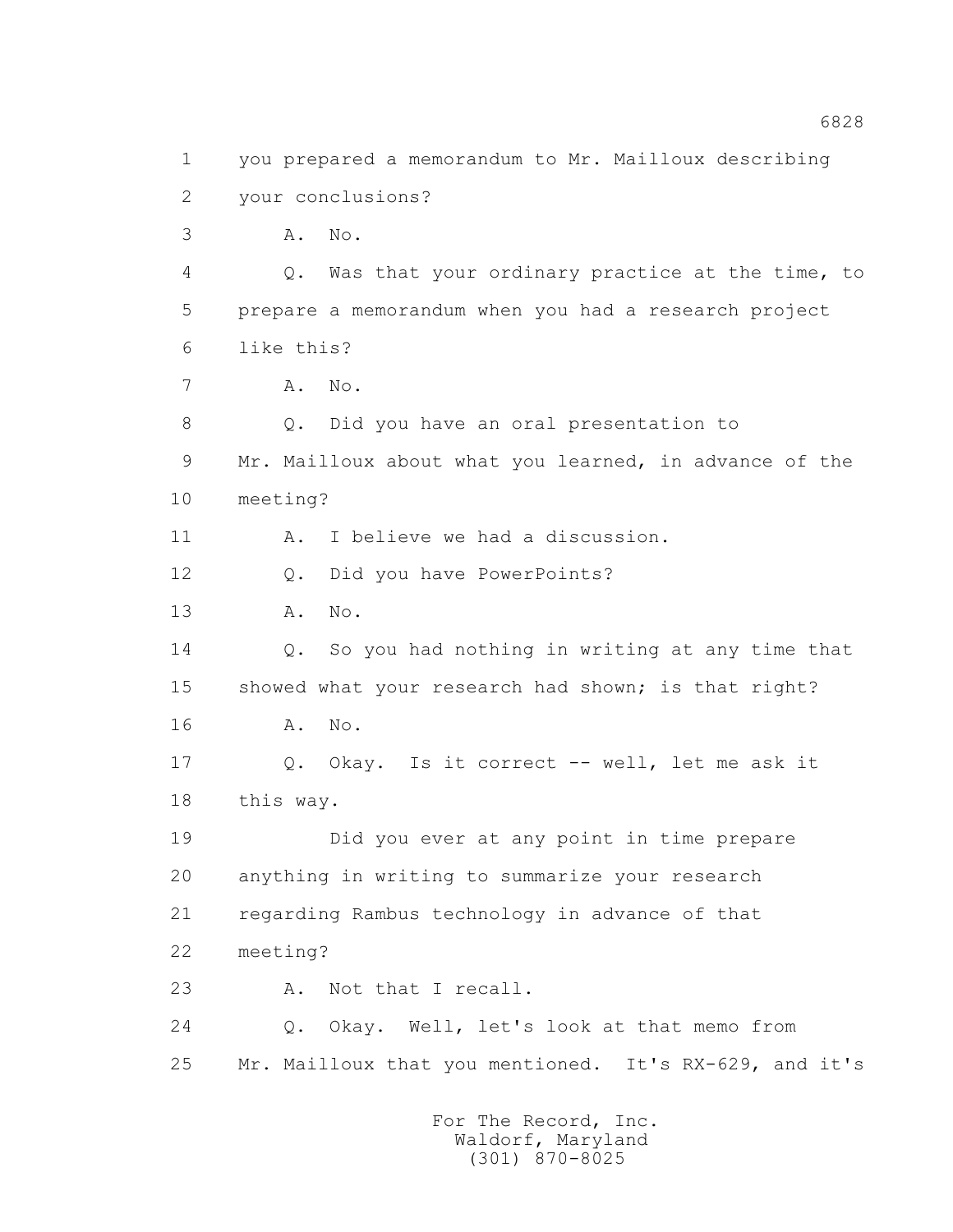1 you prepared a memorandum to Mr. Mailloux describing
2 your conclusions?
3 A. No.
4 Q. Was that your ordinary practice at the time, to
5 prepare a memorandum when you had a research project
6 like this?
7 A. No.
8 Q. Did you have an oral presentation to
9 Mr. Mailloux about what you learned, in advance of the
10 meeting?
11 A. I believe we had a discussion.
12 Q. Did you have PowerPoints?
13 A. No.
14 Q. So you had nothing in writing at any time that
15 showed what your research had shown; is that right?
16 A. No.
17 Q. Okay. Is it correct -- well, let me ask it
18 this way.
19 Did you ever at any point in time prepare
20 anything in writing to summarize your research
21 regarding Rambus technology in advance of that
22 meeting?
23 A. Not that I recall.
24 Q. Okay. Well, let's look at that memo from
25 Mr. Mailloux that you mentioned. It's RX-629, and it's

For The Record, Inc.
Waldorf, Maryland
(301) 870-8025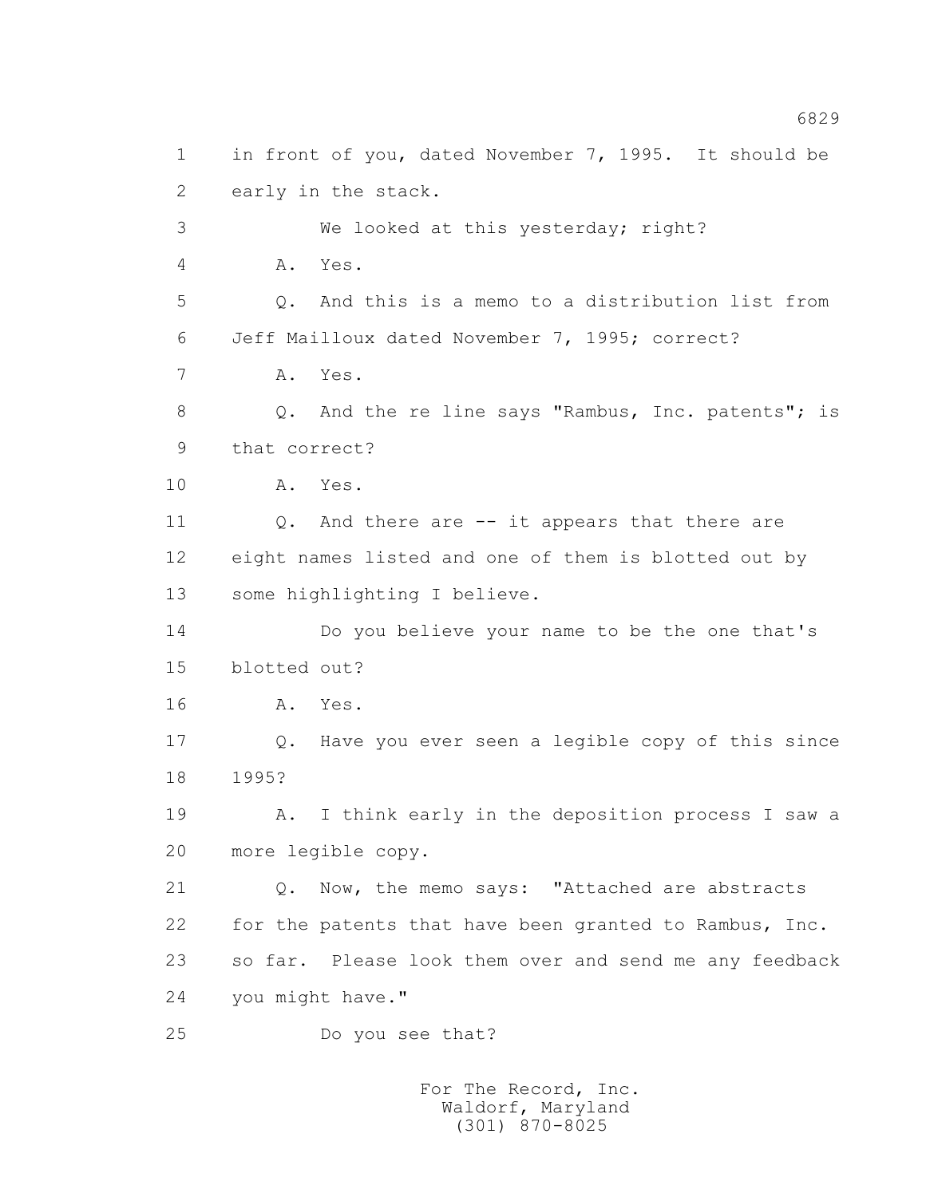1 in front of you, dated November 7, 1995. It should be
2 early in the stack.
3 We looked at this yesterday; right?
4 A. Yes.
5 Q. And this is a memo to a distribution list from
6 Jeff Mailloux dated November 7, 1995; correct?
7 A. Yes.
8 Q. And the re line says "Rambus, Inc. patents"; is
9 that correct?
10 A. Yes.
11 Q. And there are -- it appears that there are
12 eight names listed and one of them is blotted out by
13 some highlighting I believe.
14 Do you believe your name to be the one that's
15 blotted out?
16 A. Yes.
17 Q. Have you ever seen a legible copy of this since
18 1995?
19 A. I think early in the deposition process I saw a
20 more legible copy.
21 Q. Now, the memo says: "Attached are abstracts
22 for the patents that have been granted to Rambus, Inc.
23 so far. Please look them over and send me any feedback
24 you might have."
25 Do you see that?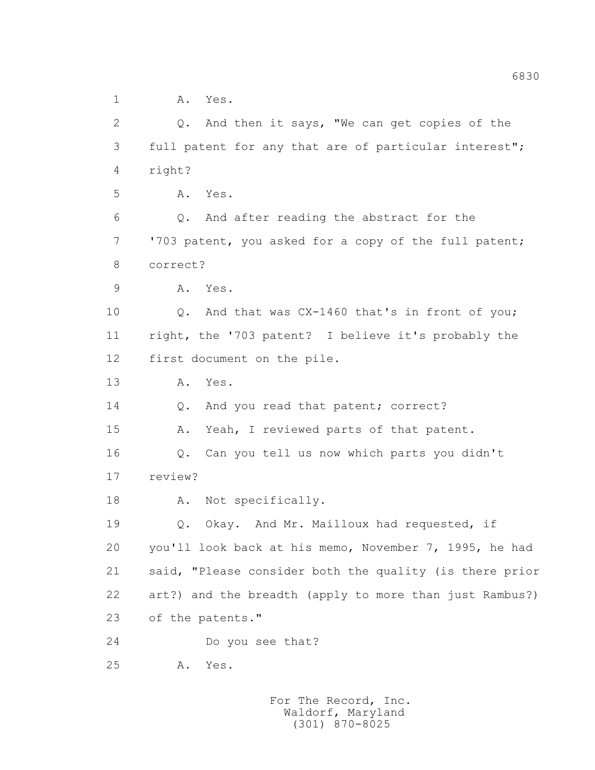1 A. Yes.

2 Q. And then it says, "We can get copies of the

3 full patent for any that are of particular interest";

4 right?

5 A. Yes.

6 Q. And after reading the abstract for the

7 '703 patent, you asked for a copy of the full patent;

8 correct?

9 A. Yes.

10 Q. And that was CX-1460 that's in front of you;

11 right, the '703 patent? I believe it's probably the

12 first document on the pile.

13 A. Yes.

14 Q. And you read that patent; correct?

15 A. Yeah, I reviewed parts of that patent.

16 Q. Can you tell us now which parts you didn't

17 review?

18 A. Not specifically.

19 Q. Okay. And Mr. Mailloux had requested, if

20 you'll look back at his memo, November 7, 1995, he had

21 said, "Please consider both the quality (is there prior

22 art?) and the breadth (apply to more than just Rambus?)

23 of the patents."

24 Do you see that?

25 A. Yes.

For The Record, Inc.
Waldorf, Maryland
(301) 870-8025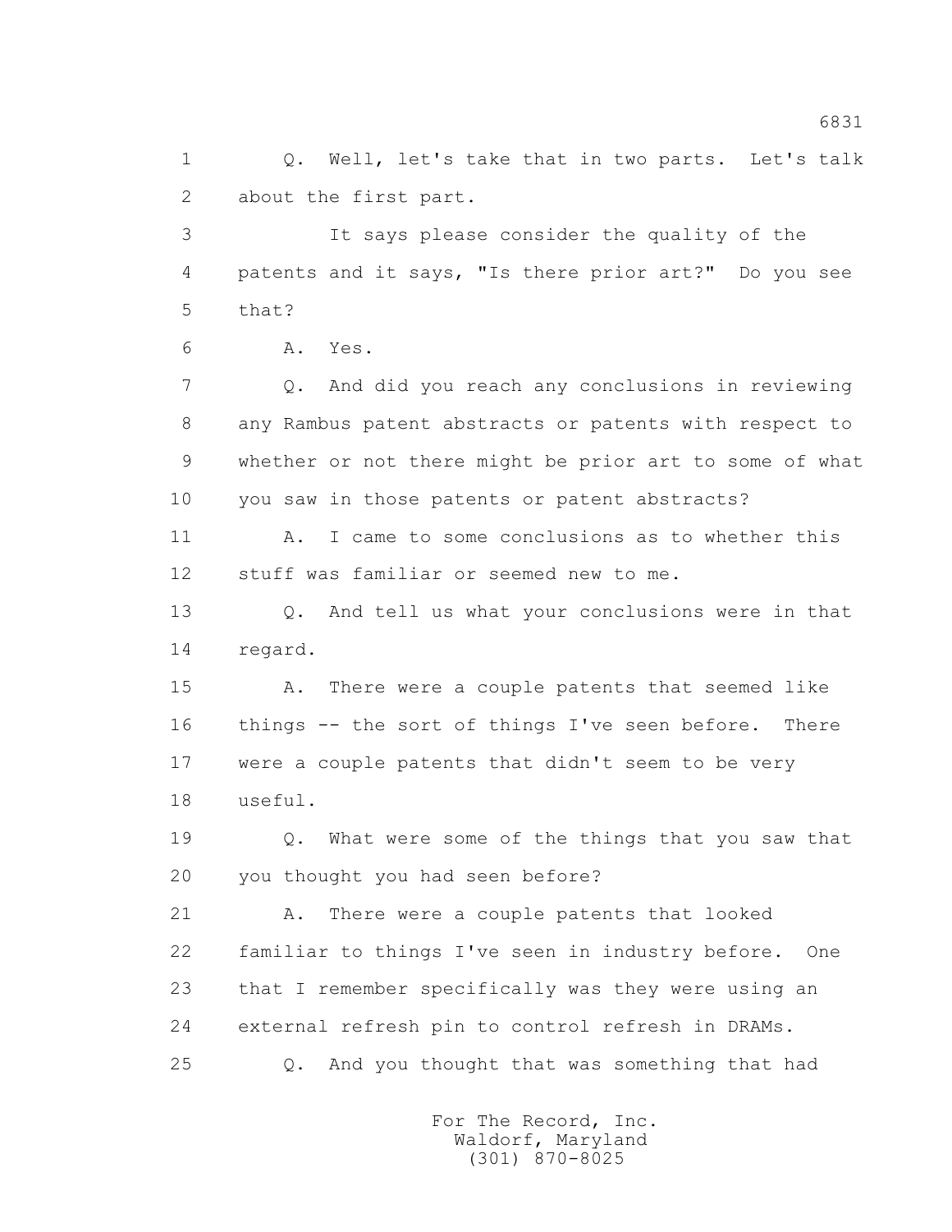1 Q. Well, let's take that in two parts. Let's talk
2 about the first part.
3 It says please consider the quality of the
4 patents and it says, "Is there prior art?" Do you see
5 that?
6 A. Yes.
7 Q. And did you reach any conclusions in reviewing
8 any Rambus patent abstracts or patents with respect to
9 whether or not there might be prior art to some of what
10 you saw in those patents or patent abstracts?
11 A. I came to some conclusions as to whether this
12 stuff was familiar or seemed new to me.
13 Q. And tell us what your conclusions were in that
14 regard.
15 A. There were a couple patents that seemed like
16 things -- the sort of things I've seen before. There
17 were a couple patents that didn't seem to be very
18 useful.
19 Q. What were some of the things that you saw that
20 you thought you had seen before?
21 A. There were a couple patents that looked
22 familiar to things I've seen in industry before. One
23 that I remember specifically was they were using an
24 external refresh pin to control refresh in DRAMs.
25 Q. And you thought that was something that had

For The Record, Inc.
Waldorf, Maryland
(301) 870-8025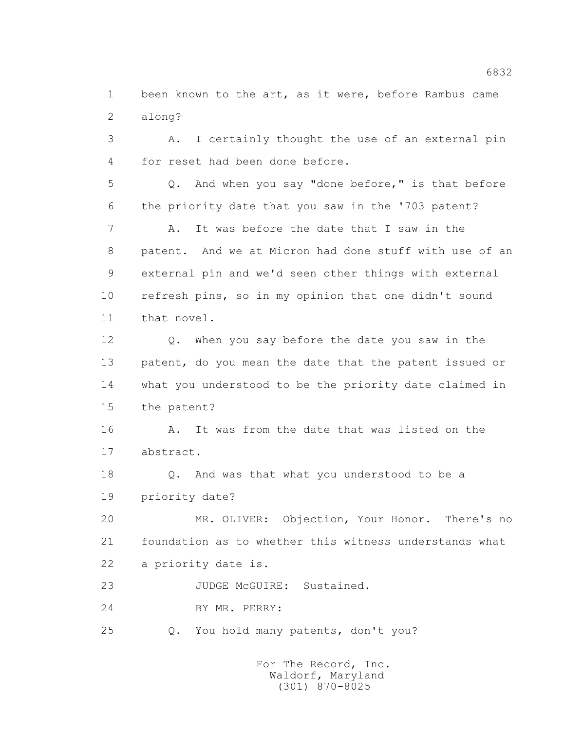1 been known to the art, as it were, before Rambus came
2 along?

3 A. I certainly thought the use of an external pin
4 for reset had been done before.

5 Q. And when you say "done before," is that before
6 the priority date that you saw in the '703 patent?

7 A. It was before the date that I saw in the
8 patent. And we at Micron had done stuff with use of an
9 external pin and we'd seen other things with external
10 refresh pins, so in my opinion that one didn't sound
11 that novel.

12 Q. When you say before the date you saw in the
13 patent, do you mean the date that the patent issued or
14 what you understood to be the priority date claimed in
15 the patent?

16 A. It was from the date that was listed on the
17 abstract.

18 Q. And was that what you understood to be a
19 priority date?

20 MR. OLIVER: Objection, Your Honor. There's no
21 foundation as to whether this witness understands what
22 a priority date is.

23 JUDGE McGUIRE: Sustained.

24 BY MR. PERRY:

25 Q. You hold many patents, don't you?

For The Record, Inc.
Waldorf, Maryland
(301) 870-8025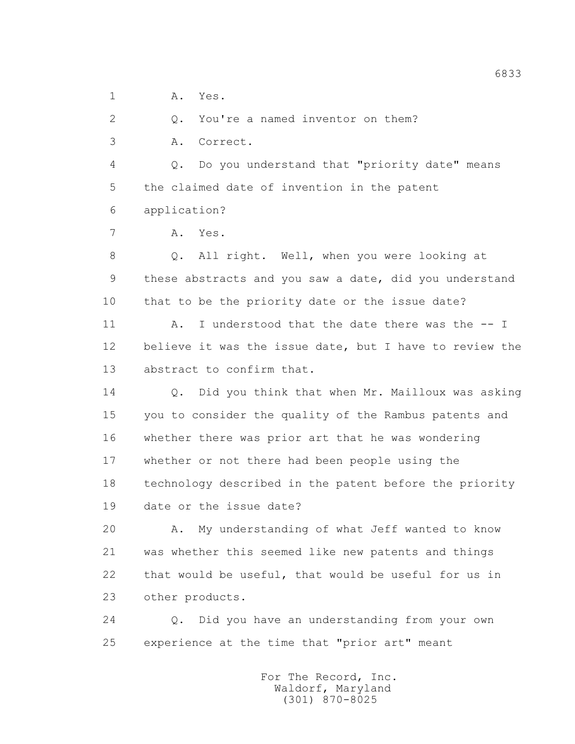1 A. Yes.

2 Q. You're a named inventor on them?

3 A. Correct.

4 Q. Do you understand that "priority date" means

5 the claimed date of invention in the patent

6 application?

7 A. Yes.

8 Q. All right. Well, when you were looking at

9 these abstracts and you saw a date, did you understand

10 that to be the priority date or the issue date?

11 A. I understood that the date there was the -- I

12 believe it was the issue date, but I have to review the

13 abstract to confirm that.

14 Q. Did you think that when Mr. Mailloux was asking

15 you to consider the quality of the Rambus patents and

16 whether there was prior art that he was wondering

17 whether or not there had been people using the

18 technology described in the patent before the priority

19 date or the issue date?

20 A. My understanding of what Jeff wanted to know

21 was whether this seemed like new patents and things

22 that would be useful, that would be useful for us in

23 other products.

24 Q. Did you have an understanding from your own

25 experience at the time that "prior art" meant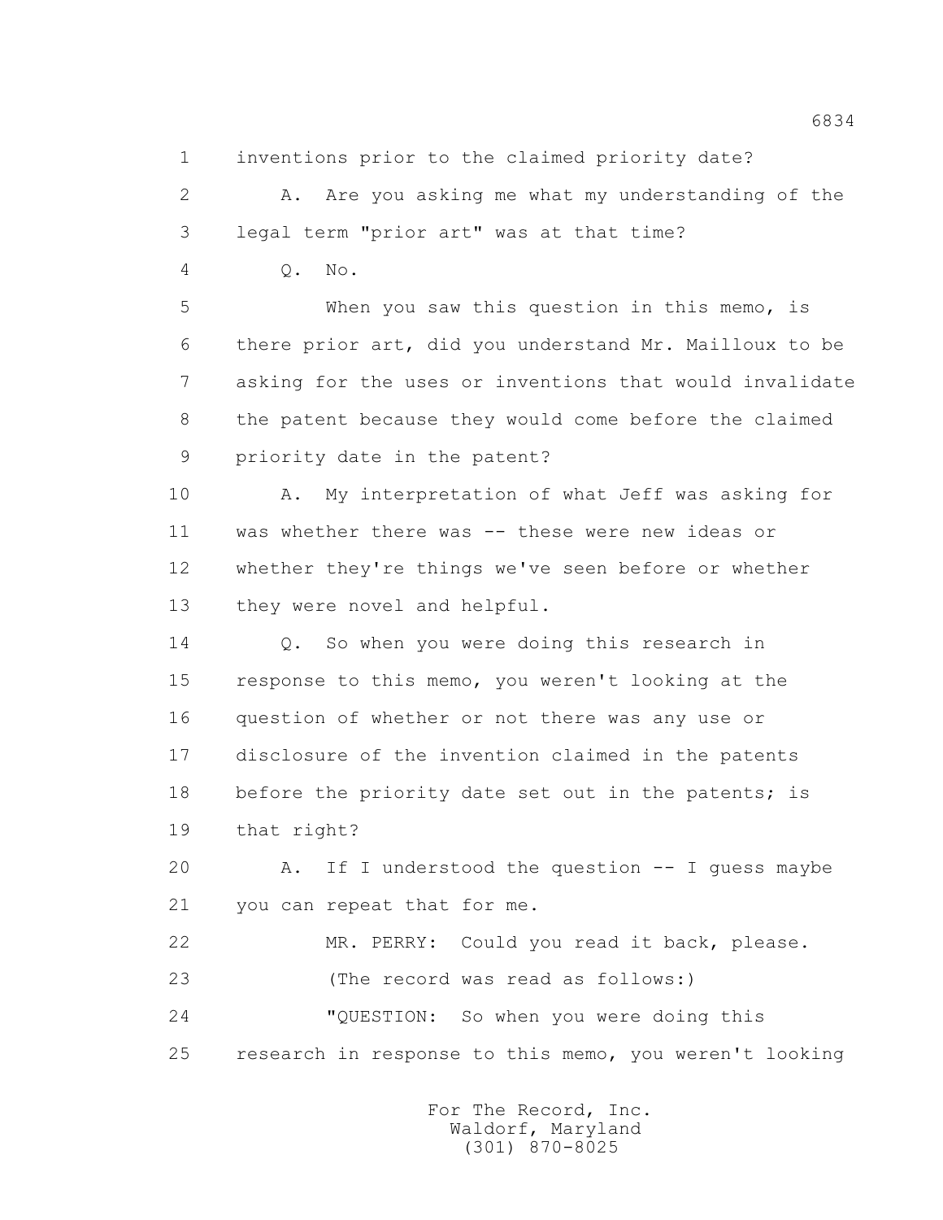1 inventions prior to the claimed priority date?

2 A. Are you asking me what my understanding of the

3 legal term "prior art" was at that time?

4 Q. No.

5 When you saw this question in this memo, is

6 there prior art, did you understand Mr. Mailloux to be

7 asking for the uses or inventions that would invalidate

8 the patent because they would come before the claimed

9 priority date in the patent?

10 A. My interpretation of what Jeff was asking for

11 was whether there was -- these were new ideas or

12 whether they're things we've seen before or whether

13 they were novel and helpful.

14 Q. So when you were doing this research in

15 response to this memo, you weren't looking at the

16 question of whether or not there was any use or

17 disclosure of the invention claimed in the patents

18 before the priority date set out in the patents; is

19 that right?

20 A. If I understood the question -- I guess maybe

21 you can repeat that for me.

22 MR. PERRY: Could you read it back, please.

23 (The record was read as follows:)

24 "QUESTION: So when you were doing this

25 research in response to this memo, you weren't looking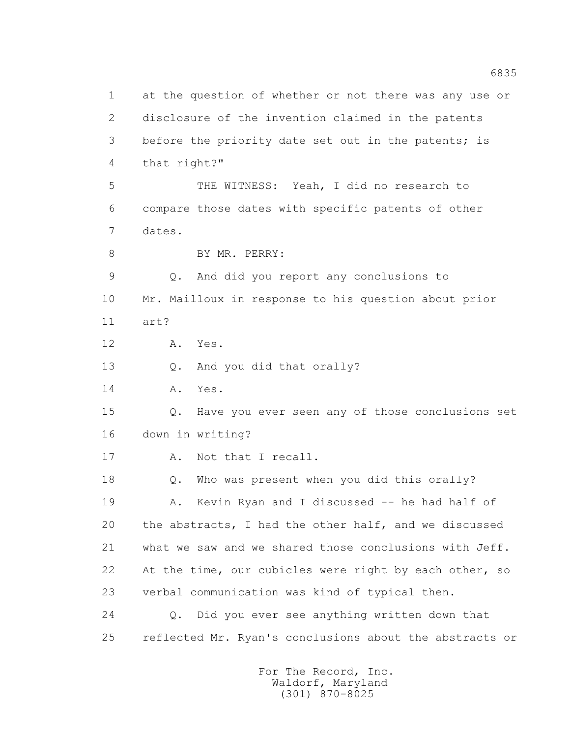1 at the question of whether or not there was any use or
2 disclosure of the invention claimed in the patents
3 before the priority date set out in the patents; is
4 that right?"

5 THE WITNESS: Yeah, I did no research to
6 compare those dates with specific patents of other
7 dates.

8 BY MR. PERRY:

9 Q. And did you report any conclusions to
10 Mr. Mailloux in response to his question about prior
11 art?

12 A. Yes.

13 Q. And you did that orally?

14 A. Yes.

15 Q. Have you ever seen any of those conclusions set
16 down in writing?

17 A. Not that I recall.

18 Q. Who was present when you did this orally?

19 A. Kevin Ryan and I discussed -- he had half of
20 the abstracts, I had the other half, and we discussed
21 what we saw and we shared those conclusions with Jeff.
22 At the time, our cubicles were right by each other, so
23 verbal communication was kind of typical then.

24 Q. Did you ever see anything written down that
25 reflected Mr. Ryan's conclusions about the abstracts or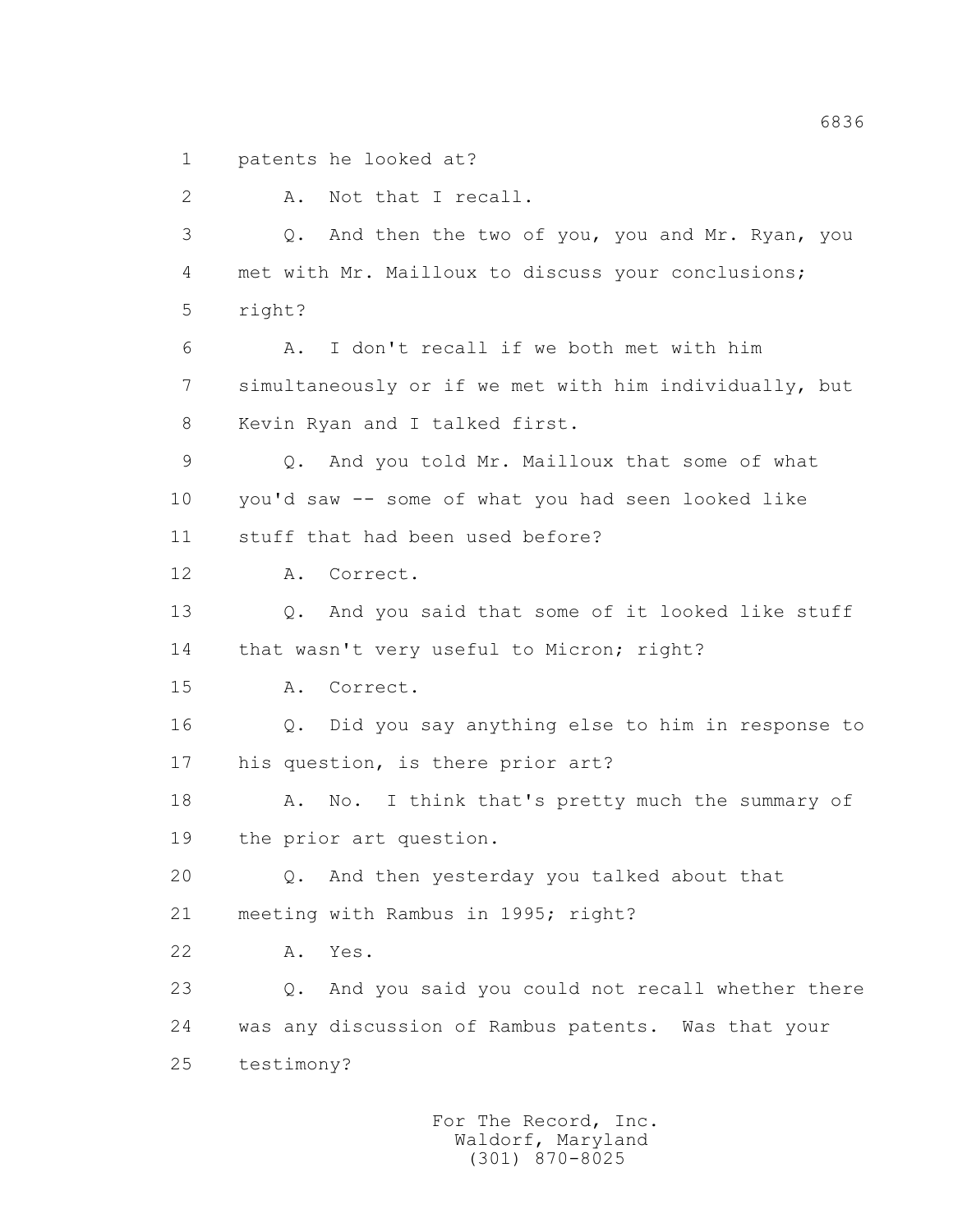1 patents he looked at?

2 A. Not that I recall.

3 Q. And then the two of you, you and Mr. Ryan, you

4 met with Mr. Mailloux to discuss your conclusions;

5 right?

6 A. I don't recall if we both met with him

7 simultaneously or if we met with him individually, but

8 Kevin Ryan and I talked first.

9 Q. And you told Mr. Mailloux that some of what

10 you'd saw -- some of what you had seen looked like

11 stuff that had been used before?

12 A. Correct.

13 Q. And you said that some of it looked like stuff

14 that wasn't very useful to Micron; right?

15 A. Correct.

16 Q. Did you say anything else to him in response to

17 his question, is there prior art?

18 A. No. I think that's pretty much the summary of

19 the prior art question.

20 Q. And then yesterday you talked about that

21 meeting with Rambus in 1995; right?

22 A. Yes.

23 Q. And you said you could not recall whether there

24 was any discussion of Rambus patents. Was that your

25 testimony?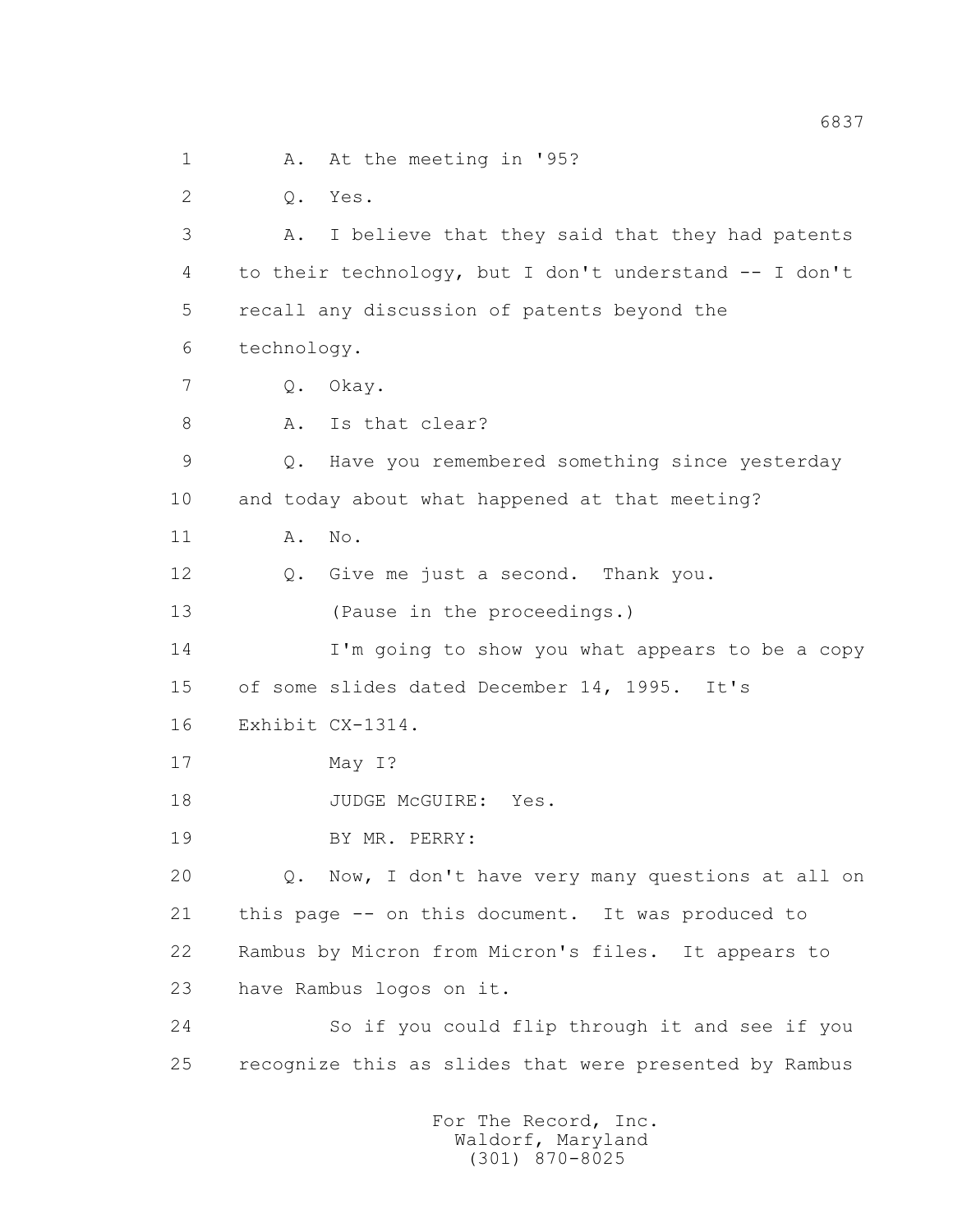1 A. At the meeting in '95?

2 Q. Yes.

3 A. I believe that they said that they had patents

4 to their technology, but I don't understand -- I don't

5 recall any discussion of patents beyond the

6 technology.

7 Q. Okay.

8 A. Is that clear?

9 Q. Have you remembered something since yesterday

10 and today about what happened at that meeting?

11 A. No.

12 Q. Give me just a second. Thank you.

13 (Pause in the proceedings.)

14 I'm going to show you what appears to be a copy

15 of some slides dated December 14, 1995. It's

16 Exhibit CX-1314.

17 May I?

18 JUDGE McGUIRE: Yes.

19 BY MR. PERRY:

20 Q. Now, I don't have very many questions at all on

21 this page -- on this document. It was produced to

22 Rambus by Micron from Micron's files. It appears to

23 have Rambus logos on it.

24 So if you could flip through it and see if you

25 recognize this as slides that were presented by Rambus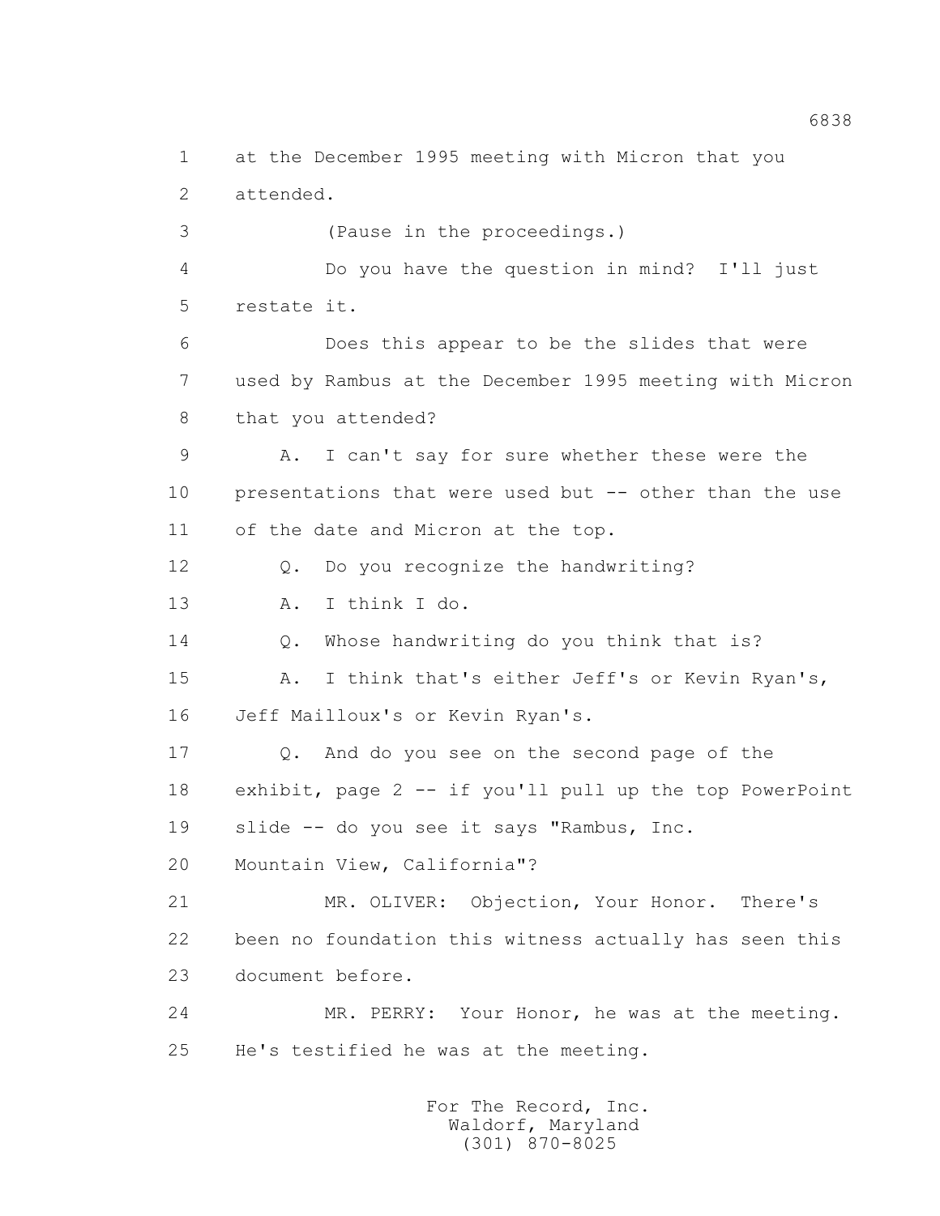1 at the December 1995 meeting with Micron that you
2 attended.
3 (Pause in the proceedings.)
4 Do you have the question in mind? I'll just
5 restate it.
6 Does this appear to be the slides that were
7 used by Rambus at the December 1995 meeting with Micron
8 that you attended?
9 A. I can't say for sure whether these were the
10 presentations that were used but -- other than the use
11 of the date and Micron at the top.
12 Q. Do you recognize the handwriting?
13 A. I think I do.
14 Q. Whose handwriting do you think that is?
15 A. I think that's either Jeff's or Kevin Ryan's,
16 Jeff Mailloux's or Kevin Ryan's.
17 Q. And do you see on the second page of the
18 exhibit, page 2 -- if you'll pull up the top PowerPoint
19 slide -- do you see it says "Rambus, Inc.
20 Mountain View, California"?
21 MR. OLIVER: Objection, Your Honor. There's
22 been no foundation this witness actually has seen this
23 document before.
24 MR. PERRY: Your Honor, he was at the meeting.
25 He's testified he was at the meeting.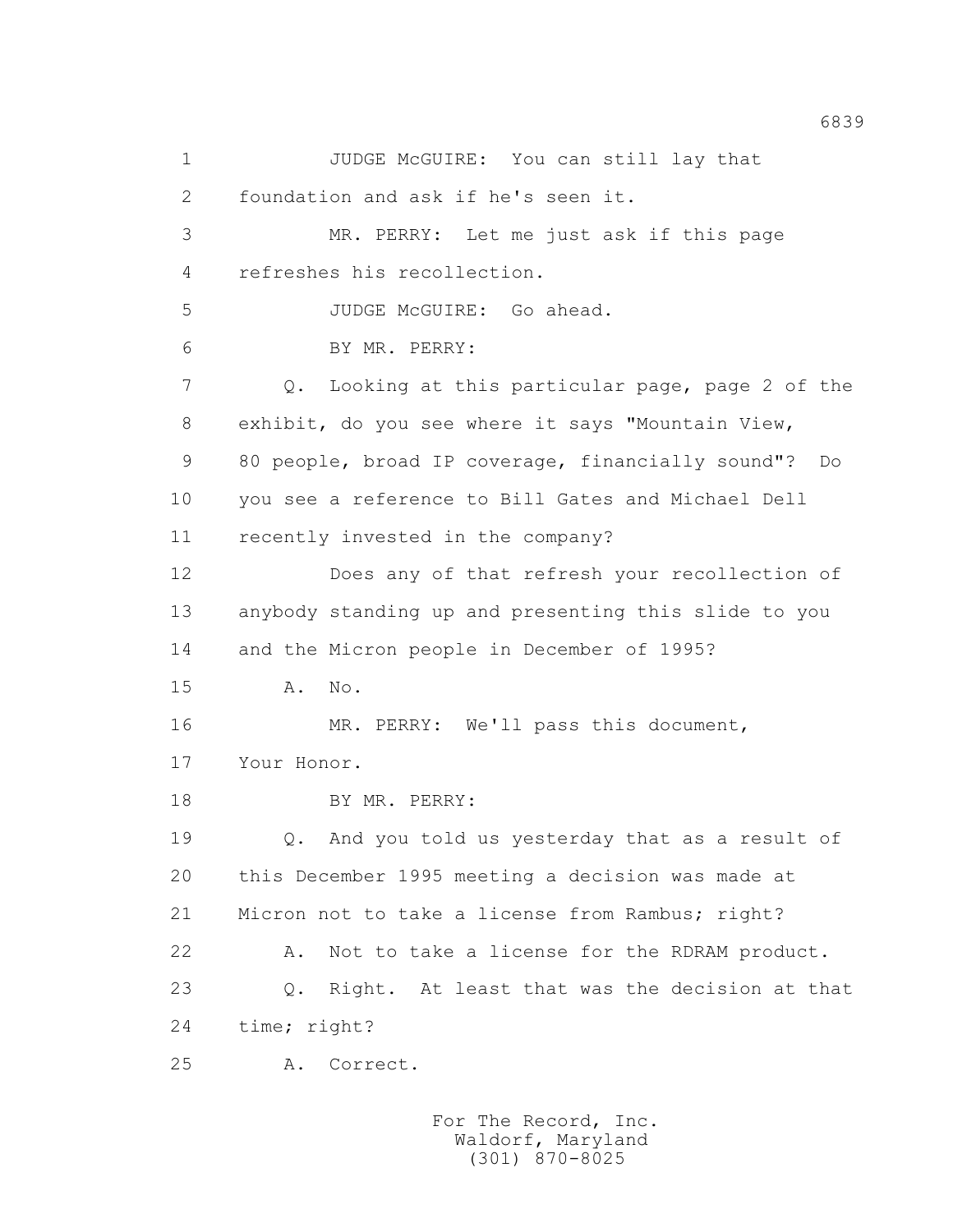1 JUDGE McGUIRE: You can still lay that
2 foundation and ask if he's seen it.
3 MR. PERRY: Let me just ask if this page
4 refreshes his recollection.
5 JUDGE McGUIRE: Go ahead.
6 BY MR. PERRY:
7 Q. Looking at this particular page, page 2 of the
8 exhibit, do you see where it says "Mountain View,
9 80 people, broad IP coverage, financially sound"? Do
10 you see a reference to Bill Gates and Michael Dell
11 recently invested in the company?
12 Does any of that refresh your recollection of
13 anybody standing up and presenting this slide to you
14 and the Micron people in December of 1995?
15 A. No.
16 MR. PERRY: We'll pass this document,
17 Your Honor.
18 BY MR. PERRY:
19 Q. And you told us yesterday that as a result of
20 this December 1995 meeting a decision was made at
21 Micron not to take a license from Rambus; right?
22 A. Not to take a license for the RDRAM product.
23 Q. Right. At least that was the decision at that
24 time; right?
25 A. Correct.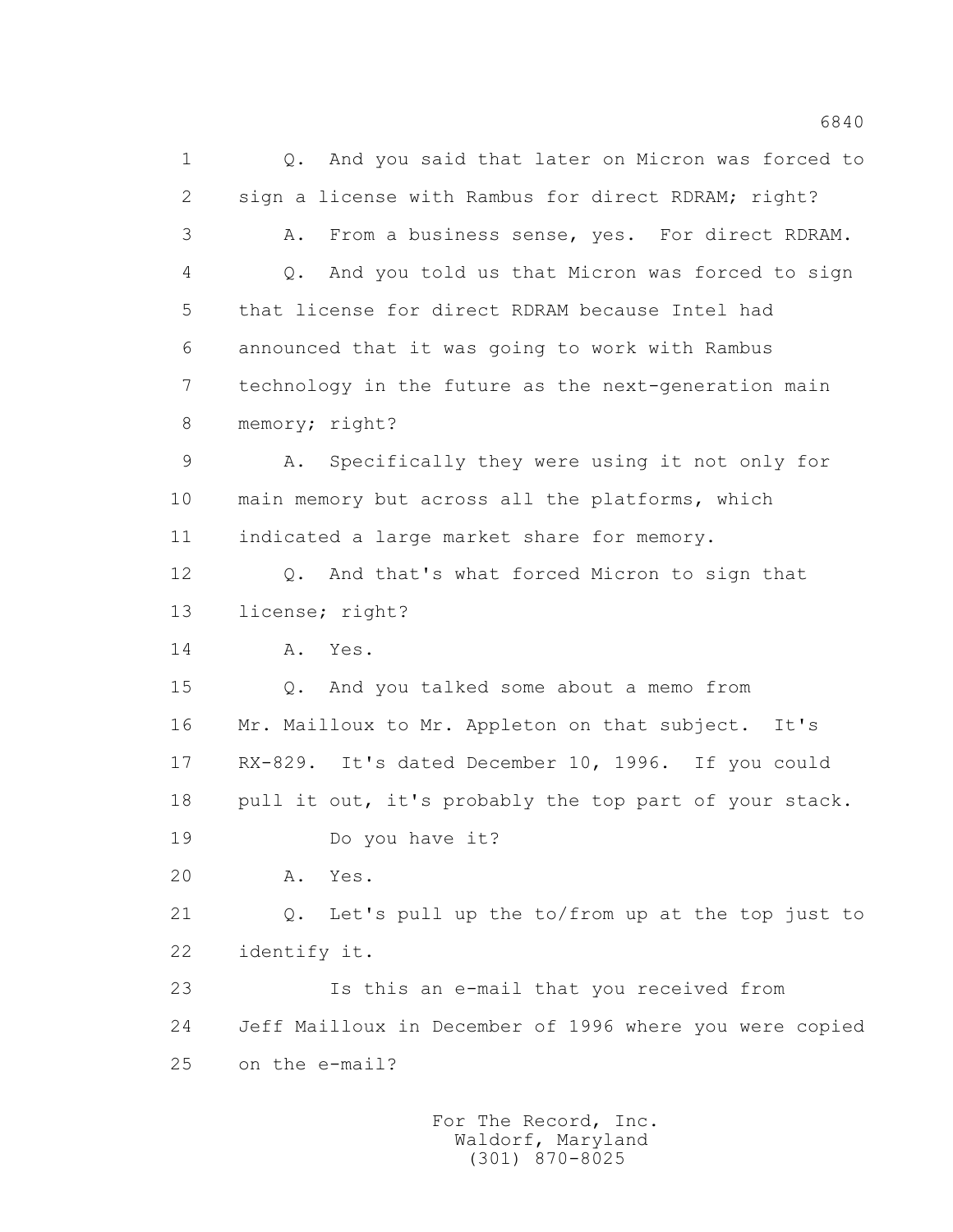1 Q. And you said that later on Micron was forced to
2 sign a license with Rambus for direct RDRAM; right?
3 A. From a business sense, yes. For direct RDRAM.
4 Q. And you told us that Micron was forced to sign
5 that license for direct RDRAM because Intel had
6 announced that it was going to work with Rambus
7 technology in the future as the next-generation main
8 memory; right?
9 A. Specifically they were using it not only for
10 main memory but across all the platforms, which
11 indicated a large market share for memory.
12 Q. And that's what forced Micron to sign that
13 license; right?
14 A. Yes.
15 Q. And you talked some about a memo from
16 Mr. Mailloux to Mr. Appleton on that subject. It's
17 RX-829. It's dated December 10, 1996. If you could
18 pull it out, it's probably the top part of your stack.
19 Do you have it?
20 A. Yes.
21 Q. Let's pull up the to/from up at the top just to
22 identify it.
23 Is this an e-mail that you received from
24 Jeff Mailloux in December of 1996 where you were copied
25 on the e-mail?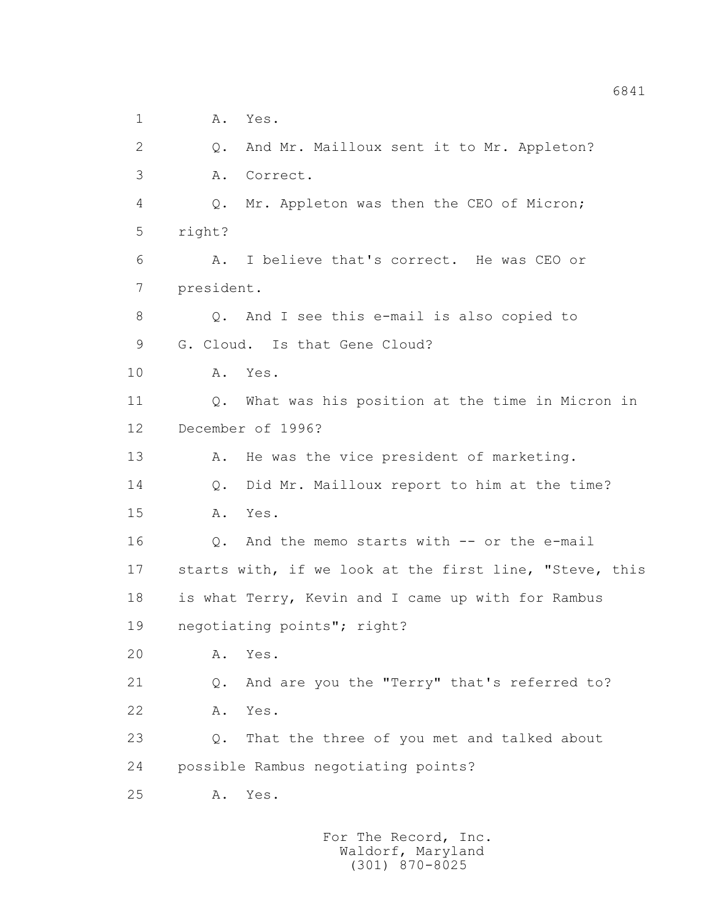1 A. Yes.

2 Q. And Mr. Mailloux sent it to Mr. Appleton?

3 A. Correct.

4 Q. Mr. Appleton was then the CEO of Micron;

5 right?

6 A. I believe that's correct. He was CEO or

7 president.

8 Q. And I see this e-mail is also copied to

9 G. Cloud. Is that Gene Cloud?

10 A. Yes.

11 Q. What was his position at the time in Micron in

12 December of 1996?

13 A. He was the vice president of marketing.

14 Q. Did Mr. Mailloux report to him at the time?

15 A. Yes.

16 Q. And the memo starts with -- or the e-mail

17 starts with, if we look at the first line, "Steve, this

18 is what Terry, Kevin and I came up with for Rambus

19 negotiating points"; right?

20 A. Yes.

21 Q. And are you the "Terry" that's referred to?

22 A. Yes.

23 Q. That the three of you met and talked about

24 possible Rambus negotiating points?

25 A. Yes.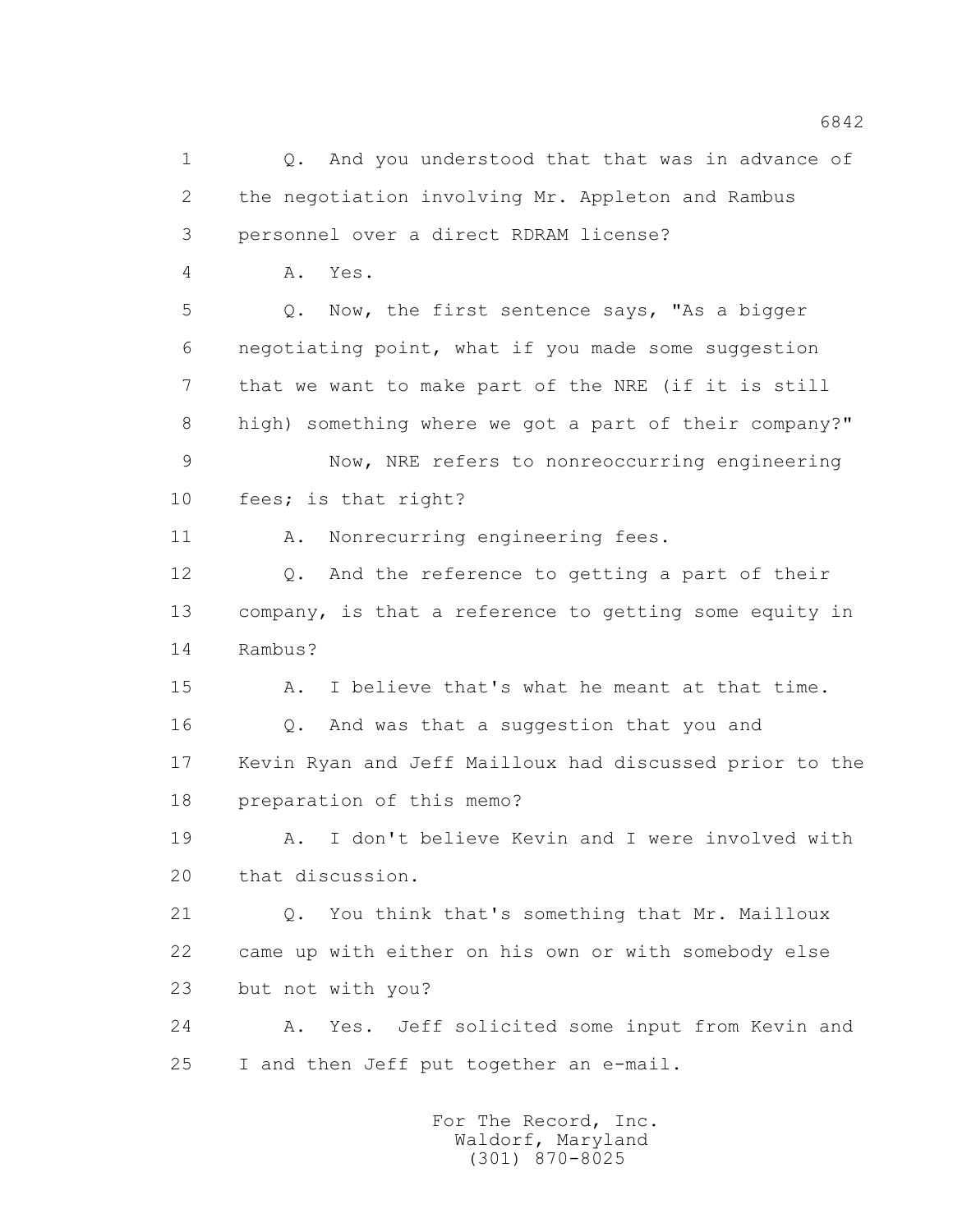1 Q. And you understood that that was in advance of
2 the negotiation involving Mr. Appleton and Rambus
3 personnel over a direct RDRAM license?
4 A. Yes.
5 Q. Now, the first sentence says, "As a bigger
6 negotiating point, what if you made some suggestion
7 that we want to make part of the NRE (if it is still
8 high) something where we got a part of their company?"
9 Now, NRE refers to nonreoccurring engineering
10 fees; is that right?
11 A. Nonrecurring engineering fees.
12 Q. And the reference to getting a part of their
13 company, is that a reference to getting some equity in
14 Rambus?
15 A. I believe that's what he meant at that time.
16 Q. And was that a suggestion that you and
17 Kevin Ryan and Jeff Mailloux had discussed prior to the
18 preparation of this memo?
19 A. I don't believe Kevin and I were involved with
20 that discussion.
21 Q. You think that's something that Mr. Mailloux
22 came up with either on his own or with somebody else
23 but not with you?
24 A. Yes. Jeff solicited some input from Kevin and
25 I and then Jeff put together an e-mail.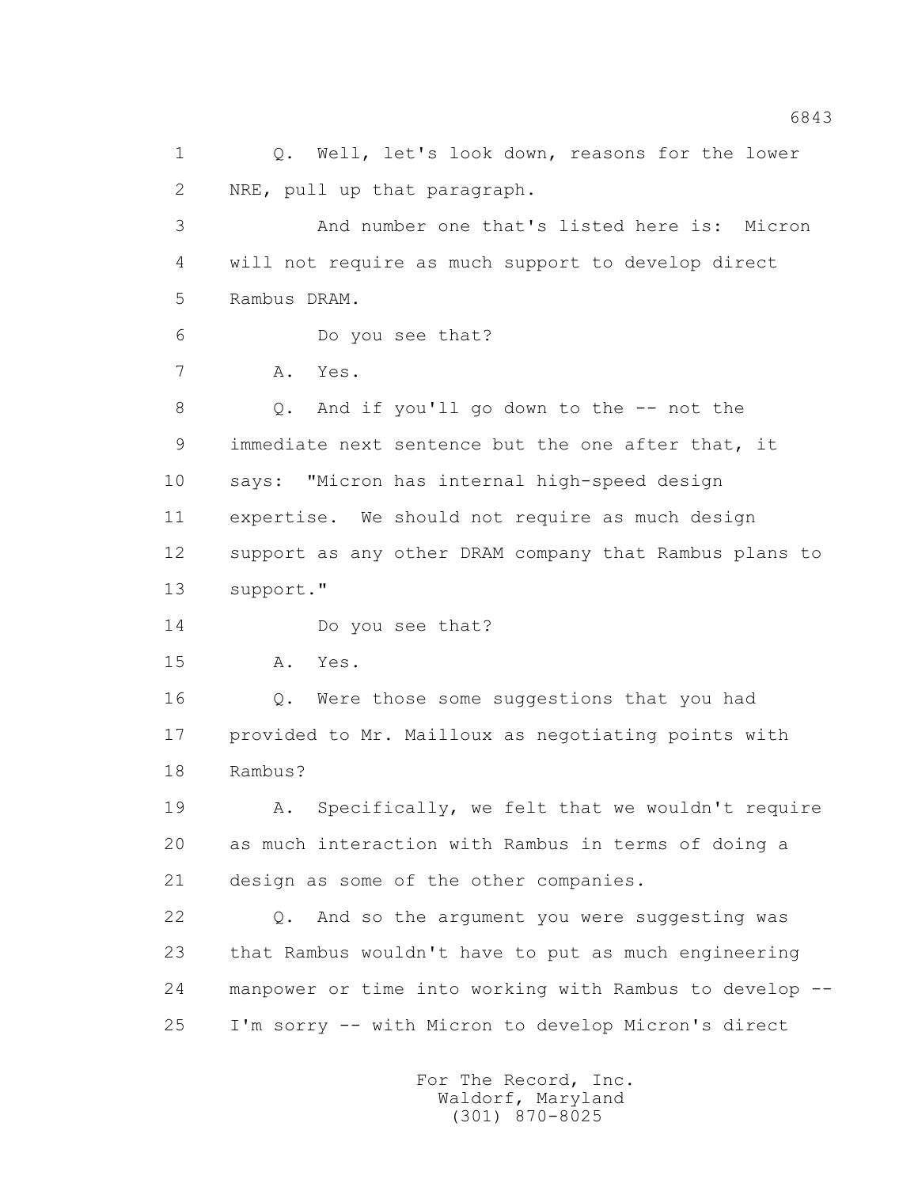1 Q. Well, let's look down, reasons for the lower
2 NRE, pull up that paragraph.
3 And number one that's listed here is: Micron
4 will not require as much support to develop direct
5 Rambus DRAM.
6 Do you see that?
7 A. Yes.
8 Q. And if you'll go down to the -- not the
9 immediate next sentence but the one after that, it
10 says: "Micron has internal high-speed design
11 expertise. We should not require as much design
12 support as any other DRAM company that Rambus plans to
13 support."
14 Do you see that?
15 A. Yes.
16 Q. Were those some suggestions that you had
17 provided to Mr. Mailloux as negotiating points with
18 Rambus?
19 A. Specifically, we felt that we wouldn't require
20 as much interaction with Rambus in terms of doing a
21 design as some of the other companies.
22 Q. And so the argument you were suggesting was
23 that Rambus wouldn't have to put as much engineering
24 manpower or time into working with Rambus to develop --
25 I'm sorry -- with Micron to develop Micron's direct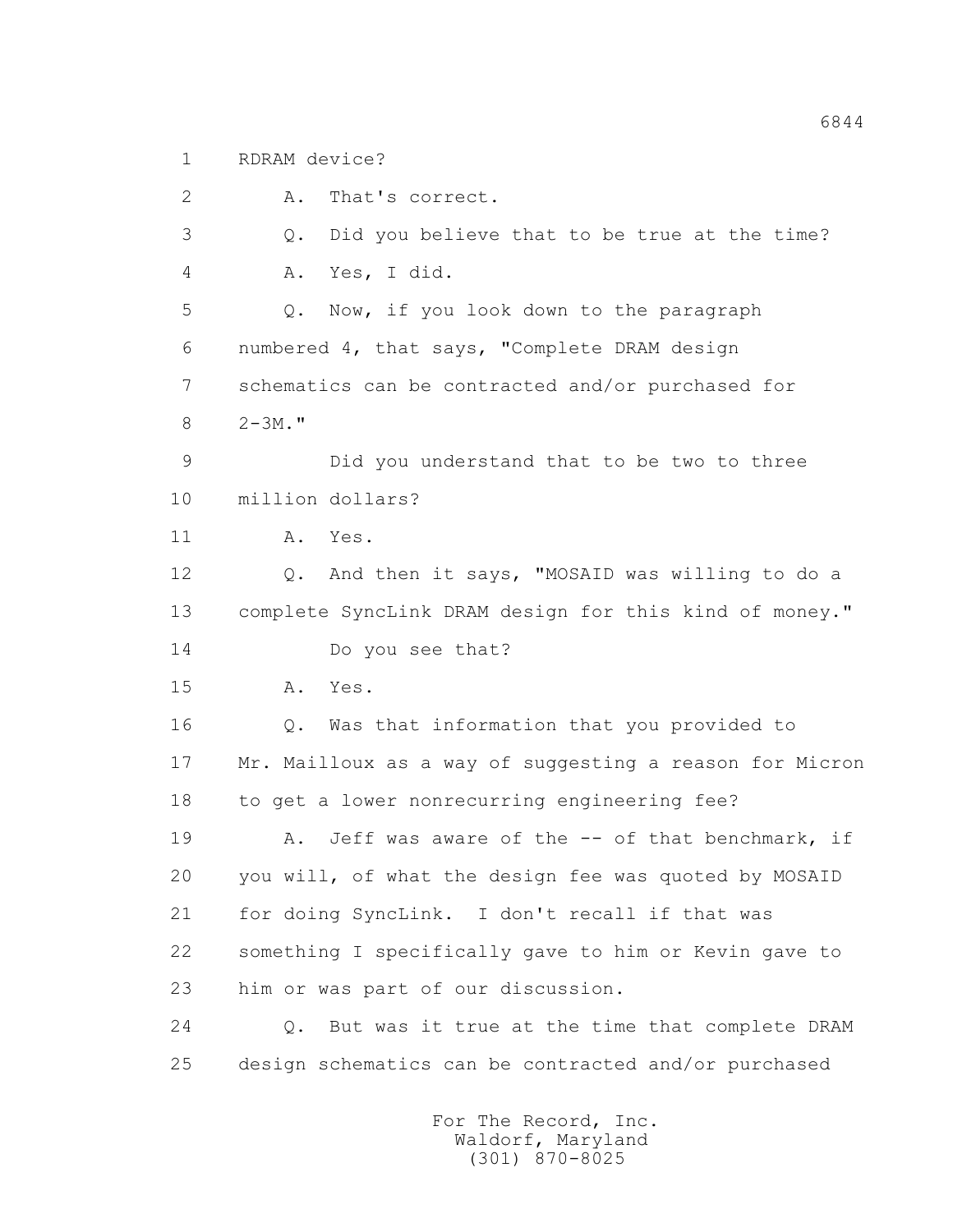1 RDRAM device?

2 A. That's correct.

3 Q. Did you believe that to be true at the time?

4 A. Yes, I did.

5 Q. Now, if you look down to the paragraph

6 numbered 4, that says, "Complete DRAM design

7 schematics can be contracted and/or purchased for

8 2-3M."

9 Did you understand that to be two to three

10 million dollars?

11 A. Yes.

12 Q. And then it says, "MOSAID was willing to do a

13 complete SyncLink DRAM design for this kind of money."

14 Do you see that?

15 A. Yes.

16 Q. Was that information that you provided to

17 Mr. Mailloux as a way of suggesting a reason for Micron

18 to get a lower nonrecurring engineering fee?

19 A. Jeff was aware of the -- of that benchmark, if

20 you will, of what the design fee was quoted by MOSAID

21 for doing SyncLink. I don't recall if that was

22 something I specifically gave to him or Kevin gave to

23 him or was part of our discussion.

24 Q. But was it true at the time that complete DRAM

25 design schematics can be contracted and/or purchased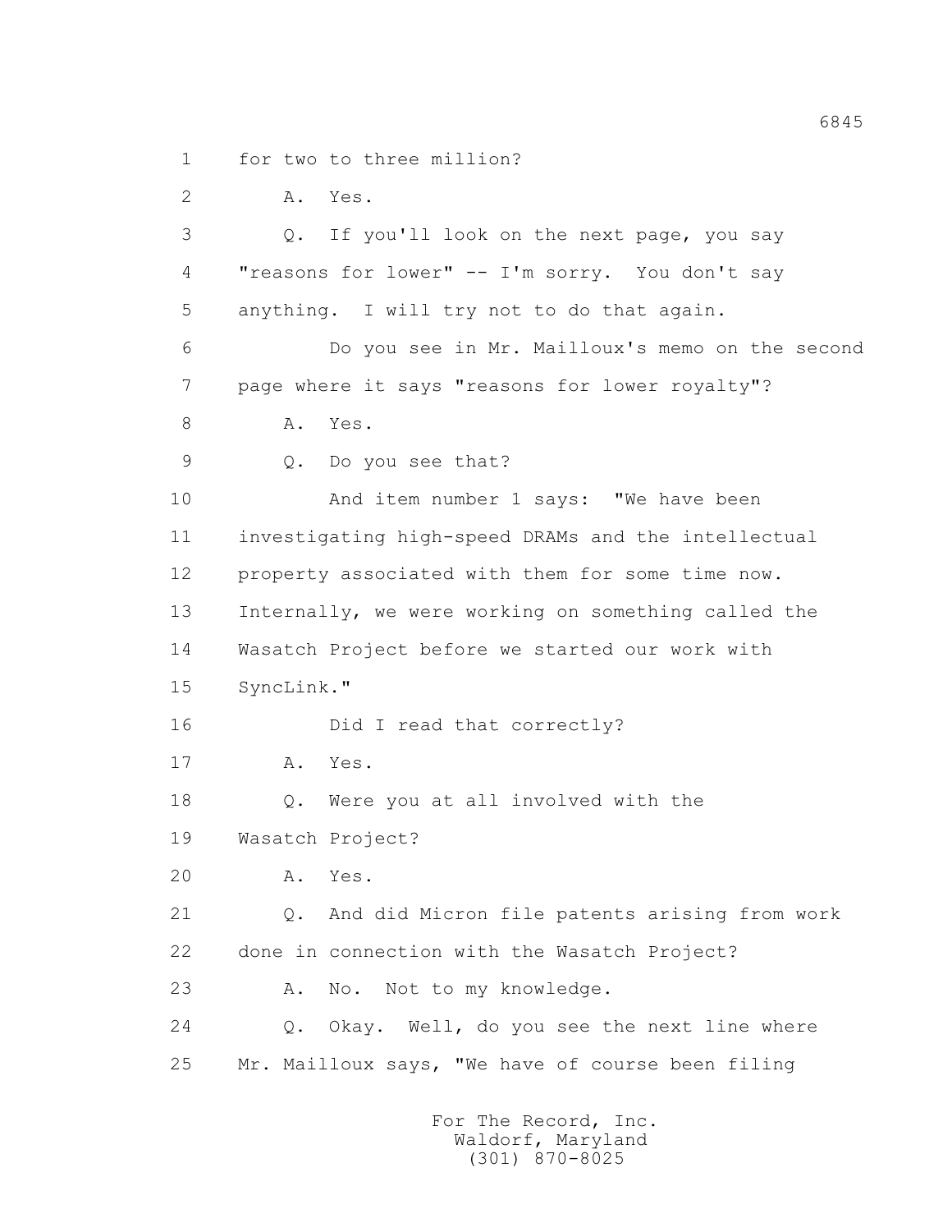1 for two to three million?

2 A. Yes.

3 Q. If you'll look on the next page, you say

4 "reasons for lower" -- I'm sorry. You don't say

5 anything. I will try not to do that again.

6 Do you see in Mr. Mailloux's memo on the second

7 page where it says "reasons for lower royalty"?

8 A. Yes.

9 Q. Do you see that?

10 And item number 1 says: "We have been

11 investigating high-speed DRAMs and the intellectual

12 property associated with them for some time now.

13 Internally, we were working on something called the

14 Wasatch Project before we started our work with

15 SyncLink."

16 Did I read that correctly?

17 A. Yes.

18 Q. Were you at all involved with the

19 Wasatch Project?

20 A. Yes.

21 Q. And did Micron file patents arising from work

22 done in connection with the Wasatch Project?

23 A. No. Not to my knowledge.

24 Q. Okay. Well, do you see the next line where

25 Mr. Mailloux says, "We have of course been filing

For The Record, Inc.
Waldorf, Maryland
(301) 870-8025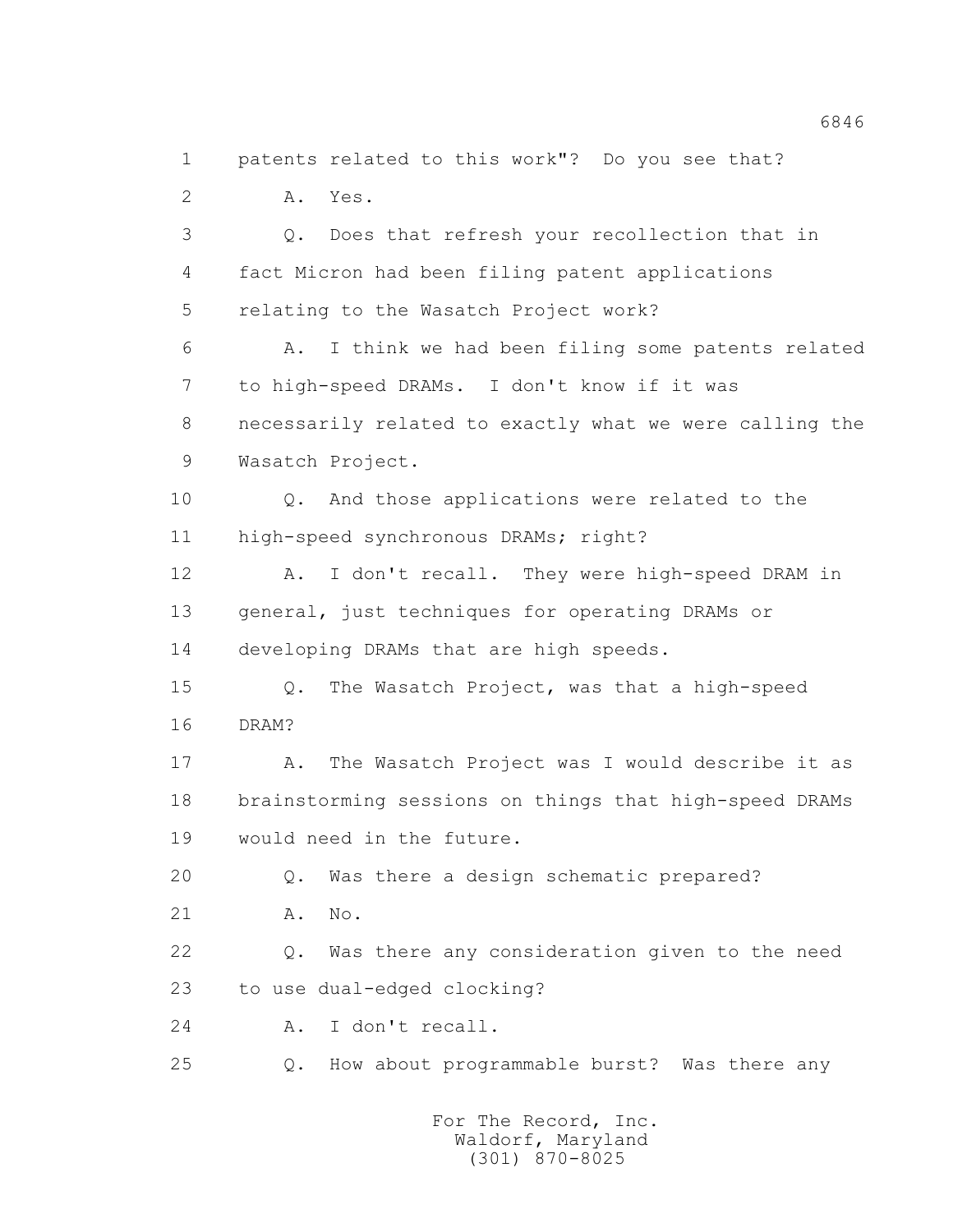1 patents related to this work"? Do you see that?

2 A. Yes.

3 Q. Does that refresh your recollection that in

4 fact Micron had been filing patent applications

5 relating to the Wasatch Project work?

6 A. I think we had been filing some patents related

7 to high-speed DRAMs. I don't know if it was

8 necessarily related to exactly what we were calling the

9 Wasatch Project.

10 Q. And those applications were related to the

11 high-speed synchronous DRAMs; right?

12 A. I don't recall. They were high-speed DRAM in

13 general, just techniques for operating DRAMs or

14 developing DRAMs that are high speeds.

15 Q. The Wasatch Project, was that a high-speed

16 DRAM?

17 A. The Wasatch Project was I would describe it as

18 brainstorming sessions on things that high-speed DRAMs

19 would need in the future.

20 Q. Was there a design schematic prepared?

21 A. No.

22 Q. Was there any consideration given to the need

23 to use dual-edged clocking?

24 A. I don't recall.

25 Q. How about programmable burst? Was there any

For The Record, Inc.
Waldorf, Maryland
(301) 870-8025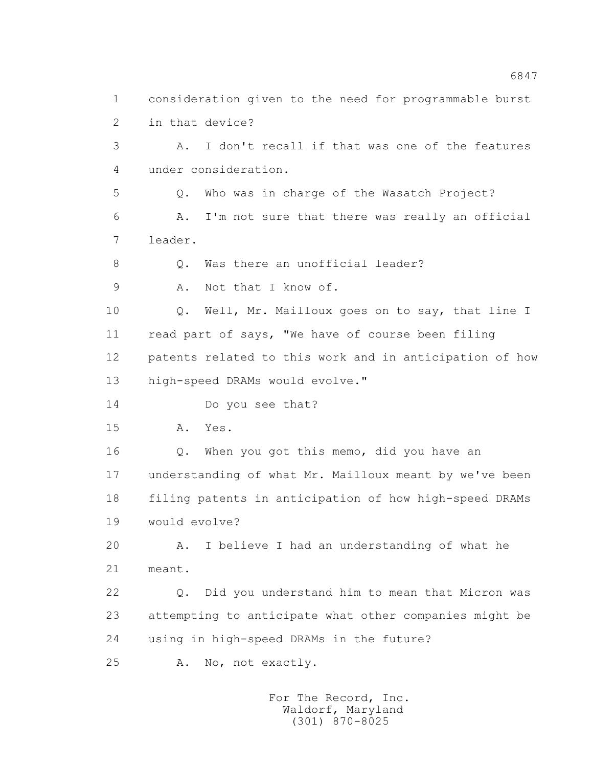consideration given to the need for programmable burst in that device?

A. I don't recall if that was one of the features under consideration.

Q. Who was in charge of the Wasatch Project?

A. I'm not sure that there was really an official leader.

Q. Was there an unofficial leader?

A. Not that I know of.

Q. Well, Mr. Mailloux goes on to say, that line I read part of says, "We have of course been filing patents related to this work and in anticipation of how high-speed DRAMs would evolve."

Do you see that?

A. Yes.

Q. When you got this memo, did you have an understanding of what Mr. Mailloux meant by we've been filing patents in anticipation of how high-speed DRAMs would evolve?

A. I believe I had an understanding of what he meant.

Q. Did you understand him to mean that Micron was attempting to anticipate what other companies might be using in high-speed DRAMs in the future?

A. No, not exactly.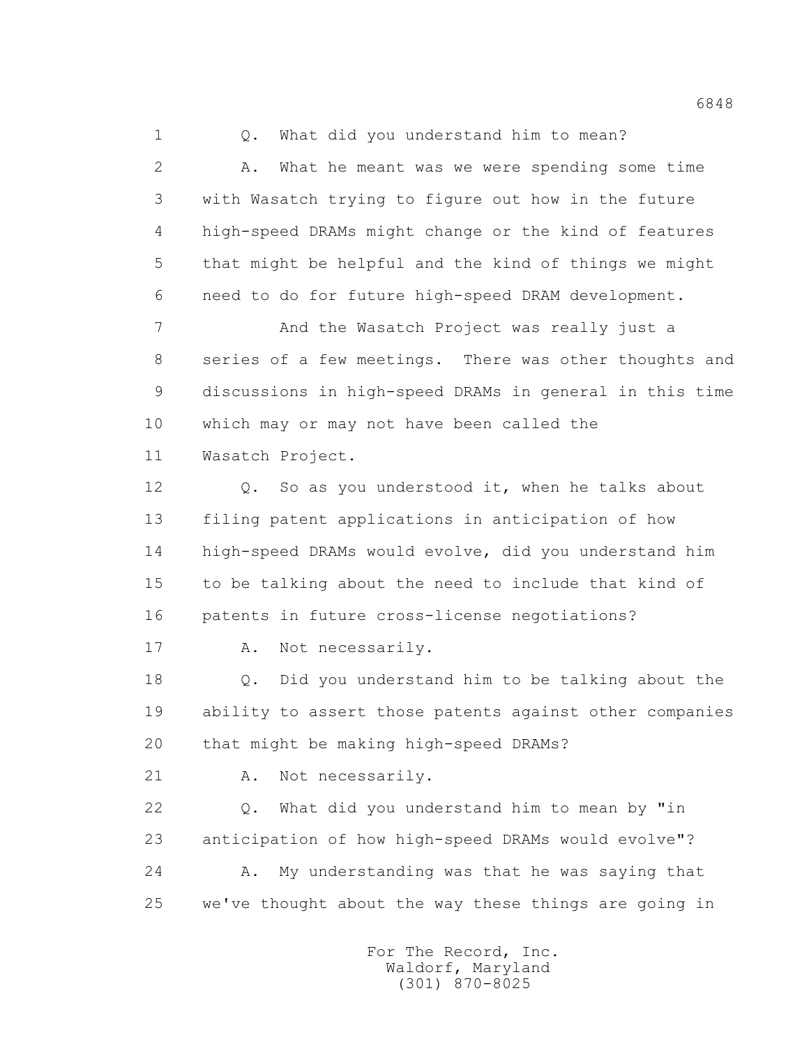1 Q. What did you understand him to mean?

2 A. What he meant was we were spending some time

3 with Wasatch trying to figure out how in the future

4 high-speed DRAMs might change or the kind of features

5 that might be helpful and the kind of things we might

6 need to do for future high-speed DRAM development.

7 And the Wasatch Project was really just a

8 series of a few meetings. There was other thoughts and

9 discussions in high-speed DRAMs in general in this time

10 which may or may not have been called the

11 Wasatch Project.

12 Q. So as you understood it, when he talks about

13 filing patent applications in anticipation of how

14 high-speed DRAMs would evolve, did you understand him

15 to be talking about the need to include that kind of

16 patents in future cross-license negotiations?

17 A. Not necessarily.

18 Q. Did you understand him to be talking about the

19 ability to assert those patents against other companies

20 that might be making high-speed DRAMs?

21 A. Not necessarily.

22 Q. What did you understand him to mean by "in

23 anticipation of how high-speed DRAMs would evolve"?

24 A. My understanding was that he was saying that

25 we've thought about the way these things are going in

For The Record, Inc.
Waldorf, Maryland
(301) 870-8025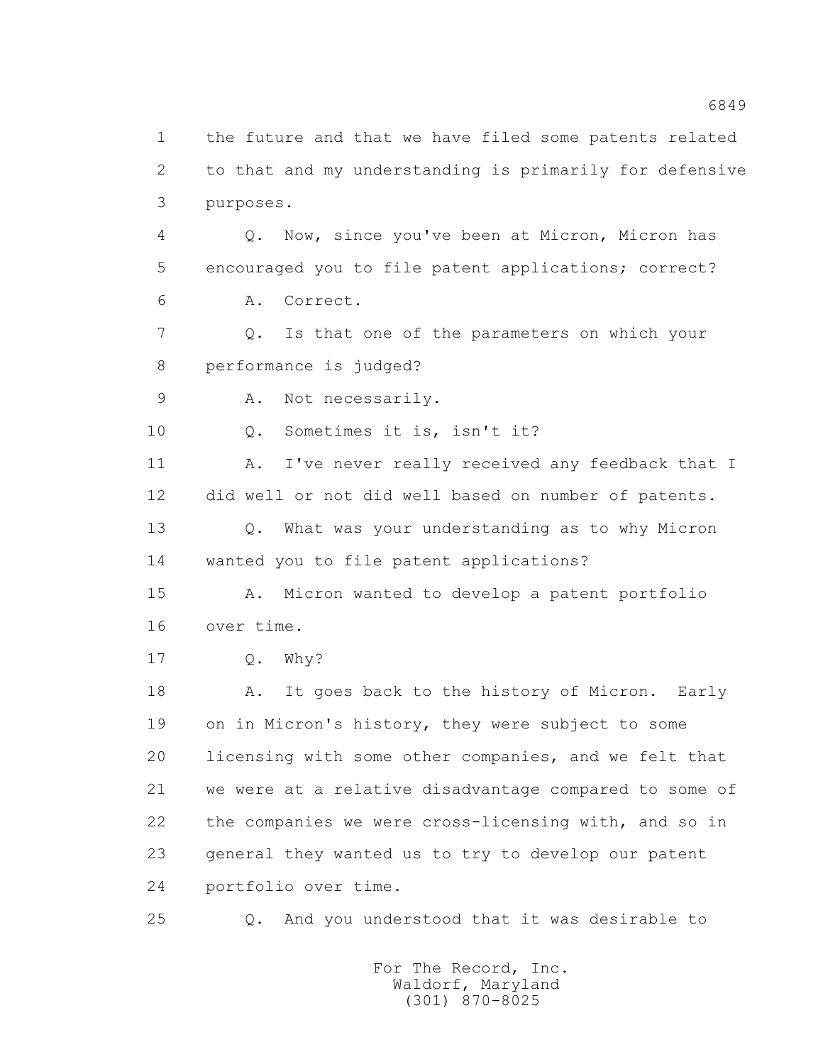1 the future and that we have filed some patents related
2 to that and my understanding is primarily for defensive
3 purposes.

4 Q. Now, since you've been at Micron, Micron has
5 encouraged you to file patent applications; correct?

6 A. Correct.

7 Q. Is that one of the parameters on which your
8 performance is judged?

9 A. Not necessarily.

10 Q. Sometimes it is, isn't it?

11 A. I've never really received any feedback that I
12 did well or not did well based on number of patents.

13 Q. What was your understanding as to why Micron
14 wanted you to file patent applications?

15 A. Micron wanted to develop a patent portfolio
16 over time.

17 Q. Why?

18 A. It goes back to the history of Micron. Early
19 on in Micron's history, they were subject to some
20 licensing with some other companies, and we felt that
21 we were at a relative disadvantage compared to some of
22 the companies we were cross-licensing with, and so in
23 general they wanted us to try to develop our patent
24 portfolio over time.

25 Q. And you understood that it was desirable to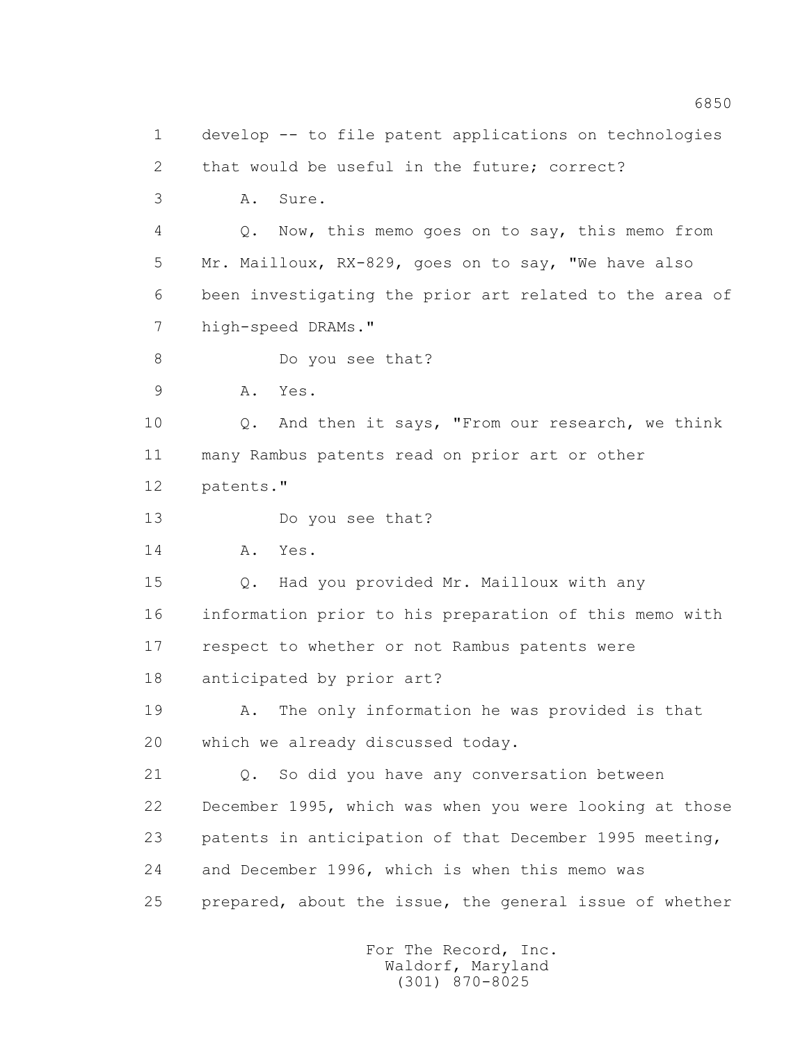1 develop -- to file patent applications on technologies
2 that would be useful in the future; correct?
3 A. Sure.
4 Q. Now, this memo goes on to say, this memo from
5 Mr. Mailloux, RX-829, goes on to say, "We have also
6 been investigating the prior art related to the area of
7 high-speed DRAMs."
8 Do you see that?
9 A. Yes.
10 Q. And then it says, "From our research, we think
11 many Rambus patents read on prior art or other
12 patents."
13 Do you see that?
14 A. Yes.
15 Q. Had you provided Mr. Mailloux with any
16 information prior to his preparation of this memo with
17 respect to whether or not Rambus patents were
18 anticipated by prior art?
19 A. The only information he was provided is that
20 which we already discussed today.
21 Q. So did you have any conversation between
22 December 1995, which was when you were looking at those
23 patents in anticipation of that December 1995 meeting,
24 and December 1996, which is when this memo was
25 prepared, about the issue, the general issue of whether

For The Record, Inc.
Waldorf, Maryland
(301) 870-8025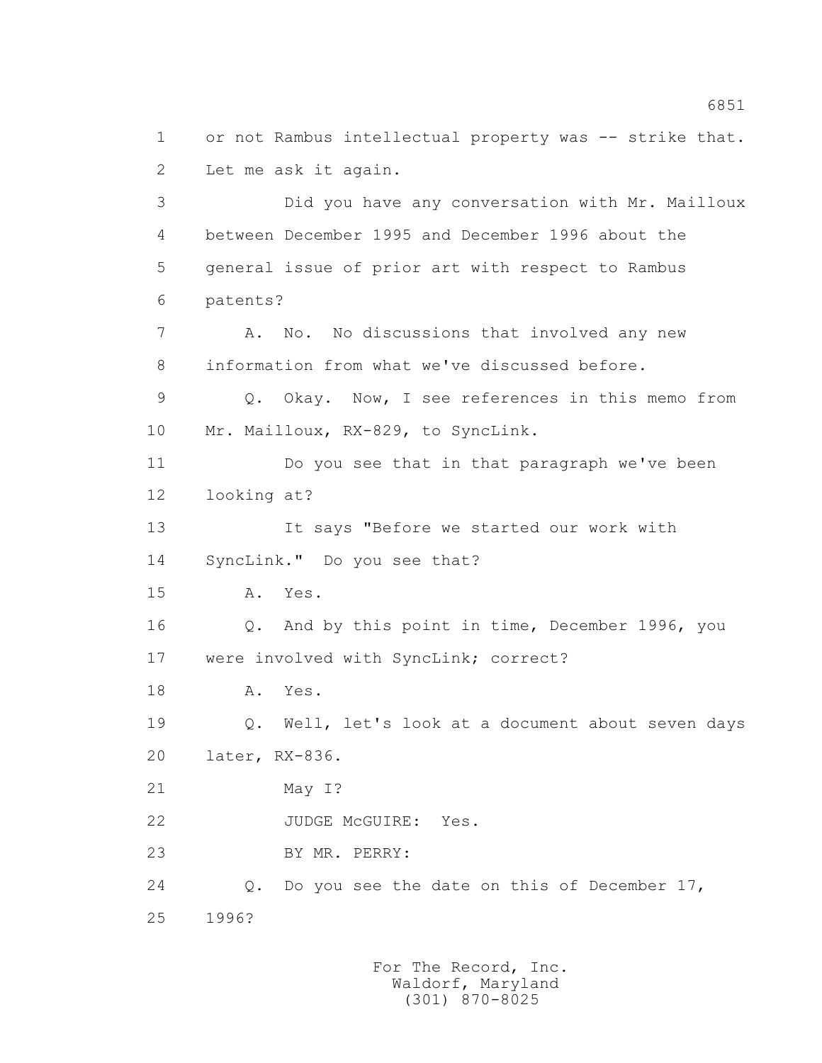1 or not Rambus intellectual property was -- strike that.
2 Let me ask it again.
3 Did you have any conversation with Mr. Mailloux
4 between December 1995 and December 1996 about the
5 general issue of prior art with respect to Rambus
6 patents?
7 A. No. No discussions that involved any new
8 information from what we've discussed before.
9 Q. Okay. Now, I see references in this memo from
10 Mr. Mailloux, RX-829, to SyncLink.
11 Do you see that in that paragraph we've been
12 looking at?
13 It says "Before we started our work with
14 SyncLink." Do you see that?
15 A. Yes.
16 Q. And by this point in time, December 1996, you
17 were involved with SyncLink; correct?
18 A. Yes.
19 Q. Well, let's look at a document about seven days
20 later, RX-836.
21 May I?
22 JUDGE McGUIRE: Yes.
23 BY MR. PERRY:
24 Q. Do you see the date on this of December 17,
25 1996?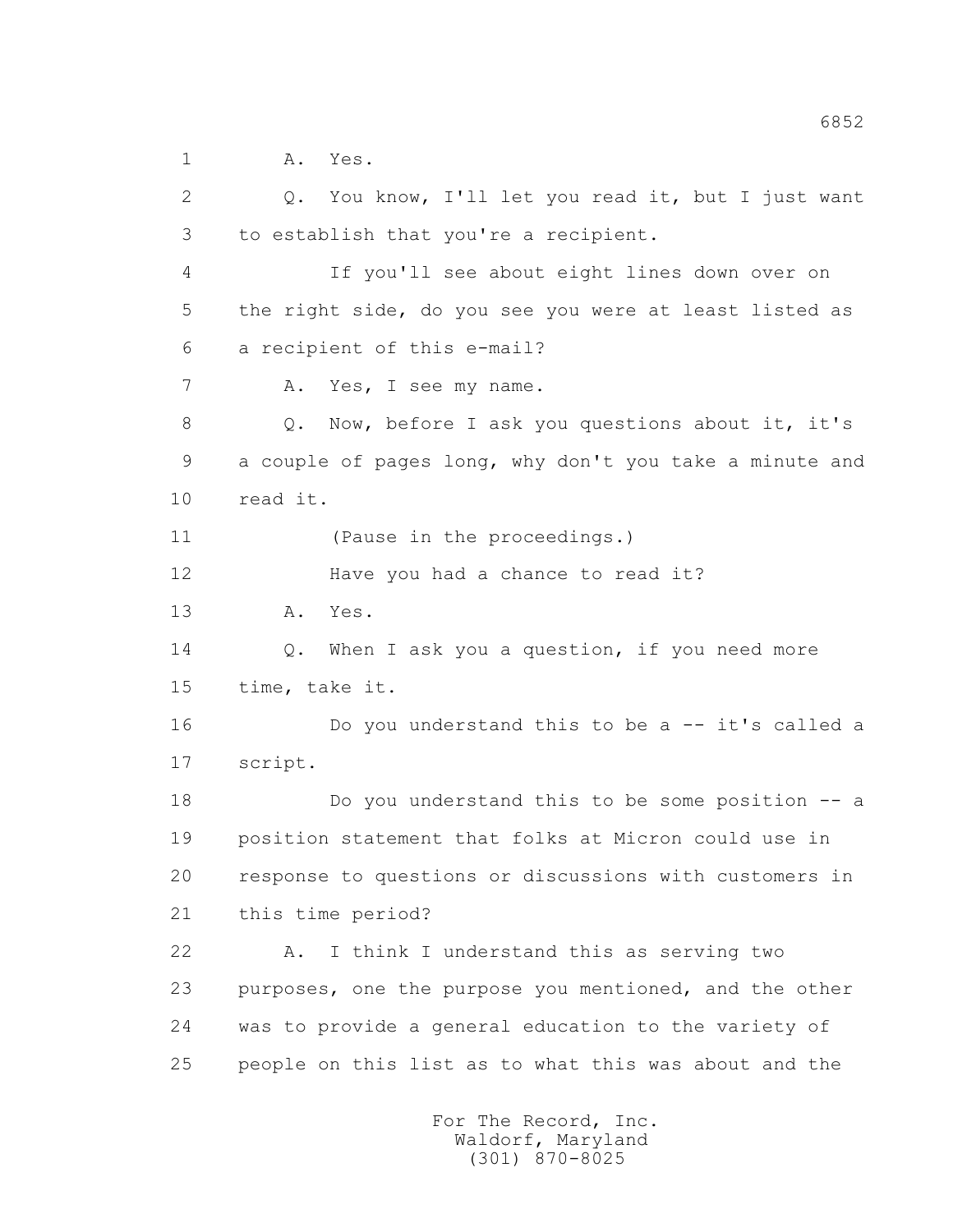1 A. Yes.

2 Q. You know, I'll let you read it, but I just want

3 to establish that you're a recipient.

4 If you'll see about eight lines down over on

5 the right side, do you see you were at least listed as

6 a recipient of this e-mail?

7 A. Yes, I see my name.

8 Q. Now, before I ask you questions about it, it's

9 a couple of pages long, why don't you take a minute and

10 read it.

11 (Pause in the proceedings.)

12 Have you had a chance to read it?

13 A. Yes.

14 Q. When I ask you a question, if you need more

15 time, take it.

16 Do you understand this to be a -- it's called a

17 script.

18 Do you understand this to be some position -- a

19 position statement that folks at Micron could use in

20 response to questions or discussions with customers in

21 this time period?

22 A. I think I understand this as serving two

23 purposes, one the purpose you mentioned, and the other

24 was to provide a general education to the variety of

25 people on this list as to what this was about and the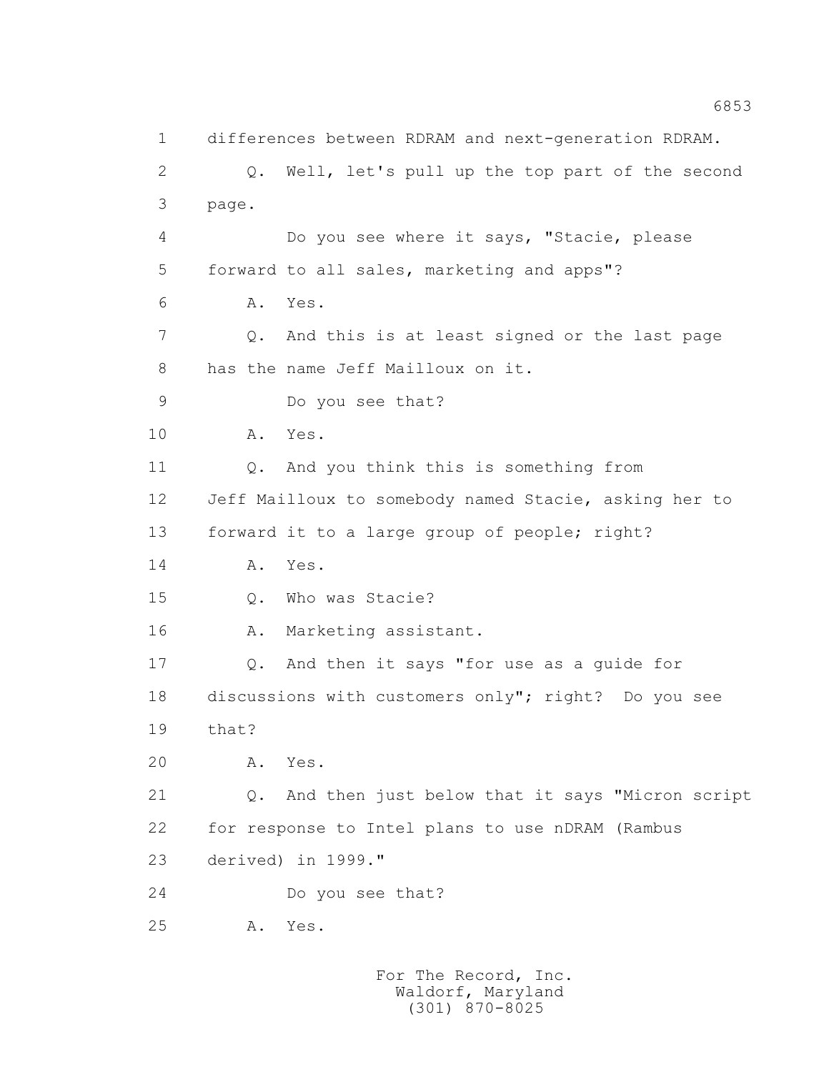1 differences between RDRAM and next-generation RDRAM.

2 Q. Well, let's pull up the top part of the second

3 page.

4 Do you see where it says, "Stacie, please

5 forward to all sales, marketing and apps"?

6 A. Yes.

7 Q. And this is at least signed or the last page

8 has the name Jeff Mailloux on it.

9 Do you see that?

10 A. Yes.

11 Q. And you think this is something from

12 Jeff Mailloux to somebody named Stacie, asking her to

13 forward it to a large group of people; right?

14 A. Yes.

15 Q. Who was Stacie?

16 A. Marketing assistant.

17 Q. And then it says "for use as a guide for

18 discussions with customers only"; right? Do you see

19 that?

20 A. Yes.

21 Q. And then just below that it says "Micron script

22 for response to Intel plans to use nDRAM (Rambus

23 derived) in 1999."

24 Do you see that?

25 A. Yes.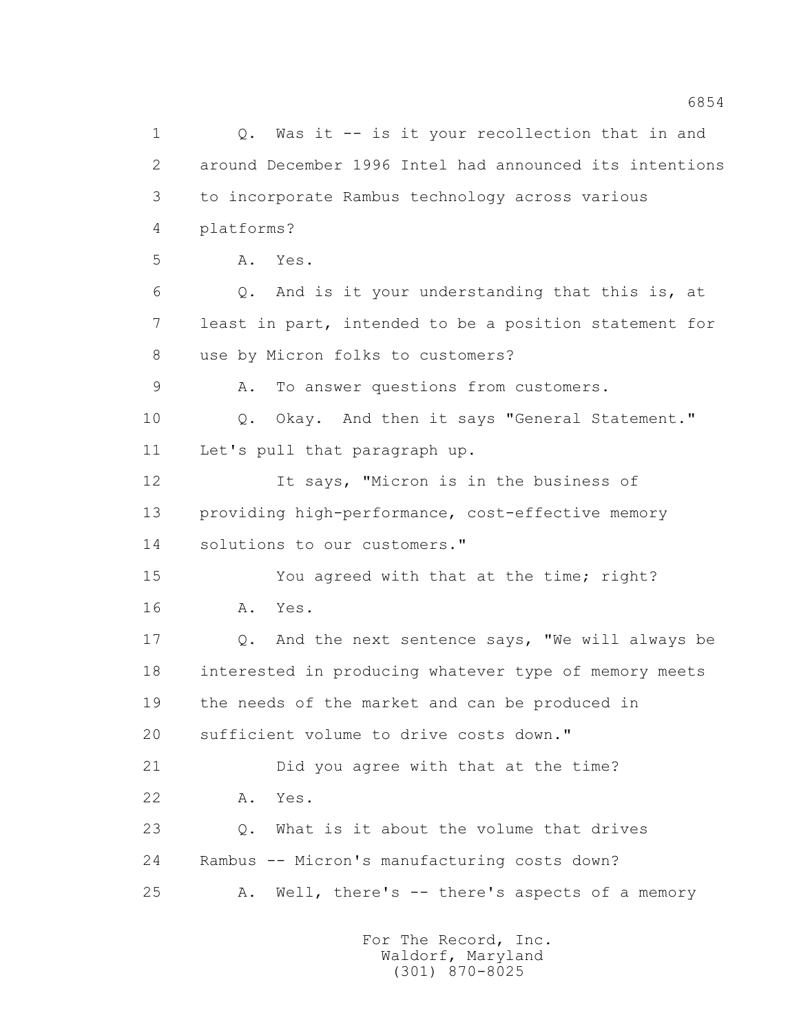1 Q. Was it -- is it your recollection that in and
2 around December 1996 Intel had announced its intentions
3 to incorporate Rambus technology across various
4 platforms?
5 A. Yes.
6 Q. And is it your understanding that this is, at
7 least in part, intended to be a position statement for
8 use by Micron folks to customers?
9 A. To answer questions from customers.
10 Q. Okay. And then it says "General Statement."
11 Let's pull that paragraph up.
12 It says, "Micron is in the business of
13 providing high-performance, cost-effective memory
14 solutions to our customers."
15 You agreed with that at the time; right?
16 A. Yes.
17 Q. And the next sentence says, "We will always be
18 interested in producing whatever type of memory meets
19 the needs of the market and can be produced in
20 sufficient volume to drive costs down."
21 Did you agree with that at the time?
22 A. Yes.
23 Q. What is it about the volume that drives
24 Rambus -- Micron's manufacturing costs down?
25 A. Well, there's -- there's aspects of a memory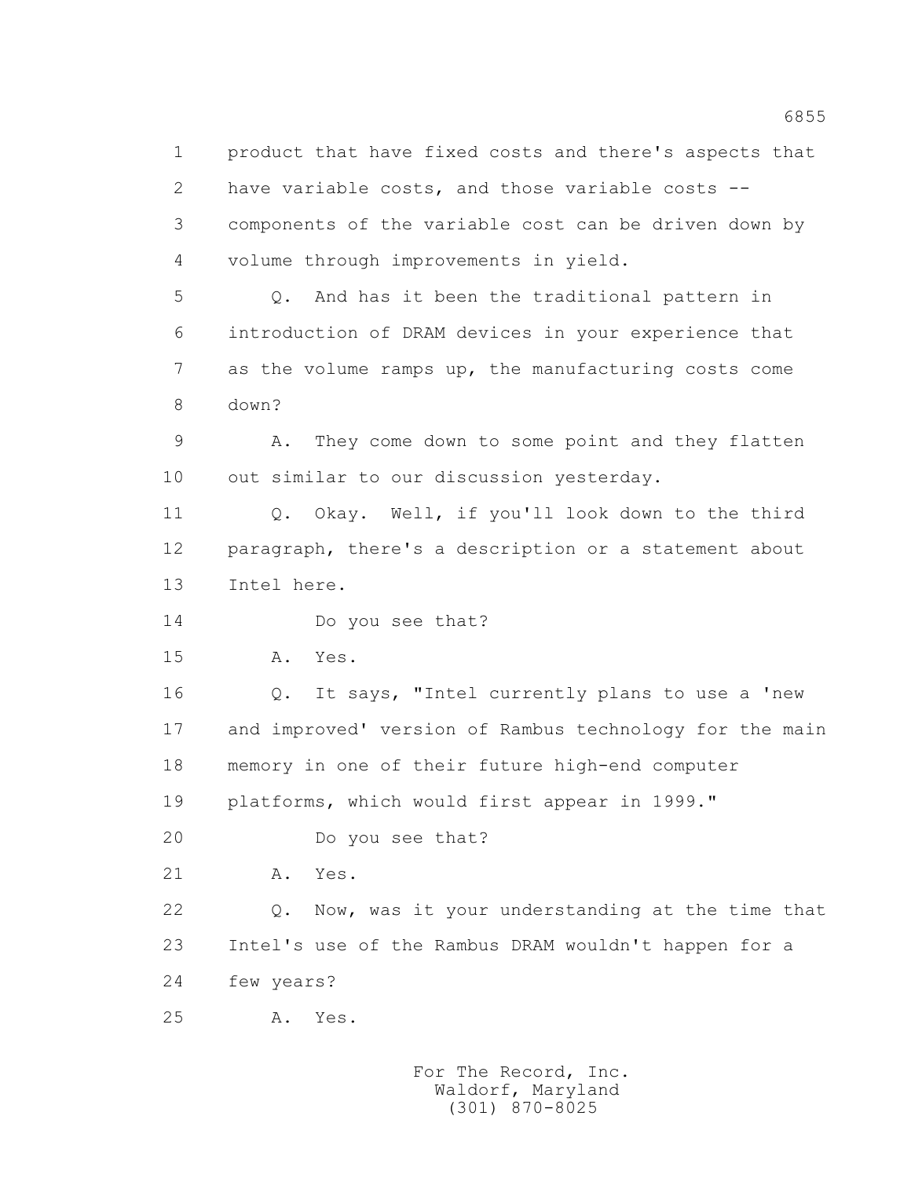1 product that have fixed costs and there's aspects that

2 have variable costs, and those variable costs --

3 components of the variable cost can be driven down by

4 volume through improvements in yield.

5 Q. And has it been the traditional pattern in

6 introduction of DRAM devices in your experience that

7 as the volume ramps up, the manufacturing costs come

8 down?

9 A. They come down to some point and they flatten

10 out similar to our discussion yesterday.

11 Q. Okay. Well, if you'll look down to the third

12 paragraph, there's a description or a statement about

13 Intel here.

14 Do you see that?

15 A. Yes.

16 Q. It says, "Intel currently plans to use a 'new

17 and improved' version of Rambus technology for the main

18 memory in one of their future high-end computer

19 platforms, which would first appear in 1999."

20 Do you see that?

21 A. Yes.

22 Q. Now, was it your understanding at the time that

23 Intel's use of the Rambus DRAM wouldn't happen for a

24 few years?

25 A. Yes.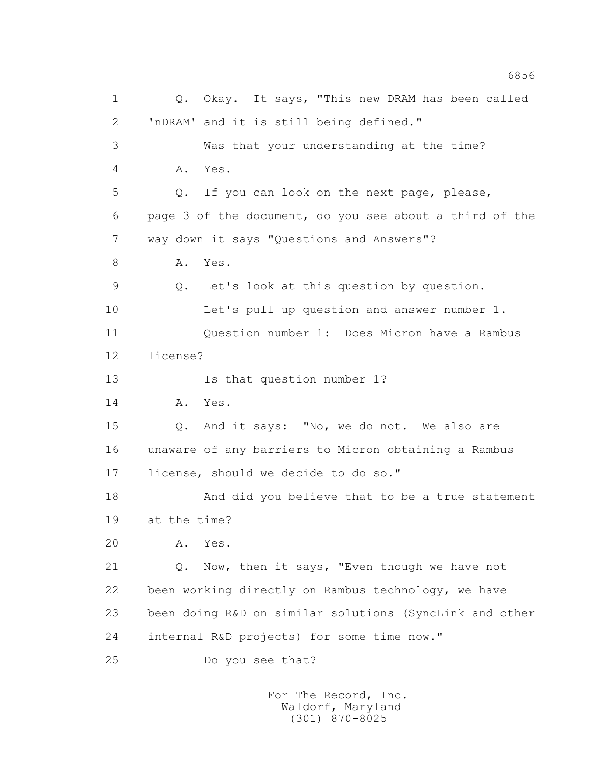1 Q. Okay. It says, "This new DRAM has been called
2 'nDRAM' and it is still being defined."
3 Was that your understanding at the time?
4 A. Yes.
5 Q. If you can look on the next page, please,
6 page 3 of the document, do you see about a third of the
7 way down it says "Questions and Answers"?
8 A. Yes.
9 Q. Let's look at this question by question.
10 Let's pull up question and answer number 1.
11 Question number 1: Does Micron have a Rambus
12 license?
13 Is that question number 1?
14 A. Yes.
15 Q. And it says: "No, we do not. We also are
16 unaware of any barriers to Micron obtaining a Rambus
17 license, should we decide to do so."
18 And did you believe that to be a true statement
19 at the time?
20 A. Yes.
21 Q. Now, then it says, "Even though we have not
22 been working directly on Rambus technology, we have
23 been doing R&D on similar solutions (SyncLink and other
24 internal R&D projects) for some time now."
25 Do you see that?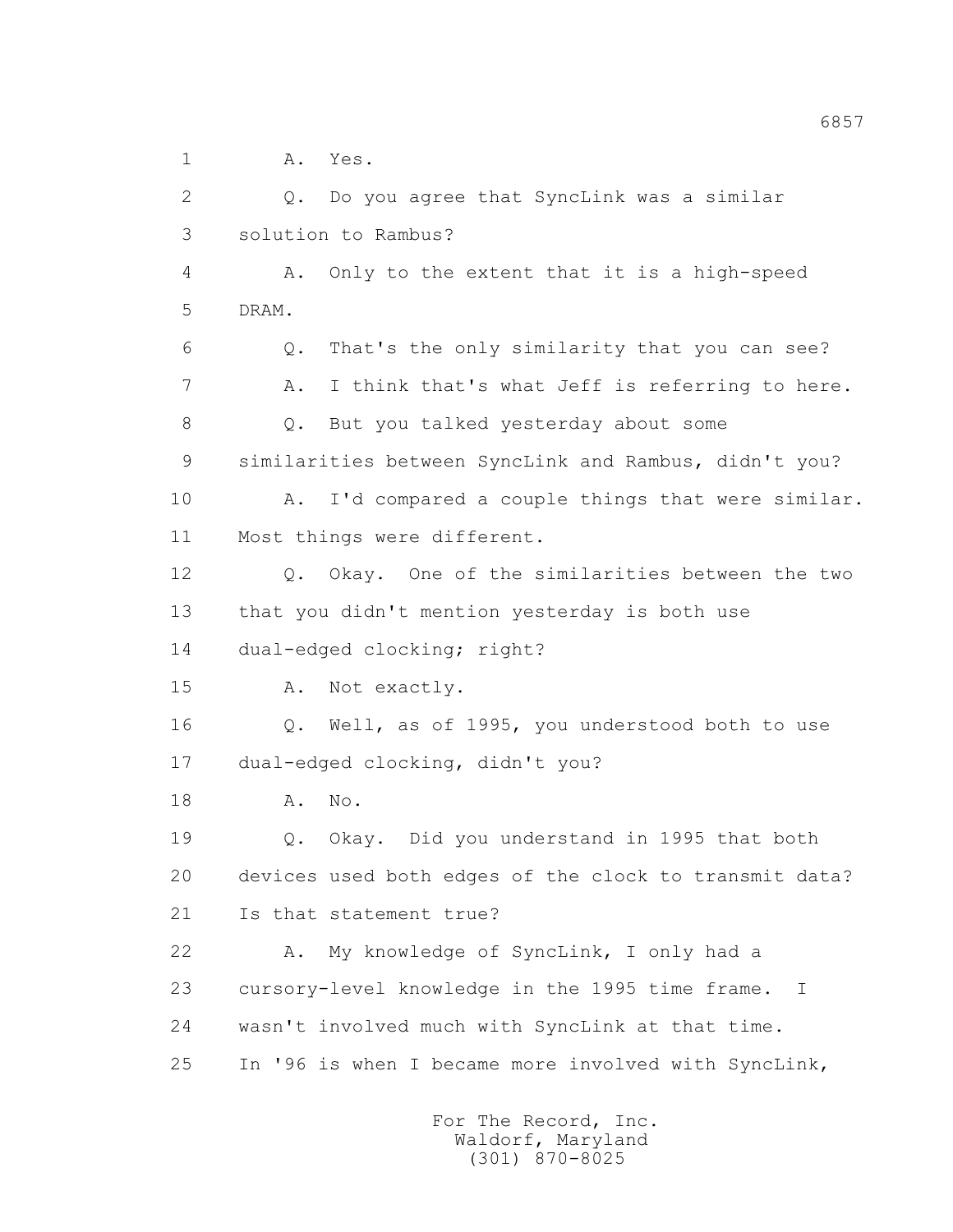1 A. Yes.

2 Q. Do you agree that SyncLink was a similar

3 solution to Rambus?

4 A. Only to the extent that it is a high-speed

5 DRAM.

6 Q. That's the only similarity that you can see?

7 A. I think that's what Jeff is referring to here.

8 Q. But you talked yesterday about some

9 similarities between SyncLink and Rambus, didn't you?

10 A. I'd compared a couple things that were similar.

11 Most things were different.

12 Q. Okay. One of the similarities between the two

13 that you didn't mention yesterday is both use

14 dual-edged clocking; right?

15 A. Not exactly.

16 Q. Well, as of 1995, you understood both to use

17 dual-edged clocking, didn't you?

18 A. No.

19 Q. Okay. Did you understand in 1995 that both

20 devices used both edges of the clock to transmit data?

21 Is that statement true?

22 A. My knowledge of SyncLink, I only had a

23 cursory-level knowledge in the 1995 time frame. I

24 wasn't involved much with SyncLink at that time.

25 In '96 is when I became more involved with SyncLink,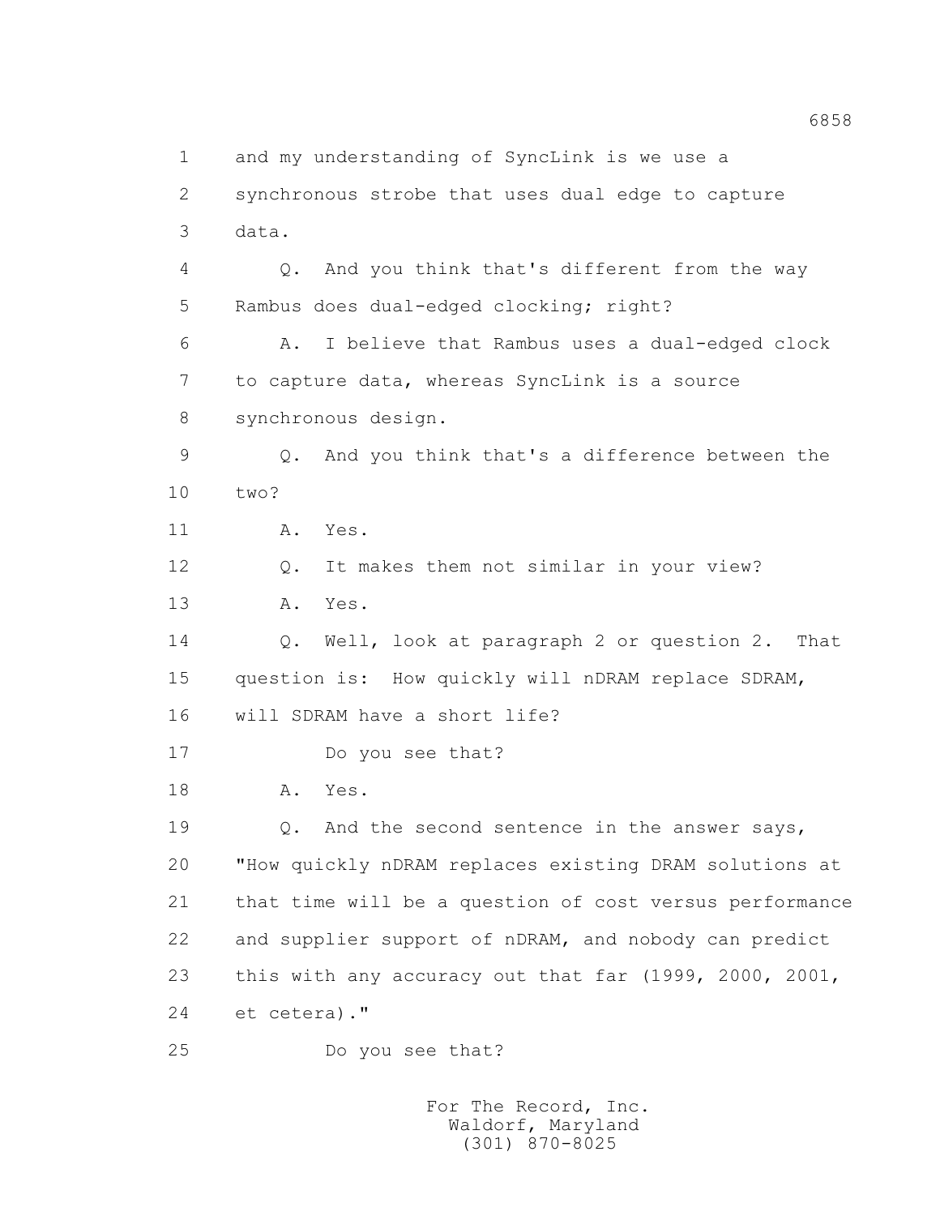1 and my understanding of SyncLink is we use a
2 synchronous strobe that uses dual edge to capture
3 data.

4 Q. And you think that's different from the way
5 Rambus does dual-edged clocking; right?

6 A. I believe that Rambus uses a dual-edged clock
7 to capture data, whereas SyncLink is a source
8 synchronous design.

9 Q. And you think that's a difference between the
10 two?

11 A. Yes.

12 Q. It makes them not similar in your view?

13 A. Yes.

14 Q. Well, look at paragraph 2 or question 2. That
15 question is: How quickly will nDRAM replace SDRAM,
16 will SDRAM have a short life?

17 Do you see that?

18 A. Yes.

19 Q. And the second sentence in the answer says,
20 "How quickly nDRAM replaces existing DRAM solutions at
21 that time will be a question of cost versus performance
22 and supplier support of nDRAM, and nobody can predict
23 this with any accuracy out that far (1999, 2000, 2001,
24 et cetera)."

25 Do you see that?

For The Record, Inc.
Waldorf, Maryland
(301) 870-8025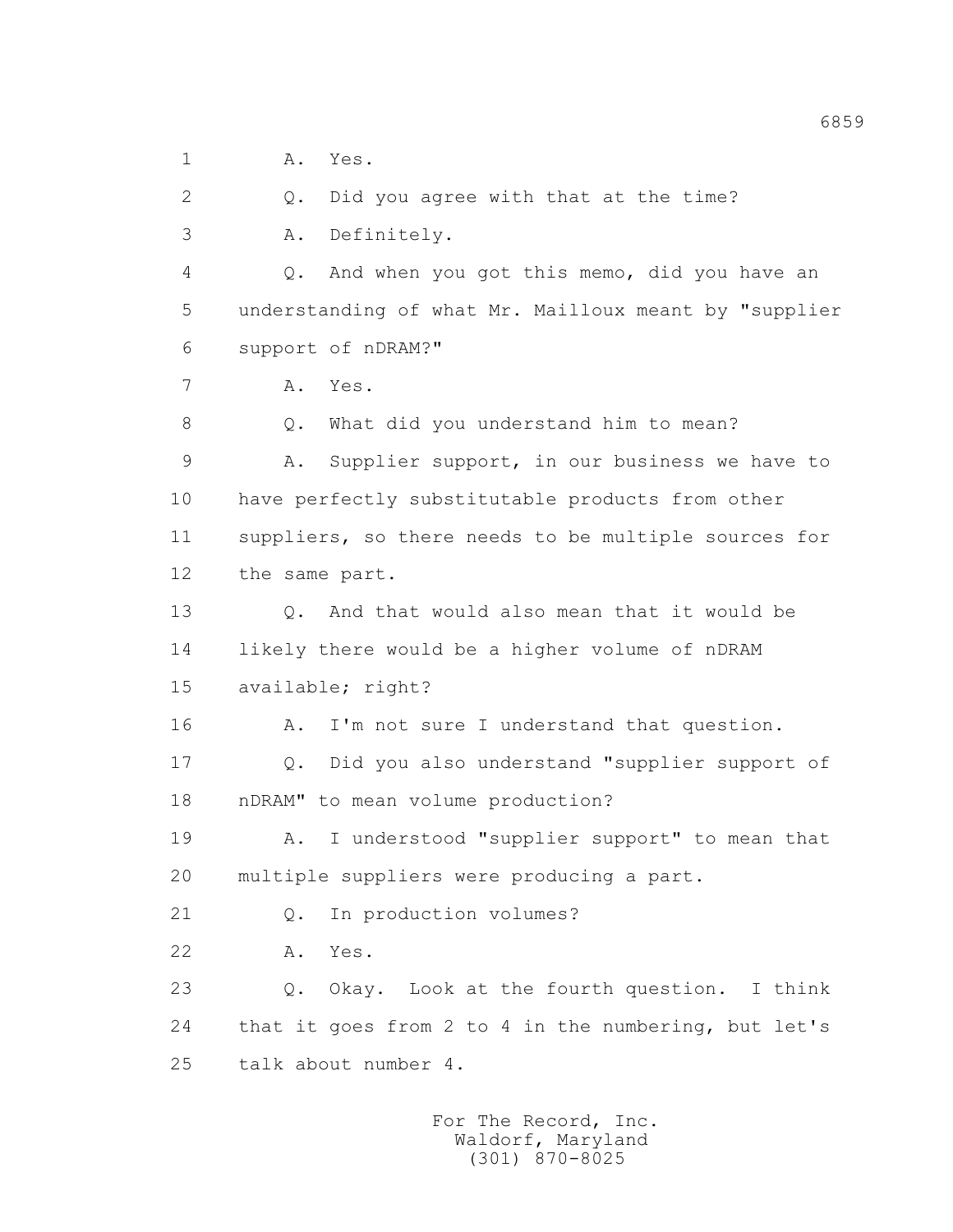A. Yes.

Q. Did you agree with that at the time?

A. Definitely.

Q. And when you got this memo, did you have an understanding of what Mr. Mailloux meant by "supplier support of nDRAM?"

A. Yes.

Q. What did you understand him to mean?

A. Supplier support, in our business we have to have perfectly substitutable products from other suppliers, so there needs to be multiple sources for the same part.

Q. And that would also mean that it would be likely there would be a higher volume of nDRAM available; right?

A. I'm not sure I understand that question.

Q. Did you also understand "supplier support of nDRAM" to mean volume production?

A. I understood "supplier support" to mean that multiple suppliers were producing a part.

Q. In production volumes?

A. Yes.

Q. Okay. Look at the fourth question. I think that it goes from 2 to 4 in the numbering, but let's talk about number 4.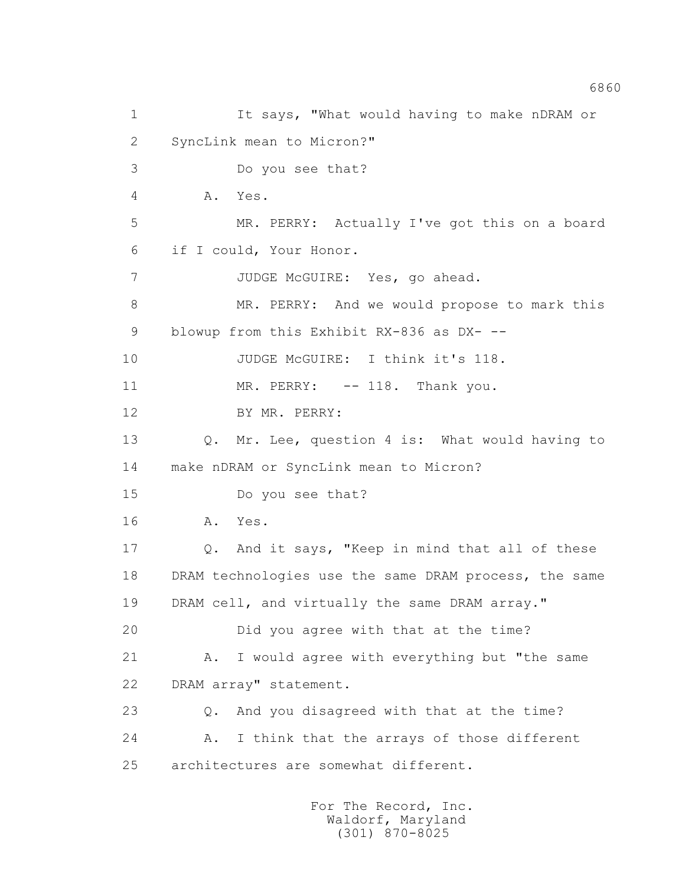1 It says, "What would having to make nDRAM or
2 SyncLink mean to Micron?"
3 Do you see that?
4 A. Yes.
5 MR. PERRY: Actually I've got this on a board
6 if I could, Your Honor.
7 JUDGE McGUIRE: Yes, go ahead.
8 MR. PERRY: And we would propose to mark this
9 blowup from this Exhibit RX-836 as DX- --
10 JUDGE McGUIRE: I think it's 118.
11 MR. PERRY: -- 118. Thank you.
12 BY MR. PERRY:
13 Q. Mr. Lee, question 4 is: What would having to
14 make nDRAM or SyncLink mean to Micron?
15 Do you see that?
16 A. Yes.
17 Q. And it says, "Keep in mind that all of these
18 DRAM technologies use the same DRAM process, the same
19 DRAM cell, and virtually the same DRAM array."
20 Did you agree with that at the time?
21 A. I would agree with everything but "the same
22 DRAM array" statement.
23 Q. And you disagreed with that at the time?
24 A. I think that the arrays of those different
25 architectures are somewhat different.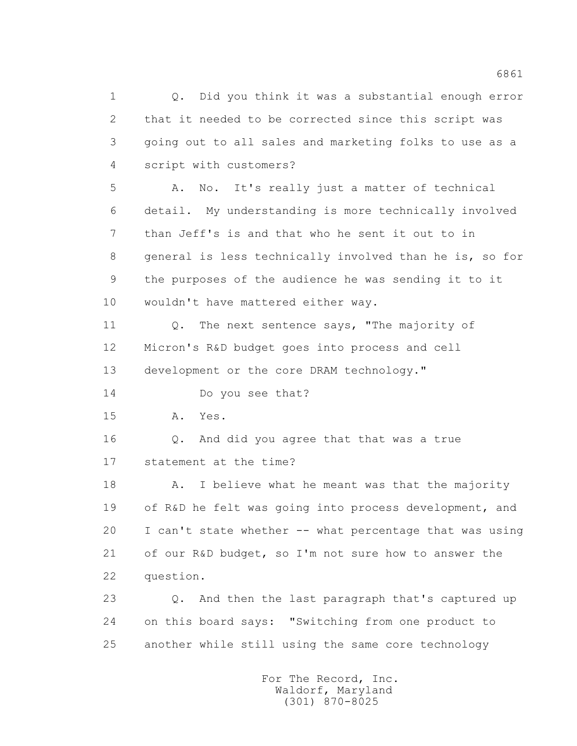1 Q. Did you think it was a substantial enough error
2 that it needed to be corrected since this script was
3 going out to all sales and marketing folks to use as a
4 script with customers?

5 A. No. It's really just a matter of technical
6 detail. My understanding is more technically involved
7 than Jeff's is and that who he sent it out to in
8 general is less technically involved than he is, so for
9 the purposes of the audience he was sending it to it
10 wouldn't have mattered either way.

11 Q. The next sentence says, "The majority of
12 Micron's R&D budget goes into process and cell
13 development or the core DRAM technology."

14 Do you see that?

15 A. Yes.

16 Q. And did you agree that that was a true
17 statement at the time?

18 A. I believe what he meant was that the majority
19 of R&D he felt was going into process development, and
20 I can't state whether -- what percentage that was using
21 of our R&D budget, so I'm not sure how to answer the
22 question.

23 Q. And then the last paragraph that's captured up
24 on this board says: "Switching from one product to
25 another while still using the same core technology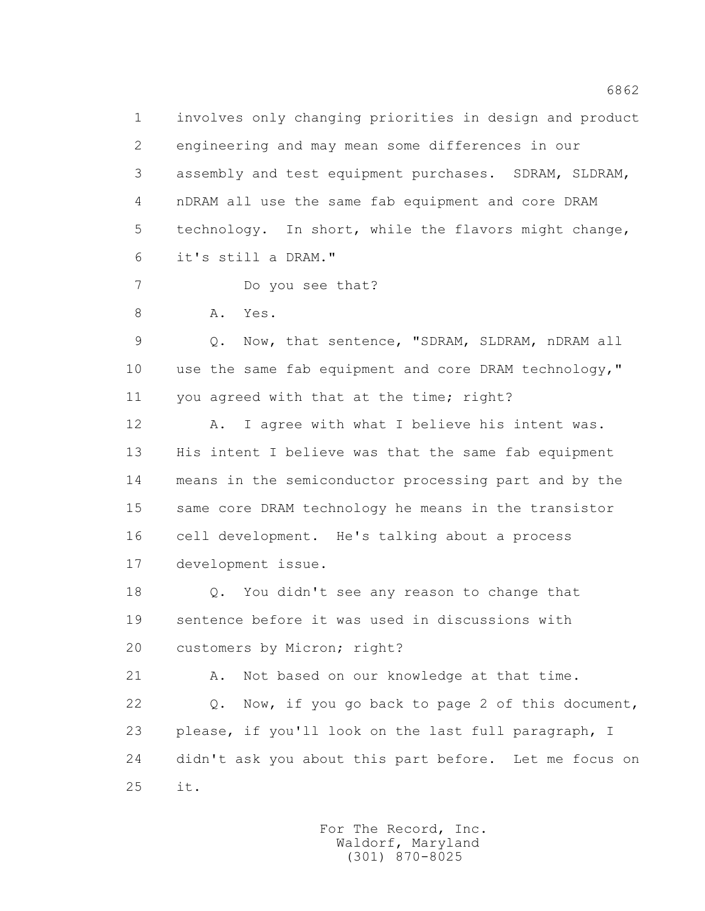1 involves only changing priorities in design and product
2 engineering and may mean some differences in our
3 assembly and test equipment purchases. SDRAM, SLDRAM,
4 nDRAM all use the same fab equipment and core DRAM
5 technology. In short, while the flavors might change,
6 it's still a DRAM."

7 Do you see that?

8 A. Yes.

9 Q. Now, that sentence, "SDRAM, SLDRAM, nDRAM all
10 use the same fab equipment and core DRAM technology,"
11 you agreed with that at the time; right?

12 A. I agree with what I believe his intent was.
13 His intent I believe was that the same fab equipment
14 means in the semiconductor processing part and by the
15 same core DRAM technology he means in the transistor
16 cell development. He's talking about a process
17 development issue.

18 Q. You didn't see any reason to change that
19 sentence before it was used in discussions with
20 customers by Micron; right?

21 A. Not based on our knowledge at that time.

22 Q. Now, if you go back to page 2 of this document,
23 please, if you'll look on the last full paragraph, I
24 didn't ask you about this part before. Let me focus on
25 it.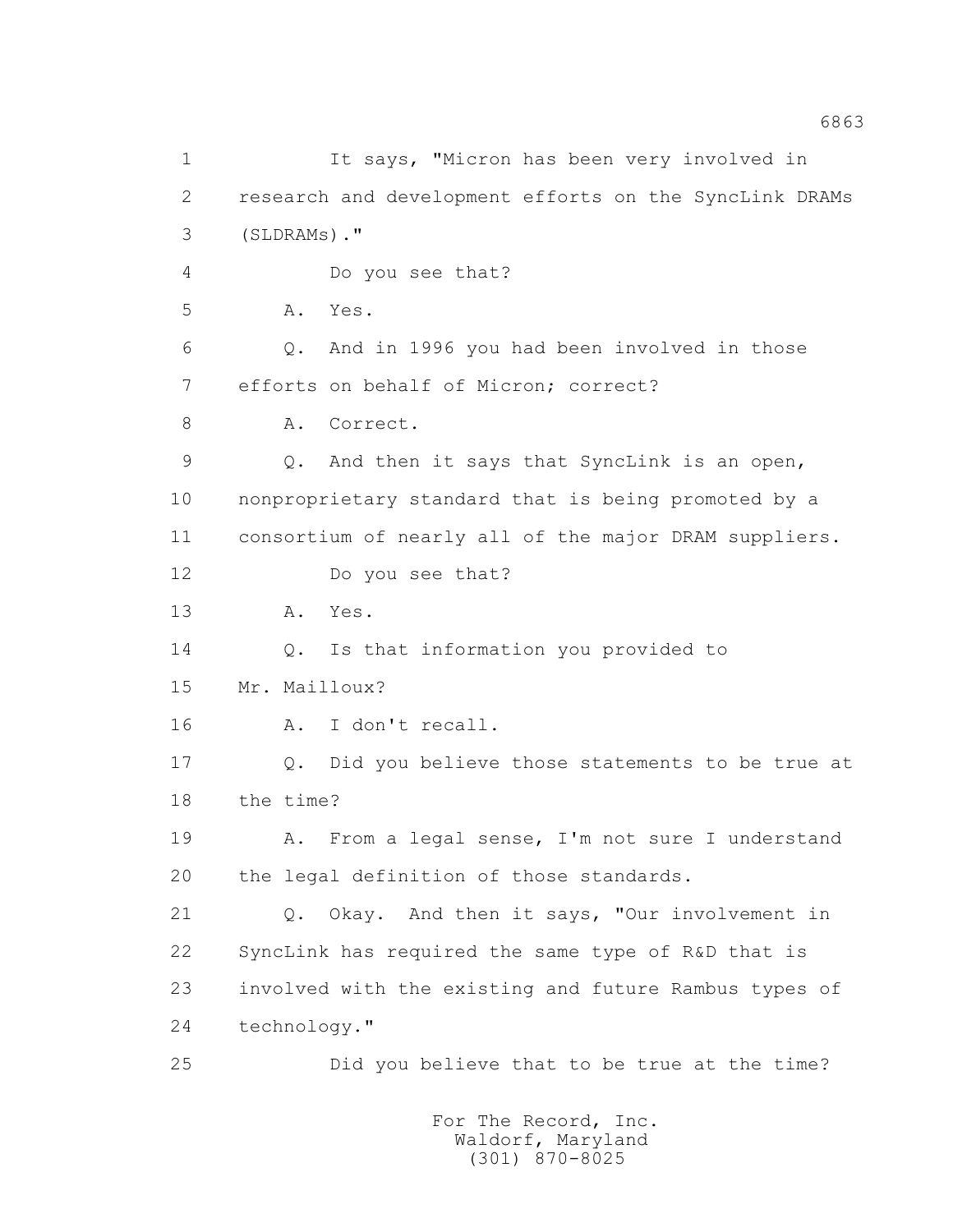1 It says, "Micron has been very involved in
2 research and development efforts on the SyncLink DRAMs
3 (SLDRAMs)."
4 Do you see that?
5 A. Yes.
6 Q. And in 1996 you had been involved in those
7 efforts on behalf of Micron; correct?
8 A. Correct.
9 Q. And then it says that SyncLink is an open,
10 nonproprietary standard that is being promoted by a
11 consortium of nearly all of the major DRAM suppliers.
12 Do you see that?
13 A. Yes.
14 Q. Is that information you provided to
15 Mr. Mailloux?
16 A. I don't recall.
17 Q. Did you believe those statements to be true at
18 the time?
19 A. From a legal sense, I'm not sure I understand
20 the legal definition of those standards.
21 Q. Okay. And then it says, "Our involvement in
22 SyncLink has required the same type of R&D that is
23 involved with the existing and future Rambus types of
24 technology."
25 Did you believe that to be true at the time?

For The Record, Inc.
Waldorf, Maryland
(301) 870-8025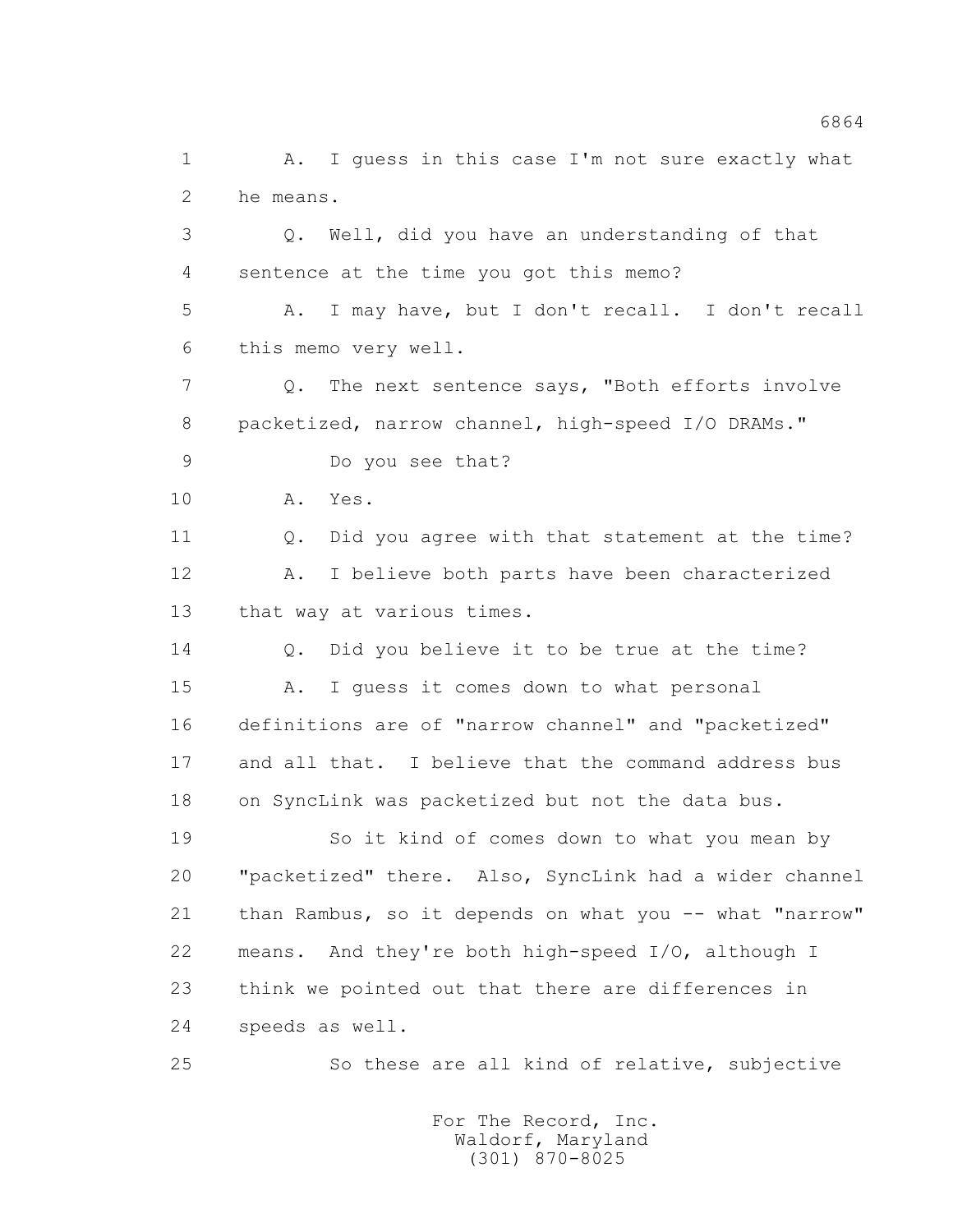1 A. I guess in this case I'm not sure exactly what
2 he means.
3 Q. Well, did you have an understanding of that
4 sentence at the time you got this memo?
5 A. I may have, but I don't recall. I don't recall
6 this memo very well.
7 Q. The next sentence says, "Both efforts involve
8 packetized, narrow channel, high-speed I/O DRAMs."
9 Do you see that?
10 A. Yes.
11 Q. Did you agree with that statement at the time?
12 A. I believe both parts have been characterized
13 that way at various times.
14 Q. Did you believe it to be true at the time?
15 A. I guess it comes down to what personal
16 definitions are of "narrow channel" and "packetized"
17 and all that. I believe that the command address bus
18 on SyncLink was packetized but not the data bus.
19 So it kind of comes down to what you mean by
20 "packetized" there. Also, SyncLink had a wider channel
21 than Rambus, so it depends on what you -- what "narrow"
22 means. And they're both high-speed I/O, although I
23 think we pointed out that there are differences in
24 speeds as well.
25 So these are all kind of relative, subjective

For The Record, Inc.
Waldorf, Maryland
(301) 870-8025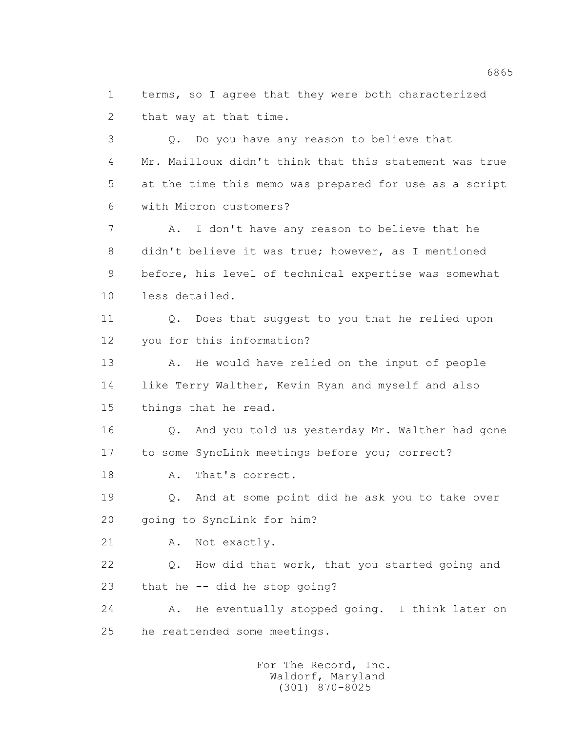terms, so I agree that they were both characterized that way at that time.

Q. Do you have any reason to believe that Mr. Mailloux didn't think that this statement was true at the time this memo was prepared for use as a script with Micron customers?

A. I don't have any reason to believe that he didn't believe it was true; however, as I mentioned before, his level of technical expertise was somewhat less detailed.

Q. Does that suggest to you that he relied upon you for this information?

A. He would have relied on the input of people like Terry Walther, Kevin Ryan and myself and also things that he read.

Q. And you told us yesterday Mr. Walther had gone to some SyncLink meetings before you; correct?

A. That's correct.

Q. And at some point did he ask you to take over going to SyncLink for him?

A. Not exactly.

Q. How did that work, that you started going and that he -- did he stop going?

A. He eventually stopped going. I think later on he reattended some meetings.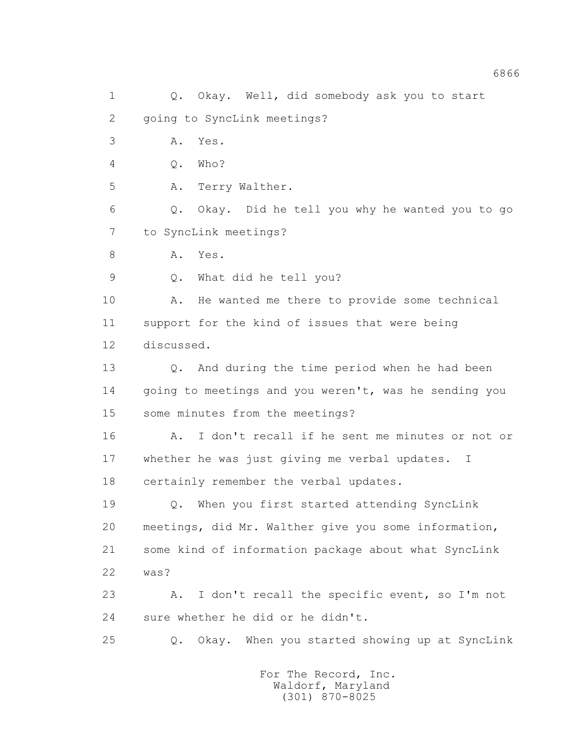1 Q. Okay. Well, did somebody ask you to start
2 going to SyncLink meetings?
3 A. Yes.
4 Q. Who?
5 A. Terry Walther.
6 Q. Okay. Did he tell you why he wanted you to go
7 to SyncLink meetings?
8 A. Yes.
9 Q. What did he tell you?
10 A. He wanted me there to provide some technical
11 support for the kind of issues that were being
12 discussed.
13 Q. And during the time period when he had been
14 going to meetings and you weren't, was he sending you
15 some minutes from the meetings?
16 A. I don't recall if he sent me minutes or not or
17 whether he was just giving me verbal updates. I
18 certainly remember the verbal updates.
19 Q. When you first started attending SyncLink
20 meetings, did Mr. Walther give you some information,
21 some kind of information package about what SyncLink
22 was?
23 A. I don't recall the specific event, so I'm not
24 sure whether he did or he didn't.
25 Q. Okay. When you started showing up at SyncLink

For The Record, Inc.
Waldorf, Maryland
(301) 870-8025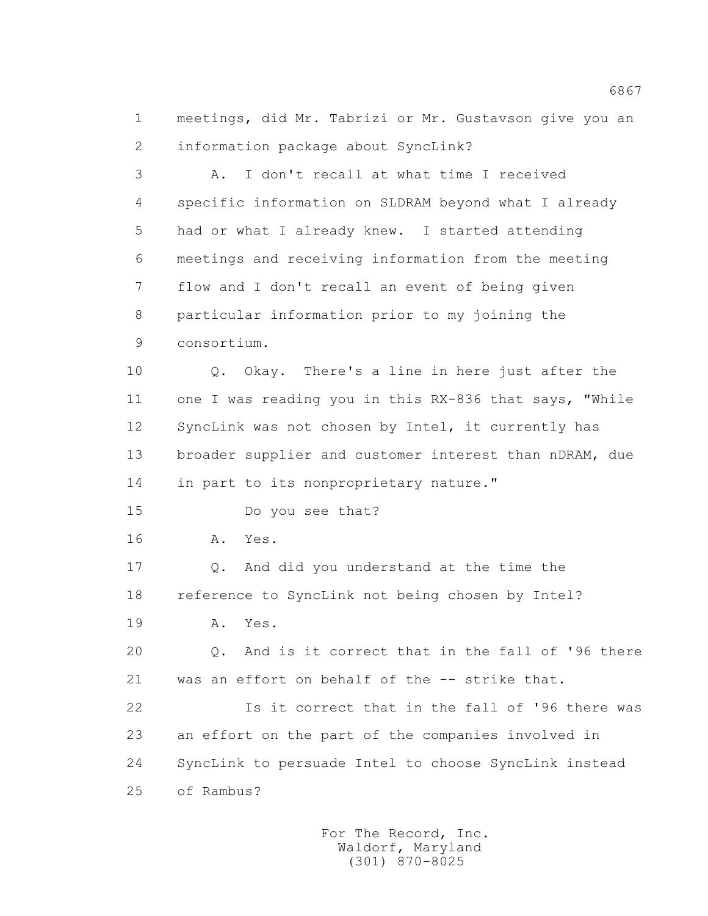1 meetings, did Mr. Tabrizi or Mr. Gustavson give you an
2 information package about SyncLink?

3 A. I don't recall at what time I received
4 specific information on SLDRAM beyond what I already
5 had or what I already knew. I started attending
6 meetings and receiving information from the meeting
7 flow and I don't recall an event of being given
8 particular information prior to my joining the
9 consortium.

10 Q. Okay. There's a line in here just after the
11 one I was reading you in this RX-836 that says, "While
12 SyncLink was not chosen by Intel, it currently has
13 broader supplier and customer interest than nDRAM, due
14 in part to its nonproprietary nature."

15 Do you see that?

16 A. Yes.

17 Q. And did you understand at the time the
18 reference to SyncLink not being chosen by Intel?

19 A. Yes.

20 Q. And is it correct that in the fall of '96 there
21 was an effort on behalf of the -- strike that.

22 Is it correct that in the fall of '96 there was
23 an effort on the part of the companies involved in
24 SyncLink to persuade Intel to choose SyncLink instead
25 of Rambus?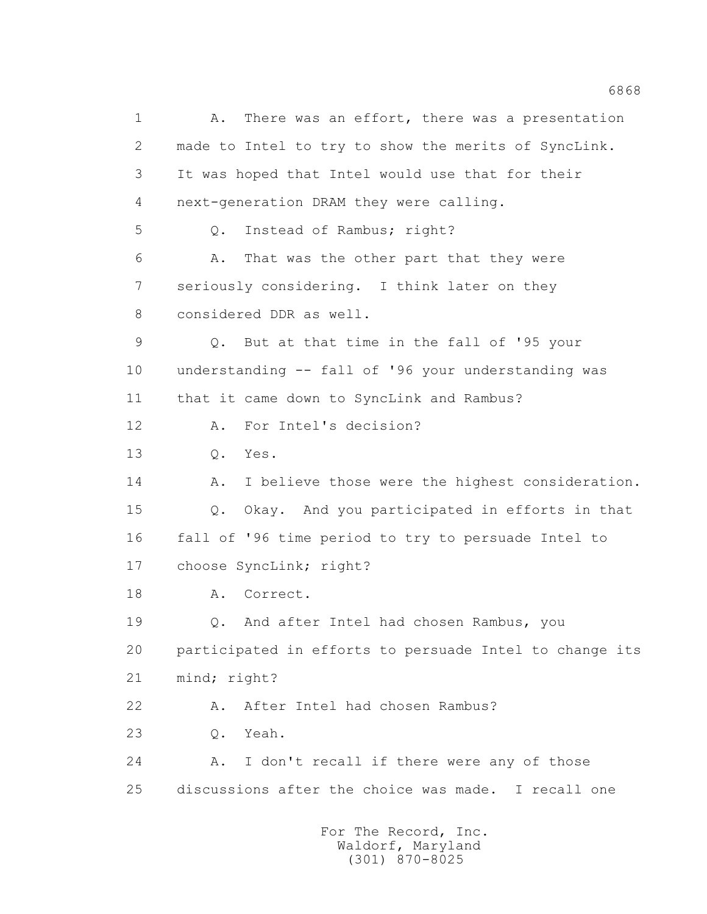A. There was an effort, there was a presentation made to Intel to try to show the merits of SyncLink. It was hoped that Intel would use that for their next-generation DRAM they were calling.

Q. Instead of Rambus; right?

A. That was the other part that they were seriously considering. I think later on they considered DDR as well.

Q. But at that time in the fall of '95 your understanding -- fall of '96 your understanding was that it came down to SyncLink and Rambus?

A. For Intel's decision?

Q. Yes.

A. I believe those were the highest consideration.

Q. Okay. And you participated in efforts in that fall of '96 time period to try to persuade Intel to choose SyncLink; right?

A. Correct.

Q. And after Intel had chosen Rambus, you participated in efforts to persuade Intel to change its mind; right?

A. After Intel had chosen Rambus?

Q. Yeah.

A. I don't recall if there were any of those discussions after the choice was made. I recall one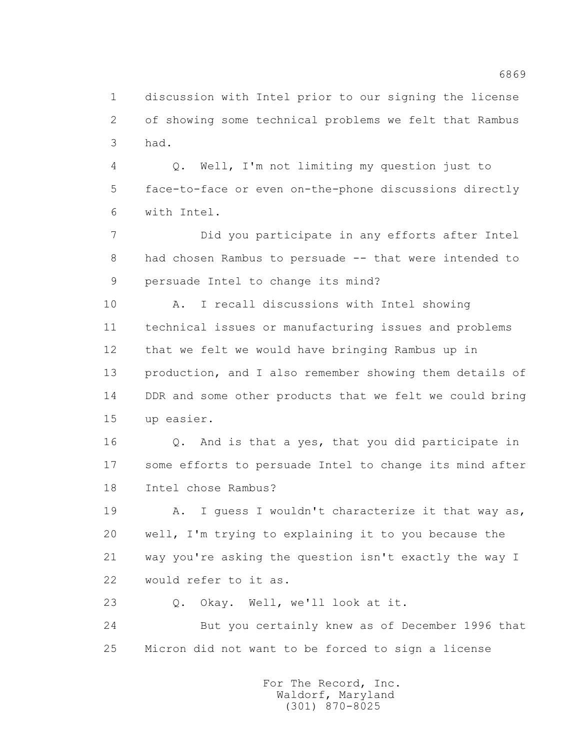1 discussion with Intel prior to our signing the license
2 of showing some technical problems we felt that Rambus
3 had.

4 Q. Well, I'm not limiting my question just to
5 face-to-face or even on-the-phone discussions directly
6 with Intel.

7 Did you participate in any efforts after Intel
8 had chosen Rambus to persuade -- that were intended to
9 persuade Intel to change its mind?

10 A. I recall discussions with Intel showing
11 technical issues or manufacturing issues and problems
12 that we felt we would have bringing Rambus up in
13 production, and I also remember showing them details of
14 DDR and some other products that we felt we could bring
15 up easier.

16 Q. And is that a yes, that you did participate in
17 some efforts to persuade Intel to change its mind after
18 Intel chose Rambus?

19 A. I guess I wouldn't characterize it that way as,
20 well, I'm trying to explaining it to you because the
21 way you're asking the question isn't exactly the way I
22 would refer to it as.

23 Q. Okay. Well, we'll look at it.

24 But you certainly knew as of December 1996 that
25 Micron did not want to be forced to sign a license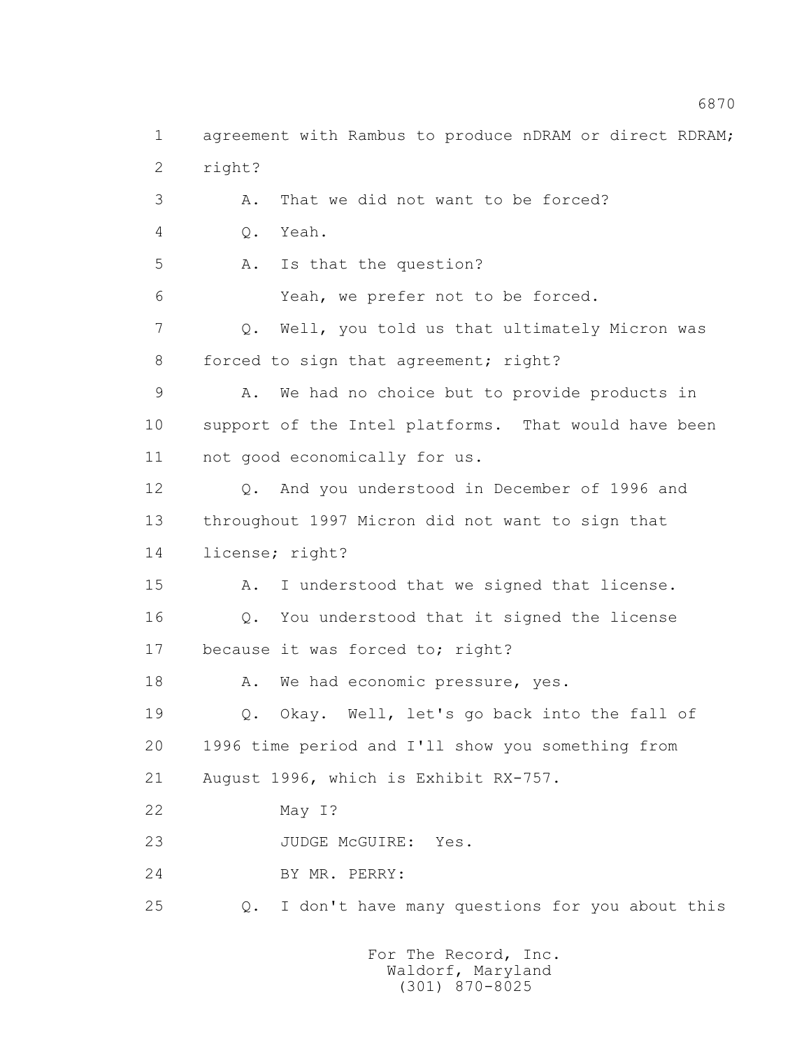agreement with Rambus to produce nDRAM or direct RDRAM; right?

A. That we did not want to be forced?

Q. Yeah.

A. Is that the question?

Yeah, we prefer not to be forced.

Q. Well, you told us that ultimately Micron was forced to sign that agreement; right?

A. We had no choice but to provide products in support of the Intel platforms. That would have been not good economically for us.

Q. And you understood in December of 1996 and throughout 1997 Micron did not want to sign that license; right?

A. I understood that we signed that license.

Q. You understood that it signed the license because it was forced to; right?

A. We had economic pressure, yes.

Q. Okay. Well, let's go back into the fall of 1996 time period and I'll show you something from August 1996, which is Exhibit RX-757.

May I?

JUDGE McGUIRE: Yes.

BY MR. PERRY:

Q. I don't have many questions for you about this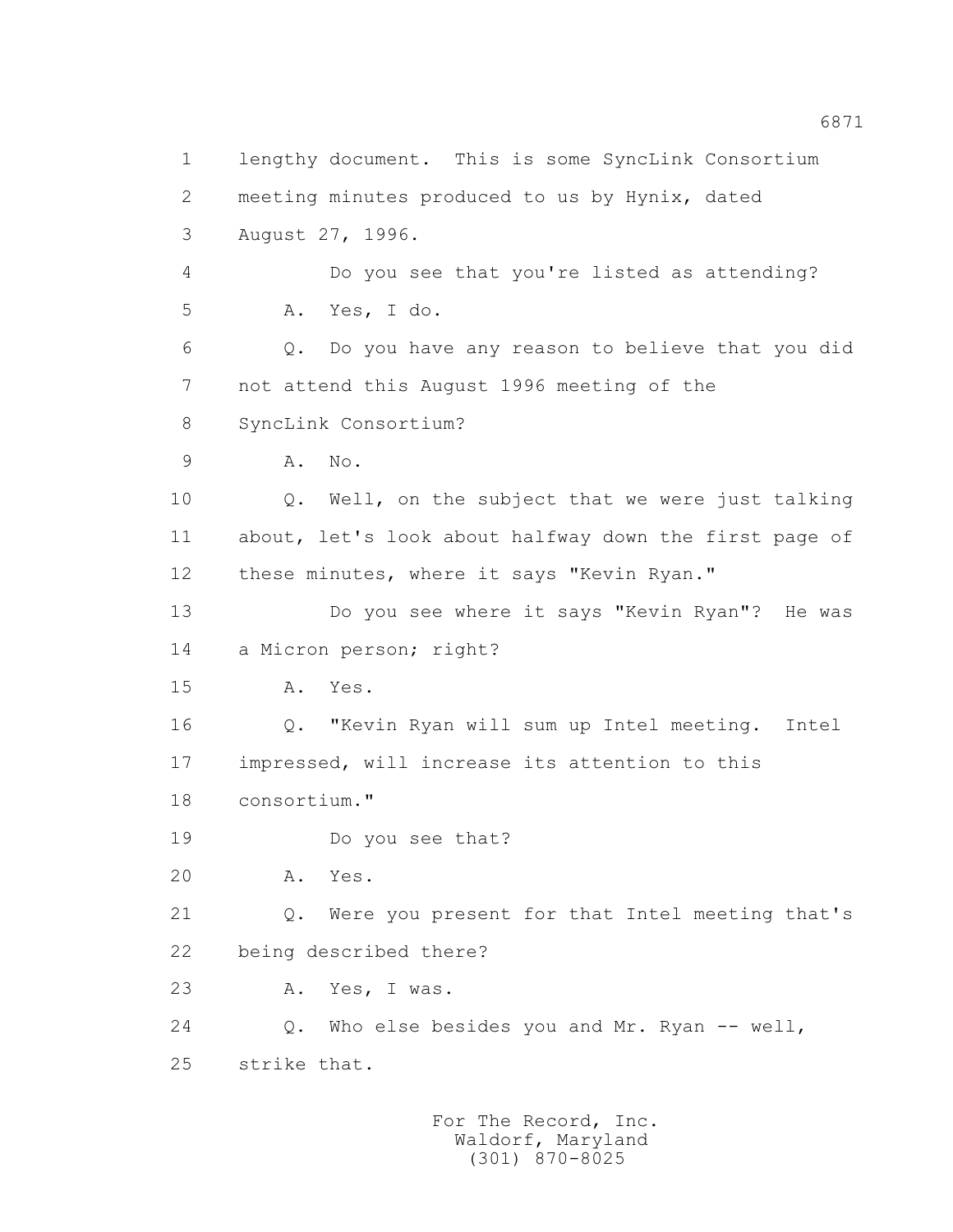lengthy document. This is some SyncLink Consortium meeting minutes produced to us by Hynix, dated August 27, 1996.

Do you see that you're listed as attending?

A. Yes, I do.

Q. Do you have any reason to believe that you did not attend this August 1996 meeting of the SyncLink Consortium?

A. No.

Q. Well, on the subject that we were just talking about, let's look about halfway down the first page of these minutes, where it says "Kevin Ryan."

Do you see where it says "Kevin Ryan"? He was a Micron person; right?

A. Yes.

Q. "Kevin Ryan will sum up Intel meeting. Intel impressed, will increase its attention to this consortium."

Do you see that?

A. Yes.

Q. Were you present for that Intel meeting that's being described there?

A. Yes, I was.

Q. Who else besides you and Mr. Ryan -- well, strike that.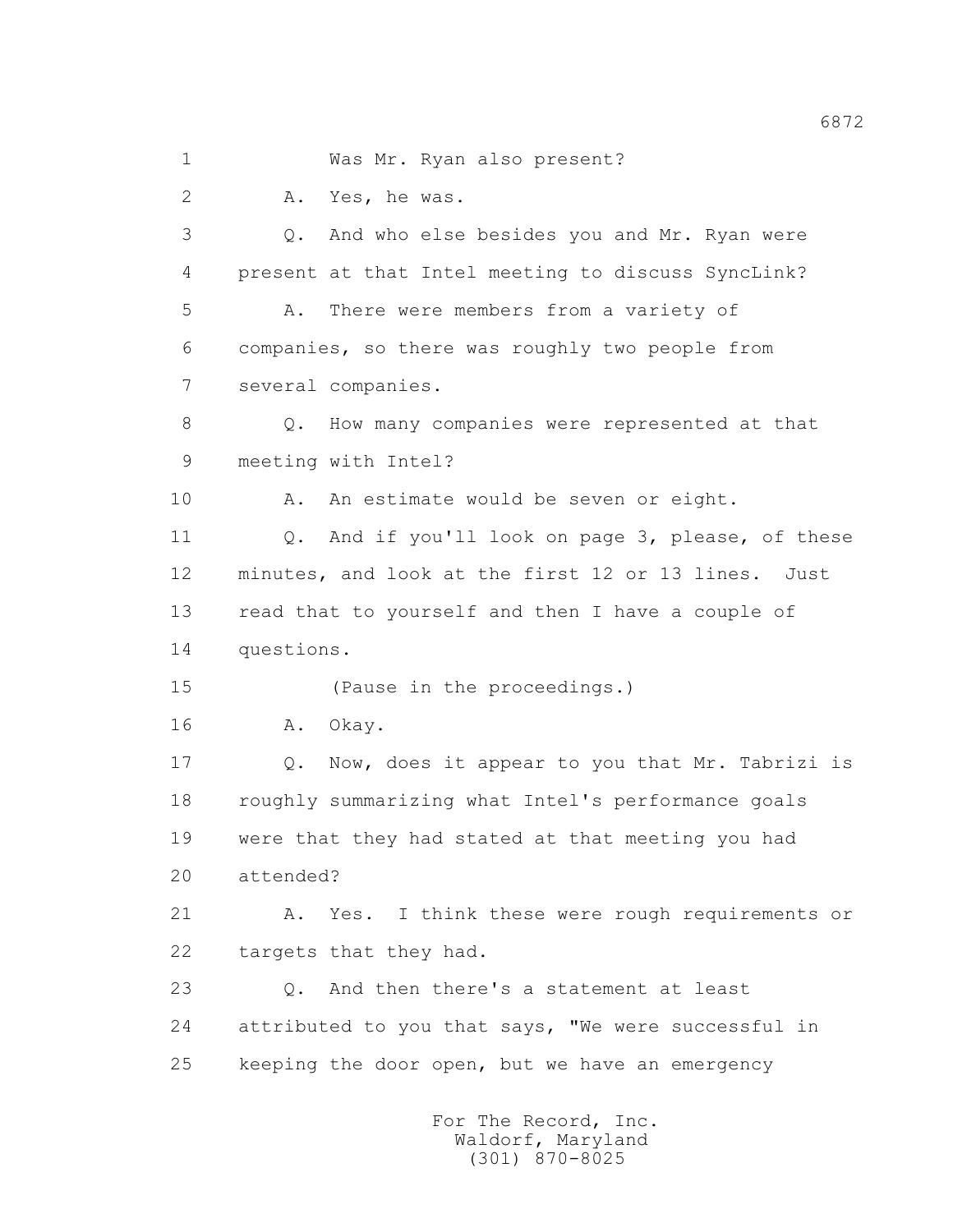1 Was Mr. Ryan also present?

2 A. Yes, he was.

3 Q. And who else besides you and Mr. Ryan were

4 present at that Intel meeting to discuss SyncLink?

5 A. There were members from a variety of

6 companies, so there was roughly two people from

7 several companies.

8 Q. How many companies were represented at that

9 meeting with Intel?

10 A. An estimate would be seven or eight.

11 Q. And if you'll look on page 3, please, of these

12 minutes, and look at the first 12 or 13 lines. Just

13 read that to yourself and then I have a couple of

14 questions.

15 (Pause in the proceedings.)

16 A. Okay.

17 Q. Now, does it appear to you that Mr. Tabrizi is

18 roughly summarizing what Intel's performance goals

19 were that they had stated at that meeting you had

20 attended?

21 A. Yes. I think these were rough requirements or

22 targets that they had.

23 Q. And then there's a statement at least

24 attributed to you that says, "We were successful in

25 keeping the door open, but we have an emergency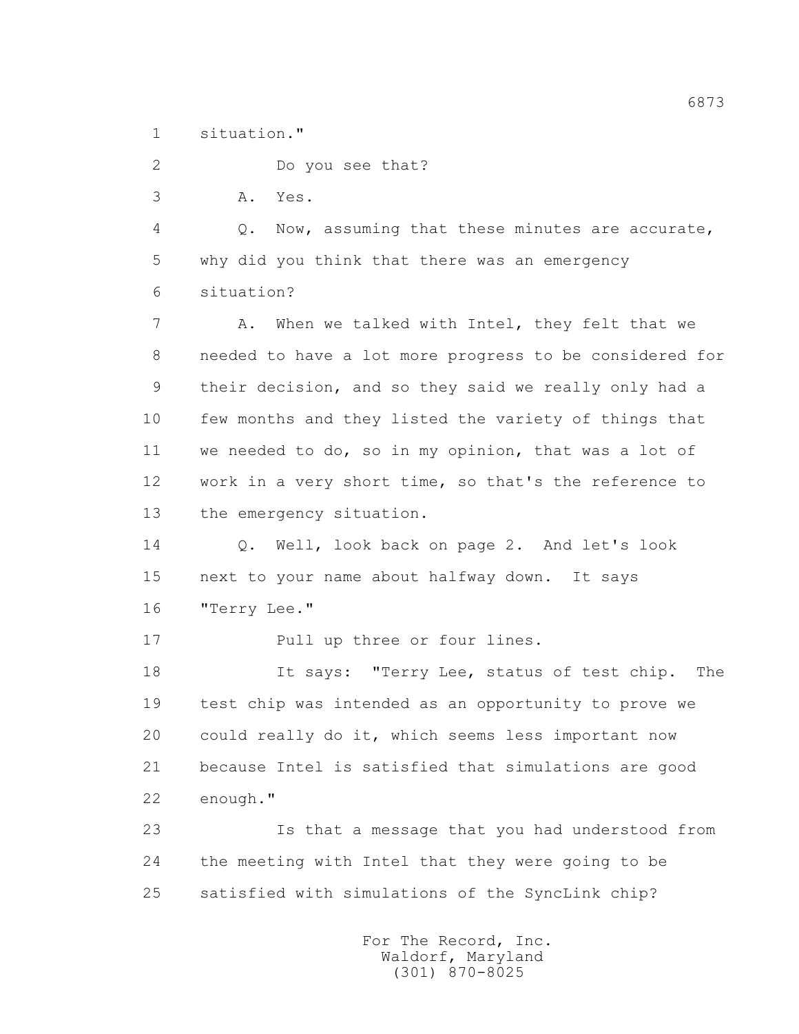1 situation."

2 Do you see that?

3 A. Yes.

4 Q. Now, assuming that these minutes are accurate,

5 why did you think that there was an emergency

6 situation?

7 A. When we talked with Intel, they felt that we

8 needed to have a lot more progress to be considered for

9 their decision, and so they said we really only had a

10 few months and they listed the variety of things that

11 we needed to do, so in my opinion, that was a lot of

12 work in a very short time, so that's the reference to

13 the emergency situation.

14 Q. Well, look back on page 2. And let's look

15 next to your name about halfway down. It says

16 "Terry Lee."

17 Pull up three or four lines.

18 It says: "Terry Lee, status of test chip. The

19 test chip was intended as an opportunity to prove we

20 could really do it, which seems less important now

21 because Intel is satisfied that simulations are good

22 enough."

23 Is that a message that you had understood from

24 the meeting with Intel that they were going to be

25 satisfied with simulations of the SyncLink chip?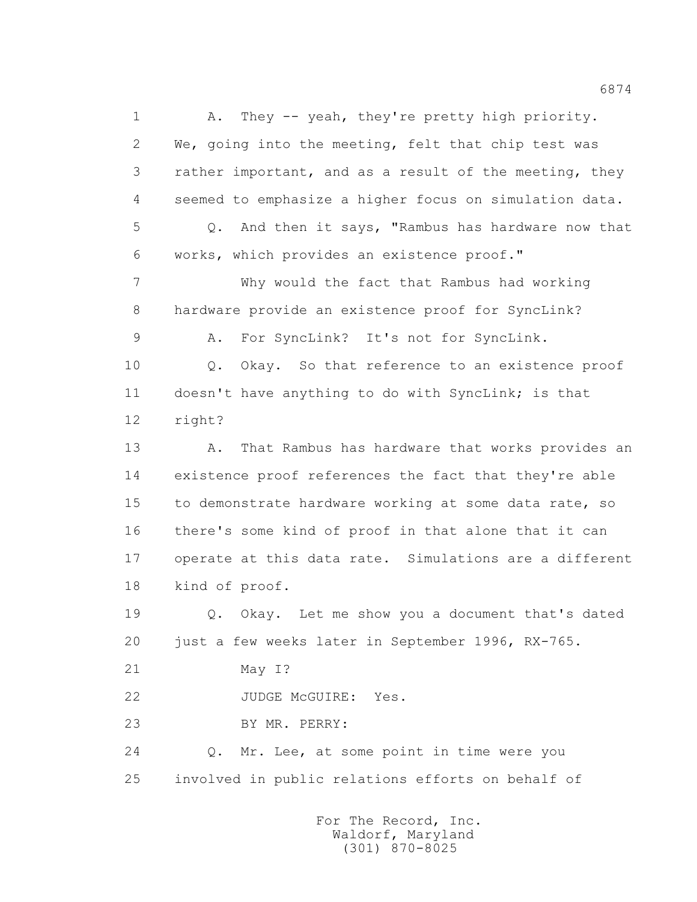A. They -- yeah, they're pretty high priority. We, going into the meeting, felt that chip test was rather important, and as a result of the meeting, they seemed to emphasize a higher focus on simulation data.

Q. And then it says, "Rambus has hardware now that works, which provides an existence proof."

Why would the fact that Rambus had working hardware provide an existence proof for SyncLink?

A. For SyncLink? It's not for SyncLink.

Q. Okay. So that reference to an existence proof doesn't have anything to do with SyncLink; is that right?

A. That Rambus has hardware that works provides an existence proof references the fact that they're able to demonstrate hardware working at some data rate, so there's some kind of proof in that alone that it can operate at this data rate. Simulations are a different kind of proof.

Q. Okay. Let me show you a document that's dated just a few weeks later in September 1996, RX-765.

May I?

JUDGE McGUIRE: Yes.

BY MR. PERRY:

Q. Mr. Lee, at some point in time were you involved in public relations efforts on behalf of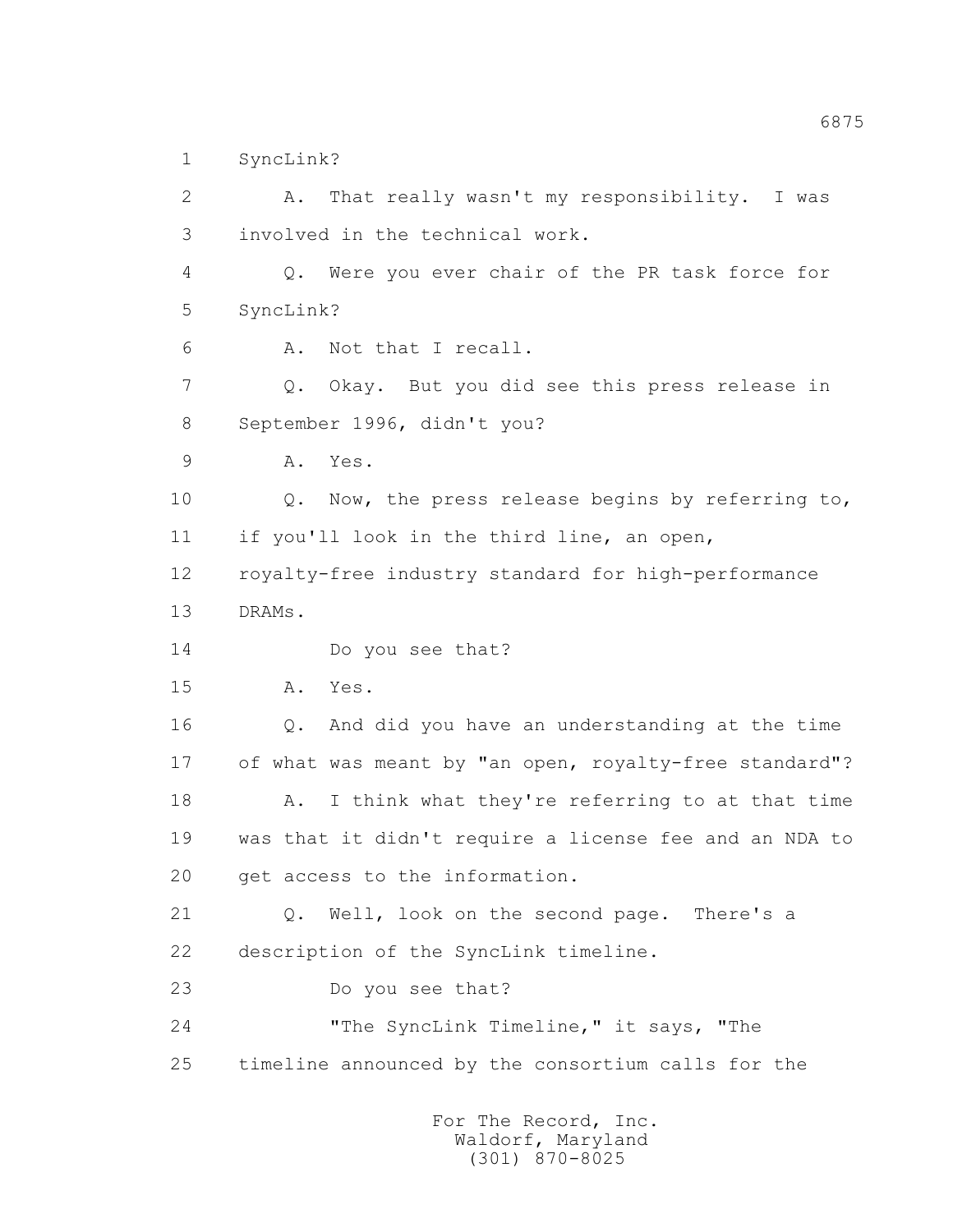1 SyncLink?

2 A. That really wasn't my responsibility. I was

3 involved in the technical work.

4 Q. Were you ever chair of the PR task force for

5 SyncLink?

6 A. Not that I recall.

7 Q. Okay. But you did see this press release in

8 September 1996, didn't you?

9 A. Yes.

10 Q. Now, the press release begins by referring to,

11 if you'll look in the third line, an open,

12 royalty-free industry standard for high-performance

13 DRAMs.

14 Do you see that?

15 A. Yes.

16 Q. And did you have an understanding at the time

17 of what was meant by "an open, royalty-free standard"?

18 A. I think what they're referring to at that time

19 was that it didn't require a license fee and an NDA to

20 get access to the information.

21 Q. Well, look on the second page. There's a

22 description of the SyncLink timeline.

23 Do you see that?

24 "The SyncLink Timeline," it says, "The

25 timeline announced by the consortium calls for the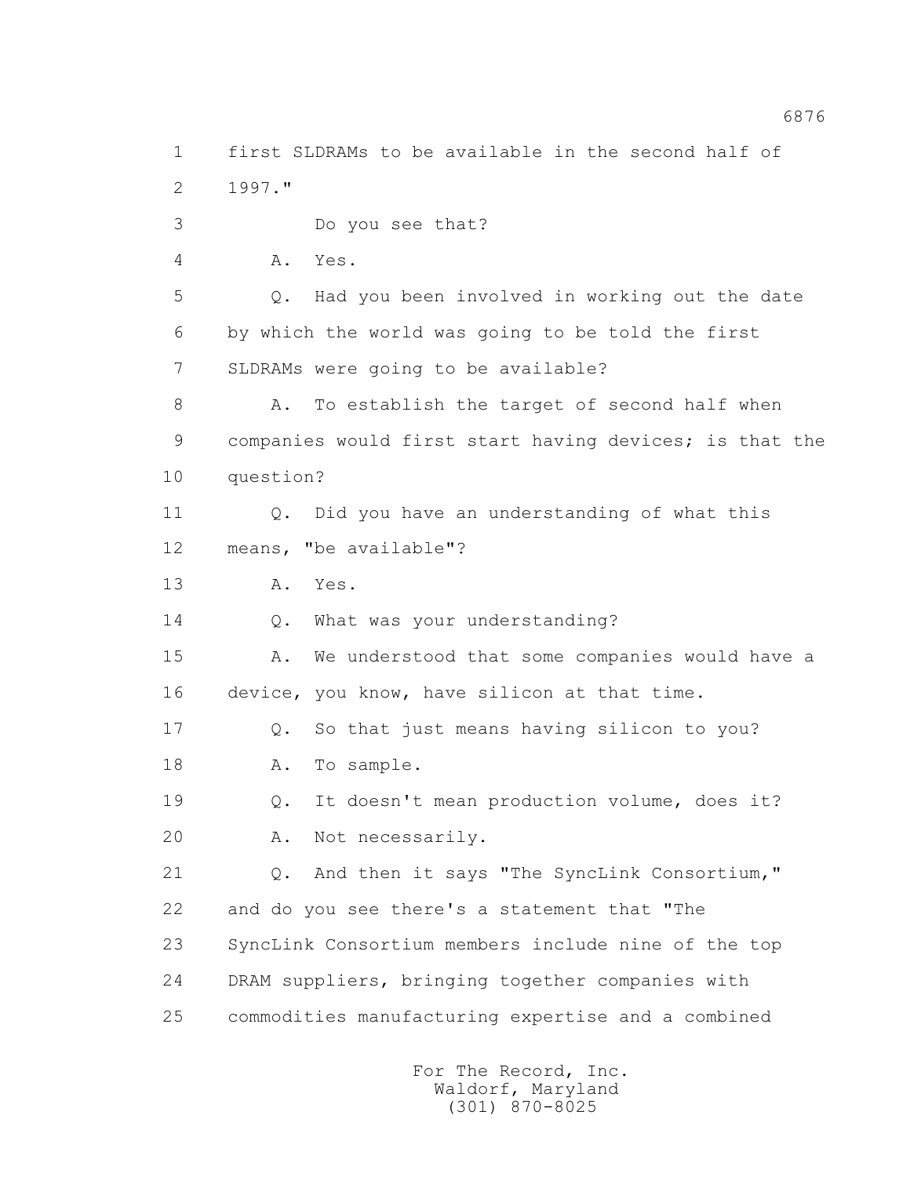1 first SLDRAMs to be available in the second half of

2 1997."

3 Do you see that?

4 A. Yes.

5 Q. Had you been involved in working out the date

6 by which the world was going to be told the first

7 SLDRAMs were going to be available?

8 A. To establish the target of second half when

9 companies would first start having devices; is that the

10 question?

11 Q. Did you have an understanding of what this

12 means, "be available"?

13 A. Yes.

14 Q. What was your understanding?

15 A. We understood that some companies would have a

16 device, you know, have silicon at that time.

17 Q. So that just means having silicon to you?

18 A. To sample.

19 Q. It doesn't mean production volume, does it?

20 A. Not necessarily.

21 Q. And then it says "The SyncLink Consortium,"

22 and do you see there's a statement that "The

23 SyncLink Consortium members include nine of the top

24 DRAM suppliers, bringing together companies with

25 commodities manufacturing expertise and a combined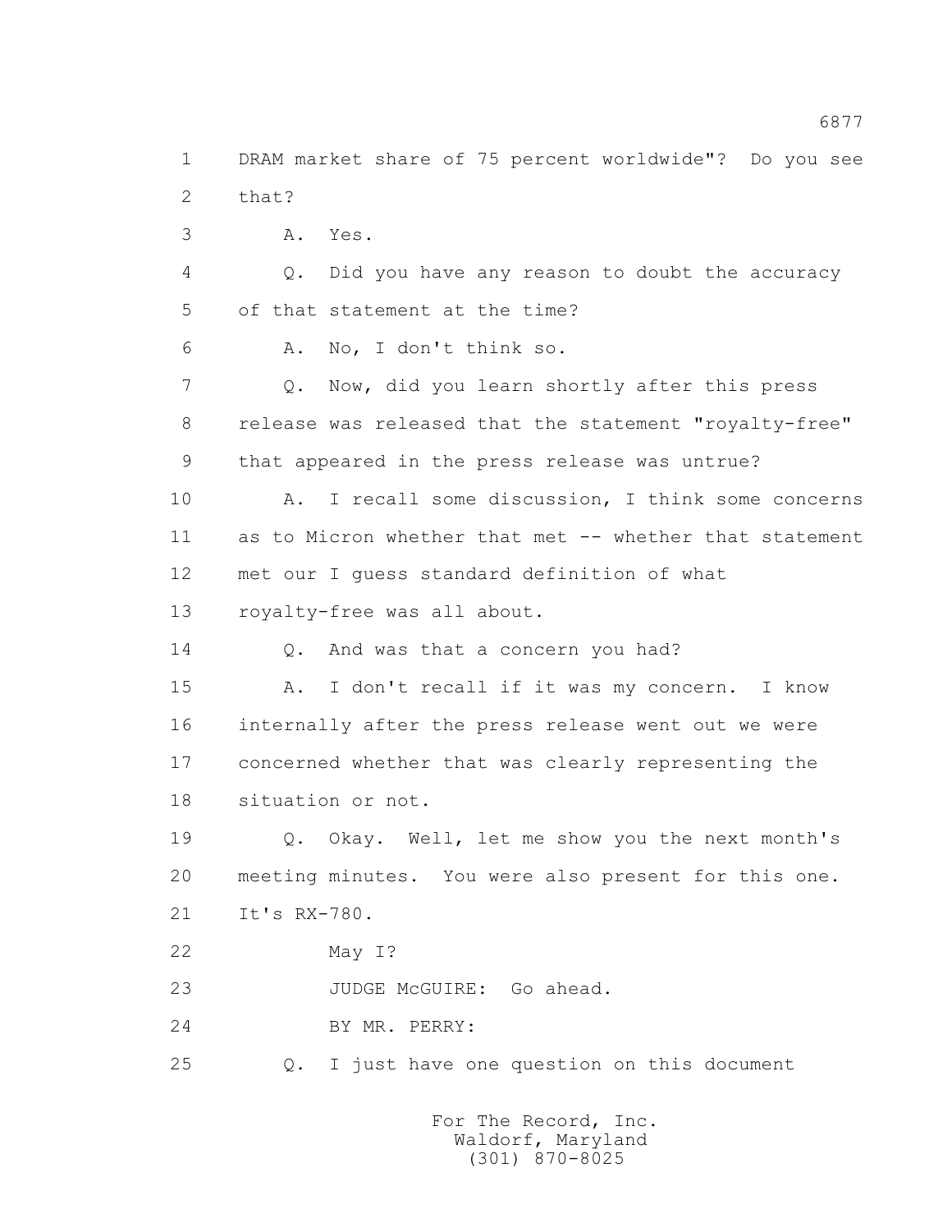DRAM market share of 75 percent worldwide"? Do you see that?

A. Yes.

Q. Did you have any reason to doubt the accuracy of that statement at the time?

A. No, I don't think so.

Q. Now, did you learn shortly after this press release was released that the statement "royalty-free" that appeared in the press release was untrue?

A. I recall some discussion, I think some concerns as to Micron whether that met -- whether that statement met our I guess standard definition of what royalty-free was all about.

Q. And was that a concern you had?

A. I don't recall if it was my concern. I know internally after the press release went out we were concerned whether that was clearly representing the situation or not.

Q. Okay. Well, let me show you the next month's meeting minutes. You were also present for this one. It's RX-780.

May I?

JUDGE McGUIRE: Go ahead.

BY MR. PERRY:

Q. I just have one question on this document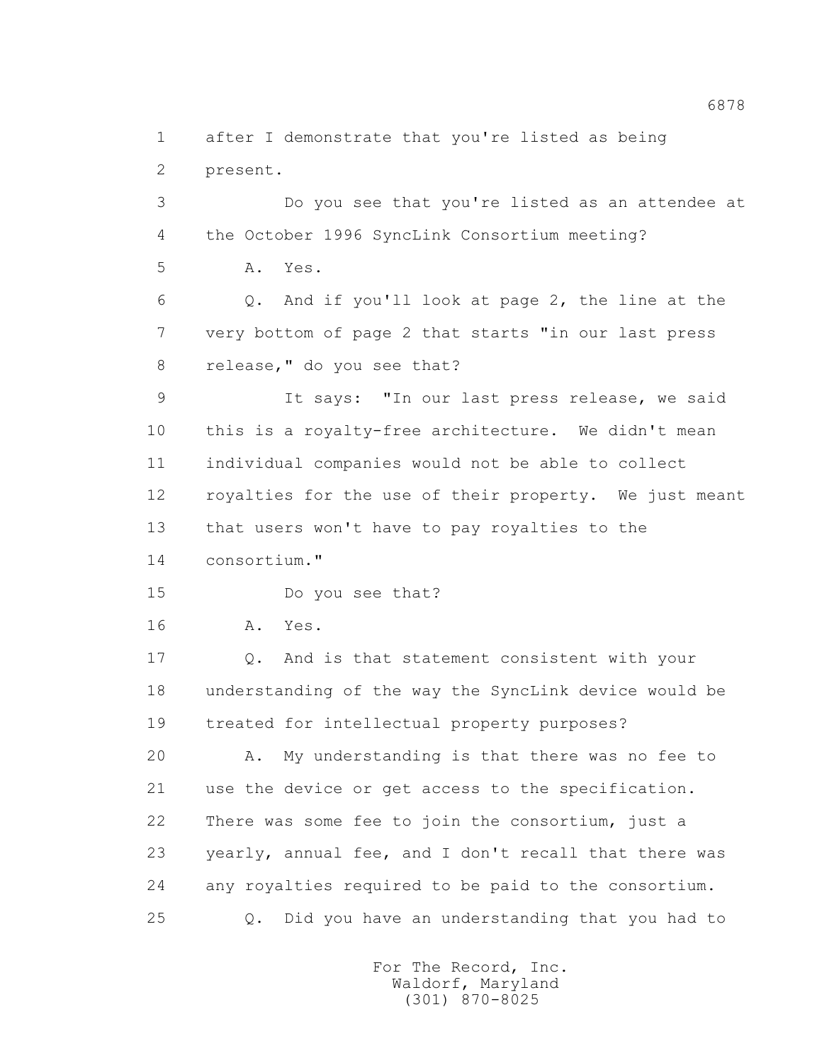after I demonstrate that you're listed as being present.

Do you see that you're listed as an attendee at the October 1996 SyncLink Consortium meeting?

A. Yes.

Q. And if you'll look at page 2, the line at the very bottom of page 2 that starts "in our last press release," do you see that?

It says: "In our last press release, we said this is a royalty-free architecture. We didn't mean individual companies would not be able to collect royalties for the use of their property. We just meant that users won't have to pay royalties to the consortium."

Do you see that?

A. Yes.

Q. And is that statement consistent with your understanding of the way the SyncLink device would be treated for intellectual property purposes?

A. My understanding is that there was no fee to use the device or get access to the specification. There was some fee to join the consortium, just a yearly, annual fee, and I don't recall that there was any royalties required to be paid to the consortium.

Q. Did you have an understanding that you had to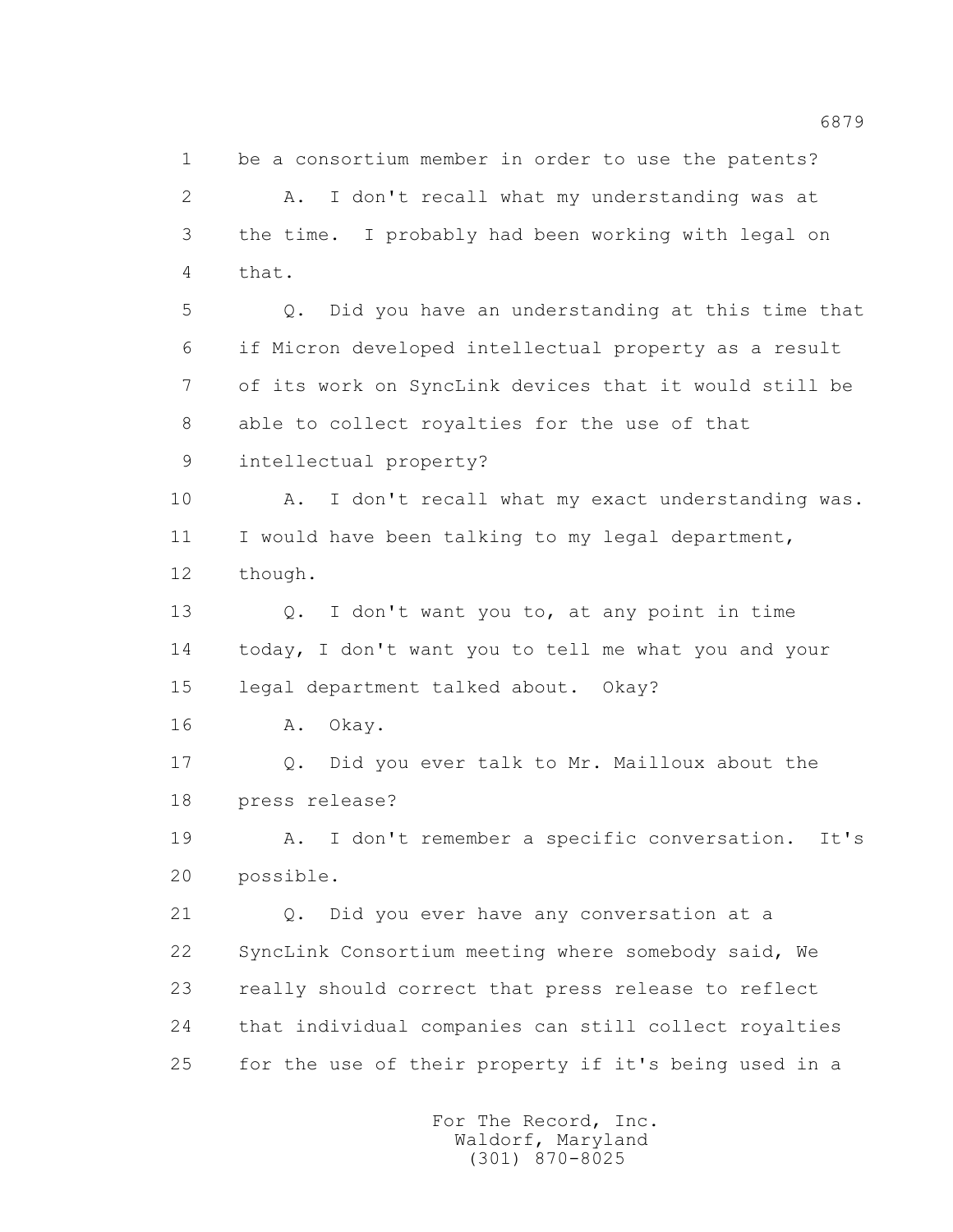1 be a consortium member in order to use the patents?

2 A. I don't recall what my understanding was at

3 the time. I probably had been working with legal on

4 that.

5 Q. Did you have an understanding at this time that

6 if Micron developed intellectual property as a result

7 of its work on SyncLink devices that it would still be

8 able to collect royalties for the use of that

9 intellectual property?

10 A. I don't recall what my exact understanding was.

11 I would have been talking to my legal department,

12 though.

13 Q. I don't want you to, at any point in time

14 today, I don't want you to tell me what you and your

15 legal department talked about. Okay?

16 A. Okay.

17 Q. Did you ever talk to Mr. Mailloux about the

18 press release?

19 A. I don't remember a specific conversation. It's

20 possible.

21 Q. Did you ever have any conversation at a

22 SyncLink Consortium meeting where somebody said, We

23 really should correct that press release to reflect

24 that individual companies can still collect royalties

25 for the use of their property if it's being used in a

For The Record, Inc.
Waldorf, Maryland
(301) 870-8025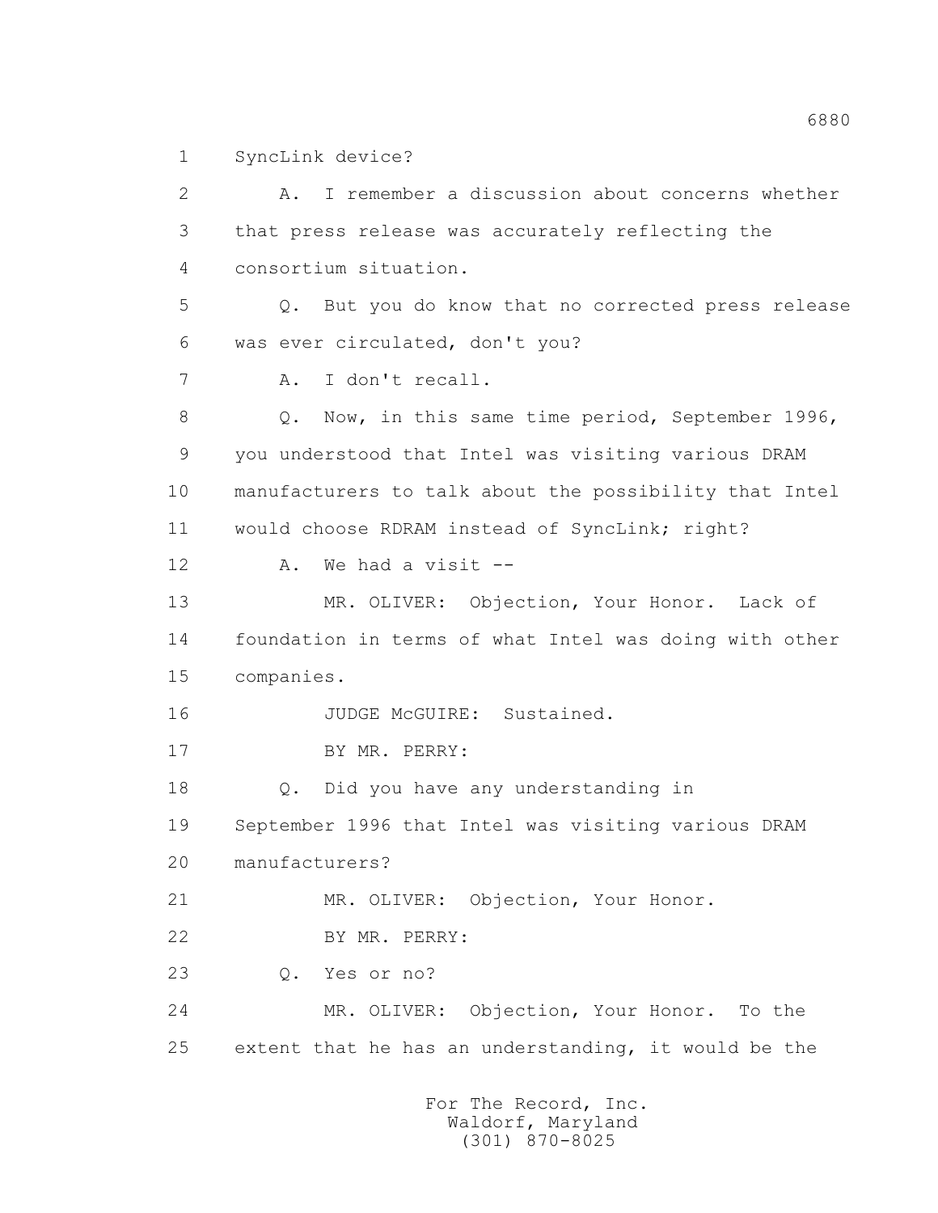1 SyncLink device?

2 A. I remember a discussion about concerns whether

3 that press release was accurately reflecting the

4 consortium situation.

5 Q. But you do know that no corrected press release

6 was ever circulated, don't you?

7 A. I don't recall.

8 Q. Now, in this same time period, September 1996,

9 you understood that Intel was visiting various DRAM

10 manufacturers to talk about the possibility that Intel

11 would choose RDRAM instead of SyncLink; right?

12 A. We had a visit --

13 MR. OLIVER: Objection, Your Honor. Lack of

14 foundation in terms of what Intel was doing with other

15 companies.

16 JUDGE McGUIRE: Sustained.

17 BY MR. PERRY:

18 Q. Did you have any understanding in

19 September 1996 that Intel was visiting various DRAM

20 manufacturers?

21 MR. OLIVER: Objection, Your Honor.

22 BY MR. PERRY:

23 Q. Yes or no?

24 MR. OLIVER: Objection, Your Honor. To the

25 extent that he has an understanding, it would be the

For The Record, Inc.
Waldorf, Maryland
(301) 870-8025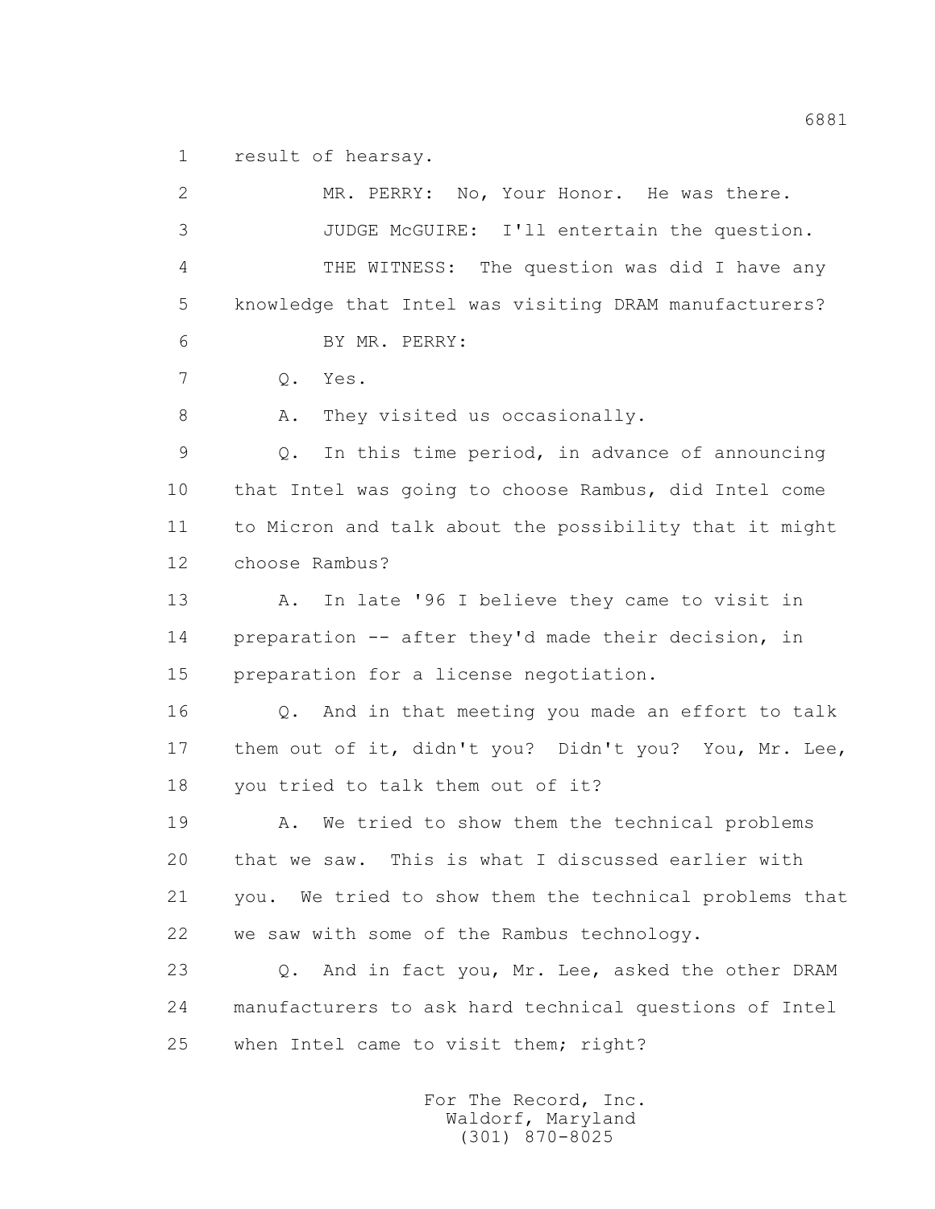1 result of hearsay.

2 MR. PERRY: No, Your Honor. He was there.

3 JUDGE McGUIRE: I'll entertain the question.

4 THE WITNESS: The question was did I have any

5 knowledge that Intel was visiting DRAM manufacturers?

6 BY MR. PERRY:

7 Q. Yes.

8 A. They visited us occasionally.

9 Q. In this time period, in advance of announcing

10 that Intel was going to choose Rambus, did Intel come

11 to Micron and talk about the possibility that it might

12 choose Rambus?

13 A. In late '96 I believe they came to visit in

14 preparation -- after they'd made their decision, in

15 preparation for a license negotiation.

16 Q. And in that meeting you made an effort to talk

17 them out of it, didn't you? Didn't you? You, Mr. Lee,

18 you tried to talk them out of it?

19 A. We tried to show them the technical problems

20 that we saw. This is what I discussed earlier with

21 you. We tried to show them the technical problems that

22 we saw with some of the Rambus technology.

23 Q. And in fact you, Mr. Lee, asked the other DRAM

24 manufacturers to ask hard technical questions of Intel

25 when Intel came to visit them; right?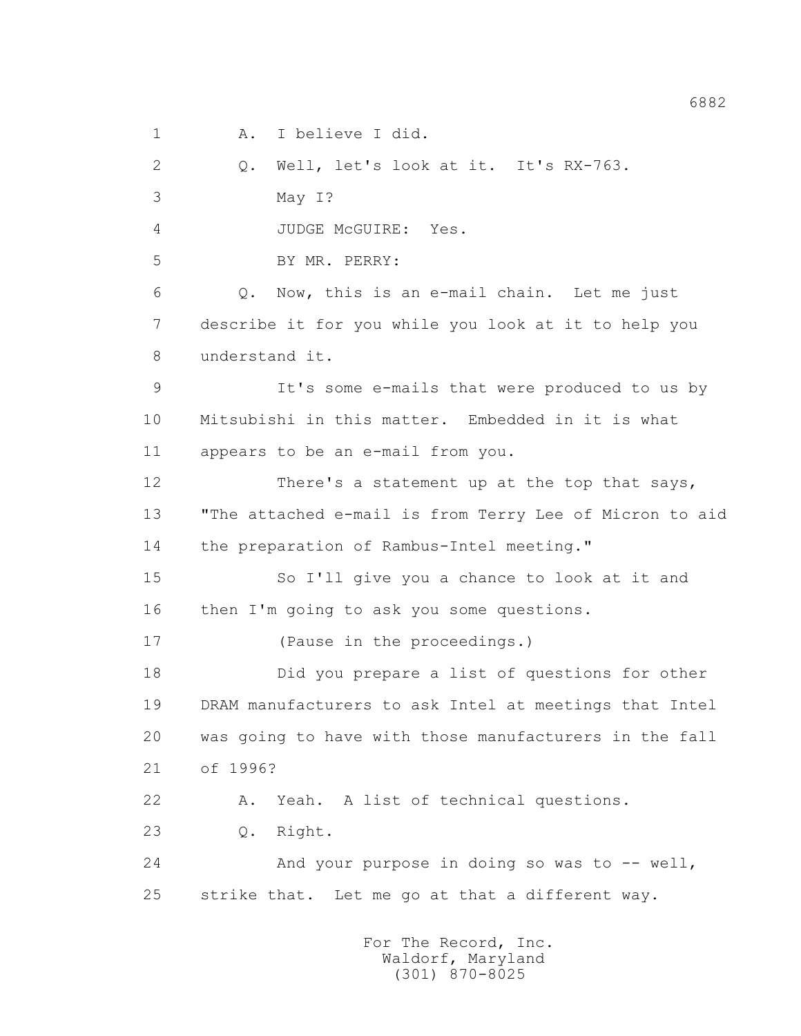1 A. I believe I did.

2 Q. Well, let's look at it. It's RX-763.

3 May I?

4 JUDGE McGUIRE: Yes.

5 BY MR. PERRY:

6 Q. Now, this is an e-mail chain. Let me just

7 describe it for you while you look at it to help you

8 understand it.

9 It's some e-mails that were produced to us by

10 Mitsubishi in this matter. Embedded in it is what

11 appears to be an e-mail from you.

12 There's a statement up at the top that says,

13 "The attached e-mail is from Terry Lee of Micron to aid

14 the preparation of Rambus-Intel meeting."

15 So I'll give you a chance to look at it and

16 then I'm going to ask you some questions.

17 (Pause in the proceedings.)

18 Did you prepare a list of questions for other

19 DRAM manufacturers to ask Intel at meetings that Intel

20 was going to have with those manufacturers in the fall

21 of 1996?

22 A. Yeah. A list of technical questions.

23 Q. Right.

24 And your purpose in doing so was to -- well,

25 strike that. Let me go at that a different way.

For The Record, Inc.
Waldorf, Maryland
(301) 870-8025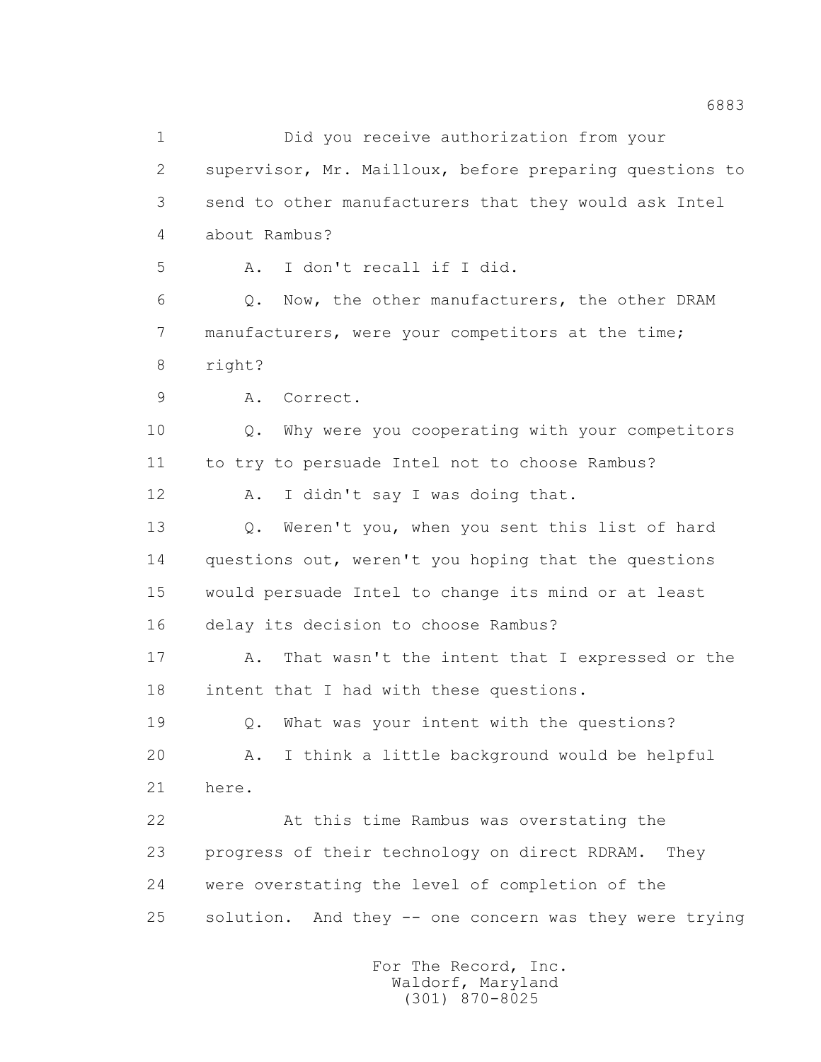1 Did you receive authorization from your
2 supervisor, Mr. Mailloux, before preparing questions to
3 send to other manufacturers that they would ask Intel
4 about Rambus?

5 A. I don't recall if I did.

6 Q. Now, the other manufacturers, the other DRAM
7 manufacturers, were your competitors at the time;
8 right?

9 A. Correct.

10 Q. Why were you cooperating with your competitors
11 to try to persuade Intel not to choose Rambus?

12 A. I didn't say I was doing that.

13 Q. Weren't you, when you sent this list of hard
14 questions out, weren't you hoping that the questions
15 would persuade Intel to change its mind or at least
16 delay its decision to choose Rambus?

17 A. That wasn't the intent that I expressed or the
18 intent that I had with these questions.

19 Q. What was your intent with the questions?

20 A. I think a little background would be helpful
21 here.

22 At this time Rambus was overstating the
23 progress of their technology on direct RDRAM. They
24 were overstating the level of completion of the
25 solution. And they -- one concern was they were trying

For The Record, Inc.
Waldorf, Maryland
(301) 870-8025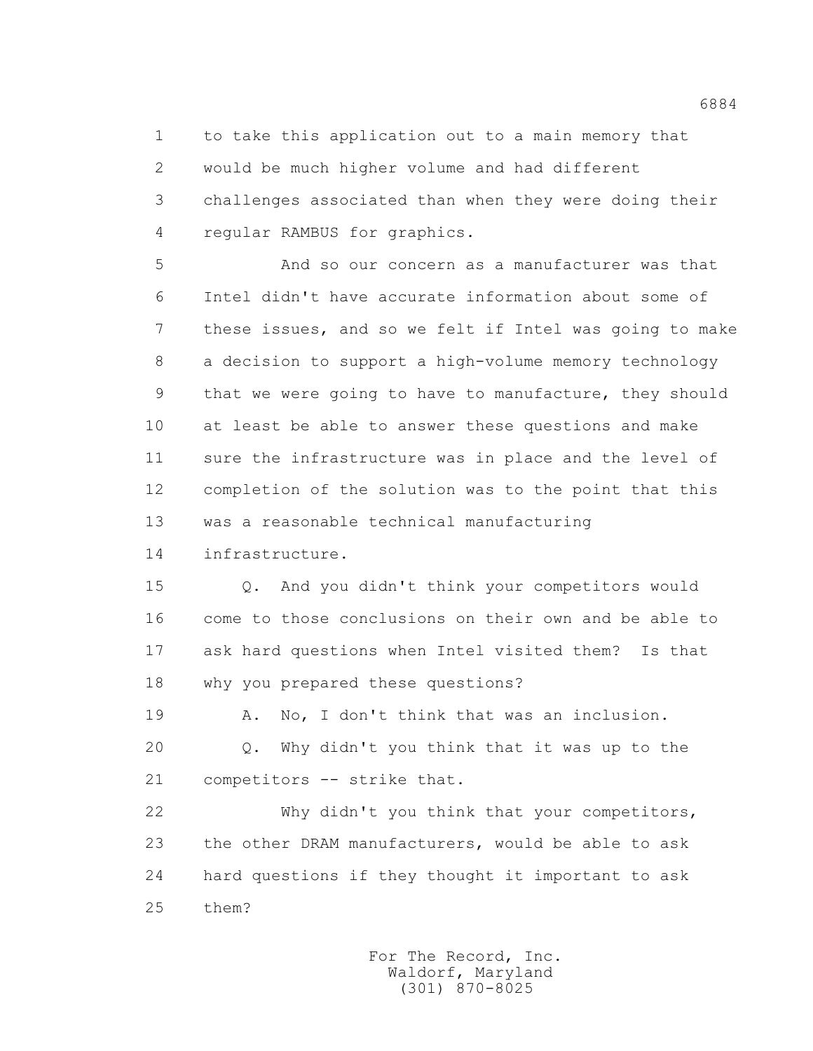to take this application out to a main memory that would be much higher volume and had different challenges associated than when they were doing their regular RAMBUS for graphics.

And so our concern as a manufacturer was that Intel didn't have accurate information about some of these issues, and so we felt if Intel was going to make a decision to support a high-volume memory technology that we were going to have to manufacture, they should at least be able to answer these questions and make sure the infrastructure was in place and the level of completion of the solution was to the point that this was a reasonable technical manufacturing infrastructure.

Q. And you didn't think your competitors would come to those conclusions on their own and be able to ask hard questions when Intel visited them? Is that why you prepared these questions?

A. No, I don't think that was an inclusion.

Q. Why didn't you think that it was up to the competitors -- strike that.

Why didn't you think that your competitors, the other DRAM manufacturers, would be able to ask hard questions if they thought it important to ask them?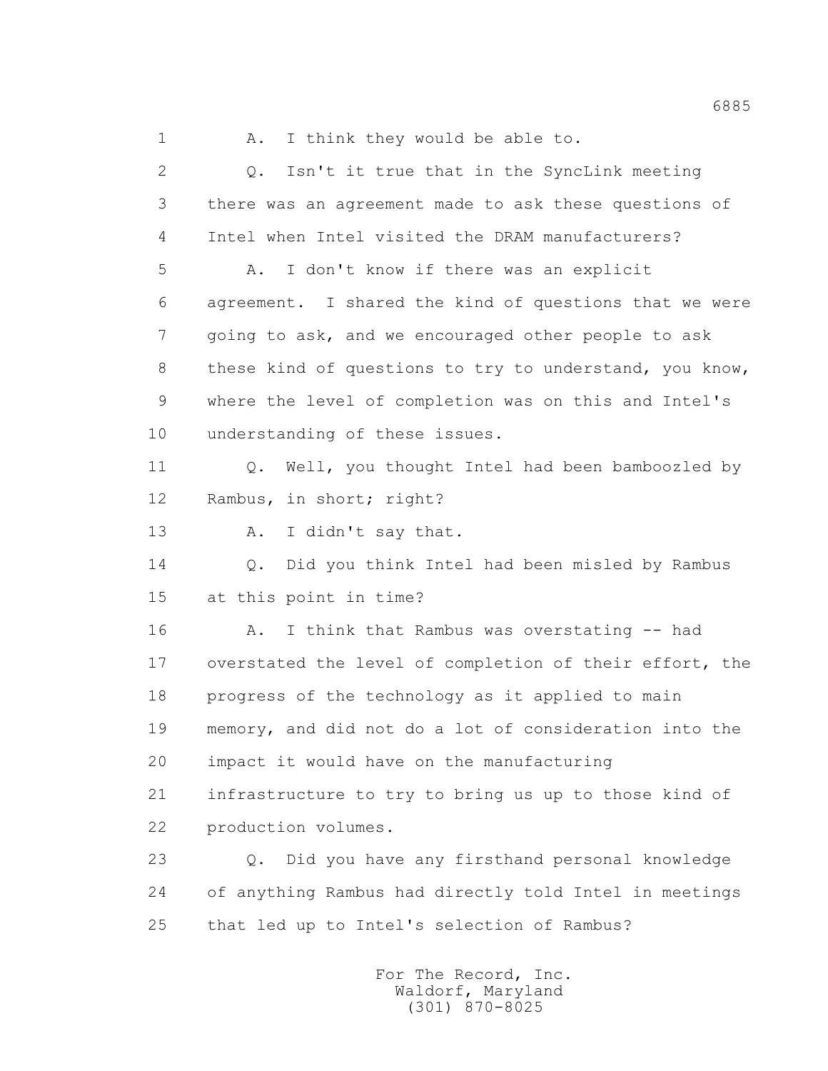1 A. I think they would be able to.

2 Q. Isn't it true that in the SyncLink meeting

3 there was an agreement made to ask these questions of

4 Intel when Intel visited the DRAM manufacturers?

5 A. I don't know if there was an explicit

6 agreement. I shared the kind of questions that we were

7 going to ask, and we encouraged other people to ask

8 these kind of questions to try to understand, you know,

9 where the level of completion was on this and Intel's

10 understanding of these issues.

11 Q. Well, you thought Intel had been bamboozled by

12 Rambus, in short; right?

13 A. I didn't say that.

14 Q. Did you think Intel had been misled by Rambus

15 at this point in time?

16 A. I think that Rambus was overstating -- had

17 overstated the level of completion of their effort, the

18 progress of the technology as it applied to main

19 memory, and did not do a lot of consideration into the

20 impact it would have on the manufacturing

21 infrastructure to try to bring us up to those kind of

22 production volumes.

23 Q. Did you have any firsthand personal knowledge

24 of anything Rambus had directly told Intel in meetings

25 that led up to Intel's selection of Rambus?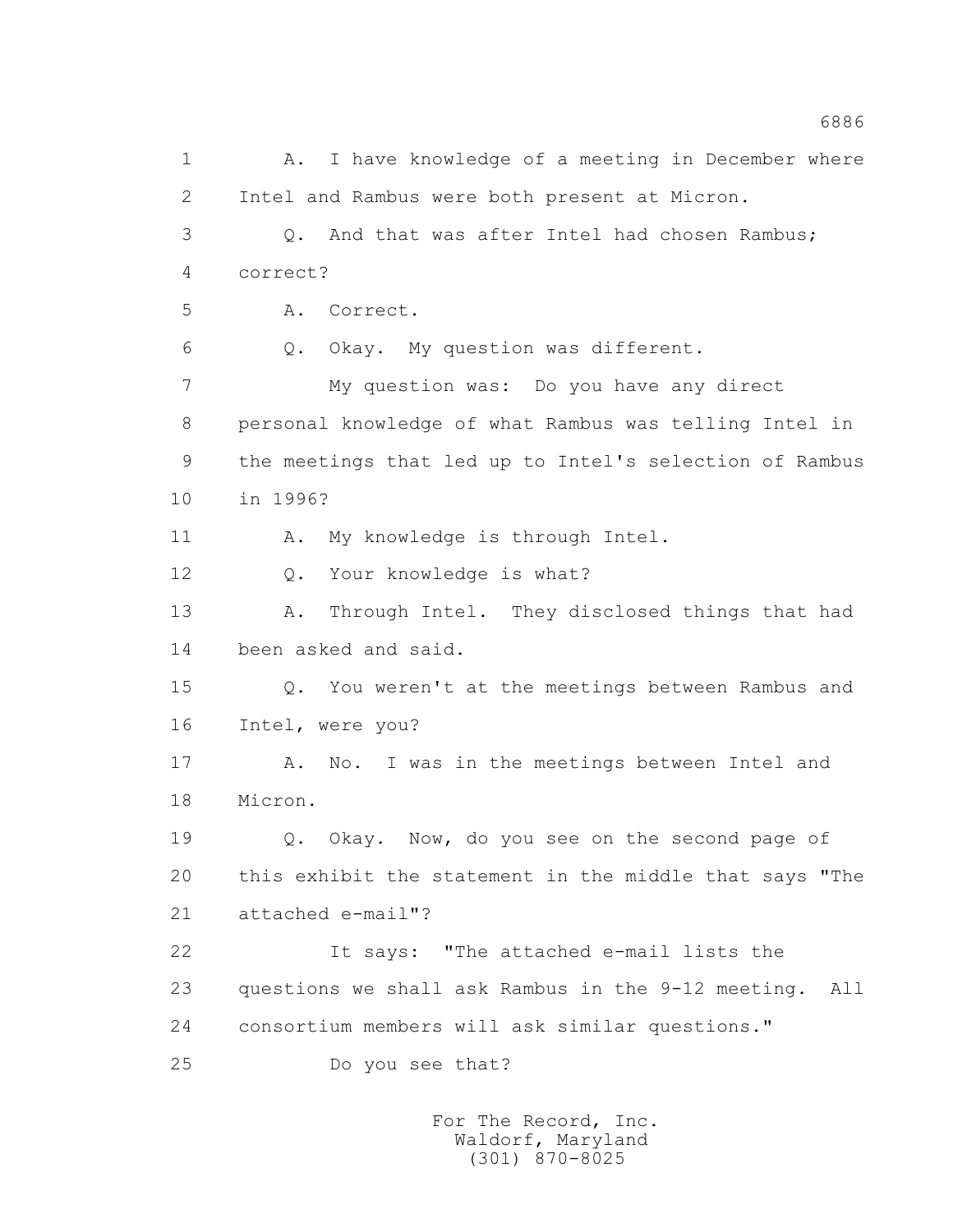1 A. I have knowledge of a meeting in December where
2 Intel and Rambus were both present at Micron.
3 Q. And that was after Intel had chosen Rambus;
4 correct?
5 A. Correct.
6 Q. Okay. My question was different.
7 My question was: Do you have any direct
8 personal knowledge of what Rambus was telling Intel in
9 the meetings that led up to Intel's selection of Rambus
10 in 1996?
11 A. My knowledge is through Intel.
12 Q. Your knowledge is what?
13 A. Through Intel. They disclosed things that had
14 been asked and said.
15 Q. You weren't at the meetings between Rambus and
16 Intel, were you?
17 A. No. I was in the meetings between Intel and
18 Micron.
19 Q. Okay. Now, do you see on the second page of
20 this exhibit the statement in the middle that says "The
21 attached e-mail"?
22 It says: "The attached e-mail lists the
23 questions we shall ask Rambus in the 9-12 meeting. All
24 consortium members will ask similar questions."
25 Do you see that?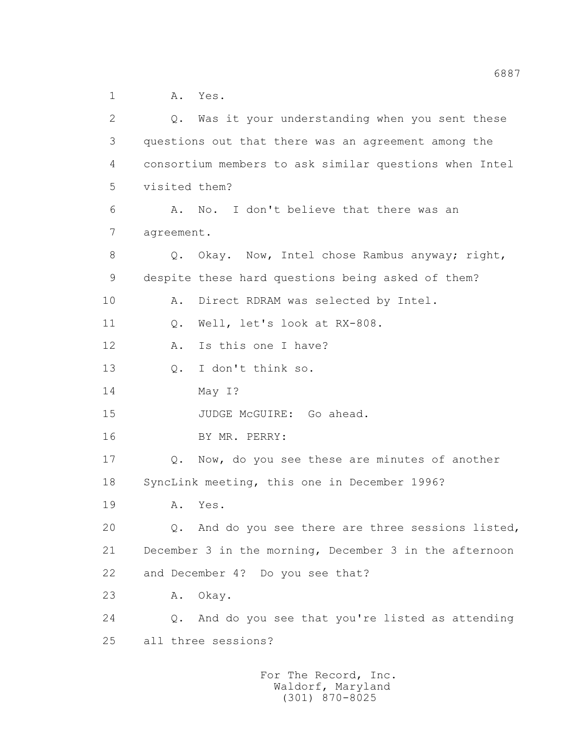1 A. Yes.

2 Q. Was it your understanding when you sent these
3 questions out that there was an agreement among the
4 consortium members to ask similar questions when Intel
5 visited them?

6 A. No. I don't believe that there was an
7 agreement.

8 Q. Okay. Now, Intel chose Rambus anyway; right,
9 despite these hard questions being asked of them?

10 A. Direct RDRAM was selected by Intel.

11 Q. Well, let's look at RX-808.

12 A. Is this one I have?

13 Q. I don't think so.

14 May I?

15 JUDGE McGUIRE: Go ahead.

16 BY MR. PERRY:

17 Q. Now, do you see these are minutes of another
18 SyncLink meeting, this one in December 1996?

19 A. Yes.

20 Q. And do you see there are three sessions listed,
21 December 3 in the morning, December 3 in the afternoon
22 and December 4? Do you see that?

23 A. Okay.

24 Q. And do you see that you're listed as attending
25 all three sessions?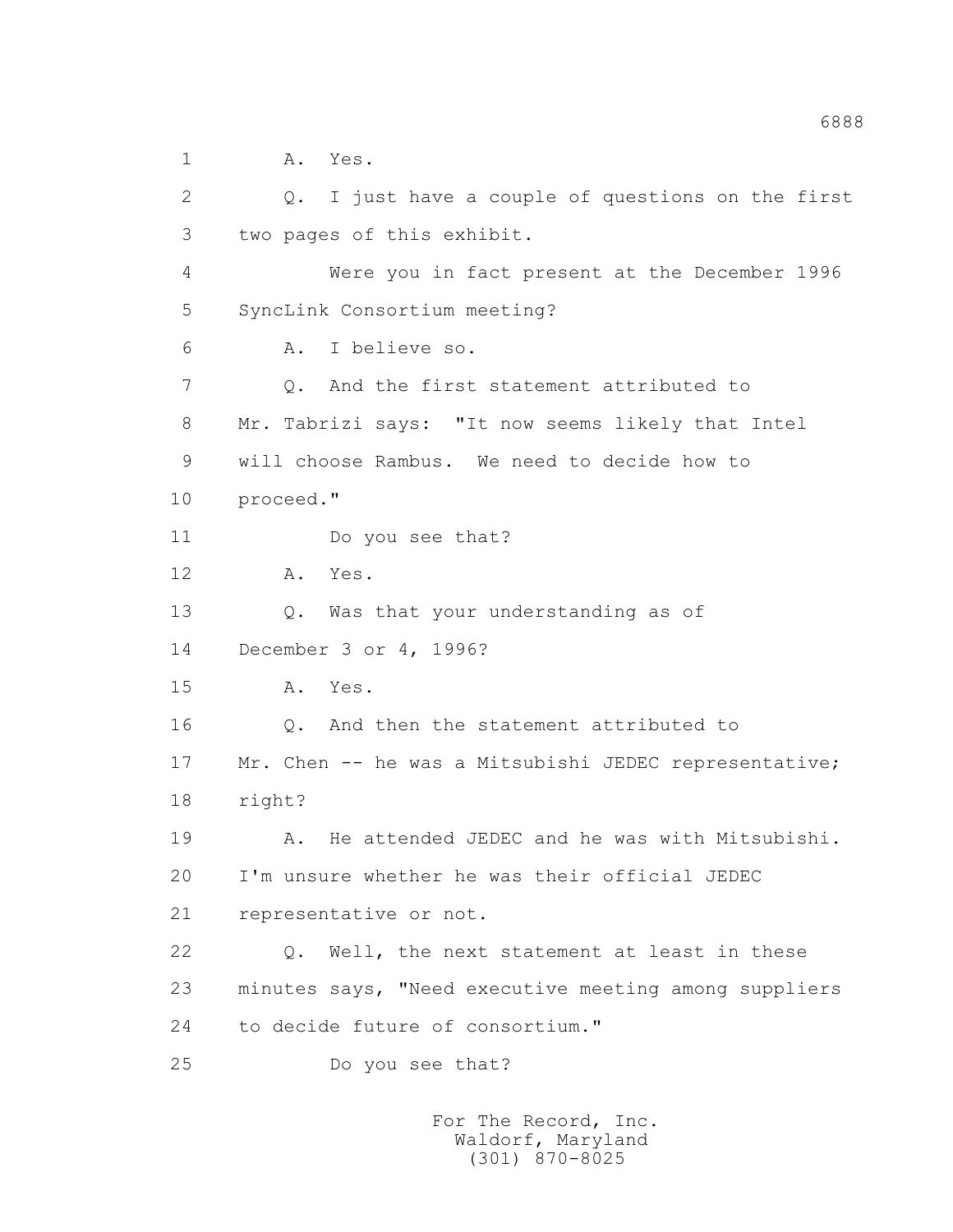1 A. Yes.

2 Q. I just have a couple of questions on the first

3 two pages of this exhibit.

4 Were you in fact present at the December 1996

5 SyncLink Consortium meeting?

6 A. I believe so.

7 Q. And the first statement attributed to

8 Mr. Tabrizi says: "It now seems likely that Intel

9 will choose Rambus. We need to decide how to

10 proceed."

11 Do you see that?

12 A. Yes.

13 Q. Was that your understanding as of

14 December 3 or 4, 1996?

15 A. Yes.

16 Q. And then the statement attributed to

17 Mr. Chen -- he was a Mitsubishi JEDEC representative;

18 right?

19 A. He attended JEDEC and he was with Mitsubishi.

20 I'm unsure whether he was their official JEDEC

21 representative or not.

22 Q. Well, the next statement at least in these

23 minutes says, "Need executive meeting among suppliers

24 to decide future of consortium."

25 Do you see that?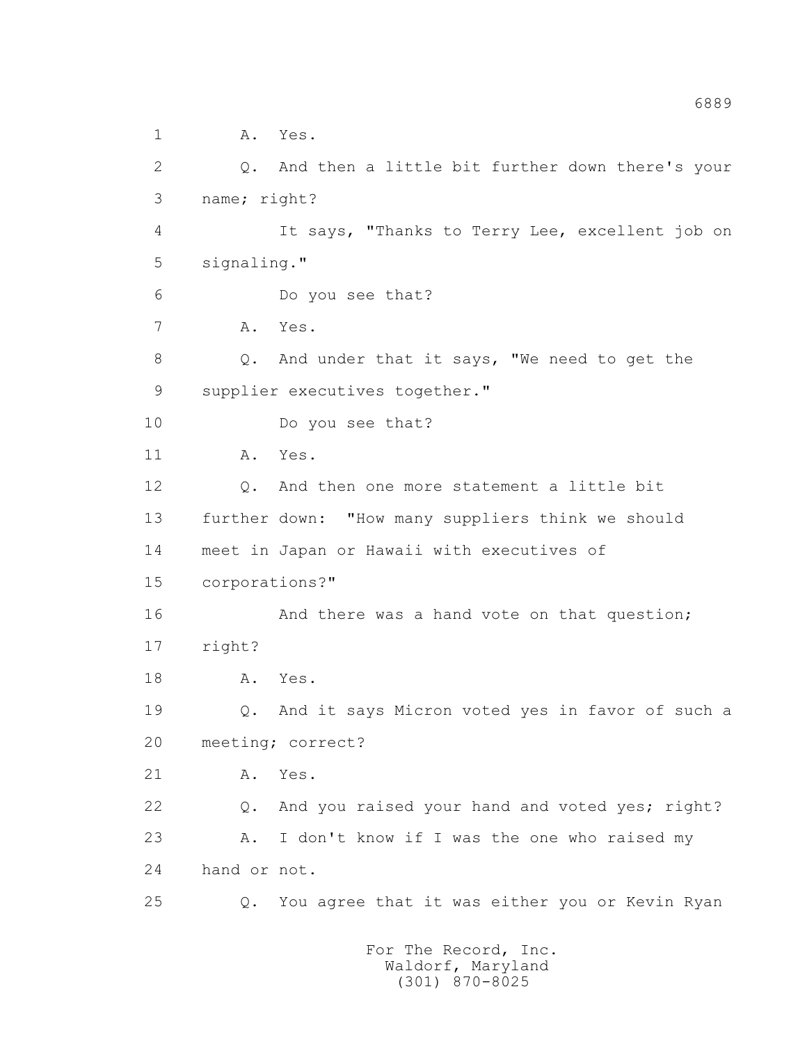1 A. Yes.

2 Q. And then a little bit further down there's your

3 name; right?

4 It says, "Thanks to Terry Lee, excellent job on

5 signaling."

6 Do you see that?

7 A. Yes.

8 Q. And under that it says, "We need to get the

9 supplier executives together."

10 Do you see that?

11 A. Yes.

12 Q. And then one more statement a little bit

13 further down: "How many suppliers think we should

14 meet in Japan or Hawaii with executives of

15 corporations?"

16 And there was a hand vote on that question;

17 right?

18 A. Yes.

19 Q. And it says Micron voted yes in favor of such a

20 meeting; correct?

21 A. Yes.

22 Q. And you raised your hand and voted yes; right?

23 A. I don't know if I was the one who raised my

24 hand or not.

25 Q. You agree that it was either you or Kevin Ryan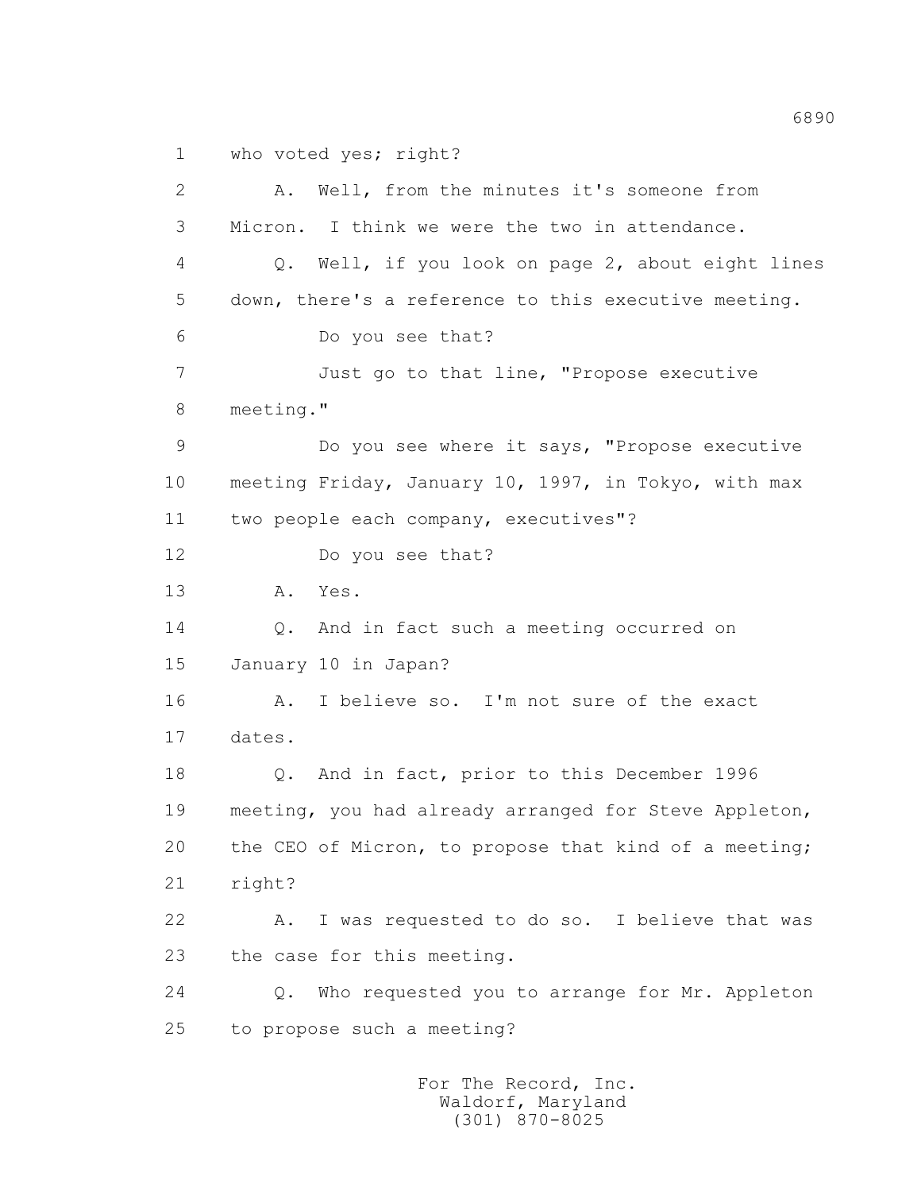1 who voted yes; right?

2 A. Well, from the minutes it's someone from

3 Micron. I think we were the two in attendance.

4 Q. Well, if you look on page 2, about eight lines

5 down, there's a reference to this executive meeting.

6 Do you see that?

7 Just go to that line, "Propose executive

8 meeting."

9 Do you see where it says, "Propose executive

10 meeting Friday, January 10, 1997, in Tokyo, with max

11 two people each company, executives"?

12 Do you see that?

13 A. Yes.

14 Q. And in fact such a meeting occurred on

15 January 10 in Japan?

16 A. I believe so. I'm not sure of the exact

17 dates.

18 Q. And in fact, prior to this December 1996

19 meeting, you had already arranged for Steve Appleton,

20 the CEO of Micron, to propose that kind of a meeting;

21 right?

22 A. I was requested to do so. I believe that was

23 the case for this meeting.

24 Q. Who requested you to arrange for Mr. Appleton

25 to propose such a meeting?

For The Record, Inc.
Waldorf, Maryland
(301) 870-8025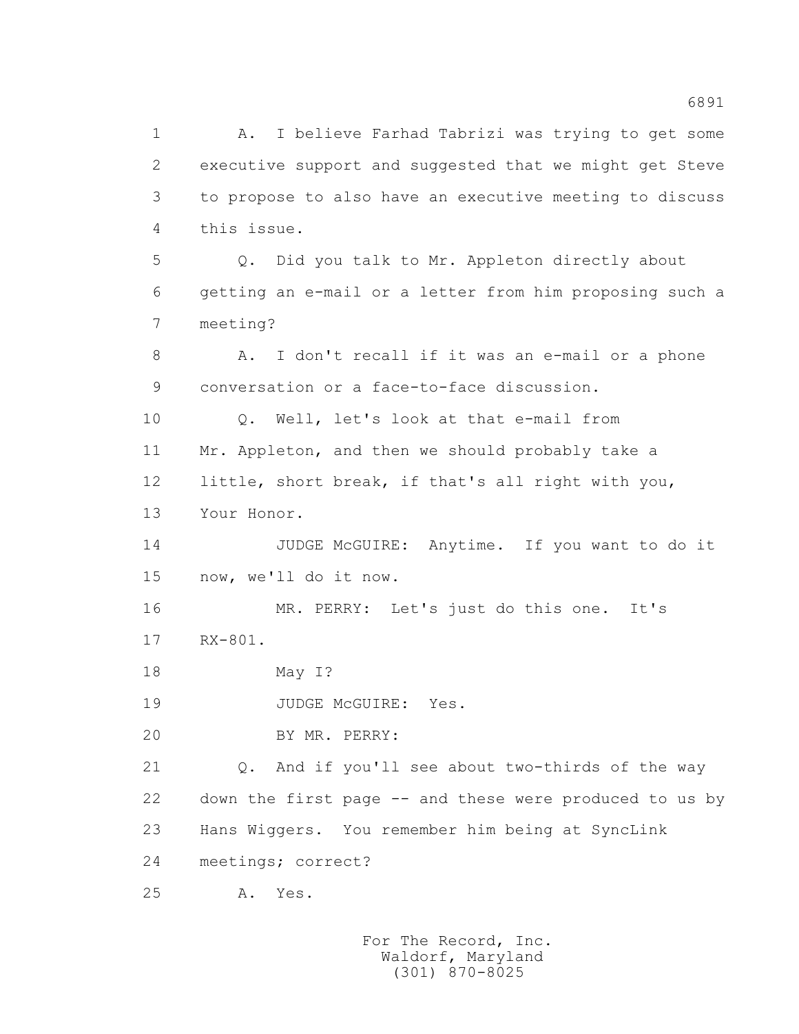1 A. I believe Farhad Tabrizi was trying to get some
2 executive support and suggested that we might get Steve
3 to propose to also have an executive meeting to discuss
4 this issue.

5 Q. Did you talk to Mr. Appleton directly about
6 getting an e-mail or a letter from him proposing such a
7 meeting?

8 A. I don't recall if it was an e-mail or a phone
9 conversation or a face-to-face discussion.

10 Q. Well, let's look at that e-mail from
11 Mr. Appleton, and then we should probably take a
12 little, short break, if that's all right with you,
13 Your Honor.

14 JUDGE McGUIRE: Anytime. If you want to do it
15 now, we'll do it now.

16 MR. PERRY: Let's just do this one. It's
17 RX-801.

18 May I?

19 JUDGE McGUIRE: Yes.

20 BY MR. PERRY:

21 Q. And if you'll see about two-thirds of the way
22 down the first page -- and these were produced to us by
23 Hans Wiggers. You remember him being at SyncLink
24 meetings; correct?

25 A. Yes.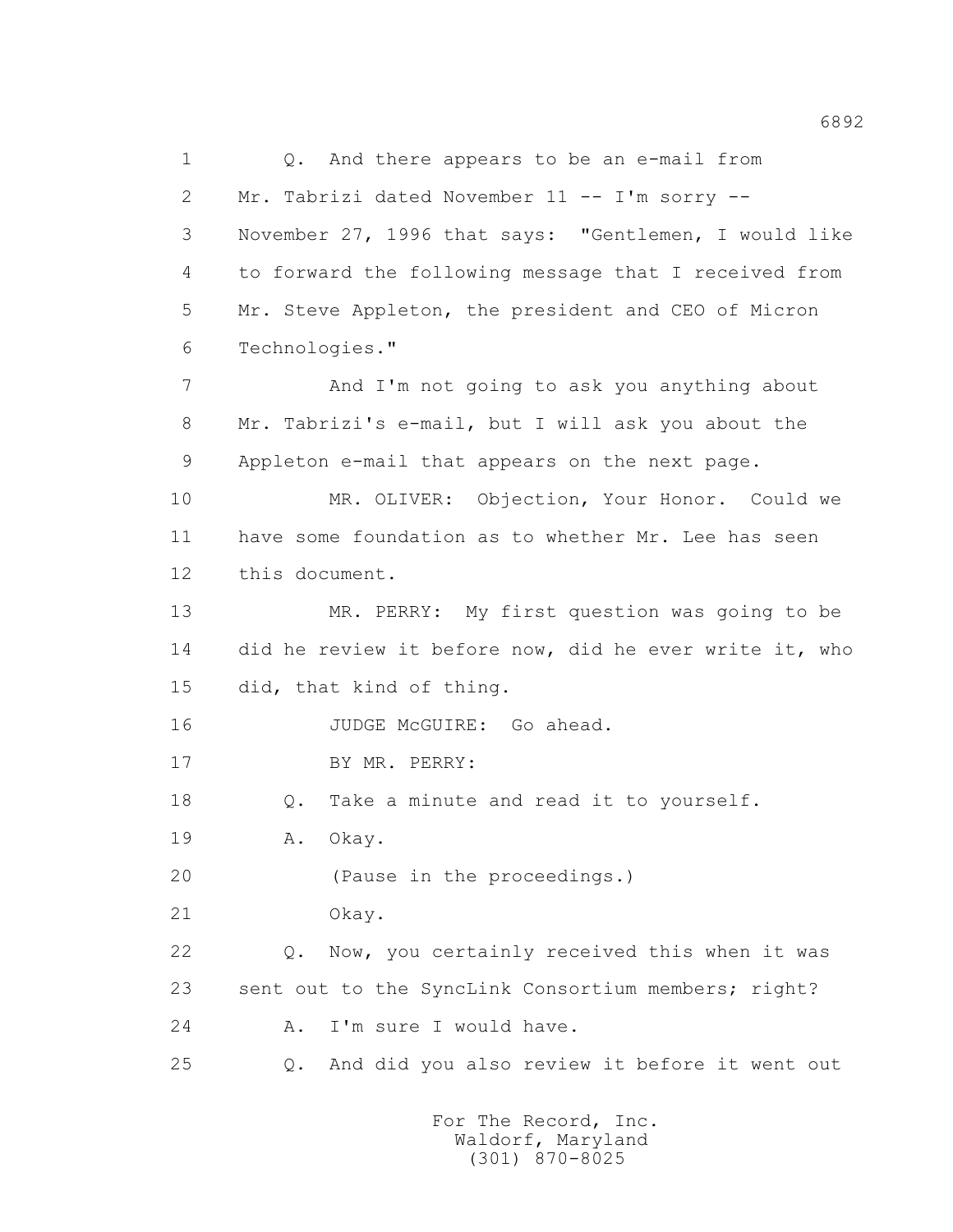1 Q. And there appears to be an e-mail from
2 Mr. Tabrizi dated November 11 -- I'm sorry --
3 November 27, 1996 that says: "Gentlemen, I would like
4 to forward the following message that I received from
5 Mr. Steve Appleton, the president and CEO of Micron
6 Technologies."
7 And I'm not going to ask you anything about
8 Mr. Tabrizi's e-mail, but I will ask you about the
9 Appleton e-mail that appears on the next page.
10 MR. OLIVER: Objection, Your Honor. Could we
11 have some foundation as to whether Mr. Lee has seen
12 this document.
13 MR. PERRY: My first question was going to be
14 did he review it before now, did he ever write it, who
15 did, that kind of thing.
16 JUDGE McGUIRE: Go ahead.
17 BY MR. PERRY:
18 Q. Take a minute and read it to yourself.
19 A. Okay.
20 (Pause in the proceedings.)
21 Okay.
22 Q. Now, you certainly received this when it was
23 sent out to the SyncLink Consortium members; right?
24 A. I'm sure I would have.
25 Q. And did you also review it before it went out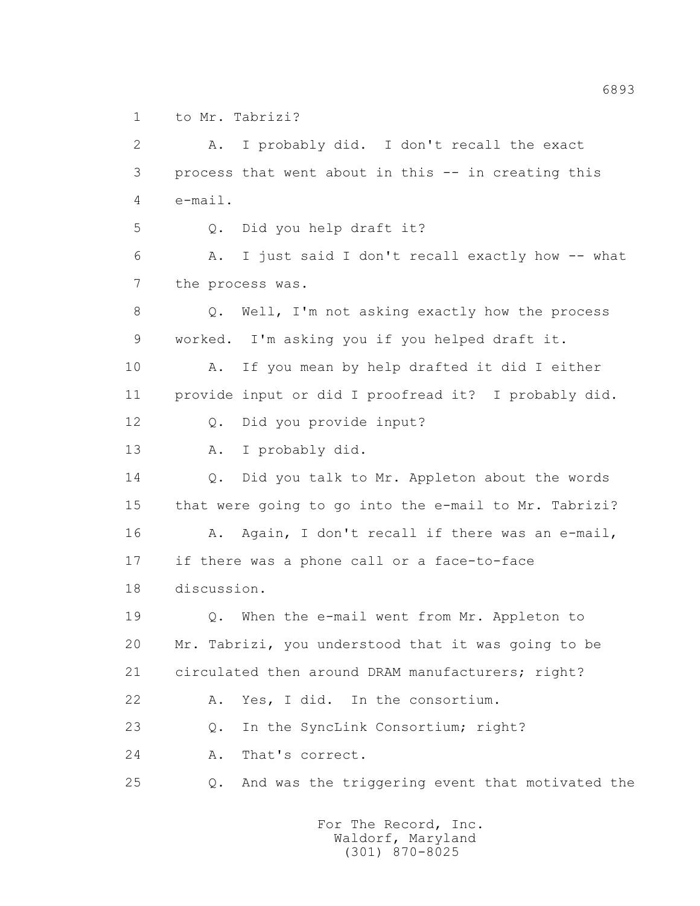1 to Mr. Tabrizi?

2 A. I probably did. I don't recall the exact

3 process that went about in this -- in creating this

4 e-mail.

5 Q. Did you help draft it?

6 A. I just said I don't recall exactly how -- what

7 the process was.

8 Q. Well, I'm not asking exactly how the process

9 worked. I'm asking you if you helped draft it.

10 A. If you mean by help drafted it did I either

11 provide input or did I proofread it? I probably did.

12 Q. Did you provide input?

13 A. I probably did.

14 Q. Did you talk to Mr. Appleton about the words

15 that were going to go into the e-mail to Mr. Tabrizi?

16 A. Again, I don't recall if there was an e-mail,

17 if there was a phone call or a face-to-face

18 discussion.

19 Q. When the e-mail went from Mr. Appleton to

20 Mr. Tabrizi, you understood that it was going to be

21 circulated then around DRAM manufacturers; right?

22 A. Yes, I did. In the consortium.

23 Q. In the SyncLink Consortium; right?

24 A. That's correct.

25 Q. And was the triggering event that motivated the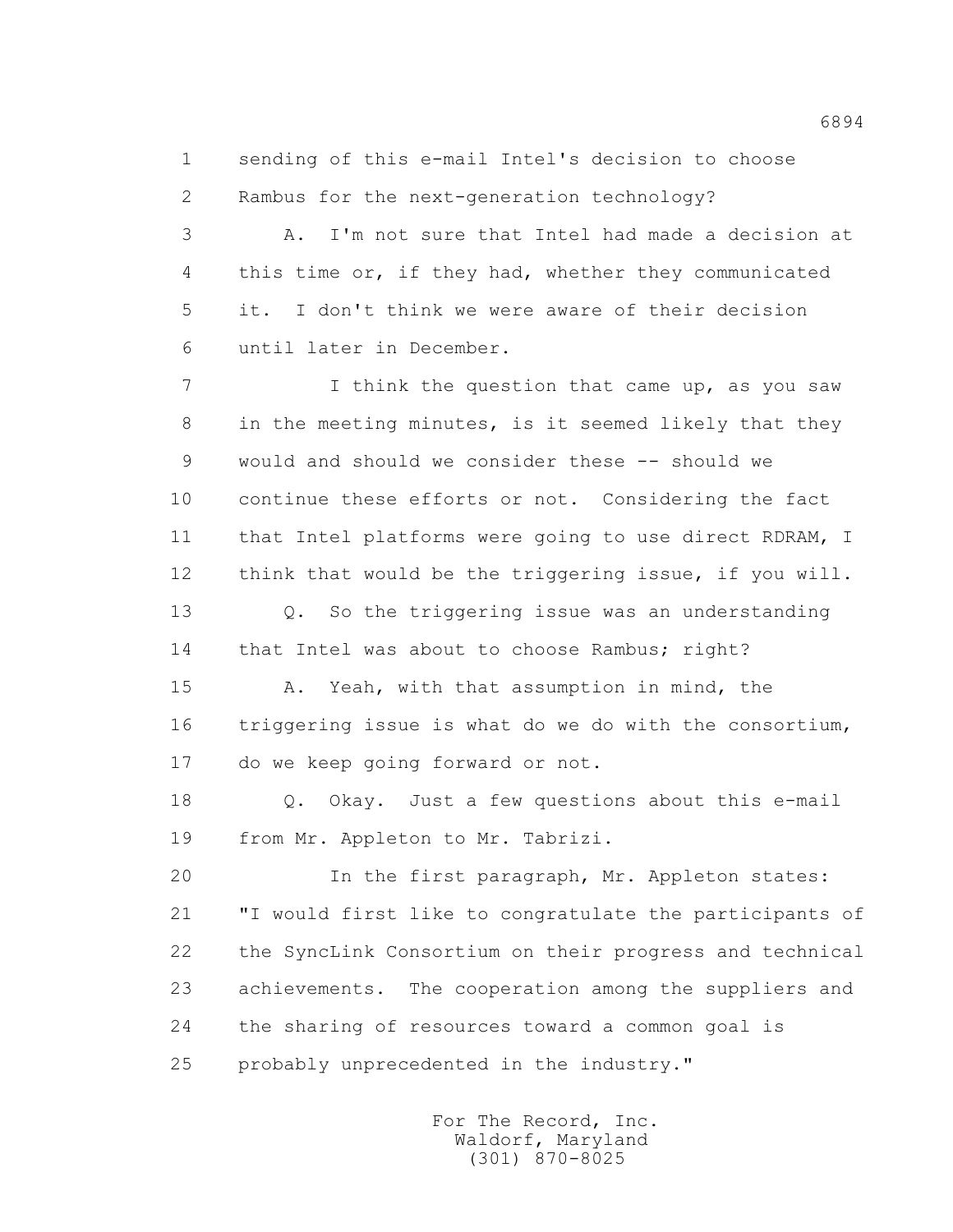1 sending of this e-mail Intel's decision to choose
2 Rambus for the next-generation technology?

3 A. I'm not sure that Intel had made a decision at
4 this time or, if they had, whether they communicated
5 it. I don't think we were aware of their decision
6 until later in December.

7 I think the question that came up, as you saw
8 in the meeting minutes, is it seemed likely that they
9 would and should we consider these -- should we
10 continue these efforts or not. Considering the fact
11 that Intel platforms were going to use direct RDRAM, I
12 think that would be the triggering issue, if you will.

13 Q. So the triggering issue was an understanding
14 that Intel was about to choose Rambus; right?

15 A. Yeah, with that assumption in mind, the
16 triggering issue is what do we do with the consortium,
17 do we keep going forward or not.

18 Q. Okay. Just a few questions about this e-mail
19 from Mr. Appleton to Mr. Tabrizi.

20 In the first paragraph, Mr. Appleton states:
21 "I would first like to congratulate the participants of
22 the SyncLink Consortium on their progress and technical
23 achievements. The cooperation among the suppliers and
24 the sharing of resources toward a common goal is
25 probably unprecedented in the industry."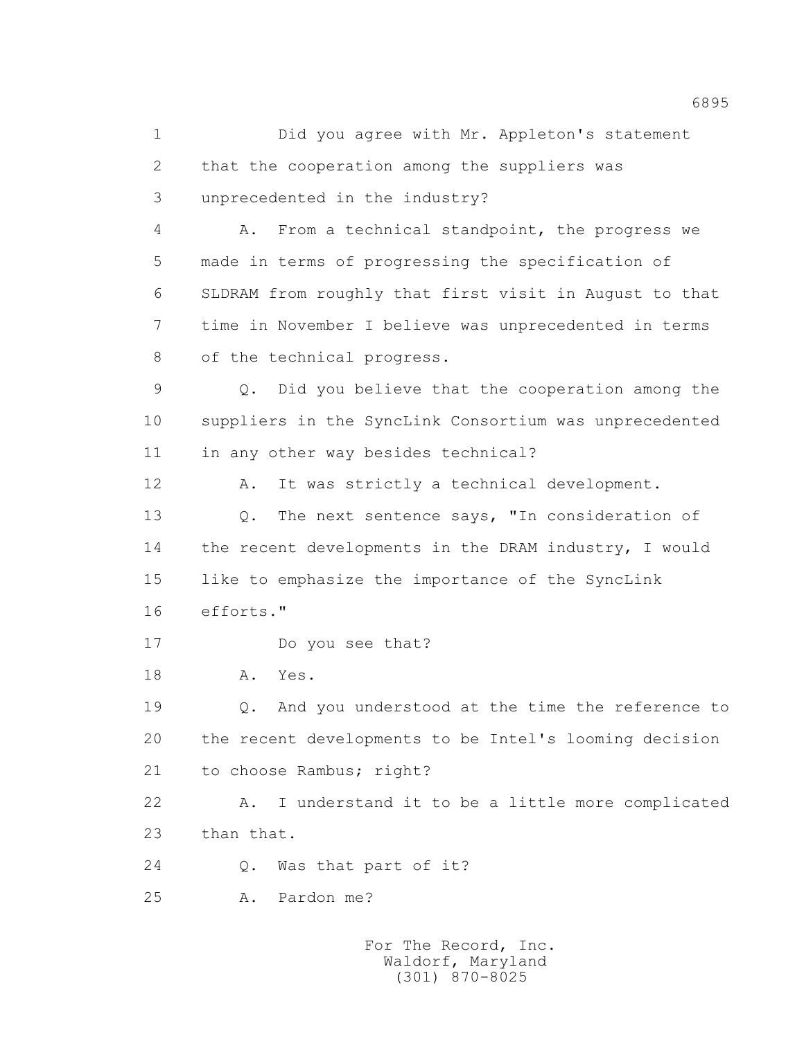1 Did you agree with Mr. Appleton's statement
2 that the cooperation among the suppliers was
3 unprecedented in the industry?
4 A. From a technical standpoint, the progress we
5 made in terms of progressing the specification of
6 SLDRAM from roughly that first visit in August to that
7 time in November I believe was unprecedented in terms
8 of the technical progress.
9 Q. Did you believe that the cooperation among the
10 suppliers in the SyncLink Consortium was unprecedented
11 in any other way besides technical?
12 A. It was strictly a technical development.
13 Q. The next sentence says, "In consideration of
14 the recent developments in the DRAM industry, I would
15 like to emphasize the importance of the SyncLink
16 efforts."
17 Do you see that?
18 A. Yes.
19 Q. And you understood at the time the reference to
20 the recent developments to be Intel's looming decision
21 to choose Rambus; right?
22 A. I understand it to be a little more complicated
23 than that.
24 Q. Was that part of it?
25 A. Pardon me?

For The Record, Inc.
Waldorf, Maryland
(301) 870-8025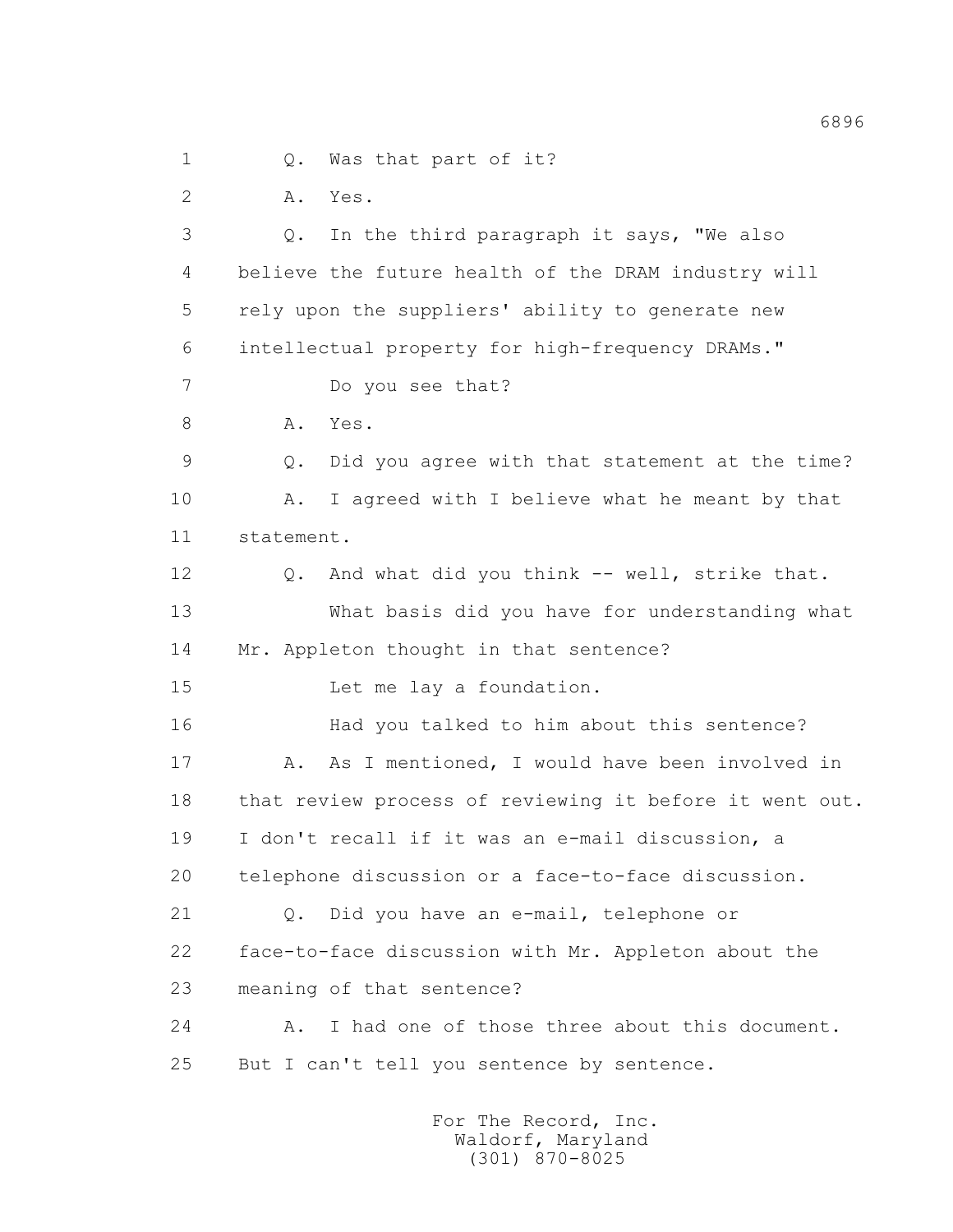1 Q. Was that part of it?

2 A. Yes.

3 Q. In the third paragraph it says, "We also

4 believe the future health of the DRAM industry will

5 rely upon the suppliers' ability to generate new

6 intellectual property for high-frequency DRAMs."

7 Do you see that?

8 A. Yes.

9 Q. Did you agree with that statement at the time?

10 A. I agreed with I believe what he meant by that

11 statement.

12 Q. And what did you think -- well, strike that.

13 What basis did you have for understanding what

14 Mr. Appleton thought in that sentence?

15 Let me lay a foundation.

16 Had you talked to him about this sentence?

17 A. As I mentioned, I would have been involved in

18 that review process of reviewing it before it went out.

19 I don't recall if it was an e-mail discussion, a

20 telephone discussion or a face-to-face discussion.

21 Q. Did you have an e-mail, telephone or

22 face-to-face discussion with Mr. Appleton about the

23 meaning of that sentence?

24 A. I had one of those three about this document.

25 But I can't tell you sentence by sentence.

For The Record, Inc.
Waldorf, Maryland
(301) 870-8025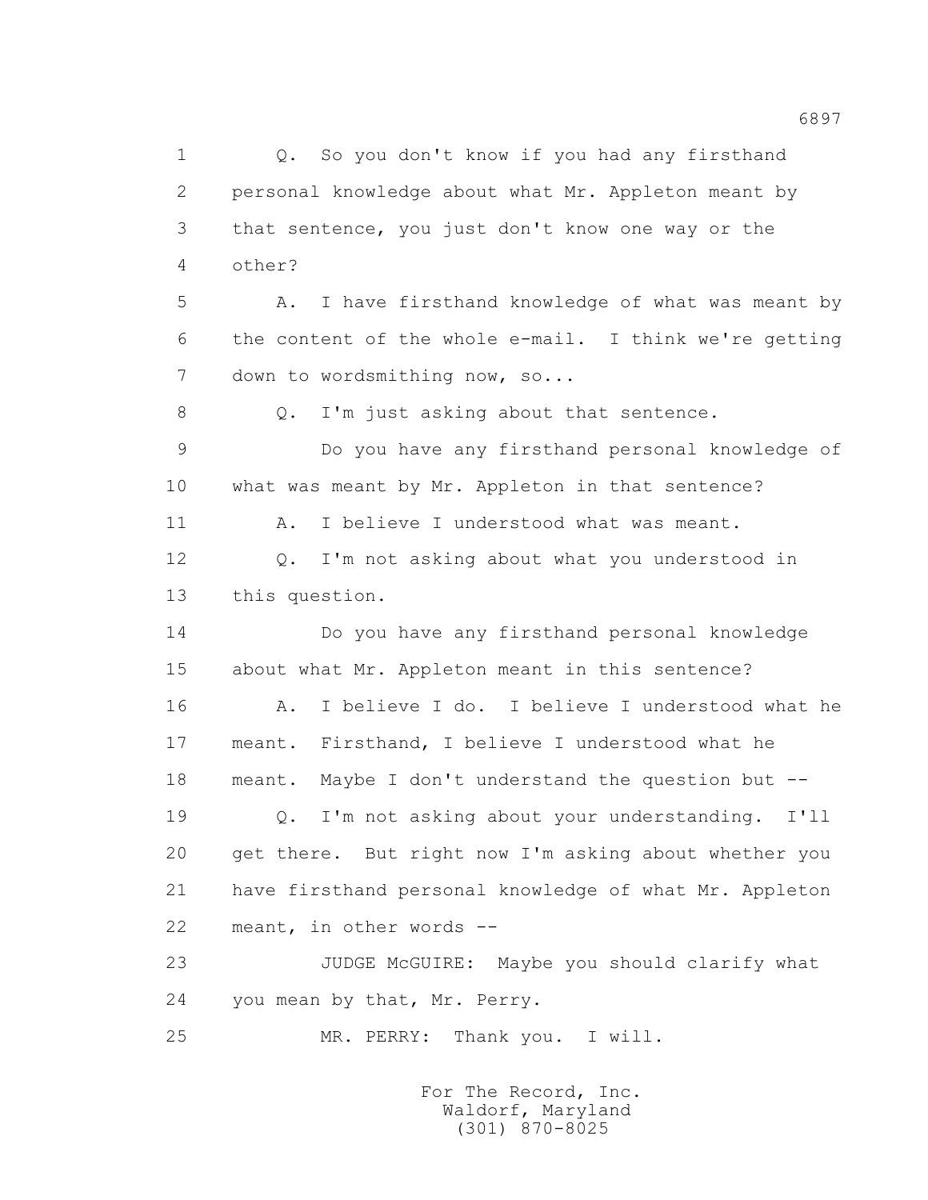1 Q. So you don't know if you had any firsthand
2 personal knowledge about what Mr. Appleton meant by
3 that sentence, you just don't know one way or the
4 other?

5 A. I have firsthand knowledge of what was meant by
6 the content of the whole e-mail. I think we're getting
7 down to wordsmithing now, so...

8 Q. I'm just asking about that sentence.

9 Do you have any firsthand personal knowledge of
10 what was meant by Mr. Appleton in that sentence?

11 A. I believe I understood what was meant.

12 Q. I'm not asking about what you understood in
13 this question.

14 Do you have any firsthand personal knowledge
15 about what Mr. Appleton meant in this sentence?

16 A. I believe I do. I believe I understood what he
17 meant. Firsthand, I believe I understood what he
18 meant. Maybe I don't understand the question but --

19 Q. I'm not asking about your understanding. I'll
20 get there. But right now I'm asking about whether you
21 have firsthand personal knowledge of what Mr. Appleton
22 meant, in other words --

23 JUDGE McGUIRE: Maybe you should clarify what
24 you mean by that, Mr. Perry.

25 MR. PERRY: Thank you. I will.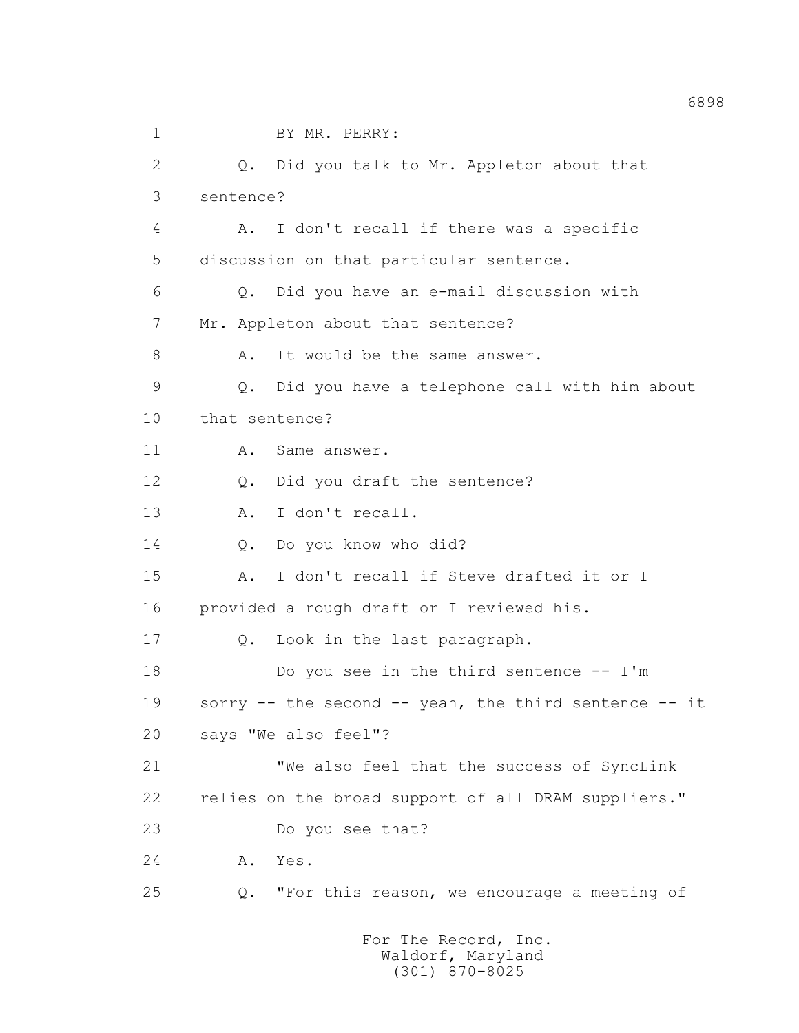BY MR. PERRY:

Q. Did you talk to Mr. Appleton about that sentence?

A. I don't recall if there was a specific discussion on that particular sentence.

Q. Did you have an e-mail discussion with Mr. Appleton about that sentence?

A. It would be the same answer.

Q. Did you have a telephone call with him about that sentence?

A. Same answer.

Q. Did you draft the sentence?

A. I don't recall.

Q. Do you know who did?

A. I don't recall if Steve drafted it or I provided a rough draft or I reviewed his.

Q. Look in the last paragraph.

Do you see in the third sentence -- I'm sorry -- the second -- yeah, the third sentence -- it says "We also feel"?

"We also feel that the success of SyncLink relies on the broad support of all DRAM suppliers."

Do you see that?

A. Yes.

Q. "For this reason, we encourage a meeting of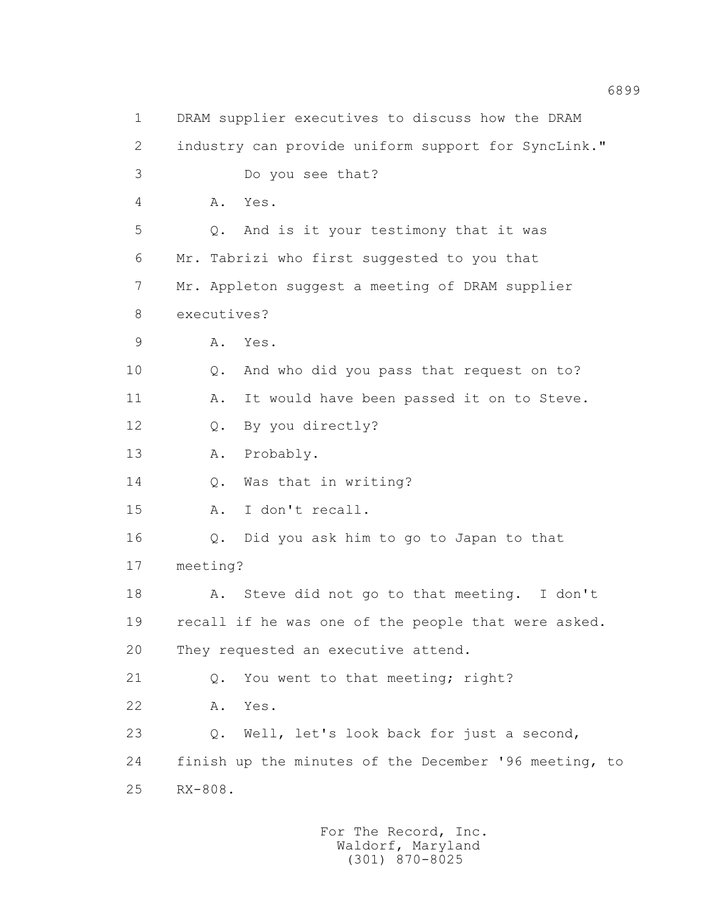1 DRAM supplier executives to discuss how the DRAM
2 industry can provide uniform support for SyncLink."
3 Do you see that?
4 A. Yes.
5 Q. And is it your testimony that it was
6 Mr. Tabrizi who first suggested to you that
7 Mr. Appleton suggest a meeting of DRAM supplier
8 executives?
9 A. Yes.
10 Q. And who did you pass that request on to?
11 A. It would have been passed it on to Steve.
12 Q. By you directly?
13 A. Probably.
14 Q. Was that in writing?
15 A. I don't recall.
16 Q. Did you ask him to go to Japan to that
17 meeting?
18 A. Steve did not go to that meeting. I don't
19 recall if he was one of the people that were asked.
20 They requested an executive attend.
21 Q. You went to that meeting; right?
22 A. Yes.
23 Q. Well, let's look back for just a second,
24 finish up the minutes of the December '96 meeting, to
25 RX-808.

For The Record, Inc.
Waldorf, Maryland
(301) 870-8025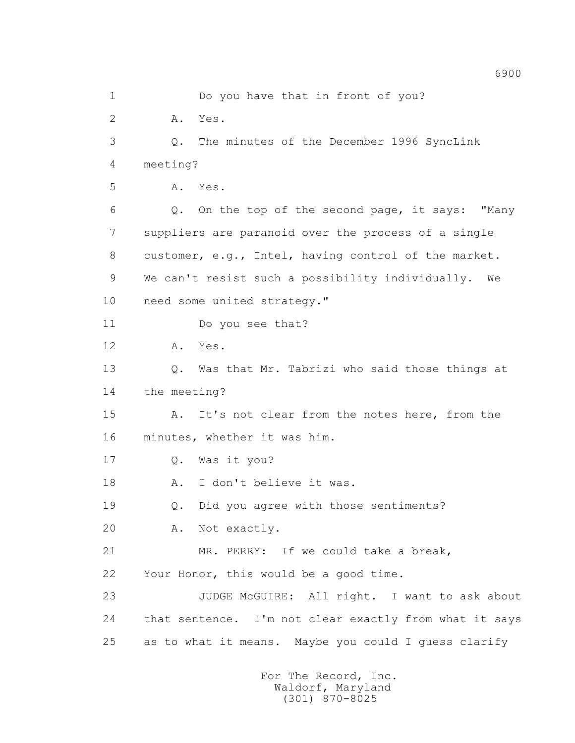1 Do you have that in front of you?

2 A. Yes.

3 Q. The minutes of the December 1996 SyncLink

4 meeting?

5 A. Yes.

6 Q. On the top of the second page, it says: "Many

7 suppliers are paranoid over the process of a single

8 customer, e.g., Intel, having control of the market.

9 We can't resist such a possibility individually. We

10 need some united strategy."

11 Do you see that?

12 A. Yes.

13 Q. Was that Mr. Tabrizi who said those things at

14 the meeting?

15 A. It's not clear from the notes here, from the

16 minutes, whether it was him.

17 Q. Was it you?

18 A. I don't believe it was.

19 Q. Did you agree with those sentiments?

20 A. Not exactly.

21 MR. PERRY: If we could take a break,

22 Your Honor, this would be a good time.

23 JUDGE McGUIRE: All right. I want to ask about

24 that sentence. I'm not clear exactly from what it says

25 as to what it means. Maybe you could I guess clarify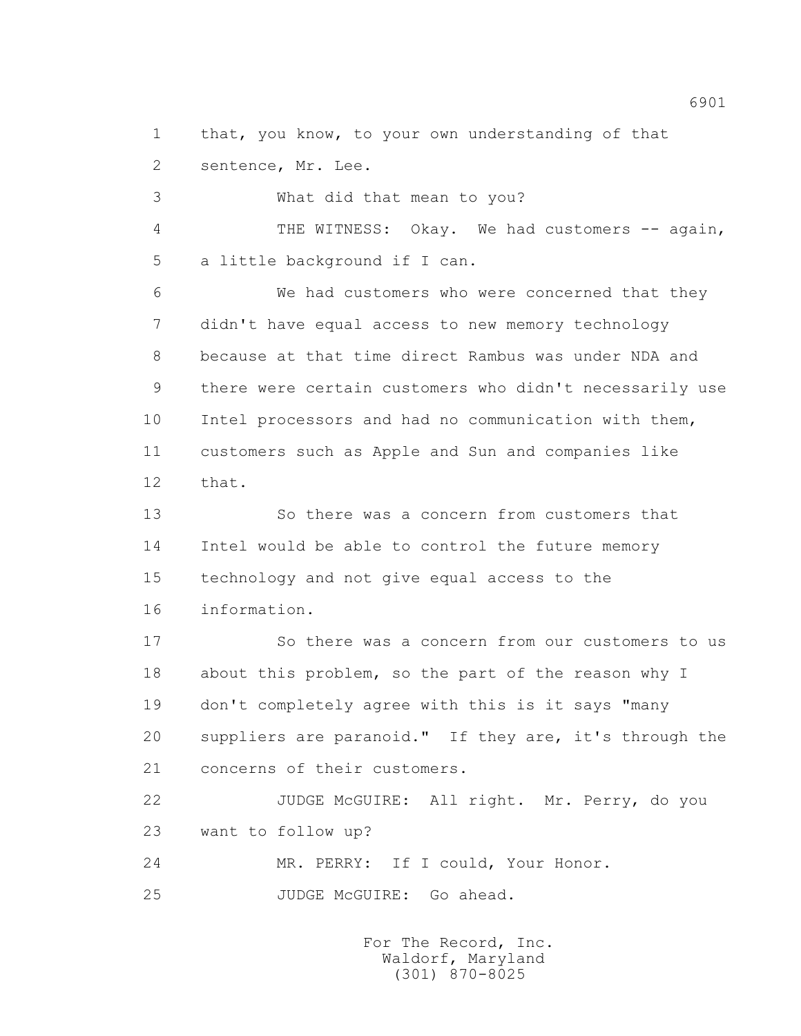that, you know, to your own understanding of that sentence, Mr. Lee.

What did that mean to you?

THE WITNESS: Okay. We had customers -- again, a little background if I can.

We had customers who were concerned that they didn't have equal access to new memory technology because at that time direct Rambus was under NDA and there were certain customers who didn't necessarily use Intel processors and had no communication with them, customers such as Apple and Sun and companies like that.

So there was a concern from customers that Intel would be able to control the future memory technology and not give equal access to the information.

So there was a concern from our customers to us about this problem, so the part of the reason why I don't completely agree with this is it says "many suppliers are paranoid." If they are, it's through the concerns of their customers.

JUDGE McGUIRE: All right. Mr. Perry, do you want to follow up?

MR. PERRY: If I could, Your Honor.

JUDGE McGUIRE: Go ahead.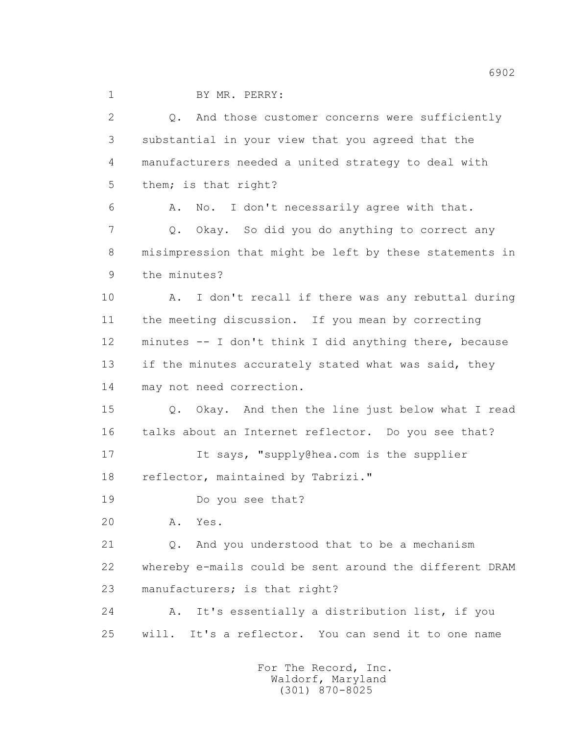1 BY MR. PERRY:

2 Q. And those customer concerns were sufficiently

3 substantial in your view that you agreed that the

4 manufacturers needed a united strategy to deal with

5 them; is that right?

6 A. No. I don't necessarily agree with that.

7 Q. Okay. So did you do anything to correct any

8 misimpression that might be left by these statements in

9 the minutes?

10 A. I don't recall if there was any rebuttal during

11 the meeting discussion. If you mean by correcting

12 minutes -- I don't think I did anything there, because

13 if the minutes accurately stated what was said, they

14 may not need correction.

15 Q. Okay. And then the line just below what I read

16 talks about an Internet reflector. Do you see that?

17 It says, "supply@hea.com is the supplier

18 reflector, maintained by Tabrizi."

19 Do you see that?

20 A. Yes.

21 Q. And you understood that to be a mechanism

22 whereby e-mails could be sent around the different DRAM

23 manufacturers; is that right?

24 A. It's essentially a distribution list, if you

25 will. It's a reflector. You can send it to one name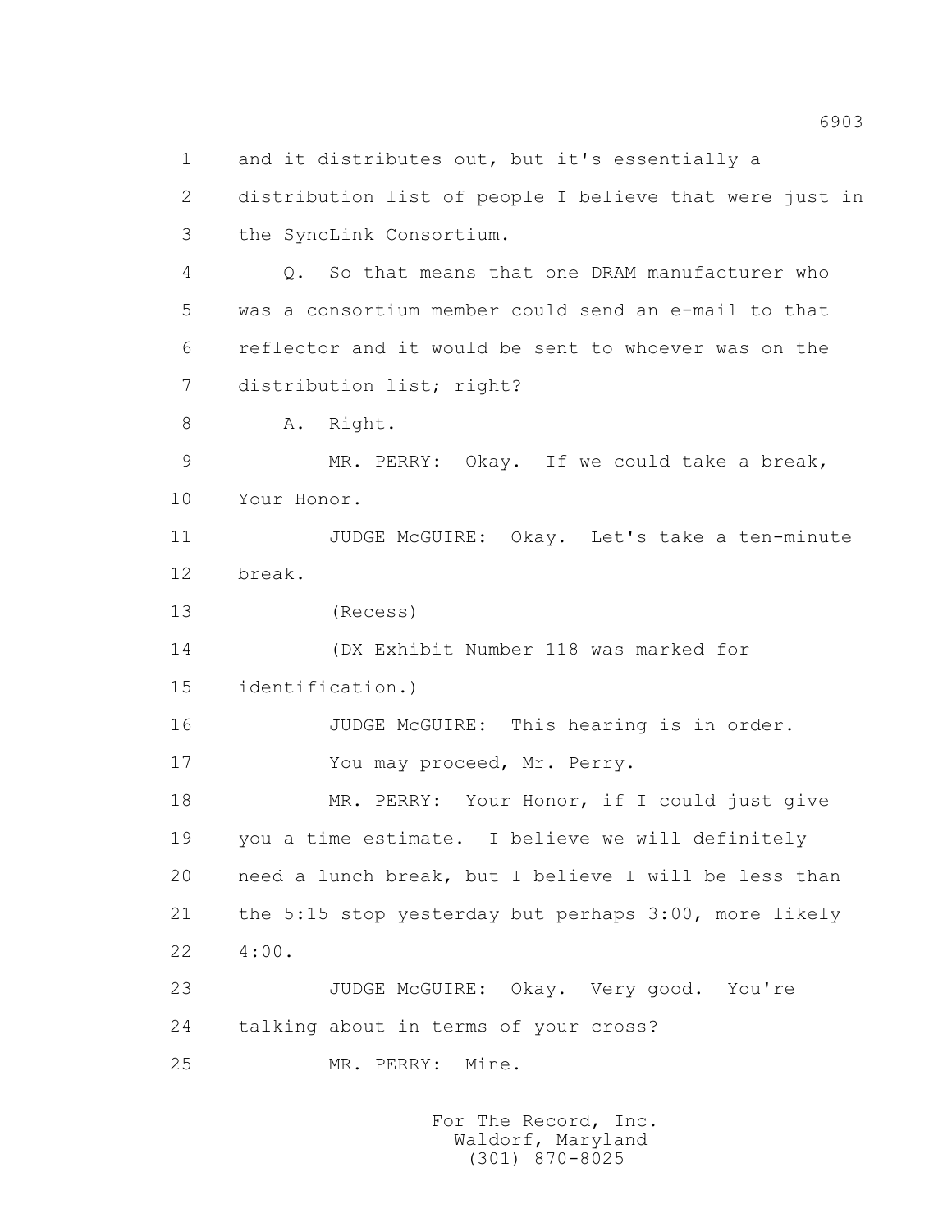1 and it distributes out, but it's essentially a
2 distribution list of people I believe that were just in
3 the SyncLink Consortium.
4 Q. So that means that one DRAM manufacturer who
5 was a consortium member could send an e-mail to that
6 reflector and it would be sent to whoever was on the
7 distribution list; right?
8 A. Right.
9 MR. PERRY: Okay. If we could take a break,
10 Your Honor.
11 JUDGE McGUIRE: Okay. Let's take a ten-minute
12 break.
13 (Recess)
14 (DX Exhibit Number 118 was marked for
15 identification.)
16 JUDGE McGUIRE: This hearing is in order.
17 You may proceed, Mr. Perry.
18 MR. PERRY: Your Honor, if I could just give
19 you a time estimate. I believe we will definitely
20 need a lunch break, but I believe I will be less than
21 the 5:15 stop yesterday but perhaps 3:00, more likely
22 4:00.
23 JUDGE McGUIRE: Okay. Very good. You're
24 talking about in terms of your cross?
25 MR. PERRY: Mine.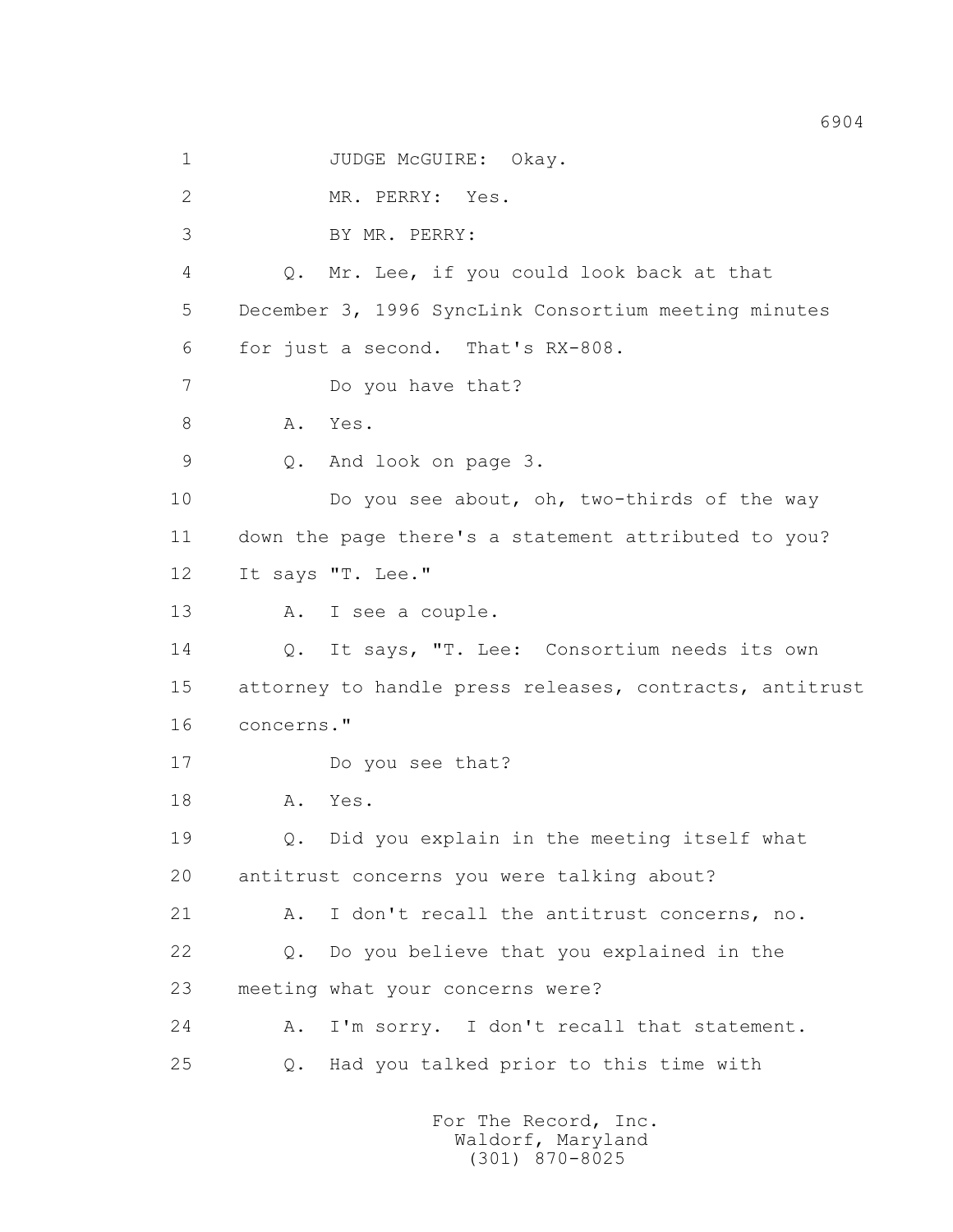1 JUDGE McGUIRE: Okay.

2 MR. PERRY: Yes.

3 BY MR. PERRY:

4 Q. Mr. Lee, if you could look back at that

5 December 3, 1996 SyncLink Consortium meeting minutes

6 for just a second. That's RX-808.

7 Do you have that?

8 A. Yes.

9 Q. And look on page 3.

10 Do you see about, oh, two-thirds of the way

11 down the page there's a statement attributed to you?

12 It says "T. Lee."

13 A. I see a couple.

14 Q. It says, "T. Lee: Consortium needs its own

15 attorney to handle press releases, contracts, antitrust

16 concerns."

17 Do you see that?

18 A. Yes.

19 Q. Did you explain in the meeting itself what

20 antitrust concerns you were talking about?

21 A. I don't recall the antitrust concerns, no.

22 Q. Do you believe that you explained in the

23 meeting what your concerns were?

24 A. I'm sorry. I don't recall that statement.

25 Q. Had you talked prior to this time with

For The Record, Inc.
Waldorf, Maryland
(301) 870-8025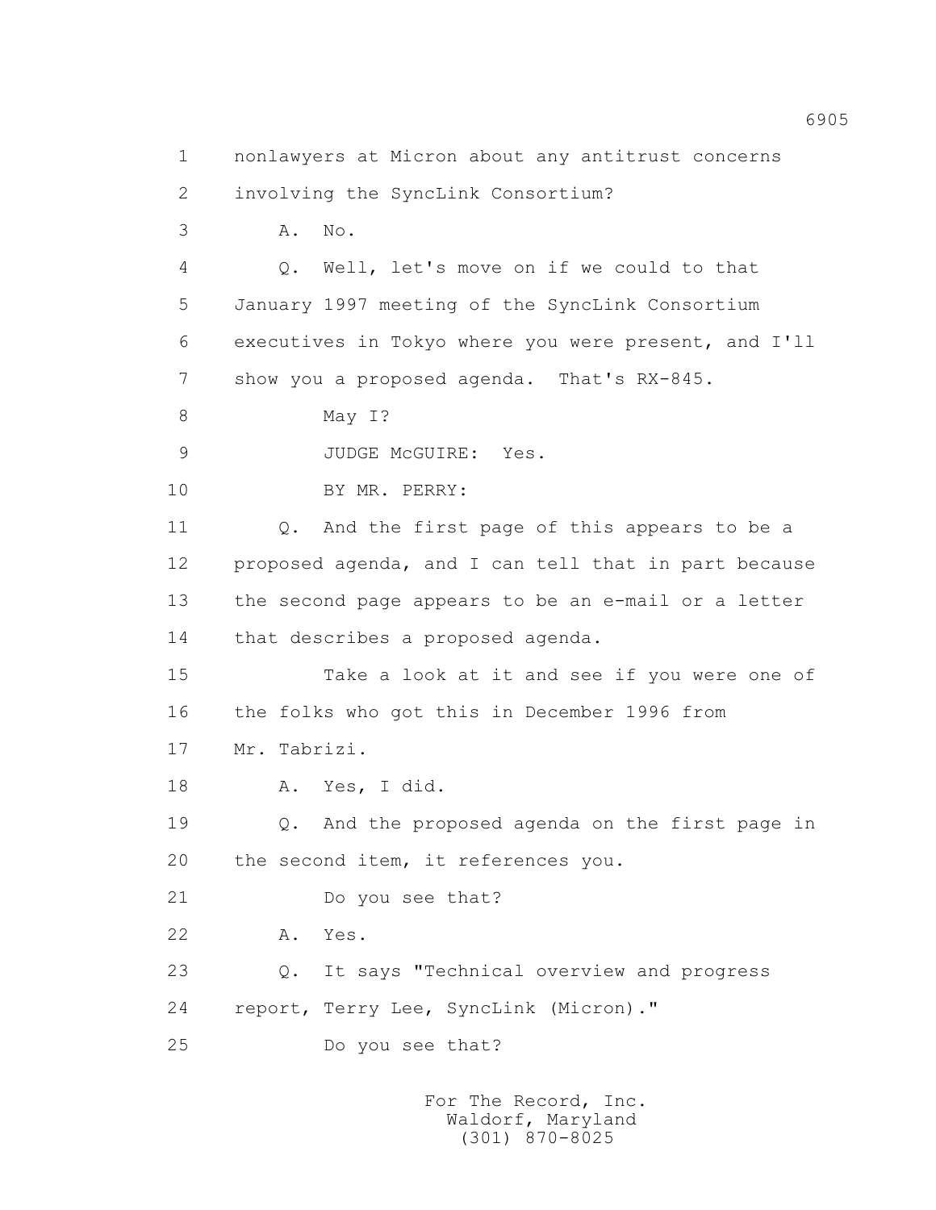1 nonlawyers at Micron about any antitrust concerns
2 involving the SyncLink Consortium?

3 A. No.

4 Q. Well, let's move on if we could to that
5 January 1997 meeting of the SyncLink Consortium
6 executives in Tokyo where you were present, and I'll
7 show you a proposed agenda. That's RX-845.

8 May I?

9 JUDGE McGUIRE: Yes.

10 BY MR. PERRY:

11 Q. And the first page of this appears to be a
12 proposed agenda, and I can tell that in part because
13 the second page appears to be an e-mail or a letter
14 that describes a proposed agenda.

15 Take a look at it and see if you were one of
16 the folks who got this in December 1996 from
17 Mr. Tabrizi.

18 A. Yes, I did.

19 Q. And the proposed agenda on the first page in
20 the second item, it references you.

21 Do you see that?

22 A. Yes.

23 Q. It says "Technical overview and progress
24 report, Terry Lee, SyncLink (Micron)."

25 Do you see that?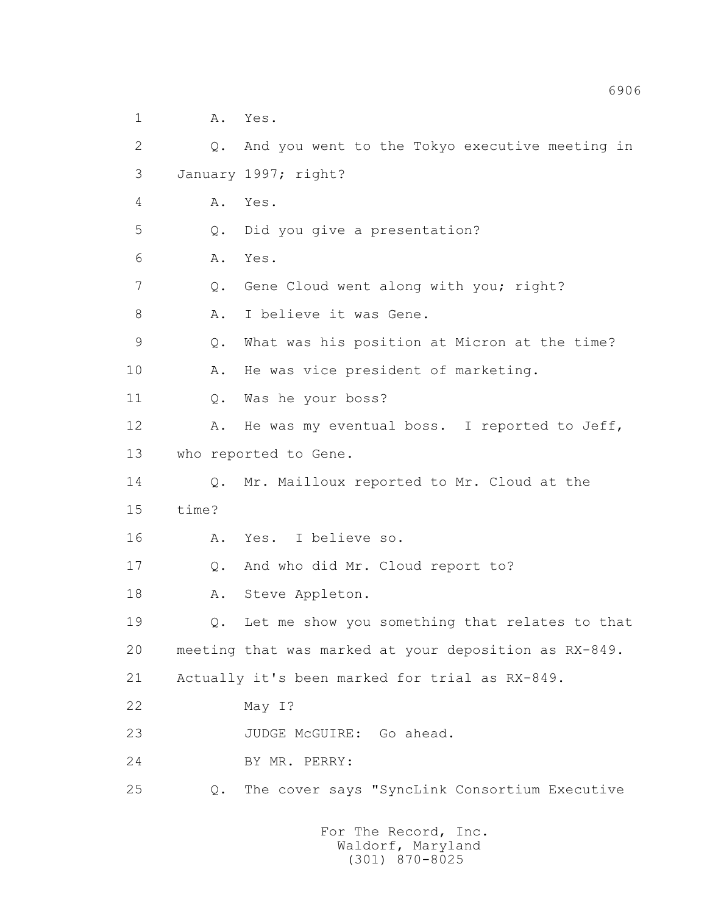1 A. Yes.

2 Q. And you went to the Tokyo executive meeting in

3 January 1997; right?

4 A. Yes.

5 Q. Did you give a presentation?

6 A. Yes.

7 Q. Gene Cloud went along with you; right?

8 A. I believe it was Gene.

9 Q. What was his position at Micron at the time?

10 A. He was vice president of marketing.

11 Q. Was he your boss?

12 A. He was my eventual boss. I reported to Jeff,

13 who reported to Gene.

14 Q. Mr. Mailloux reported to Mr. Cloud at the

15 time?

16 A. Yes. I believe so.

17 Q. And who did Mr. Cloud report to?

18 A. Steve Appleton.

19 Q. Let me show you something that relates to that

20 meeting that was marked at your deposition as RX-849.

21 Actually it's been marked for trial as RX-849.

22 May I?

23 JUDGE McGUIRE: Go ahead.

24 BY MR. PERRY:

25 Q. The cover says "SyncLink Consortium Executive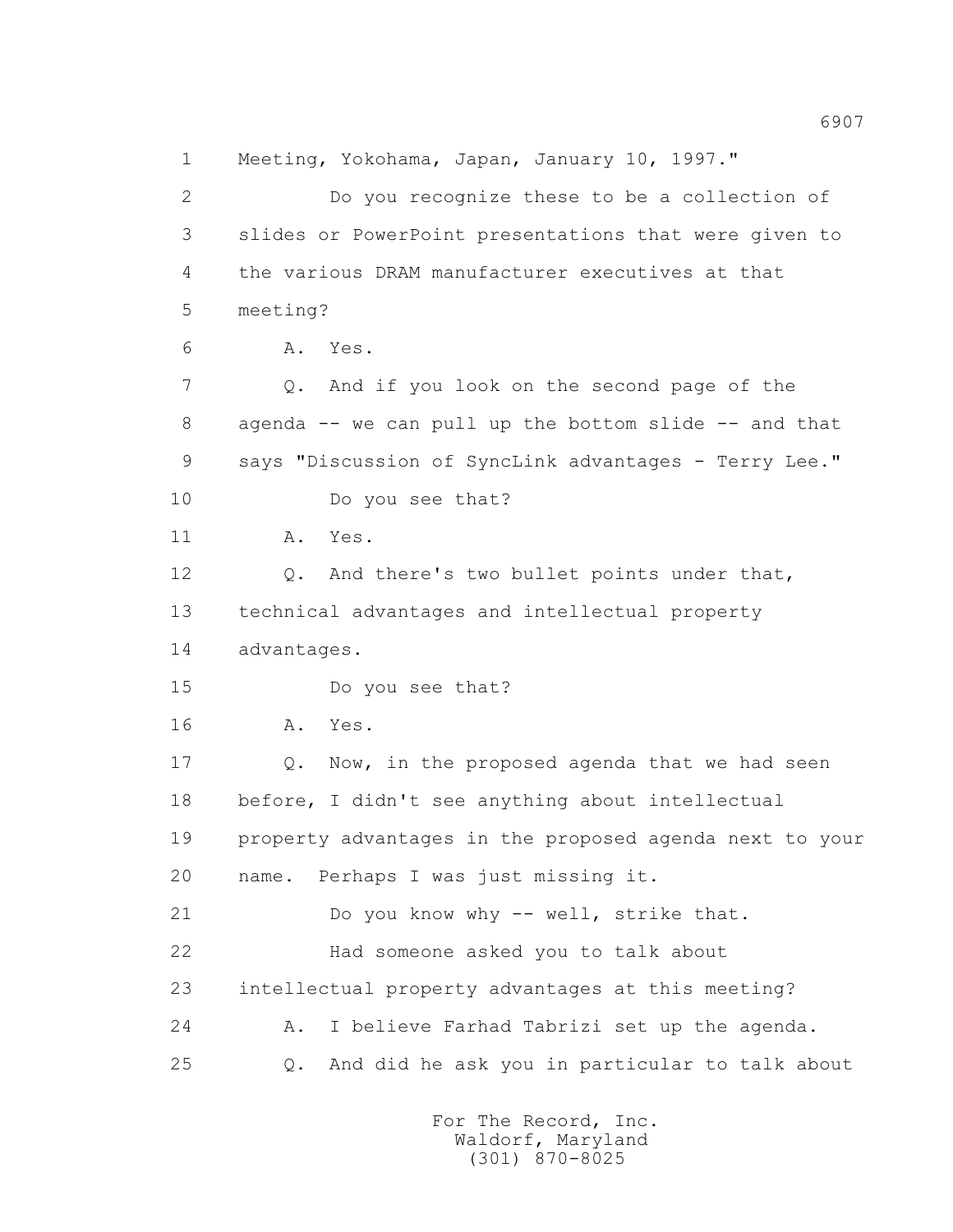1 Meeting, Yokohama, Japan, January 10, 1997."

2 Do you recognize these to be a collection of

3 slides or PowerPoint presentations that were given to

4 the various DRAM manufacturer executives at that

5 meeting?

6 A. Yes.

7 Q. And if you look on the second page of the

8 agenda -- we can pull up the bottom slide -- and that

9 says "Discussion of SyncLink advantages - Terry Lee."

10 Do you see that?

11 A. Yes.

12 Q. And there's two bullet points under that,

13 technical advantages and intellectual property

14 advantages.

15 Do you see that?

16 A. Yes.

17 Q. Now, in the proposed agenda that we had seen

18 before, I didn't see anything about intellectual

19 property advantages in the proposed agenda next to your

20 name. Perhaps I was just missing it.

21 Do you know why -- well, strike that.

22 Had someone asked you to talk about

23 intellectual property advantages at this meeting?

24 A. I believe Farhad Tabrizi set up the agenda.

25 Q. And did he ask you in particular to talk about

For The Record, Inc.
Waldorf, Maryland
(301) 870-8025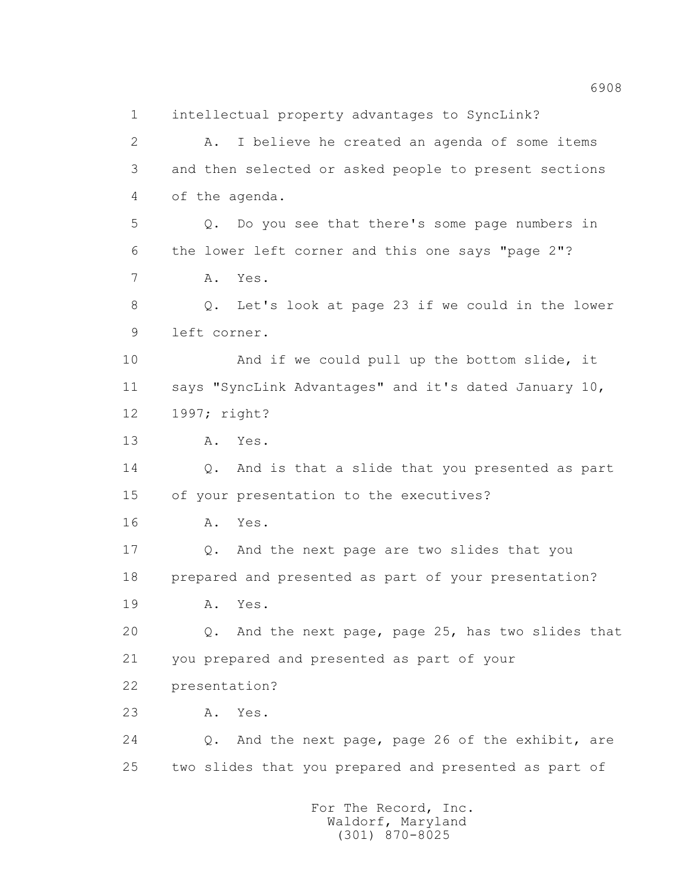1 intellectual property advantages to SyncLink?

2 A. I believe he created an agenda of some items

3 and then selected or asked people to present sections

4 of the agenda.

5 Q. Do you see that there's some page numbers in

6 the lower left corner and this one says "page 2"?

7 A. Yes.

8 Q. Let's look at page 23 if we could in the lower

9 left corner.

10 And if we could pull up the bottom slide, it

11 says "SyncLink Advantages" and it's dated January 10,

12 1997; right?

13 A. Yes.

14 Q. And is that a slide that you presented as part

15 of your presentation to the executives?

16 A. Yes.

17 Q. And the next page are two slides that you

18 prepared and presented as part of your presentation?

19 A. Yes.

20 Q. And the next page, page 25, has two slides that

21 you prepared and presented as part of your

22 presentation?

23 A. Yes.

24 Q. And the next page, page 26 of the exhibit, are

25 two slides that you prepared and presented as part of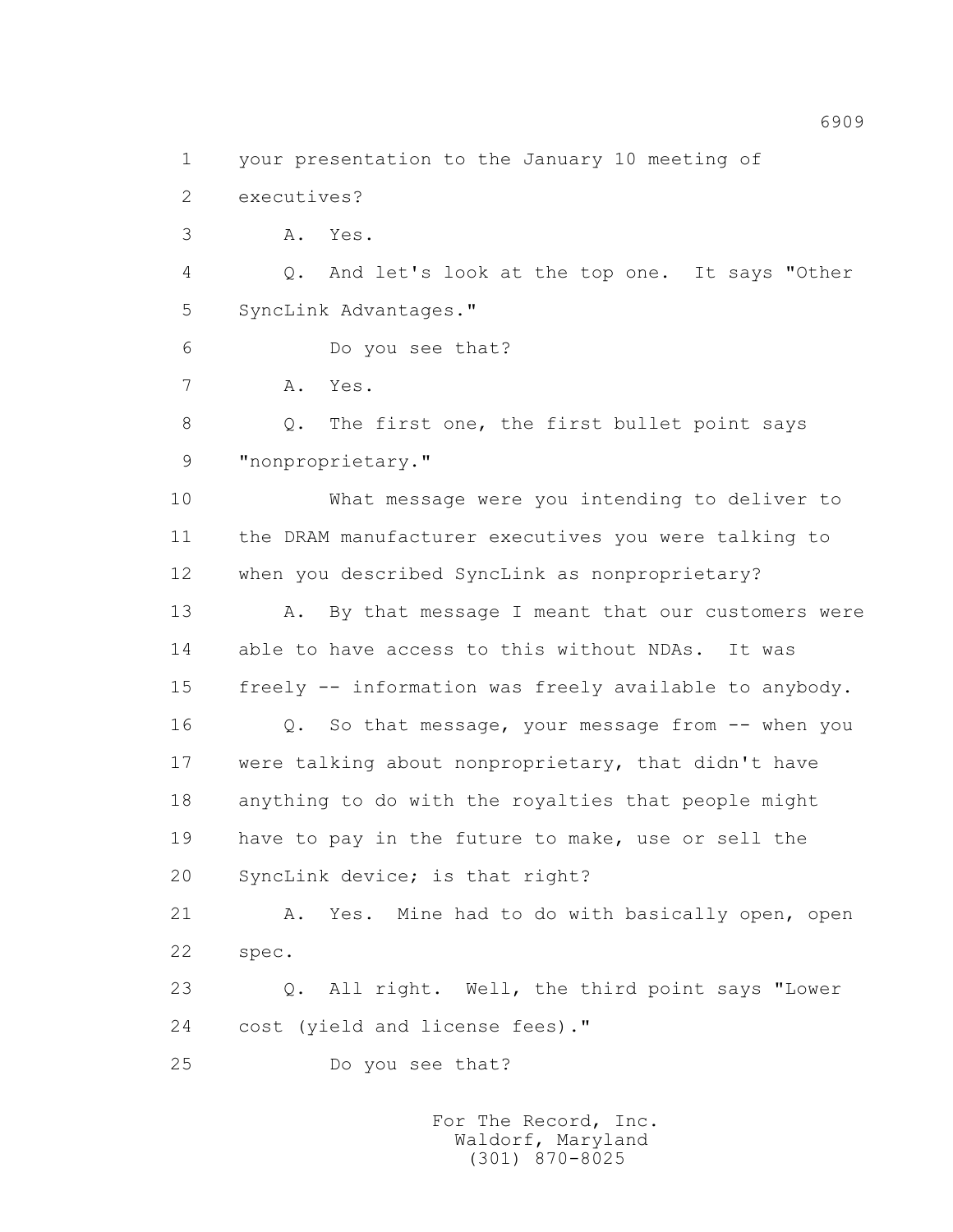1 your presentation to the January 10 meeting of
2 executives?
3 A. Yes.
4 Q. And let's look at the top one. It says "Other
5 SyncLink Advantages."
6 Do you see that?
7 A. Yes.
8 Q. The first one, the first bullet point says
9 "nonproprietary."
10 What message were you intending to deliver to
11 the DRAM manufacturer executives you were talking to
12 when you described SyncLink as nonproprietary?
13 A. By that message I meant that our customers were
14 able to have access to this without NDAs. It was
15 freely -- information was freely available to anybody.
16 Q. So that message, your message from -- when you
17 were talking about nonproprietary, that didn't have
18 anything to do with the royalties that people might
19 have to pay in the future to make, use or sell the
20 SyncLink device; is that right?
21 A. Yes. Mine had to do with basically open, open
22 spec.
23 Q. All right. Well, the third point says "Lower
24 cost (yield and license fees)."
25 Do you see that?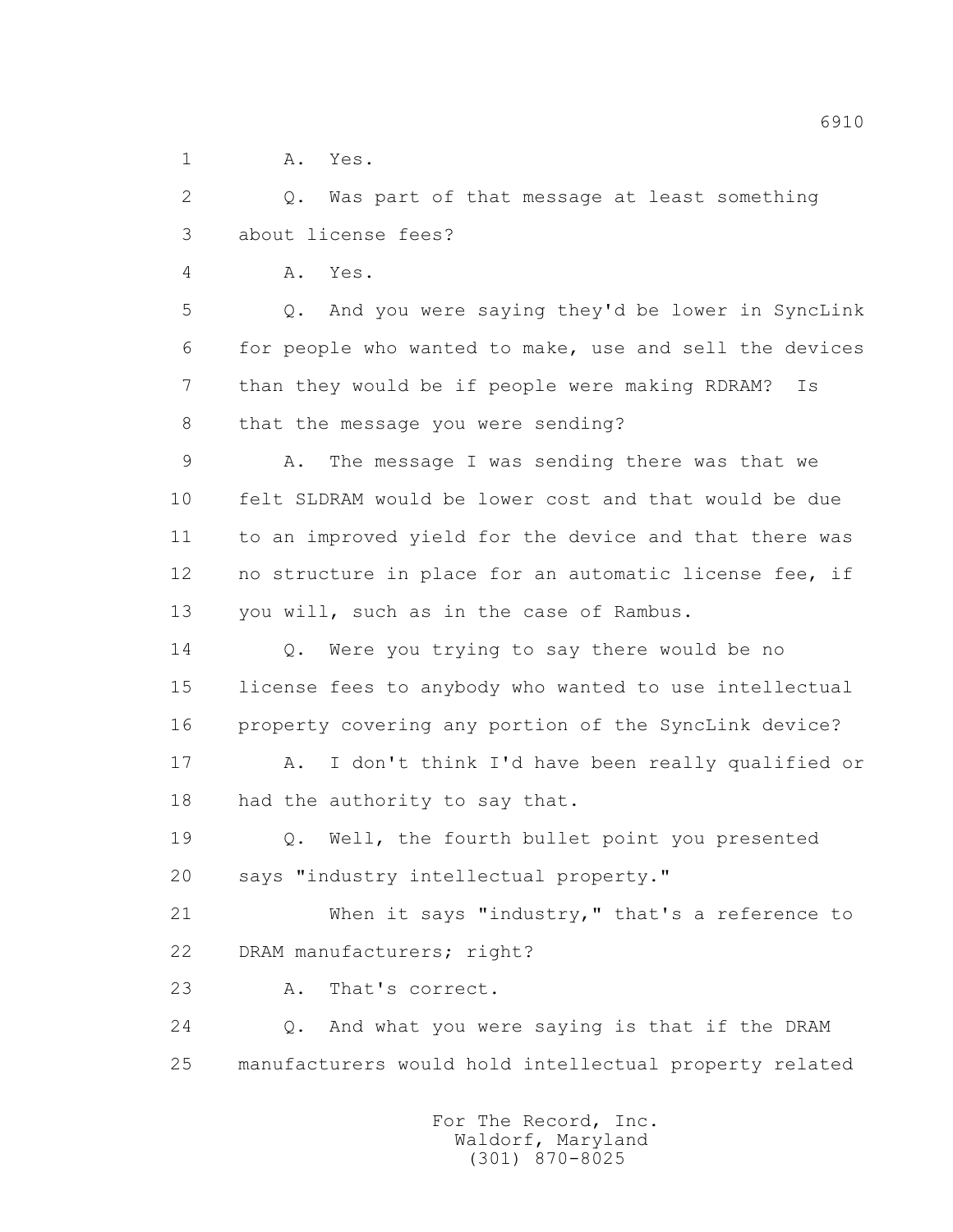1 A. Yes.

2 Q. Was part of that message at least something
3 about license fees?

4 A. Yes.

5 Q. And you were saying they'd be lower in SyncLink
6 for people who wanted to make, use and sell the devices
7 than they would be if people were making RDRAM? Is
8 that the message you were sending?

9 A. The message I was sending there was that we
10 felt SLDRAM would be lower cost and that would be due
11 to an improved yield for the device and that there was
12 no structure in place for an automatic license fee, if
13 you will, such as in the case of Rambus.

14 Q. Were you trying to say there would be no
15 license fees to anybody who wanted to use intellectual
16 property covering any portion of the SyncLink device?

17 A. I don't think I'd have been really qualified or
18 had the authority to say that.

19 Q. Well, the fourth bullet point you presented
20 says "industry intellectual property."

21 When it says "industry," that's a reference to
22 DRAM manufacturers; right?

23 A. That's correct.

24 Q. And what you were saying is that if the DRAM
25 manufacturers would hold intellectual property related

For The Record, Inc.
Waldorf, Maryland
(301) 870-8025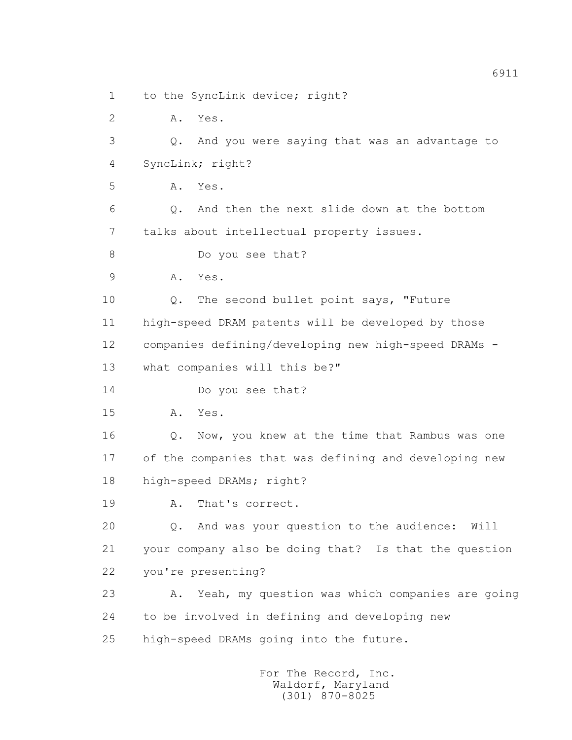1 to the SyncLink device; right?

2 A. Yes.

3 Q. And you were saying that was an advantage to

4 SyncLink; right?

5 A. Yes.

6 Q. And then the next slide down at the bottom

7 talks about intellectual property issues.

8 Do you see that?

9 A. Yes.

10 Q. The second bullet point says, "Future

11 high-speed DRAM patents will be developed by those

12 companies defining/developing new high-speed DRAMs -

13 what companies will this be?"

14 Do you see that?

15 A. Yes.

16 Q. Now, you knew at the time that Rambus was one

17 of the companies that was defining and developing new

18 high-speed DRAMs; right?

19 A. That's correct.

20 Q. And was your question to the audience: Will

21 your company also be doing that? Is that the question

22 you're presenting?

23 A. Yeah, my question was which companies are going

24 to be involved in defining and developing new

25 high-speed DRAMs going into the future.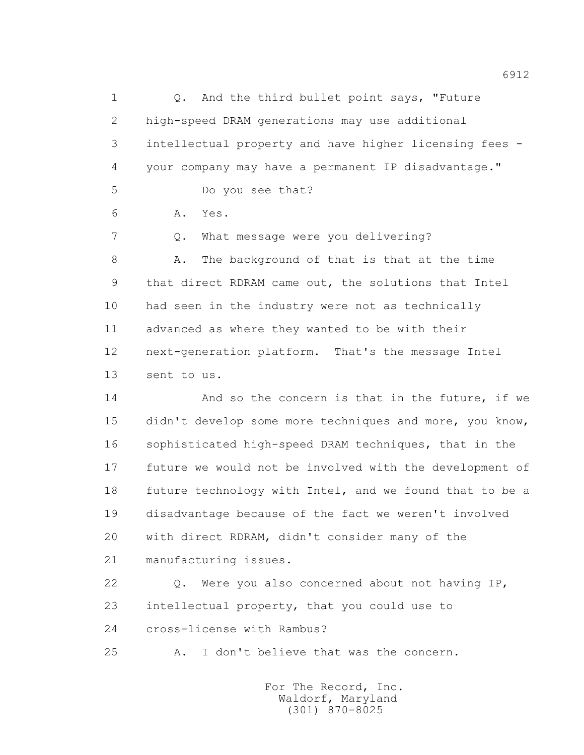1 Q. And the third bullet point says, "Future
2 high-speed DRAM generations may use additional
3 intellectual property and have higher licensing fees -
4 your company may have a permanent IP disadvantage."
5 Do you see that?
6 A. Yes.
7 Q. What message were you delivering?
8 A. The background of that is that at the time
9 that direct RDRAM came out, the solutions that Intel
10 had seen in the industry were not as technically
11 advanced as where they wanted to be with their
12 next-generation platform. That's the message Intel
13 sent to us.
14 And so the concern is that in the future, if we
15 didn't develop some more techniques and more, you know,
16 sophisticated high-speed DRAM techniques, that in the
17 future we would not be involved with the development of
18 future technology with Intel, and we found that to be a
19 disadvantage because of the fact we weren't involved
20 with direct RDRAM, didn't consider many of the
21 manufacturing issues.
22 Q. Were you also concerned about not having IP,
23 intellectual property, that you could use to
24 cross-license with Rambus?
25 A. I don't believe that was the concern.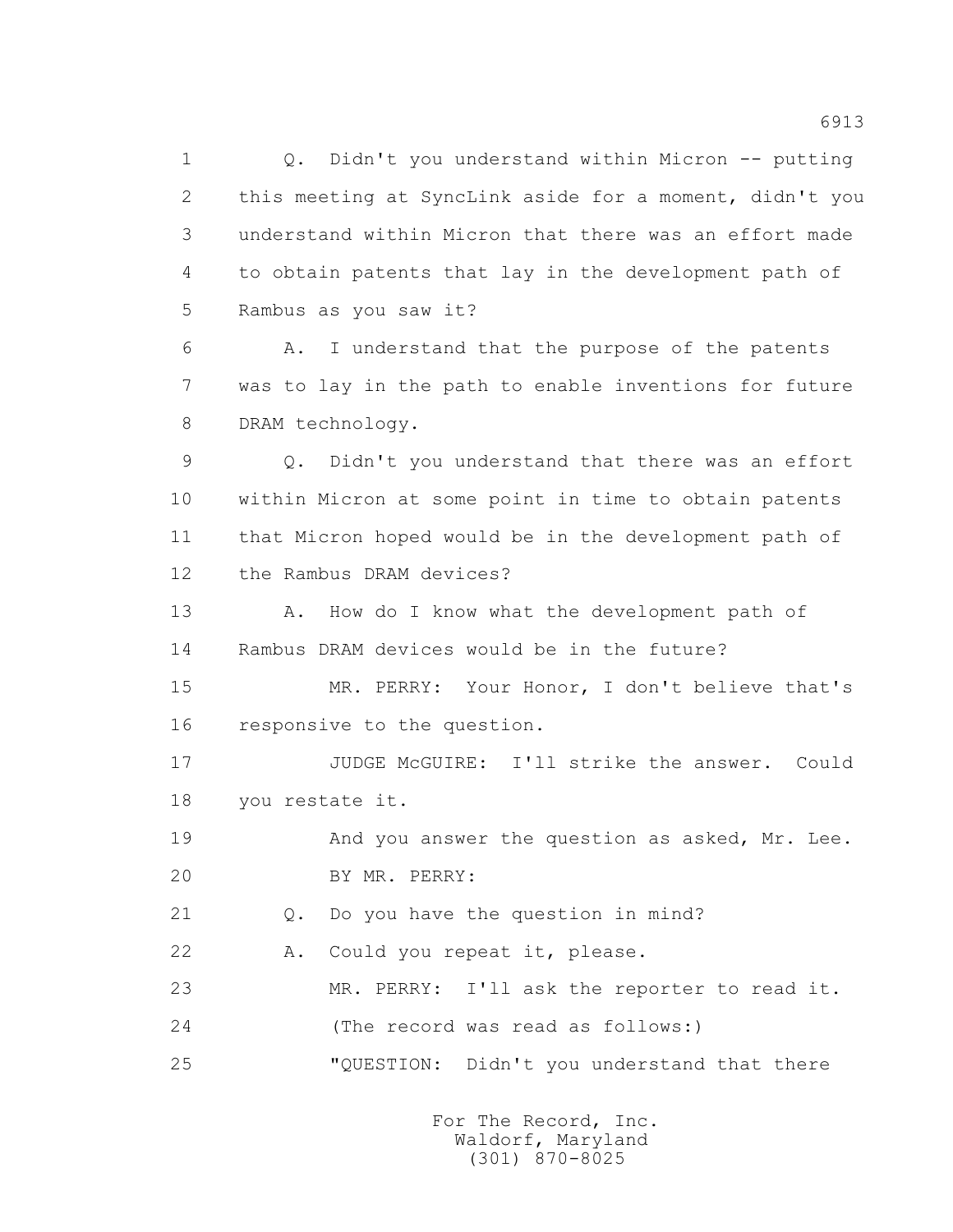1 Q. Didn't you understand within Micron -- putting
2 this meeting at SyncLink aside for a moment, didn't you
3 understand within Micron that there was an effort made
4 to obtain patents that lay in the development path of
5 Rambus as you saw it?
6 A. I understand that the purpose of the patents
7 was to lay in the path to enable inventions for future
8 DRAM technology.
9 Q. Didn't you understand that there was an effort
10 within Micron at some point in time to obtain patents
11 that Micron hoped would be in the development path of
12 the Rambus DRAM devices?
13 A. How do I know what the development path of
14 Rambus DRAM devices would be in the future?
15 MR. PERRY: Your Honor, I don't believe that's
16 responsive to the question.
17 JUDGE McGUIRE: I'll strike the answer. Could
18 you restate it.
19 And you answer the question as asked, Mr. Lee.
20 BY MR. PERRY:
21 Q. Do you have the question in mind?
22 A. Could you repeat it, please.
23 MR. PERRY: I'll ask the reporter to read it.
24 (The record was read as follows:)
25 "QUESTION: Didn't you understand that there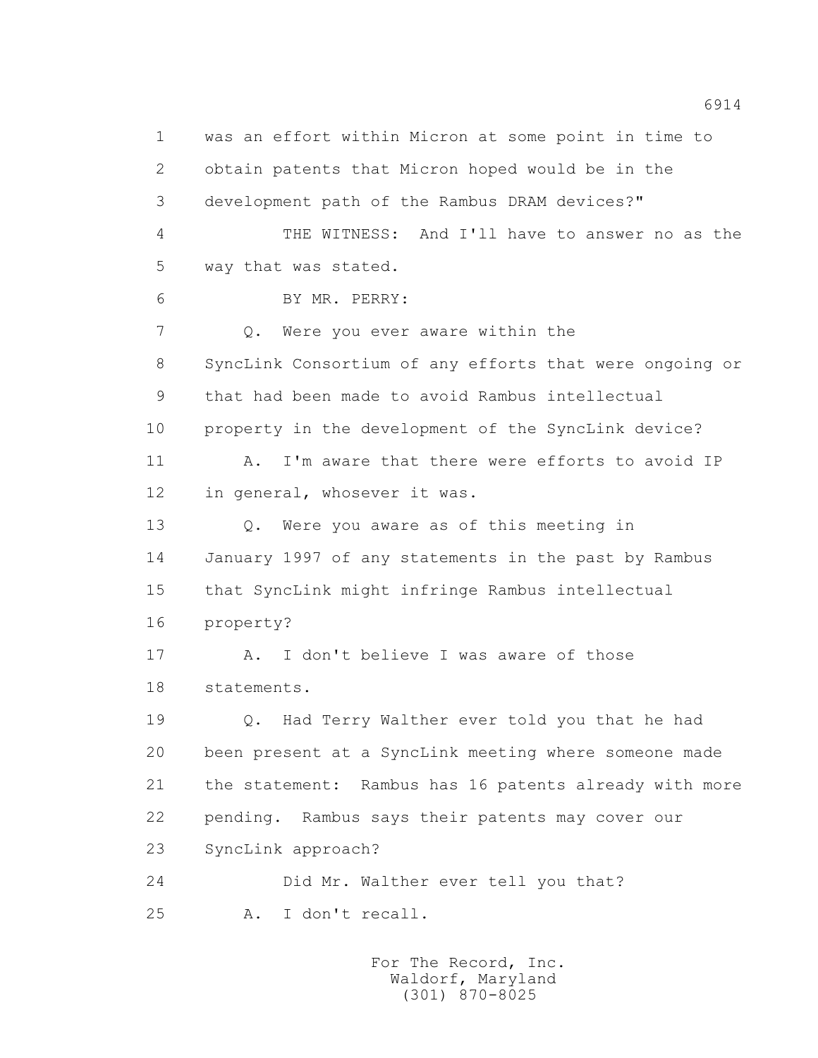1 was an effort within Micron at some point in time to
2 obtain patents that Micron hoped would be in the
3 development path of the Rambus DRAM devices?"
4 THE WITNESS: And I'll have to answer no as the
5 way that was stated.
6 BY MR. PERRY:
7 Q. Were you ever aware within the
8 SyncLink Consortium of any efforts that were ongoing or
9 that had been made to avoid Rambus intellectual
10 property in the development of the SyncLink device?
11 A. I'm aware that there were efforts to avoid IP
12 in general, whosever it was.
13 Q. Were you aware as of this meeting in
14 January 1997 of any statements in the past by Rambus
15 that SyncLink might infringe Rambus intellectual
16 property?
17 A. I don't believe I was aware of those
18 statements.
19 Q. Had Terry Walther ever told you that he had
20 been present at a SyncLink meeting where someone made
21 the statement: Rambus has 16 patents already with more
22 pending. Rambus says their patents may cover our
23 SyncLink approach?
24 Did Mr. Walther ever tell you that?
25 A. I don't recall.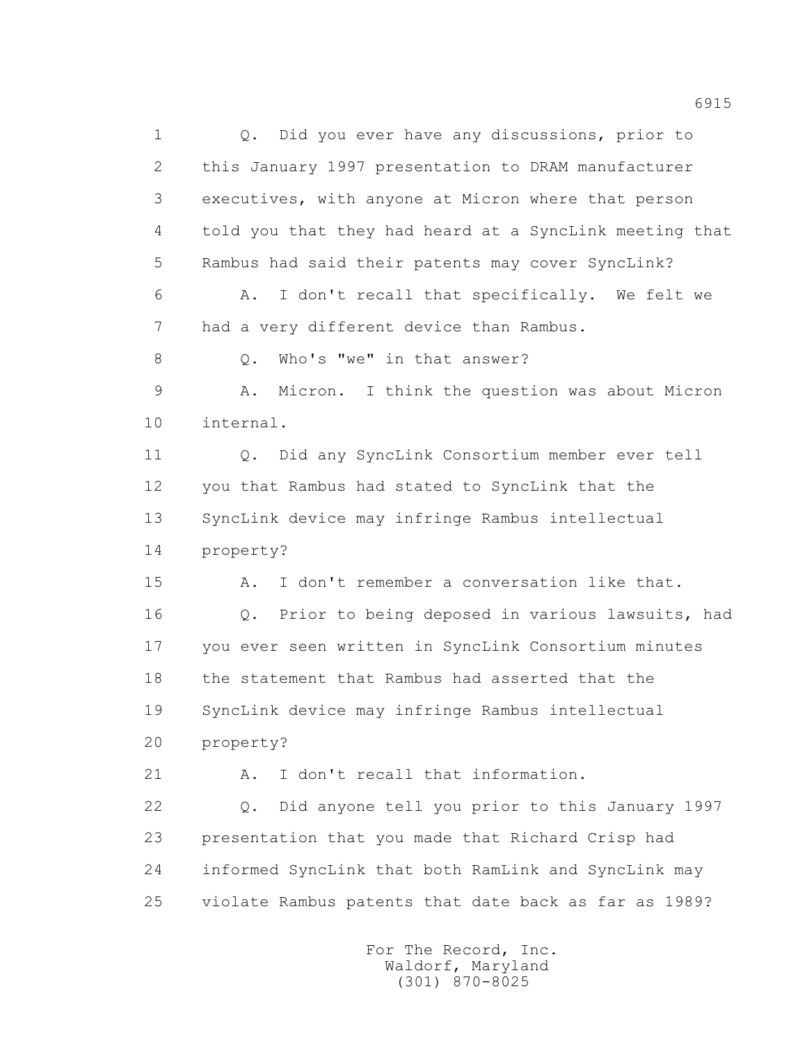1 Q. Did you ever have any discussions, prior to
2 this January 1997 presentation to DRAM manufacturer
3 executives, with anyone at Micron where that person
4 told you that they had heard at a SyncLink meeting that
5 Rambus had said their patents may cover SyncLink?
6 A. I don't recall that specifically. We felt we
7 had a very different device than Rambus.
8 Q. Who's "we" in that answer?
9 A. Micron. I think the question was about Micron
10 internal.
11 Q. Did any SyncLink Consortium member ever tell
12 you that Rambus had stated to SyncLink that the
13 SyncLink device may infringe Rambus intellectual
14 property?
15 A. I don't remember a conversation like that.
16 Q. Prior to being deposed in various lawsuits, had
17 you ever seen written in SyncLink Consortium minutes
18 the statement that Rambus had asserted that the
19 SyncLink device may infringe Rambus intellectual
20 property?
21 A. I don't recall that information.
22 Q. Did anyone tell you prior to this January 1997
23 presentation that you made that Richard Crisp had
24 informed SyncLink that both RamLink and SyncLink may
25 violate Rambus patents that date back as far as 1989?

For The Record, Inc.
Waldorf, Maryland
(301) 870-8025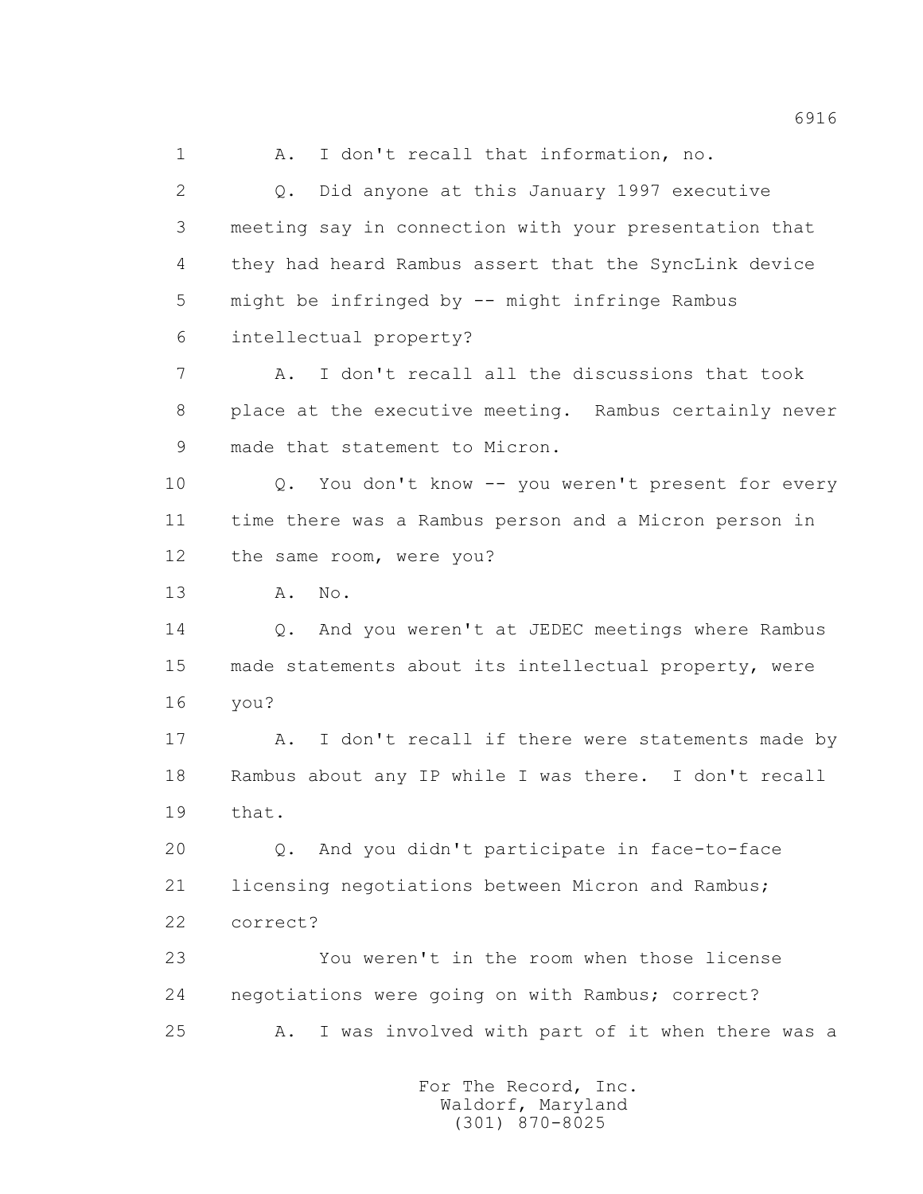1 A. I don't recall that information, no.

2 Q. Did anyone at this January 1997 executive

3 meeting say in connection with your presentation that

4 they had heard Rambus assert that the SyncLink device

5 might be infringed by -- might infringe Rambus

6 intellectual property?

7 A. I don't recall all the discussions that took

8 place at the executive meeting. Rambus certainly never

9 made that statement to Micron.

10 Q. You don't know -- you weren't present for every

11 time there was a Rambus person and a Micron person in

12 the same room, were you?

13 A. No.

14 Q. And you weren't at JEDEC meetings where Rambus

15 made statements about its intellectual property, were

16 you?

17 A. I don't recall if there were statements made by

18 Rambus about any IP while I was there. I don't recall

19 that.

20 Q. And you didn't participate in face-to-face

21 licensing negotiations between Micron and Rambus;

22 correct?

23 You weren't in the room when those license

24 negotiations were going on with Rambus; correct?

25 A. I was involved with part of it when there was a

For The Record, Inc.
Waldorf, Maryland
(301) 870-8025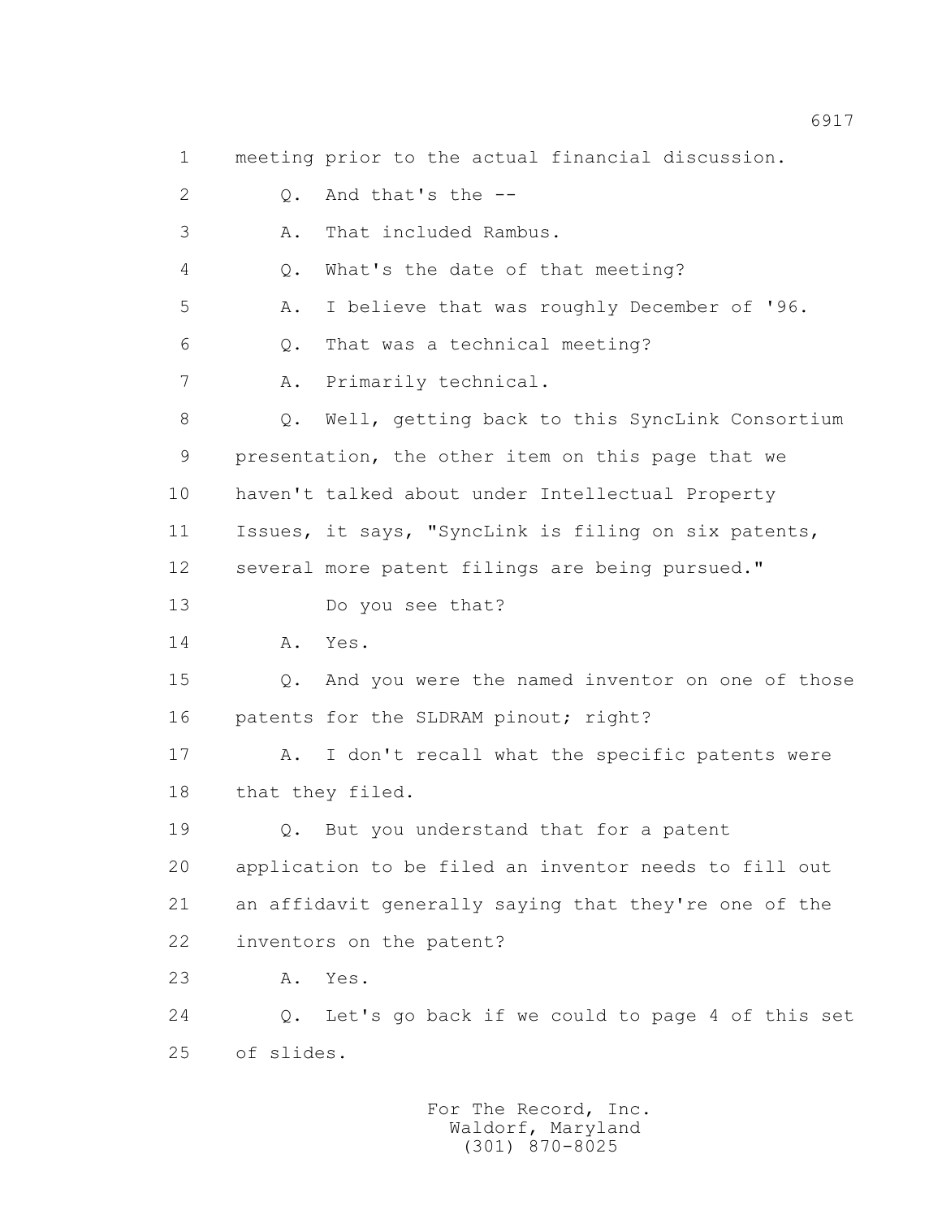1 meeting prior to the actual financial discussion.

2 Q. And that's the --

3 A. That included Rambus.

4 Q. What's the date of that meeting?

5 A. I believe that was roughly December of '96.

6 Q. That was a technical meeting?

7 A. Primarily technical.

8 Q. Well, getting back to this SyncLink Consortium

9 presentation, the other item on this page that we

10 haven't talked about under Intellectual Property

11 Issues, it says, "SyncLink is filing on six patents,

12 several more patent filings are being pursued."

13 Do you see that?

14 A. Yes.

15 Q. And you were the named inventor on one of those

16 patents for the SLDRAM pinout; right?

17 A. I don't recall what the specific patents were

18 that they filed.

19 Q. But you understand that for a patent

20 application to be filed an inventor needs to fill out

21 an affidavit generally saying that they're one of the

22 inventors on the patent?

23 A. Yes.

24 Q. Let's go back if we could to page 4 of this set

25 of slides.

For The Record, Inc.
Waldorf, Maryland
(301) 870-8025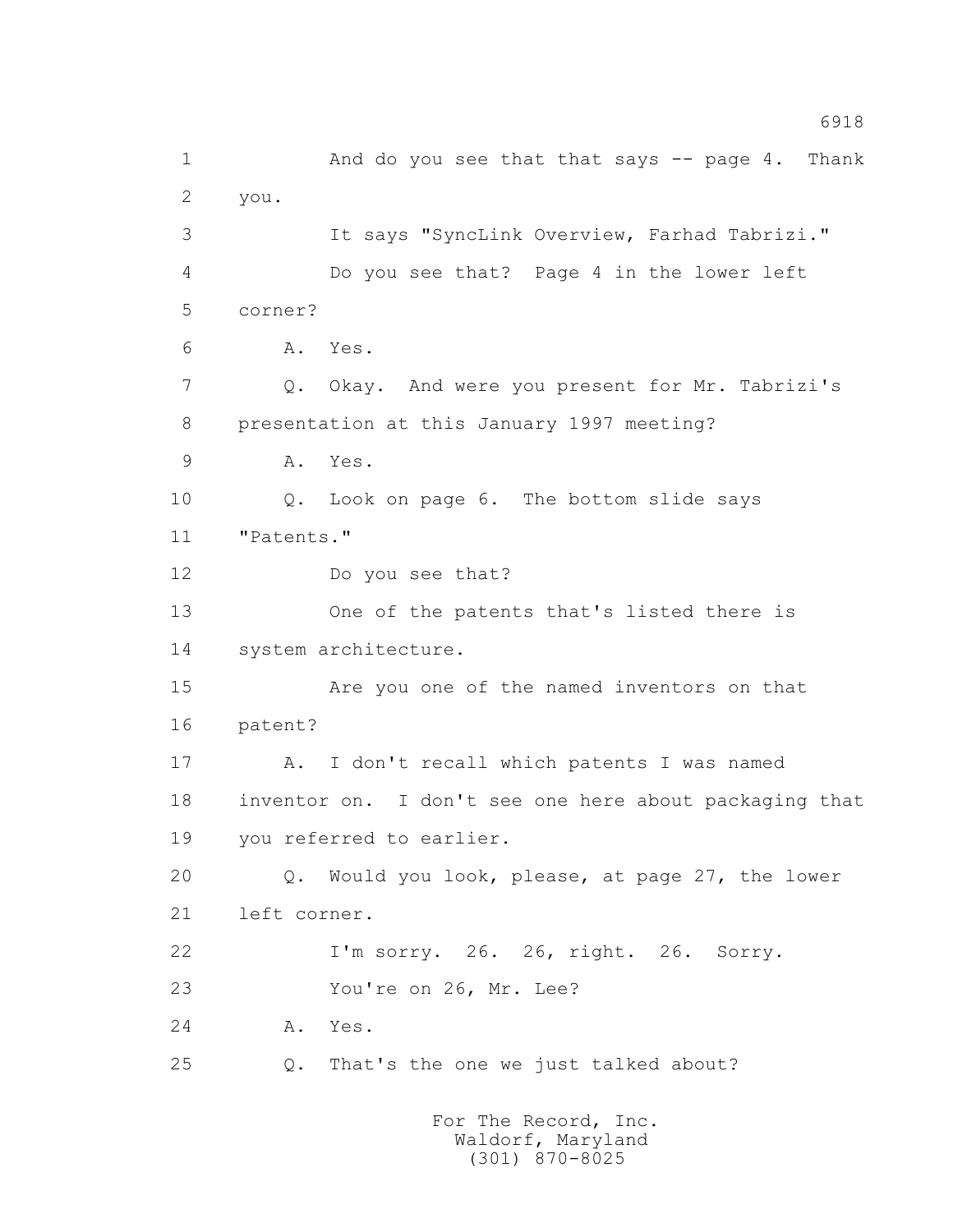1 And do you see that that says -- page 4. Thank
2 you.
3 It says "SyncLink Overview, Farhad Tabrizi."
4 Do you see that? Page 4 in the lower left
5 corner?
6 A. Yes.
7 Q. Okay. And were you present for Mr. Tabrizi's
8 presentation at this January 1997 meeting?
9 A. Yes.
10 Q. Look on page 6. The bottom slide says
11 "Patents."
12 Do you see that?
13 One of the patents that's listed there is
14 system architecture.
15 Are you one of the named inventors on that
16 patent?
17 A. I don't recall which patents I was named
18 inventor on. I don't see one here about packaging that
19 you referred to earlier.
20 Q. Would you look, please, at page 27, the lower
21 left corner.
22 I'm sorry. 26. 26, right. 26. Sorry.
23 You're on 26, Mr. Lee?
24 A. Yes.
25 Q. That's the one we just talked about?

For The Record, Inc.
Waldorf, Maryland
(301) 870-8025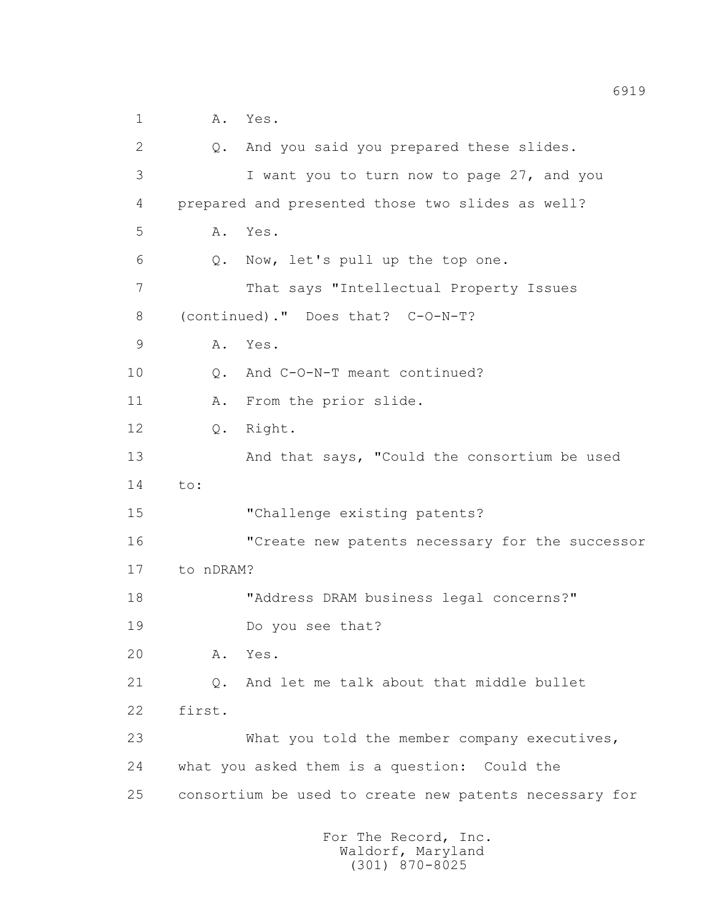1 A. Yes.

2 Q. And you said you prepared these slides.

3 I want you to turn now to page 27, and you

4 prepared and presented those two slides as well?

5 A. Yes.

6 Q. Now, let's pull up the top one.

7 That says "Intellectual Property Issues

8 (continued)." Does that? C-O-N-T?

9 A. Yes.

10 Q. And C-O-N-T meant continued?

11 A. From the prior slide.

12 Q. Right.

13 And that says, "Could the consortium be used

14 to:

15 "Challenge existing patents?

16 "Create new patents necessary for the successor

17 to nDRAM?

18 "Address DRAM business legal concerns?"

19 Do you see that?

20 A. Yes.

21 Q. And let me talk about that middle bullet

22 first.

23 What you told the member company executives,

24 what you asked them is a question: Could the

25 consortium be used to create new patents necessary for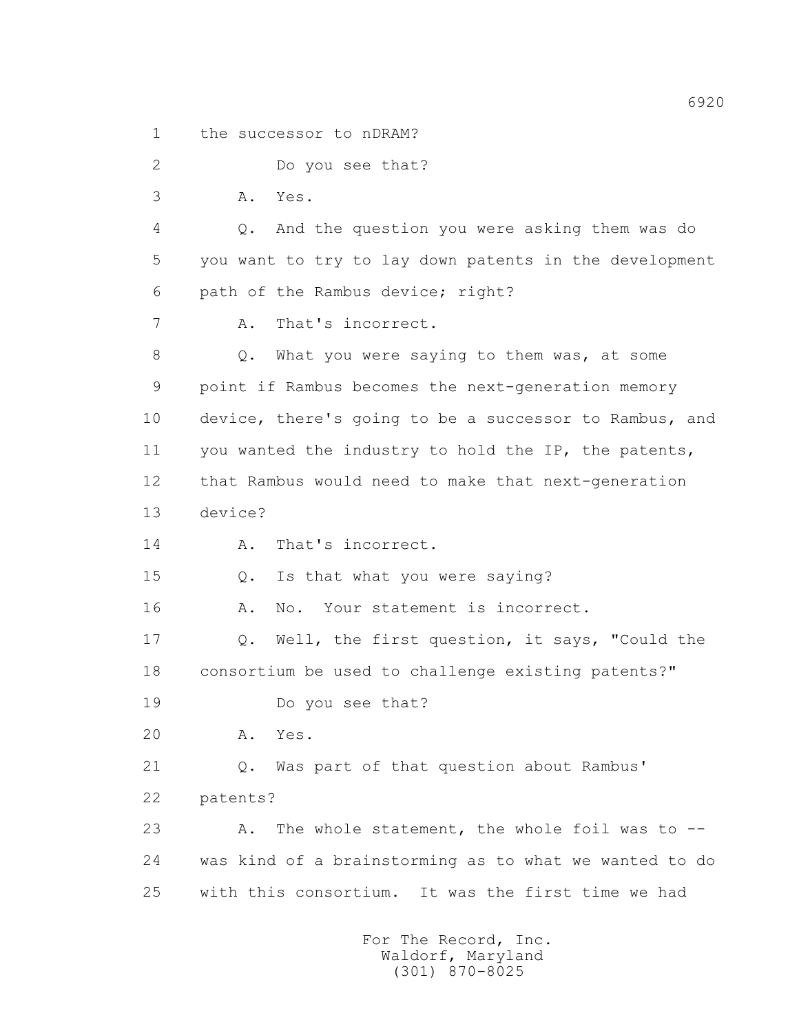1 the successor to nDRAM?

2 Do you see that?

3 A. Yes.

4 Q. And the question you were asking them was do

5 you want to try to lay down patents in the development

6 path of the Rambus device; right?

7 A. That's incorrect.

8 Q. What you were saying to them was, at some

9 point if Rambus becomes the next-generation memory

10 device, there's going to be a successor to Rambus, and

11 you wanted the industry to hold the IP, the patents,

12 that Rambus would need to make that next-generation

13 device?

14 A. That's incorrect.

15 Q. Is that what you were saying?

16 A. No. Your statement is incorrect.

17 Q. Well, the first question, it says, "Could the

18 consortium be used to challenge existing patents?"

19 Do you see that?

20 A. Yes.

21 Q. Was part of that question about Rambus'

22 patents?

23 A. The whole statement, the whole foil was to --

24 was kind of a brainstorming as to what we wanted to do

25 with this consortium. It was the first time we had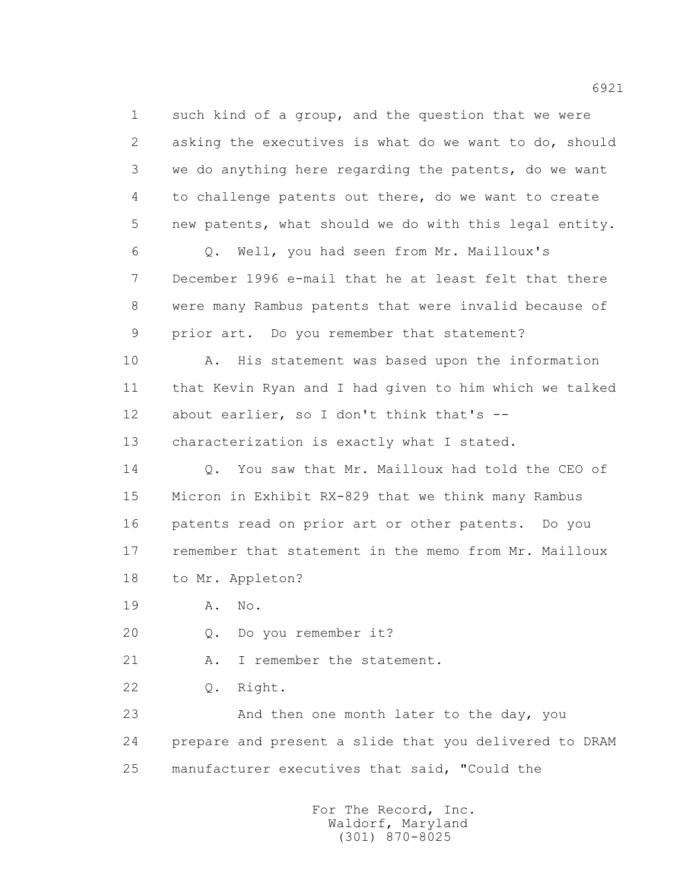1 such kind of a group, and the question that we were
2 asking the executives is what do we want to do, should
3 we do anything here regarding the patents, do we want
4 to challenge patents out there, do we want to create
5 new patents, what should we do with this legal entity.
6 Q. Well, you had seen from Mr. Mailloux's
7 December 1996 e-mail that he at least felt that there
8 were many Rambus patents that were invalid because of
9 prior art. Do you remember that statement?
10 A. His statement was based upon the information
11 that Kevin Ryan and I had given to him which we talked
12 about earlier, so I don't think that's --
13 characterization is exactly what I stated.
14 Q. You saw that Mr. Mailloux had told the CEO of
15 Micron in Exhibit RX-829 that we think many Rambus
16 patents read on prior art or other patents. Do you
17 remember that statement in the memo from Mr. Mailloux
18 to Mr. Appleton?
19 A. No.
20 Q. Do you remember it?
21 A. I remember the statement.
22 Q. Right.
23 And then one month later to the day, you
24 prepare and present a slide that you delivered to DRAM
25 manufacturer executives that said, "Could the

For The Record, Inc.
Waldorf, Maryland
(301) 870-8025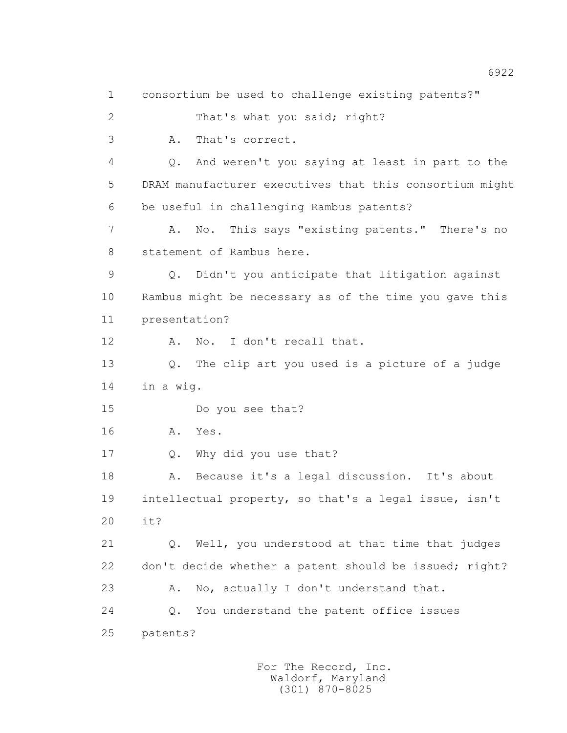1 consortium be used to challenge existing patents?"

2 That's what you said; right?

3 A. That's correct.

4 Q. And weren't you saying at least in part to the

5 DRAM manufacturer executives that this consortium might

6 be useful in challenging Rambus patents?

7 A. No. This says "existing patents." There's no

8 statement of Rambus here.

9 Q. Didn't you anticipate that litigation against

10 Rambus might be necessary as of the time you gave this

11 presentation?

12 A. No. I don't recall that.

13 Q. The clip art you used is a picture of a judge

14 in a wig.

15 Do you see that?

16 A. Yes.

17 Q. Why did you use that?

18 A. Because it's a legal discussion. It's about

19 intellectual property, so that's a legal issue, isn't

20 it?

21 Q. Well, you understood at that time that judges

22 don't decide whether a patent should be issued; right?

23 A. No, actually I don't understand that.

24 Q. You understand the patent office issues

25 patents?

For The Record, Inc.
Waldorf, Maryland
(301) 870-8025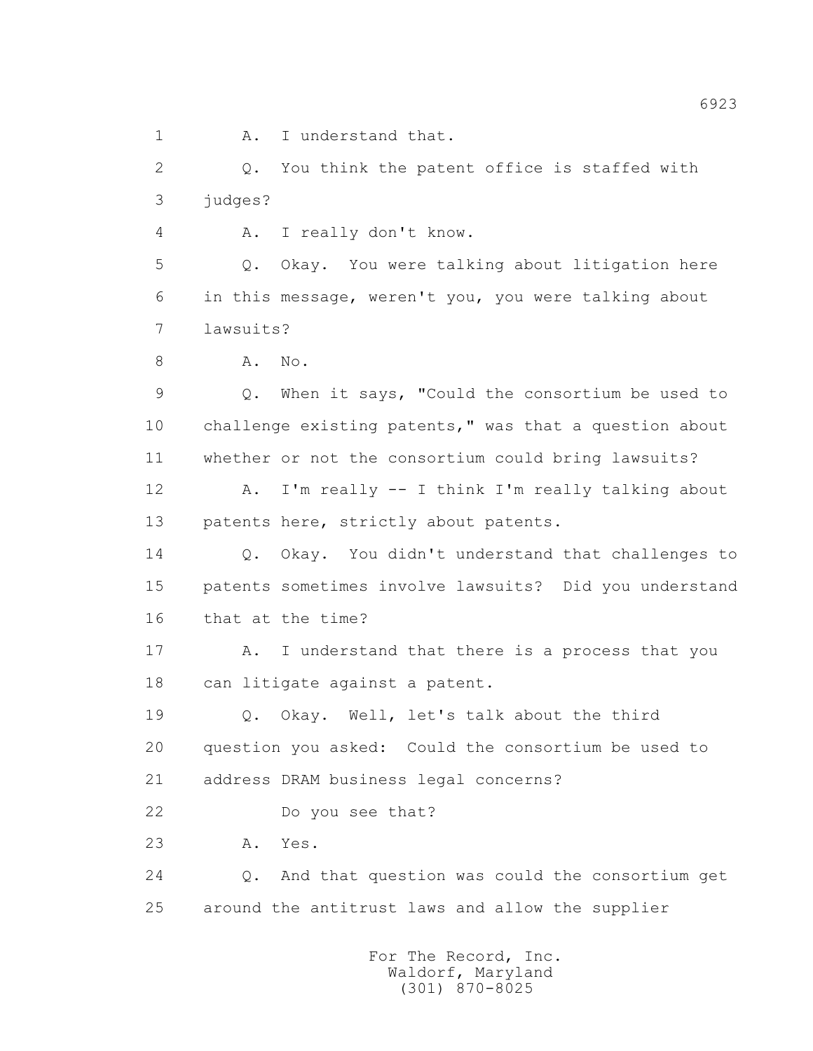1 A. I understand that.

2 Q. You think the patent office is staffed with

3 judges?

4 A. I really don't know.

5 Q. Okay. You were talking about litigation here

6 in this message, weren't you, you were talking about

7 lawsuits?

8 A. No.

9 Q. When it says, "Could the consortium be used to

10 challenge existing patents," was that a question about

11 whether or not the consortium could bring lawsuits?

12 A. I'm really -- I think I'm really talking about

13 patents here, strictly about patents.

14 Q. Okay. You didn't understand that challenges to

15 patents sometimes involve lawsuits? Did you understand

16 that at the time?

17 A. I understand that there is a process that you

18 can litigate against a patent.

19 Q. Okay. Well, let's talk about the third

20 question you asked: Could the consortium be used to

21 address DRAM business legal concerns?

22 Do you see that?

23 A. Yes.

24 Q. And that question was could the consortium get

25 around the antitrust laws and allow the supplier

For The Record, Inc.
Waldorf, Maryland
(301) 870-8025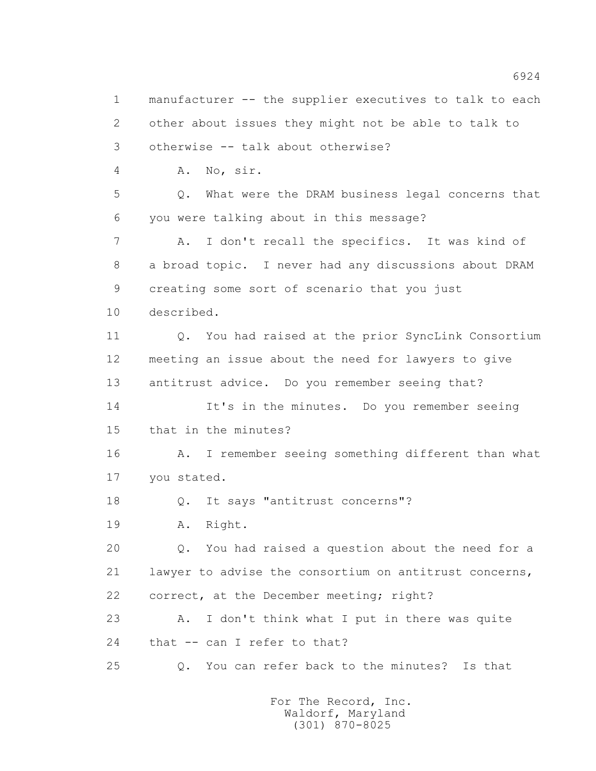1 manufacturer -- the supplier executives to talk to each
2 other about issues they might not be able to talk to
3 otherwise -- talk about otherwise?

4 A. No, sir.

5 Q. What were the DRAM business legal concerns that
6 you were talking about in this message?

7 A. I don't recall the specifics. It was kind of
8 a broad topic. I never had any discussions about DRAM
9 creating some sort of scenario that you just
10 described.

11 Q. You had raised at the prior SyncLink Consortium
12 meeting an issue about the need for lawyers to give
13 antitrust advice. Do you remember seeing that?

14 It's in the minutes. Do you remember seeing
15 that in the minutes?

16 A. I remember seeing something different than what
17 you stated.

18 Q. It says "antitrust concerns"?

19 A. Right.

20 Q. You had raised a question about the need for a
21 lawyer to advise the consortium on antitrust concerns,
22 correct, at the December meeting; right?

23 A. I don't think what I put in there was quite
24 that -- can I refer to that?

25 Q. You can refer back to the minutes? Is that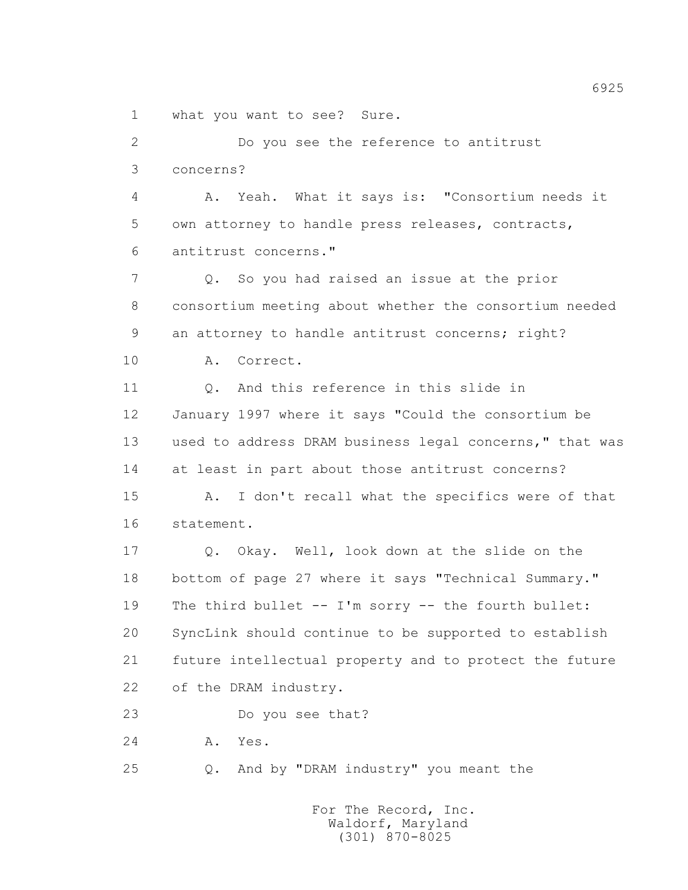1 what you want to see? Sure.

2 Do you see the reference to antitrust

3 concerns?

4 A. Yeah. What it says is: "Consortium needs it

5 own attorney to handle press releases, contracts,

6 antitrust concerns."

7 Q. So you had raised an issue at the prior

8 consortium meeting about whether the consortium needed

9 an attorney to handle antitrust concerns; right?

10 A. Correct.

11 Q. And this reference in this slide in

12 January 1997 where it says "Could the consortium be

13 used to address DRAM business legal concerns," that was

14 at least in part about those antitrust concerns?

15 A. I don't recall what the specifics were of that

16 statement.

17 Q. Okay. Well, look down at the slide on the

18 bottom of page 27 where it says "Technical Summary."

19 The third bullet -- I'm sorry -- the fourth bullet:

20 SyncLink should continue to be supported to establish

21 future intellectual property and to protect the future

22 of the DRAM industry.

23 Do you see that?

24 A. Yes.

25 Q. And by "DRAM industry" you meant the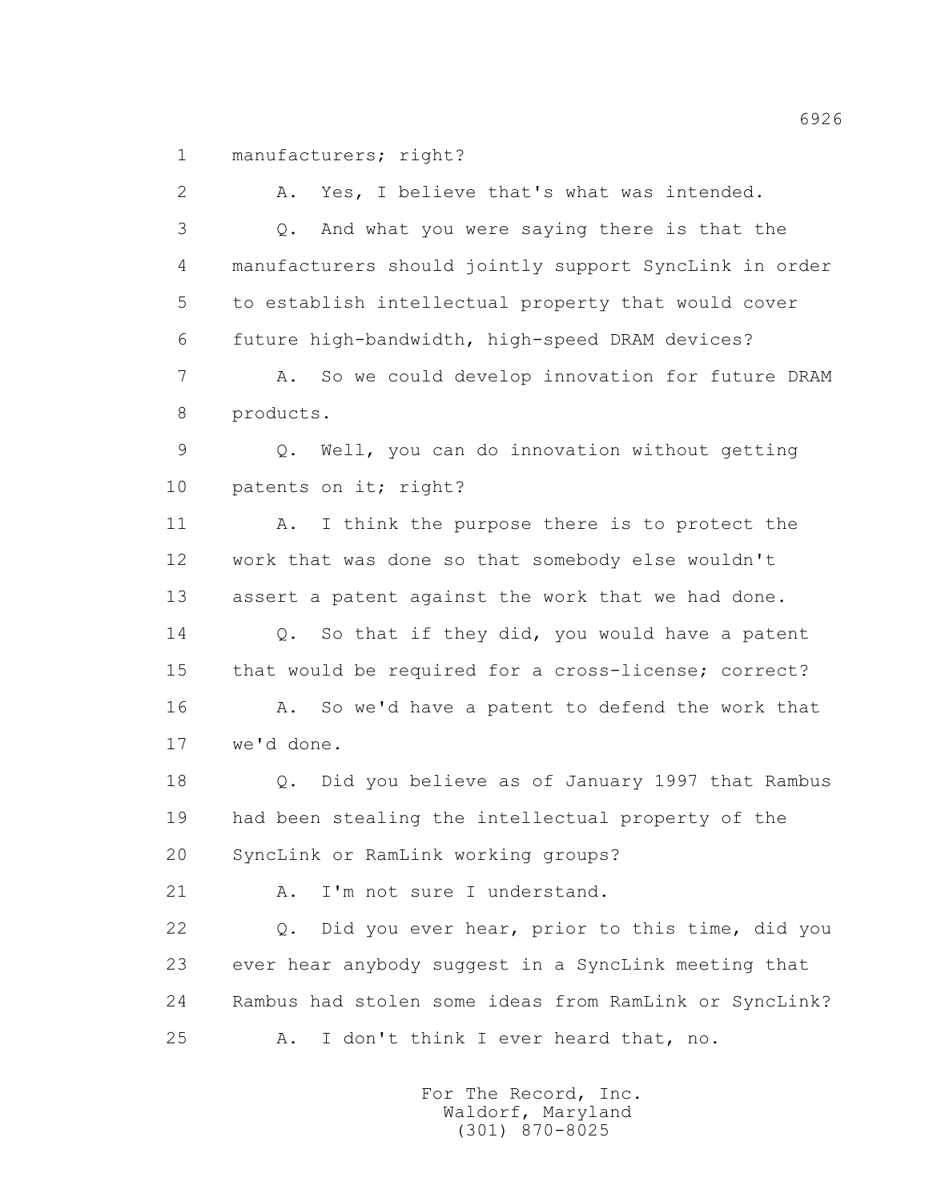1 manufacturers; right?

2 A. Yes, I believe that's what was intended.

3 Q. And what you were saying there is that the

4 manufacturers should jointly support SyncLink in order

5 to establish intellectual property that would cover

6 future high-bandwidth, high-speed DRAM devices?

7 A. So we could develop innovation for future DRAM

8 products.

9 Q. Well, you can do innovation without getting

10 patents on it; right?

11 A. I think the purpose there is to protect the

12 work that was done so that somebody else wouldn't

13 assert a patent against the work that we had done.

14 Q. So that if they did, you would have a patent

15 that would be required for a cross-license; correct?

16 A. So we'd have a patent to defend the work that

17 we'd done.

18 Q. Did you believe as of January 1997 that Rambus

19 had been stealing the intellectual property of the

20 SyncLink or RamLink working groups?

21 A. I'm not sure I understand.

22 Q. Did you ever hear, prior to this time, did you

23 ever hear anybody suggest in a SyncLink meeting that

24 Rambus had stolen some ideas from RamLink or SyncLink?

25 A. I don't think I ever heard that, no.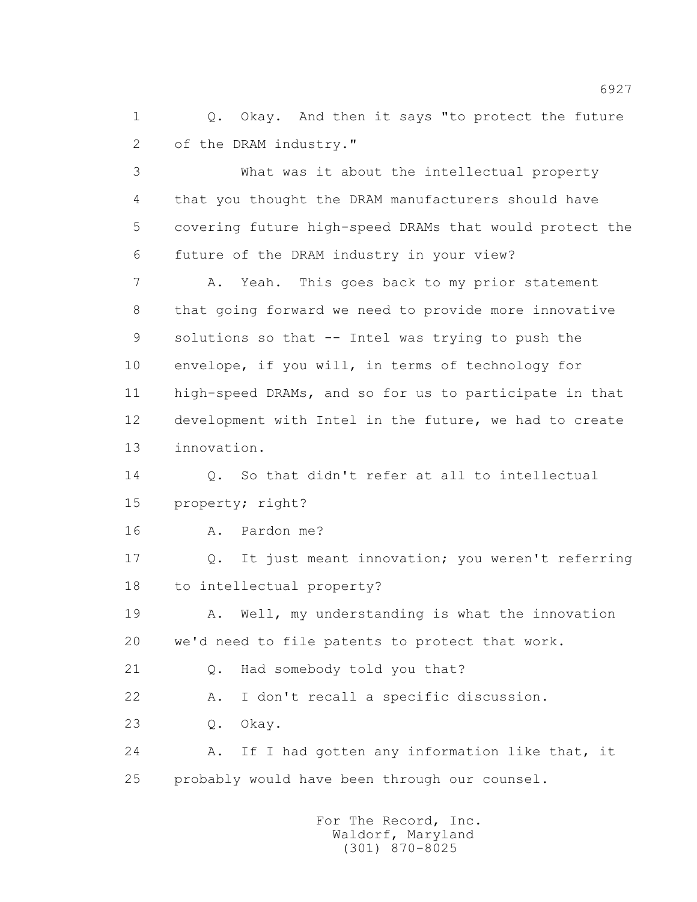1 Q. Okay. And then it says "to protect the future
2 of the DRAM industry."

3 What was it about the intellectual property
4 that you thought the DRAM manufacturers should have
5 covering future high-speed DRAMs that would protect the
6 future of the DRAM industry in your view?

7 A. Yeah. This goes back to my prior statement
8 that going forward we need to provide more innovative
9 solutions so that -- Intel was trying to push the
10 envelope, if you will, in terms of technology for
11 high-speed DRAMs, and so for us to participate in that
12 development with Intel in the future, we had to create
13 innovation.

14 Q. So that didn't refer at all to intellectual
15 property; right?

16 A. Pardon me?

17 Q. It just meant innovation; you weren't referring
18 to intellectual property?

19 A. Well, my understanding is what the innovation
20 we'd need to file patents to protect that work.

21 Q. Had somebody told you that?

22 A. I don't recall a specific discussion.

23 Q. Okay.

24 A. If I had gotten any information like that, it
25 probably would have been through our counsel.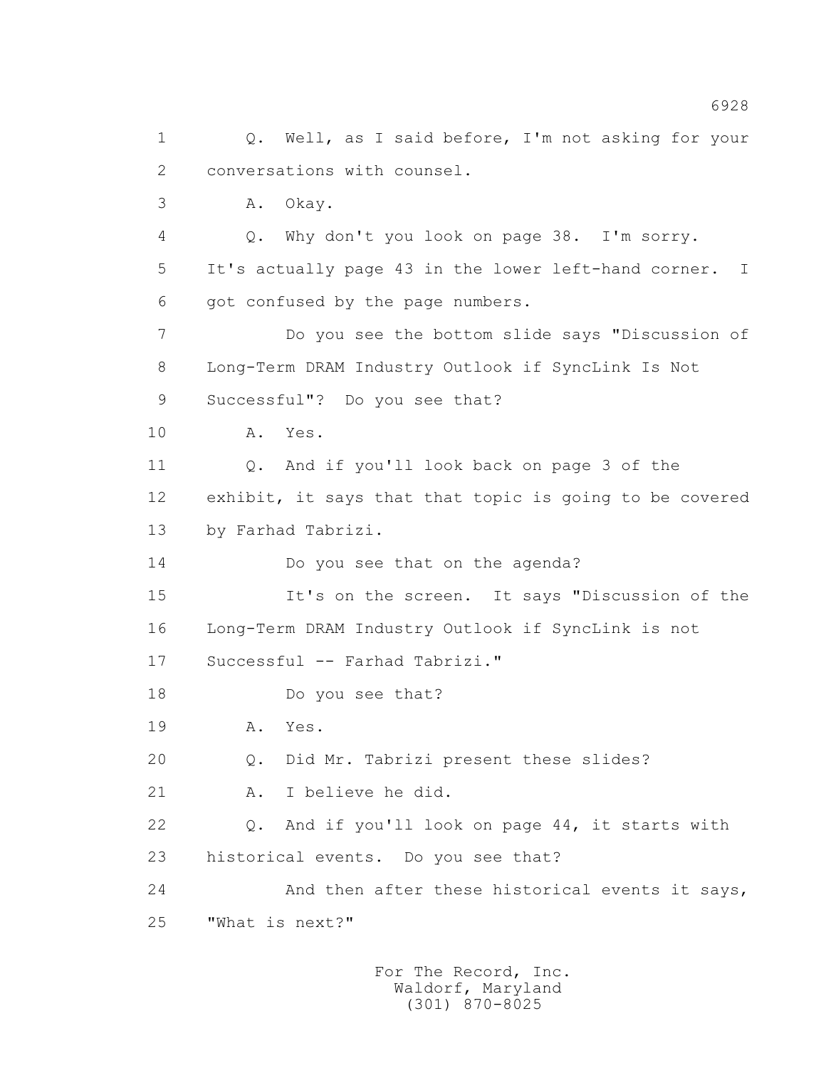1 Q. Well, as I said before, I'm not asking for your
2 conversations with counsel.
3 A. Okay.
4 Q. Why don't you look on page 38. I'm sorry.
5 It's actually page 43 in the lower left-hand corner. I
6 got confused by the page numbers.
7 Do you see the bottom slide says "Discussion of
8 Long-Term DRAM Industry Outlook if SyncLink Is Not
9 Successful"? Do you see that?
10 A. Yes.
11 Q. And if you'll look back on page 3 of the
12 exhibit, it says that that topic is going to be covered
13 by Farhad Tabrizi.
14 Do you see that on the agenda?
15 It's on the screen. It says "Discussion of the
16 Long-Term DRAM Industry Outlook if SyncLink is not
17 Successful -- Farhad Tabrizi."
18 Do you see that?
19 A. Yes.
20 Q. Did Mr. Tabrizi present these slides?
21 A. I believe he did.
22 Q. And if you'll look on page 44, it starts with
23 historical events. Do you see that?
24 And then after these historical events it says,
25 "What is next?"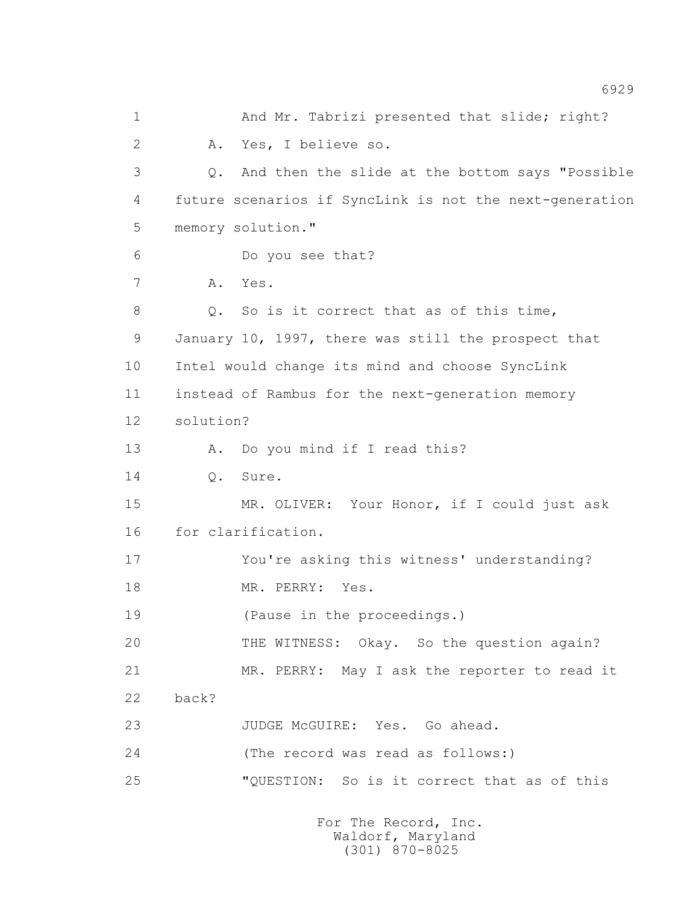1 And Mr. Tabrizi presented that slide; right?

2 A. Yes, I believe so.

3 Q. And then the slide at the bottom says "Possible

4 future scenarios if SyncLink is not the next-generation

5 memory solution."

6 Do you see that?

7 A. Yes.

8 Q. So is it correct that as of this time,

9 January 10, 1997, there was still the prospect that

10 Intel would change its mind and choose SyncLink

11 instead of Rambus for the next-generation memory

12 solution?

13 A. Do you mind if I read this?

14 Q. Sure.

15 MR. OLIVER: Your Honor, if I could just ask

16 for clarification.

17 You're asking this witness' understanding?

18 MR. PERRY: Yes.

19 (Pause in the proceedings.)

20 THE WITNESS: Okay. So the question again?

21 MR. PERRY: May I ask the reporter to read it

22 back?

23 JUDGE McGUIRE: Yes. Go ahead.

24 (The record was read as follows:)

25 "QUESTION: So is it correct that as of this

For The Record, Inc.
Waldorf, Maryland
(301) 870-8025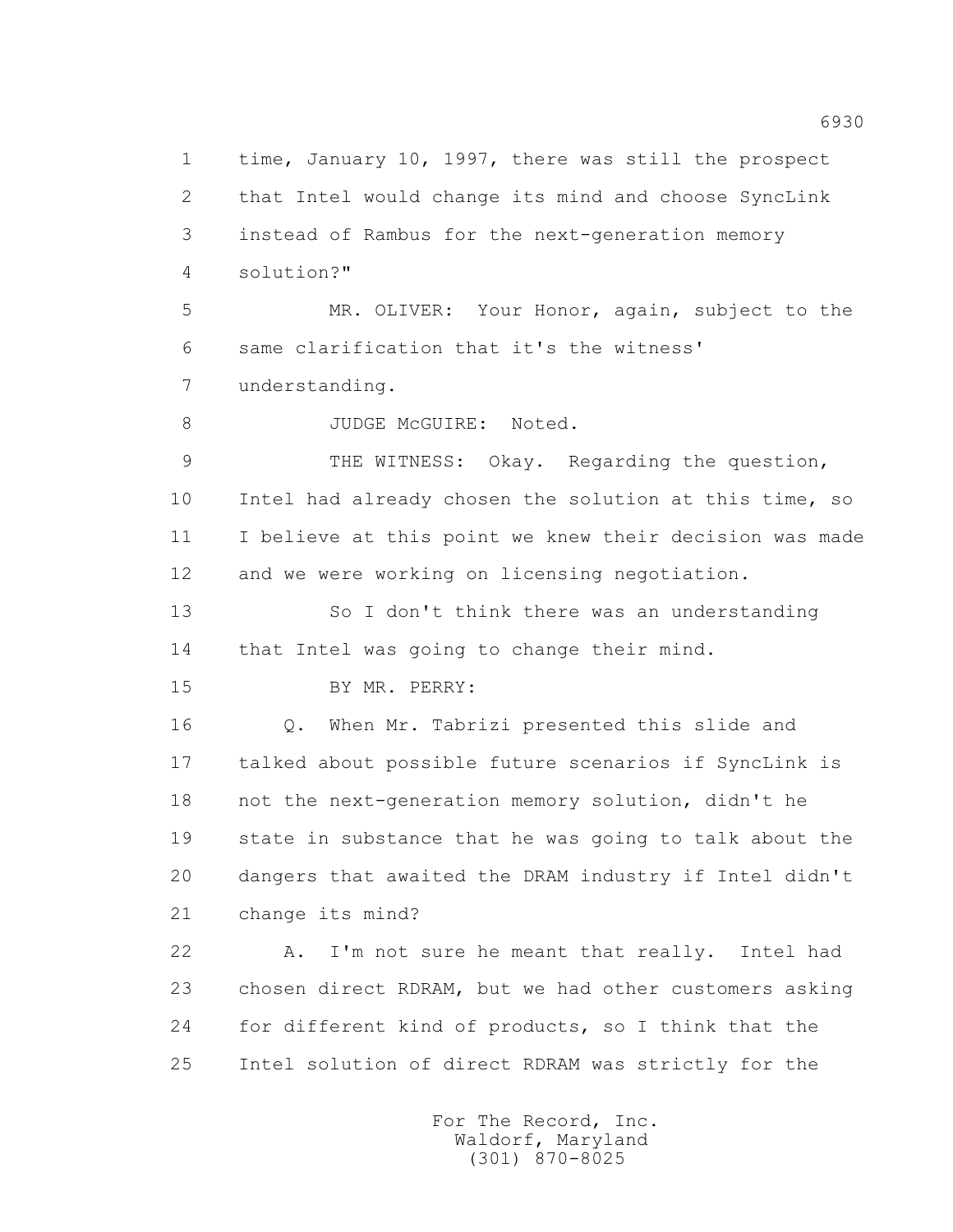1 time, January 10, 1997, there was still the prospect
2 that Intel would change its mind and choose SyncLink
3 instead of Rambus for the next-generation memory
4 solution?"

5 MR. OLIVER: Your Honor, again, subject to the
6 same clarification that it's the witness'
7 understanding.

8 JUDGE McGUIRE: Noted.

9 THE WITNESS: Okay. Regarding the question,
10 Intel had already chosen the solution at this time, so
11 I believe at this point we knew their decision was made
12 and we were working on licensing negotiation.

13 So I don't think there was an understanding
14 that Intel was going to change their mind.

15 BY MR. PERRY:

16 Q. When Mr. Tabrizi presented this slide and
17 talked about possible future scenarios if SyncLink is
18 not the next-generation memory solution, didn't he
19 state in substance that he was going to talk about the
20 dangers that awaited the DRAM industry if Intel didn't
21 change its mind?

22 A. I'm not sure he meant that really. Intel had
23 chosen direct RDRAM, but we had other customers asking
24 for different kind of products, so I think that the
25 Intel solution of direct RDRAM was strictly for the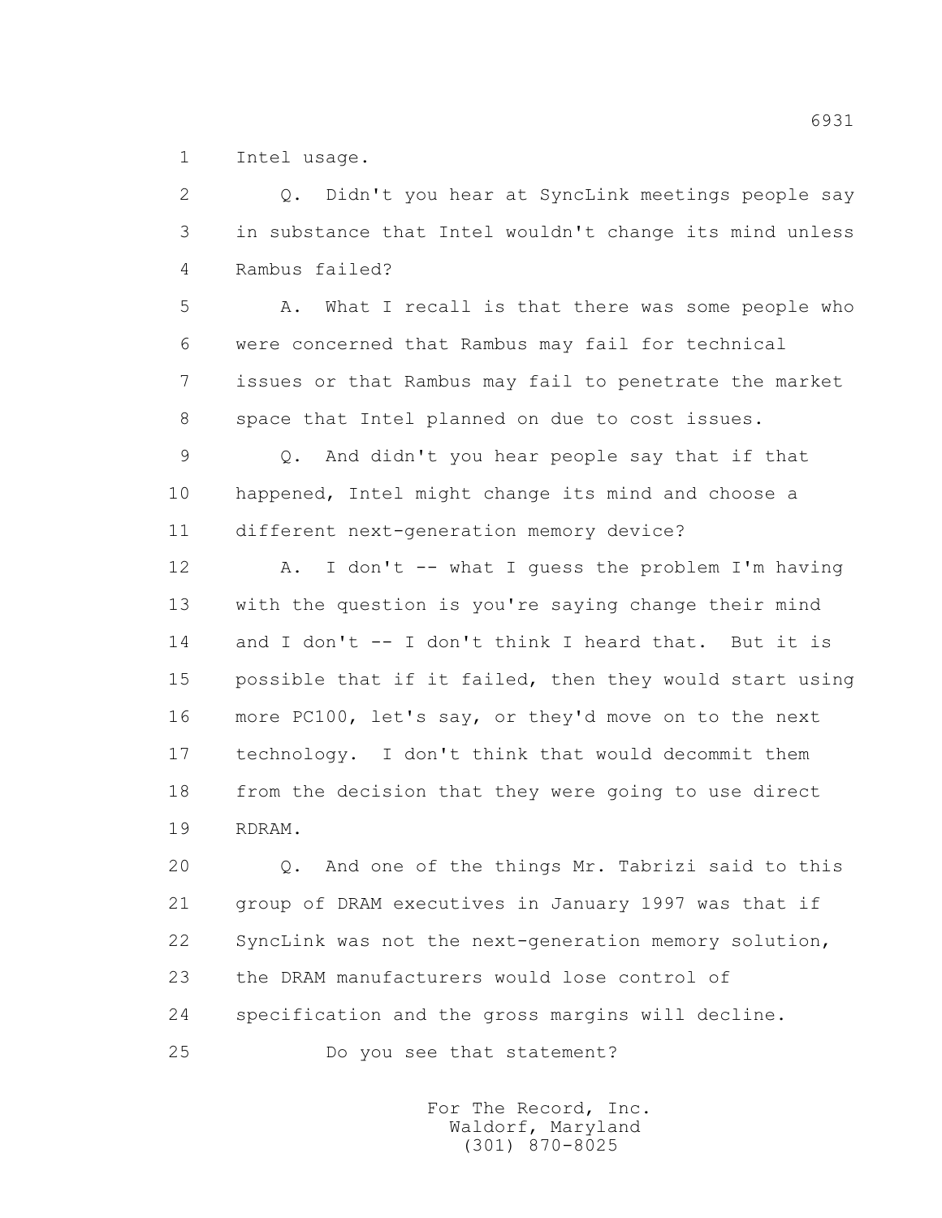1 Intel usage.

2 Q. Didn't you hear at SyncLink meetings people say
3 in substance that Intel wouldn't change its mind unless
4 Rambus failed?

5 A. What I recall is that there was some people who
6 were concerned that Rambus may fail for technical
7 issues or that Rambus may fail to penetrate the market
8 space that Intel planned on due to cost issues.

9 Q. And didn't you hear people say that if that
10 happened, Intel might change its mind and choose a
11 different next-generation memory device?

12 A. I don't -- what I guess the problem I'm having
13 with the question is you're saying change their mind
14 and I don't -- I don't think I heard that. But it is
15 possible that if it failed, then they would start using
16 more PC100, let's say, or they'd move on to the next
17 technology. I don't think that would decommit them
18 from the decision that they were going to use direct
19 RDRAM.

20 Q. And one of the things Mr. Tabrizi said to this
21 group of DRAM executives in January 1997 was that if
22 SyncLink was not the next-generation memory solution,
23 the DRAM manufacturers would lose control of
24 specification and the gross margins will decline.

25 Do you see that statement?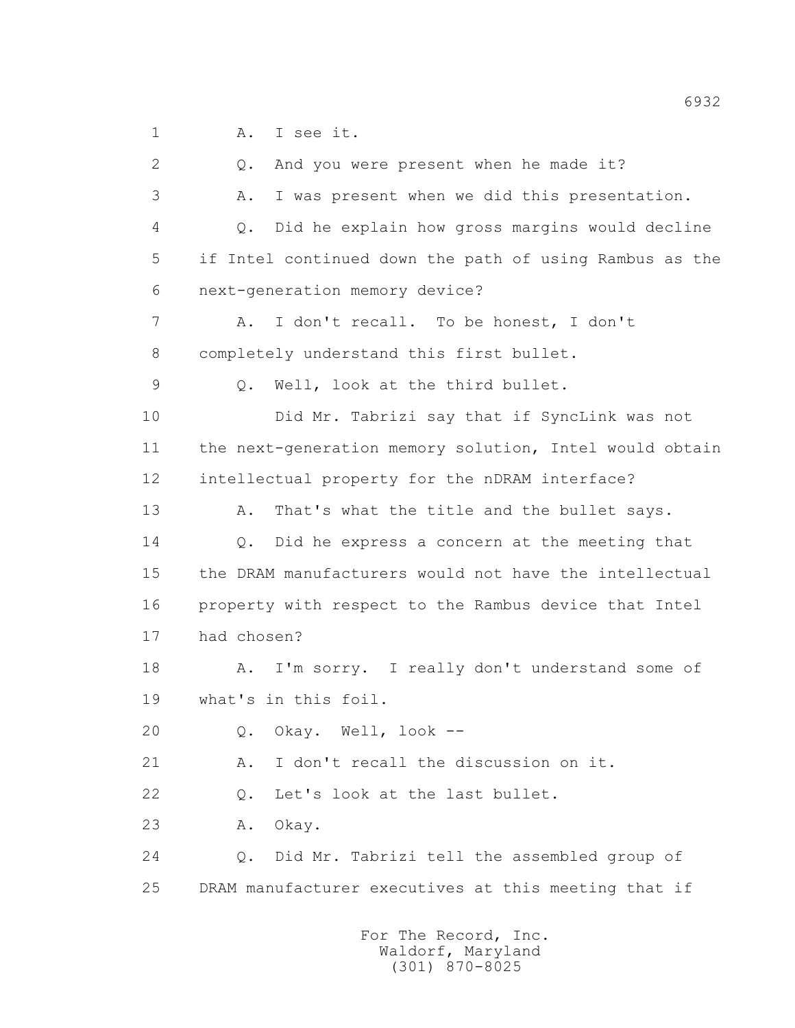1 A. I see it.

2 Q. And you were present when he made it?

3 A. I was present when we did this presentation.

4 Q. Did he explain how gross margins would decline

5 if Intel continued down the path of using Rambus as the

6 next-generation memory device?

7 A. I don't recall. To be honest, I don't

8 completely understand this first bullet.

9 Q. Well, look at the third bullet.

10 Did Mr. Tabrizi say that if SyncLink was not

11 the next-generation memory solution, Intel would obtain

12 intellectual property for the nDRAM interface?

13 A. That's what the title and the bullet says.

14 Q. Did he express a concern at the meeting that

15 the DRAM manufacturers would not have the intellectual

16 property with respect to the Rambus device that Intel

17 had chosen?

18 A. I'm sorry. I really don't understand some of

19 what's in this foil.

20 Q. Okay. Well, look --

21 A. I don't recall the discussion on it.

22 Q. Let's look at the last bullet.

23 A. Okay.

24 Q. Did Mr. Tabrizi tell the assembled group of

25 DRAM manufacturer executives at this meeting that if

For The Record, Inc.
Waldorf, Maryland
(301) 870-8025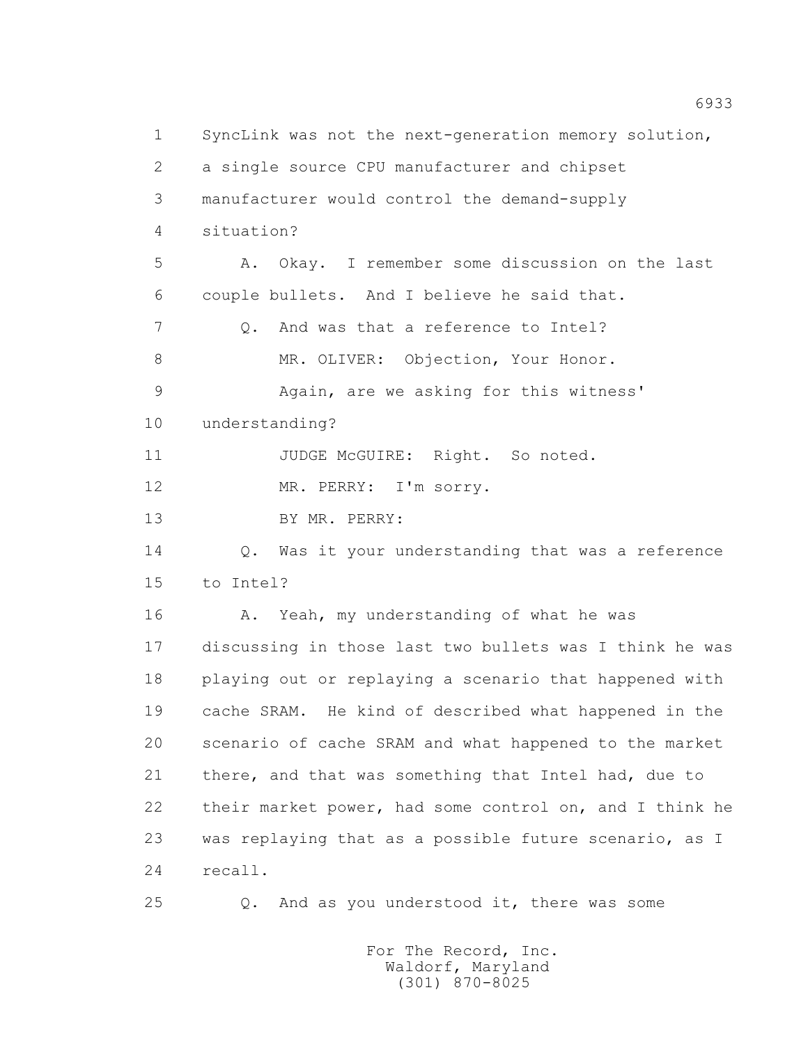SyncLink was not the next-generation memory solution, a single source CPU manufacturer and chipset manufacturer would control the demand-supply situation?

A. Okay. I remember some discussion on the last couple bullets. And I believe he said that.

Q. And was that a reference to Intel?

MR. OLIVER: Objection, Your Honor.

Again, are we asking for this witness' understanding?

JUDGE McGUIRE: Right. So noted.

MR. PERRY: I'm sorry.

BY MR. PERRY:

Q. Was it your understanding that was a reference to Intel?

A. Yeah, my understanding of what he was discussing in those last two bullets was I think he was playing out or replaying a scenario that happened with cache SRAM. He kind of described what happened in the scenario of cache SRAM and what happened to the market there, and that was something that Intel had, due to their market power, had some control on, and I think he was replaying that as a possible future scenario, as I recall.

Q. And as you understood it, there was some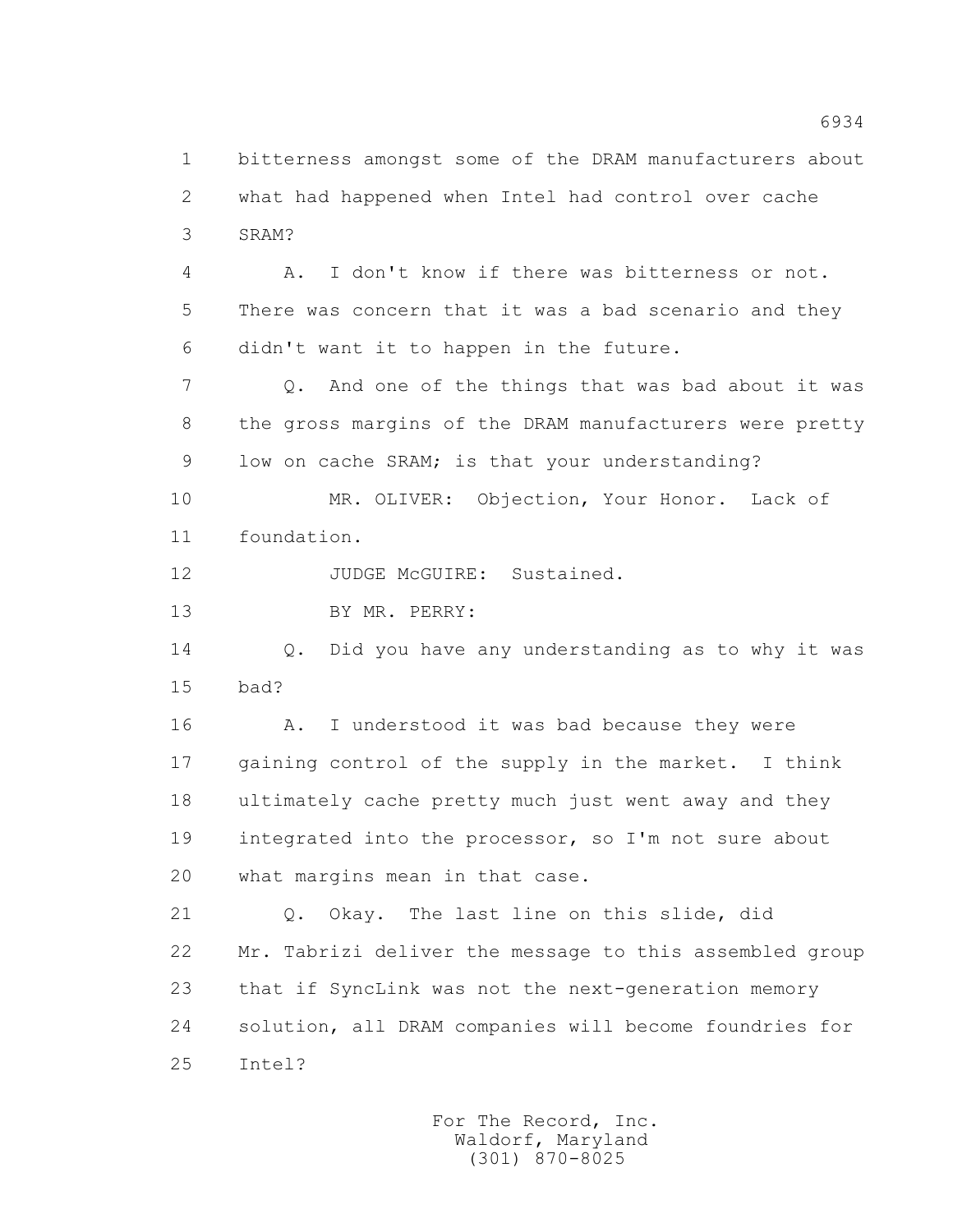1 bitterness amongst some of the DRAM manufacturers about
2 what had happened when Intel had control over cache
3 SRAM?

4 A. I don't know if there was bitterness or not.
5 There was concern that it was a bad scenario and they
6 didn't want it to happen in the future.

7 Q. And one of the things that was bad about it was
8 the gross margins of the DRAM manufacturers were pretty
9 low on cache SRAM; is that your understanding?

10 MR. OLIVER: Objection, Your Honor. Lack of
11 foundation.

12 JUDGE McGUIRE: Sustained.

13 BY MR. PERRY:

14 Q. Did you have any understanding as to why it was
15 bad?

16 A. I understood it was bad because they were
17 gaining control of the supply in the market. I think
18 ultimately cache pretty much just went away and they
19 integrated into the processor, so I'm not sure about
20 what margins mean in that case.

21 Q. Okay. The last line on this slide, did
22 Mr. Tabrizi deliver the message to this assembled group
23 that if SyncLink was not the next-generation memory
24 solution, all DRAM companies will become foundries for
25 Intel?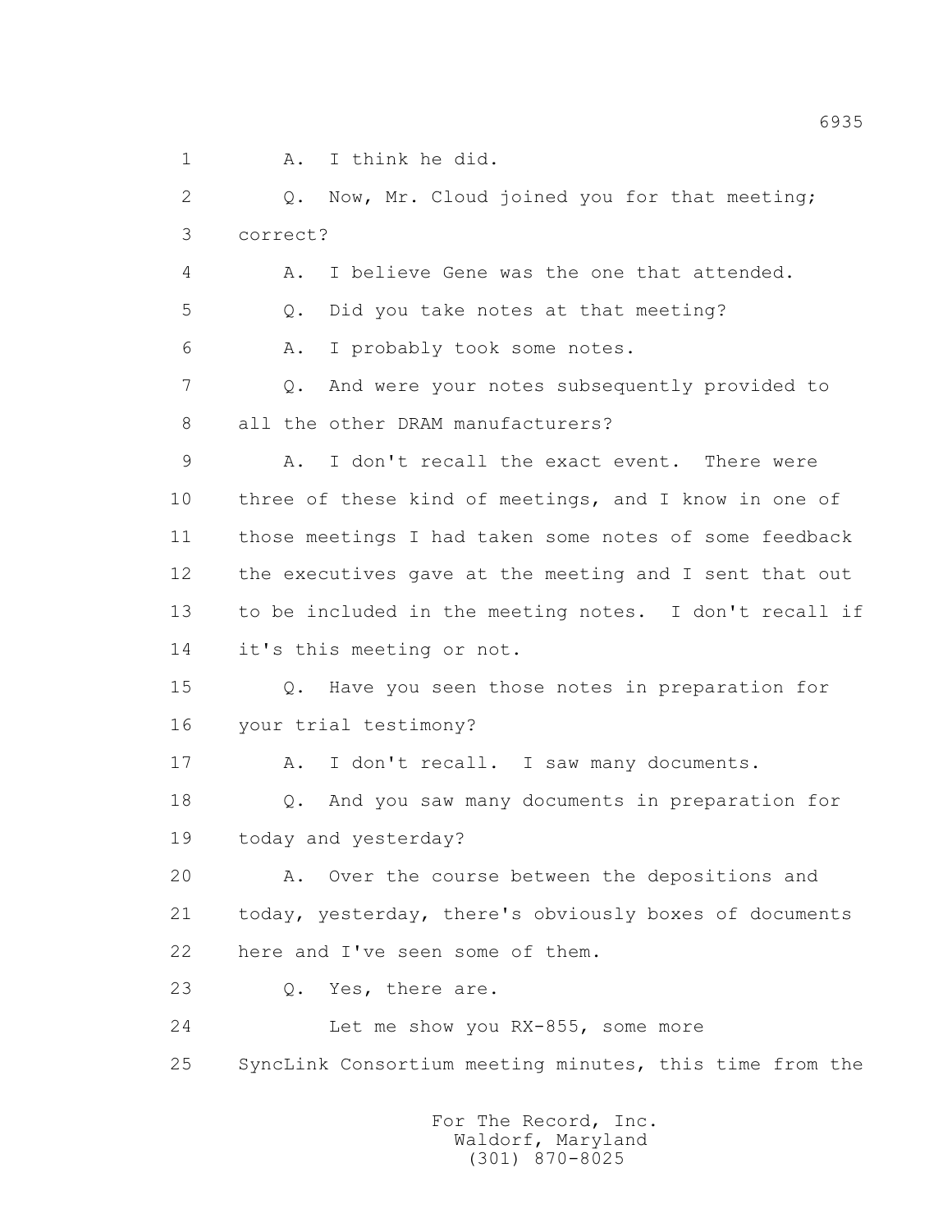1 A. I think he did.

2 Q. Now, Mr. Cloud joined you for that meeting;

3 correct?

4 A. I believe Gene was the one that attended.

5 Q. Did you take notes at that meeting?

6 A. I probably took some notes.

7 Q. And were your notes subsequently provided to

8 all the other DRAM manufacturers?

9 A. I don't recall the exact event. There were

10 three of these kind of meetings, and I know in one of

11 those meetings I had taken some notes of some feedback

12 the executives gave at the meeting and I sent that out

13 to be included in the meeting notes. I don't recall if

14 it's this meeting or not.

15 Q. Have you seen those notes in preparation for

16 your trial testimony?

17 A. I don't recall. I saw many documents.

18 Q. And you saw many documents in preparation for

19 today and yesterday?

20 A. Over the course between the depositions and

21 today, yesterday, there's obviously boxes of documents

22 here and I've seen some of them.

23 Q. Yes, there are.

24 Let me show you RX-855, some more

25 SyncLink Consortium meeting minutes, this time from the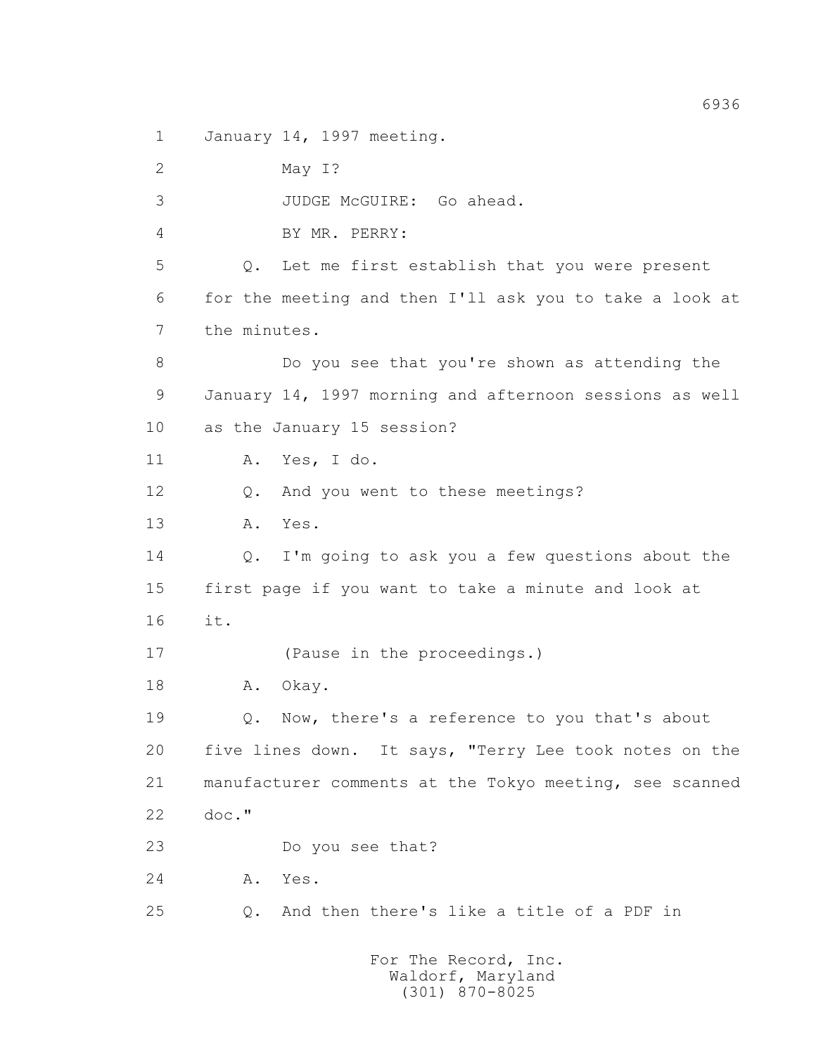January 14, 1997 meeting.

May I?

JUDGE McGUIRE: Go ahead.

BY MR. PERRY:

Q. Let me first establish that you were present for the meeting and then I'll ask you to take a look at the minutes.

Do you see that you're shown as attending the January 14, 1997 morning and afternoon sessions as well as the January 15 session?

A. Yes, I do.

Q. And you went to these meetings?

A. Yes.

Q. I'm going to ask you a few questions about the first page if you want to take a minute and look at it.

(Pause in the proceedings.)

A. Okay.

Q. Now, there's a reference to you that's about five lines down. It says, "Terry Lee took notes on the manufacturer comments at the Tokyo meeting, see scanned doc."

Do you see that?

A. Yes.

Q. And then there's like a title of a PDF in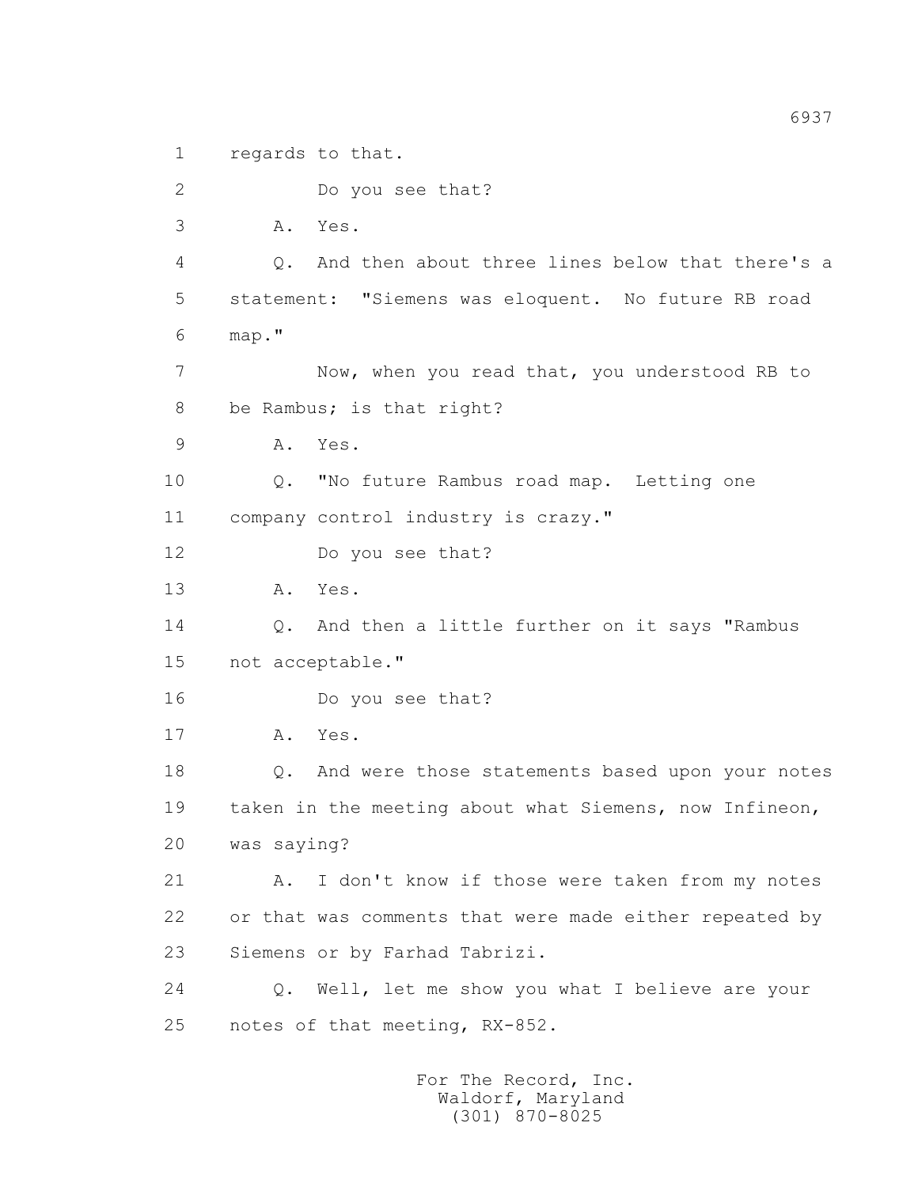regards to that.

Do you see that?

A. Yes.

Q. And then about three lines below that there's a statement: "Siemens was eloquent. No future RB road map."

Now, when you read that, you understood RB to be Rambus; is that right?

A. Yes.

Q. "No future Rambus road map. Letting one company control industry is crazy."

Do you see that?

A. Yes.

Q. And then a little further on it says "Rambus not acceptable."

Do you see that?

A. Yes.

Q. And were those statements based upon your notes taken in the meeting about what Siemens, now Infineon, was saying?

A. I don't know if those were taken from my notes or that was comments that were made either repeated by Siemens or by Farhad Tabrizi.

Q. Well, let me show you what I believe are your notes of that meeting, RX-852.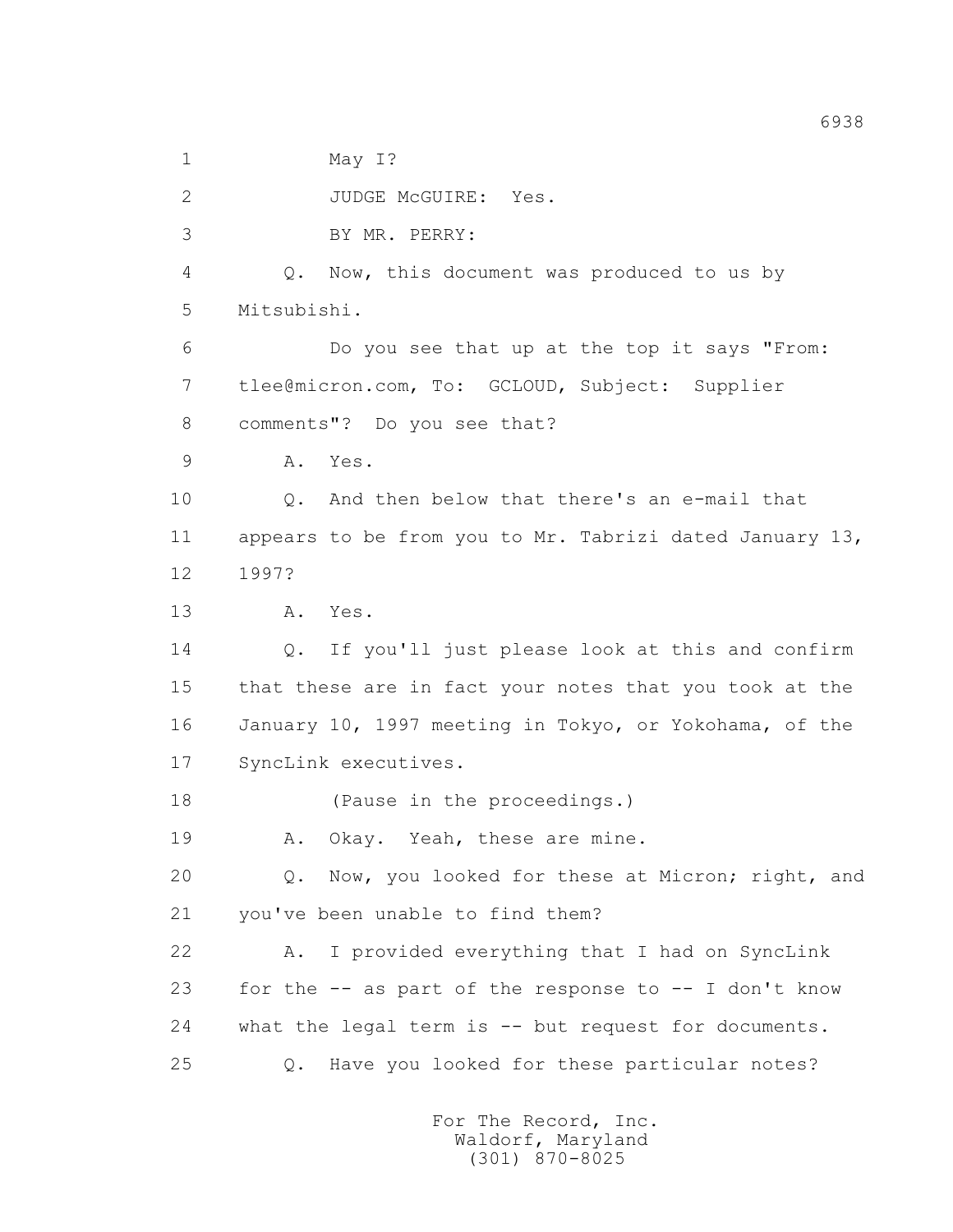1 May I?

2 JUDGE McGUIRE: Yes.

3 BY MR. PERRY:

4 Q. Now, this document was produced to us by

5 Mitsubishi.

6 Do you see that up at the top it says "From:

7 tlee@micron.com, To: GCLOUD, Subject: Supplier

8 comments"? Do you see that?

9 A. Yes.

10 Q. And then below that there's an e-mail that

11 appears to be from you to Mr. Tabrizi dated January 13,

12 1997?

13 A. Yes.

14 Q. If you'll just please look at this and confirm

15 that these are in fact your notes that you took at the

16 January 10, 1997 meeting in Tokyo, or Yokohama, of the

17 SyncLink executives.

18 (Pause in the proceedings.)

19 A. Okay. Yeah, these are mine.

20 Q. Now, you looked for these at Micron; right, and

21 you've been unable to find them?

22 A. I provided everything that I had on SyncLink

23 for the -- as part of the response to -- I don't know

24 what the legal term is -- but request for documents.

25 Q. Have you looked for these particular notes?

For The Record, Inc.
Waldorf, Maryland
(301) 870-8025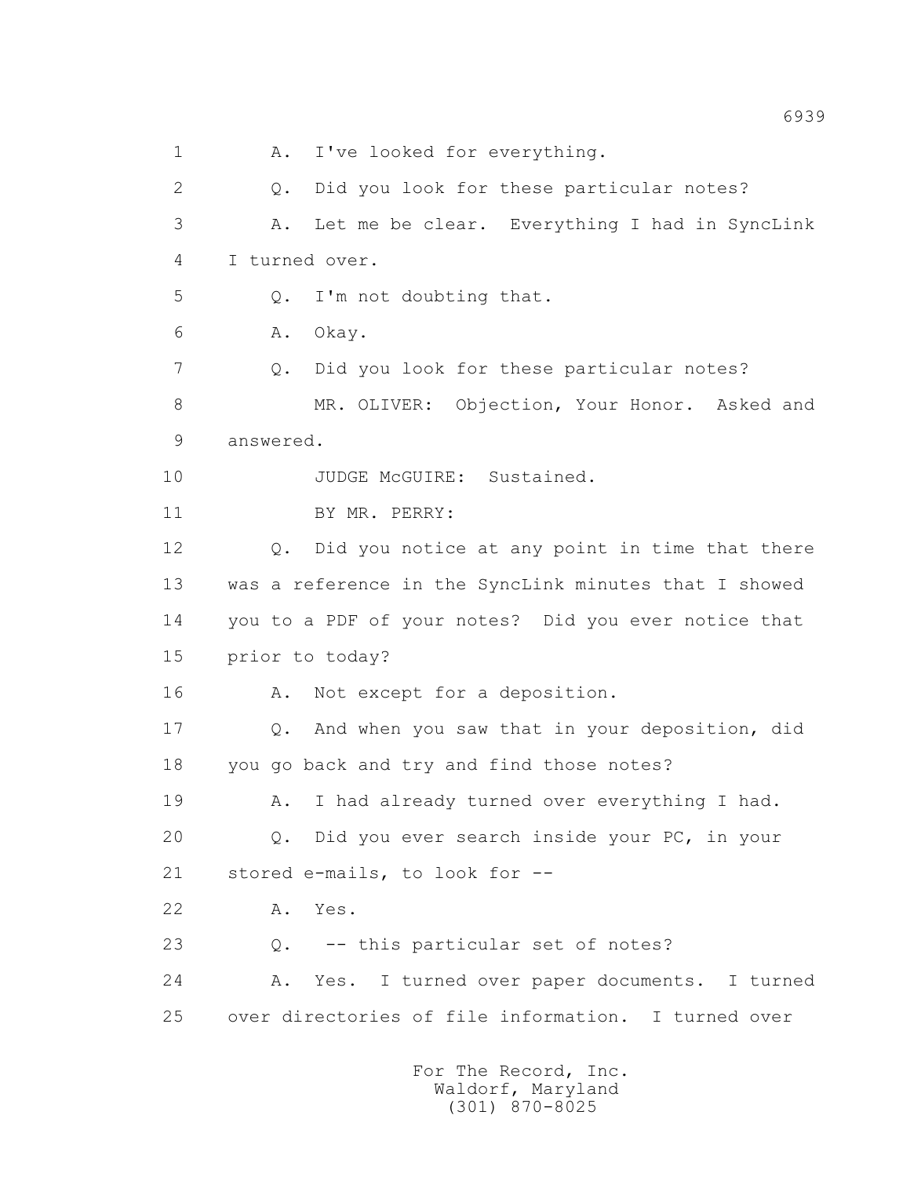1 A. I've looked for everything.

2 Q. Did you look for these particular notes?

3 A. Let me be clear. Everything I had in SyncLink

4 I turned over.

5 Q. I'm not doubting that.

6 A. Okay.

7 Q. Did you look for these particular notes?

8 MR. OLIVER: Objection, Your Honor. Asked and

9 answered.

10 JUDGE McGUIRE: Sustained.

11 BY MR. PERRY:

12 Q. Did you notice at any point in time that there

13 was a reference in the SyncLink minutes that I showed

14 you to a PDF of your notes? Did you ever notice that

15 prior to today?

16 A. Not except for a deposition.

17 Q. And when you saw that in your deposition, did

18 you go back and try and find those notes?

19 A. I had already turned over everything I had.

20 Q. Did you ever search inside your PC, in your

21 stored e-mails, to look for --

22 A. Yes.

23 Q. -- this particular set of notes?

24 A. Yes. I turned over paper documents. I turned

25 over directories of file information. I turned over

For The Record, Inc.
Waldorf, Maryland
(301) 870-8025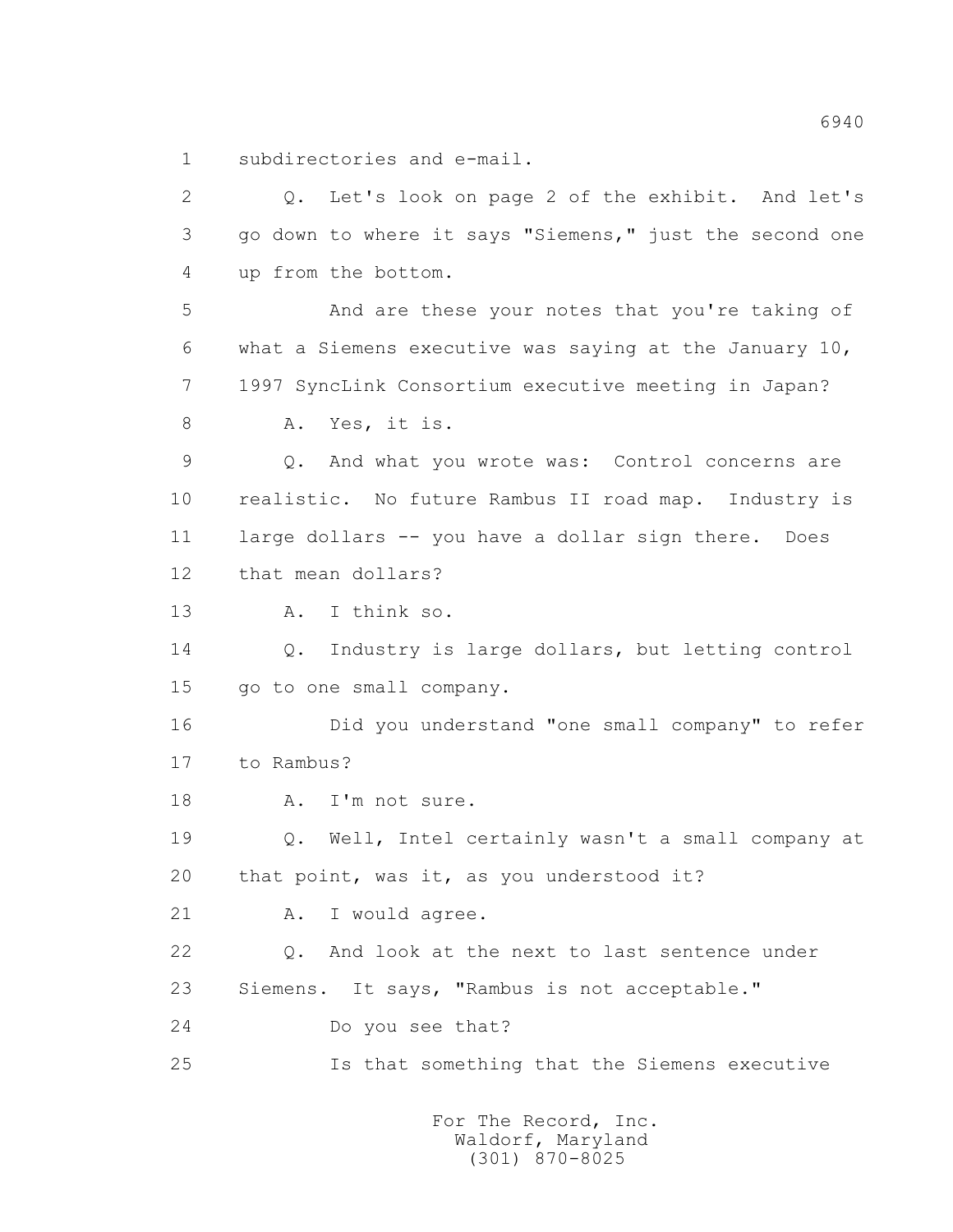1 subdirectories and e-mail.

2 Q. Let's look on page 2 of the exhibit. And let's
3 go down to where it says "Siemens," just the second one
4 up from the bottom.

5 And are these your notes that you're taking of
6 what a Siemens executive was saying at the January 10,
7 1997 SyncLink Consortium executive meeting in Japan?

8 A. Yes, it is.

9 Q. And what you wrote was: Control concerns are
10 realistic. No future Rambus II road map. Industry is
11 large dollars -- you have a dollar sign there. Does
12 that mean dollars?

13 A. I think so.

14 Q. Industry is large dollars, but letting control
15 go to one small company.

16 Did you understand "one small company" to refer
17 to Rambus?

18 A. I'm not sure.

19 Q. Well, Intel certainly wasn't a small company at
20 that point, was it, as you understood it?

21 A. I would agree.

22 Q. And look at the next to last sentence under
23 Siemens. It says, "Rambus is not acceptable."

24 Do you see that?

25 Is that something that the Siemens executive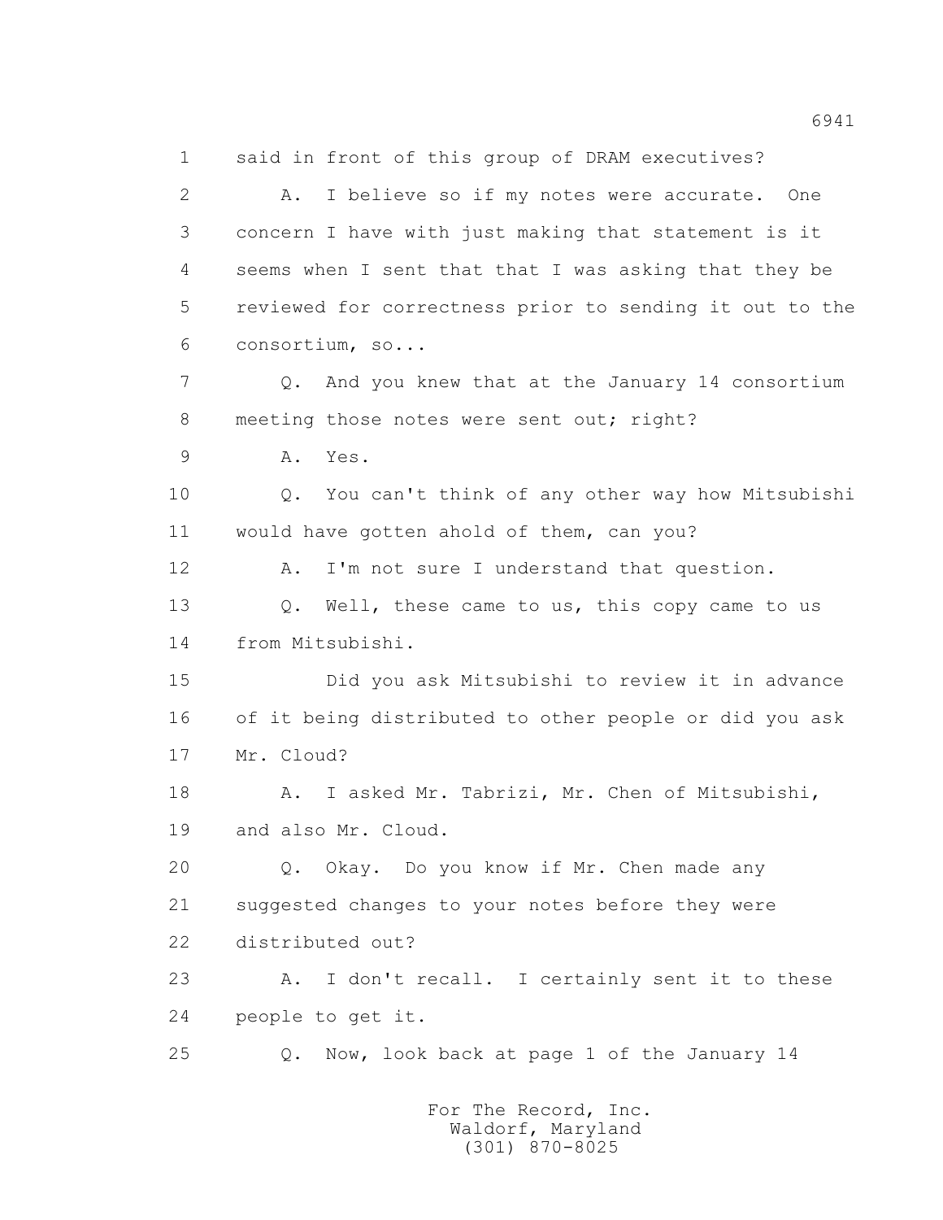1 said in front of this group of DRAM executives?

2 A. I believe so if my notes were accurate. One

3 concern I have with just making that statement is it

4 seems when I sent that that I was asking that they be

5 reviewed for correctness prior to sending it out to the

6 consortium, so...

7 Q. And you knew that at the January 14 consortium

8 meeting those notes were sent out; right?

9 A. Yes.

10 Q. You can't think of any other way how Mitsubishi

11 would have gotten ahold of them, can you?

12 A. I'm not sure I understand that question.

13 Q. Well, these came to us, this copy came to us

14 from Mitsubishi.

15 Did you ask Mitsubishi to review it in advance

16 of it being distributed to other people or did you ask

17 Mr. Cloud?

18 A. I asked Mr. Tabrizi, Mr. Chen of Mitsubishi,

19 and also Mr. Cloud.

20 Q. Okay. Do you know if Mr. Chen made any

21 suggested changes to your notes before they were

22 distributed out?

23 A. I don't recall. I certainly sent it to these

24 people to get it.

25 Q. Now, look back at page 1 of the January 14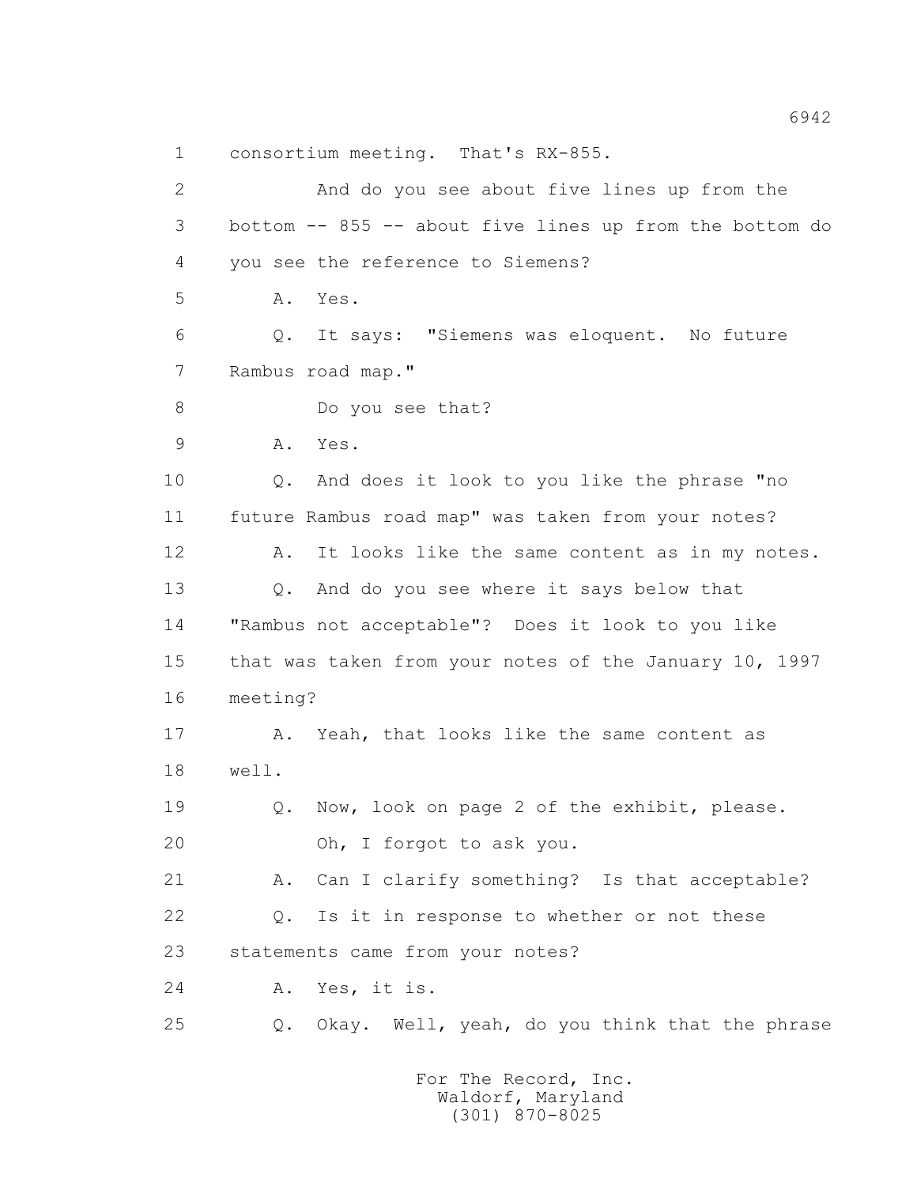1 consortium meeting. That's RX-855.

2 And do you see about five lines up from the

3 bottom -- 855 -- about five lines up from the bottom do

4 you see the reference to Siemens?

5 A. Yes.

6 Q. It says: "Siemens was eloquent. No future

7 Rambus road map."

8 Do you see that?

9 A. Yes.

10 Q. And does it look to you like the phrase "no

11 future Rambus road map" was taken from your notes?

12 A. It looks like the same content as in my notes.

13 Q. And do you see where it says below that

14 "Rambus not acceptable"? Does it look to you like

15 that was taken from your notes of the January 10, 1997

16 meeting?

17 A. Yeah, that looks like the same content as

18 well.

19 Q. Now, look on page 2 of the exhibit, please.

20 Oh, I forgot to ask you.

21 A. Can I clarify something? Is that acceptable?

22 Q. Is it in response to whether or not these

23 statements came from your notes?

24 A. Yes, it is.

25 Q. Okay. Well, yeah, do you think that the phrase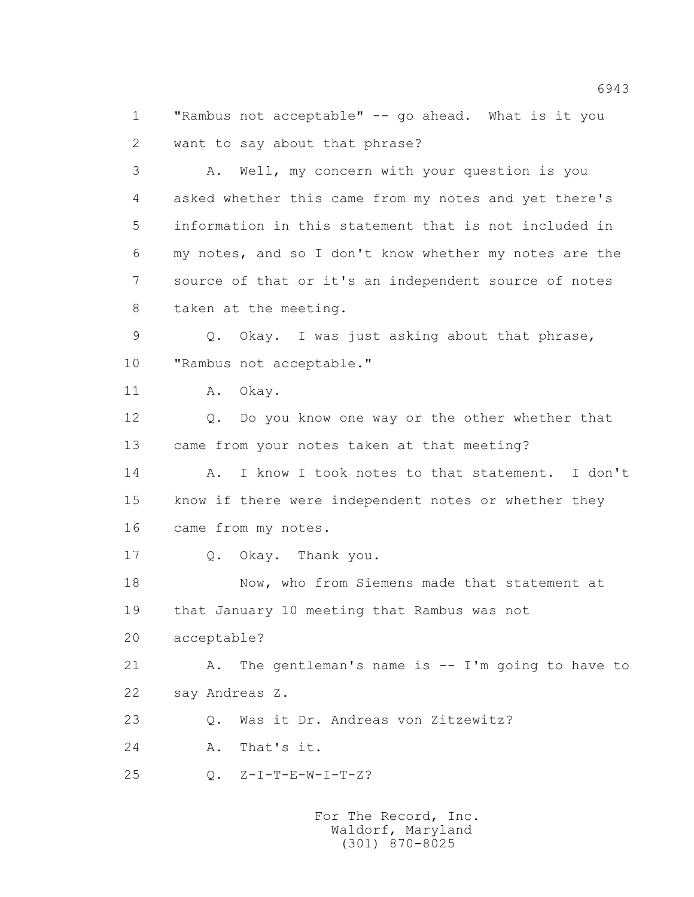1 "Rambus not acceptable" -- go ahead. What is it you
2 want to say about that phrase?

3 A. Well, my concern with your question is you
4 asked whether this came from my notes and yet there's
5 information in this statement that is not included in
6 my notes, and so I don't know whether my notes are the
7 source of that or it's an independent source of notes
8 taken at the meeting.

9 Q. Okay. I was just asking about that phrase,
10 "Rambus not acceptable."

11 A. Okay.

12 Q. Do you know one way or the other whether that
13 came from your notes taken at that meeting?

14 A. I know I took notes to that statement. I don't
15 know if there were independent notes or whether they
16 came from my notes.

17 Q. Okay. Thank you.

18 Now, who from Siemens made that statement at
19 that January 10 meeting that Rambus was not
20 acceptable?

21 A. The gentleman's name is -- I'm going to have to
22 say Andreas Z.

23 Q. Was it Dr. Andreas von Zitzewitz?

24 A. That's it.

25 Q. Z-I-T-E-W-I-T-Z?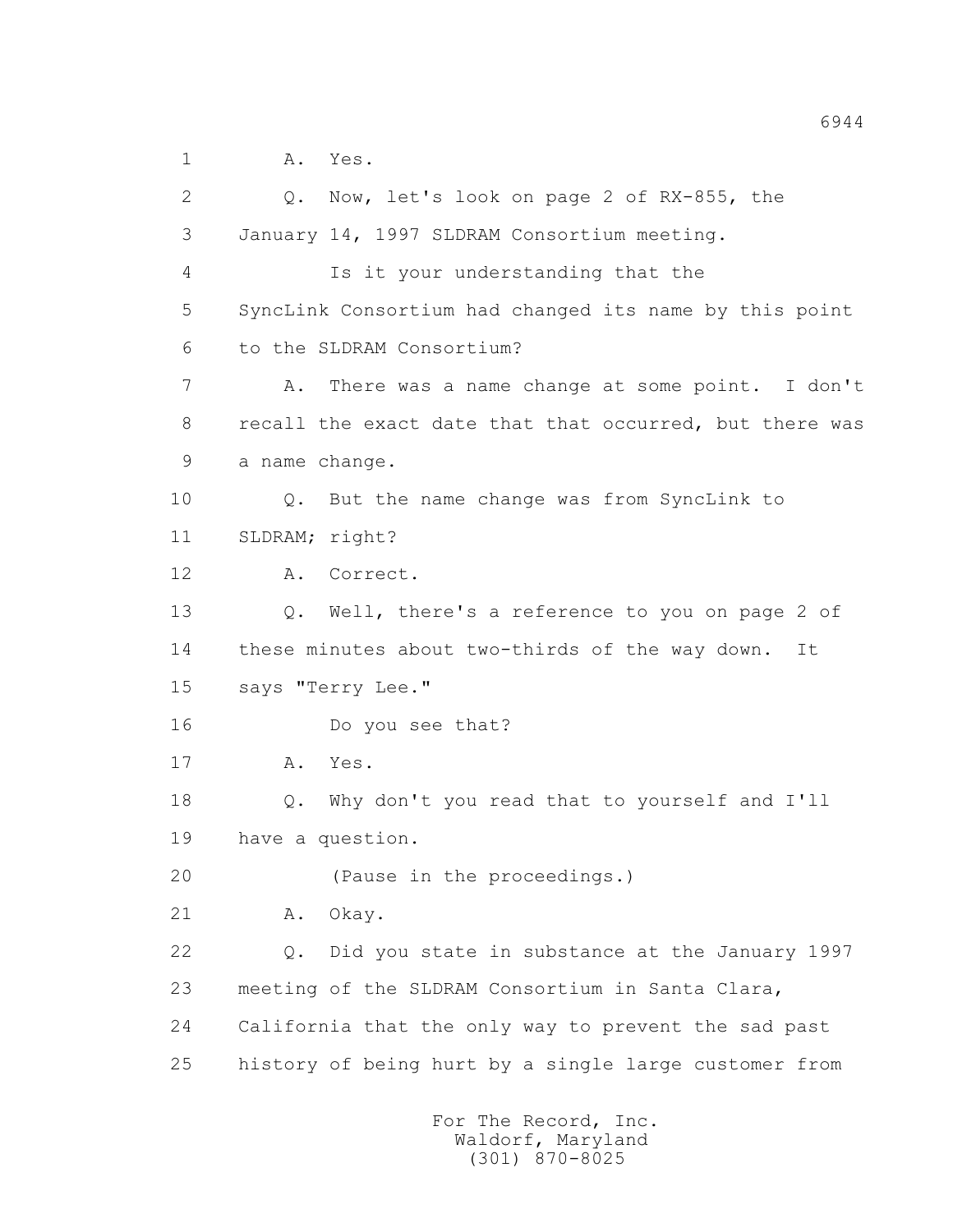1 A. Yes.

2 Q. Now, let's look on page 2 of RX-855, the

3 January 14, 1997 SLDRAM Consortium meeting.

4 Is it your understanding that the

5 SyncLink Consortium had changed its name by this point

6 to the SLDRAM Consortium?

7 A. There was a name change at some point. I don't

8 recall the exact date that that occurred, but there was

9 a name change.

10 Q. But the name change was from SyncLink to

11 SLDRAM; right?

12 A. Correct.

13 Q. Well, there's a reference to you on page 2 of

14 these minutes about two-thirds of the way down. It

15 says "Terry Lee."

16 Do you see that?

17 A. Yes.

18 Q. Why don't you read that to yourself and I'll

19 have a question.

20 (Pause in the proceedings.)

21 A. Okay.

22 Q. Did you state in substance at the January 1997

23 meeting of the SLDRAM Consortium in Santa Clara,

24 California that the only way to prevent the sad past

25 history of being hurt by a single large customer from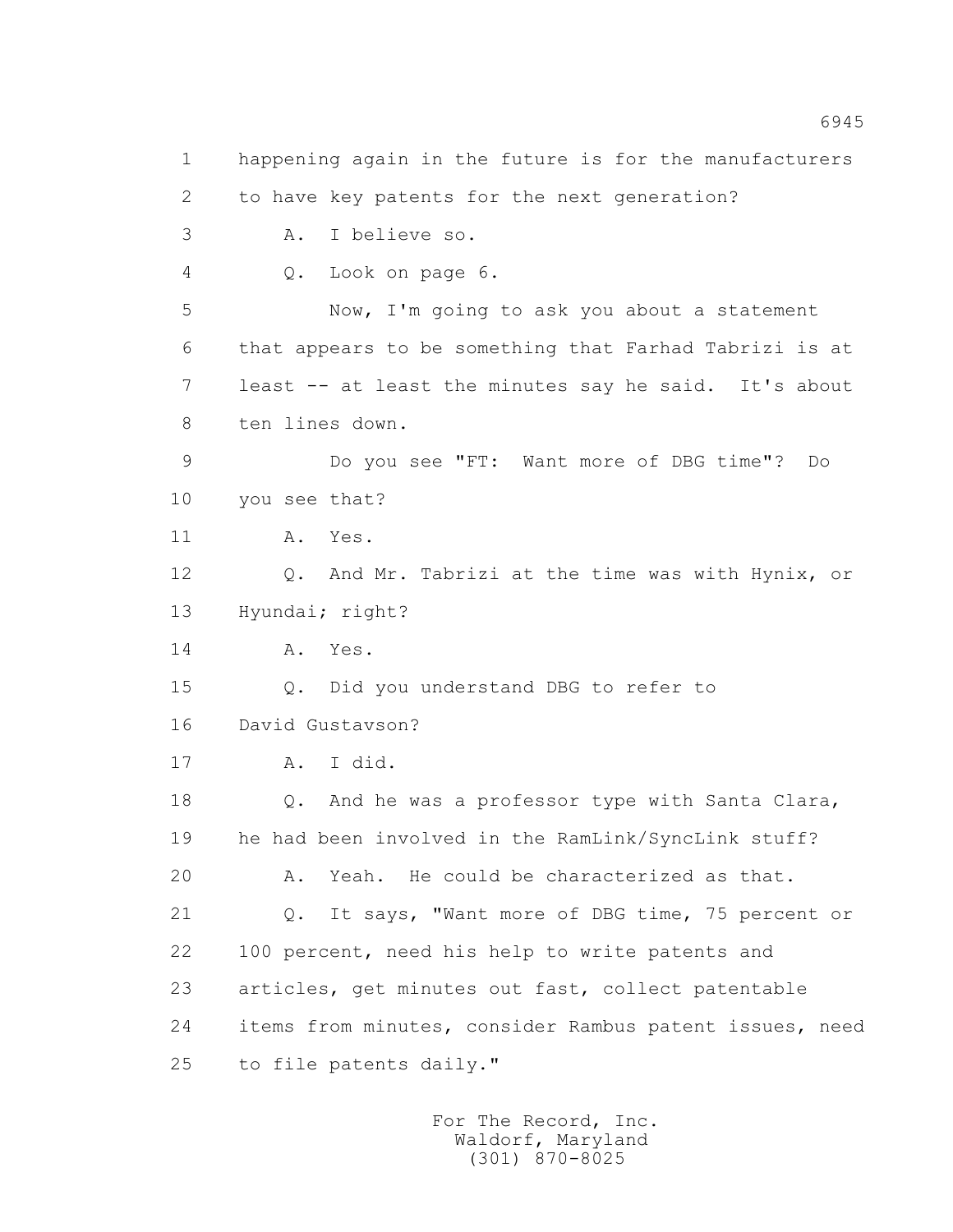1 happening again in the future is for the manufacturers
2 to have key patents for the next generation?
3 A. I believe so.
4 Q. Look on page 6.
5 Now, I'm going to ask you about a statement
6 that appears to be something that Farhad Tabrizi is at
7 least -- at least the minutes say he said. It's about
8 ten lines down.
9 Do you see "FT: Want more of DBG time"? Do
10 you see that?
11 A. Yes.
12 Q. And Mr. Tabrizi at the time was with Hynix, or
13 Hyundai; right?
14 A. Yes.
15 Q. Did you understand DBG to refer to
16 David Gustavson?
17 A. I did.
18 Q. And he was a professor type with Santa Clara,
19 he had been involved in the RamLink/SyncLink stuff?
20 A. Yeah. He could be characterized as that.
21 Q. It says, "Want more of DBG time, 75 percent or
22 100 percent, need his help to write patents and
23 articles, get minutes out fast, collect patentable
24 items from minutes, consider Rambus patent issues, need
25 to file patents daily."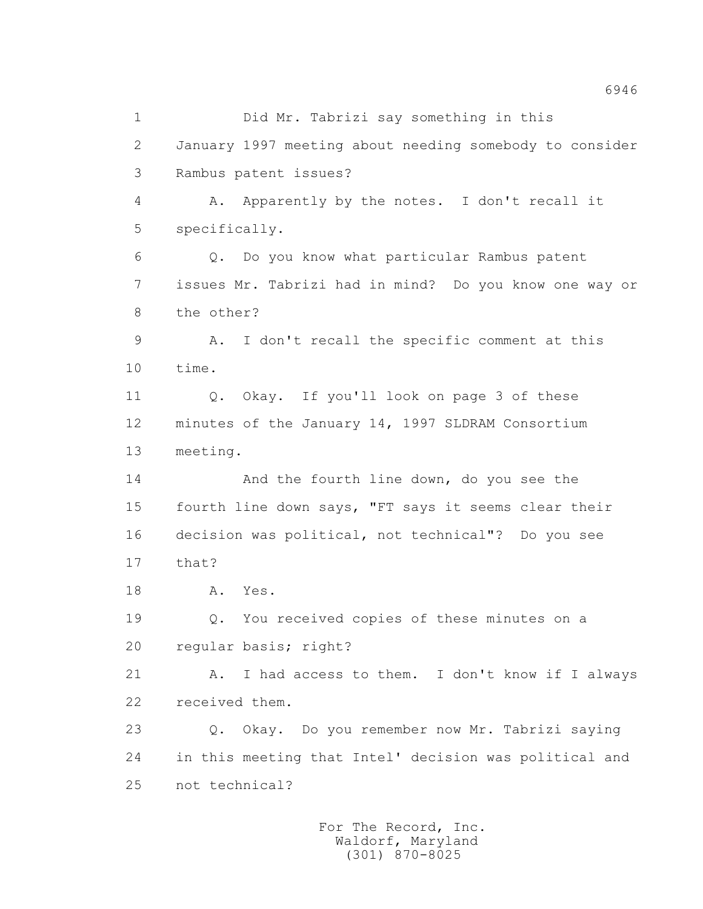Did Mr. Tabrizi say something in this January 1997 meeting about needing somebody to consider Rambus patent issues?

A. Apparently by the notes. I don't recall it specifically.

Q. Do you know what particular Rambus patent issues Mr. Tabrizi had in mind? Do you know one way or the other?

A. I don't recall the specific comment at this time.

Q. Okay. If you'll look on page 3 of these minutes of the January 14, 1997 SLDRAM Consortium meeting.

And the fourth line down, do you see the fourth line down says, "FT says it seems clear their decision was political, not technical"? Do you see that?

A. Yes.

Q. You received copies of these minutes on a regular basis; right?

A. I had access to them. I don't know if I always received them.

Q. Okay. Do you remember now Mr. Tabrizi saying in this meeting that Intel' decision was political and not technical?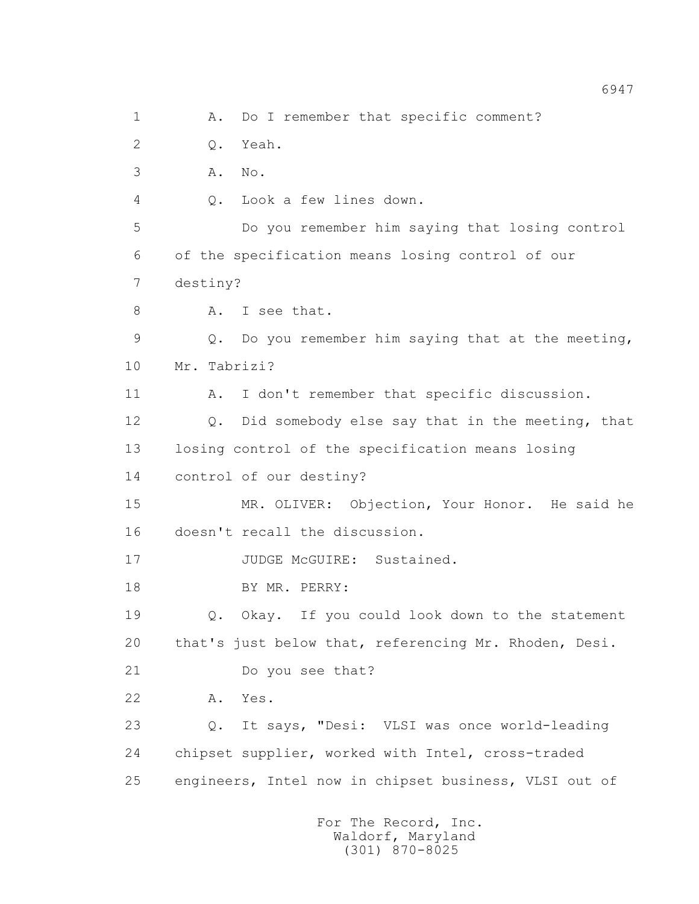1 A. Do I remember that specific comment?

2 Q. Yeah.

3 A. No.

4 Q. Look a few lines down.

5 Do you remember him saying that losing control

6 of the specification means losing control of our

7 destiny?

8 A. I see that.

9 Q. Do you remember him saying that at the meeting,

10 Mr. Tabrizi?

11 A. I don't remember that specific discussion.

12 Q. Did somebody else say that in the meeting, that

13 losing control of the specification means losing

14 control of our destiny?

15 MR. OLIVER: Objection, Your Honor. He said he

16 doesn't recall the discussion.

17 JUDGE McGUIRE: Sustained.

18 BY MR. PERRY:

19 Q. Okay. If you could look down to the statement

20 that's just below that, referencing Mr. Rhoden, Desi.

21 Do you see that?

22 A. Yes.

23 Q. It says, "Desi: VLSI was once world-leading

24 chipset supplier, worked with Intel, cross-traded

25 engineers, Intel now in chipset business, VLSI out of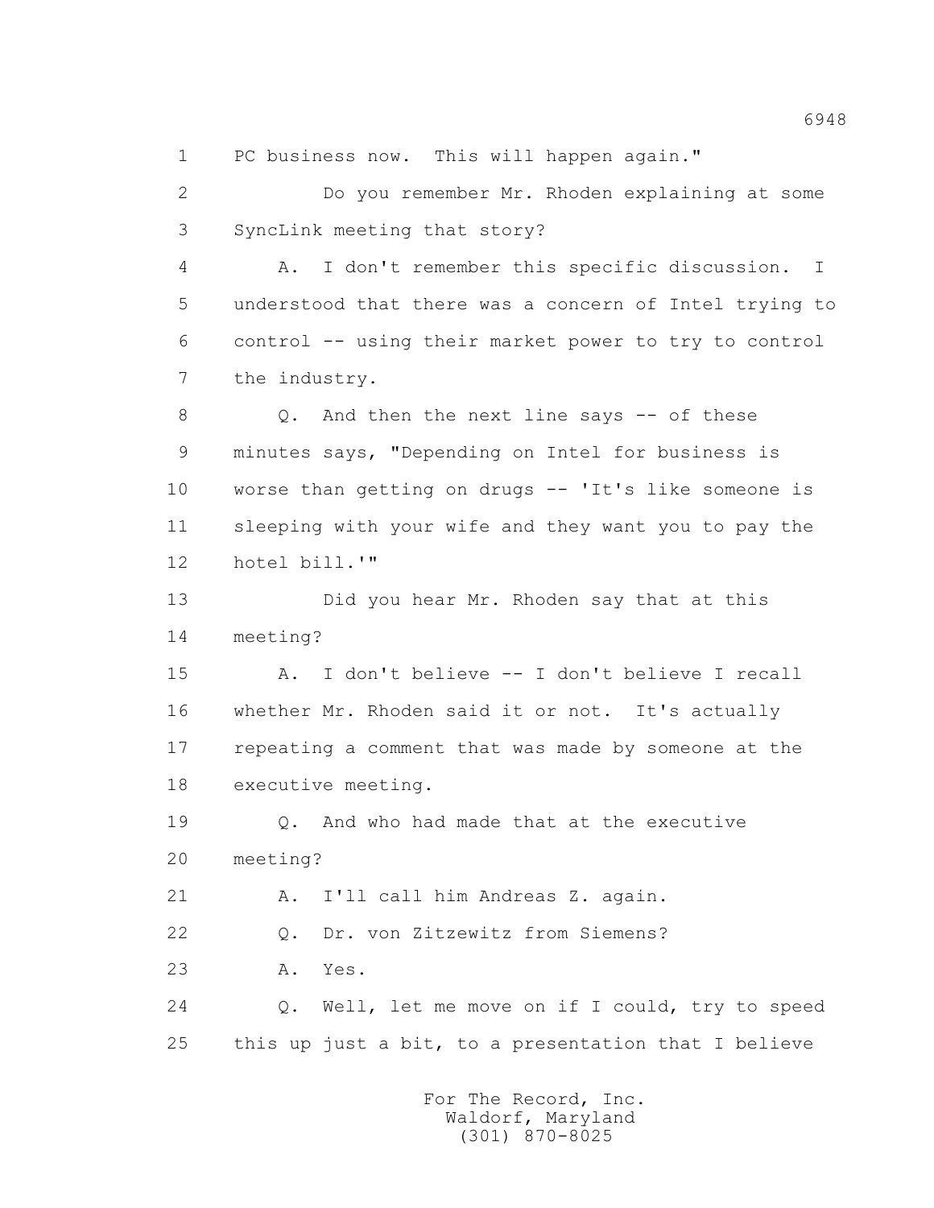1 PC business now. This will happen again."

2 Do you remember Mr. Rhoden explaining at some

3 SyncLink meeting that story?

4 A. I don't remember this specific discussion. I

5 understood that there was a concern of Intel trying to

6 control -- using their market power to try to control

7 the industry.

8 Q. And then the next line says -- of these

9 minutes says, "Depending on Intel for business is

10 worse than getting on drugs -- 'It's like someone is

11 sleeping with your wife and they want you to pay the

12 hotel bill.'"

13 Did you hear Mr. Rhoden say that at this

14 meeting?

15 A. I don't believe -- I don't believe I recall

16 whether Mr. Rhoden said it or not. It's actually

17 repeating a comment that was made by someone at the

18 executive meeting.

19 Q. And who had made that at the executive

20 meeting?

21 A. I'll call him Andreas Z. again.

22 Q. Dr. von Zitzewitz from Siemens?

23 A. Yes.

24 Q. Well, let me move on if I could, try to speed

25 this up just a bit, to a presentation that I believe

For The Record, Inc.
Waldorf, Maryland
(301) 870-8025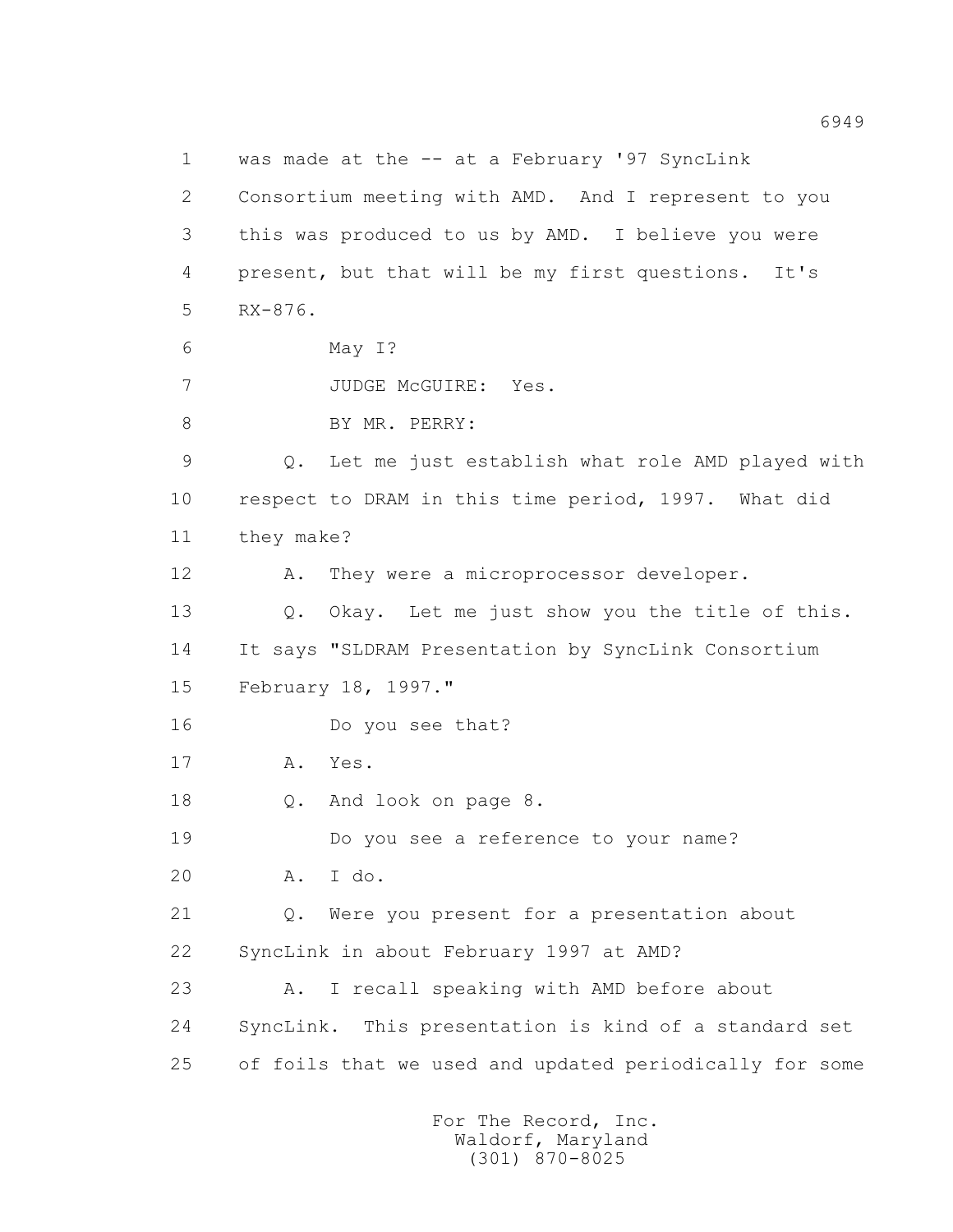1 was made at the -- at a February '97 SyncLink
2 Consortium meeting with AMD. And I represent to you
3 this was produced to us by AMD. I believe you were
4 present, but that will be my first questions. It's
5 RX-876.
6 May I?
7 JUDGE McGUIRE: Yes.
8 BY MR. PERRY:
9 Q. Let me just establish what role AMD played with
10 respect to DRAM in this time period, 1997. What did
11 they make?
12 A. They were a microprocessor developer.
13 Q. Okay. Let me just show you the title of this.
14 It says "SLDRAM Presentation by SyncLink Consortium
15 February 18, 1997."
16 Do you see that?
17 A. Yes.
18 Q. And look on page 8.
19 Do you see a reference to your name?
20 A. I do.
21 Q. Were you present for a presentation about
22 SyncLink in about February 1997 at AMD?
23 A. I recall speaking with AMD before about
24 SyncLink. This presentation is kind of a standard set
25 of foils that we used and updated periodically for some

For The Record, Inc.
Waldorf, Maryland
(301) 870-8025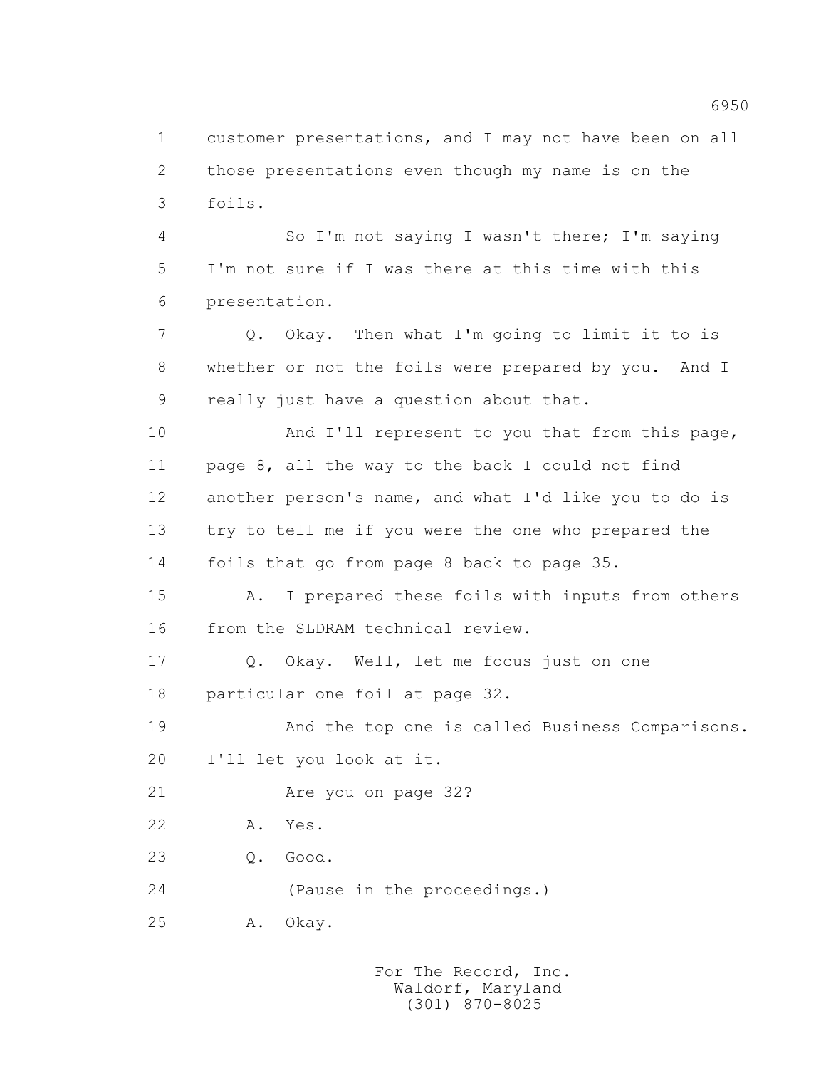1 customer presentations, and I may not have been on all
2 those presentations even though my name is on the
3 foils.

4 So I'm not saying I wasn't there; I'm saying
5 I'm not sure if I was there at this time with this
6 presentation.

7 Q. Okay. Then what I'm going to limit it to is
8 whether or not the foils were prepared by you. And I
9 really just have a question about that.

10 And I'll represent to you that from this page,
11 page 8, all the way to the back I could not find
12 another person's name, and what I'd like you to do is
13 try to tell me if you were the one who prepared the
14 foils that go from page 8 back to page 35.

15 A. I prepared these foils with inputs from others
16 from the SLDRAM technical review.

17 Q. Okay. Well, let me focus just on one
18 particular one foil at page 32.

19 And the top one is called Business Comparisons.
20 I'll let you look at it.

21 Are you on page 32?

22 A. Yes.

23 Q. Good.

24 (Pause in the proceedings.)

25 A. Okay.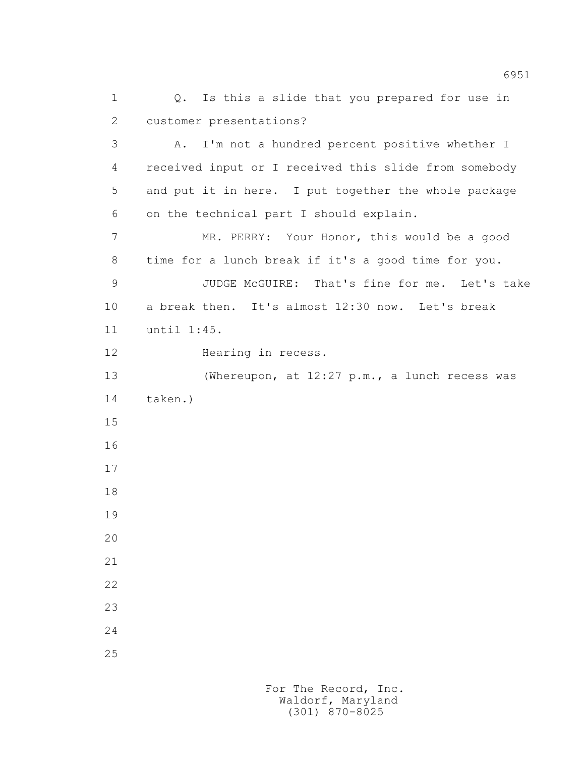1 Q. Is this a slide that you prepared for use in
2 customer presentations?
3 A. I'm not a hundred percent positive whether I
4 received input or I received this slide from somebody
5 and put it in here. I put together the whole package
6 on the technical part I should explain.
7 MR. PERRY: Your Honor, this would be a good
8 time for a lunch break if it's a good time for you.
9 JUDGE McGUIRE: That's fine for me. Let's take
10 a break then. It's almost 12:30 now. Let's break
11 until 1:45.
12 Hearing in recess.
13 (Whereupon, at 12:27 p.m., a lunch recess was
14 taken.)
15
16
17
18
19
20
21
22
23
24
25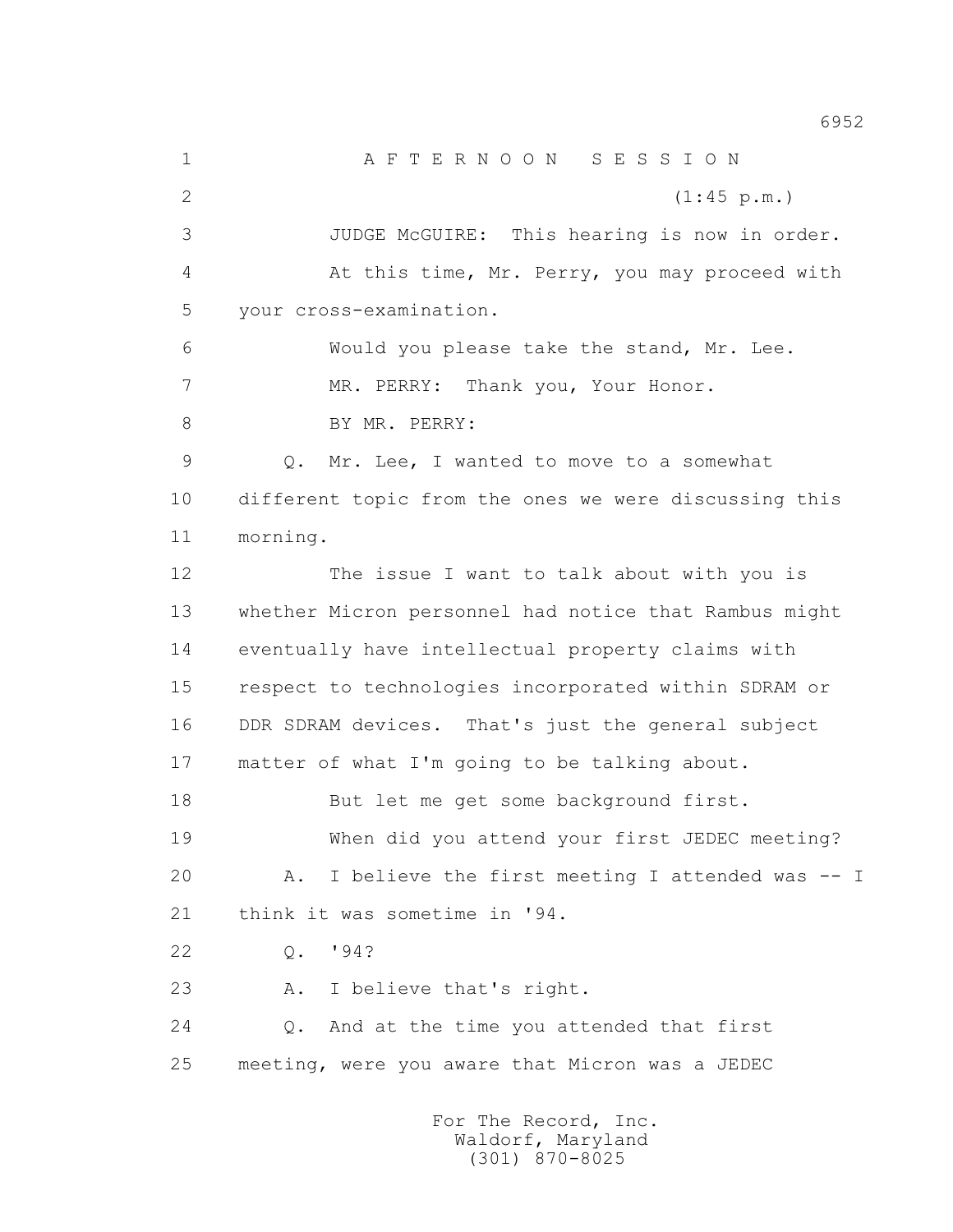A F T E R N O O N   S E S S I O N

(1:45 p.m.)

JUDGE McGUIRE: This hearing is now in order.

At this time, Mr. Perry, you may proceed with your cross-examination.

Would you please take the stand, Mr. Lee.

MR. PERRY: Thank you, Your Honor.

BY MR. PERRY:

Q. Mr. Lee, I wanted to move to a somewhat different topic from the ones we were discussing this morning.

The issue I want to talk about with you is whether Micron personnel had notice that Rambus might eventually have intellectual property claims with respect to technologies incorporated within SDRAM or DDR SDRAM devices. That's just the general subject matter of what I'm going to be talking about.

But let me get some background first.

When did you attend your first JEDEC meeting?

A. I believe the first meeting I attended was -- I think it was sometime in '94.

Q. '94?

A. I believe that's right.

Q. And at the time you attended that first meeting, were you aware that Micron was a JEDEC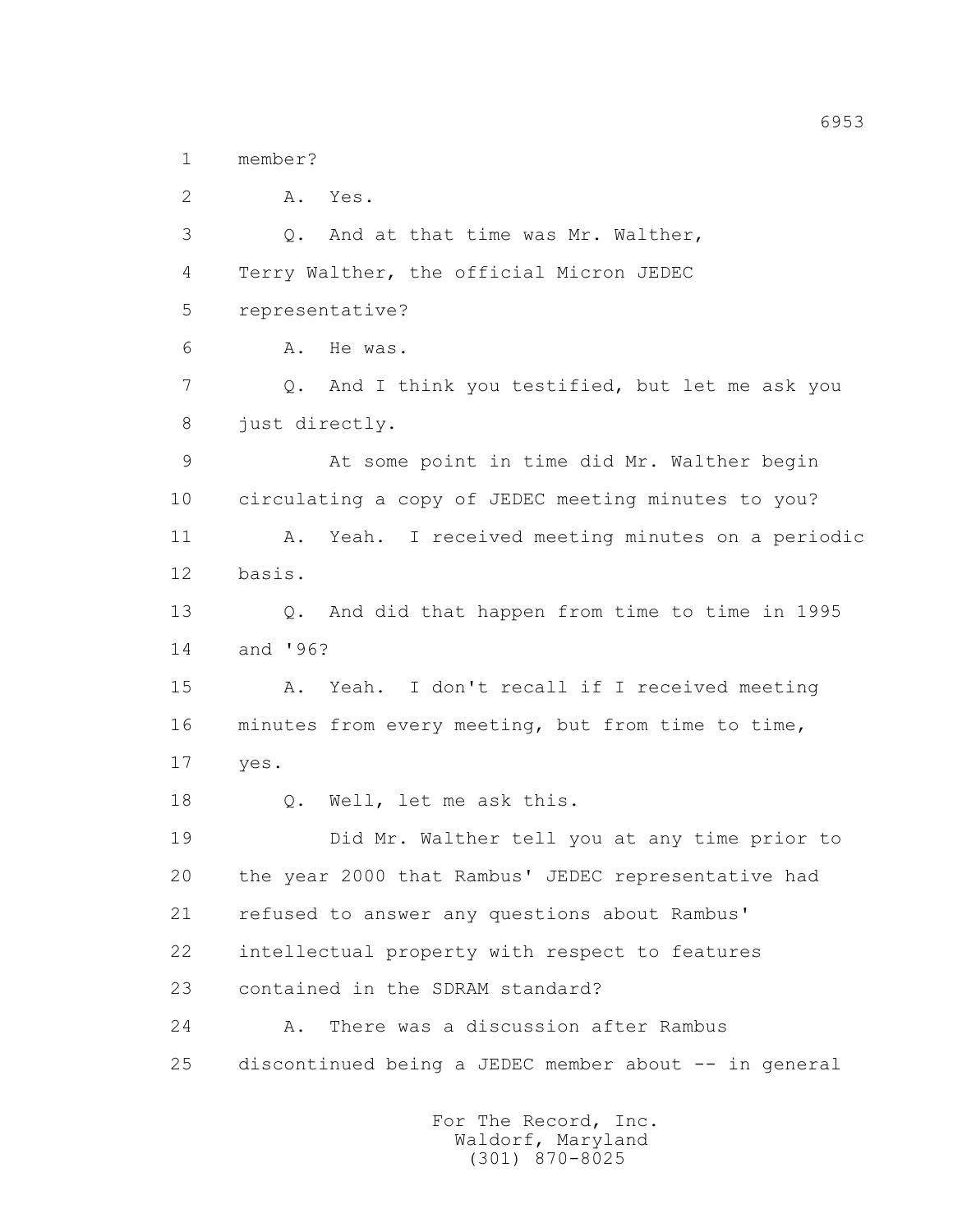1 member?

2 A. Yes.

3 Q. And at that time was Mr. Walther,

4 Terry Walther, the official Micron JEDEC

5 representative?

6 A. He was.

7 Q. And I think you testified, but let me ask you

8 just directly.

9 At some point in time did Mr. Walther begin

10 circulating a copy of JEDEC meeting minutes to you?

11 A. Yeah. I received meeting minutes on a periodic

12 basis.

13 Q. And did that happen from time to time in 1995

14 and '96?

15 A. Yeah. I don't recall if I received meeting

16 minutes from every meeting, but from time to time,

17 yes.

18 Q. Well, let me ask this.

19 Did Mr. Walther tell you at any time prior to

20 the year 2000 that Rambus' JEDEC representative had

21 refused to answer any questions about Rambus'

22 intellectual property with respect to features

23 contained in the SDRAM standard?

24 A. There was a discussion after Rambus

25 discontinued being a JEDEC member about -- in general

For The Record, Inc.
Waldorf, Maryland
(301) 870-8025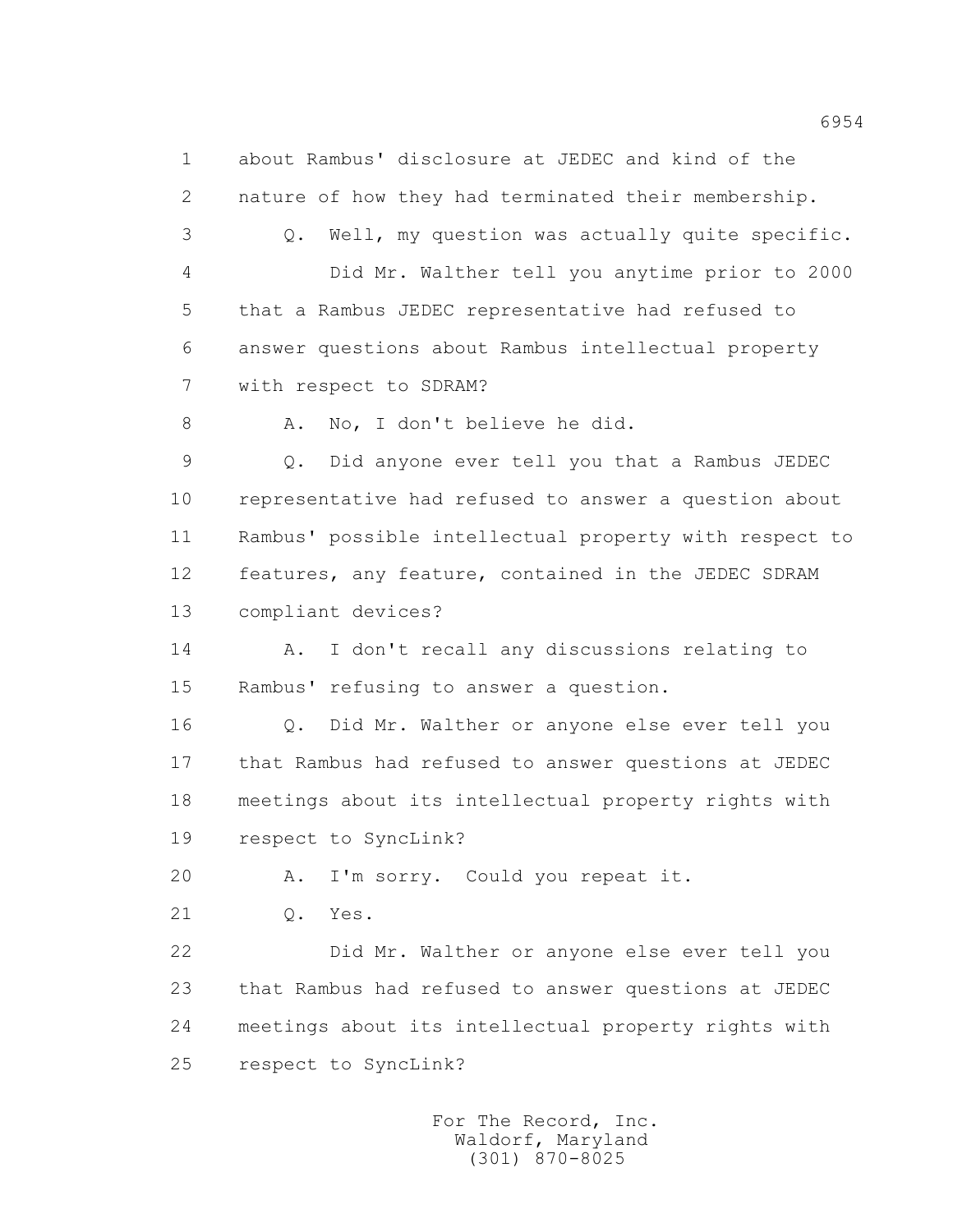about Rambus' disclosure at JEDEC and kind of the nature of how they had terminated their membership.

Q. Well, my question was actually quite specific.

Did Mr. Walther tell you anytime prior to 2000 that a Rambus JEDEC representative had refused to answer questions about Rambus intellectual property with respect to SDRAM?

A. No, I don't believe he did.

Q. Did anyone ever tell you that a Rambus JEDEC representative had refused to answer a question about Rambus' possible intellectual property with respect to features, any feature, contained in the JEDEC SDRAM compliant devices?

A. I don't recall any discussions relating to Rambus' refusing to answer a question.

Q. Did Mr. Walther or anyone else ever tell you that Rambus had refused to answer questions at JEDEC meetings about its intellectual property rights with respect to SyncLink?

A. I'm sorry. Could you repeat it.

Q. Yes.

Did Mr. Walther or anyone else ever tell you that Rambus had refused to answer questions at JEDEC meetings about its intellectual property rights with respect to SyncLink?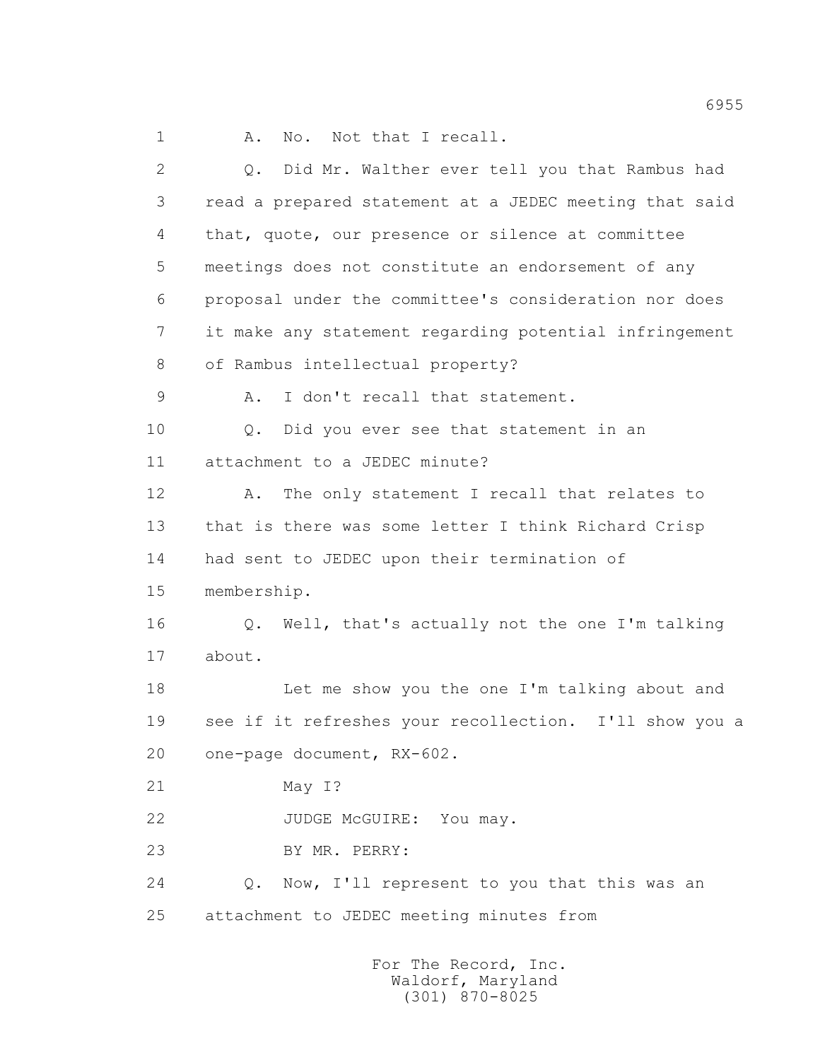1 A. No. Not that I recall.

2 Q. Did Mr. Walther ever tell you that Rambus had
3 read a prepared statement at a JEDEC meeting that said
4 that, quote, our presence or silence at committee
5 meetings does not constitute an endorsement of any
6 proposal under the committee's consideration nor does
7 it make any statement regarding potential infringement
8 of Rambus intellectual property?

9 A. I don't recall that statement.

10 Q. Did you ever see that statement in an
11 attachment to a JEDEC minute?

12 A. The only statement I recall that relates to
13 that is there was some letter I think Richard Crisp
14 had sent to JEDEC upon their termination of
15 membership.

16 Q. Well, that's actually not the one I'm talking
17 about.

18 Let me show you the one I'm talking about and
19 see if it refreshes your recollection. I'll show you a
20 one-page document, RX-602.

21 May I?

22 JUDGE McGUIRE: You may.

23 BY MR. PERRY:

24 Q. Now, I'll represent to you that this was an
25 attachment to JEDEC meeting minutes from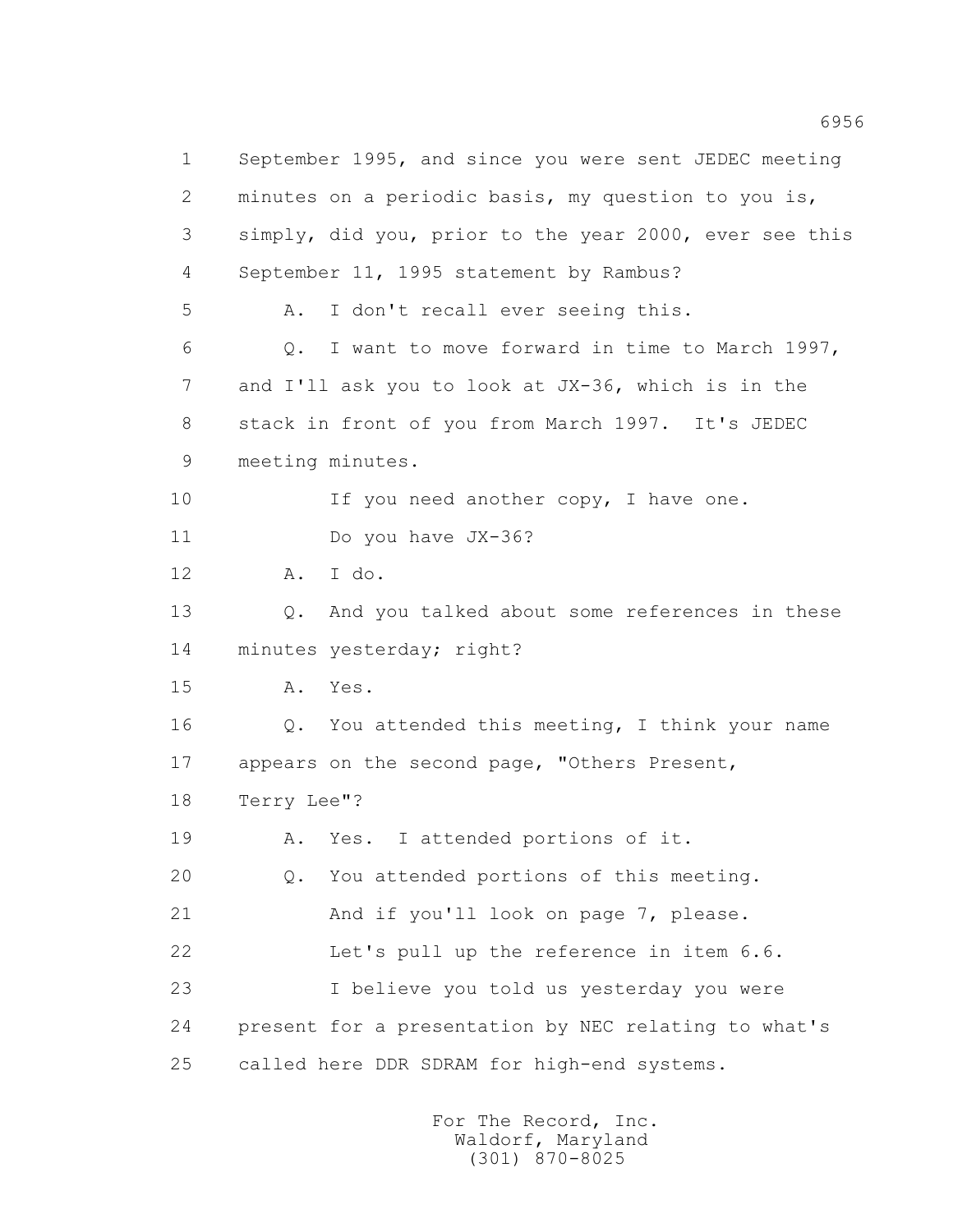1 September 1995, and since you were sent JEDEC meeting
2 minutes on a periodic basis, my question to you is,
3 simply, did you, prior to the year 2000, ever see this
4 September 11, 1995 statement by Rambus?
5 A. I don't recall ever seeing this.
6 Q. I want to move forward in time to March 1997,
7 and I'll ask you to look at JX-36, which is in the
8 stack in front of you from March 1997. It's JEDEC
9 meeting minutes.
10 If you need another copy, I have one.
11 Do you have JX-36?
12 A. I do.
13 Q. And you talked about some references in these
14 minutes yesterday; right?
15 A. Yes.
16 Q. You attended this meeting, I think your name
17 appears on the second page, "Others Present,
18 Terry Lee"?
19 A. Yes. I attended portions of it.
20 Q. You attended portions of this meeting.
21 And if you'll look on page 7, please.
22 Let's pull up the reference in item 6.6.
23 I believe you told us yesterday you were
24 present for a presentation by NEC relating to what's
25 called here DDR SDRAM for high-end systems.

For The Record, Inc.
Waldorf, Maryland
(301) 870-8025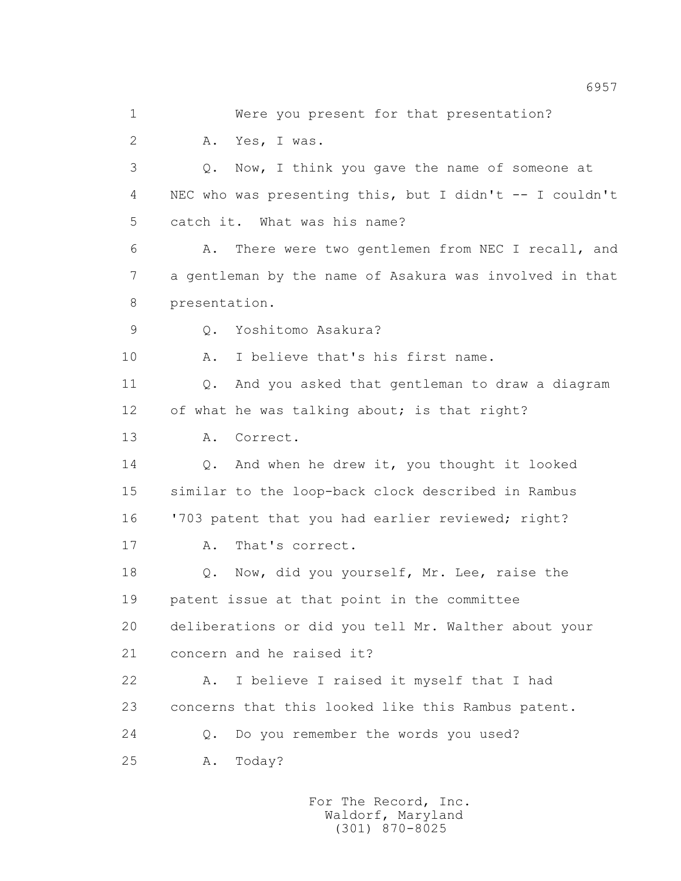1 Were you present for that presentation?

2 A. Yes, I was.

3 Q. Now, I think you gave the name of someone at

4 NEC who was presenting this, but I didn't -- I couldn't

5 catch it. What was his name?

6 A. There were two gentlemen from NEC I recall, and

7 a gentleman by the name of Asakura was involved in that

8 presentation.

9 Q. Yoshitomo Asakura?

10 A. I believe that's his first name.

11 Q. And you asked that gentleman to draw a diagram

12 of what he was talking about; is that right?

13 A. Correct.

14 Q. And when he drew it, you thought it looked

15 similar to the loop-back clock described in Rambus

16 '703 patent that you had earlier reviewed; right?

17 A. That's correct.

18 Q. Now, did you yourself, Mr. Lee, raise the

19 patent issue at that point in the committee

20 deliberations or did you tell Mr. Walther about your

21 concern and he raised it?

22 A. I believe I raised it myself that I had

23 concerns that this looked like this Rambus patent.

24 Q. Do you remember the words you used?

25 A. Today?

For The Record, Inc.
Waldorf, Maryland
(301) 870-8025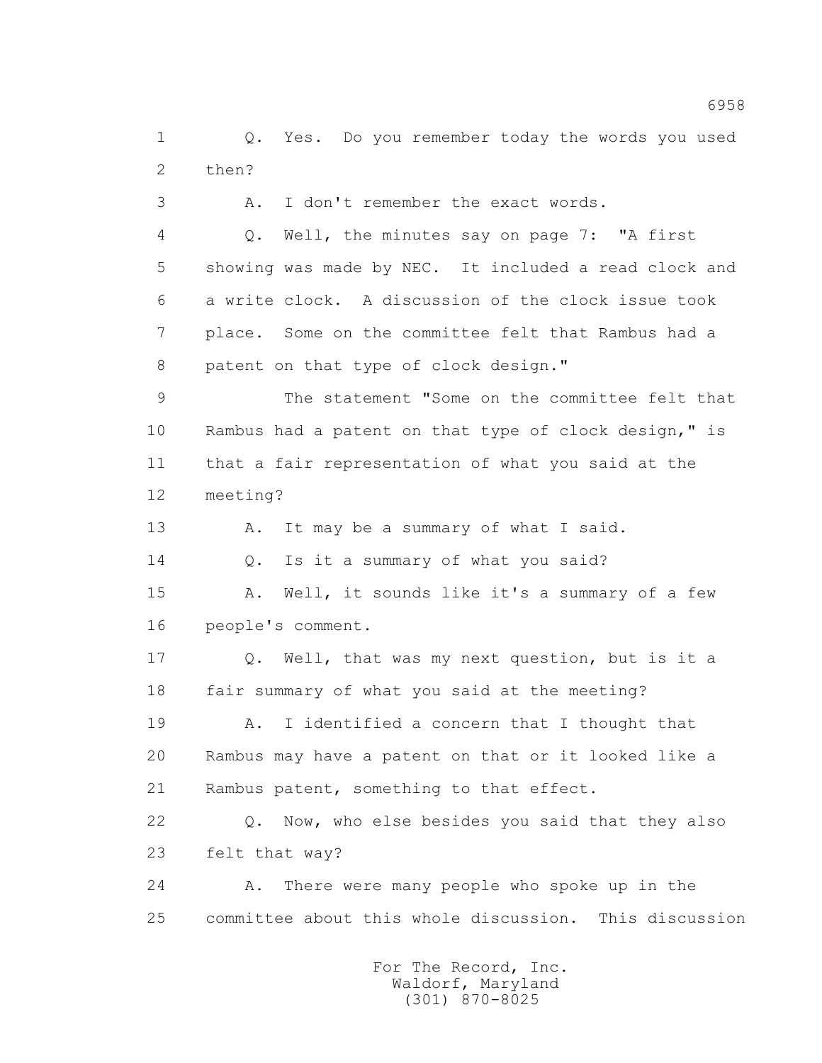1 Q. Yes. Do you remember today the words you used
2 then?

3 A. I don't remember the exact words.

4 Q. Well, the minutes say on page 7: "A first
5 showing was made by NEC. It included a read clock and
6 a write clock. A discussion of the clock issue took
7 place. Some on the committee felt that Rambus had a
8 patent on that type of clock design."

9 The statement "Some on the committee felt that
10 Rambus had a patent on that type of clock design," is
11 that a fair representation of what you said at the
12 meeting?

13 A. It may be a summary of what I said.

14 Q. Is it a summary of what you said?

15 A. Well, it sounds like it's a summary of a few
16 people's comment.

17 Q. Well, that was my next question, but is it a
18 fair summary of what you said at the meeting?

19 A. I identified a concern that I thought that
20 Rambus may have a patent on that or it looked like a
21 Rambus patent, something to that effect.

22 Q. Now, who else besides you said that they also
23 felt that way?

24 A. There were many people who spoke up in the
25 committee about this whole discussion. This discussion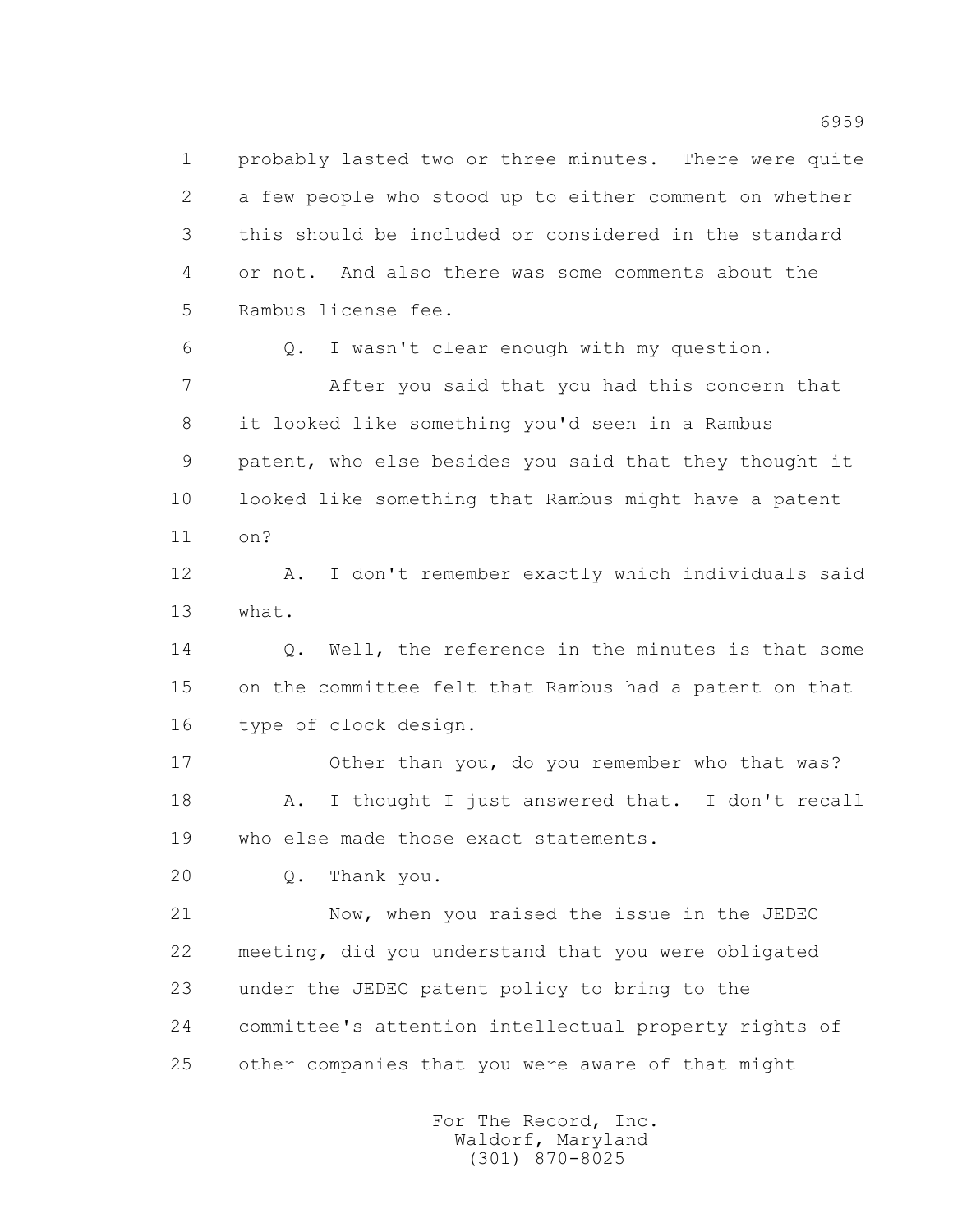1 probably lasted two or three minutes. There were quite
2 a few people who stood up to either comment on whether
3 this should be included or considered in the standard
4 or not. And also there was some comments about the
5 Rambus license fee.

6 Q. I wasn't clear enough with my question.

7 After you said that you had this concern that
8 it looked like something you'd seen in a Rambus
9 patent, who else besides you said that they thought it
10 looked like something that Rambus might have a patent
11 on?

12 A. I don't remember exactly which individuals said
13 what.

14 Q. Well, the reference in the minutes is that some
15 on the committee felt that Rambus had a patent on that
16 type of clock design.

17 Other than you, do you remember who that was?

18 A. I thought I just answered that. I don't recall
19 who else made those exact statements.

20 Q. Thank you.

21 Now, when you raised the issue in the JEDEC
22 meeting, did you understand that you were obligated
23 under the JEDEC patent policy to bring to the
24 committee's attention intellectual property rights of
25 other companies that you were aware of that might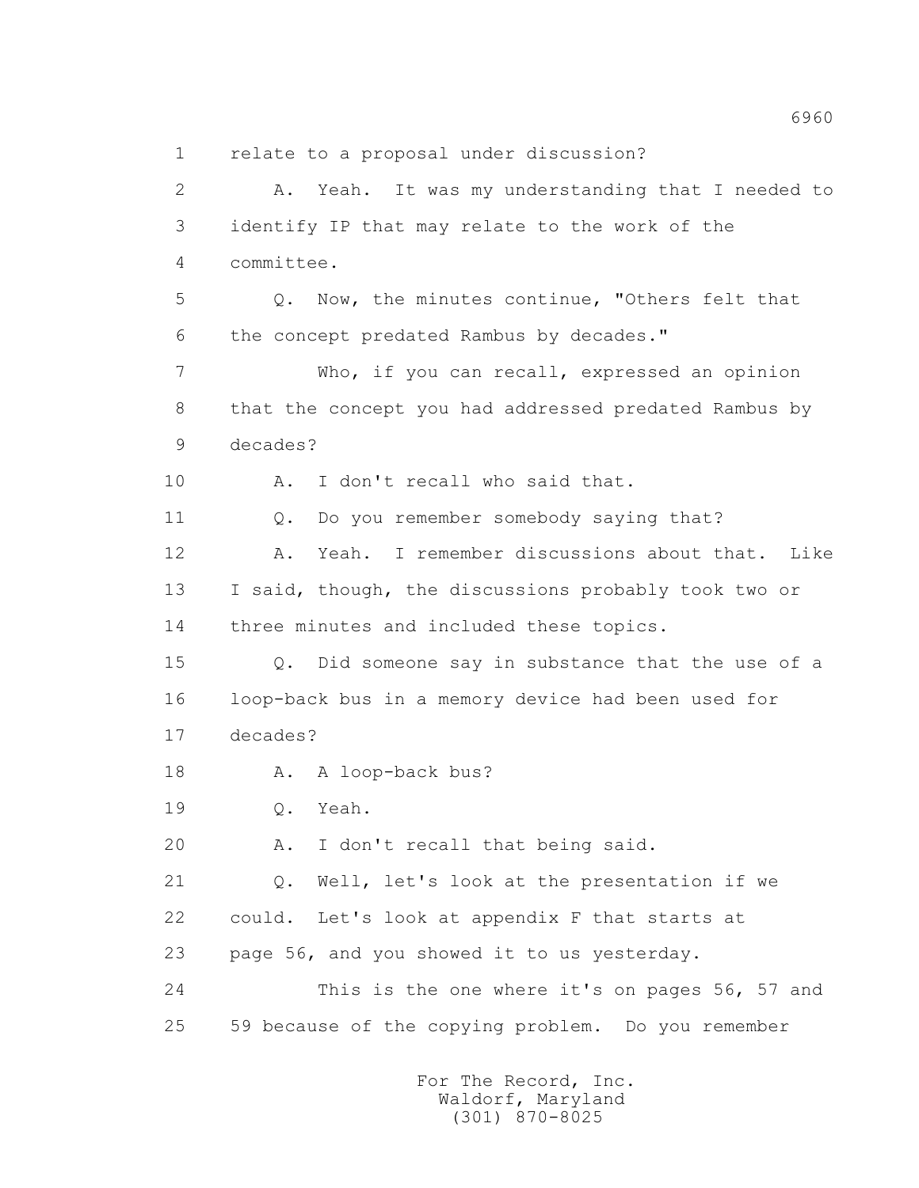1 relate to a proposal under discussion?

2 A. Yeah. It was my understanding that I needed to

3 identify IP that may relate to the work of the

4 committee.

5 Q. Now, the minutes continue, "Others felt that

6 the concept predated Rambus by decades."

7 Who, if you can recall, expressed an opinion

8 that the concept you had addressed predated Rambus by

9 decades?

10 A. I don't recall who said that.

11 Q. Do you remember somebody saying that?

12 A. Yeah. I remember discussions about that. Like

13 I said, though, the discussions probably took two or

14 three minutes and included these topics.

15 Q. Did someone say in substance that the use of a

16 loop-back bus in a memory device had been used for

17 decades?

18 A. A loop-back bus?

19 Q. Yeah.

20 A. I don't recall that being said.

21 Q. Well, let's look at the presentation if we

22 could. Let's look at appendix F that starts at

23 page 56, and you showed it to us yesterday.

24 This is the one where it's on pages 56, 57 and

25 59 because of the copying problem. Do you remember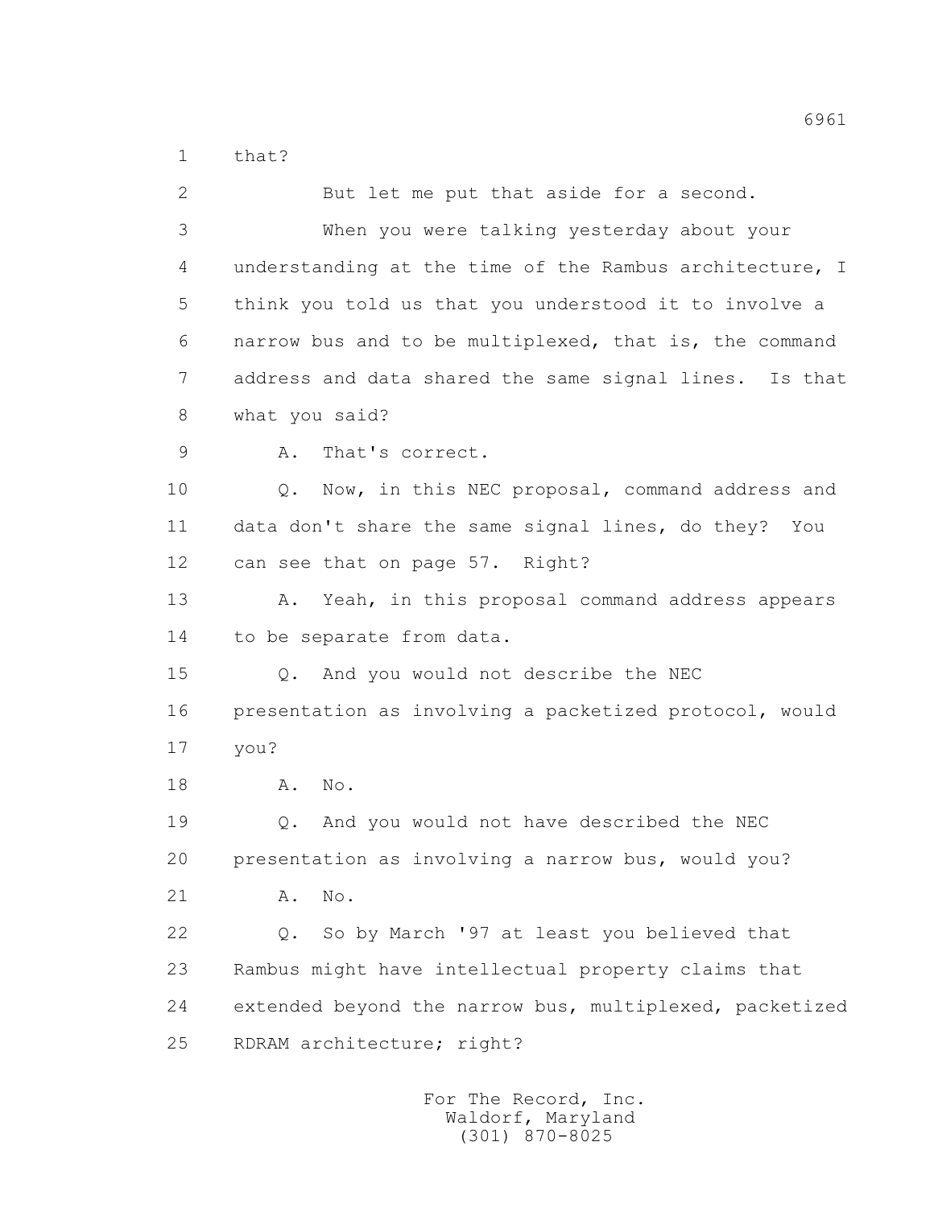that?

But let me put that aside for a second.

When you were talking yesterday about your understanding at the time of the Rambus architecture, I think you told us that you understood it to involve a narrow bus and to be multiplexed, that is, the command address and data shared the same signal lines. Is that what you said?

A. That's correct.

Q. Now, in this NEC proposal, command address and data don't share the same signal lines, do they? You can see that on page 57. Right?

A. Yeah, in this proposal command address appears to be separate from data.

Q. And you would not describe the NEC presentation as involving a packetized protocol, would you?

A. No.

Q. And you would not have described the NEC presentation as involving a narrow bus, would you?

A. No.

Q. So by March '97 at least you believed that Rambus might have intellectual property claims that extended beyond the narrow bus, multiplexed, packetized RDRAM architecture; right?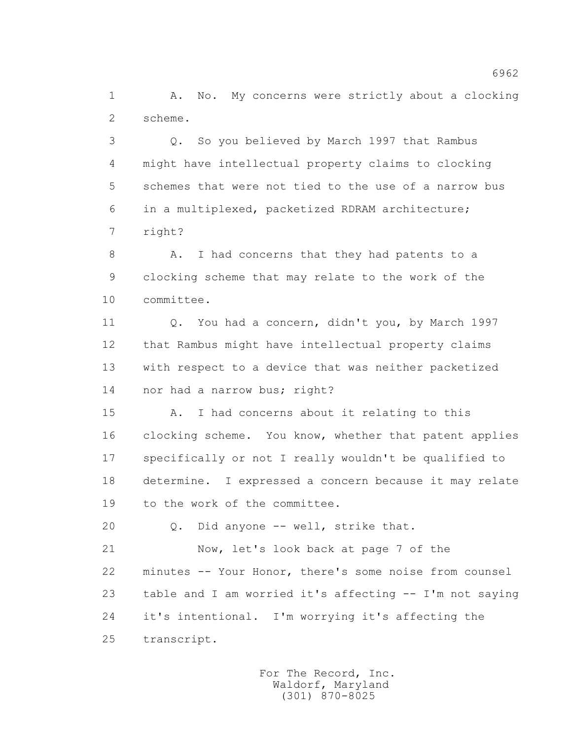A. No. My concerns were strictly about a clocking scheme.

Q. So you believed by March 1997 that Rambus might have intellectual property claims to clocking schemes that were not tied to the use of a narrow bus in a multiplexed, packetized RDRAM architecture; right?

A. I had concerns that they had patents to a clocking scheme that may relate to the work of the committee.

Q. You had a concern, didn't you, by March 1997 that Rambus might have intellectual property claims with respect to a device that was neither packetized nor had a narrow bus; right?

A. I had concerns about it relating to this clocking scheme. You know, whether that patent applies specifically or not I really wouldn't be qualified to determine. I expressed a concern because it may relate to the work of the committee.

Q. Did anyone -- well, strike that.

Now, let's look back at page 7 of the minutes -- Your Honor, there's some noise from counsel table and I am worried it's affecting -- I'm not saying it's intentional. I'm worrying it's affecting the transcript.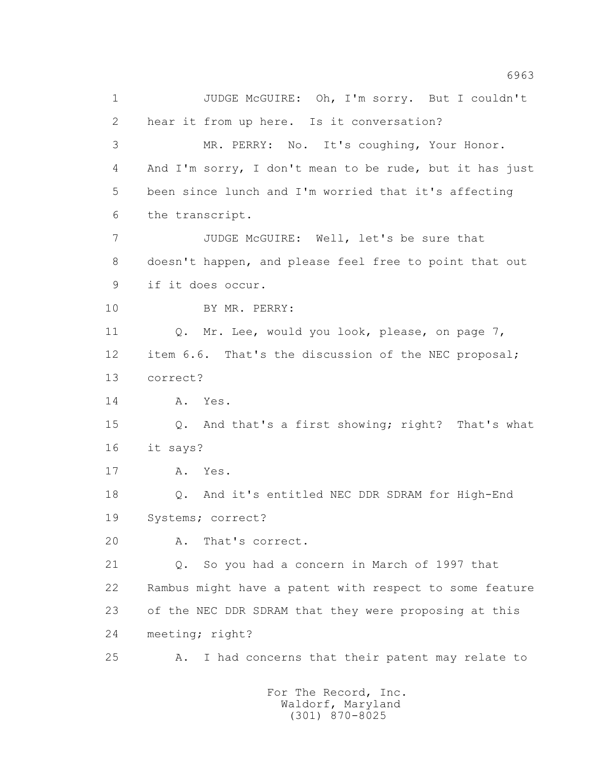JUDGE McGUIRE: Oh, I'm sorry. But I couldn't hear it from up here. Is it conversation?

MR. PERRY: No. It's coughing, Your Honor. And I'm sorry, I don't mean to be rude, but it has just been since lunch and I'm worried that it's affecting the transcript.

JUDGE McGUIRE: Well, let's be sure that doesn't happen, and please feel free to point that out if it does occur.

BY MR. PERRY:

Q. Mr. Lee, would you look, please, on page 7, item 6.6. That's the discussion of the NEC proposal; correct?

A. Yes.

Q. And that's a first showing; right? That's what it says?

A. Yes.

Q. And it's entitled NEC DDR SDRAM for High-End Systems; correct?

A. That's correct.

Q. So you had a concern in March of 1997 that Rambus might have a patent with respect to some feature of the NEC DDR SDRAM that they were proposing at this meeting; right?

A. I had concerns that their patent may relate to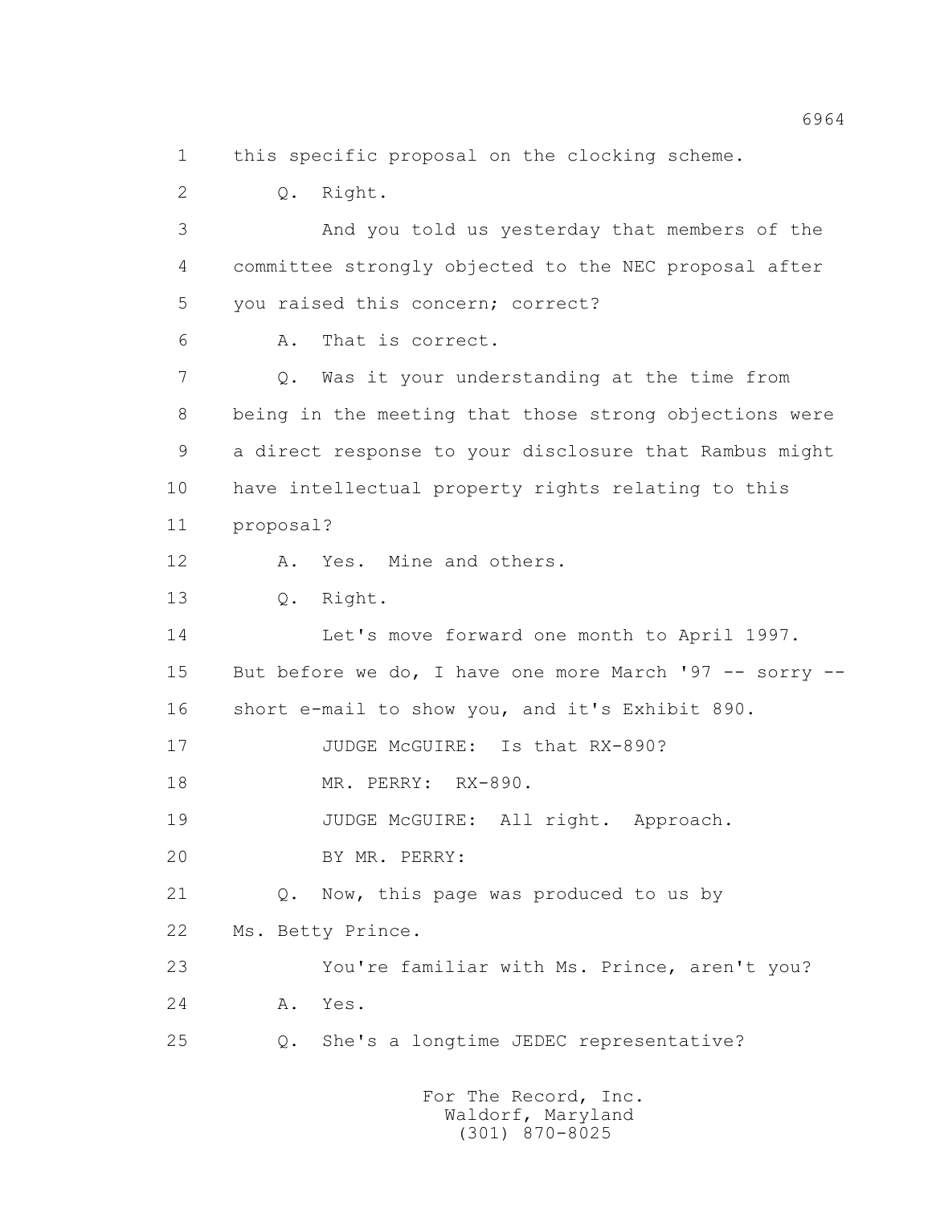1 this specific proposal on the clocking scheme.

2 Q. Right.

3 And you told us yesterday that members of the

4 committee strongly objected to the NEC proposal after

5 you raised this concern; correct?

6 A. That is correct.

7 Q. Was it your understanding at the time from

8 being in the meeting that those strong objections were

9 a direct response to your disclosure that Rambus might

10 have intellectual property rights relating to this

11 proposal?

12 A. Yes. Mine and others.

13 Q. Right.

14 Let's move forward one month to April 1997.

15 But before we do, I have one more March '97 -- sorry --

16 short e-mail to show you, and it's Exhibit 890.

17 JUDGE McGUIRE: Is that RX-890?

18 MR. PERRY: RX-890.

19 JUDGE McGUIRE: All right. Approach.

20 BY MR. PERRY:

21 Q. Now, this page was produced to us by

22 Ms. Betty Prince.

23 You're familiar with Ms. Prince, aren't you?

24 A. Yes.

25 Q. She's a longtime JEDEC representative?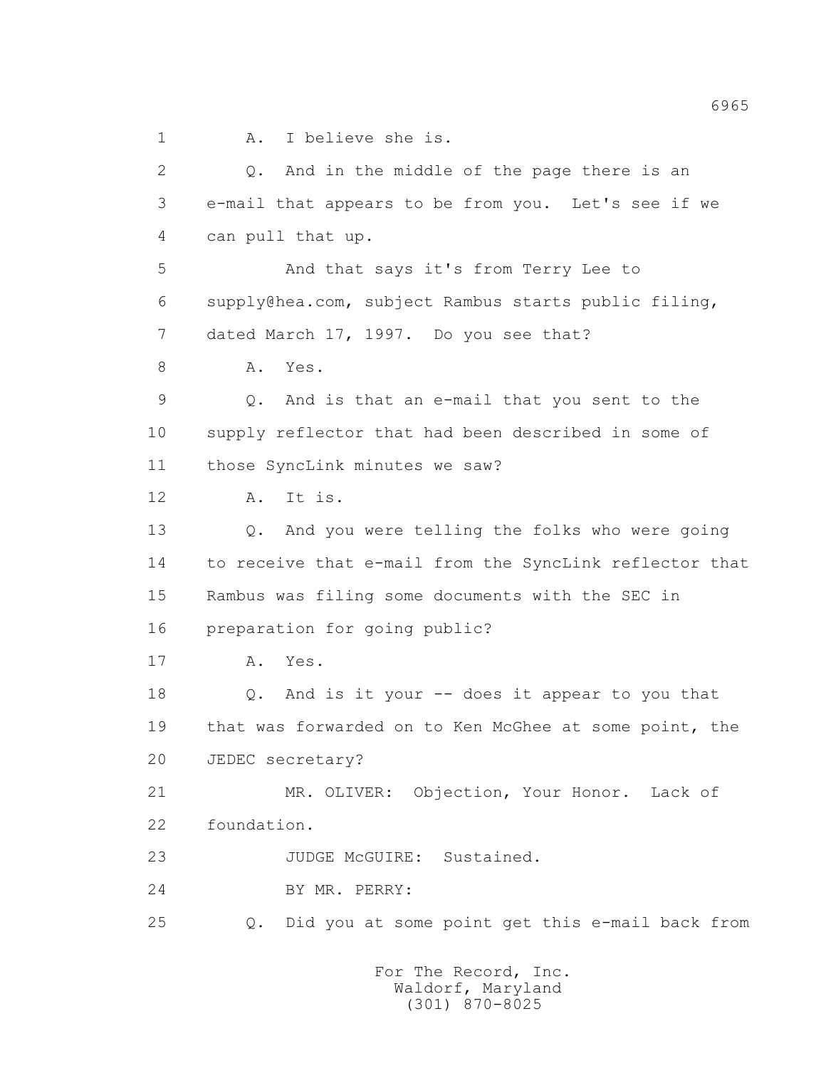1 A. I believe she is.

2 Q. And in the middle of the page there is an

3 e-mail that appears to be from you. Let's see if we

4 can pull that up.

5 And that says it's from Terry Lee to

6 supply@hea.com, subject Rambus starts public filing,

7 dated March 17, 1997. Do you see that?

8 A. Yes.

9 Q. And is that an e-mail that you sent to the

10 supply reflector that had been described in some of

11 those SyncLink minutes we saw?

12 A. It is.

13 Q. And you were telling the folks who were going

14 to receive that e-mail from the SyncLink reflector that

15 Rambus was filing some documents with the SEC in

16 preparation for going public?

17 A. Yes.

18 Q. And is it your -- does it appear to you that

19 that was forwarded on to Ken McGhee at some point, the

20 JEDEC secretary?

21 MR. OLIVER: Objection, Your Honor. Lack of

22 foundation.

23 JUDGE McGUIRE: Sustained.

24 BY MR. PERRY:

25 Q. Did you at some point get this e-mail back from

For The Record, Inc.
Waldorf, Maryland
(301) 870-8025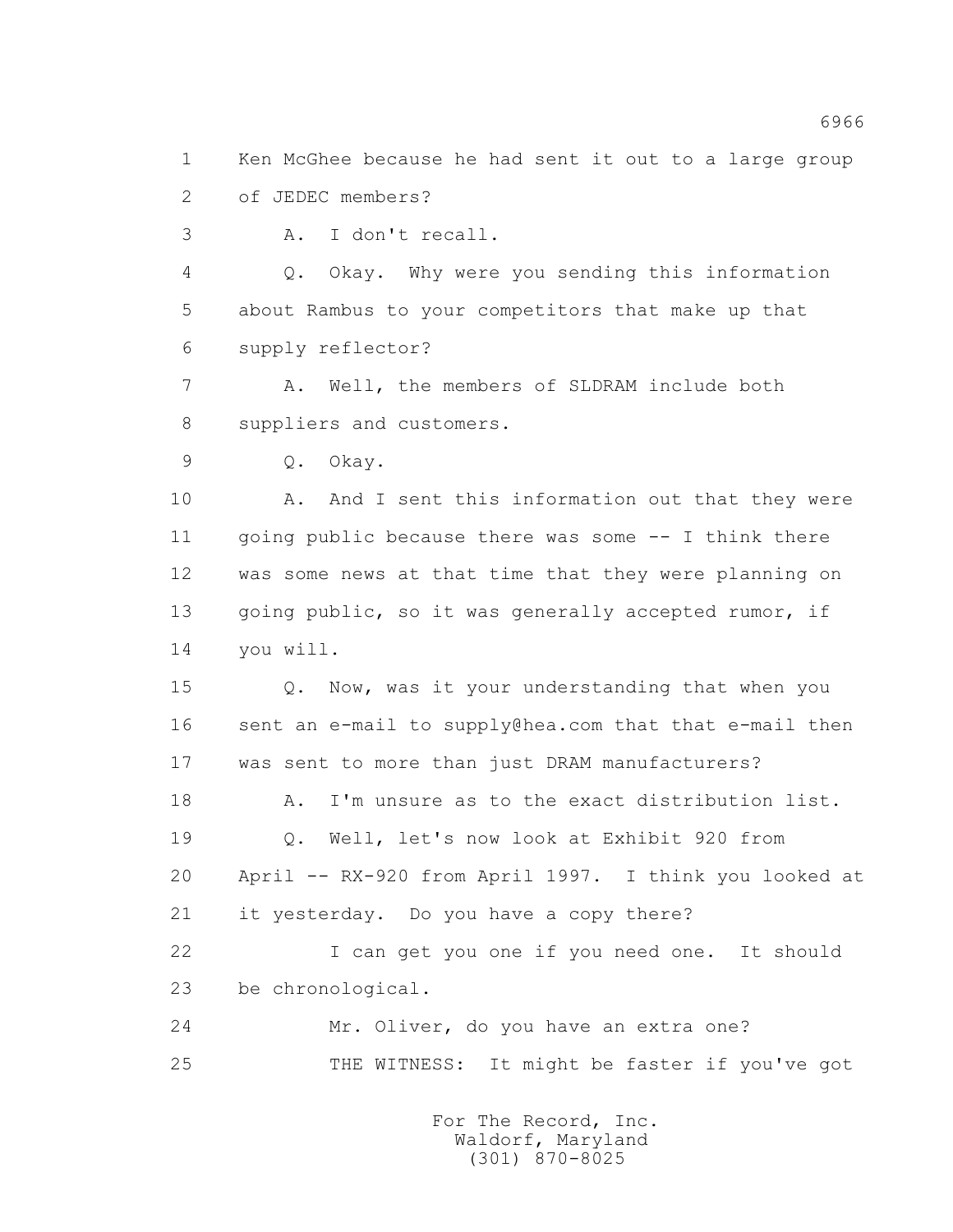1 Ken McGhee because he had sent it out to a large group

2 of JEDEC members?

3 A. I don't recall.

4 Q. Okay. Why were you sending this information

5 about Rambus to your competitors that make up that

6 supply reflector?

7 A. Well, the members of SLDRAM include both

8 suppliers and customers.

9 Q. Okay.

10 A. And I sent this information out that they were

11 going public because there was some -- I think there

12 was some news at that time that they were planning on

13 going public, so it was generally accepted rumor, if

14 you will.

15 Q. Now, was it your understanding that when you

16 sent an e-mail to supply@hea.com that that e-mail then

17 was sent to more than just DRAM manufacturers?

18 A. I'm unsure as to the exact distribution list.

19 Q. Well, let's now look at Exhibit 920 from

20 April -- RX-920 from April 1997. I think you looked at

21 it yesterday. Do you have a copy there?

22 I can get you one if you need one. It should

23 be chronological.

24 Mr. Oliver, do you have an extra one?

25 THE WITNESS: It might be faster if you've got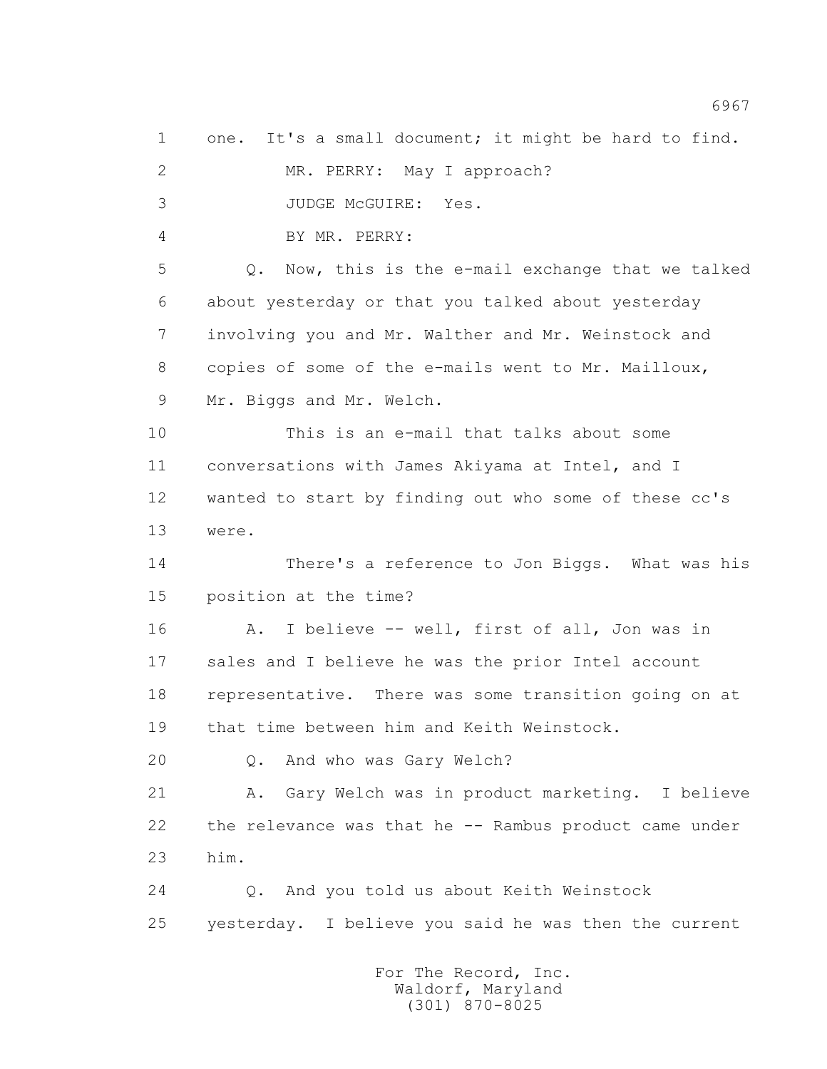1 one. It's a small document; it might be hard to find.

2 MR. PERRY: May I approach?

3 JUDGE McGUIRE: Yes.

4 BY MR. PERRY:

5 Q. Now, this is the e-mail exchange that we talked

6 about yesterday or that you talked about yesterday

7 involving you and Mr. Walther and Mr. Weinstock and

8 copies of some of the e-mails went to Mr. Mailloux,

9 Mr. Biggs and Mr. Welch.

10 This is an e-mail that talks about some

11 conversations with James Akiyama at Intel, and I

12 wanted to start by finding out who some of these cc's

13 were.

14 There's a reference to Jon Biggs. What was his

15 position at the time?

16 A. I believe -- well, first of all, Jon was in

17 sales and I believe he was the prior Intel account

18 representative. There was some transition going on at

19 that time between him and Keith Weinstock.

20 Q. And who was Gary Welch?

21 A. Gary Welch was in product marketing. I believe

22 the relevance was that he -- Rambus product came under

23 him.

24 Q. And you told us about Keith Weinstock

25 yesterday. I believe you said he was then the current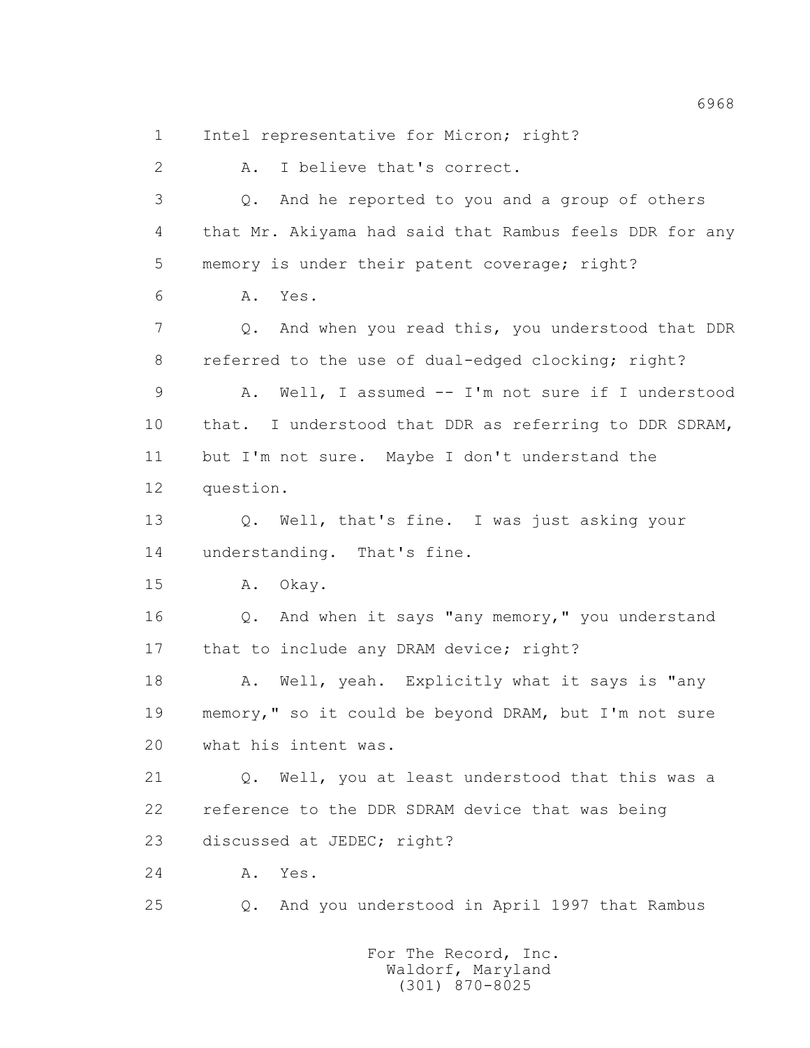1 Intel representative for Micron; right?

2 A. I believe that's correct.

3 Q. And he reported to you and a group of others

4 that Mr. Akiyama had said that Rambus feels DDR for any

5 memory is under their patent coverage; right?

6 A. Yes.

7 Q. And when you read this, you understood that DDR

8 referred to the use of dual-edged clocking; right?

9 A. Well, I assumed -- I'm not sure if I understood

10 that. I understood that DDR as referring to DDR SDRAM,

11 but I'm not sure. Maybe I don't understand the

12 question.

13 Q. Well, that's fine. I was just asking your

14 understanding. That's fine.

15 A. Okay.

16 Q. And when it says "any memory," you understand

17 that to include any DRAM device; right?

18 A. Well, yeah. Explicitly what it says is "any

19 memory," so it could be beyond DRAM, but I'm not sure

20 what his intent was.

21 Q. Well, you at least understood that this was a

22 reference to the DDR SDRAM device that was being

23 discussed at JEDEC; right?

24 A. Yes.

25 Q. And you understood in April 1997 that Rambus

For The Record, Inc.
Waldorf, Maryland
(301) 870-8025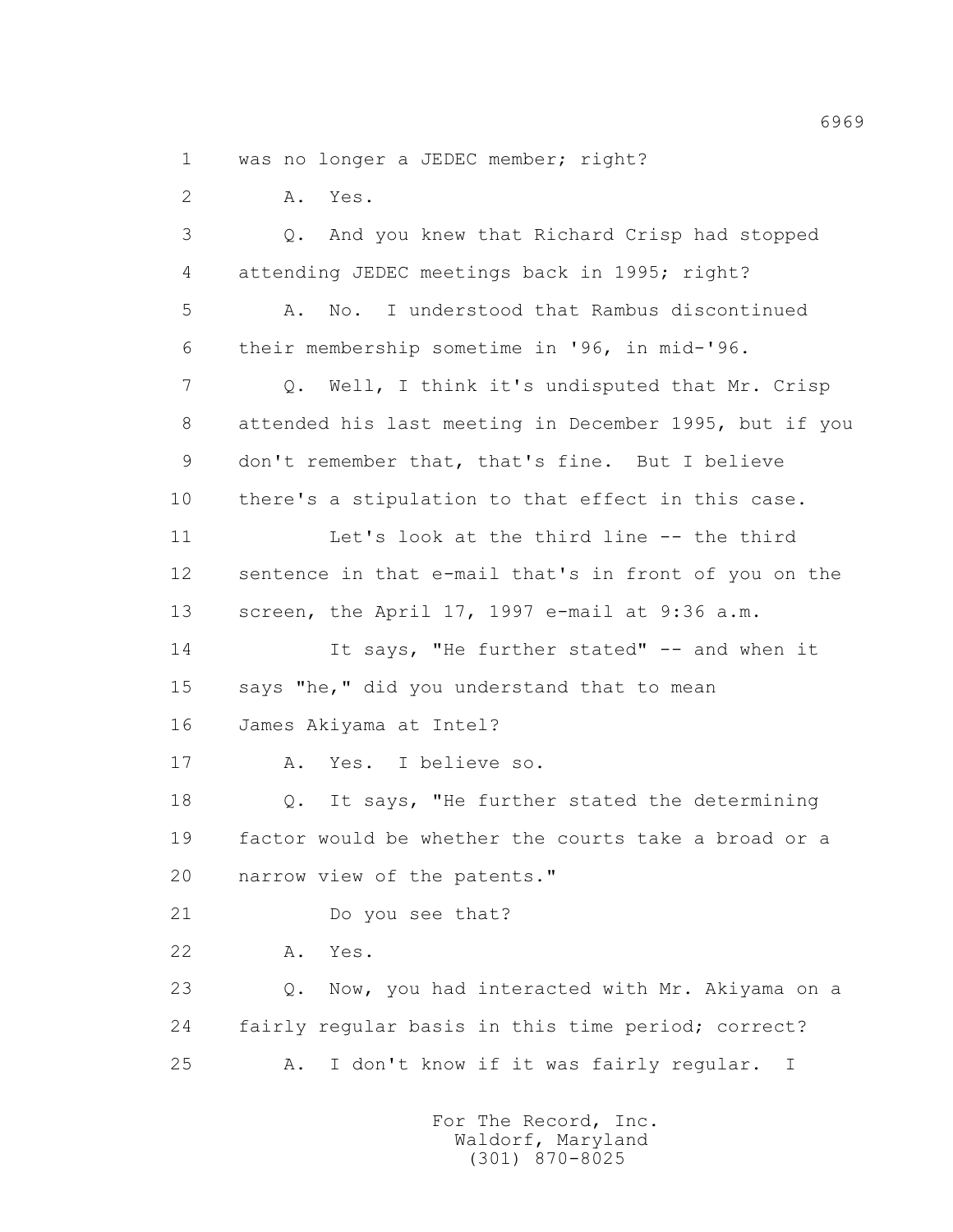1 was no longer a JEDEC member; right?

2 A. Yes.

3 Q. And you knew that Richard Crisp had stopped

4 attending JEDEC meetings back in 1995; right?

5 A. No. I understood that Rambus discontinued

6 their membership sometime in '96, in mid-'96.

7 Q. Well, I think it's undisputed that Mr. Crisp

8 attended his last meeting in December 1995, but if you

9 don't remember that, that's fine. But I believe

10 there's a stipulation to that effect in this case.

11 Let's look at the third line -- the third

12 sentence in that e-mail that's in front of you on the

13 screen, the April 17, 1997 e-mail at 9:36 a.m.

14 It says, "He further stated" -- and when it

15 says "he," did you understand that to mean

16 James Akiyama at Intel?

17 A. Yes. I believe so.

18 Q. It says, "He further stated the determining

19 factor would be whether the courts take a broad or a

20 narrow view of the patents."

21 Do you see that?

22 A. Yes.

23 Q. Now, you had interacted with Mr. Akiyama on a

24 fairly regular basis in this time period; correct?

25 A. I don't know if it was fairly regular. I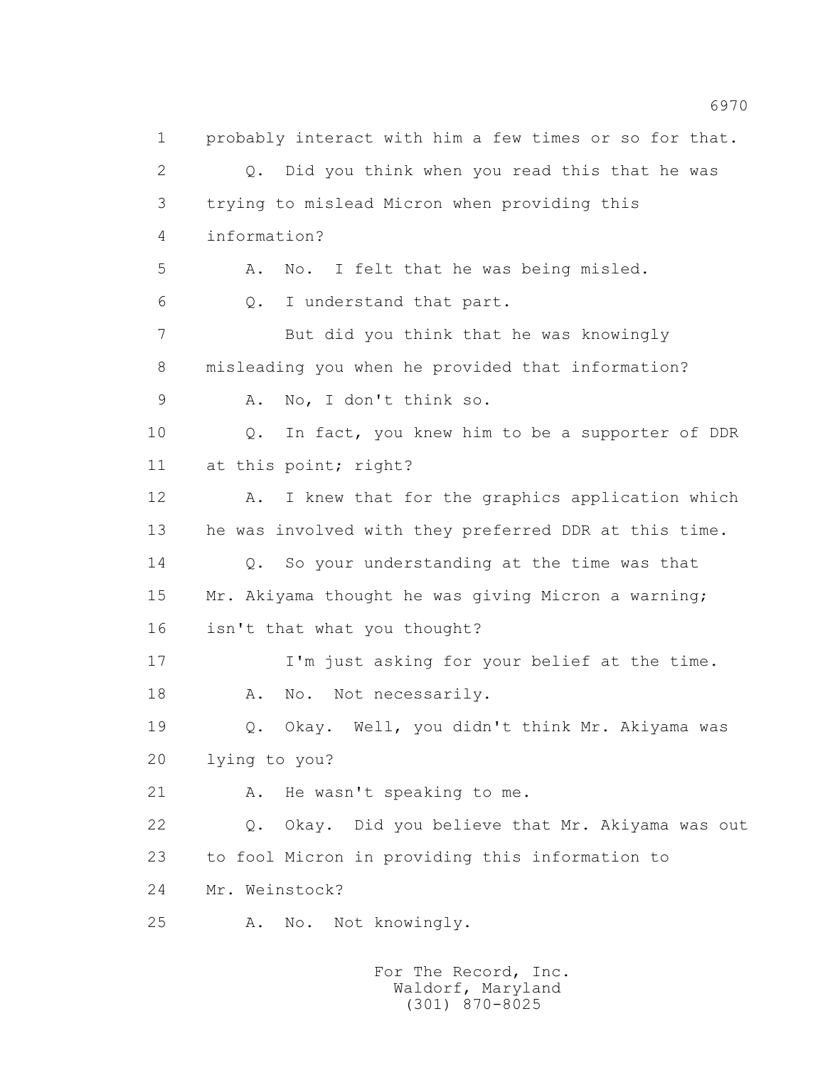1 probably interact with him a few times or so for that.

2 Q. Did you think when you read this that he was

3 trying to mislead Micron when providing this

4 information?

5 A. No. I felt that he was being misled.

6 Q. I understand that part.

7 But did you think that he was knowingly

8 misleading you when he provided that information?

9 A. No, I don't think so.

10 Q. In fact, you knew him to be a supporter of DDR

11 at this point; right?

12 A. I knew that for the graphics application which

13 he was involved with they preferred DDR at this time.

14 Q. So your understanding at the time was that

15 Mr. Akiyama thought he was giving Micron a warning;

16 isn't that what you thought?

17 I'm just asking for your belief at the time.

18 A. No. Not necessarily.

19 Q. Okay. Well, you didn't think Mr. Akiyama was

20 lying to you?

21 A. He wasn't speaking to me.

22 Q. Okay. Did you believe that Mr. Akiyama was out

23 to fool Micron in providing this information to

24 Mr. Weinstock?

25 A. No. Not knowingly.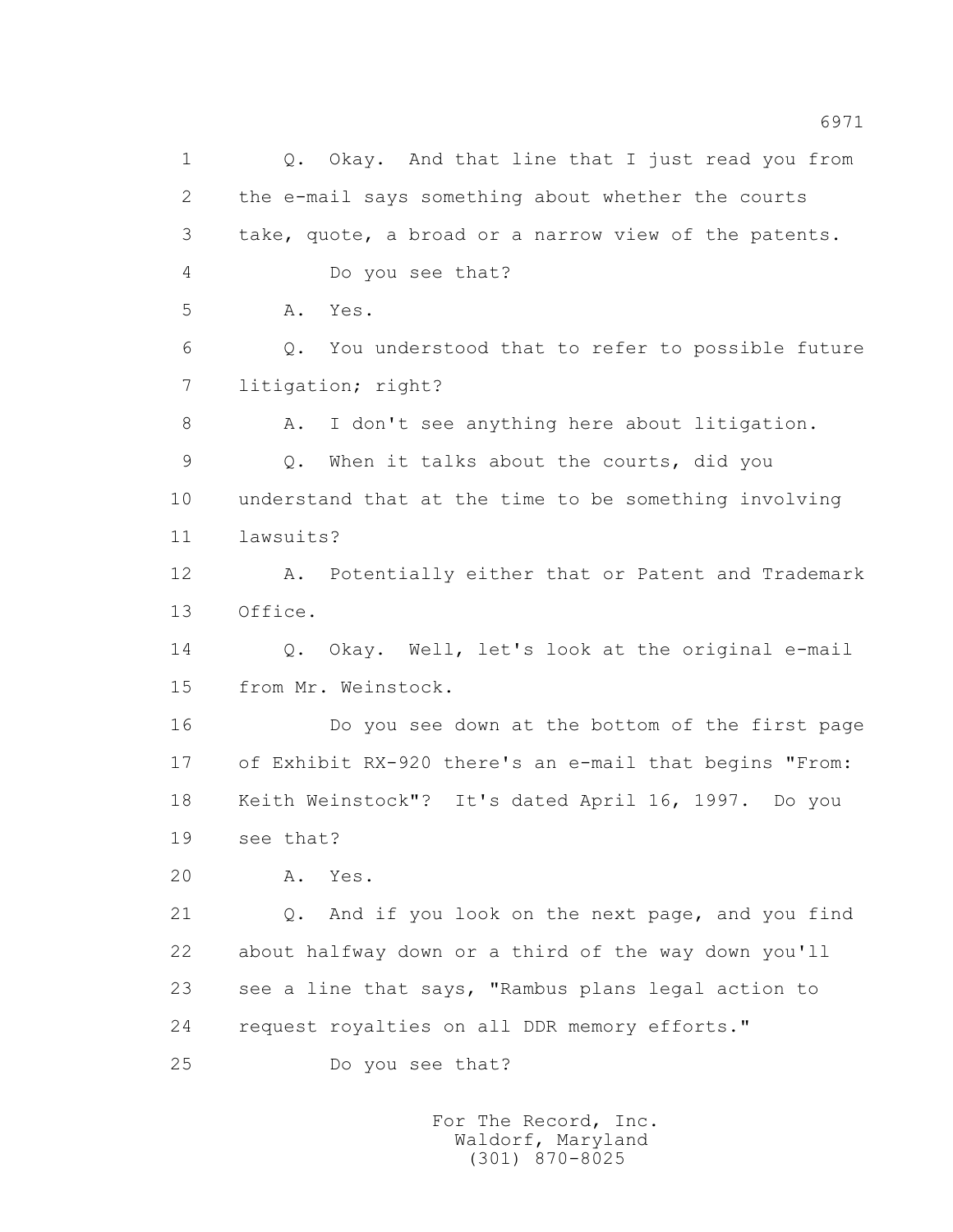Q. Okay. And that line that I just read you from the e-mail says something about whether the courts take, quote, a broad or a narrow view of the patents.

Do you see that?

A. Yes.

Q. You understood that to refer to possible future litigation; right?

A. I don't see anything here about litigation.

Q. When it talks about the courts, did you understand that at the time to be something involving lawsuits?

A. Potentially either that or Patent and Trademark Office.

Q. Okay. Well, let's look at the original e-mail from Mr. Weinstock.

Do you see down at the bottom of the first page of Exhibit RX-920 there's an e-mail that begins "From: Keith Weinstock"? It's dated April 16, 1997. Do you see that?

A. Yes.

Q. And if you look on the next page, and you find about halfway down or a third of the way down you'll see a line that says, "Rambus plans legal action to request royalties on all DDR memory efforts."

Do you see that?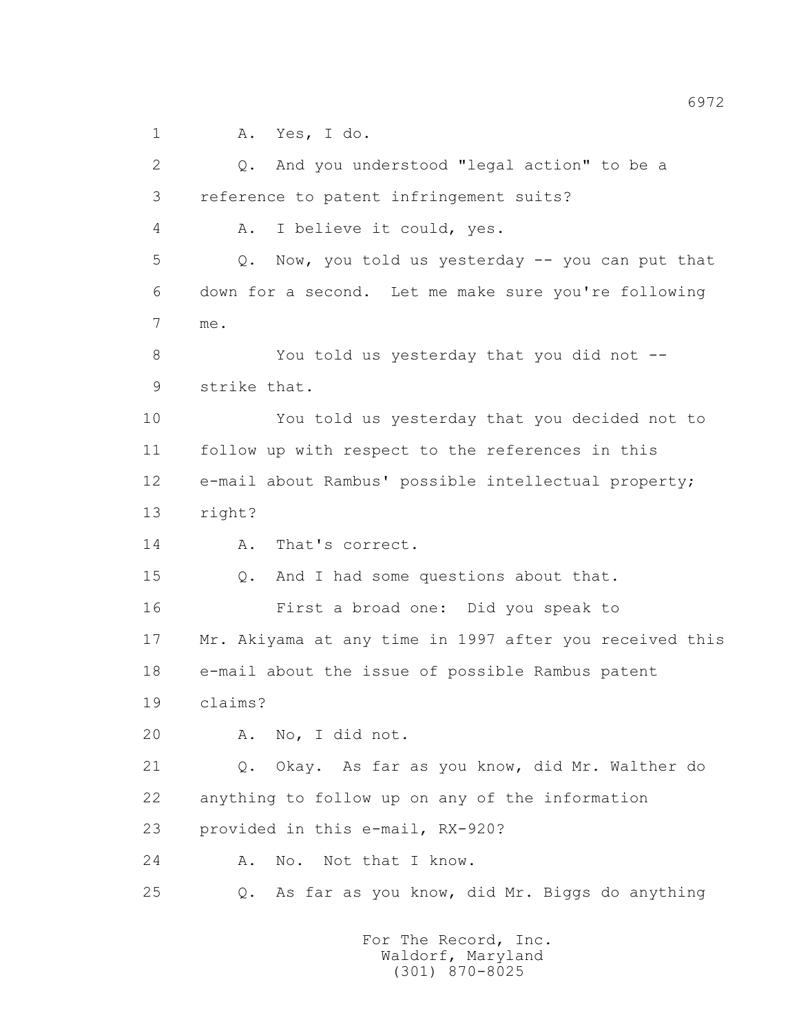1 A. Yes, I do.

2 Q. And you understood "legal action" to be a

3 reference to patent infringement suits?

4 A. I believe it could, yes.

5 Q. Now, you told us yesterday -- you can put that

6 down for a second. Let me make sure you're following

7 me.

8 You told us yesterday that you did not --

9 strike that.

10 You told us yesterday that you decided not to

11 follow up with respect to the references in this

12 e-mail about Rambus' possible intellectual property;

13 right?

14 A. That's correct.

15 Q. And I had some questions about that.

16 First a broad one: Did you speak to

17 Mr. Akiyama at any time in 1997 after you received this

18 e-mail about the issue of possible Rambus patent

19 claims?

20 A. No, I did not.

21 Q. Okay. As far as you know, did Mr. Walther do

22 anything to follow up on any of the information

23 provided in this e-mail, RX-920?

24 A. No. Not that I know.

25 Q. As far as you know, did Mr. Biggs do anything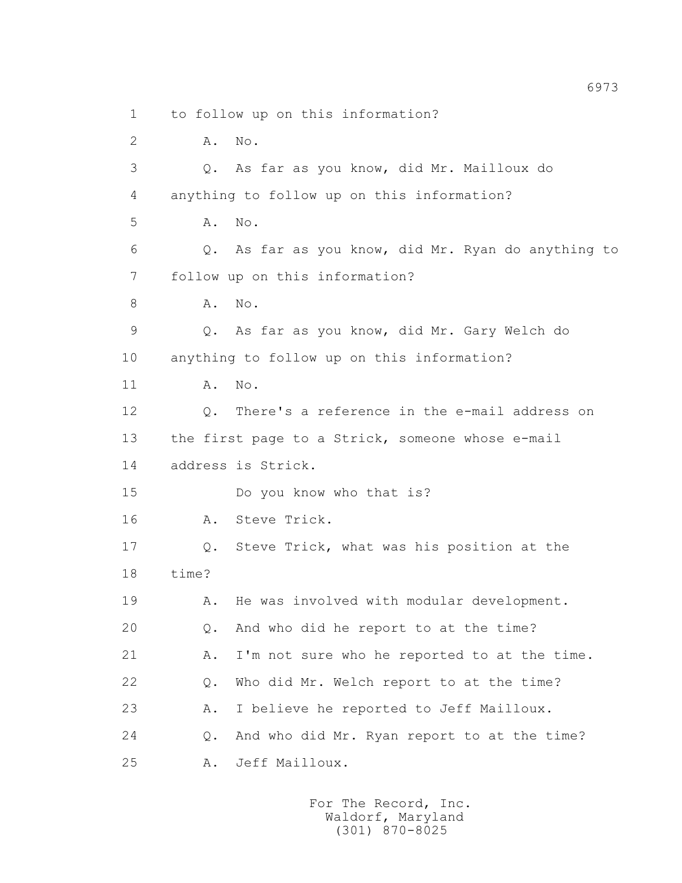1 to follow up on this information?

2 A. No.

3 Q. As far as you know, did Mr. Mailloux do

4 anything to follow up on this information?

5 A. No.

6 Q. As far as you know, did Mr. Ryan do anything to

7 follow up on this information?

8 A. No.

9 Q. As far as you know, did Mr. Gary Welch do

10 anything to follow up on this information?

11 A. No.

12 Q. There's a reference in the e-mail address on

13 the first page to a Strick, someone whose e-mail

14 address is Strick.

15 Do you know who that is?

16 A. Steve Trick.

17 Q. Steve Trick, what was his position at the

18 time?

19 A. He was involved with modular development.

20 Q. And who did he report to at the time?

21 A. I'm not sure who he reported to at the time.

22 Q. Who did Mr. Welch report to at the time?

23 A. I believe he reported to Jeff Mailloux.

24 Q. And who did Mr. Ryan report to at the time?

25 A. Jeff Mailloux.

For The Record, Inc.
Waldorf, Maryland
(301) 870-8025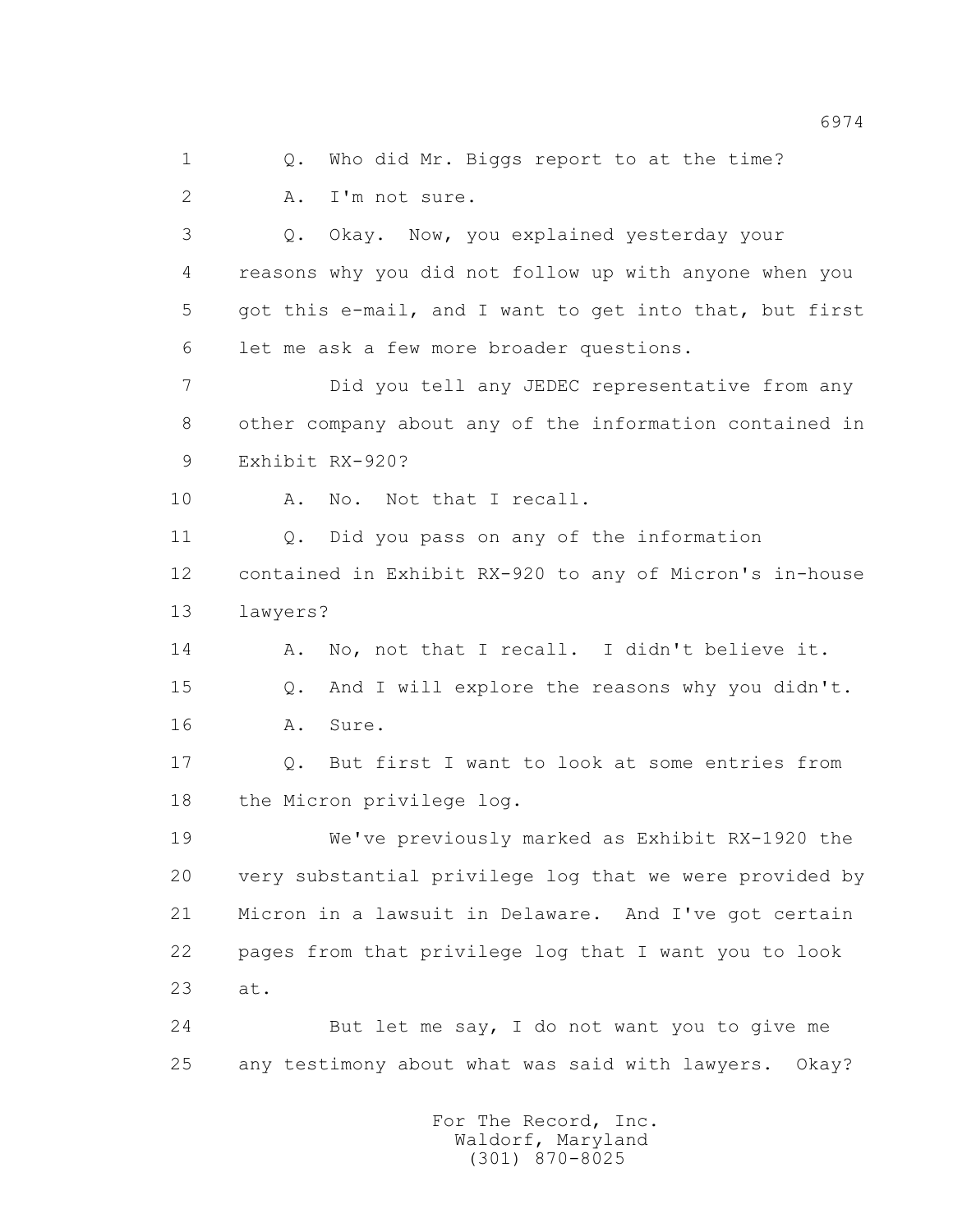1 Q. Who did Mr. Biggs report to at the time?

2 A. I'm not sure.

3 Q. Okay. Now, you explained yesterday your

4 reasons why you did not follow up with anyone when you

5 got this e-mail, and I want to get into that, but first

6 let me ask a few more broader questions.

7 Did you tell any JEDEC representative from any

8 other company about any of the information contained in

9 Exhibit RX-920?

10 A. No. Not that I recall.

11 Q. Did you pass on any of the information

12 contained in Exhibit RX-920 to any of Micron's in-house

13 lawyers?

14 A. No, not that I recall. I didn't believe it.

15 Q. And I will explore the reasons why you didn't.

16 A. Sure.

17 Q. But first I want to look at some entries from

18 the Micron privilege log.

19 We've previously marked as Exhibit RX-1920 the

20 very substantial privilege log that we were provided by

21 Micron in a lawsuit in Delaware. And I've got certain

22 pages from that privilege log that I want you to look

23 at.

24 But let me say, I do not want you to give me

25 any testimony about what was said with lawyers. Okay?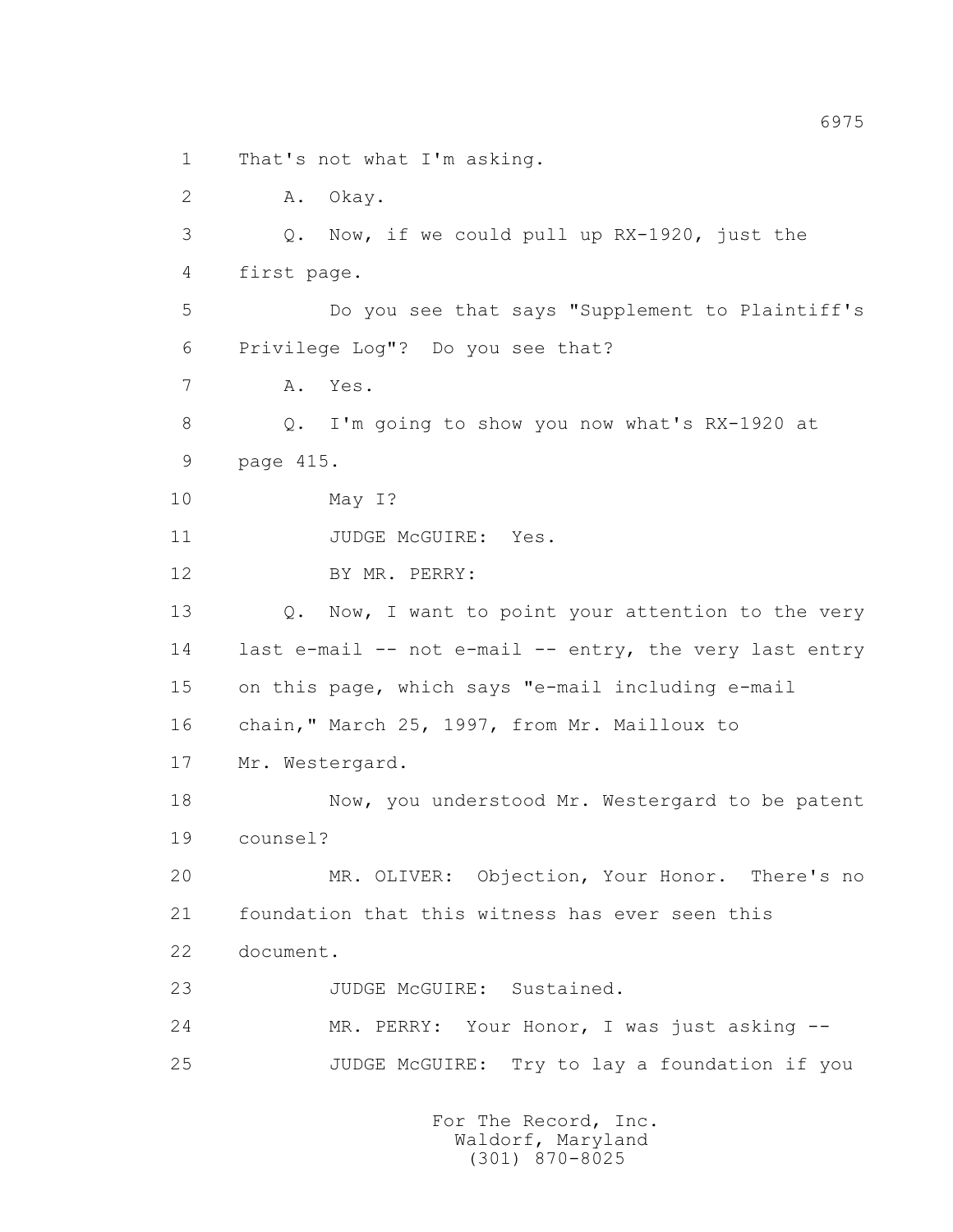1 That's not what I'm asking.

2 A. Okay.

3 Q. Now, if we could pull up RX-1920, just the

4 first page.

5 Do you see that says "Supplement to Plaintiff's

6 Privilege Log"? Do you see that?

7 A. Yes.

8 Q. I'm going to show you now what's RX-1920 at

9 page 415.

10 May I?

11 JUDGE McGUIRE: Yes.

12 BY MR. PERRY:

13 Q. Now, I want to point your attention to the very

14 last e-mail -- not e-mail -- entry, the very last entry

15 on this page, which says "e-mail including e-mail

16 chain," March 25, 1997, from Mr. Mailloux to

17 Mr. Westergard.

18 Now, you understood Mr. Westergard to be patent

19 counsel?

20 MR. OLIVER: Objection, Your Honor. There's no

21 foundation that this witness has ever seen this

22 document.

23 JUDGE McGUIRE: Sustained.

24 MR. PERRY: Your Honor, I was just asking --

25 JUDGE McGUIRE: Try to lay a foundation if you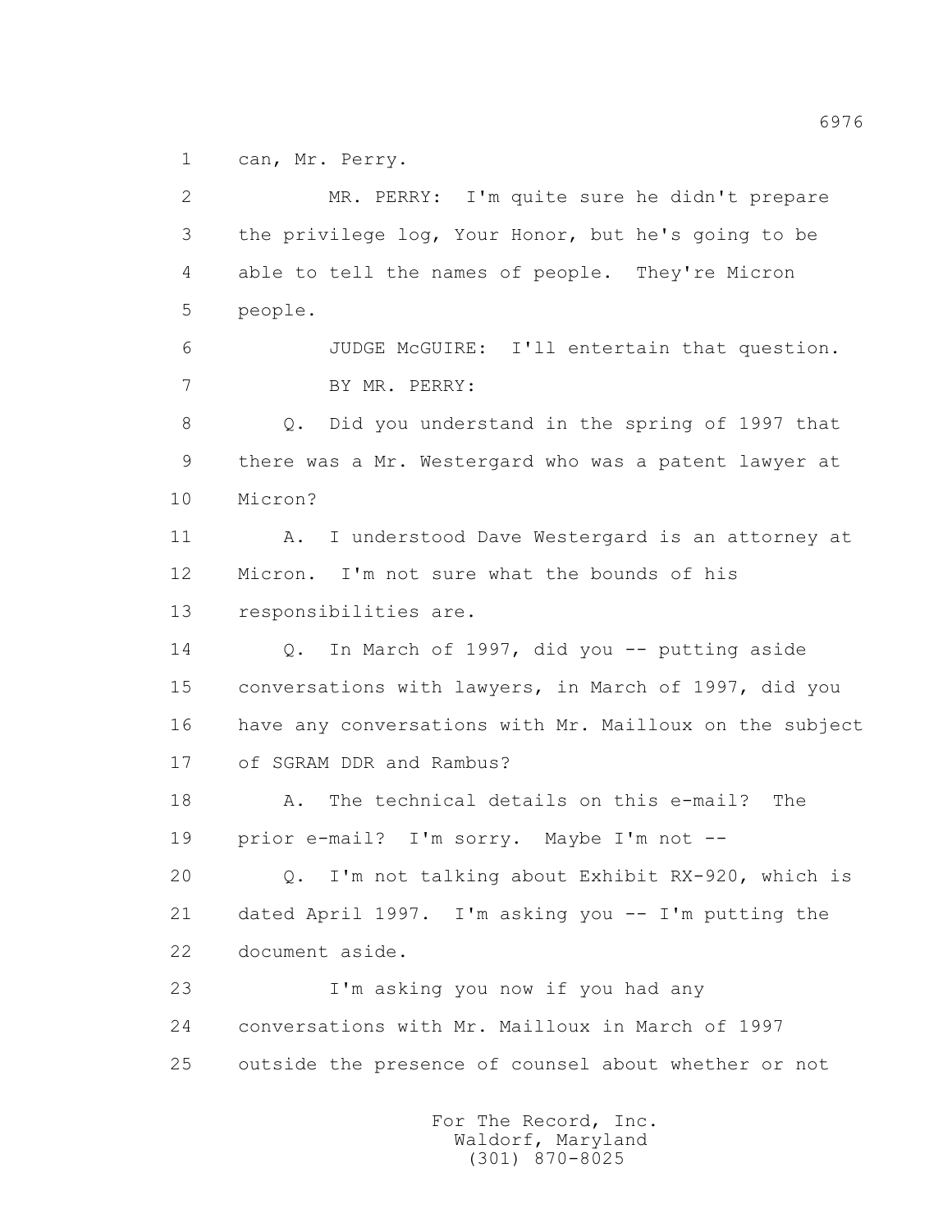1 can, Mr. Perry.

2 MR. PERRY: I'm quite sure he didn't prepare

3 the privilege log, Your Honor, but he's going to be

4 able to tell the names of people. They're Micron

5 people.

6 JUDGE McGUIRE: I'll entertain that question.

7 BY MR. PERRY:

8 Q. Did you understand in the spring of 1997 that

9 there was a Mr. Westergard who was a patent lawyer at

10 Micron?

11 A. I understood Dave Westergard is an attorney at

12 Micron. I'm not sure what the bounds of his

13 responsibilities are.

14 Q. In March of 1997, did you -- putting aside

15 conversations with lawyers, in March of 1997, did you

16 have any conversations with Mr. Mailloux on the subject

17 of SGRAM DDR and Rambus?

18 A. The technical details on this e-mail? The

19 prior e-mail? I'm sorry. Maybe I'm not --

20 Q. I'm not talking about Exhibit RX-920, which is

21 dated April 1997. I'm asking you -- I'm putting the

22 document aside.

23 I'm asking you now if you had any

24 conversations with Mr. Mailloux in March of 1997

25 outside the presence of counsel about whether or not

For The Record, Inc.
Waldorf, Maryland
(301) 870-8025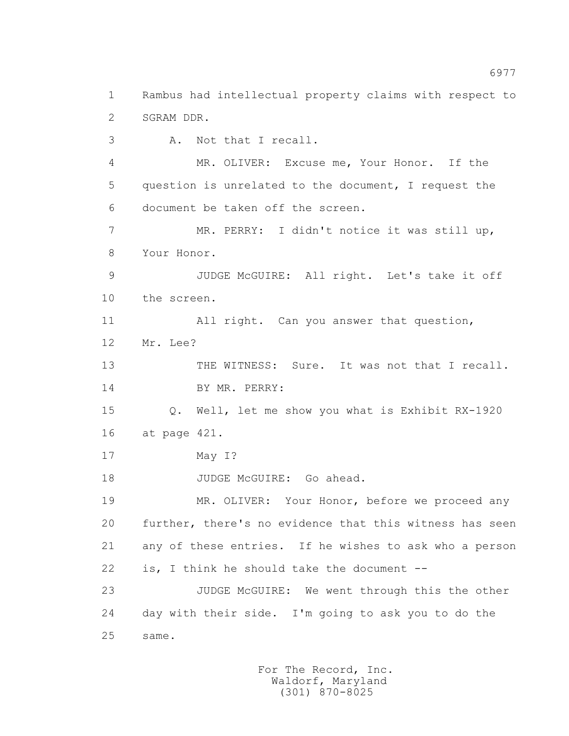1 Rambus had intellectual property claims with respect to
2 SGRAM DDR.
3 A. Not that I recall.
4 MR. OLIVER: Excuse me, Your Honor. If the
5 question is unrelated to the document, I request the
6 document be taken off the screen.
7 MR. PERRY: I didn't notice it was still up,
8 Your Honor.
9 JUDGE McGUIRE: All right. Let's take it off
10 the screen.
11 All right. Can you answer that question,
12 Mr. Lee?
13 THE WITNESS: Sure. It was not that I recall.
14 BY MR. PERRY:
15 Q. Well, let me show you what is Exhibit RX-1920
16 at page 421.
17 May I?
18 JUDGE McGUIRE: Go ahead.
19 MR. OLIVER: Your Honor, before we proceed any
20 further, there's no evidence that this witness has seen
21 any of these entries. If he wishes to ask who a person
22 is, I think he should take the document --
23 JUDGE McGUIRE: We went through this the other
24 day with their side. I'm going to ask you to do the
25 same.

For The Record, Inc.
Waldorf, Maryland
(301) 870-8025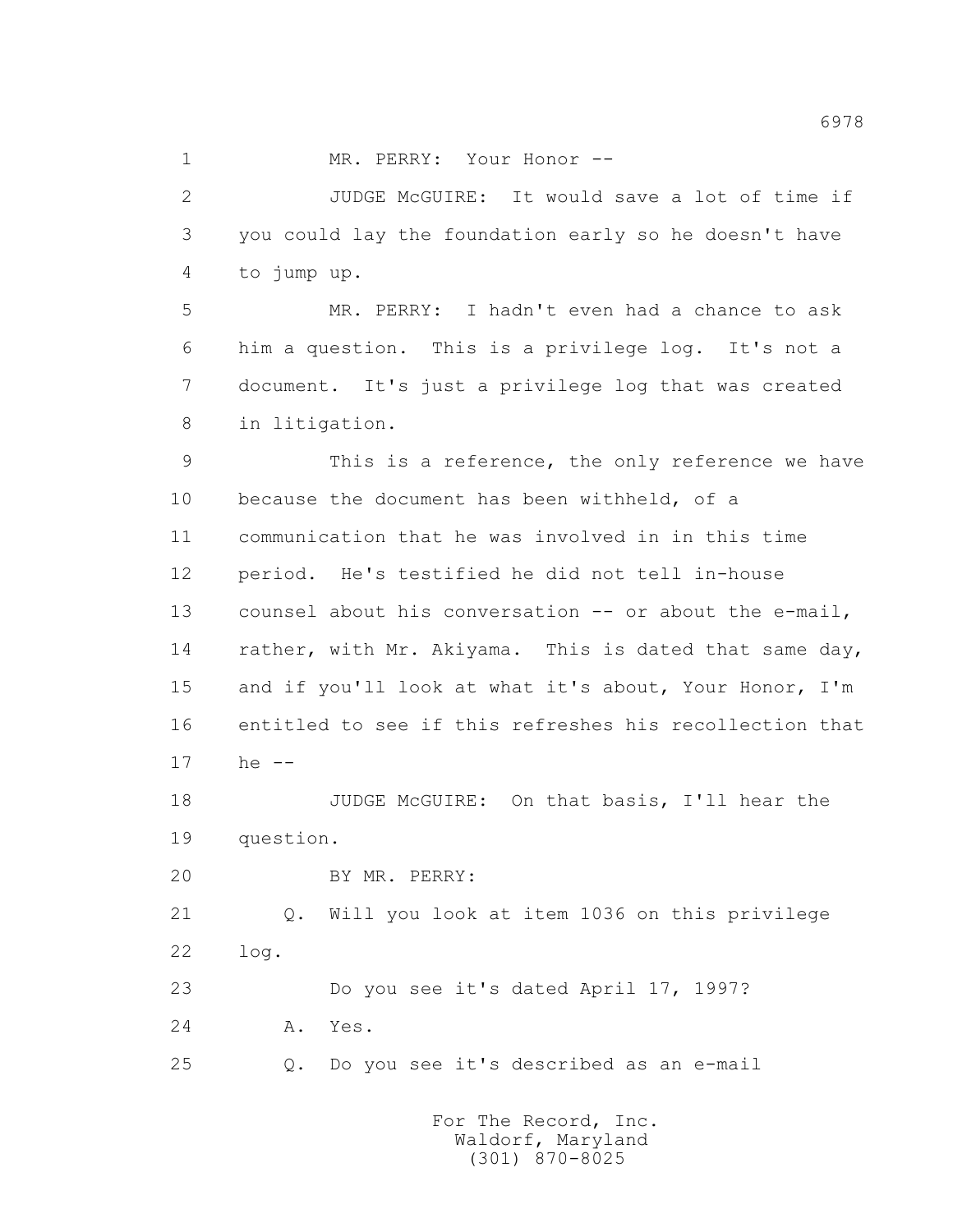MR. PERRY: Your Honor --

JUDGE McGUIRE: It would save a lot of time if you could lay the foundation early so he doesn't have to jump up.

MR. PERRY: I hadn't even had a chance to ask him a question. This is a privilege log. It's not a document. It's just a privilege log that was created in litigation.

This is a reference, the only reference we have because the document has been withheld, of a communication that he was involved in in this time period. He's testified he did not tell in-house counsel about his conversation -- or about the e-mail, rather, with Mr. Akiyama. This is dated that same day, and if you'll look at what it's about, Your Honor, I'm entitled to see if this refreshes his recollection that he --

JUDGE McGUIRE: On that basis, I'll hear the question.

BY MR. PERRY:

Q. Will you look at item 1036 on this privilege log.

Do you see it's dated April 17, 1997?

A. Yes.

Q. Do you see it's described as an e-mail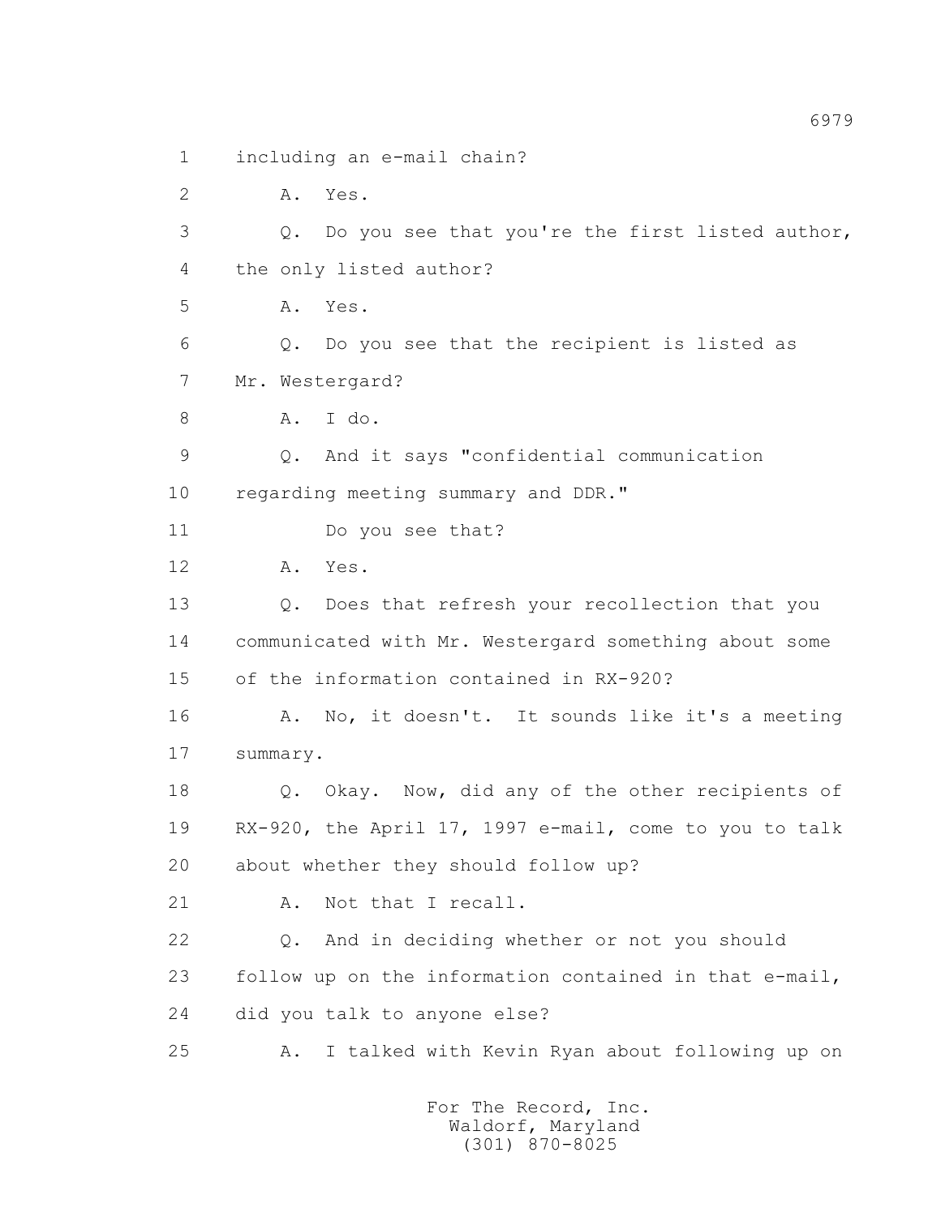1 including an e-mail chain?

2 A. Yes.

3 Q. Do you see that you're the first listed author,

4 the only listed author?

5 A. Yes.

6 Q. Do you see that the recipient is listed as

7 Mr. Westergard?

8 A. I do.

9 Q. And it says "confidential communication

10 regarding meeting summary and DDR."

11 Do you see that?

12 A. Yes.

13 Q. Does that refresh your recollection that you

14 communicated with Mr. Westergard something about some

15 of the information contained in RX-920?

16 A. No, it doesn't. It sounds like it's a meeting

17 summary.

18 Q. Okay. Now, did any of the other recipients of

19 RX-920, the April 17, 1997 e-mail, come to you to talk

20 about whether they should follow up?

21 A. Not that I recall.

22 Q. And in deciding whether or not you should

23 follow up on the information contained in that e-mail,

24 did you talk to anyone else?

25 A. I talked with Kevin Ryan about following up on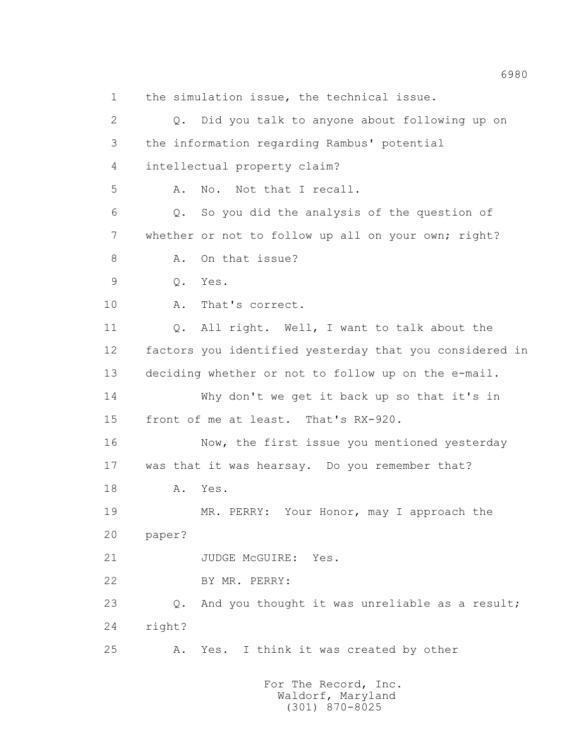1 the simulation issue, the technical issue.

2 Q. Did you talk to anyone about following up on

3 the information regarding Rambus' potential

4 intellectual property claim?

5 A. No. Not that I recall.

6 Q. So you did the analysis of the question of

7 whether or not to follow up all on your own; right?

8 A. On that issue?

9 Q. Yes.

10 A. That's correct.

11 Q. All right. Well, I want to talk about the

12 factors you identified yesterday that you considered in

13 deciding whether or not to follow up on the e-mail.

14 Why don't we get it back up so that it's in

15 front of me at least. That's RX-920.

16 Now, the first issue you mentioned yesterday

17 was that it was hearsay. Do you remember that?

18 A. Yes.

19 MR. PERRY: Your Honor, may I approach the

20 paper?

21 JUDGE McGUIRE: Yes.

22 BY MR. PERRY:

23 Q. And you thought it was unreliable as a result;

24 right?

25 A. Yes. I think it was created by other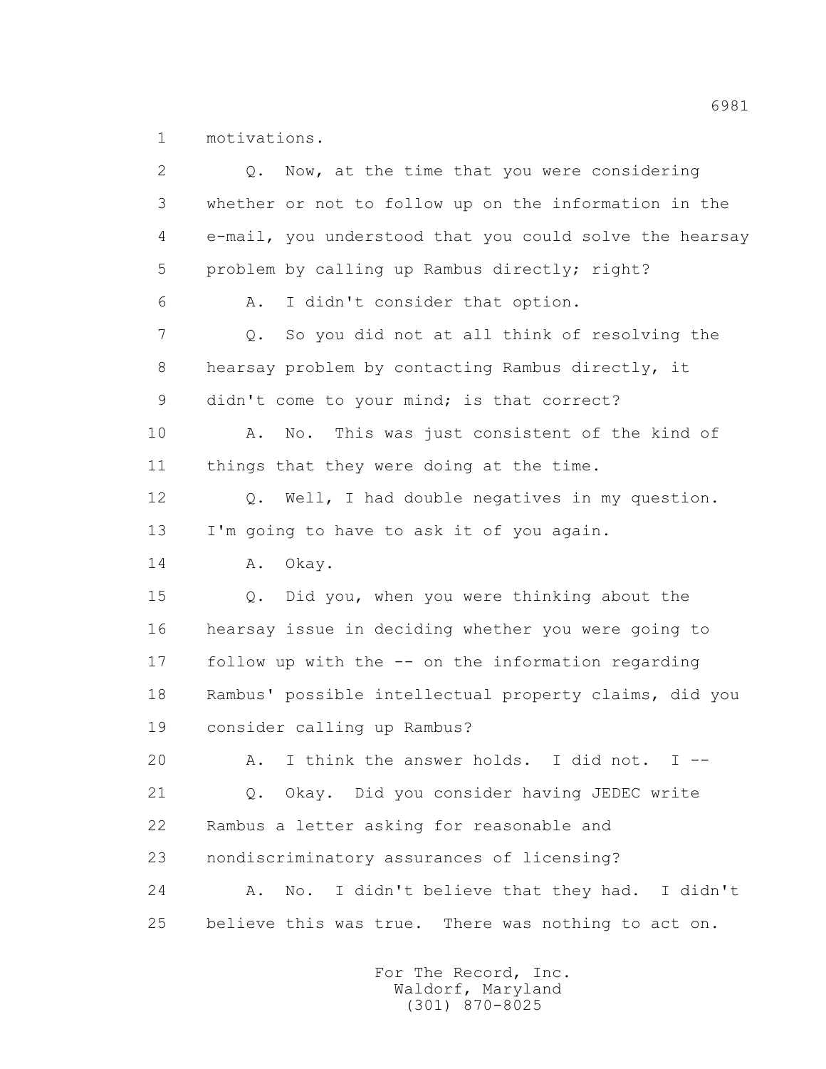1 motivations.

2 Q. Now, at the time that you were considering

3 whether or not to follow up on the information in the

4 e-mail, you understood that you could solve the hearsay

5 problem by calling up Rambus directly; right?

6 A. I didn't consider that option.

7 Q. So you did not at all think of resolving the

8 hearsay problem by contacting Rambus directly, it

9 didn't come to your mind; is that correct?

10 A. No. This was just consistent of the kind of

11 things that they were doing at the time.

12 Q. Well, I had double negatives in my question.

13 I'm going to have to ask it of you again.

14 A. Okay.

15 Q. Did you, when you were thinking about the

16 hearsay issue in deciding whether you were going to

17 follow up with the -- on the information regarding

18 Rambus' possible intellectual property claims, did you

19 consider calling up Rambus?

20 A. I think the answer holds. I did not. I --

21 Q. Okay. Did you consider having JEDEC write

22 Rambus a letter asking for reasonable and

23 nondiscriminatory assurances of licensing?

24 A. No. I didn't believe that they had. I didn't

25 believe this was true. There was nothing to act on.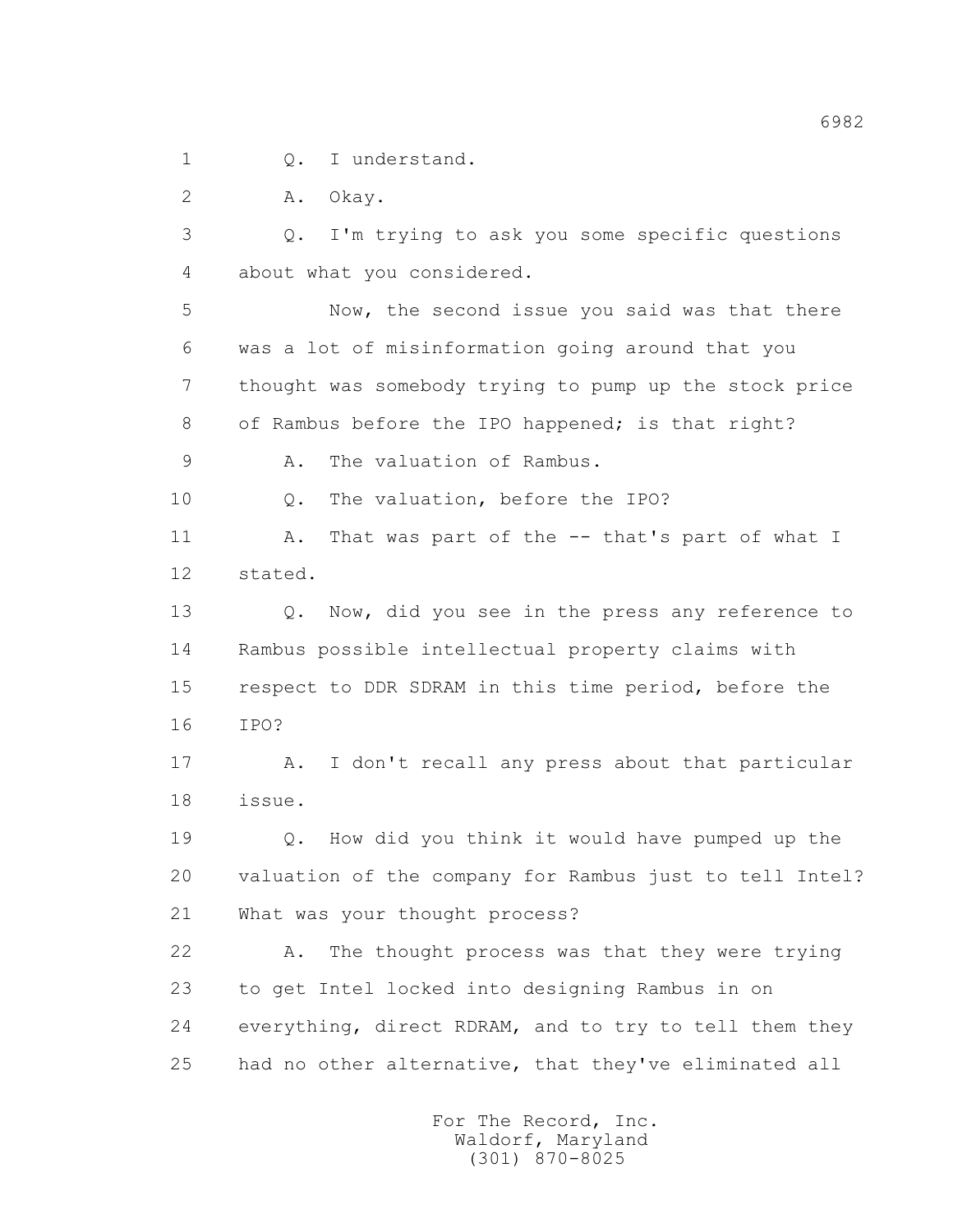1 Q. I understand.

2 A. Okay.

3 Q. I'm trying to ask you some specific questions

4 about what you considered.

5 Now, the second issue you said was that there

6 was a lot of misinformation going around that you

7 thought was somebody trying to pump up the stock price

8 of Rambus before the IPO happened; is that right?

9 A. The valuation of Rambus.

10 Q. The valuation, before the IPO?

11 A. That was part of the -- that's part of what I

12 stated.

13 Q. Now, did you see in the press any reference to

14 Rambus possible intellectual property claims with

15 respect to DDR SDRAM in this time period, before the

16 IPO?

17 A. I don't recall any press about that particular

18 issue.

19 Q. How did you think it would have pumped up the

20 valuation of the company for Rambus just to tell Intel?

21 What was your thought process?

22 A. The thought process was that they were trying

23 to get Intel locked into designing Rambus in on

24 everything, direct RDRAM, and to try to tell them they

25 had no other alternative, that they've eliminated all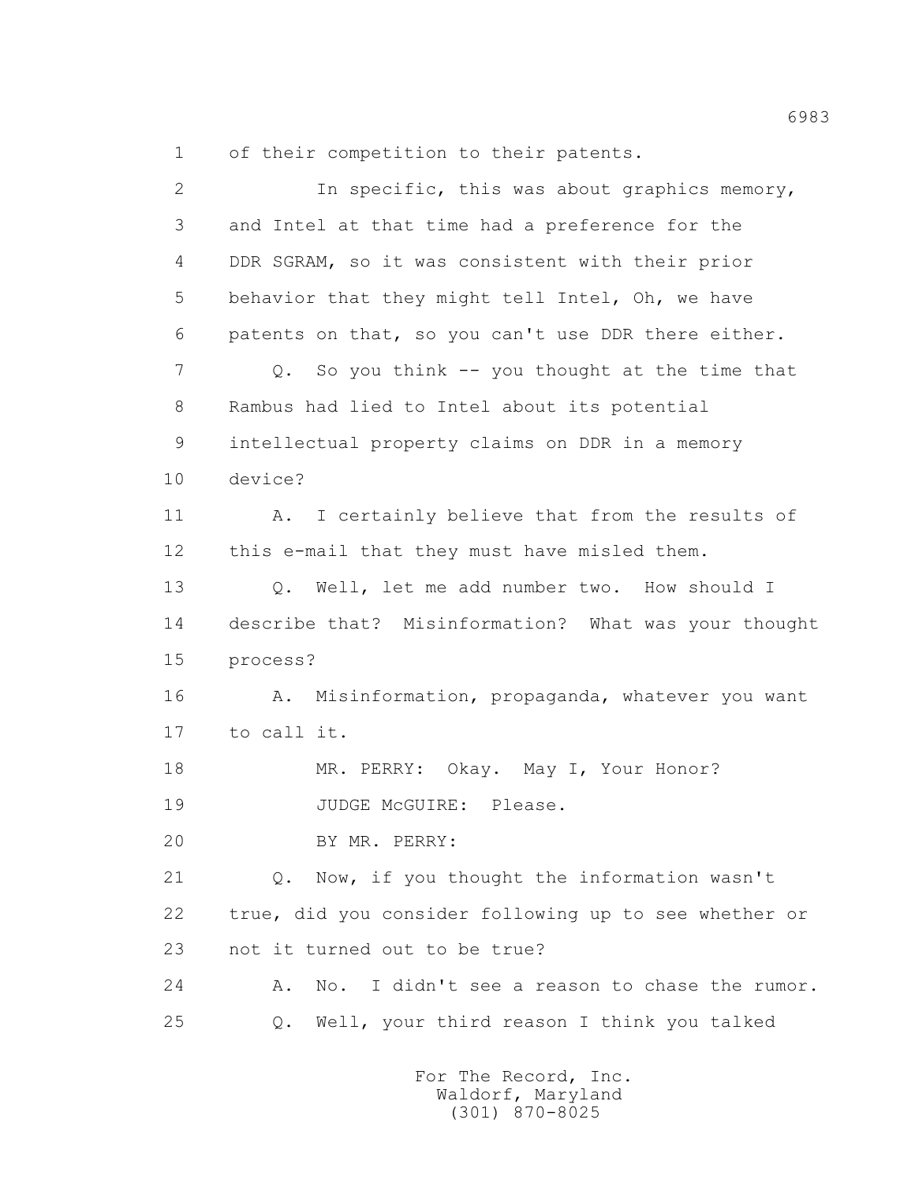1 of their competition to their patents.

2 In specific, this was about graphics memory,

3 and Intel at that time had a preference for the

4 DDR SGRAM, so it was consistent with their prior

5 behavior that they might tell Intel, Oh, we have

6 patents on that, so you can't use DDR there either.

7 Q. So you think -- you thought at the time that

8 Rambus had lied to Intel about its potential

9 intellectual property claims on DDR in a memory

10 device?

11 A. I certainly believe that from the results of

12 this e-mail that they must have misled them.

13 Q. Well, let me add number two. How should I

14 describe that? Misinformation? What was your thought

15 process?

16 A. Misinformation, propaganda, whatever you want

17 to call it.

18 MR. PERRY: Okay. May I, Your Honor?

19 JUDGE McGUIRE: Please.

20 BY MR. PERRY:

21 Q. Now, if you thought the information wasn't

22 true, did you consider following up to see whether or

23 not it turned out to be true?

24 A. No. I didn't see a reason to chase the rumor.

25 Q. Well, your third reason I think you talked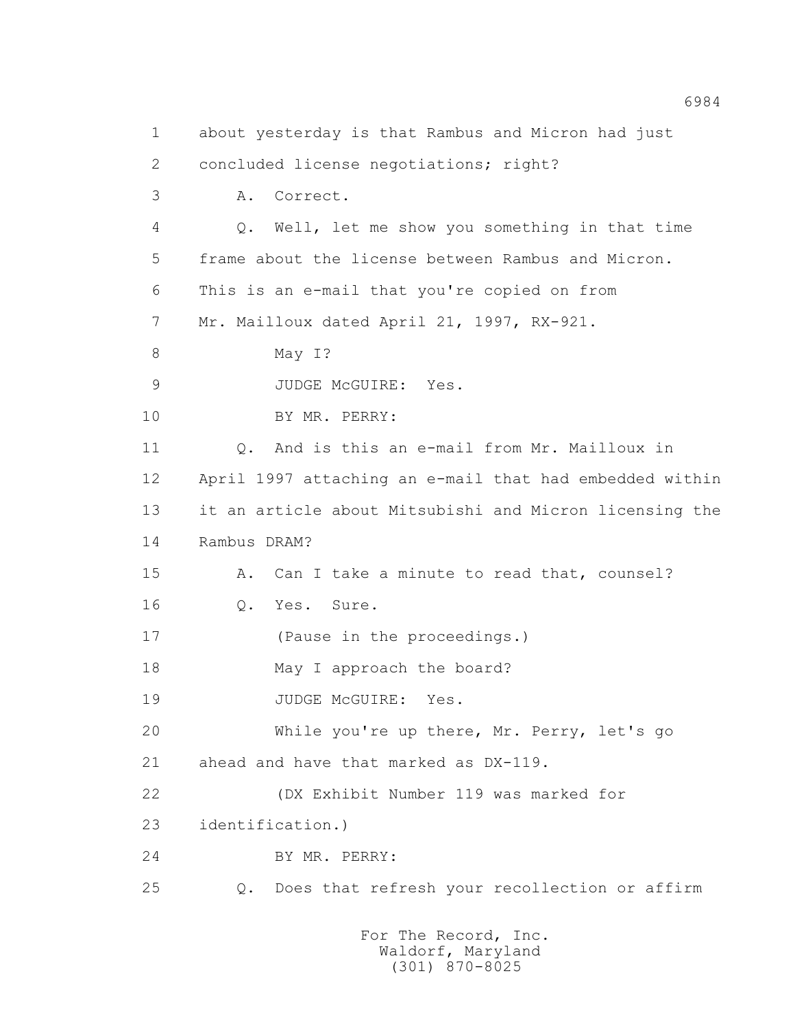1 about yesterday is that Rambus and Micron had just
2 concluded license negotiations; right?
3 A. Correct.
4 Q. Well, let me show you something in that time
5 frame about the license between Rambus and Micron.
6 This is an e-mail that you're copied on from
7 Mr. Mailloux dated April 21, 1997, RX-921.
8 May I?
9 JUDGE McGUIRE: Yes.
10 BY MR. PERRY:
11 Q. And is this an e-mail from Mr. Mailloux in
12 April 1997 attaching an e-mail that had embedded within
13 it an article about Mitsubishi and Micron licensing the
14 Rambus DRAM?
15 A. Can I take a minute to read that, counsel?
16 Q. Yes. Sure.
17 (Pause in the proceedings.)
18 May I approach the board?
19 JUDGE McGUIRE: Yes.
20 While you're up there, Mr. Perry, let's go
21 ahead and have that marked as DX-119.
22 (DX Exhibit Number 119 was marked for
23 identification.)
24 BY MR. PERRY:
25 Q. Does that refresh your recollection or affirm

For The Record, Inc.
Waldorf, Maryland
(301) 870-8025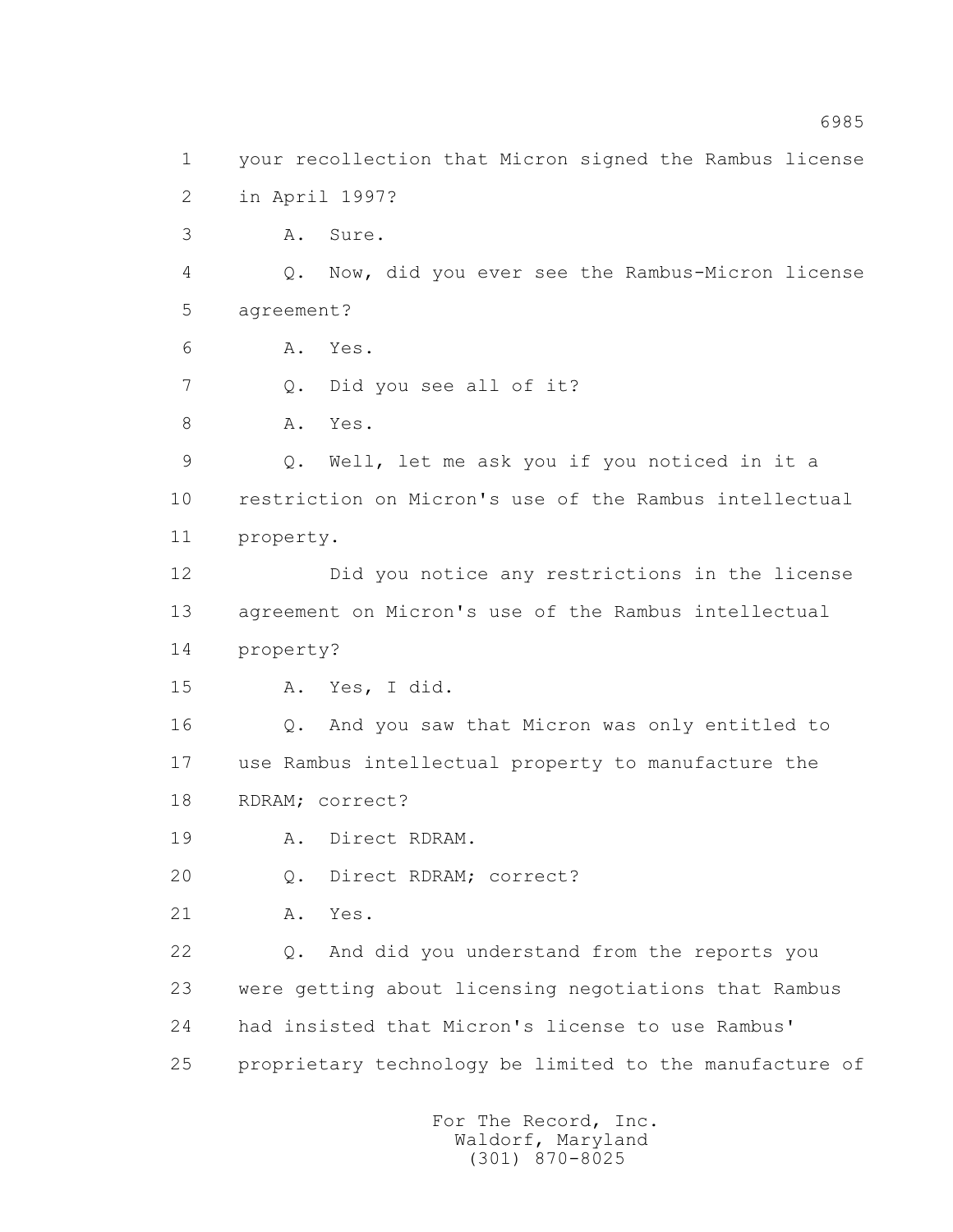1 your recollection that Micron signed the Rambus license
2 in April 1997?
3 A. Sure.
4 Q. Now, did you ever see the Rambus-Micron license
5 agreement?
6 A. Yes.
7 Q. Did you see all of it?
8 A. Yes.
9 Q. Well, let me ask you if you noticed in it a
10 restriction on Micron's use of the Rambus intellectual
11 property.
12 Did you notice any restrictions in the license
13 agreement on Micron's use of the Rambus intellectual
14 property?
15 A. Yes, I did.
16 Q. And you saw that Micron was only entitled to
17 use Rambus intellectual property to manufacture the
18 RDRAM; correct?
19 A. Direct RDRAM.
20 Q. Direct RDRAM; correct?
21 A. Yes.
22 Q. And did you understand from the reports you
23 were getting about licensing negotiations that Rambus
24 had insisted that Micron's license to use Rambus'
25 proprietary technology be limited to the manufacture of

For The Record, Inc.
Waldorf, Maryland
(301) 870-8025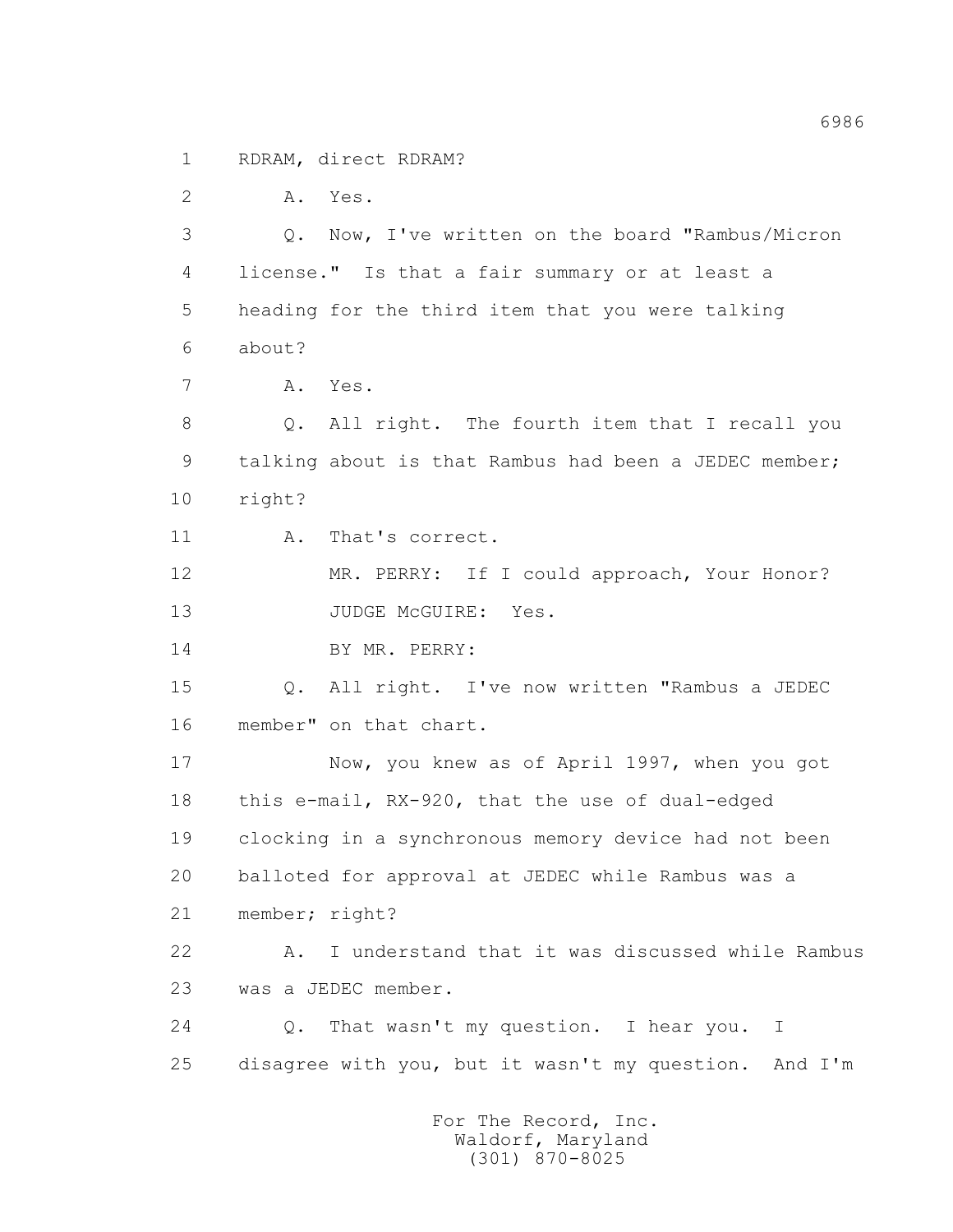1 RDRAM, direct RDRAM?

2 A. Yes.

3 Q. Now, I've written on the board "Rambus/Micron

4 license." Is that a fair summary or at least a

5 heading for the third item that you were talking

6 about?

7 A. Yes.

8 Q. All right. The fourth item that I recall you

9 talking about is that Rambus had been a JEDEC member;

10 right?

11 A. That's correct.

12 MR. PERRY: If I could approach, Your Honor?

13 JUDGE McGUIRE: Yes.

14 BY MR. PERRY:

15 Q. All right. I've now written "Rambus a JEDEC

16 member" on that chart.

17 Now, you knew as of April 1997, when you got

18 this e-mail, RX-920, that the use of dual-edged

19 clocking in a synchronous memory device had not been

20 balloted for approval at JEDEC while Rambus was a

21 member; right?

22 A. I understand that it was discussed while Rambus

23 was a JEDEC member.

24 Q. That wasn't my question. I hear you. I

25 disagree with you, but it wasn't my question. And I'm

For The Record, Inc.
Waldorf, Maryland
(301) 870-8025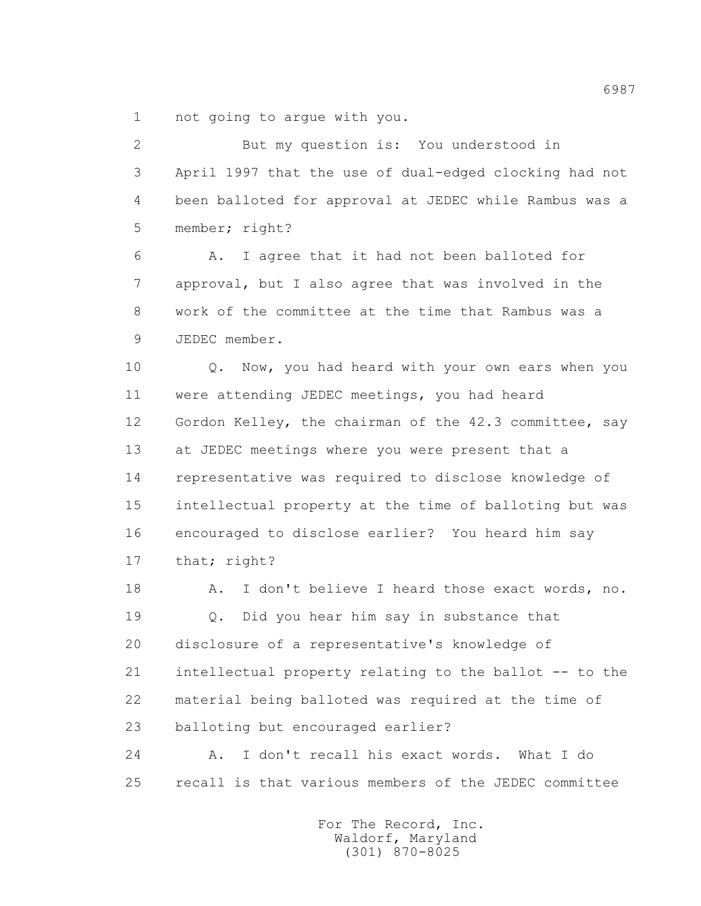1 not going to argue with you.

2 But my question is: You understood in

3 April 1997 that the use of dual-edged clocking had not

4 been balloted for approval at JEDEC while Rambus was a

5 member; right?

6 A. I agree that it had not been balloted for

7 approval, but I also agree that was involved in the

8 work of the committee at the time that Rambus was a

9 JEDEC member.

10 Q. Now, you had heard with your own ears when you

11 were attending JEDEC meetings, you had heard

12 Gordon Kelley, the chairman of the 42.3 committee, say

13 at JEDEC meetings where you were present that a

14 representative was required to disclose knowledge of

15 intellectual property at the time of balloting but was

16 encouraged to disclose earlier? You heard him say

17 that; right?

18 A. I don't believe I heard those exact words, no.

19 Q. Did you hear him say in substance that

20 disclosure of a representative's knowledge of

21 intellectual property relating to the ballot -- to the

22 material being balloted was required at the time of

23 balloting but encouraged earlier?

24 A. I don't recall his exact words. What I do

25 recall is that various members of the JEDEC committee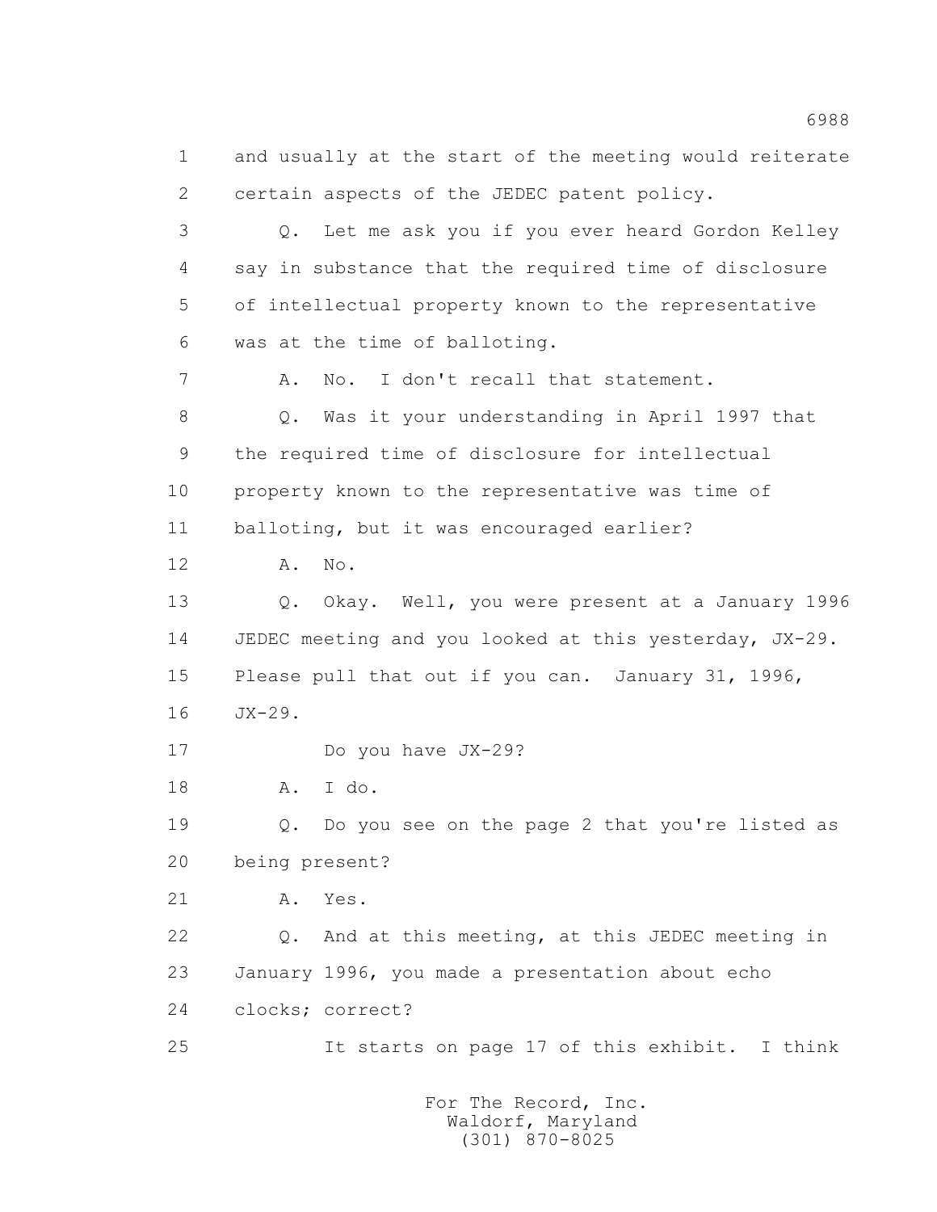1 and usually at the start of the meeting would reiterate
2 certain aspects of the JEDEC patent policy.

3 Q. Let me ask you if you ever heard Gordon Kelley
4 say in substance that the required time of disclosure
5 of intellectual property known to the representative
6 was at the time of balloting.

7 A. No. I don't recall that statement.

8 Q. Was it your understanding in April 1997 that
9 the required time of disclosure for intellectual
10 property known to the representative was time of
11 balloting, but it was encouraged earlier?

12 A. No.

13 Q. Okay. Well, you were present at a January 1996
14 JEDEC meeting and you looked at this yesterday, JX-29.
15 Please pull that out if you can. January 31, 1996,
16 JX-29.

17 Do you have JX-29?

18 A. I do.

19 Q. Do you see on the page 2 that you're listed as
20 being present?

21 A. Yes.

22 Q. And at this meeting, at this JEDEC meeting in
23 January 1996, you made a presentation about echo
24 clocks; correct?

25 It starts on page 17 of this exhibit. I think

For The Record, Inc.
Waldorf, Maryland
(301) 870-8025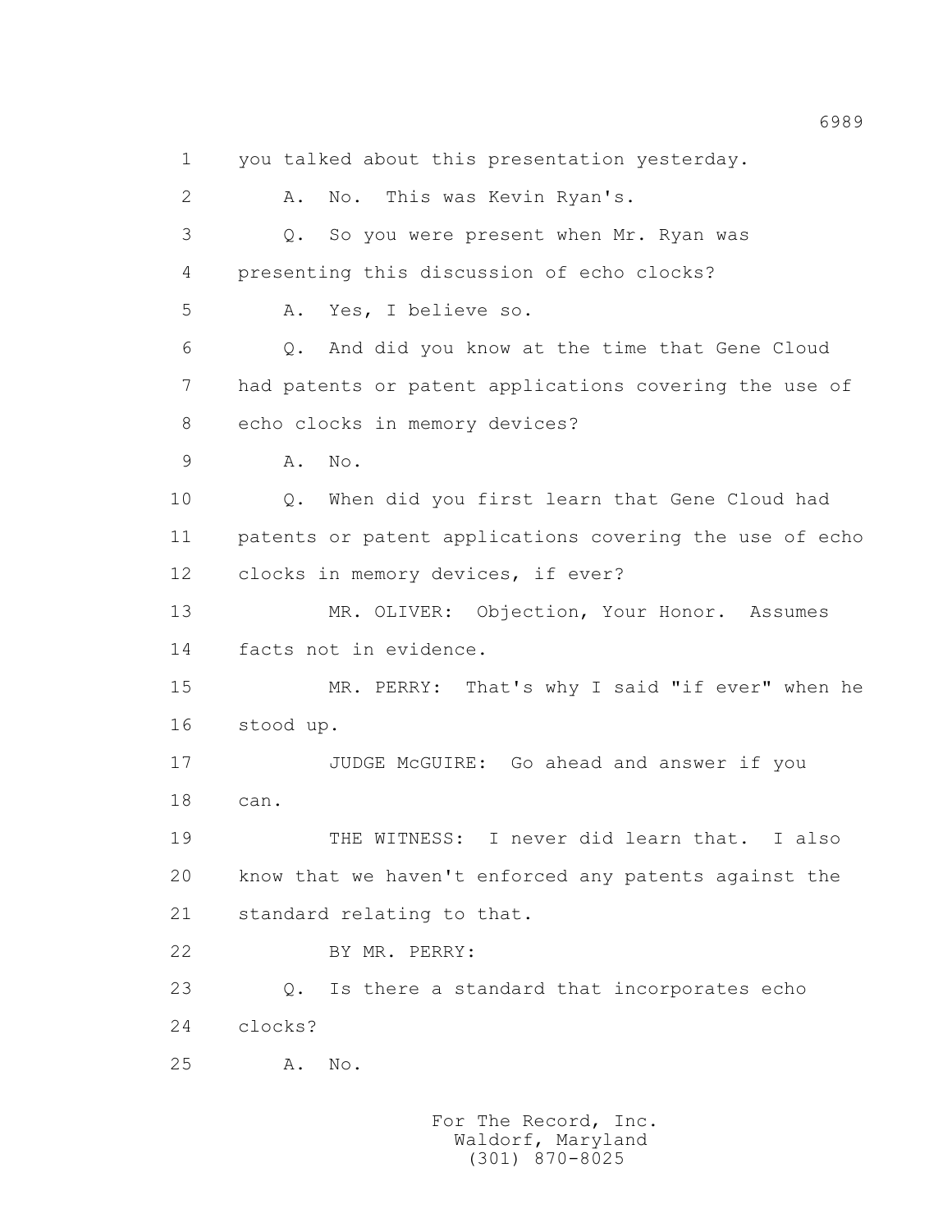1 you talked about this presentation yesterday.

2 A. No. This was Kevin Ryan's.

3 Q. So you were present when Mr. Ryan was

4 presenting this discussion of echo clocks?

5 A. Yes, I believe so.

6 Q. And did you know at the time that Gene Cloud

7 had patents or patent applications covering the use of

8 echo clocks in memory devices?

9 A. No.

10 Q. When did you first learn that Gene Cloud had

11 patents or patent applications covering the use of echo

12 clocks in memory devices, if ever?

13 MR. OLIVER: Objection, Your Honor. Assumes

14 facts not in evidence.

15 MR. PERRY: That's why I said "if ever" when he

16 stood up.

17 JUDGE McGUIRE: Go ahead and answer if you

18 can.

19 THE WITNESS: I never did learn that. I also

20 know that we haven't enforced any patents against the

21 standard relating to that.

22 BY MR. PERRY:

23 Q. Is there a standard that incorporates echo

24 clocks?

25 A. No.

For The Record, Inc.
Waldorf, Maryland
(301) 870-8025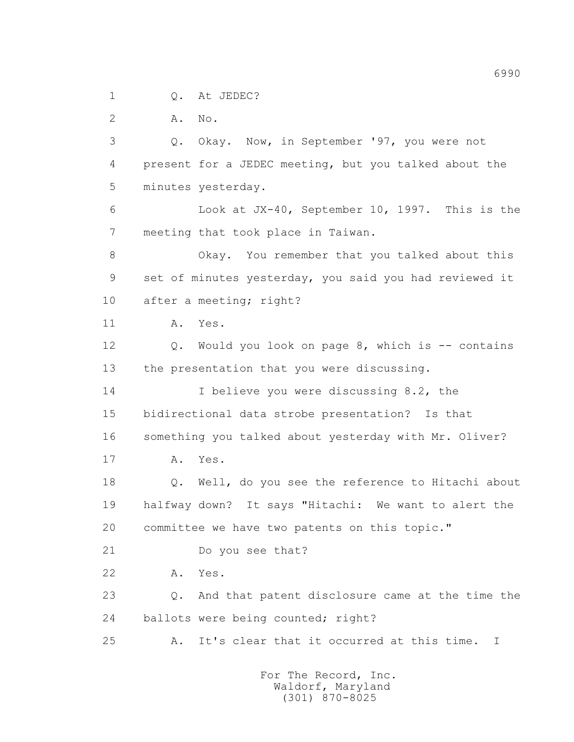1 Q. At JEDEC?

2 A. No.

3 Q. Okay. Now, in September '97, you were not

4 present for a JEDEC meeting, but you talked about the

5 minutes yesterday.

6 Look at JX-40, September 10, 1997. This is the

7 meeting that took place in Taiwan.

8 Okay. You remember that you talked about this

9 set of minutes yesterday, you said you had reviewed it

10 after a meeting; right?

11 A. Yes.

12 Q. Would you look on page 8, which is -- contains

13 the presentation that you were discussing.

14 I believe you were discussing 8.2, the

15 bidirectional data strobe presentation? Is that

16 something you talked about yesterday with Mr. Oliver?

17 A. Yes.

18 Q. Well, do you see the reference to Hitachi about

19 halfway down? It says "Hitachi: We want to alert the

20 committee we have two patents on this topic."

21 Do you see that?

22 A. Yes.

23 Q. And that patent disclosure came at the time the

24 ballots were being counted; right?

25 A. It's clear that it occurred at this time. I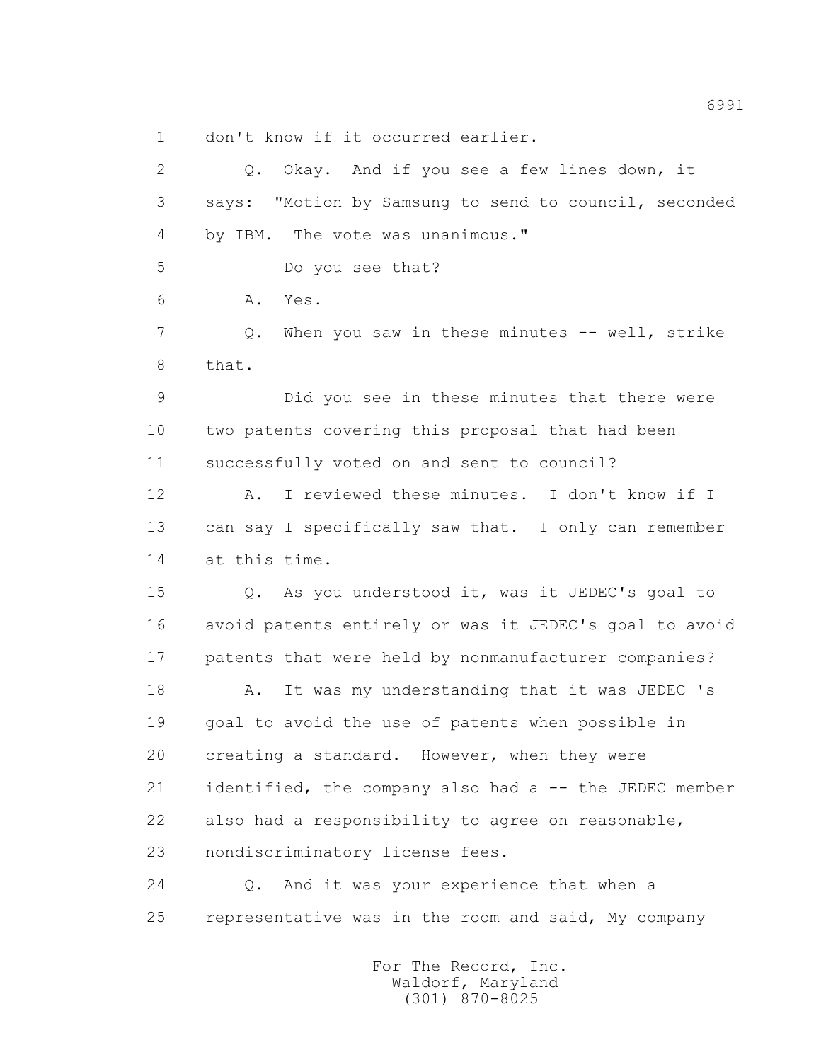1 don't know if it occurred earlier.

2 Q. Okay. And if you see a few lines down, it

3 says: "Motion by Samsung to send to council, seconded

4 by IBM. The vote was unanimous."

5 Do you see that?

6 A. Yes.

7 Q. When you saw in these minutes -- well, strike

8 that.

9 Did you see in these minutes that there were

10 two patents covering this proposal that had been

11 successfully voted on and sent to council?

12 A. I reviewed these minutes. I don't know if I

13 can say I specifically saw that. I only can remember

14 at this time.

15 Q. As you understood it, was it JEDEC's goal to

16 avoid patents entirely or was it JEDEC's goal to avoid

17 patents that were held by nonmanufacturer companies?

18 A. It was my understanding that it was JEDEC 's

19 goal to avoid the use of patents when possible in

20 creating a standard. However, when they were

21 identified, the company also had a -- the JEDEC member

22 also had a responsibility to agree on reasonable,

23 nondiscriminatory license fees.

24 Q. And it was your experience that when a

25 representative was in the room and said, My company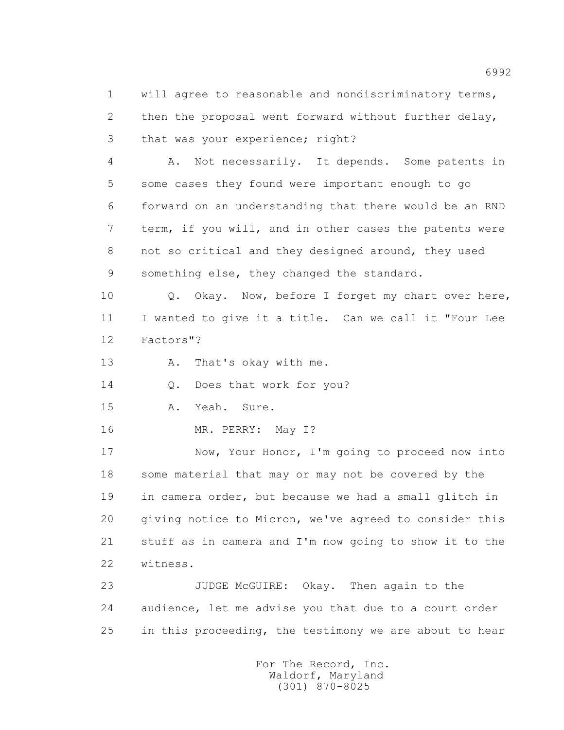1 will agree to reasonable and nondiscriminatory terms,

2 then the proposal went forward without further delay,

3 that was your experience; right?

4 A. Not necessarily. It depends. Some patents in

5 some cases they found were important enough to go

6 forward on an understanding that there would be an RND

7 term, if you will, and in other cases the patents were

8 not so critical and they designed around, they used

9 something else, they changed the standard.

10 Q. Okay. Now, before I forget my chart over here,

11 I wanted to give it a title. Can we call it "Four Lee

12 Factors"?

13 A. That's okay with me.

14 Q. Does that work for you?

15 A. Yeah. Sure.

16 MR. PERRY: May I?

17 Now, Your Honor, I'm going to proceed now into

18 some material that may or may not be covered by the

19 in camera order, but because we had a small glitch in

20 giving notice to Micron, we've agreed to consider this

21 stuff as in camera and I'm now going to show it to the

22 witness.

23 JUDGE McGUIRE: Okay. Then again to the

24 audience, let me advise you that due to a court order

25 in this proceeding, the testimony we are about to hear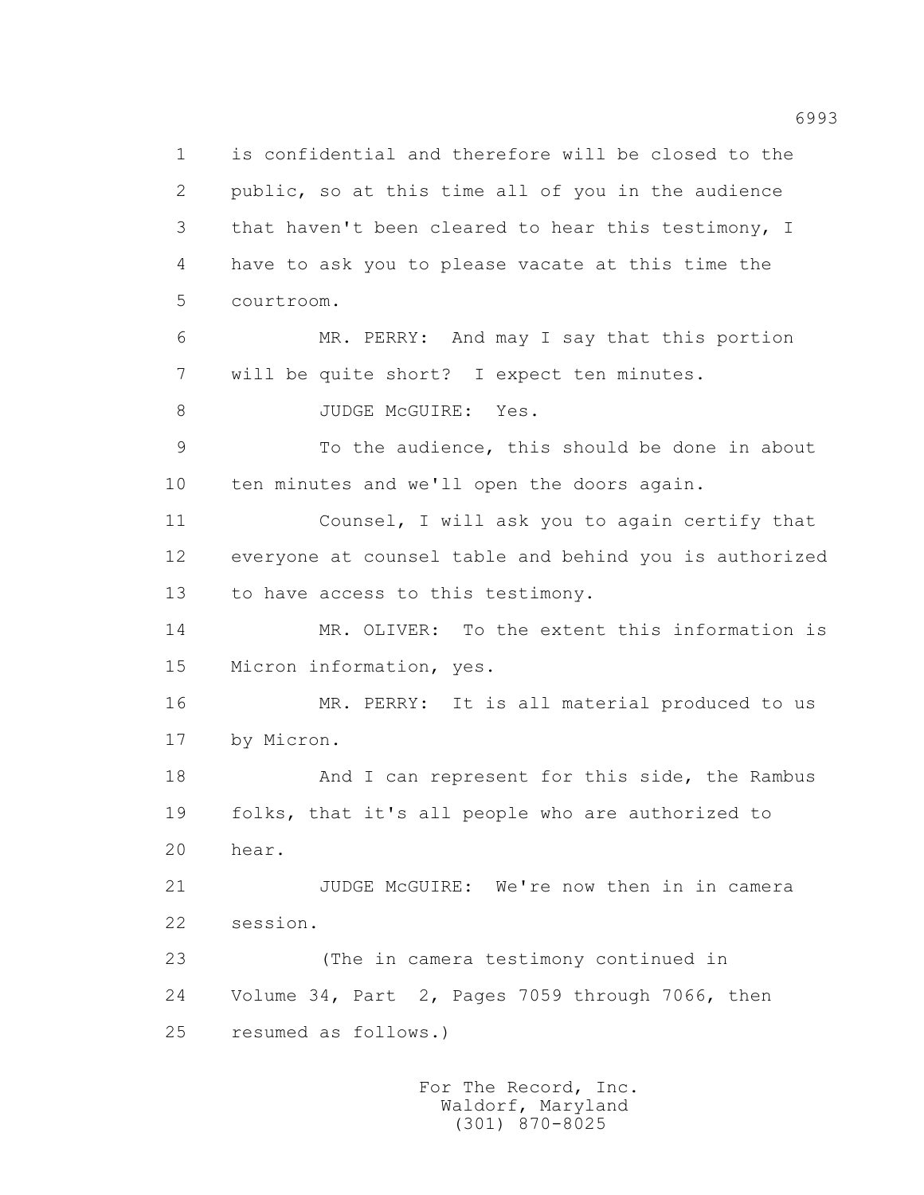1 is confidential and therefore will be closed to the
2 public, so at this time all of you in the audience
3 that haven't been cleared to hear this testimony, I
4 have to ask you to please vacate at this time the
5 courtroom.

6 MR. PERRY: And may I say that this portion
7 will be quite short? I expect ten minutes.

8 JUDGE McGUIRE: Yes.

9 To the audience, this should be done in about
10 ten minutes and we'll open the doors again.

11 Counsel, I will ask you to again certify that
12 everyone at counsel table and behind you is authorized
13 to have access to this testimony.

14 MR. OLIVER: To the extent this information is
15 Micron information, yes.

16 MR. PERRY: It is all material produced to us
17 by Micron.

18 And I can represent for this side, the Rambus
19 folks, that it's all people who are authorized to
20 hear.

21 JUDGE McGUIRE: We're now then in in camera
22 session.

23 (The in camera testimony continued in
24 Volume 34, Part 2, Pages 7059 through 7066, then
25 resumed as follows.)

For The Record, Inc.
Waldorf, Maryland
(301) 870-8025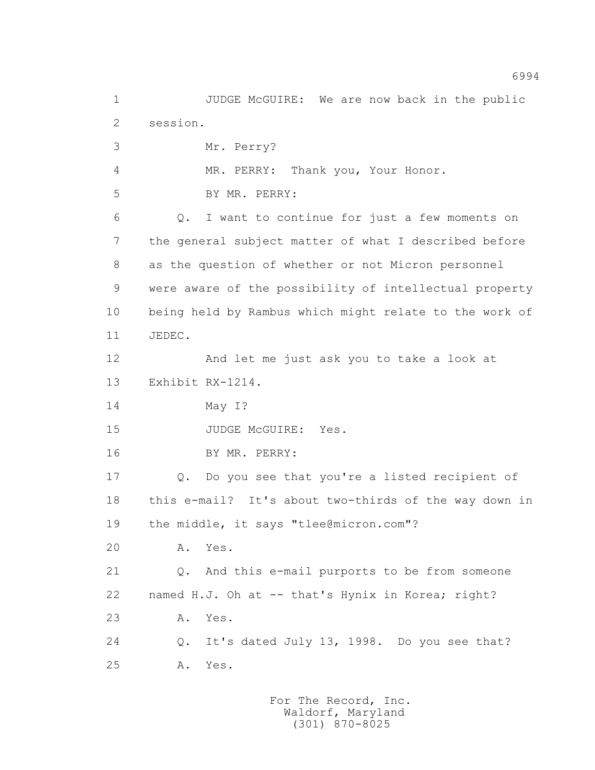1 JUDGE McGUIRE: We are now back in the public
2 session.
3 Mr. Perry?
4 MR. PERRY: Thank you, Your Honor.
5 BY MR. PERRY:
6 Q. I want to continue for just a few moments on
7 the general subject matter of what I described before
8 as the question of whether or not Micron personnel
9 were aware of the possibility of intellectual property
10 being held by Rambus which might relate to the work of
11 JEDEC.
12 And let me just ask you to take a look at
13 Exhibit RX-1214.
14 May I?
15 JUDGE McGUIRE: Yes.
16 BY MR. PERRY:
17 Q. Do you see that you're a listed recipient of
18 this e-mail? It's about two-thirds of the way down in
19 the middle, it says "tlee@micron.com"?
20 A. Yes.
21 Q. And this e-mail purports to be from someone
22 named H.J. Oh at -- that's Hynix in Korea; right?
23 A. Yes.
24 Q. It's dated July 13, 1998. Do you see that?
25 A. Yes.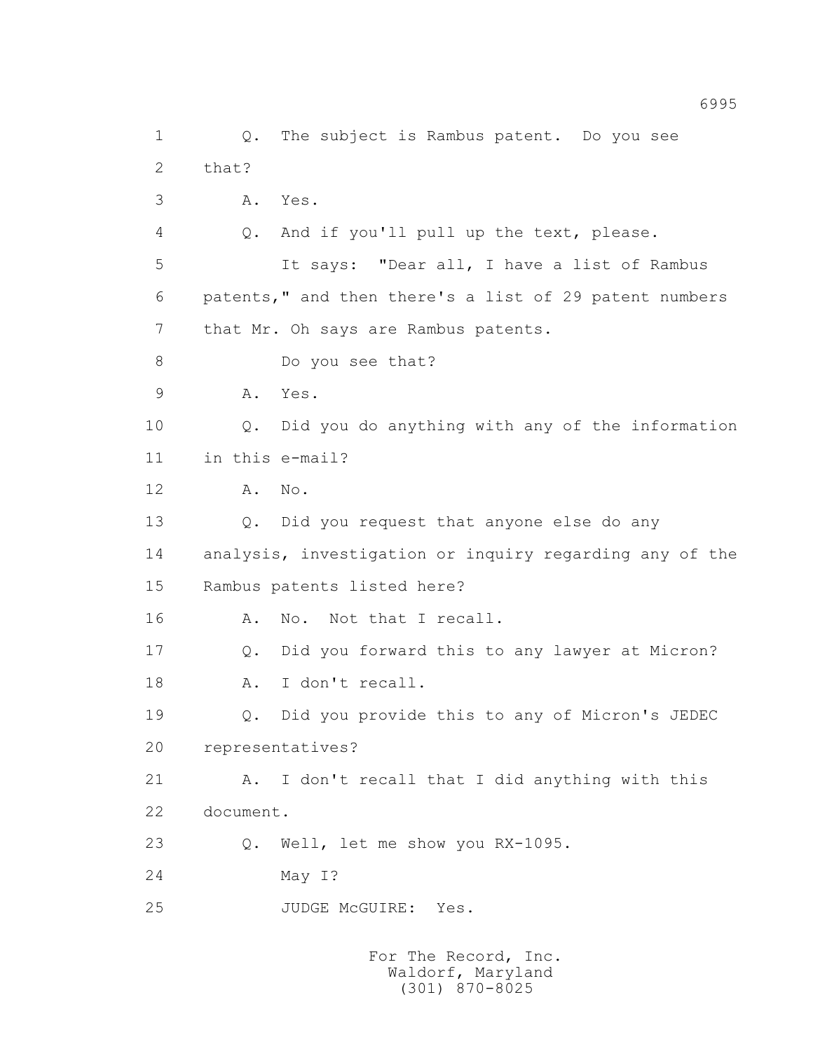1 Q. The subject is Rambus patent. Do you see
2 that?
3 A. Yes.
4 Q. And if you'll pull up the text, please.
5 It says: "Dear all, I have a list of Rambus
6 patents," and then there's a list of 29 patent numbers
7 that Mr. Oh says are Rambus patents.
8 Do you see that?
9 A. Yes.
10 Q. Did you do anything with any of the information
11 in this e-mail?
12 A. No.
13 Q. Did you request that anyone else do any
14 analysis, investigation or inquiry regarding any of the
15 Rambus patents listed here?
16 A. No. Not that I recall.
17 Q. Did you forward this to any lawyer at Micron?
18 A. I don't recall.
19 Q. Did you provide this to any of Micron's JEDEC
20 representatives?
21 A. I don't recall that I did anything with this
22 document.
23 Q. Well, let me show you RX-1095.
24 May I?
25 JUDGE McGUIRE: Yes.

For The Record, Inc.
Waldorf, Maryland
(301) 870-8025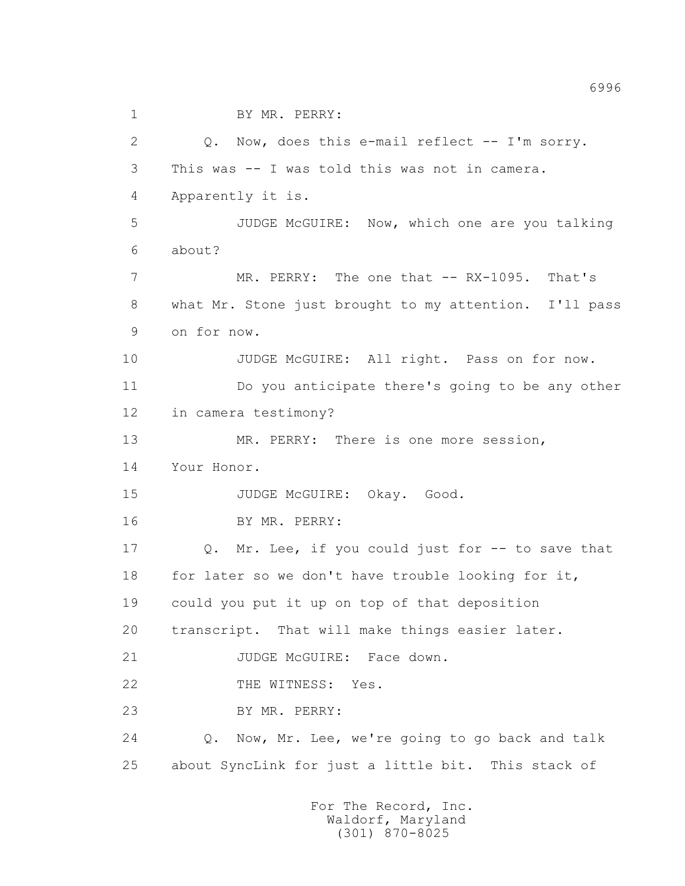BY MR. PERRY:

Q. Now, does this e-mail reflect -- I'm sorry. This was -- I was told this was not in camera. Apparently it is.

JUDGE McGUIRE: Now, which one are you talking about?

MR. PERRY: The one that -- RX-1095. That's what Mr. Stone just brought to my attention. I'll pass on for now.

JUDGE McGUIRE: All right. Pass on for now. Do you anticipate there's going to be any other in camera testimony?

MR. PERRY: There is one more session, Your Honor.

JUDGE McGUIRE: Okay. Good.

BY MR. PERRY:

Q. Mr. Lee, if you could just for -- to save that for later so we don't have trouble looking for it, could you put it up on top of that deposition transcript. That will make things easier later.

JUDGE McGUIRE: Face down.

THE WITNESS: Yes.

BY MR. PERRY:

Q. Now, Mr. Lee, we're going to go back and talk about SyncLink for just a little bit. This stack of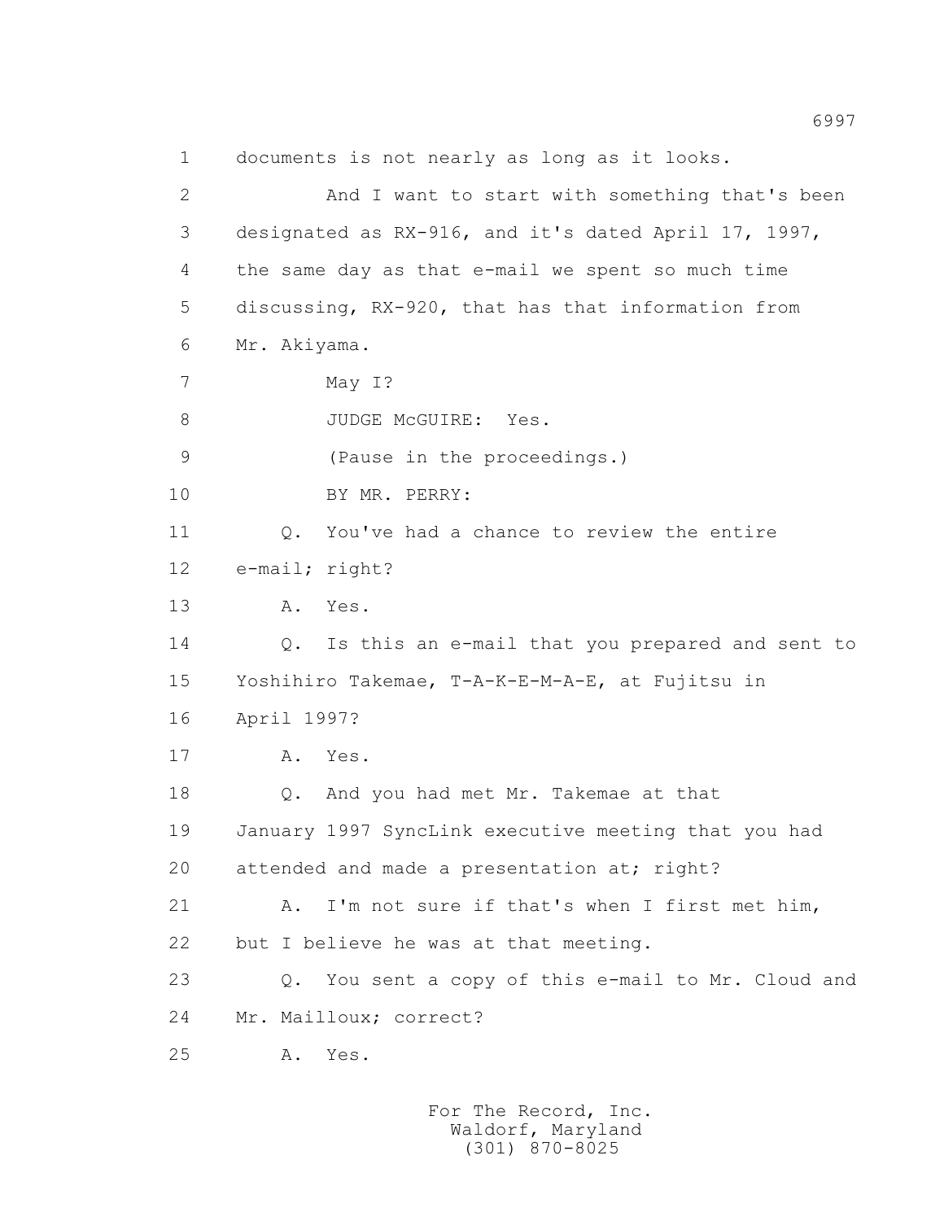1 documents is not nearly as long as it looks.

2 And I want to start with something that's been

3 designated as RX-916, and it's dated April 17, 1997,

4 the same day as that e-mail we spent so much time

5 discussing, RX-920, that has that information from

6 Mr. Akiyama.

7 May I?

8 JUDGE McGUIRE: Yes.

9 (Pause in the proceedings.)

10 BY MR. PERRY:

11 Q. You've had a chance to review the entire

12 e-mail; right?

13 A. Yes.

14 Q. Is this an e-mail that you prepared and sent to

15 Yoshihiro Takemae, T-A-K-E-M-A-E, at Fujitsu in

16 April 1997?

17 A. Yes.

18 Q. And you had met Mr. Takemae at that

19 January 1997 SyncLink executive meeting that you had

20 attended and made a presentation at; right?

21 A. I'm not sure if that's when I first met him,

22 but I believe he was at that meeting.

23 Q. You sent a copy of this e-mail to Mr. Cloud and

24 Mr. Mailloux; correct?

25 A. Yes.

For The Record, Inc.
Waldorf, Maryland
(301) 870-8025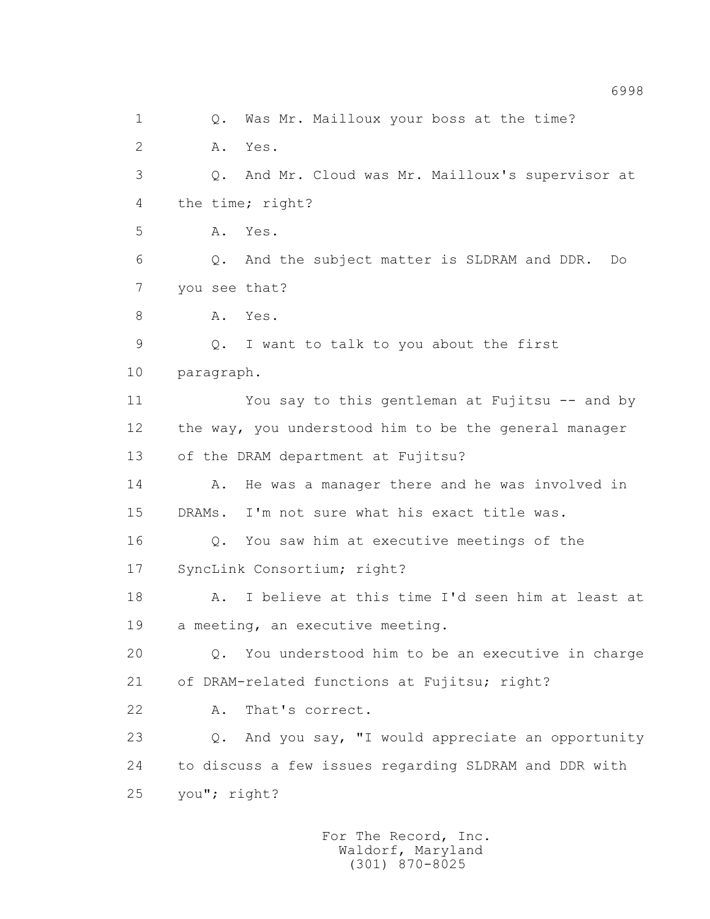1 Q. Was Mr. Mailloux your boss at the time?

2 A. Yes.

3 Q. And Mr. Cloud was Mr. Mailloux's supervisor at

4 the time; right?

5 A. Yes.

6 Q. And the subject matter is SLDRAM and DDR. Do

7 you see that?

8 A. Yes.

9 Q. I want to talk to you about the first

10 paragraph.

11 You say to this gentleman at Fujitsu -- and by

12 the way, you understood him to be the general manager

13 of the DRAM department at Fujitsu?

14 A. He was a manager there and he was involved in

15 DRAMs. I'm not sure what his exact title was.

16 Q. You saw him at executive meetings of the

17 SyncLink Consortium; right?

18 A. I believe at this time I'd seen him at least at

19 a meeting, an executive meeting.

20 Q. You understood him to be an executive in charge

21 of DRAM-related functions at Fujitsu; right?

22 A. That's correct.

23 Q. And you say, "I would appreciate an opportunity

24 to discuss a few issues regarding SLDRAM and DDR with

25 you"; right?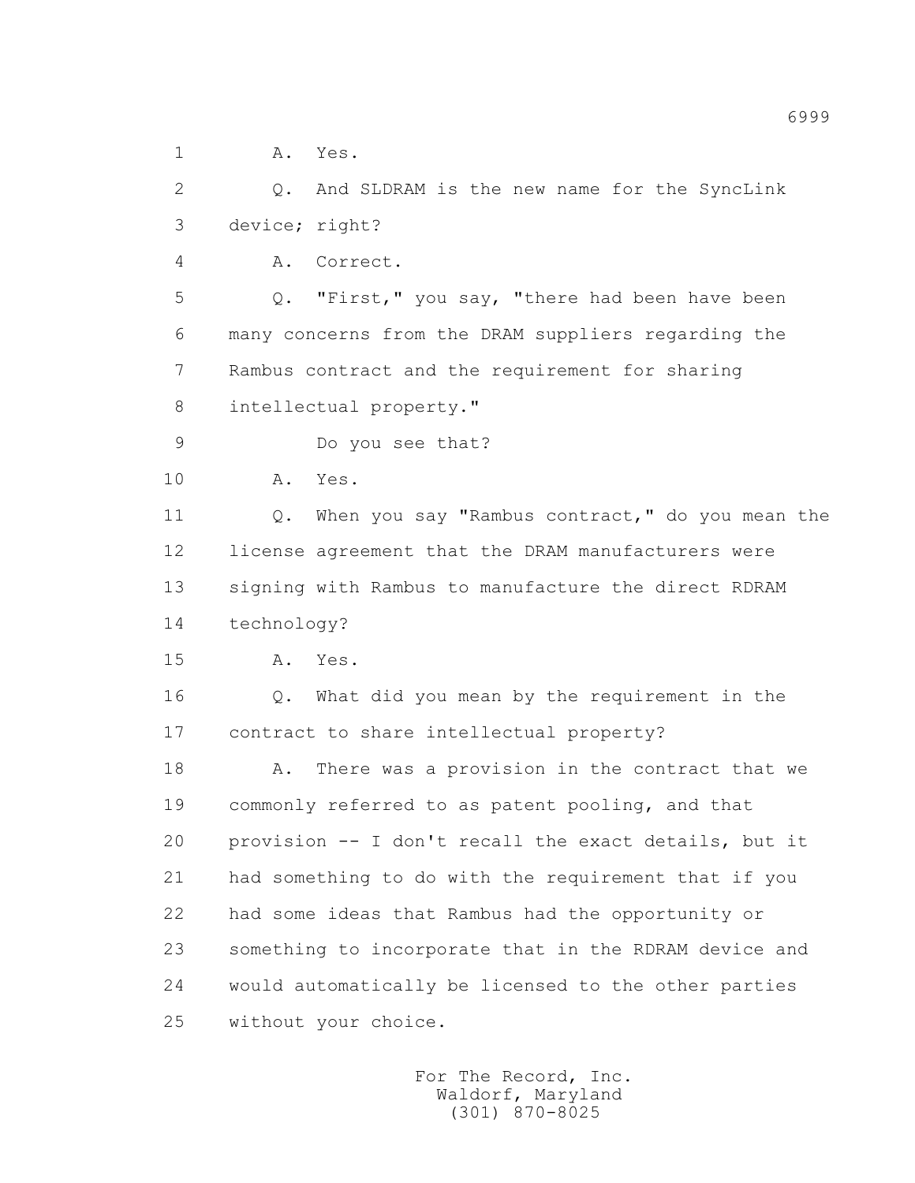A. Yes.

Q. And SLDRAM is the new name for the SyncLink device; right?

A. Correct.

Q. "First," you say, "there had been have been many concerns from the DRAM suppliers regarding the Rambus contract and the requirement for sharing intellectual property."

Do you see that?

A. Yes.

Q. When you say "Rambus contract," do you mean the license agreement that the DRAM manufacturers were signing with Rambus to manufacture the direct RDRAM technology?

A. Yes.

Q. What did you mean by the requirement in the contract to share intellectual property?

A. There was a provision in the contract that we commonly referred to as patent pooling, and that provision -- I don't recall the exact details, but it had something to do with the requirement that if you had some ideas that Rambus had the opportunity or something to incorporate that in the RDRAM device and would automatically be licensed to the other parties without your choice.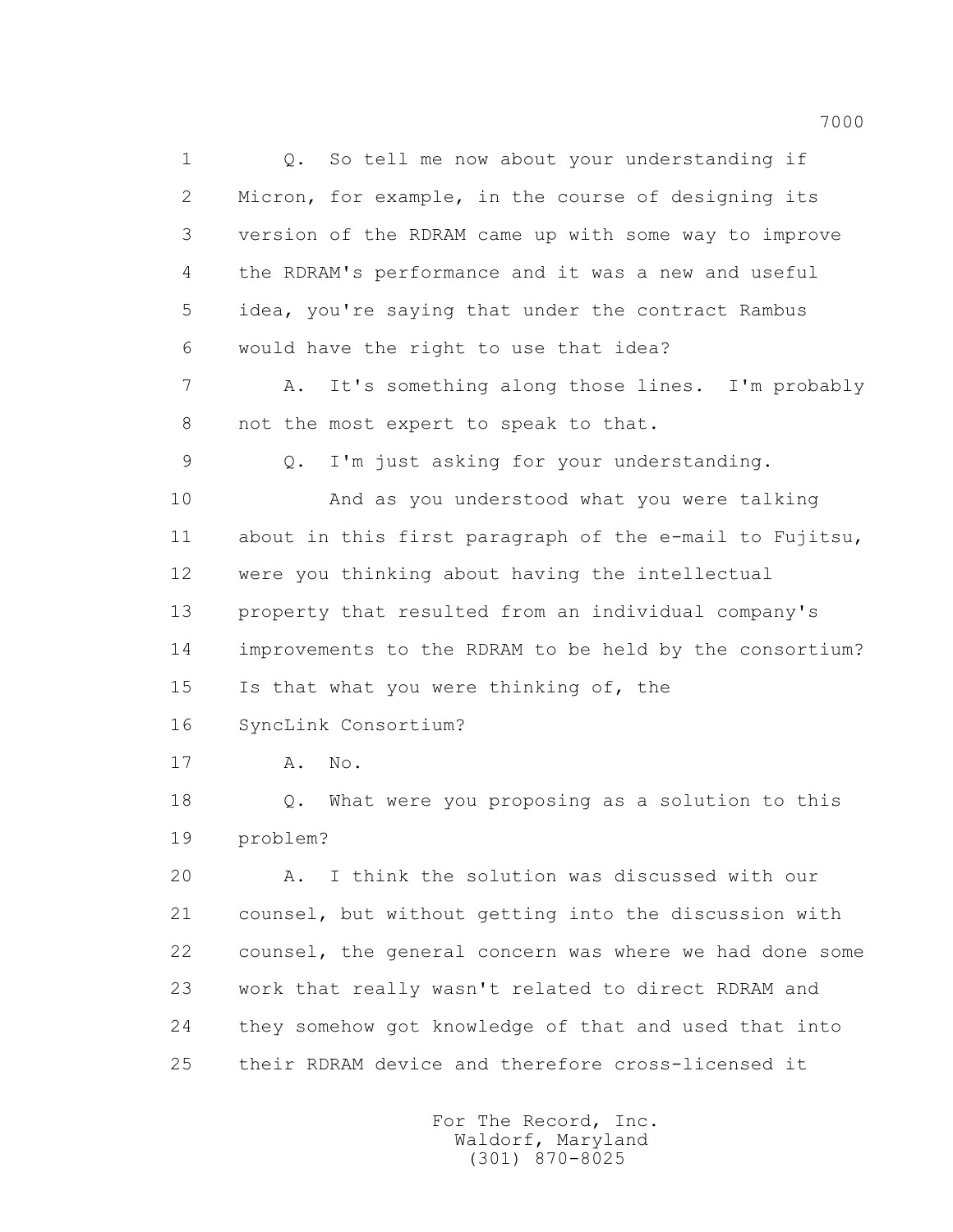1 Q. So tell me now about your understanding if
2 Micron, for example, in the course of designing its
3 version of the RDRAM came up with some way to improve
4 the RDRAM's performance and it was a new and useful
5 idea, you're saying that under the contract Rambus
6 would have the right to use that idea?
7 A. It's something along those lines. I'm probably
8 not the most expert to speak to that.
9 Q. I'm just asking for your understanding.
10 And as you understood what you were talking
11 about in this first paragraph of the e-mail to Fujitsu,
12 were you thinking about having the intellectual
13 property that resulted from an individual company's
14 improvements to the RDRAM to be held by the consortium?
15 Is that what you were thinking of, the
16 SyncLink Consortium?
17 A. No.
18 Q. What were you proposing as a solution to this
19 problem?
20 A. I think the solution was discussed with our
21 counsel, but without getting into the discussion with
22 counsel, the general concern was where we had done some
23 work that really wasn't related to direct RDRAM and
24 they somehow got knowledge of that and used that into
25 their RDRAM device and therefore cross-licensed it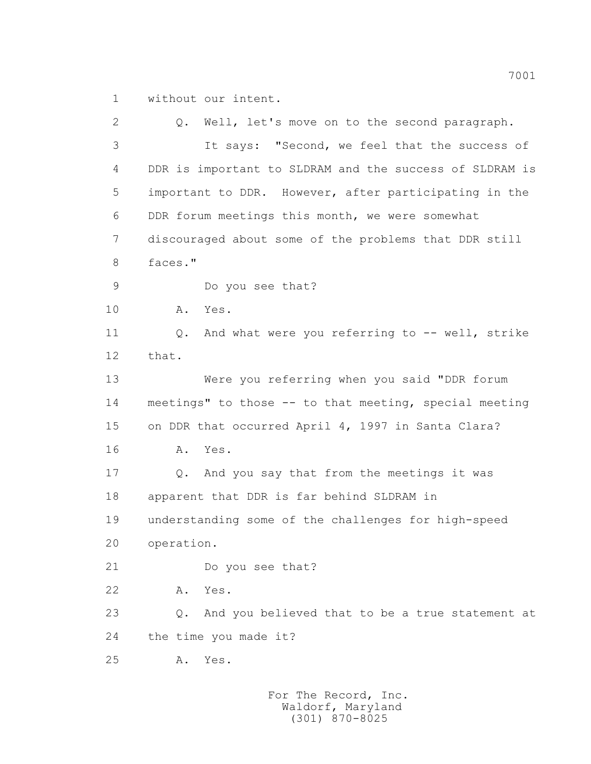1 without our intent.

2 Q. Well, let's move on to the second paragraph.

3 It says: "Second, we feel that the success of

4 DDR is important to SLDRAM and the success of SLDRAM is

5 important to DDR. However, after participating in the

6 DDR forum meetings this month, we were somewhat

7 discouraged about some of the problems that DDR still

8 faces."

9 Do you see that?

10 A. Yes.

11 Q. And what were you referring to -- well, strike

12 that.

13 Were you referring when you said "DDR forum

14 meetings" to those -- to that meeting, special meeting

15 on DDR that occurred April 4, 1997 in Santa Clara?

16 A. Yes.

17 Q. And you say that from the meetings it was

18 apparent that DDR is far behind SLDRAM in

19 understanding some of the challenges for high-speed

20 operation.

21 Do you see that?

22 A. Yes.

23 Q. And you believed that to be a true statement at

24 the time you made it?

25 A. Yes.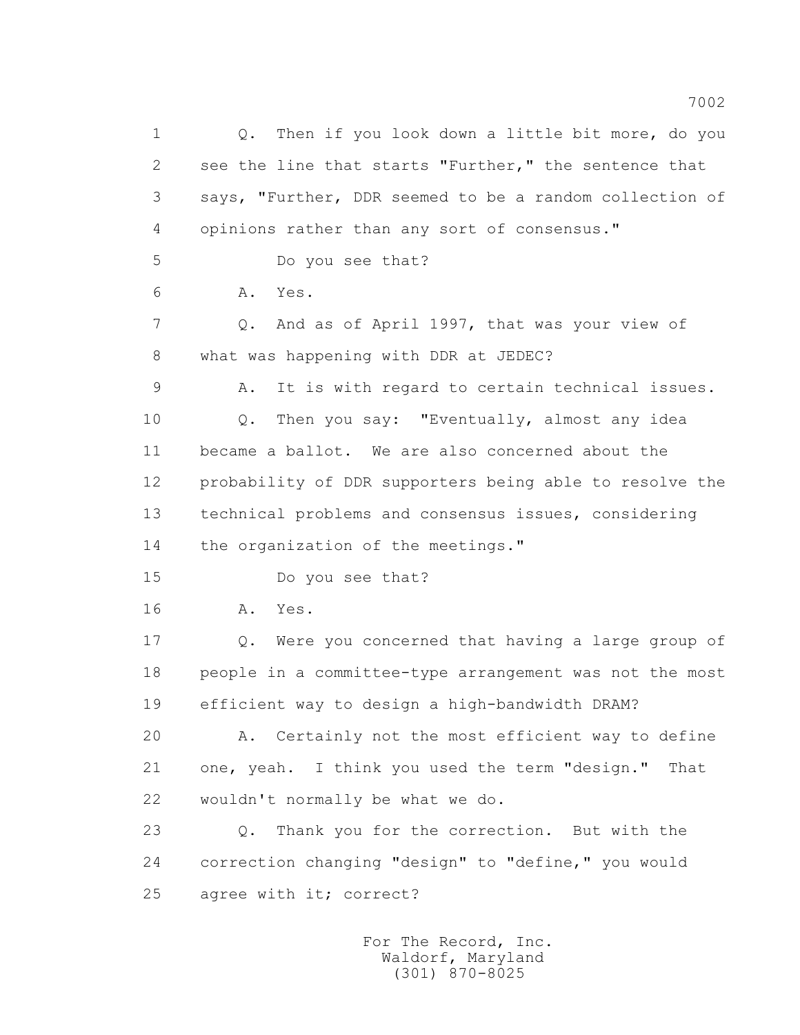1 Q. Then if you look down a little bit more, do you
2 see the line that starts "Further," the sentence that
3 says, "Further, DDR seemed to be a random collection of
4 opinions rather than any sort of consensus."
5 Do you see that?
6 A. Yes.
7 Q. And as of April 1997, that was your view of
8 what was happening with DDR at JEDEC?
9 A. It is with regard to certain technical issues.
10 Q. Then you say: "Eventually, almost any idea
11 became a ballot. We are also concerned about the
12 probability of DDR supporters being able to resolve the
13 technical problems and consensus issues, considering
14 the organization of the meetings."
15 Do you see that?
16 A. Yes.
17 Q. Were you concerned that having a large group of
18 people in a committee-type arrangement was not the most
19 efficient way to design a high-bandwidth DRAM?
20 A. Certainly not the most efficient way to define
21 one, yeah. I think you used the term "design." That
22 wouldn't normally be what we do.
23 Q. Thank you for the correction. But with the
24 correction changing "design" to "define," you would
25 agree with it; correct?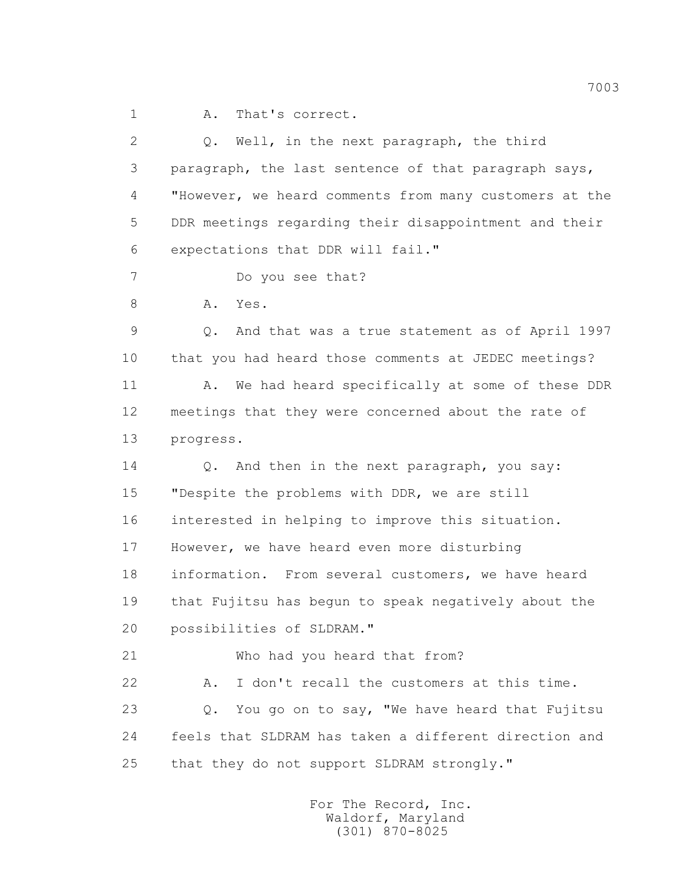1 A. That's correct.

2 Q. Well, in the next paragraph, the third

3 paragraph, the last sentence of that paragraph says,

4 "However, we heard comments from many customers at the

5 DDR meetings regarding their disappointment and their

6 expectations that DDR will fail."

7 Do you see that?

8 A. Yes.

9 Q. And that was a true statement as of April 1997

10 that you had heard those comments at JEDEC meetings?

11 A. We had heard specifically at some of these DDR

12 meetings that they were concerned about the rate of

13 progress.

14 Q. And then in the next paragraph, you say:

15 "Despite the problems with DDR, we are still

16 interested in helping to improve this situation.

17 However, we have heard even more disturbing

18 information. From several customers, we have heard

19 that Fujitsu has begun to speak negatively about the

20 possibilities of SLDRAM."

21 Who had you heard that from?

22 A. I don't recall the customers at this time.

23 Q. You go on to say, "We have heard that Fujitsu

24 feels that SLDRAM has taken a different direction and

25 that they do not support SLDRAM strongly."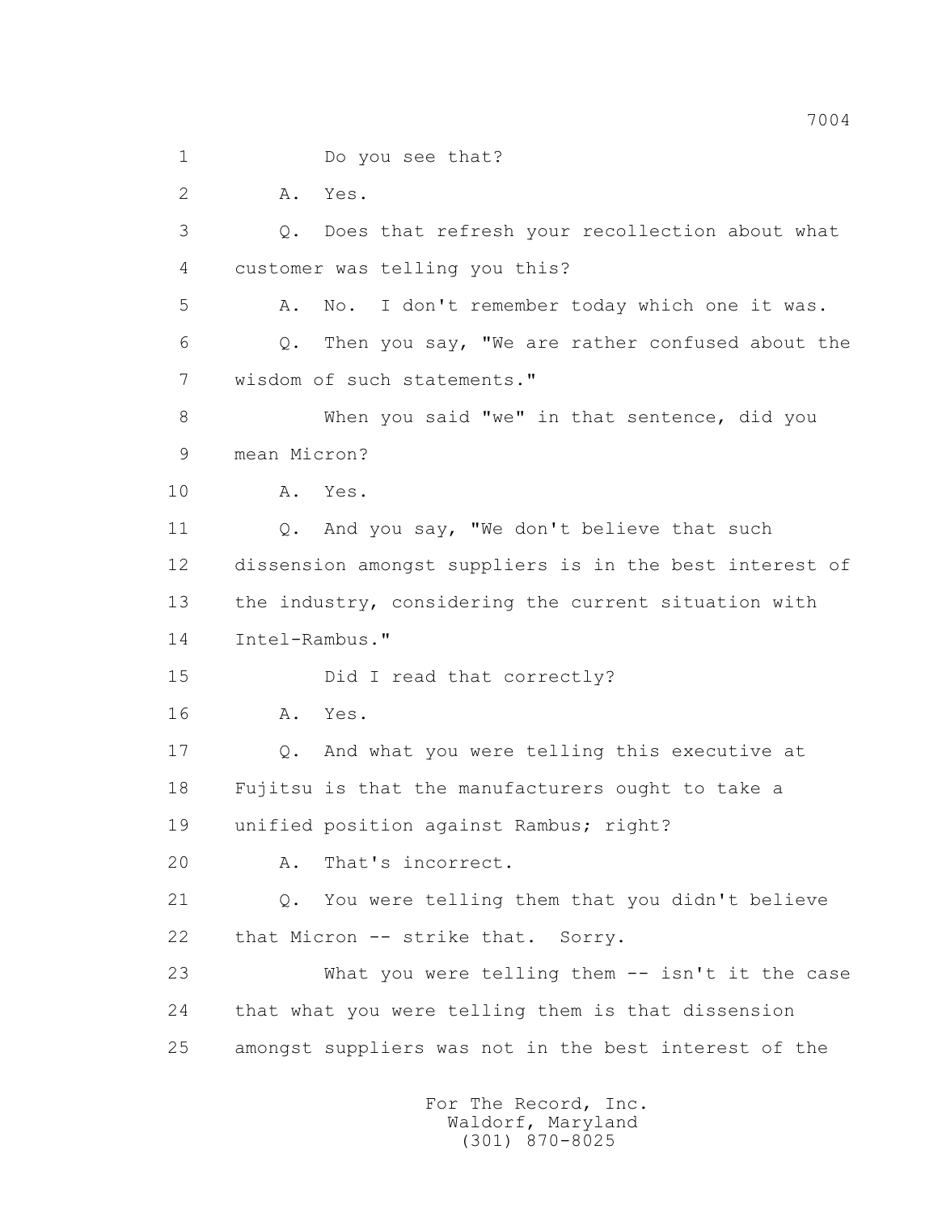1 Do you see that?

2 A. Yes.

3 Q. Does that refresh your recollection about what

4 customer was telling you this?

5 A. No. I don't remember today which one it was.

6 Q. Then you say, "We are rather confused about the

7 wisdom of such statements."

8 When you said "we" in that sentence, did you

9 mean Micron?

10 A. Yes.

11 Q. And you say, "We don't believe that such

12 dissension amongst suppliers is in the best interest of

13 the industry, considering the current situation with

14 Intel-Rambus."

15 Did I read that correctly?

16 A. Yes.

17 Q. And what you were telling this executive at

18 Fujitsu is that the manufacturers ought to take a

19 unified position against Rambus; right?

20 A. That's incorrect.

21 Q. You were telling them that you didn't believe

22 that Micron -- strike that. Sorry.

23 What you were telling them -- isn't it the case

24 that what you were telling them is that dissension

25 amongst suppliers was not in the best interest of the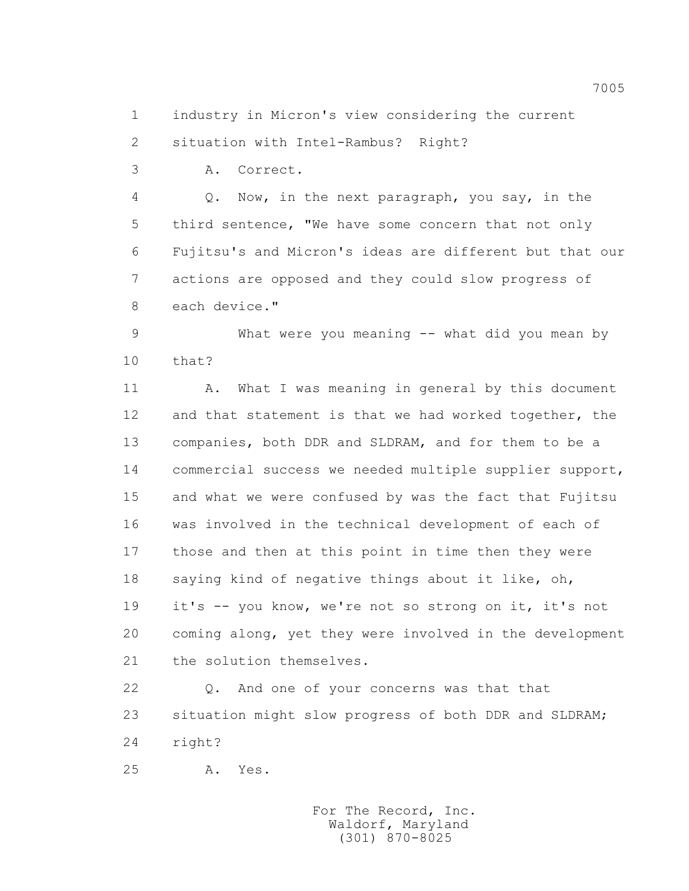industry in Micron's view considering the current situation with Intel-Rambus? Right?

A. Correct.

Q. Now, in the next paragraph, you say, in the third sentence, "We have some concern that not only Fujitsu's and Micron's ideas are different but that our actions are opposed and they could slow progress of each device."

What were you meaning -- what did you mean by that?

A. What I was meaning in general by this document and that statement is that we had worked together, the companies, both DDR and SLDRAM, and for them to be a commercial success we needed multiple supplier support, and what we were confused by was the fact that Fujitsu was involved in the technical development of each of those and then at this point in time then they were saying kind of negative things about it like, oh, it's -- you know, we're not so strong on it, it's not coming along, yet they were involved in the development the solution themselves.

Q. And one of your concerns was that that situation might slow progress of both DDR and SLDRAM; right?

A. Yes.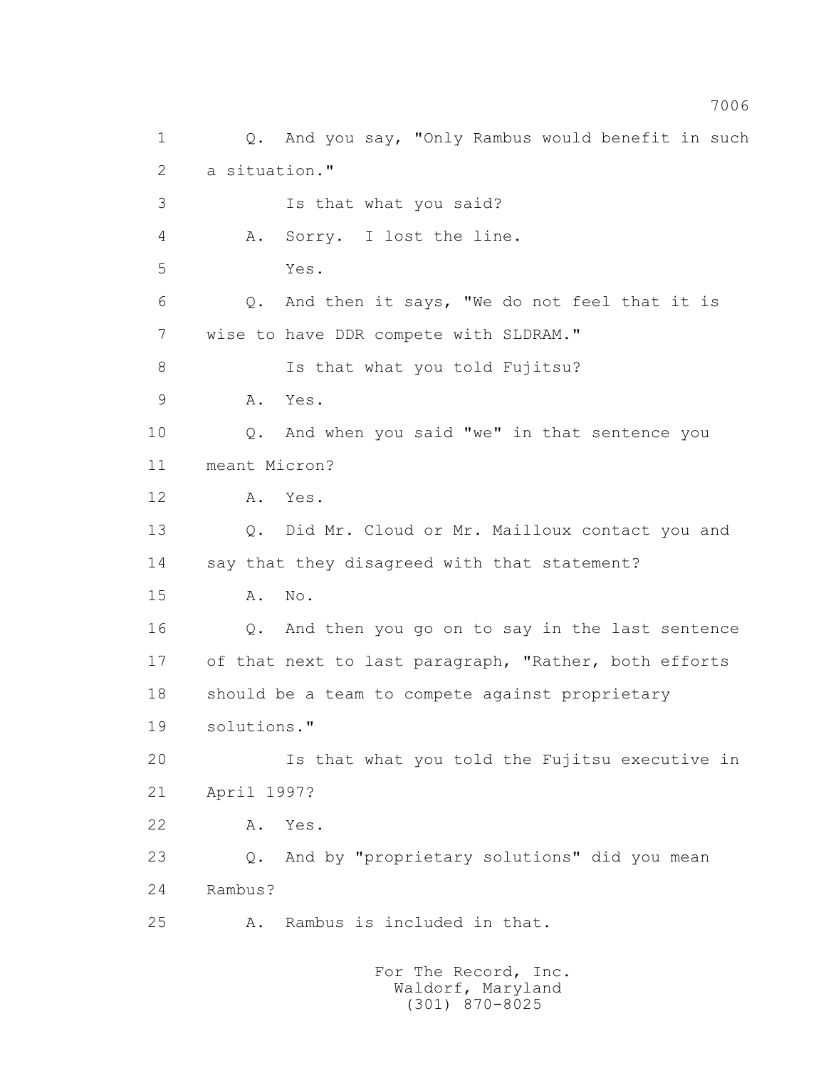1 Q. And you say, "Only Rambus would benefit in such
2 a situation."
3 Is that what you said?
4 A. Sorry. I lost the line.
5 Yes.
6 Q. And then it says, "We do not feel that it is
7 wise to have DDR compete with SLDRAM."
8 Is that what you told Fujitsu?
9 A. Yes.
10 Q. And when you said "we" in that sentence you
11 meant Micron?
12 A. Yes.
13 Q. Did Mr. Cloud or Mr. Mailloux contact you and
14 say that they disagreed with that statement?
15 A. No.
16 Q. And then you go on to say in the last sentence
17 of that next to last paragraph, "Rather, both efforts
18 should be a team to compete against proprietary
19 solutions."
20 Is that what you told the Fujitsu executive in
21 April 1997?
22 A. Yes.
23 Q. And by "proprietary solutions" did you mean
24 Rambus?
25 A. Rambus is included in that.

For The Record, Inc.
Waldorf, Maryland
(301) 870-8025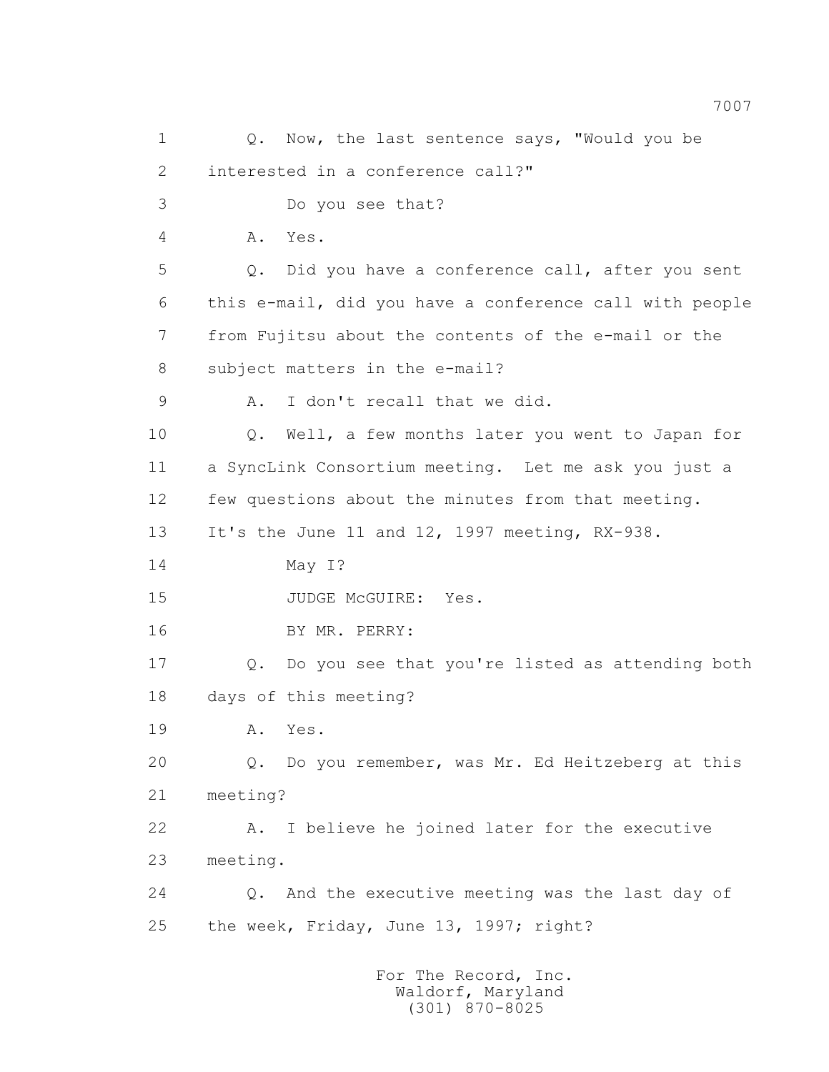1 Q. Now, the last sentence says, "Would you be
2 interested in a conference call?"
3 Do you see that?
4 A. Yes.
5 Q. Did you have a conference call, after you sent
6 this e-mail, did you have a conference call with people
7 from Fujitsu about the contents of the e-mail or the
8 subject matters in the e-mail?
9 A. I don't recall that we did.
10 Q. Well, a few months later you went to Japan for
11 a SyncLink Consortium meeting. Let me ask you just a
12 few questions about the minutes from that meeting.
13 It's the June 11 and 12, 1997 meeting, RX-938.
14 May I?
15 JUDGE McGUIRE: Yes.
16 BY MR. PERRY:
17 Q. Do you see that you're listed as attending both
18 days of this meeting?
19 A. Yes.
20 Q. Do you remember, was Mr. Ed Heitzeberg at this
21 meeting?
22 A. I believe he joined later for the executive
23 meeting.
24 Q. And the executive meeting was the last day of
25 the week, Friday, June 13, 1997; right?

For The Record, Inc.
Waldorf, Maryland
(301) 870-8025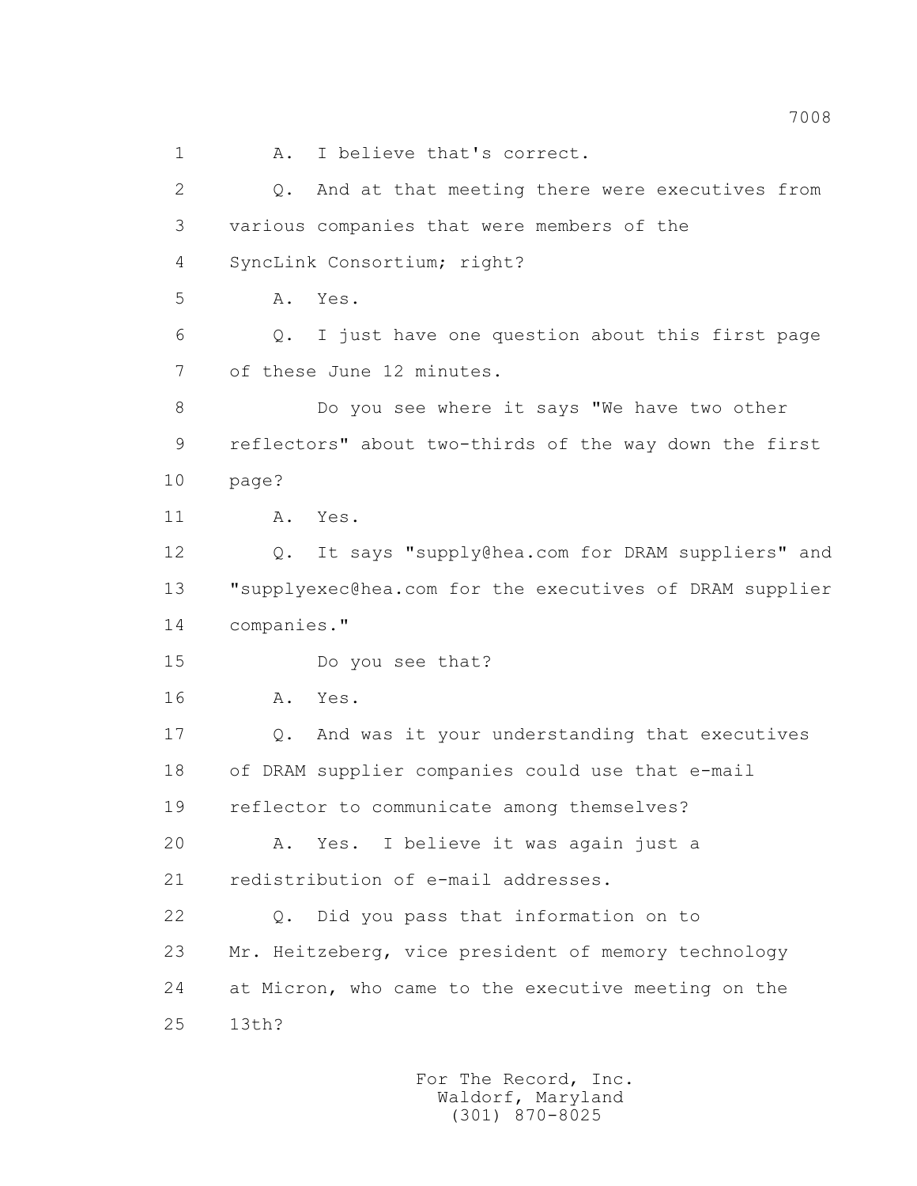1 A. I believe that's correct.

2 Q. And at that meeting there were executives from

3 various companies that were members of the

4 SyncLink Consortium; right?

5 A. Yes.

6 Q. I just have one question about this first page

7 of these June 12 minutes.

8 Do you see where it says "We have two other

9 reflectors" about two-thirds of the way down the first

10 page?

11 A. Yes.

12 Q. It says "supply@hea.com for DRAM suppliers" and

13 "supplyexec@hea.com for the executives of DRAM supplier

14 companies."

15 Do you see that?

16 A. Yes.

17 Q. And was it your understanding that executives

18 of DRAM supplier companies could use that e-mail

19 reflector to communicate among themselves?

20 A. Yes. I believe it was again just a

21 redistribution of e-mail addresses.

22 Q. Did you pass that information on to

23 Mr. Heitzeberg, vice president of memory technology

24 at Micron, who came to the executive meeting on the

25 13th?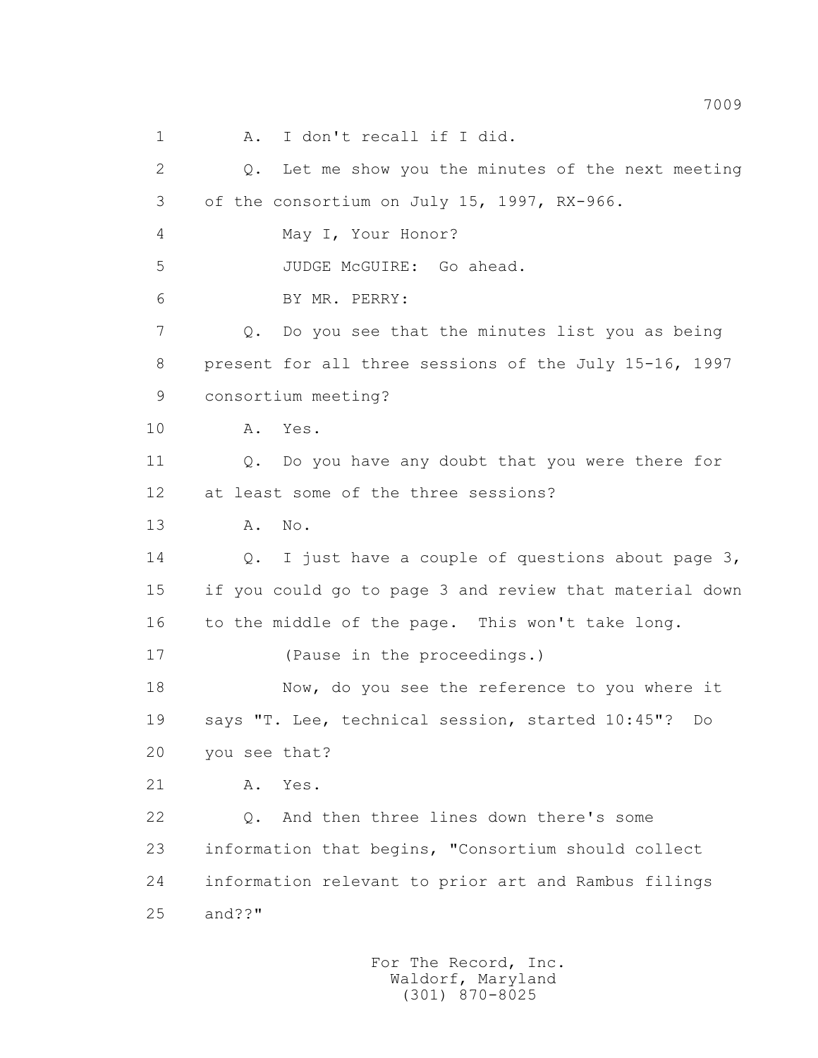1 A. I don't recall if I did.

2 Q. Let me show you the minutes of the next meeting

3 of the consortium on July 15, 1997, RX-966.

4 May I, Your Honor?

5 JUDGE McGUIRE: Go ahead.

6 BY MR. PERRY:

7 Q. Do you see that the minutes list you as being

8 present for all three sessions of the July 15-16, 1997

9 consortium meeting?

10 A. Yes.

11 Q. Do you have any doubt that you were there for

12 at least some of the three sessions?

13 A. No.

14 Q. I just have a couple of questions about page 3,

15 if you could go to page 3 and review that material down

16 to the middle of the page. This won't take long.

17 (Pause in the proceedings.)

18 Now, do you see the reference to you where it

19 says "T. Lee, technical session, started 10:45"? Do

20 you see that?

21 A. Yes.

22 Q. And then three lines down there's some

23 information that begins, "Consortium should collect

24 information relevant to prior art and Rambus filings

25 and??"

For The Record, Inc.
Waldorf, Maryland
(301) 870-8025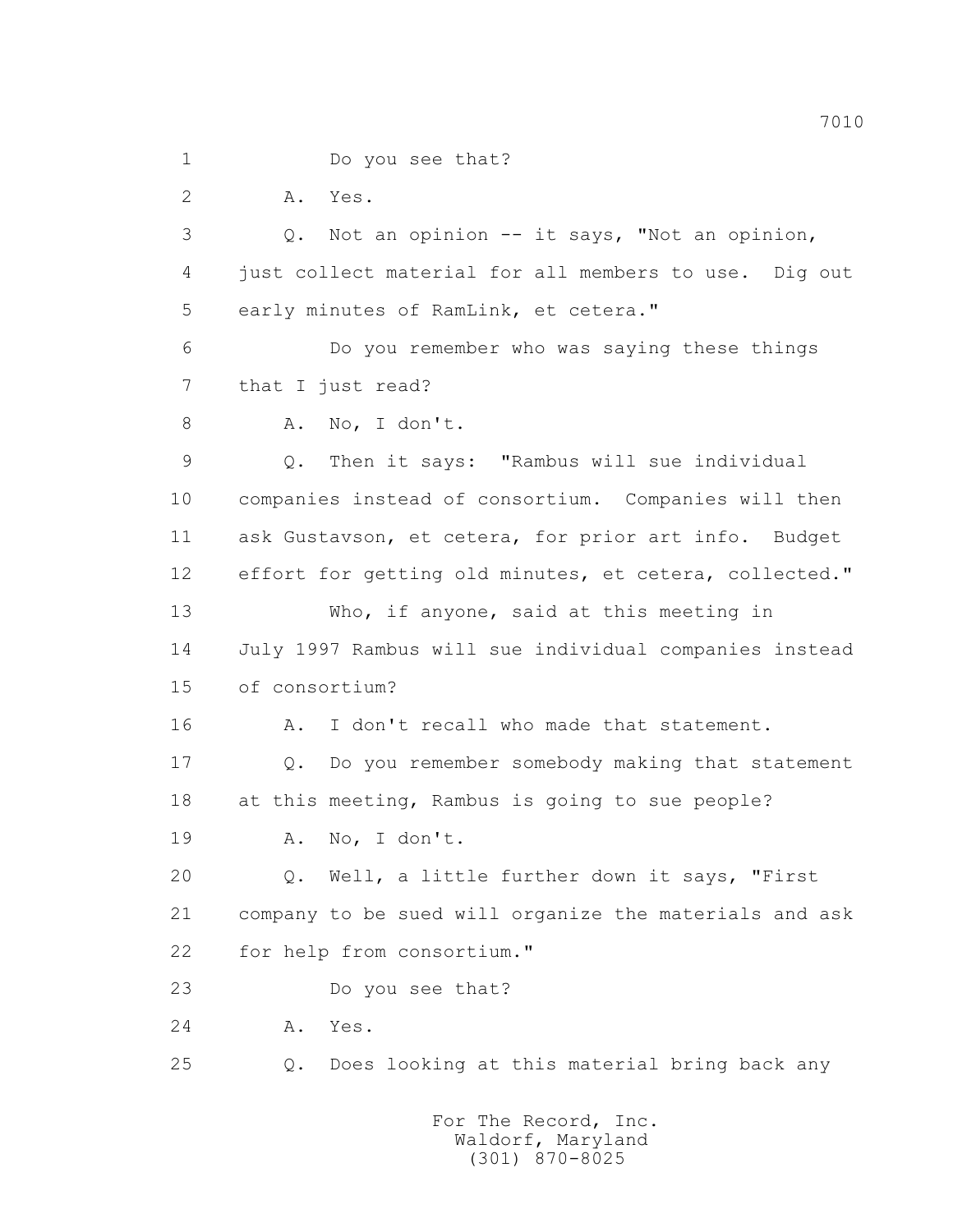1 Do you see that?

2 A. Yes.

3 Q. Not an opinion -- it says, "Not an opinion,

4 just collect material for all members to use. Dig out

5 early minutes of RamLink, et cetera."

6 Do you remember who was saying these things

7 that I just read?

8 A. No, I don't.

9 Q. Then it says: "Rambus will sue individual

10 companies instead of consortium. Companies will then

11 ask Gustavson, et cetera, for prior art info. Budget

12 effort for getting old minutes, et cetera, collected."

13 Who, if anyone, said at this meeting in

14 July 1997 Rambus will sue individual companies instead

15 of consortium?

16 A. I don't recall who made that statement.

17 Q. Do you remember somebody making that statement

18 at this meeting, Rambus is going to sue people?

19 A. No, I don't.

20 Q. Well, a little further down it says, "First

21 company to be sued will organize the materials and ask

22 for help from consortium."

23 Do you see that?

24 A. Yes.

25 Q. Does looking at this material bring back any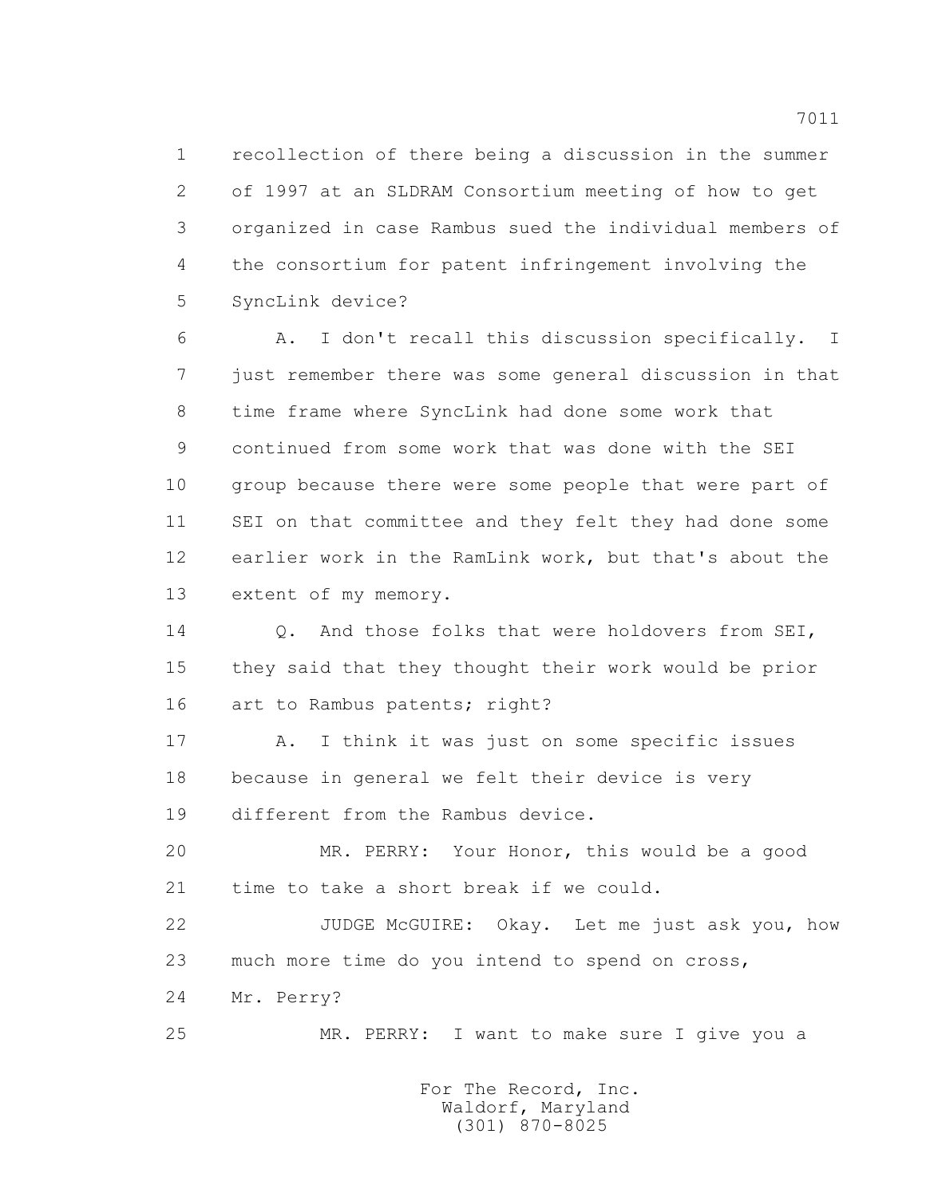1 recollection of there being a discussion in the summer
2 of 1997 at an SLDRAM Consortium meeting of how to get
3 organized in case Rambus sued the individual members of
4 the consortium for patent infringement involving the
5 SyncLink device?

6 A. I don't recall this discussion specifically. I
7 just remember there was some general discussion in that
8 time frame where SyncLink had done some work that
9 continued from some work that was done with the SEI
10 group because there were some people that were part of
11 SEI on that committee and they felt they had done some
12 earlier work in the RamLink work, but that's about the
13 extent of my memory.

14 Q. And those folks that were holdovers from SEI,
15 they said that they thought their work would be prior
16 art to Rambus patents; right?

17 A. I think it was just on some specific issues
18 because in general we felt their device is very
19 different from the Rambus device.

20 MR. PERRY: Your Honor, this would be a good
21 time to take a short break if we could.

22 JUDGE McGUIRE: Okay. Let me just ask you, how
23 much more time do you intend to spend on cross,
24 Mr. Perry?

25 MR. PERRY: I want to make sure I give you a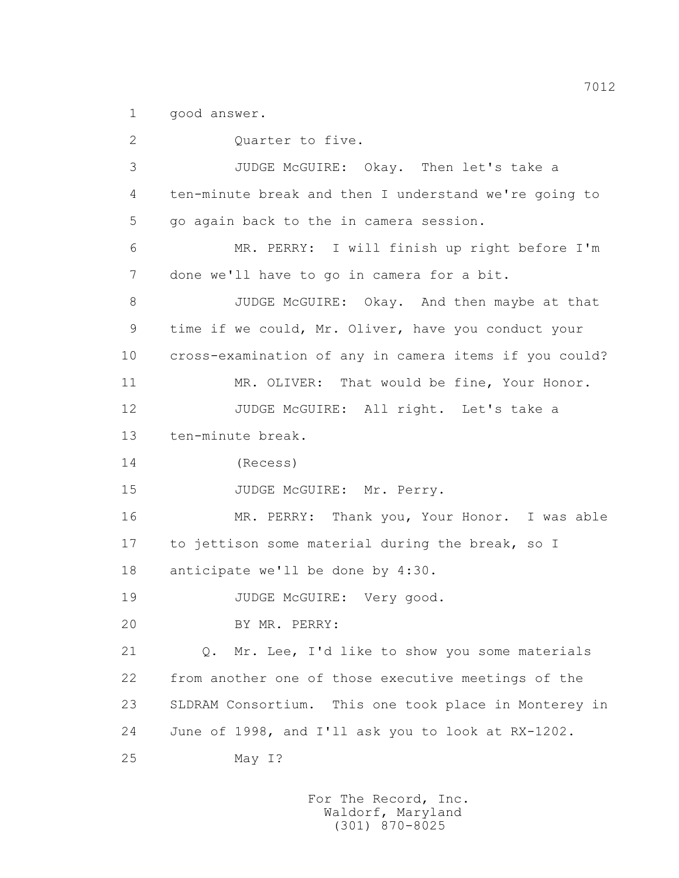1 good answer.

2 Quarter to five.

3 JUDGE McGUIRE: Okay. Then let's take a

4 ten-minute break and then I understand we're going to

5 go again back to the in camera session.

6 MR. PERRY: I will finish up right before I'm

7 done we'll have to go in camera for a bit.

8 JUDGE McGUIRE: Okay. And then maybe at that

9 time if we could, Mr. Oliver, have you conduct your

10 cross-examination of any in camera items if you could?

11 MR. OLIVER: That would be fine, Your Honor.

12 JUDGE McGUIRE: All right. Let's take a

13 ten-minute break.

14 (Recess)

15 JUDGE McGUIRE: Mr. Perry.

16 MR. PERRY: Thank you, Your Honor. I was able

17 to jettison some material during the break, so I

18 anticipate we'll be done by 4:30.

19 JUDGE McGUIRE: Very good.

20 BY MR. PERRY:

21 Q. Mr. Lee, I'd like to show you some materials

22 from another one of those executive meetings of the

23 SLDRAM Consortium. This one took place in Monterey in

24 June of 1998, and I'll ask you to look at RX-1202.

25 May I?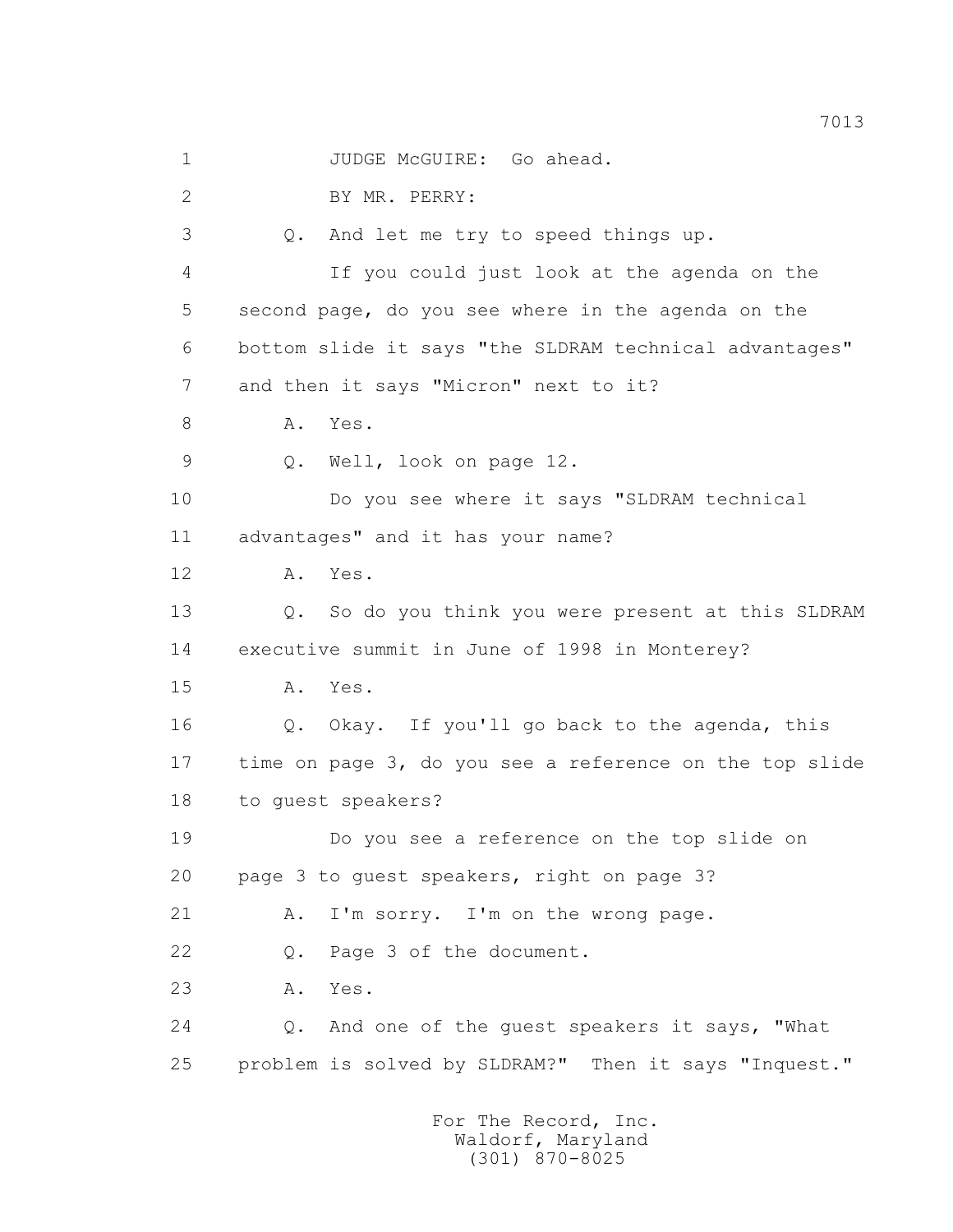1 JUDGE McGUIRE: Go ahead.

2 BY MR. PERRY:

3 Q. And let me try to speed things up.

4 If you could just look at the agenda on the

5 second page, do you see where in the agenda on the

6 bottom slide it says "the SLDRAM technical advantages"

7 and then it says "Micron" next to it?

8 A. Yes.

9 Q. Well, look on page 12.

10 Do you see where it says "SLDRAM technical

11 advantages" and it has your name?

12 A. Yes.

13 Q. So do you think you were present at this SLDRAM

14 executive summit in June of 1998 in Monterey?

15 A. Yes.

16 Q. Okay. If you'll go back to the agenda, this

17 time on page 3, do you see a reference on the top slide

18 to guest speakers?

19 Do you see a reference on the top slide on

20 page 3 to guest speakers, right on page 3?

21 A. I'm sorry. I'm on the wrong page.

22 Q. Page 3 of the document.

23 A. Yes.

24 Q. And one of the guest speakers it says, "What

25 problem is solved by SLDRAM?" Then it says "Inquest."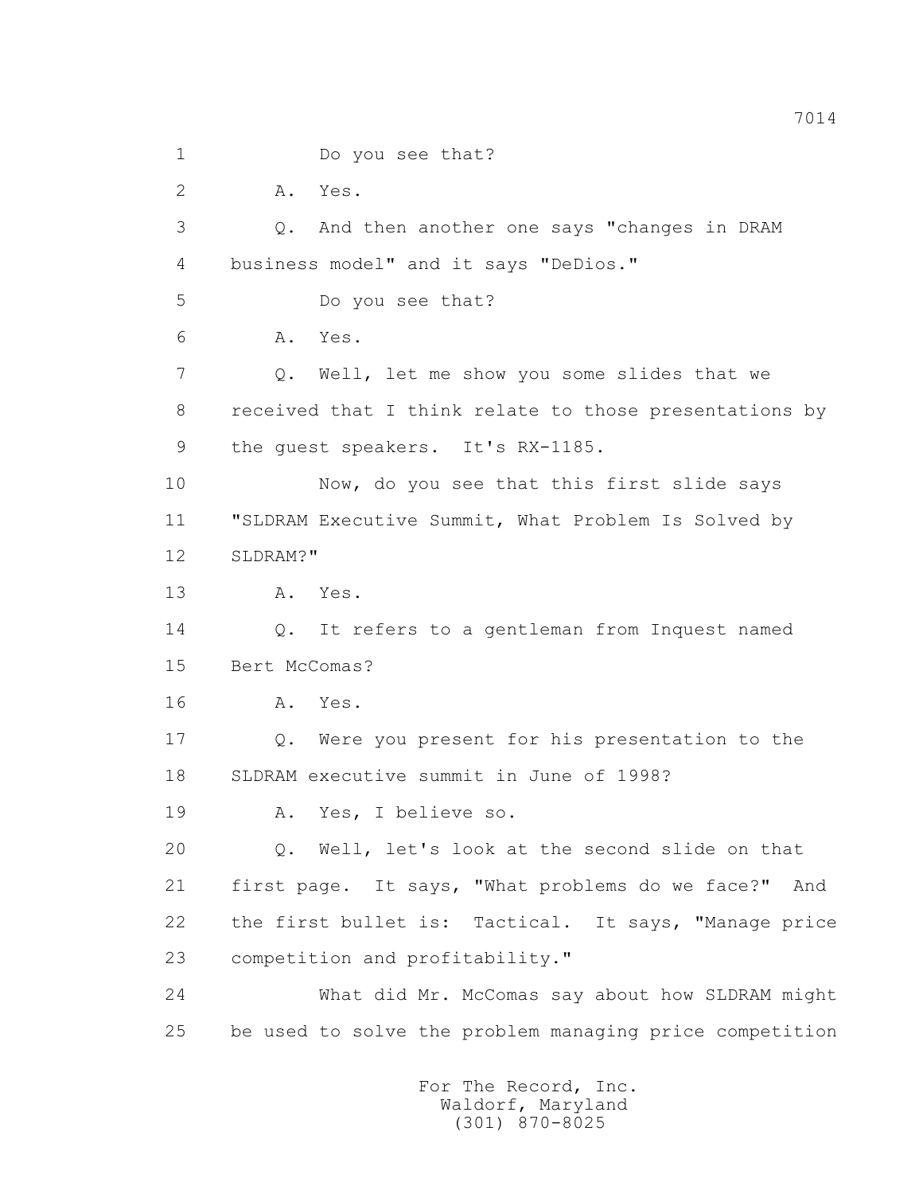1 Do you see that?

2 A. Yes.

3 Q. And then another one says "changes in DRAM

4 business model" and it says "DeDios."

5 Do you see that?

6 A. Yes.

7 Q. Well, let me show you some slides that we

8 received that I think relate to those presentations by

9 the guest speakers. It's RX-1185.

10 Now, do you see that this first slide says

11 "SLDRAM Executive Summit, What Problem Is Solved by

12 SLDRAM?"

13 A. Yes.

14 Q. It refers to a gentleman from Inquest named

15 Bert McComas?

16 A. Yes.

17 Q. Were you present for his presentation to the

18 SLDRAM executive summit in June of 1998?

19 A. Yes, I believe so.

20 Q. Well, let's look at the second slide on that

21 first page. It says, "What problems do we face?" And

22 the first bullet is: Tactical. It says, "Manage price

23 competition and profitability."

24 What did Mr. McComas say about how SLDRAM might

25 be used to solve the problem managing price competition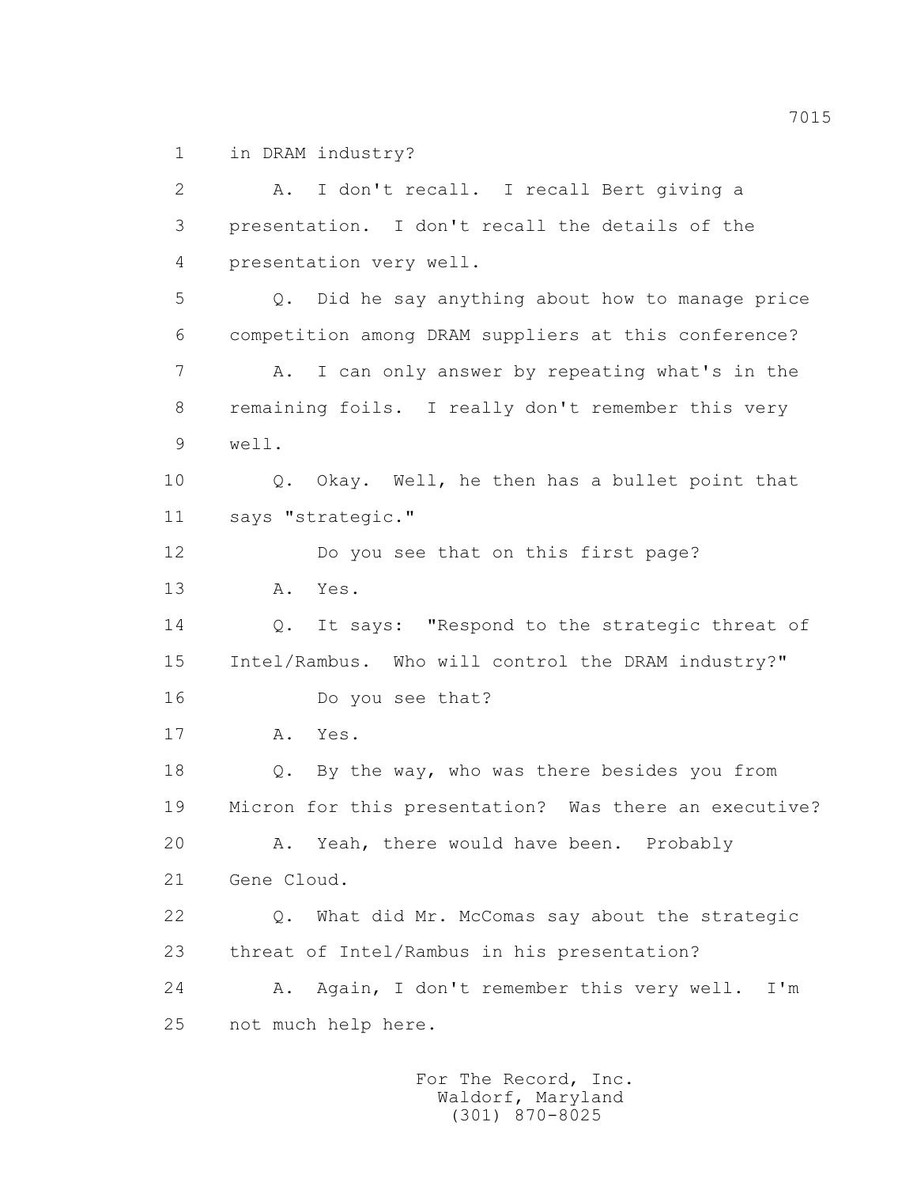1 in DRAM industry?

2 A. I don't recall. I recall Bert giving a

3 presentation. I don't recall the details of the

4 presentation very well.

5 Q. Did he say anything about how to manage price

6 competition among DRAM suppliers at this conference?

7 A. I can only answer by repeating what's in the

8 remaining foils. I really don't remember this very

9 well.

10 Q. Okay. Well, he then has a bullet point that

11 says "strategic."

12 Do you see that on this first page?

13 A. Yes.

14 Q. It says: "Respond to the strategic threat of

15 Intel/Rambus. Who will control the DRAM industry?"

16 Do you see that?

17 A. Yes.

18 Q. By the way, who was there besides you from

19 Micron for this presentation? Was there an executive?

20 A. Yeah, there would have been. Probably

21 Gene Cloud.

22 Q. What did Mr. McComas say about the strategic

23 threat of Intel/Rambus in his presentation?

24 A. Again, I don't remember this very well. I'm

25 not much help here.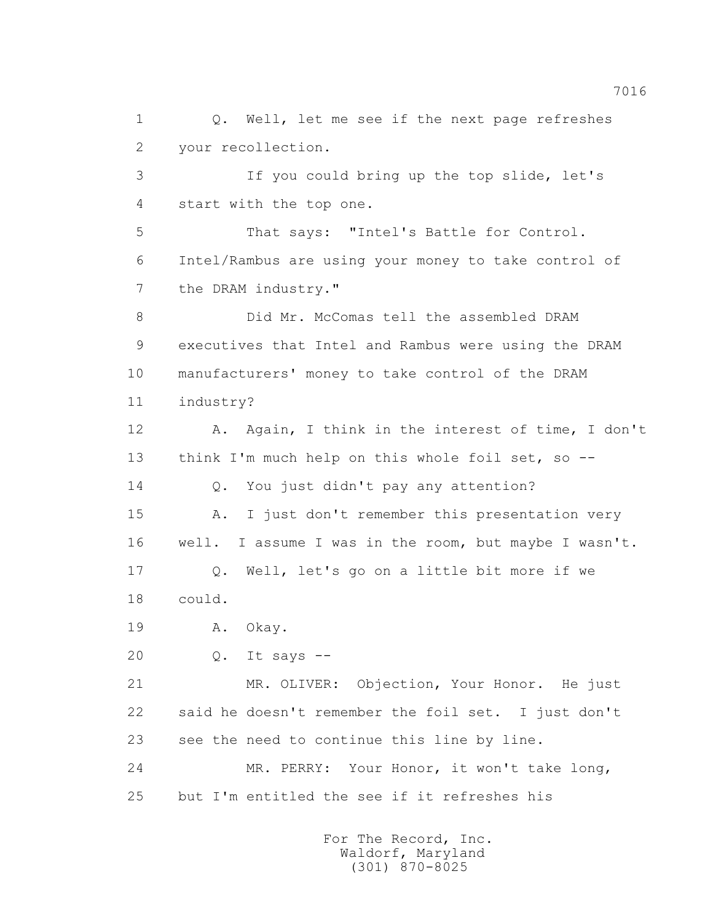1 Q. Well, let me see if the next page refreshes
2 your recollection.
3 If you could bring up the top slide, let's
4 start with the top one.
5 That says: "Intel's Battle for Control.
6 Intel/Rambus are using your money to take control of
7 the DRAM industry."
8 Did Mr. McComas tell the assembled DRAM
9 executives that Intel and Rambus were using the DRAM
10 manufacturers' money to take control of the DRAM
11 industry?
12 A. Again, I think in the interest of time, I don't
13 think I'm much help on this whole foil set, so --
14 Q. You just didn't pay any attention?
15 A. I just don't remember this presentation very
16 well. I assume I was in the room, but maybe I wasn't.
17 Q. Well, let's go on a little bit more if we
18 could.
19 A. Okay.
20 Q. It says --
21 MR. OLIVER: Objection, Your Honor. He just
22 said he doesn't remember the foil set. I just don't
23 see the need to continue this line by line.
24 MR. PERRY: Your Honor, it won't take long,
25 but I'm entitled the see if it refreshes his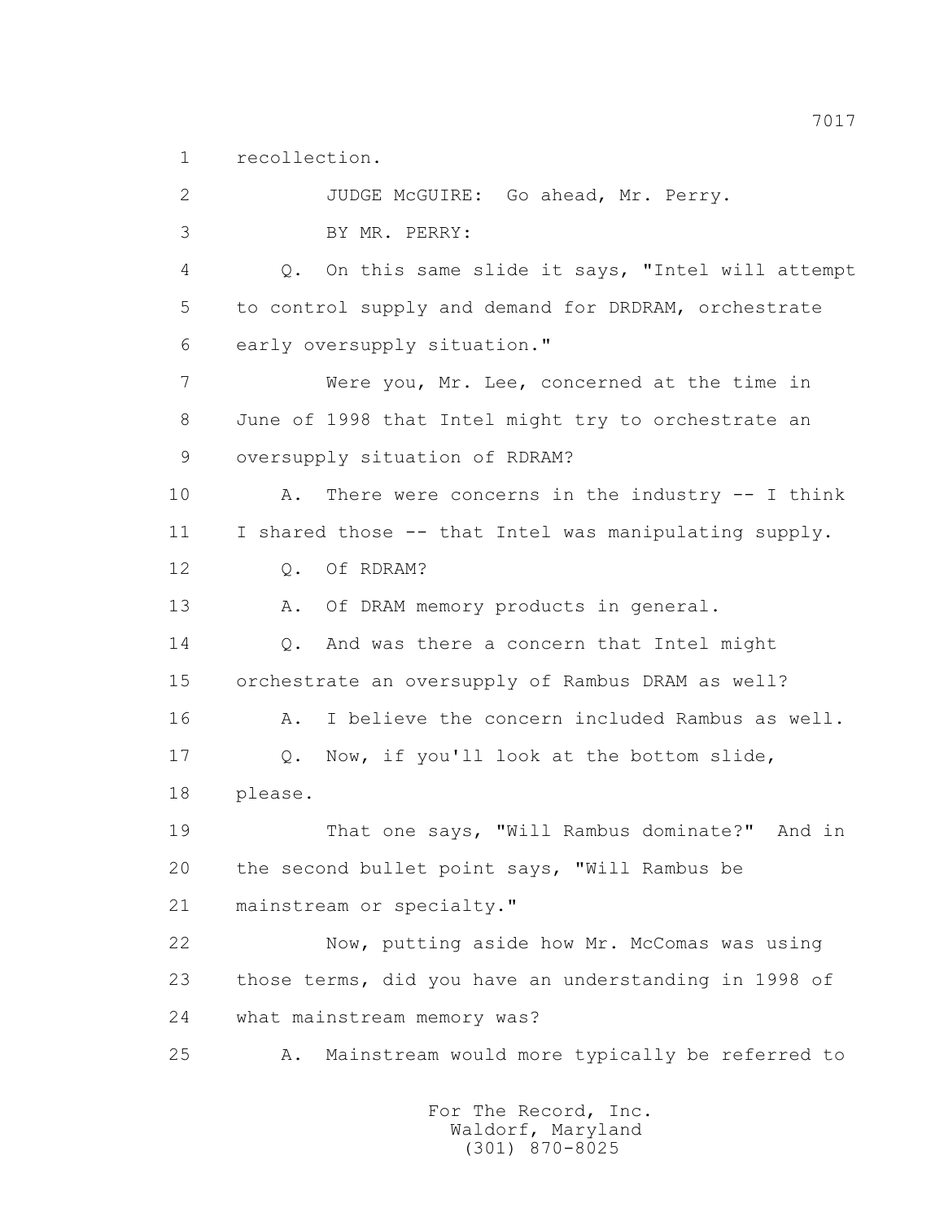1 recollection.

2 JUDGE McGUIRE: Go ahead, Mr. Perry.

3 BY MR. PERRY:

4 Q. On this same slide it says, "Intel will attempt

5 to control supply and demand for DRDRAM, orchestrate

6 early oversupply situation."

7 Were you, Mr. Lee, concerned at the time in

8 June of 1998 that Intel might try to orchestrate an

9 oversupply situation of RDRAM?

10 A. There were concerns in the industry -- I think

11 I shared those -- that Intel was manipulating supply.

12 Q. Of RDRAM?

13 A. Of DRAM memory products in general.

14 Q. And was there a concern that Intel might

15 orchestrate an oversupply of Rambus DRAM as well?

16 A. I believe the concern included Rambus as well.

17 Q. Now, if you'll look at the bottom slide,

18 please.

19 That one says, "Will Rambus dominate?" And in

20 the second bullet point says, "Will Rambus be

21 mainstream or specialty."

22 Now, putting aside how Mr. McComas was using

23 those terms, did you have an understanding in 1998 of

24 what mainstream memory was?

25 A. Mainstream would more typically be referred to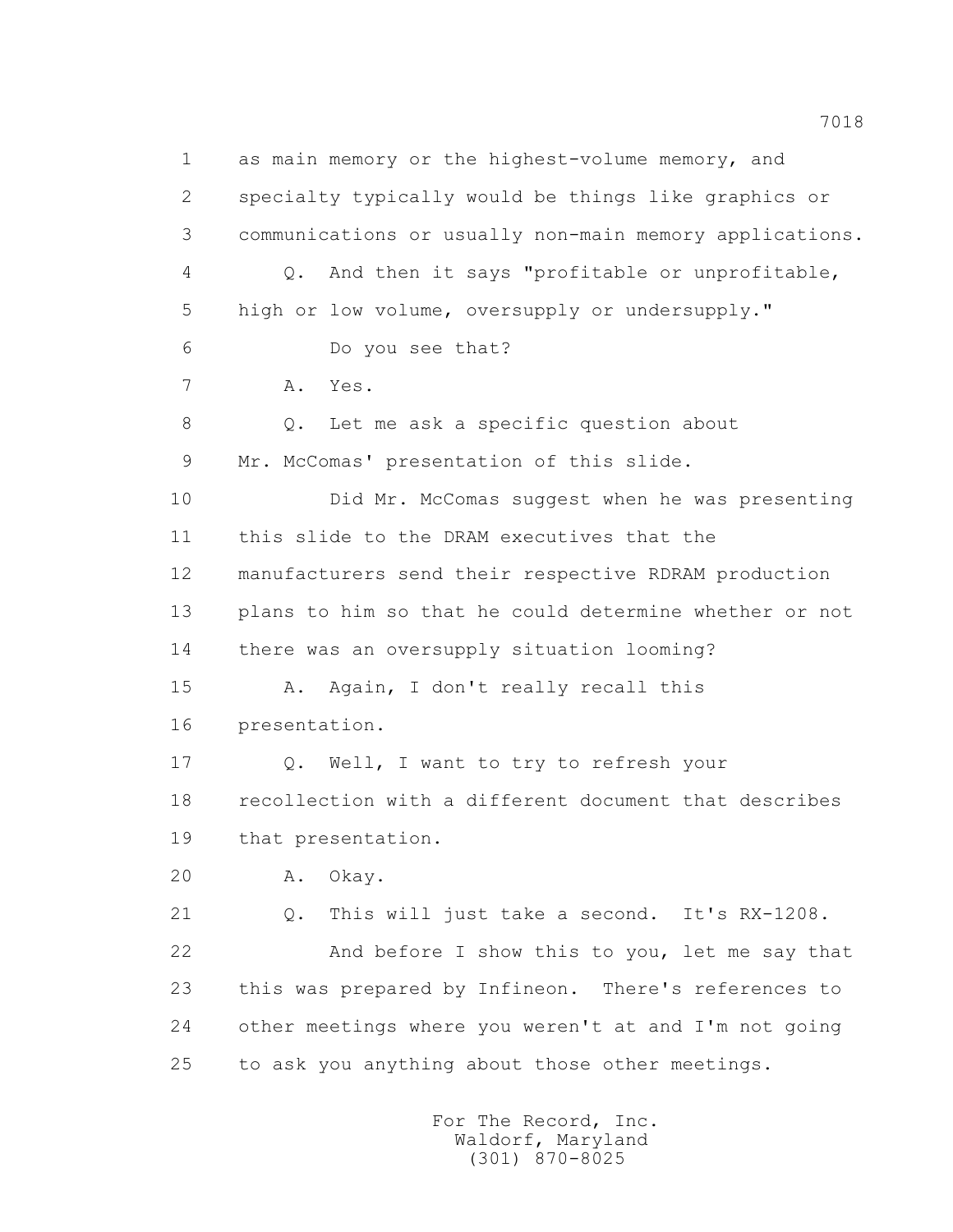1 as main memory or the highest-volume memory, and
2 specialty typically would be things like graphics or
3 communications or usually non-main memory applications.
4 Q. And then it says "profitable or unprofitable,
5 high or low volume, oversupply or undersupply."
6 Do you see that?
7 A. Yes.
8 Q. Let me ask a specific question about
9 Mr. McComas' presentation of this slide.
10 Did Mr. McComas suggest when he was presenting
11 this slide to the DRAM executives that the
12 manufacturers send their respective RDRAM production
13 plans to him so that he could determine whether or not
14 there was an oversupply situation looming?
15 A. Again, I don't really recall this
16 presentation.
17 Q. Well, I want to try to refresh your
18 recollection with a different document that describes
19 that presentation.
20 A. Okay.
21 Q. This will just take a second. It's RX-1208.
22 And before I show this to you, let me say that
23 this was prepared by Infineon. There's references to
24 other meetings where you weren't at and I'm not going
25 to ask you anything about those other meetings.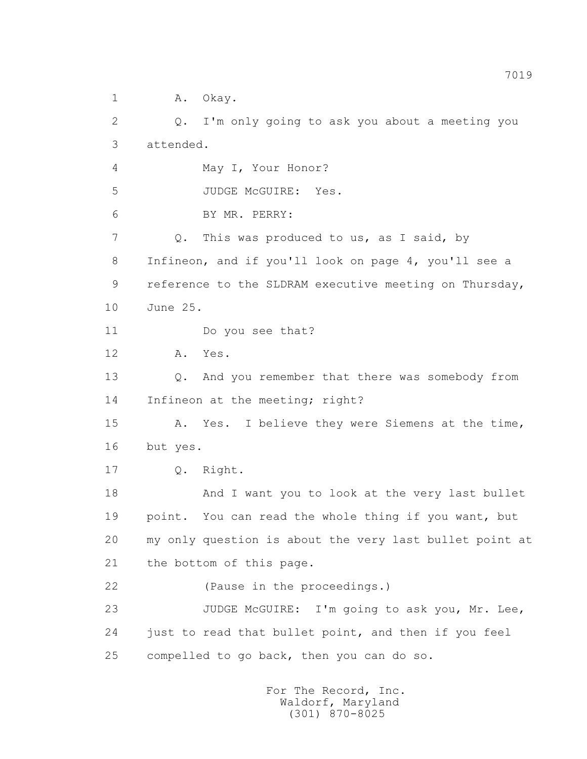1 A. Okay.

2 Q. I'm only going to ask you about a meeting you

3 attended.

4 May I, Your Honor?

5 JUDGE McGUIRE: Yes.

6 BY MR. PERRY:

7 Q. This was produced to us, as I said, by

8 Infineon, and if you'll look on page 4, you'll see a

9 reference to the SLDRAM executive meeting on Thursday,

10 June 25.

11 Do you see that?

12 A. Yes.

13 Q. And you remember that there was somebody from

14 Infineon at the meeting; right?

15 A. Yes. I believe they were Siemens at the time,

16 but yes.

17 Q. Right.

18 And I want you to look at the very last bullet

19 point. You can read the whole thing if you want, but

20 my only question is about the very last bullet point at

21 the bottom of this page.

22 (Pause in the proceedings.)

23 JUDGE McGUIRE: I'm going to ask you, Mr. Lee,

24 just to read that bullet point, and then if you feel

25 compelled to go back, then you can do so.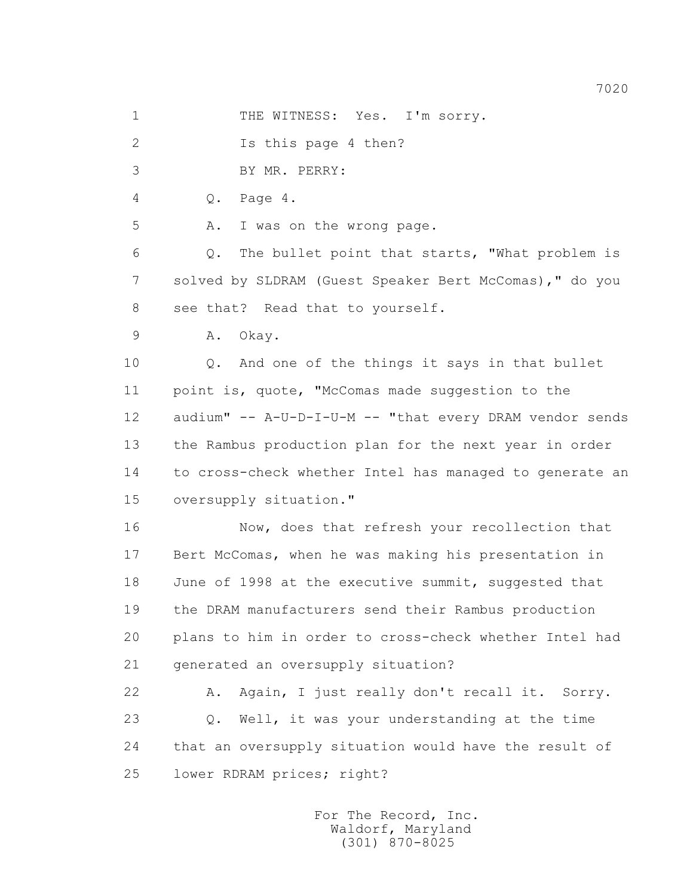1 THE WITNESS: Yes. I'm sorry.

2 Is this page 4 then?

3 BY MR. PERRY:

4 Q. Page 4.

5 A. I was on the wrong page.

6 Q. The bullet point that starts, "What problem is

7 solved by SLDRAM (Guest Speaker Bert McComas)," do you

8 see that? Read that to yourself.

9 A. Okay.

10 Q. And one of the things it says in that bullet

11 point is, quote, "McComas made suggestion to the

12 audium" -- A-U-D-I-U-M -- "that every DRAM vendor sends

13 the Rambus production plan for the next year in order

14 to cross-check whether Intel has managed to generate an

15 oversupply situation."

16 Now, does that refresh your recollection that

17 Bert McComas, when he was making his presentation in

18 June of 1998 at the executive summit, suggested that

19 the DRAM manufacturers send their Rambus production

20 plans to him in order to cross-check whether Intel had

21 generated an oversupply situation?

22 A. Again, I just really don't recall it. Sorry.

23 Q. Well, it was your understanding at the time

24 that an oversupply situation would have the result of

25 lower RDRAM prices; right?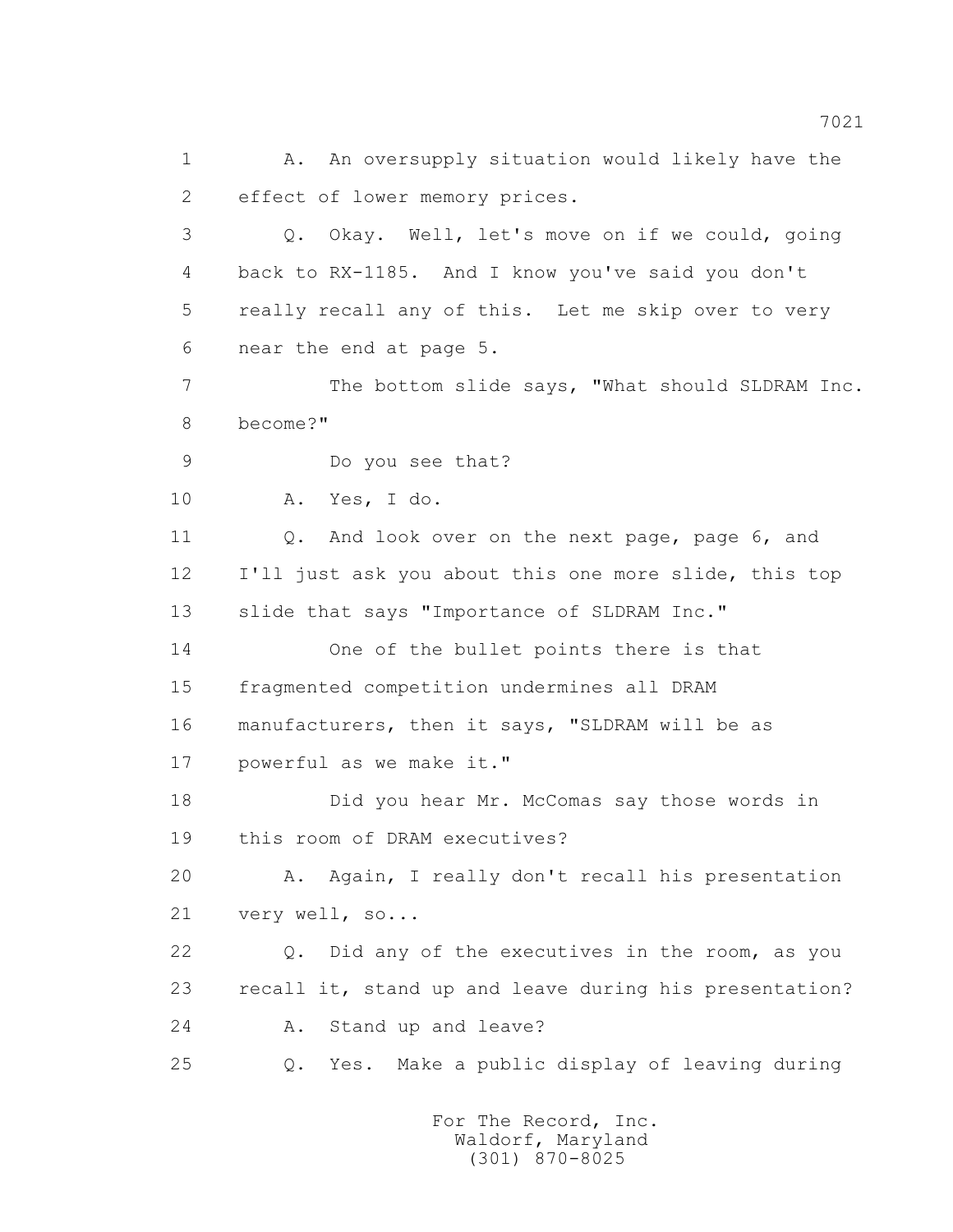1 A. An oversupply situation would likely have the
2 effect of lower memory prices.
3 Q. Okay. Well, let's move on if we could, going
4 back to RX-1185. And I know you've said you don't
5 really recall any of this. Let me skip over to very
6 near the end at page 5.
7 The bottom slide says, "What should SLDRAM Inc.
8 become?"
9 Do you see that?
10 A. Yes, I do.
11 Q. And look over on the next page, page 6, and
12 I'll just ask you about this one more slide, this top
13 slide that says "Importance of SLDRAM Inc."
14 One of the bullet points there is that
15 fragmented competition undermines all DRAM
16 manufacturers, then it says, "SLDRAM will be as
17 powerful as we make it."
18 Did you hear Mr. McComas say those words in
19 this room of DRAM executives?
20 A. Again, I really don't recall his presentation
21 very well, so...
22 Q. Did any of the executives in the room, as you
23 recall it, stand up and leave during his presentation?
24 A. Stand up and leave?
25 Q. Yes. Make a public display of leaving during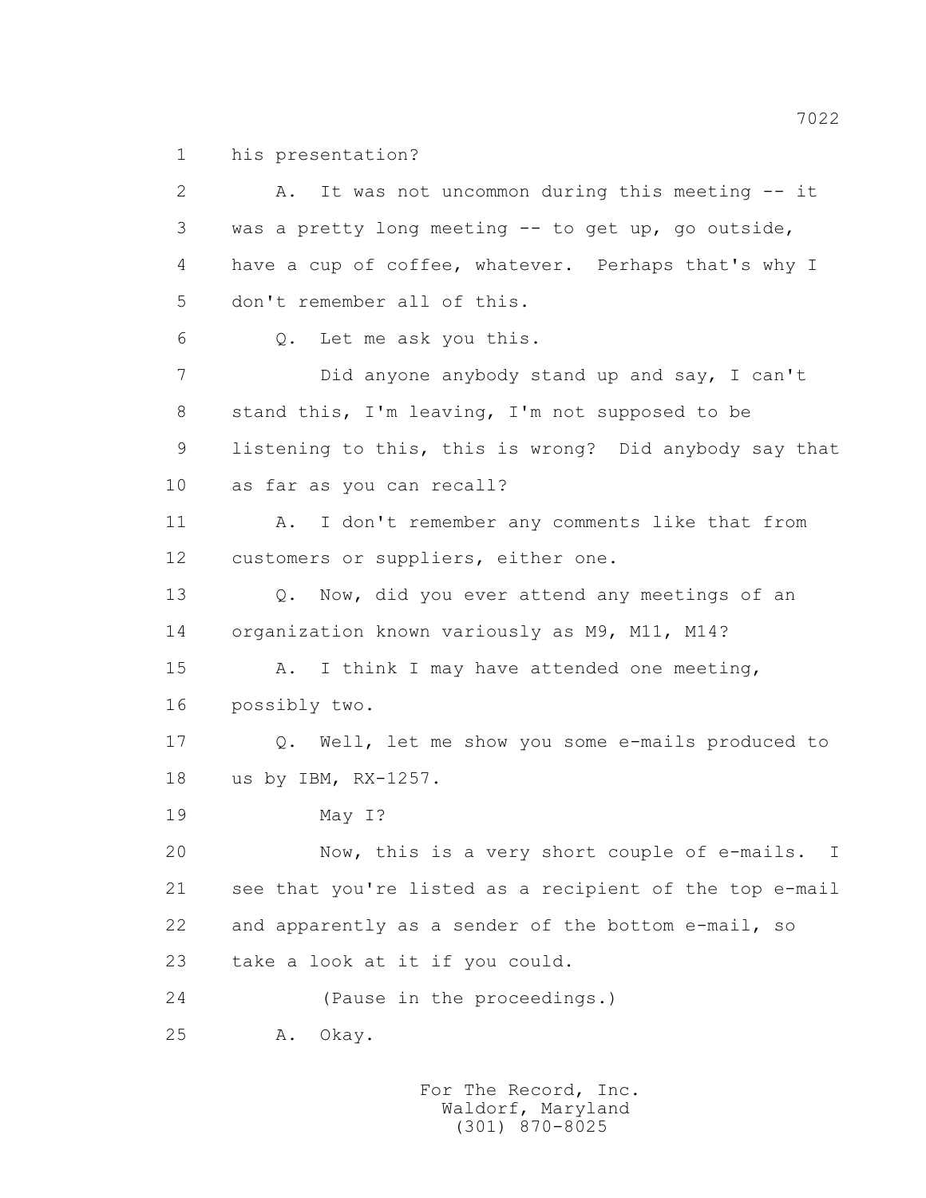1 his presentation?

2 A. It was not uncommon during this meeting -- it

3 was a pretty long meeting -- to get up, go outside,

4 have a cup of coffee, whatever. Perhaps that's why I

5 don't remember all of this.

6 Q. Let me ask you this.

7 Did anyone anybody stand up and say, I can't

8 stand this, I'm leaving, I'm not supposed to be

9 listening to this, this is wrong? Did anybody say that

10 as far as you can recall?

11 A. I don't remember any comments like that from

12 customers or suppliers, either one.

13 Q. Now, did you ever attend any meetings of an

14 organization known variously as M9, M11, M14?

15 A. I think I may have attended one meeting,

16 possibly two.

17 Q. Well, let me show you some e-mails produced to

18 us by IBM, RX-1257.

19 May I?

20 Now, this is a very short couple of e-mails. I

21 see that you're listed as a recipient of the top e-mail

22 and apparently as a sender of the bottom e-mail, so

23 take a look at it if you could.

24 (Pause in the proceedings.)

25 A. Okay.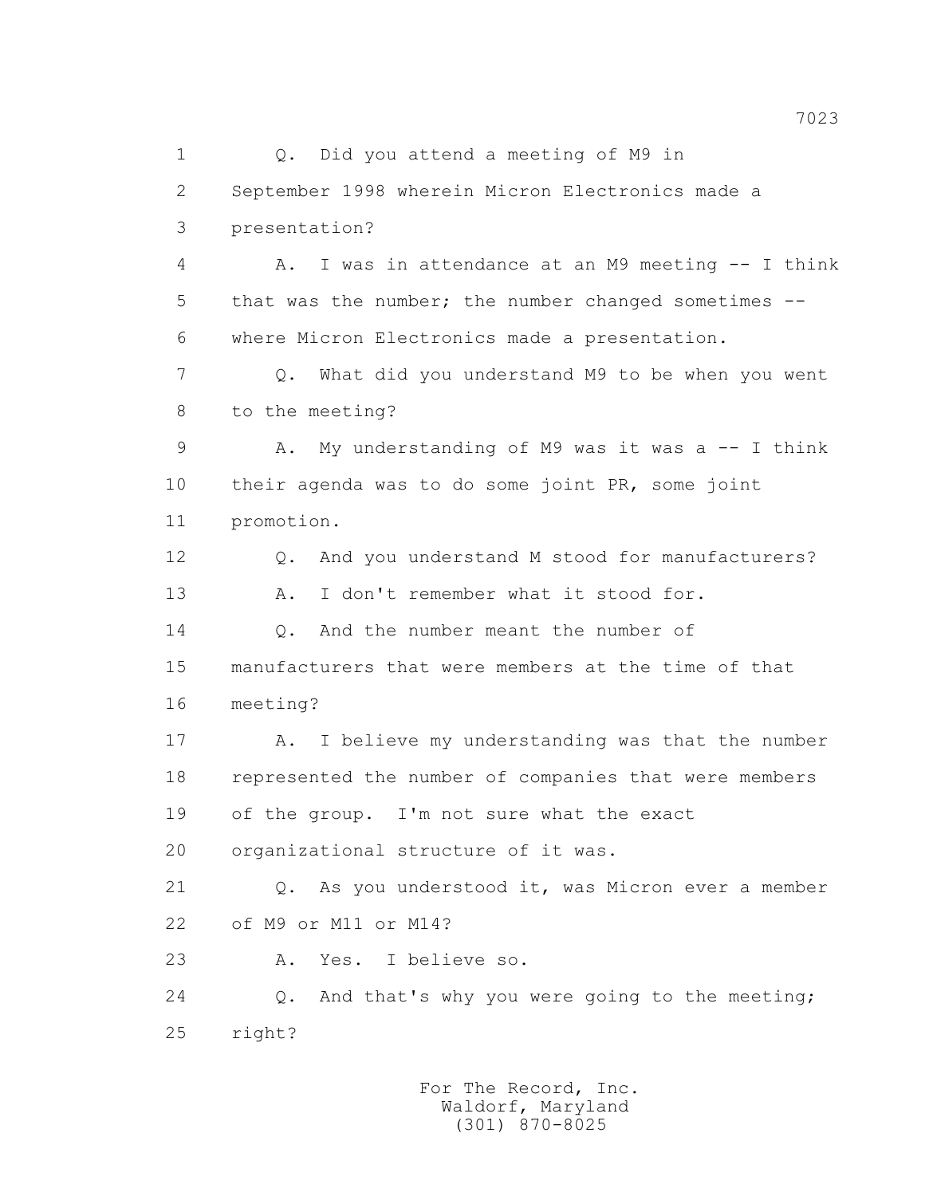1 Q. Did you attend a meeting of M9 in

2 September 1998 wherein Micron Electronics made a

3 presentation?

4 A. I was in attendance at an M9 meeting -- I think

5 that was the number; the number changed sometimes --

6 where Micron Electronics made a presentation.

7 Q. What did you understand M9 to be when you went

8 to the meeting?

9 A. My understanding of M9 was it was a -- I think

10 their agenda was to do some joint PR, some joint

11 promotion.

12 Q. And you understand M stood for manufacturers?

13 A. I don't remember what it stood for.

14 Q. And the number meant the number of

15 manufacturers that were members at the time of that

16 meeting?

17 A. I believe my understanding was that the number

18 represented the number of companies that were members

19 of the group. I'm not sure what the exact

20 organizational structure of it was.

21 Q. As you understood it, was Micron ever a member

22 of M9 or M11 or M14?

23 A. Yes. I believe so.

24 Q. And that's why you were going to the meeting;

25 right?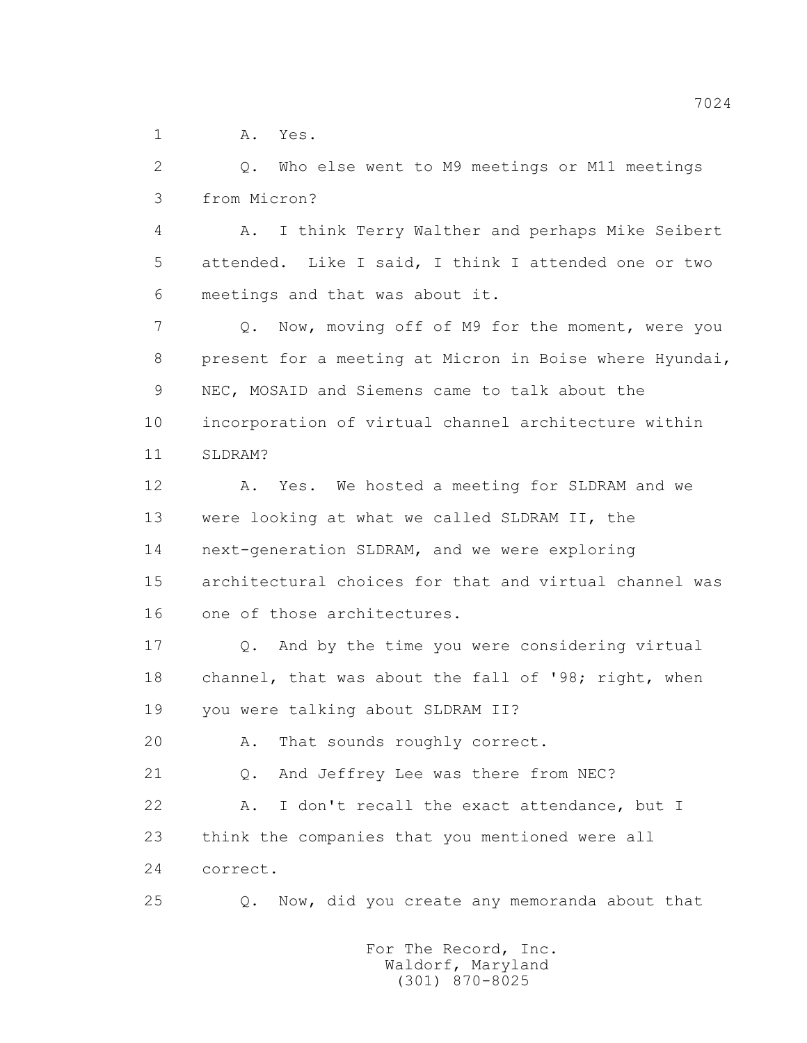1 A. Yes.

2 Q. Who else went to M9 meetings or M11 meetings

3 from Micron?

4 A. I think Terry Walther and perhaps Mike Seibert

5 attended. Like I said, I think I attended one or two

6 meetings and that was about it.

7 Q. Now, moving off of M9 for the moment, were you

8 present for a meeting at Micron in Boise where Hyundai,

9 NEC, MOSAID and Siemens came to talk about the

10 incorporation of virtual channel architecture within

11 SLDRAM?

12 A. Yes. We hosted a meeting for SLDRAM and we

13 were looking at what we called SLDRAM II, the

14 next-generation SLDRAM, and we were exploring

15 architectural choices for that and virtual channel was

16 one of those architectures.

17 Q. And by the time you were considering virtual

18 channel, that was about the fall of '98; right, when

19 you were talking about SLDRAM II?

20 A. That sounds roughly correct.

21 Q. And Jeffrey Lee was there from NEC?

22 A. I don't recall the exact attendance, but I

23 think the companies that you mentioned were all

24 correct.

25 Q. Now, did you create any memoranda about that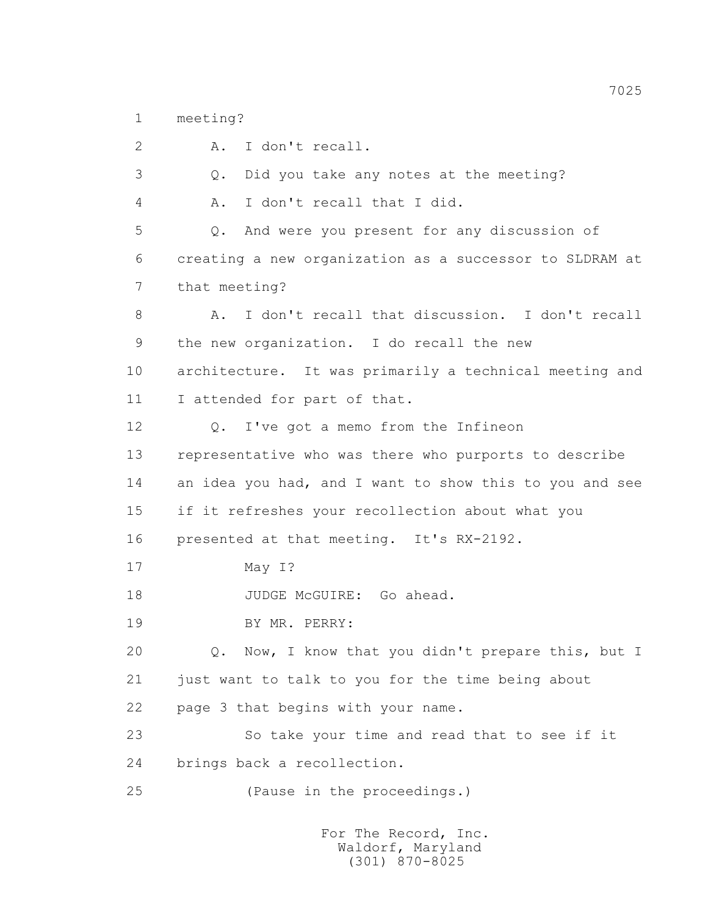meeting?

A. I don't recall.

Q. Did you take any notes at the meeting?

A. I don't recall that I did.

Q. And were you present for any discussion of creating a new organization as a successor to SLDRAM at that meeting?

A. I don't recall that discussion. I don't recall the new organization. I do recall the new architecture. It was primarily a technical meeting and I attended for part of that.

Q. I've got a memo from the Infineon representative who was there who purports to describe an idea you had, and I want to show this to you and see if it refreshes your recollection about what you presented at that meeting. It's RX-2192.

May I?

JUDGE McGUIRE: Go ahead.

BY MR. PERRY:

Q. Now, I know that you didn't prepare this, but I just want to talk to you for the time being about page 3 that begins with your name.

So take your time and read that to see if it brings back a recollection.

(Pause in the proceedings.)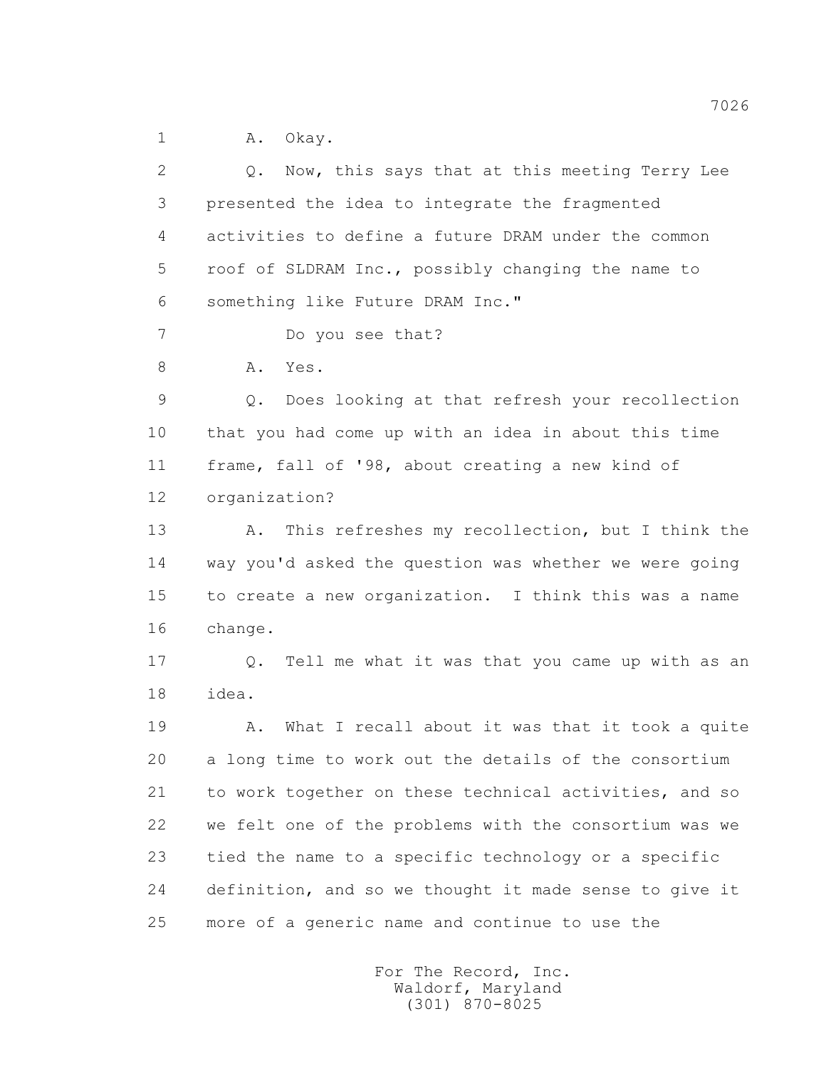1 A. Okay.

2 Q. Now, this says that at this meeting Terry Lee

3 presented the idea to integrate the fragmented

4 activities to define a future DRAM under the common

5 roof of SLDRAM Inc., possibly changing the name to

6 something like Future DRAM Inc."

7 Do you see that?

8 A. Yes.

9 Q. Does looking at that refresh your recollection

10 that you had come up with an idea in about this time

11 frame, fall of '98, about creating a new kind of

12 organization?

13 A. This refreshes my recollection, but I think the

14 way you'd asked the question was whether we were going

15 to create a new organization. I think this was a name

16 change.

17 Q. Tell me what it was that you came up with as an

18 idea.

19 A. What I recall about it was that it took a quite

20 a long time to work out the details of the consortium

21 to work together on these technical activities, and so

22 we felt one of the problems with the consortium was we

23 tied the name to a specific technology or a specific

24 definition, and so we thought it made sense to give it

25 more of a generic name and continue to use the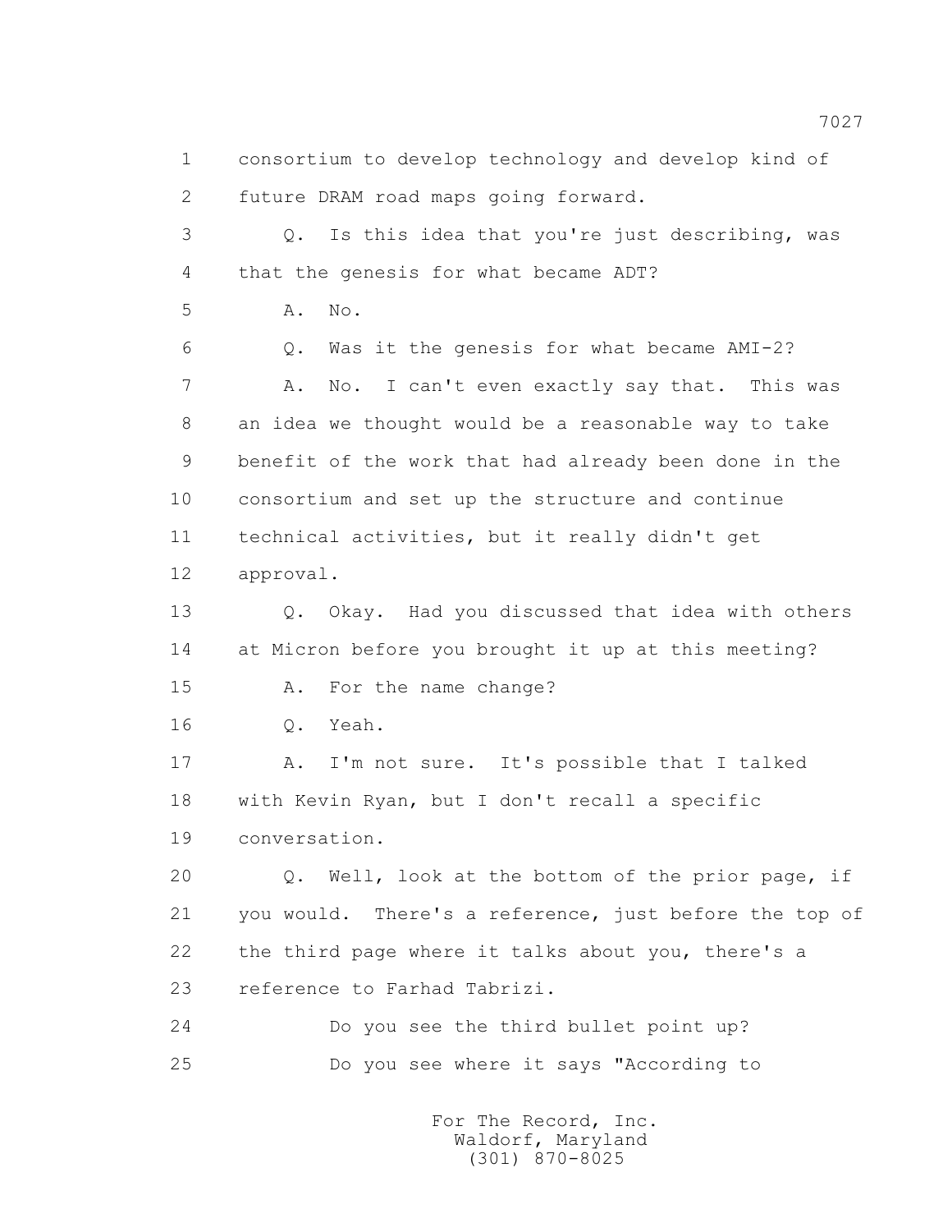1 consortium to develop technology and develop kind of
2 future DRAM road maps going forward.

3 Q. Is this idea that you're just describing, was
4 that the genesis for what became ADT?

5 A. No.

6 Q. Was it the genesis for what became AMI-2?

7 A. No. I can't even exactly say that. This was
8 an idea we thought would be a reasonable way to take
9 benefit of the work that had already been done in the
10 consortium and set up the structure and continue
11 technical activities, but it really didn't get
12 approval.

13 Q. Okay. Had you discussed that idea with others
14 at Micron before you brought it up at this meeting?

15 A. For the name change?

16 Q. Yeah.

17 A. I'm not sure. It's possible that I talked
18 with Kevin Ryan, but I don't recall a specific
19 conversation.

20 Q. Well, look at the bottom of the prior page, if
21 you would. There's a reference, just before the top of
22 the third page where it talks about you, there's a
23 reference to Farhad Tabrizi.

24 Do you see the third bullet point up?

25 Do you see where it says "According to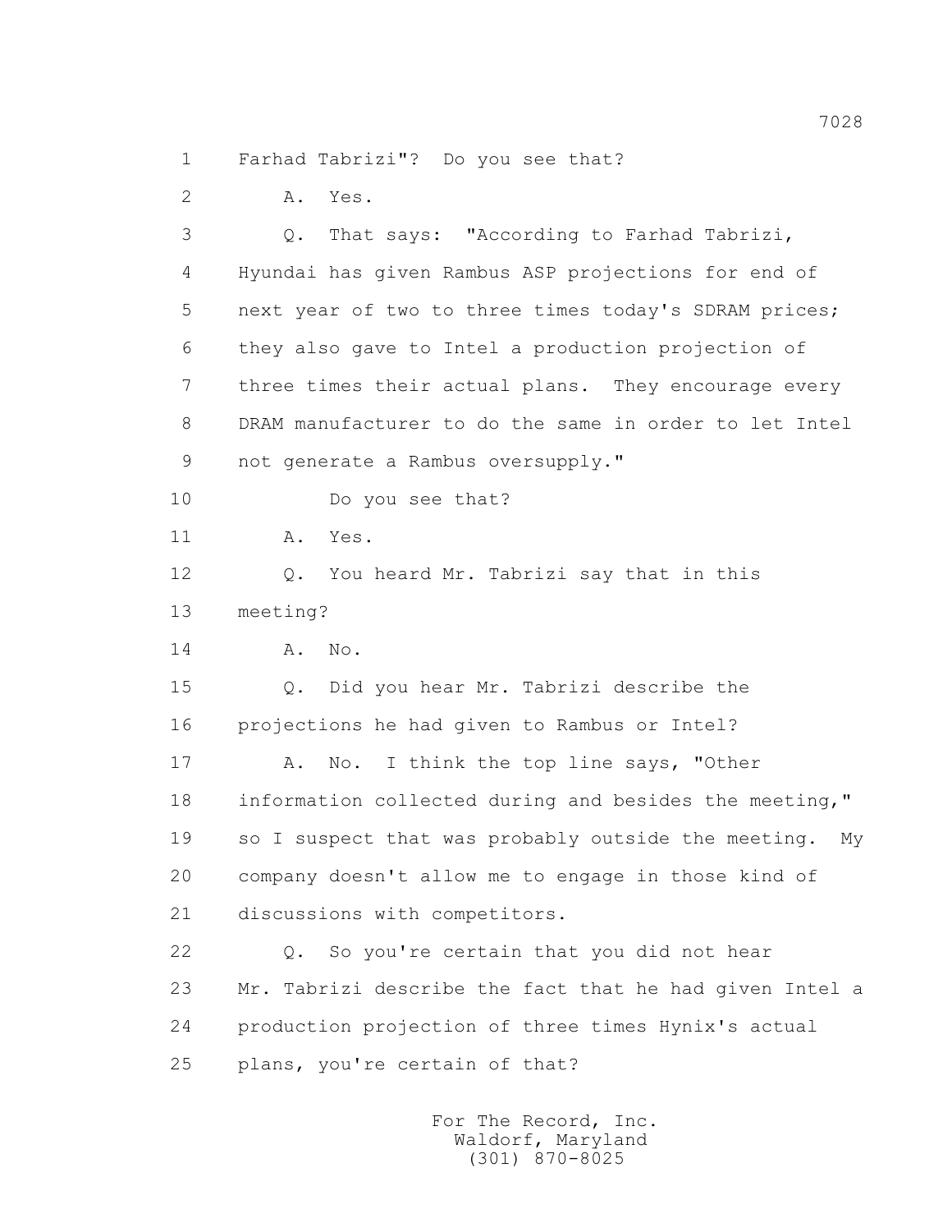1 Farhad Tabrizi"? Do you see that?

2 A. Yes.

3 Q. That says: "According to Farhad Tabrizi,

4 Hyundai has given Rambus ASP projections for end of

5 next year of two to three times today's SDRAM prices;

6 they also gave to Intel a production projection of

7 three times their actual plans. They encourage every

8 DRAM manufacturer to do the same in order to let Intel

9 not generate a Rambus oversupply."

10 Do you see that?

11 A. Yes.

12 Q. You heard Mr. Tabrizi say that in this

13 meeting?

14 A. No.

15 Q. Did you hear Mr. Tabrizi describe the

16 projections he had given to Rambus or Intel?

17 A. No. I think the top line says, "Other

18 information collected during and besides the meeting,"

19 so I suspect that was probably outside the meeting. My

20 company doesn't allow me to engage in those kind of

21 discussions with competitors.

22 Q. So you're certain that you did not hear

23 Mr. Tabrizi describe the fact that he had given Intel a

24 production projection of three times Hynix's actual

25 plans, you're certain of that?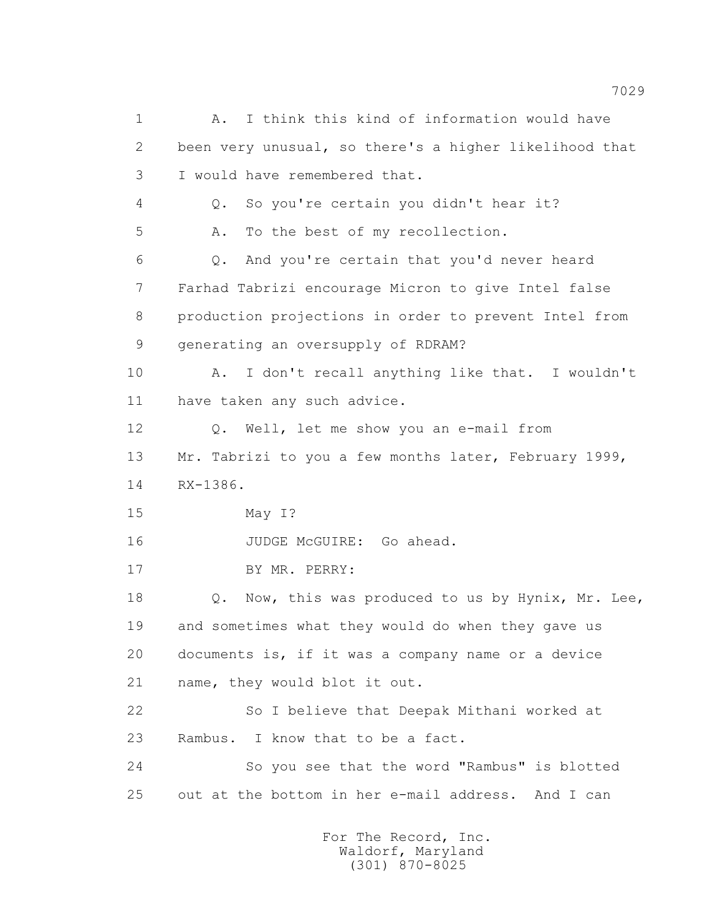1 A. I think this kind of information would have
2 been very unusual, so there's a higher likelihood that
3 I would have remembered that.
4 Q. So you're certain you didn't hear it?
5 A. To the best of my recollection.
6 Q. And you're certain that you'd never heard
7 Farhad Tabrizi encourage Micron to give Intel false
8 production projections in order to prevent Intel from
9 generating an oversupply of RDRAM?
10 A. I don't recall anything like that. I wouldn't
11 have taken any such advice.
12 Q. Well, let me show you an e-mail from
13 Mr. Tabrizi to you a few months later, February 1999,
14 RX-1386.
15 May I?
16 JUDGE McGUIRE: Go ahead.
17 BY MR. PERRY:
18 Q. Now, this was produced to us by Hynix, Mr. Lee,
19 and sometimes what they would do when they gave us
20 documents is, if it was a company name or a device
21 name, they would blot it out.
22 So I believe that Deepak Mithani worked at
23 Rambus. I know that to be a fact.
24 So you see that the word "Rambus" is blotted
25 out at the bottom in her e-mail address. And I can

For The Record, Inc.
Waldorf, Maryland
(301) 870-8025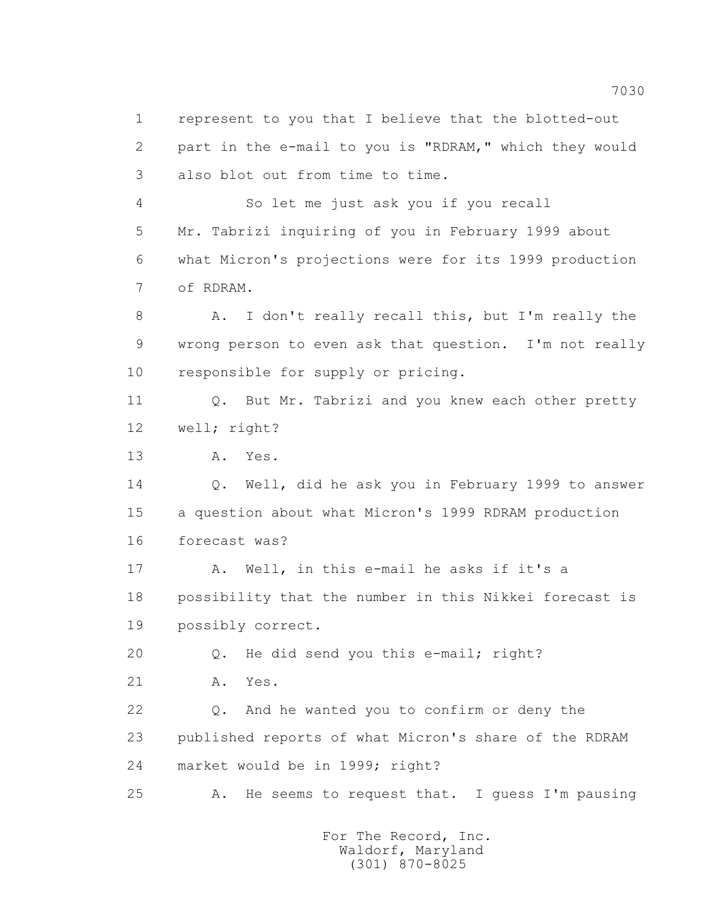1 represent to you that I believe that the blotted-out
2 part in the e-mail to you is "RDRAM," which they would
3 also blot out from time to time.

4 So let me just ask you if you recall
5 Mr. Tabrizi inquiring of you in February 1999 about
6 what Micron's projections were for its 1999 production
7 of RDRAM.

8 A. I don't really recall this, but I'm really the
9 wrong person to even ask that question. I'm not really
10 responsible for supply or pricing.

11 Q. But Mr. Tabrizi and you knew each other pretty
12 well; right?

13 A. Yes.

14 Q. Well, did he ask you in February 1999 to answer
15 a question about what Micron's 1999 RDRAM production
16 forecast was?

17 A. Well, in this e-mail he asks if it's a
18 possibility that the number in this Nikkei forecast is
19 possibly correct.

20 Q. He did send you this e-mail; right?

21 A. Yes.

22 Q. And he wanted you to confirm or deny the
23 published reports of what Micron's share of the RDRAM
24 market would be in 1999; right?

25 A. He seems to request that. I guess I'm pausing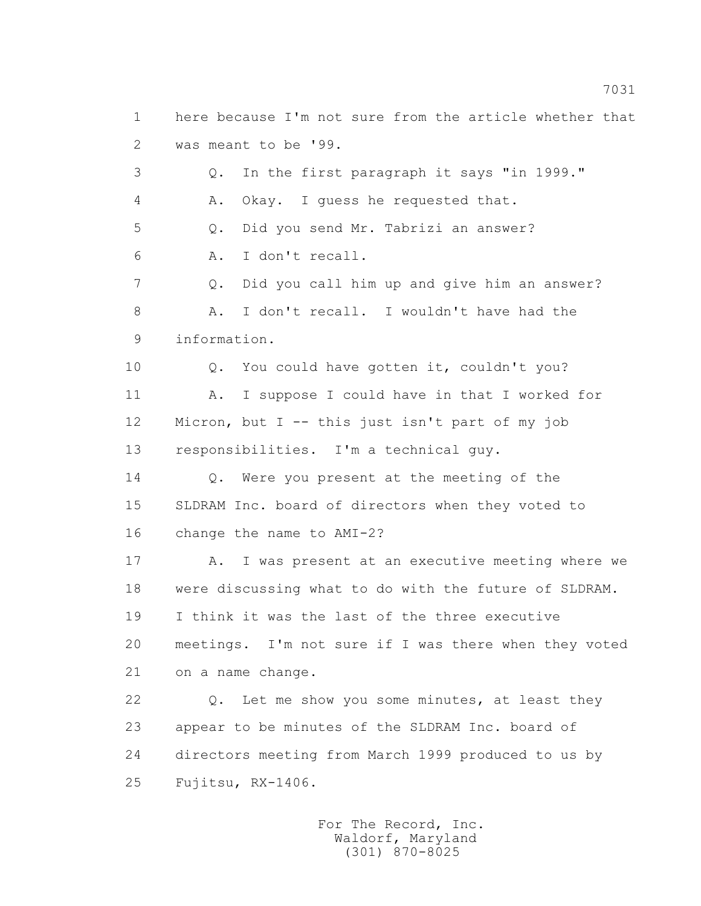here because I'm not sure from the article whether that was meant to be '99.

Q. In the first paragraph it says "in 1999."

A. Okay. I guess he requested that.

Q. Did you send Mr. Tabrizi an answer?

A. I don't recall.

Q. Did you call him up and give him an answer?

A. I don't recall. I wouldn't have had the information.

Q. You could have gotten it, couldn't you?

A. I suppose I could have in that I worked for Micron, but I -- this just isn't part of my job responsibilities. I'm a technical guy.

Q. Were you present at the meeting of the SLDRAM Inc. board of directors when they voted to change the name to AMI-2?

A. I was present at an executive meeting where we were discussing what to do with the future of SLDRAM. I think it was the last of the three executive meetings. I'm not sure if I was there when they voted on a name change.

Q. Let me show you some minutes, at least they appear to be minutes of the SLDRAM Inc. board of directors meeting from March 1999 produced to us by Fujitsu, RX-1406.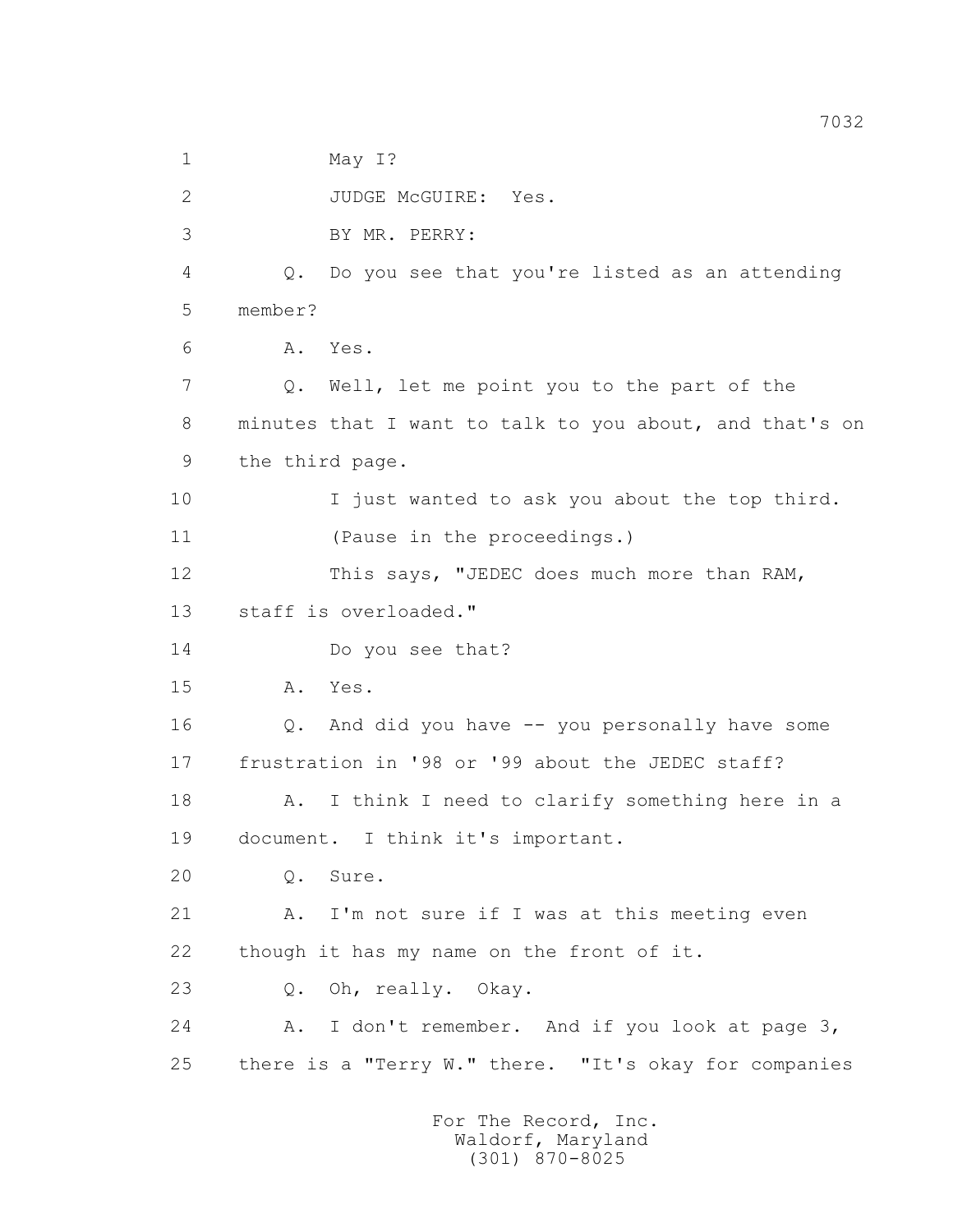1 May I?

2 JUDGE McGUIRE: Yes.

3 BY MR. PERRY:

4 Q. Do you see that you're listed as an attending

5 member?

6 A. Yes.

7 Q. Well, let me point you to the part of the

8 minutes that I want to talk to you about, and that's on

9 the third page.

10 I just wanted to ask you about the top third.

11 (Pause in the proceedings.)

12 This says, "JEDEC does much more than RAM,

13 staff is overloaded."

14 Do you see that?

15 A. Yes.

16 Q. And did you have -- you personally have some

17 frustration in '98 or '99 about the JEDEC staff?

18 A. I think I need to clarify something here in a

19 document. I think it's important.

20 Q. Sure.

21 A. I'm not sure if I was at this meeting even

22 though it has my name on the front of it.

23 Q. Oh, really. Okay.

24 A. I don't remember. And if you look at page 3,

25 there is a "Terry W." there. "It's okay for companies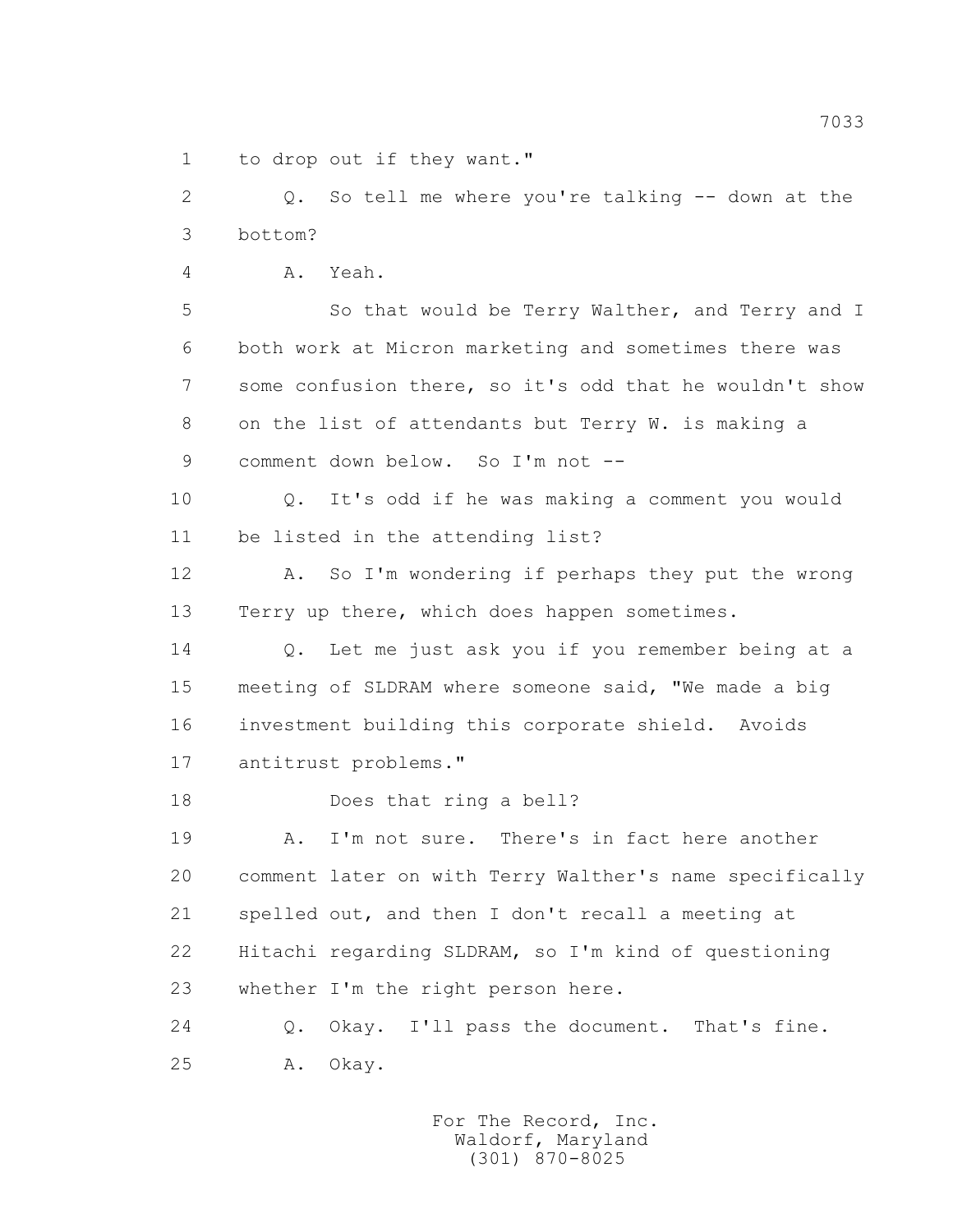1 to drop out if they want."

2 Q. So tell me where you're talking -- down at the
3 bottom?

4 A. Yeah.

5 So that would be Terry Walther, and Terry and I
6 both work at Micron marketing and sometimes there was
7 some confusion there, so it's odd that he wouldn't show
8 on the list of attendants but Terry W. is making a
9 comment down below. So I'm not --

10 Q. It's odd if he was making a comment you would
11 be listed in the attending list?

12 A. So I'm wondering if perhaps they put the wrong
13 Terry up there, which does happen sometimes.

14 Q. Let me just ask you if you remember being at a
15 meeting of SLDRAM where someone said, "We made a big
16 investment building this corporate shield. Avoids
17 antitrust problems."

18 Does that ring a bell?

19 A. I'm not sure. There's in fact here another
20 comment later on with Terry Walther's name specifically
21 spelled out, and then I don't recall a meeting at
22 Hitachi regarding SLDRAM, so I'm kind of questioning
23 whether I'm the right person here.

24 Q. Okay. I'll pass the document. That's fine.

25 A. Okay.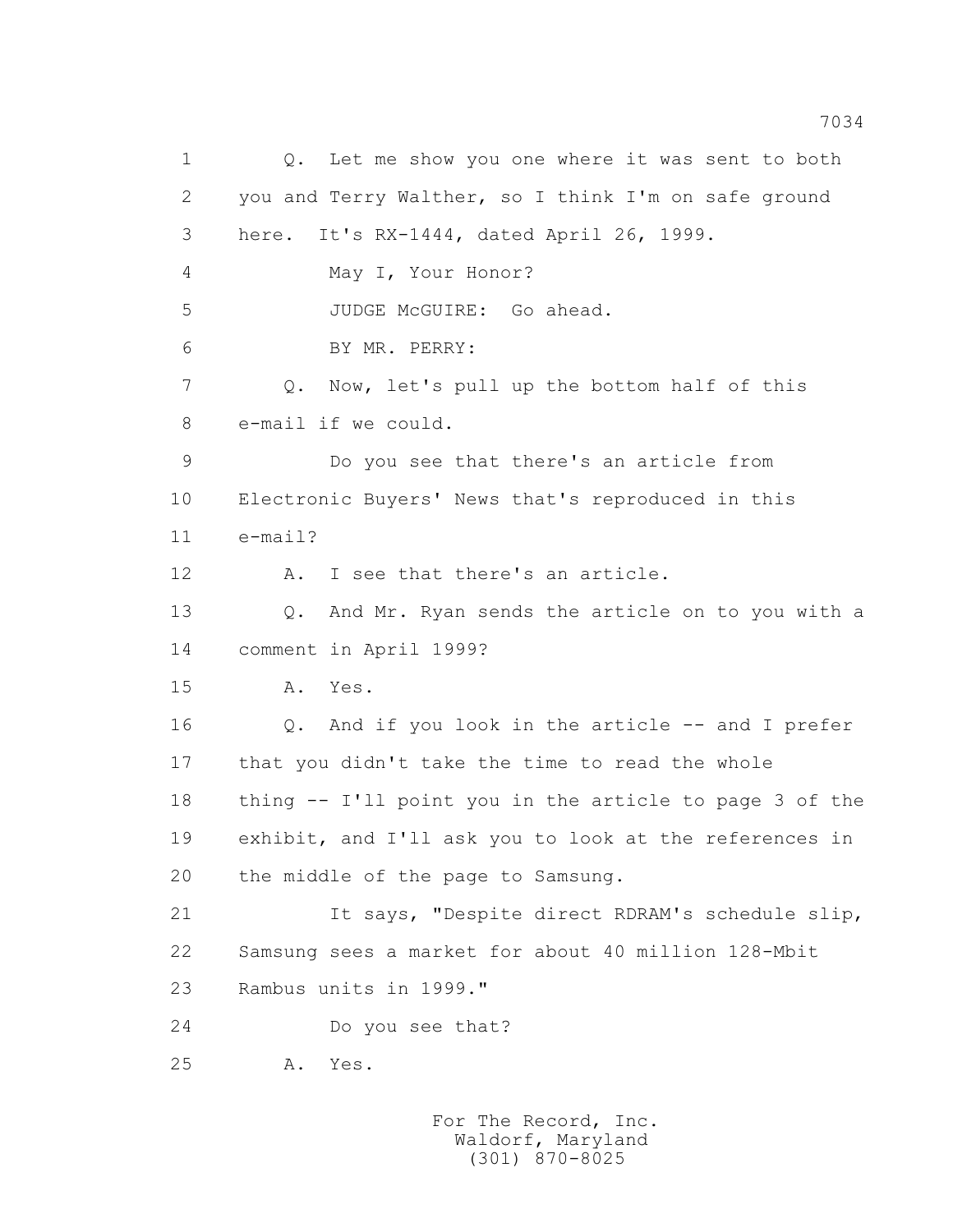1 Q. Let me show you one where it was sent to both
2 you and Terry Walther, so I think I'm on safe ground
3 here. It's RX-1444, dated April 26, 1999.
4 May I, Your Honor?
5 JUDGE McGUIRE: Go ahead.
6 BY MR. PERRY:
7 Q. Now, let's pull up the bottom half of this
8 e-mail if we could.
9 Do you see that there's an article from
10 Electronic Buyers' News that's reproduced in this
11 e-mail?
12 A. I see that there's an article.
13 Q. And Mr. Ryan sends the article on to you with a
14 comment in April 1999?
15 A. Yes.
16 Q. And if you look in the article -- and I prefer
17 that you didn't take the time to read the whole
18 thing -- I'll point you in the article to page 3 of the
19 exhibit, and I'll ask you to look at the references in
20 the middle of the page to Samsung.
21 It says, "Despite direct RDRAM's schedule slip,
22 Samsung sees a market for about 40 million 128-Mbit
23 Rambus units in 1999."
24 Do you see that?
25 A. Yes.

For The Record, Inc.
Waldorf, Maryland
(301) 870-8025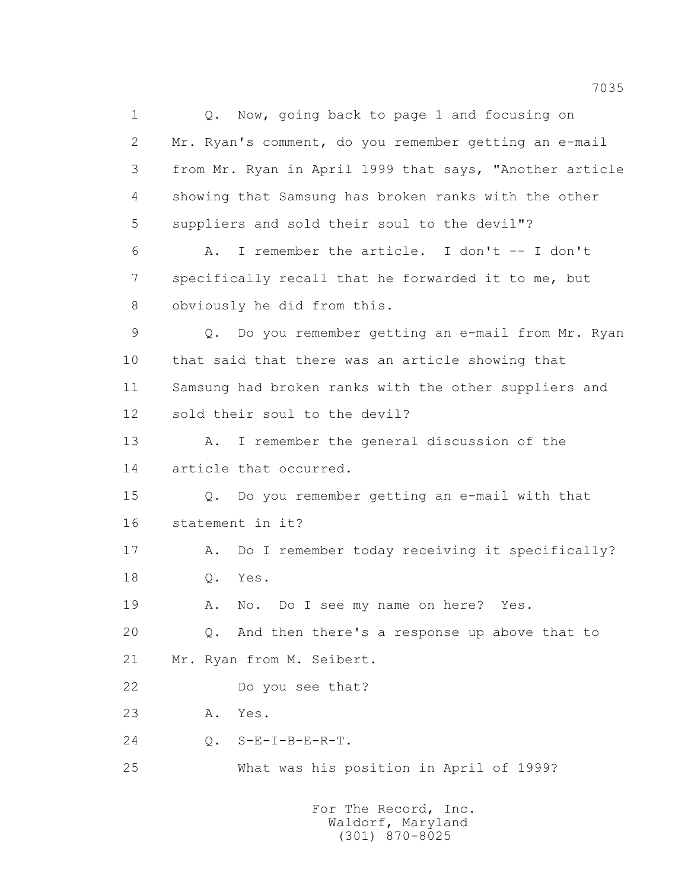1 Q. Now, going back to page 1 and focusing on
2 Mr. Ryan's comment, do you remember getting an e-mail
3 from Mr. Ryan in April 1999 that says, "Another article
4 showing that Samsung has broken ranks with the other
5 suppliers and sold their soul to the devil"?
6 A. I remember the article. I don't -- I don't
7 specifically recall that he forwarded it to me, but
8 obviously he did from this.
9 Q. Do you remember getting an e-mail from Mr. Ryan
10 that said that there was an article showing that
11 Samsung had broken ranks with the other suppliers and
12 sold their soul to the devil?
13 A. I remember the general discussion of the
14 article that occurred.
15 Q. Do you remember getting an e-mail with that
16 statement in it?
17 A. Do I remember today receiving it specifically?
18 Q. Yes.
19 A. No. Do I see my name on here? Yes.
20 Q. And then there's a response up above that to
21 Mr. Ryan from M. Seibert.
22 Do you see that?
23 A. Yes.
24 Q. S-E-I-B-E-R-T.
25 What was his position in April of 1999?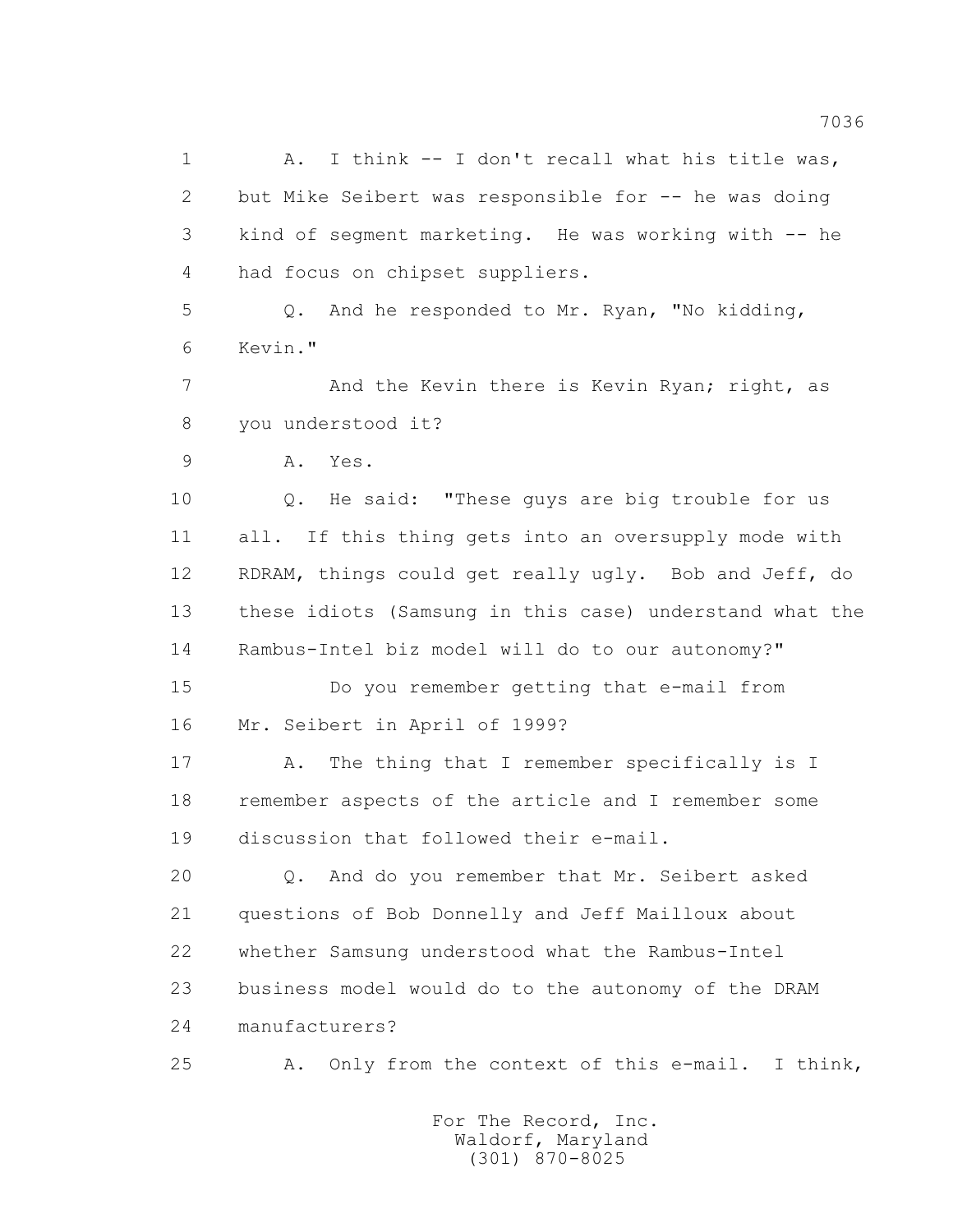1 A. I think -- I don't recall what his title was,
2 but Mike Seibert was responsible for -- he was doing
3 kind of segment marketing. He was working with -- he
4 had focus on chipset suppliers.
5 Q. And he responded to Mr. Ryan, "No kidding,
6 Kevin."
7 And the Kevin there is Kevin Ryan; right, as
8 you understood it?
9 A. Yes.
10 Q. He said: "These guys are big trouble for us
11 all. If this thing gets into an oversupply mode with
12 RDRAM, things could get really ugly. Bob and Jeff, do
13 these idiots (Samsung in this case) understand what the
14 Rambus-Intel biz model will do to our autonomy?"
15 Do you remember getting that e-mail from
16 Mr. Seibert in April of 1999?
17 A. The thing that I remember specifically is I
18 remember aspects of the article and I remember some
19 discussion that followed their e-mail.
20 Q. And do you remember that Mr. Seibert asked
21 questions of Bob Donnelly and Jeff Mailloux about
22 whether Samsung understood what the Rambus-Intel
23 business model would do to the autonomy of the DRAM
24 manufacturers?
25 A. Only from the context of this e-mail. I think,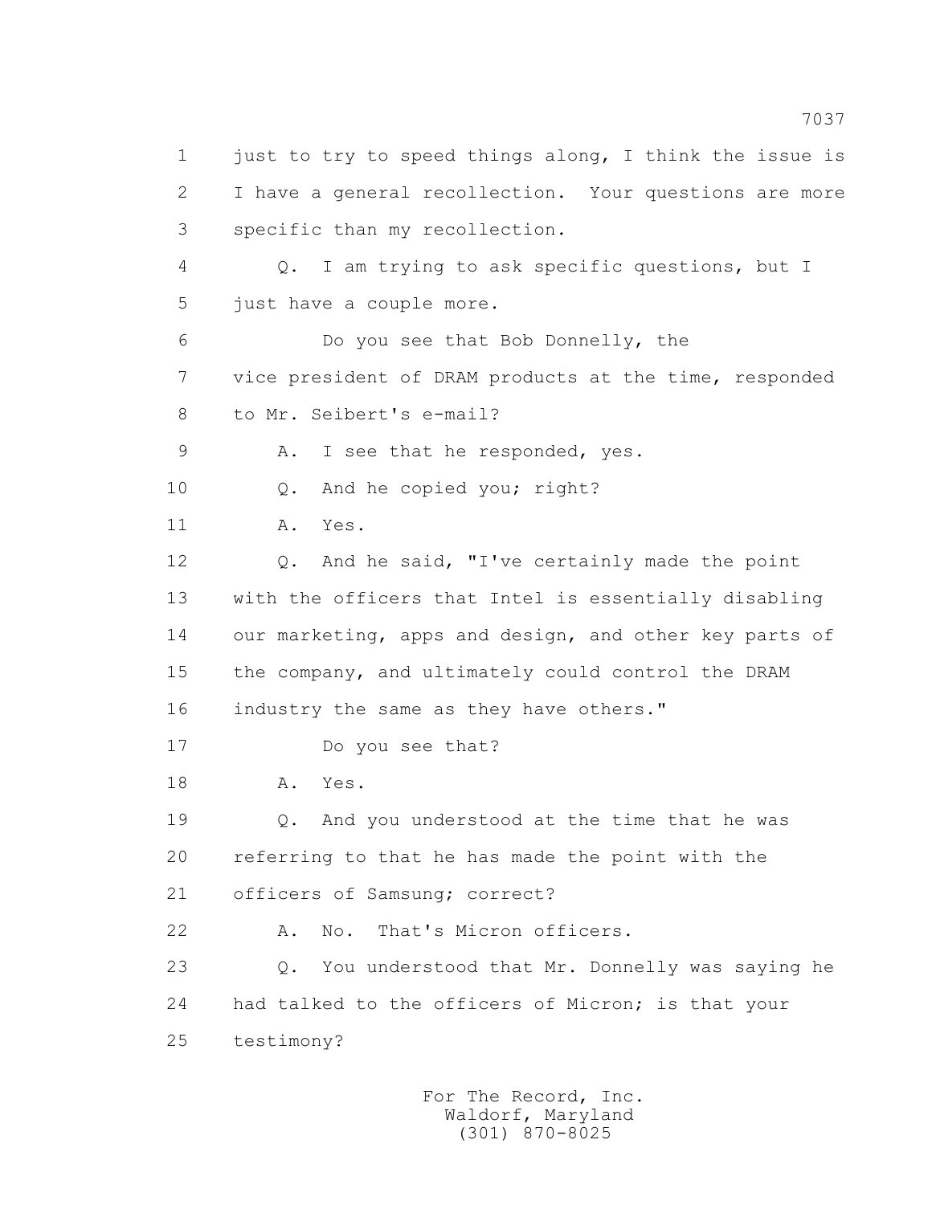1 just to try to speed things along, I think the issue is
2 I have a general recollection. Your questions are more
3 specific than my recollection.

4 Q. I am trying to ask specific questions, but I
5 just have a couple more.

6 Do you see that Bob Donnelly, the
7 vice president of DRAM products at the time, responded
8 to Mr. Seibert's e-mail?

9 A. I see that he responded, yes.

10 Q. And he copied you; right?

11 A. Yes.

12 Q. And he said, "I've certainly made the point
13 with the officers that Intel is essentially disabling
14 our marketing, apps and design, and other key parts of
15 the company, and ultimately could control the DRAM
16 industry the same as they have others."

17 Do you see that?

18 A. Yes.

19 Q. And you understood at the time that he was
20 referring to that he has made the point with the
21 officers of Samsung; correct?

22 A. No. That's Micron officers.

23 Q. You understood that Mr. Donnelly was saying he
24 had talked to the officers of Micron; is that your
25 testimony?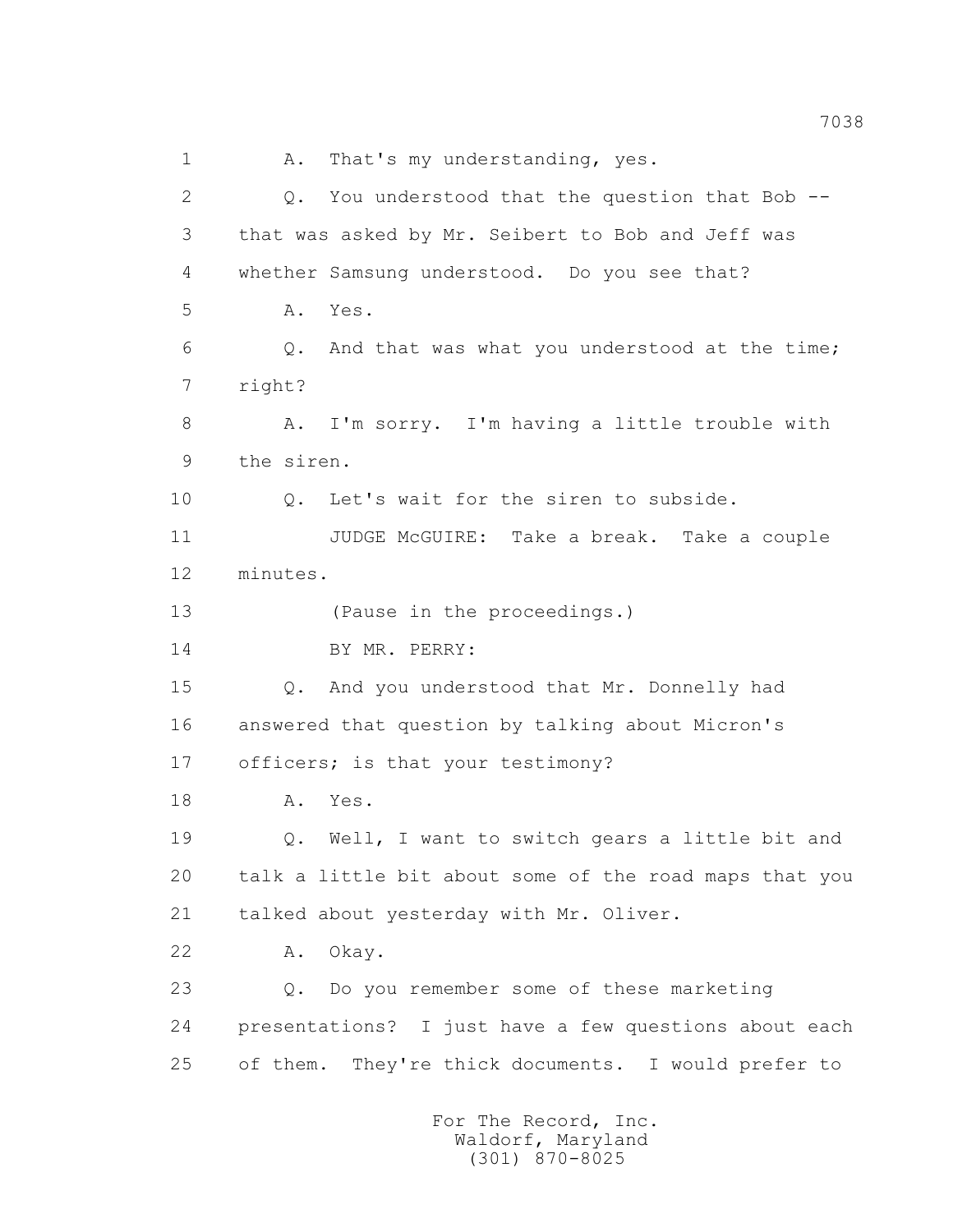1 A. That's my understanding, yes.

2 Q. You understood that the question that Bob --

3 that was asked by Mr. Seibert to Bob and Jeff was

4 whether Samsung understood. Do you see that?

5 A. Yes.

6 Q. And that was what you understood at the time;

7 right?

8 A. I'm sorry. I'm having a little trouble with

9 the siren.

10 Q. Let's wait for the siren to subside.

11 JUDGE McGUIRE: Take a break. Take a couple

12 minutes.

13 (Pause in the proceedings.)

14 BY MR. PERRY:

15 Q. And you understood that Mr. Donnelly had

16 answered that question by talking about Micron's

17 officers; is that your testimony?

18 A. Yes.

19 Q. Well, I want to switch gears a little bit and

20 talk a little bit about some of the road maps that you

21 talked about yesterday with Mr. Oliver.

22 A. Okay.

23 Q. Do you remember some of these marketing

24 presentations? I just have a few questions about each

25 of them. They're thick documents. I would prefer to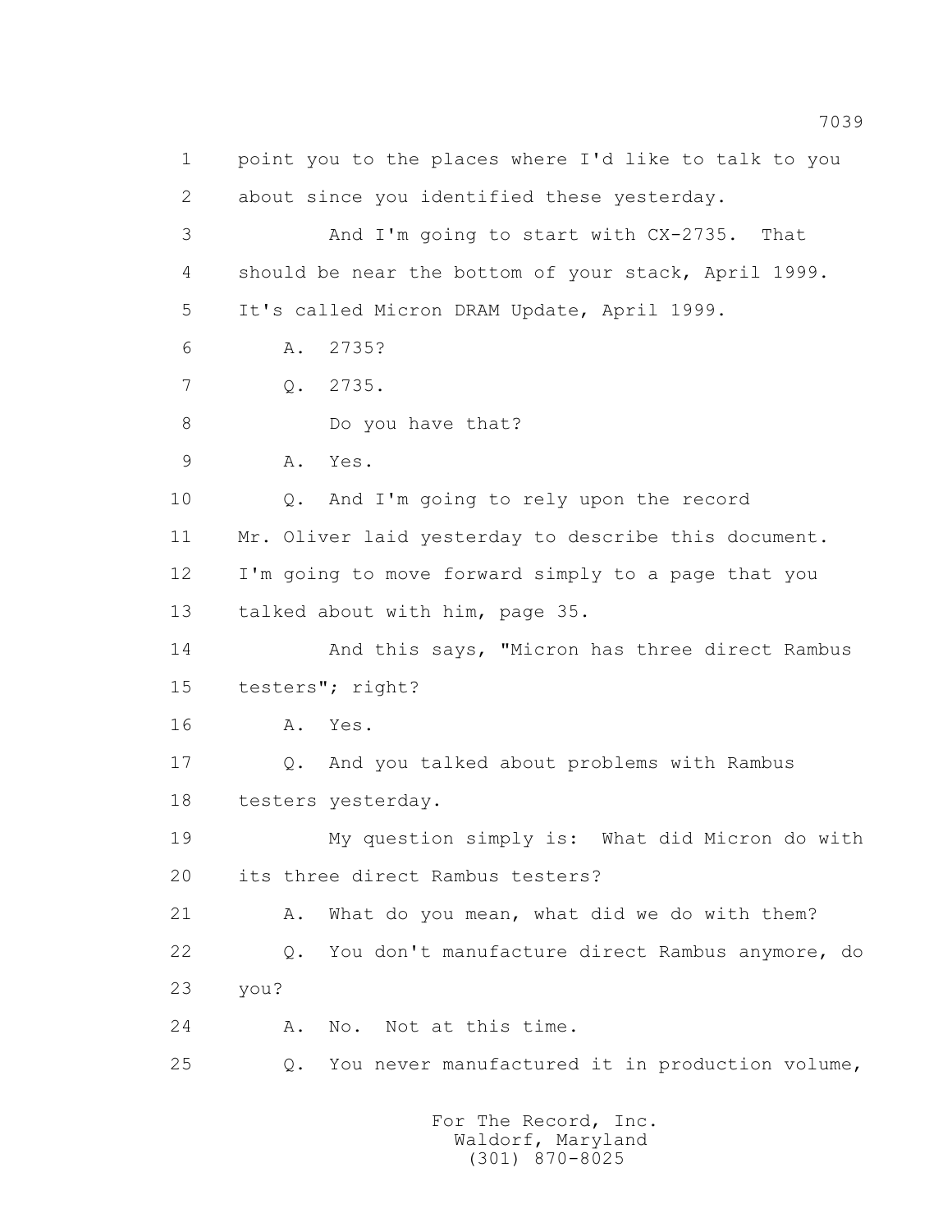1 point you to the places where I'd like to talk to you
2 about since you identified these yesterday.
3 And I'm going to start with CX-2735. That
4 should be near the bottom of your stack, April 1999.
5 It's called Micron DRAM Update, April 1999.
6 A. 2735?
7 Q. 2735.
8 Do you have that?
9 A. Yes.
10 Q. And I'm going to rely upon the record
11 Mr. Oliver laid yesterday to describe this document.
12 I'm going to move forward simply to a page that you
13 talked about with him, page 35.
14 And this says, "Micron has three direct Rambus
15 testers"; right?
16 A. Yes.
17 Q. And you talked about problems with Rambus
18 testers yesterday.
19 My question simply is: What did Micron do with
20 its three direct Rambus testers?
21 A. What do you mean, what did we do with them?
22 Q. You don't manufacture direct Rambus anymore, do
23 you?
24 A. No. Not at this time.
25 Q. You never manufactured it in production volume,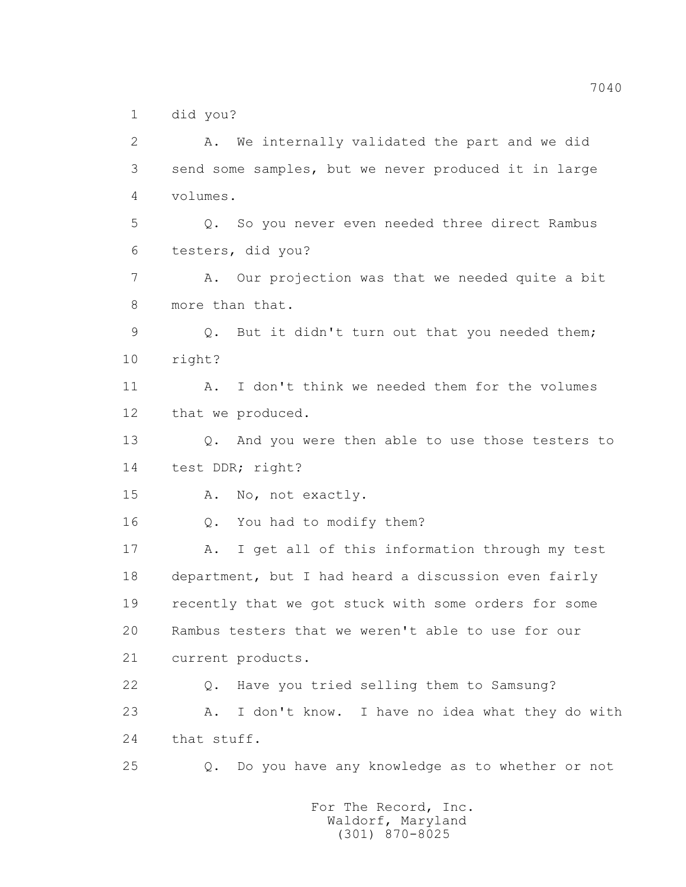1 did you?

2 A. We internally validated the part and we did

3 send some samples, but we never produced it in large

4 volumes.

5 Q. So you never even needed three direct Rambus

6 testers, did you?

7 A. Our projection was that we needed quite a bit

8 more than that.

9 Q. But it didn't turn out that you needed them;

10 right?

11 A. I don't think we needed them for the volumes

12 that we produced.

13 Q. And you were then able to use those testers to

14 test DDR; right?

15 A. No, not exactly.

16 Q. You had to modify them?

17 A. I get all of this information through my test

18 department, but I had heard a discussion even fairly

19 recently that we got stuck with some orders for some

20 Rambus testers that we weren't able to use for our

21 current products.

22 Q. Have you tried selling them to Samsung?

23 A. I don't know. I have no idea what they do with

24 that stuff.

25 Q. Do you have any knowledge as to whether or not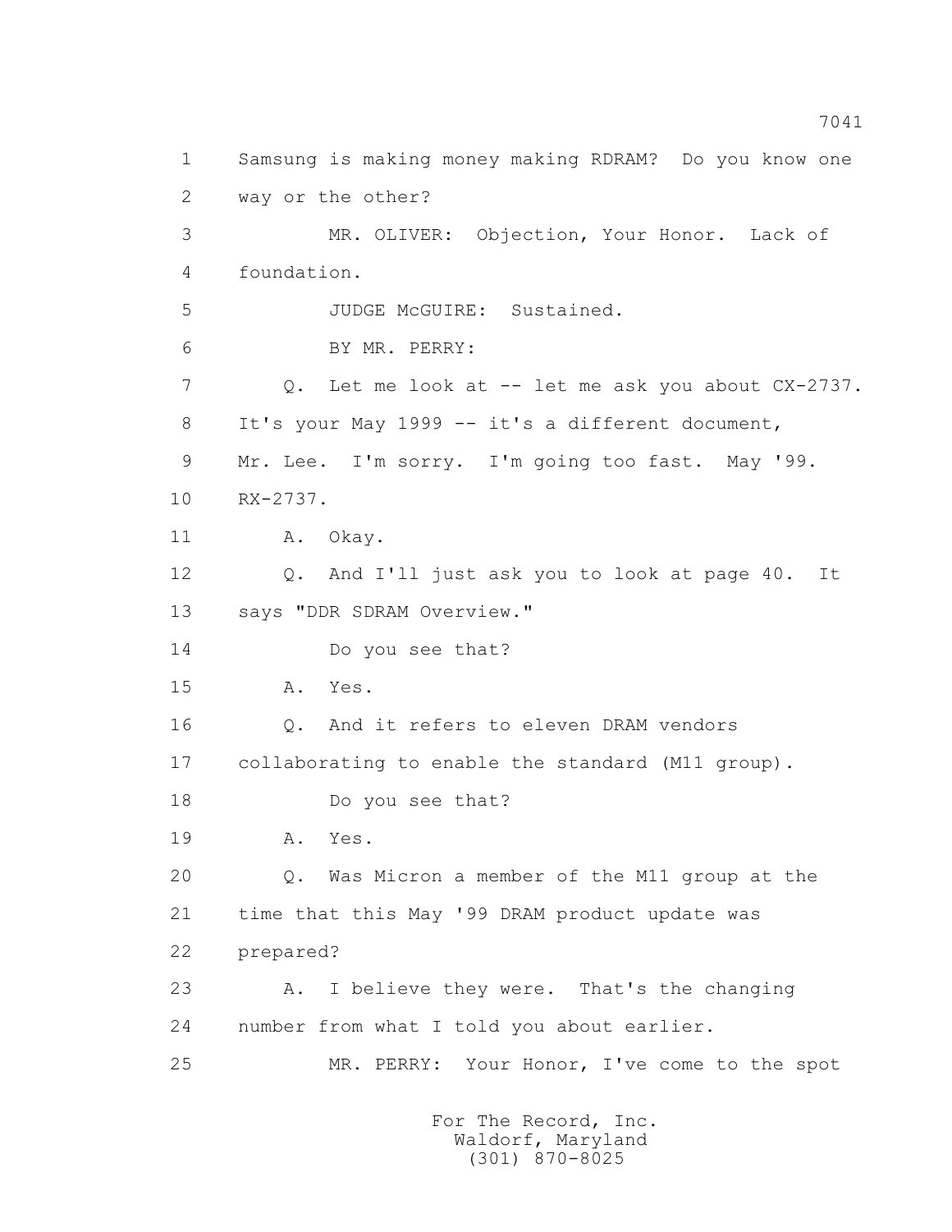1 Samsung is making money making RDRAM? Do you know one
2 way or the other?
3 MR. OLIVER: Objection, Your Honor. Lack of
4 foundation.
5 JUDGE McGUIRE: Sustained.
6 BY MR. PERRY:
7 Q. Let me look at -- let me ask you about CX-2737.
8 It's your May 1999 -- it's a different document,
9 Mr. Lee. I'm sorry. I'm going too fast. May '99.
10 RX-2737.
11 A. Okay.
12 Q. And I'll just ask you to look at page 40. It
13 says "DDR SDRAM Overview."
14 Do you see that?
15 A. Yes.
16 Q. And it refers to eleven DRAM vendors
17 collaborating to enable the standard (M11 group).
18 Do you see that?
19 A. Yes.
20 Q. Was Micron a member of the M11 group at the
21 time that this May '99 DRAM product update was
22 prepared?
23 A. I believe they were. That's the changing
24 number from what I told you about earlier.
25 MR. PERRY: Your Honor, I've come to the spot

For The Record, Inc.
Waldorf, Maryland
(301) 870-8025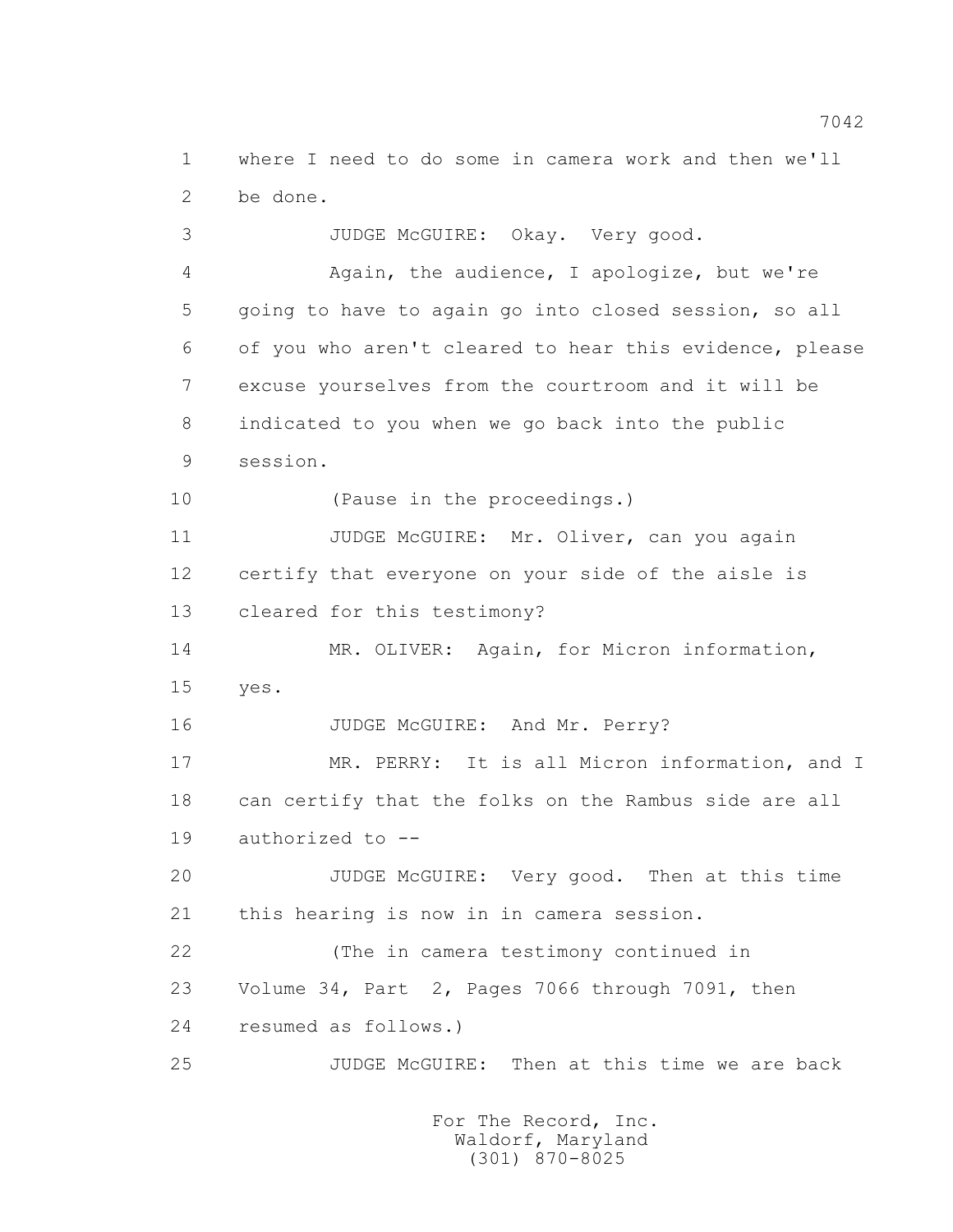1 where I need to do some in camera work and then we'll
2 be done.

3 JUDGE McGUIRE: Okay. Very good.

4 Again, the audience, I apologize, but we're
5 going to have to again go into closed session, so all
6 of you who aren't cleared to hear this evidence, please
7 excuse yourselves from the courtroom and it will be
8 indicated to you when we go back into the public
9 session.

10 (Pause in the proceedings.)

11 JUDGE McGUIRE: Mr. Oliver, can you again
12 certify that everyone on your side of the aisle is
13 cleared for this testimony?

14 MR. OLIVER: Again, for Micron information,
15 yes.

16 JUDGE McGUIRE: And Mr. Perry?

17 MR. PERRY: It is all Micron information, and I
18 can certify that the folks on the Rambus side are all
19 authorized to --

20 JUDGE McGUIRE: Very good. Then at this time
21 this hearing is now in in camera session.

22 (The in camera testimony continued in
23 Volume 34, Part 2, Pages 7066 through 7091, then
24 resumed as follows.)

25 JUDGE McGUIRE: Then at this time we are back

For The Record, Inc.
Waldorf, Maryland
(301) 870-8025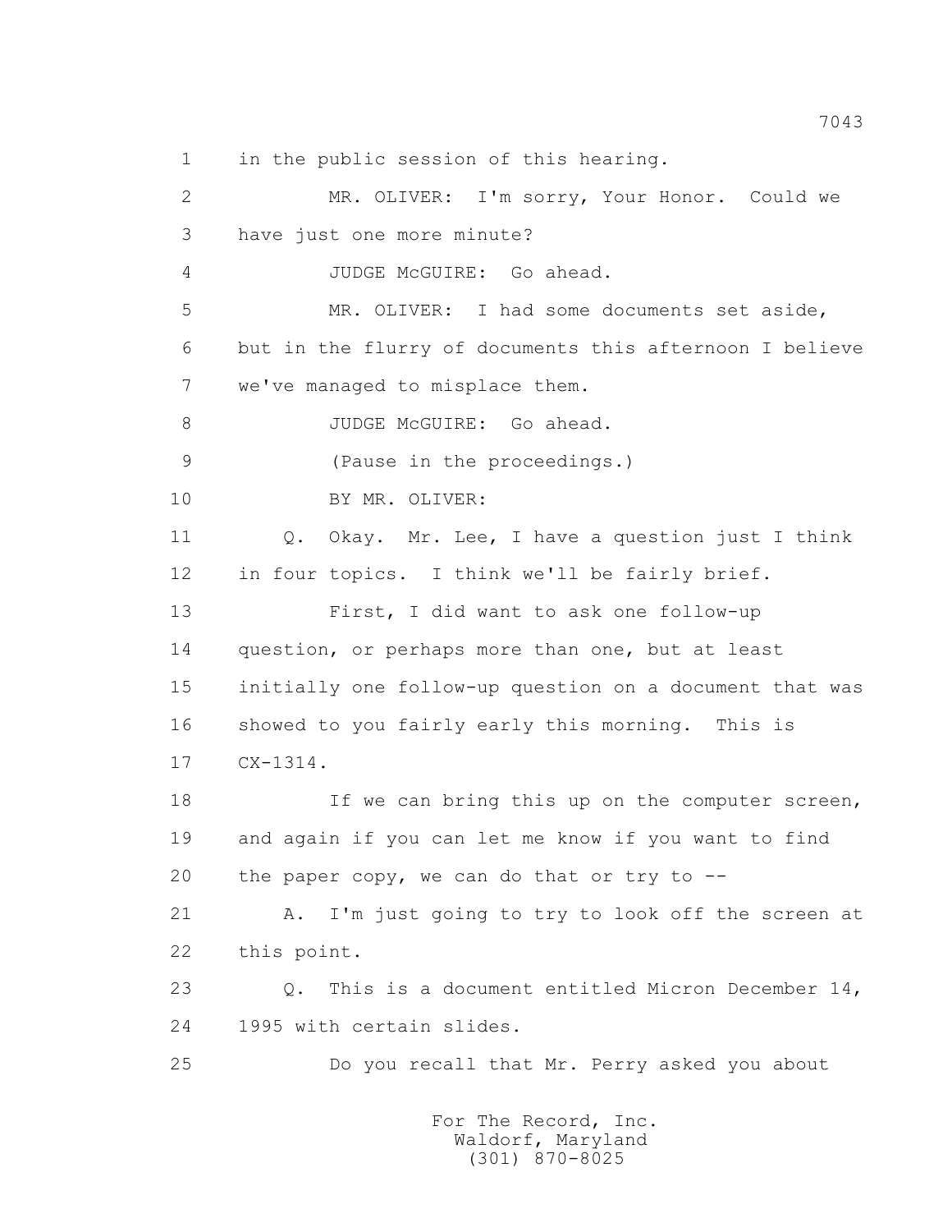1 in the public session of this hearing.

2 MR. OLIVER: I'm sorry, Your Honor. Could we

3 have just one more minute?

4 JUDGE McGUIRE: Go ahead.

5 MR. OLIVER: I had some documents set aside,

6 but in the flurry of documents this afternoon I believe

7 we've managed to misplace them.

8 JUDGE McGUIRE: Go ahead.

9 (Pause in the proceedings.)

10 BY MR. OLIVER:

11 Q. Okay. Mr. Lee, I have a question just I think

12 in four topics. I think we'll be fairly brief.

13 First, I did want to ask one follow-up

14 question, or perhaps more than one, but at least

15 initially one follow-up question on a document that was

16 showed to you fairly early this morning. This is

17 CX-1314.

18 If we can bring this up on the computer screen,

19 and again if you can let me know if you want to find

20 the paper copy, we can do that or try to --

21 A. I'm just going to try to look off the screen at

22 this point.

23 Q. This is a document entitled Micron December 14,

24 1995 with certain slides.

25 Do you recall that Mr. Perry asked you about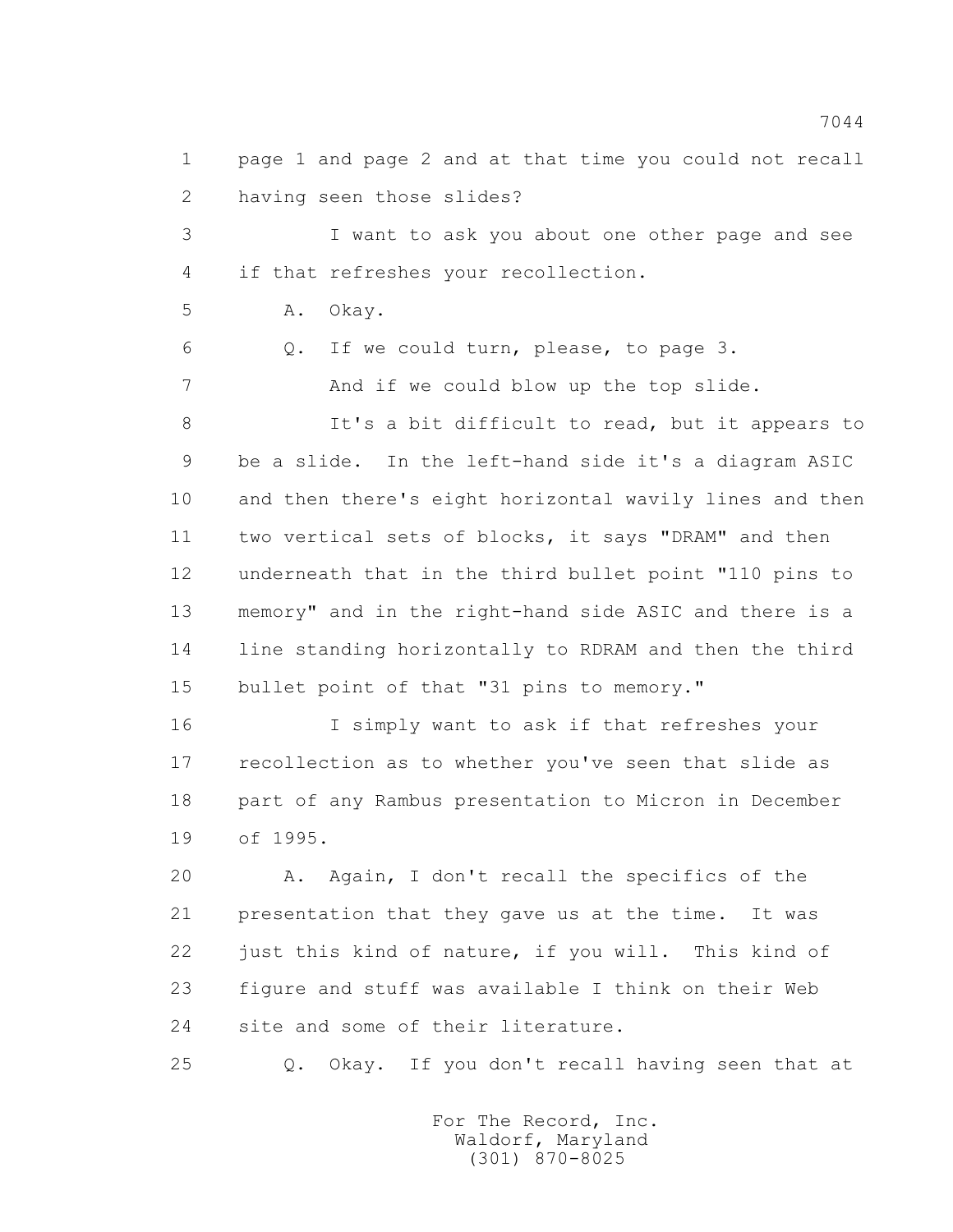1 page 1 and page 2 and at that time you could not recall
2 having seen those slides?
3 I want to ask you about one other page and see
4 if that refreshes your recollection.
5 A. Okay.
6 Q. If we could turn, please, to page 3.
7 And if we could blow up the top slide.
8 It's a bit difficult to read, but it appears to
9 be a slide. In the left-hand side it's a diagram ASIC
10 and then there's eight horizontal wavily lines and then
11 two vertical sets of blocks, it says "DRAM" and then
12 underneath that in the third bullet point "110 pins to
13 memory" and in the right-hand side ASIC and there is a
14 line standing horizontally to RDRAM and then the third
15 bullet point of that "31 pins to memory."
16 I simply want to ask if that refreshes your
17 recollection as to whether you've seen that slide as
18 part of any Rambus presentation to Micron in December
19 of 1995.
20 A. Again, I don't recall the specifics of the
21 presentation that they gave us at the time. It was
22 just this kind of nature, if you will. This kind of
23 figure and stuff was available I think on their Web
24 site and some of their literature.
25 Q. Okay. If you don't recall having seen that at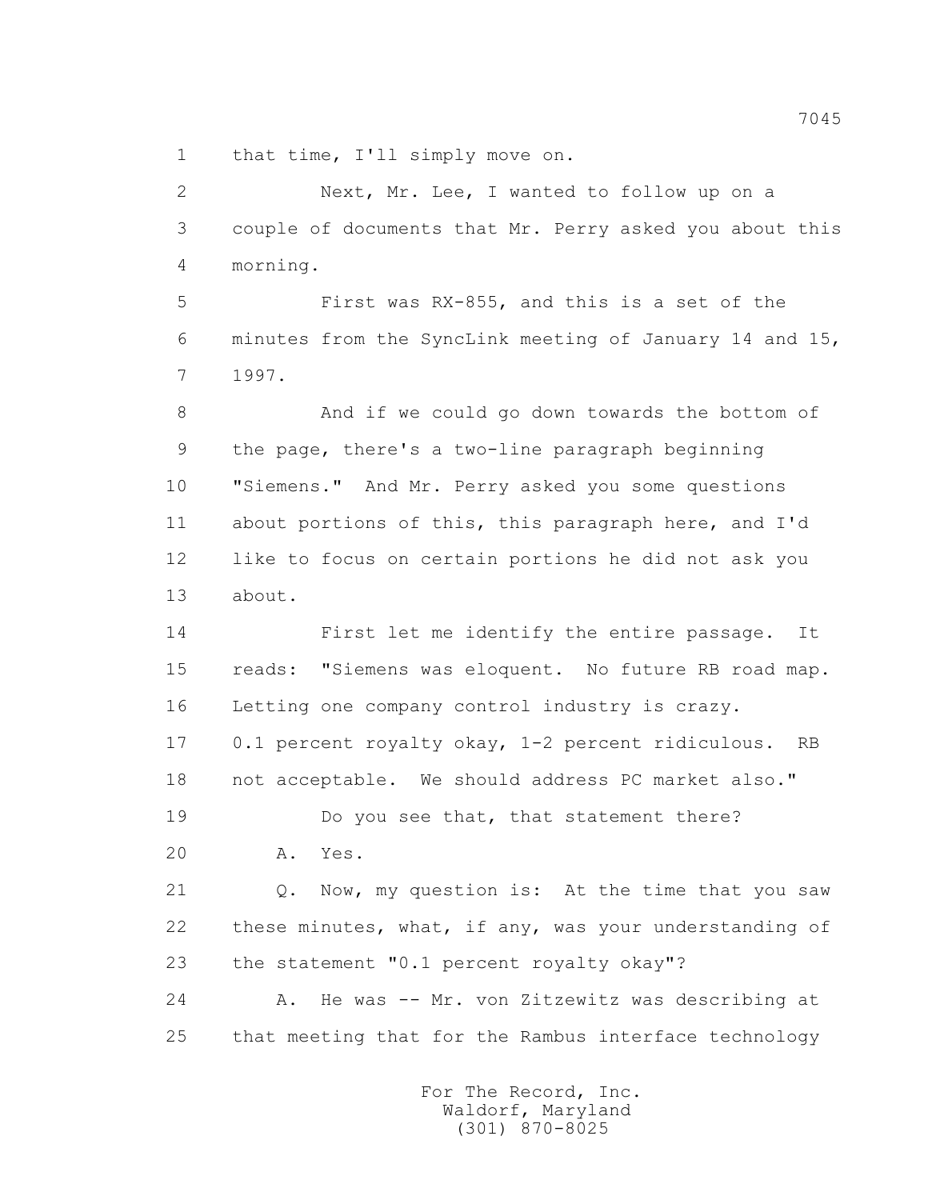1 that time, I'll simply move on.

2 Next, Mr. Lee, I wanted to follow up on a

3 couple of documents that Mr. Perry asked you about this

4 morning.

5 First was RX-855, and this is a set of the

6 minutes from the SyncLink meeting of January 14 and 15,

7 1997.

8 And if we could go down towards the bottom of

9 the page, there's a two-line paragraph beginning

10 "Siemens." And Mr. Perry asked you some questions

11 about portions of this, this paragraph here, and I'd

12 like to focus on certain portions he did not ask you

13 about.

14 First let me identify the entire passage. It

15 reads: "Siemens was eloquent. No future RB road map.

16 Letting one company control industry is crazy.

17 0.1 percent royalty okay, 1-2 percent ridiculous. RB

18 not acceptable. We should address PC market also."

19 Do you see that, that statement there?

20 A. Yes.

21 Q. Now, my question is: At the time that you saw

22 these minutes, what, if any, was your understanding of

23 the statement "0.1 percent royalty okay"?

24 A. He was -- Mr. von Zitzewitz was describing at

25 that meeting that for the Rambus interface technology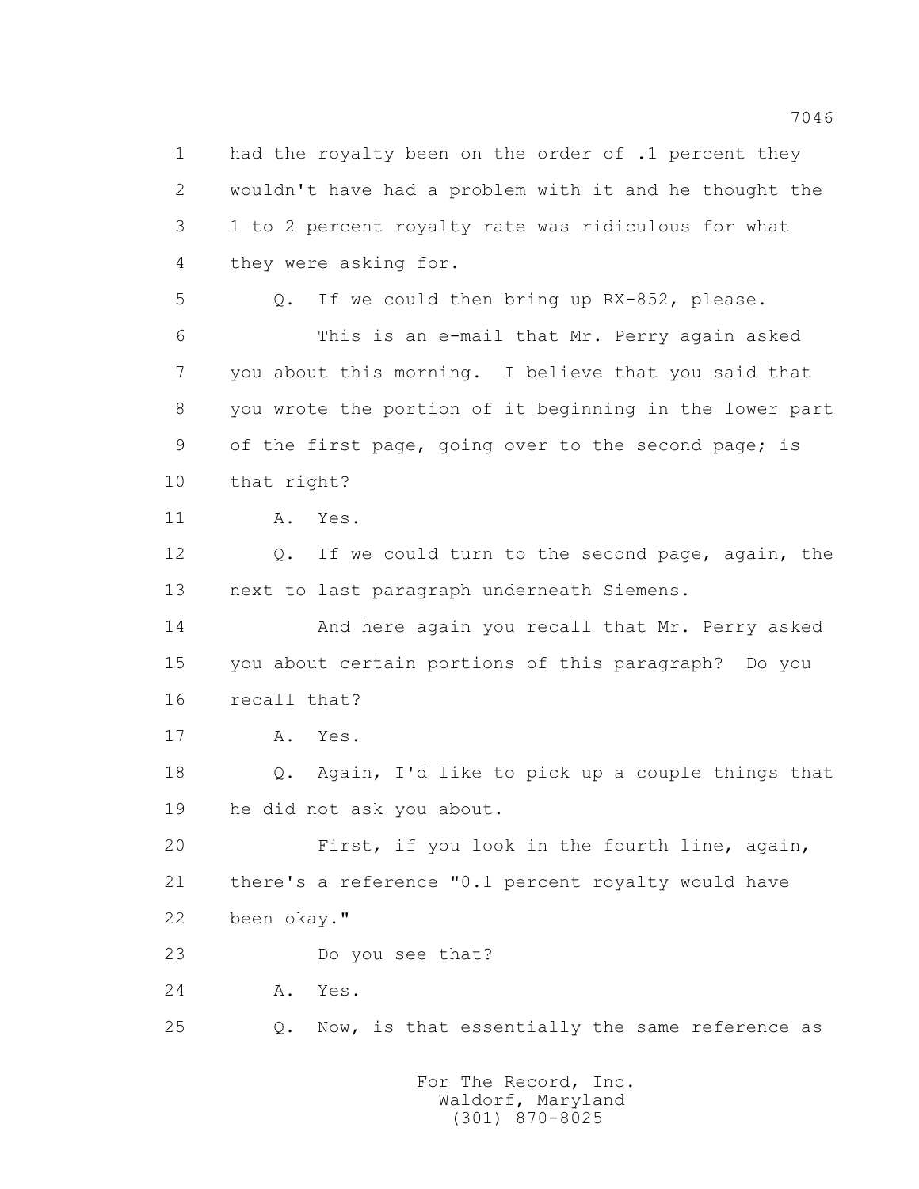1 had the royalty been on the order of .1 percent they
2 wouldn't have had a problem with it and he thought the
3 1 to 2 percent royalty rate was ridiculous for what
4 they were asking for.

5 Q. If we could then bring up RX-852, please.

6 This is an e-mail that Mr. Perry again asked
7 you about this morning. I believe that you said that
8 you wrote the portion of it beginning in the lower part
9 of the first page, going over to the second page; is
10 that right?

11 A. Yes.

12 Q. If we could turn to the second page, again, the
13 next to last paragraph underneath Siemens.

14 And here again you recall that Mr. Perry asked
15 you about certain portions of this paragraph? Do you
16 recall that?

17 A. Yes.

18 Q. Again, I'd like to pick up a couple things that
19 he did not ask you about.

20 First, if you look in the fourth line, again,
21 there's a reference "0.1 percent royalty would have
22 been okay."

23 Do you see that?

24 A. Yes.

25 Q. Now, is that essentially the same reference as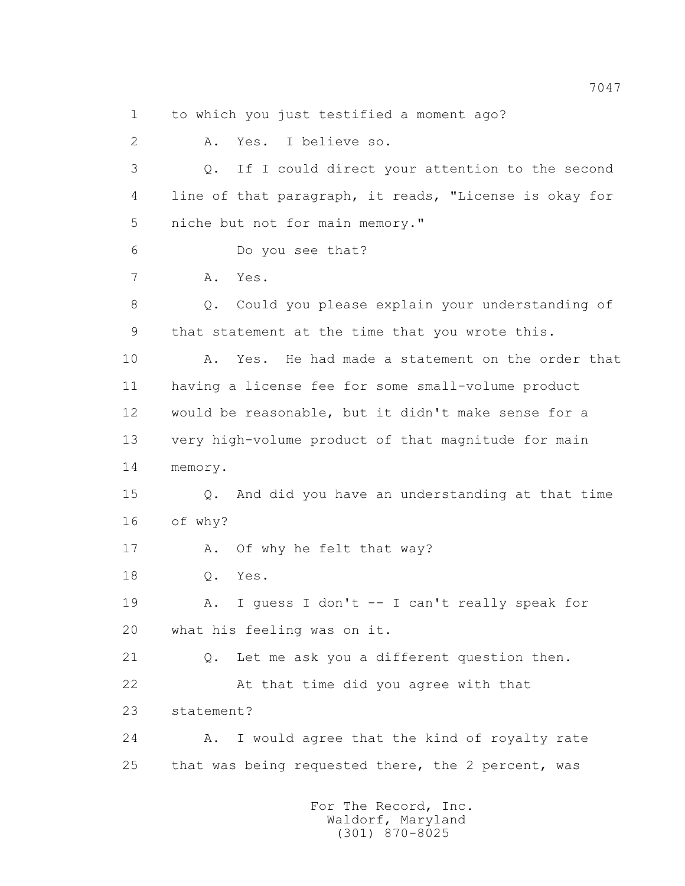1 to which you just testified a moment ago?

2 A. Yes. I believe so.

3 Q. If I could direct your attention to the second

4 line of that paragraph, it reads, "License is okay for

5 niche but not for main memory."

6 Do you see that?

7 A. Yes.

8 Q. Could you please explain your understanding of

9 that statement at the time that you wrote this.

10 A. Yes. He had made a statement on the order that

11 having a license fee for some small-volume product

12 would be reasonable, but it didn't make sense for a

13 very high-volume product of that magnitude for main

14 memory.

15 Q. And did you have an understanding at that time

16 of why?

17 A. Of why he felt that way?

18 Q. Yes.

19 A. I guess I don't -- I can't really speak for

20 what his feeling was on it.

21 Q. Let me ask you a different question then.

22 At that time did you agree with that

23 statement?

24 A. I would agree that the kind of royalty rate

25 that was being requested there, the 2 percent, was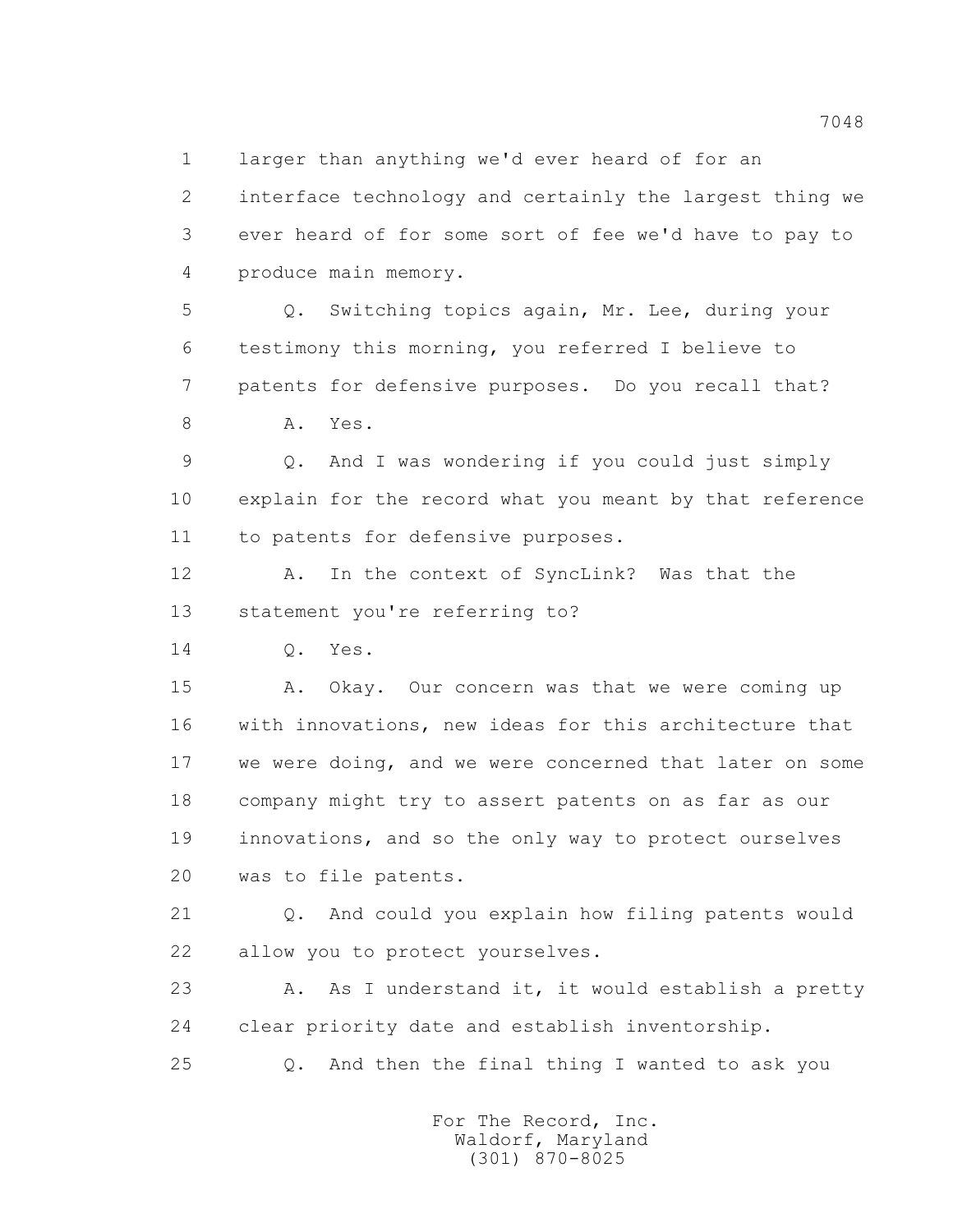1 larger than anything we'd ever heard of for an
2 interface technology and certainly the largest thing we
3 ever heard of for some sort of fee we'd have to pay to
4 produce main memory.

5 Q. Switching topics again, Mr. Lee, during your
6 testimony this morning, you referred I believe to
7 patents for defensive purposes. Do you recall that?

8 A. Yes.

9 Q. And I was wondering if you could just simply
10 explain for the record what you meant by that reference
11 to patents for defensive purposes.

12 A. In the context of SyncLink? Was that the
13 statement you're referring to?

14 Q. Yes.

15 A. Okay. Our concern was that we were coming up
16 with innovations, new ideas for this architecture that
17 we were doing, and we were concerned that later on some
18 company might try to assert patents on as far as our
19 innovations, and so the only way to protect ourselves
20 was to file patents.

21 Q. And could you explain how filing patents would
22 allow you to protect yourselves.

23 A. As I understand it, it would establish a pretty
24 clear priority date and establish inventorship.

25 Q. And then the final thing I wanted to ask you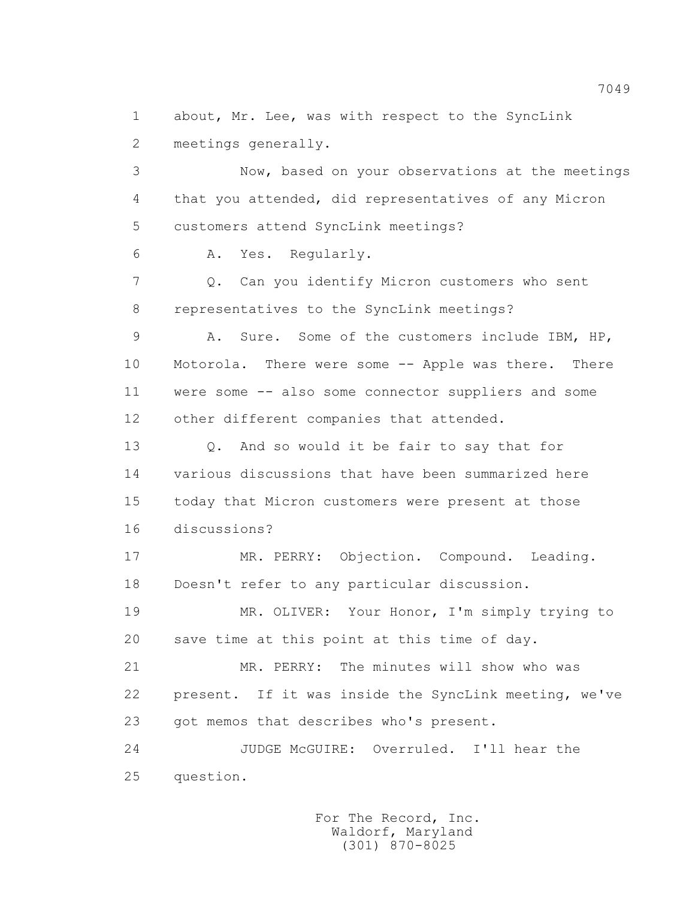1 about, Mr. Lee, was with respect to the SyncLink
2 meetings generally.

3 Now, based on your observations at the meetings
4 that you attended, did representatives of any Micron
5 customers attend SyncLink meetings?

6 A. Yes. Regularly.

7 Q. Can you identify Micron customers who sent
8 representatives to the SyncLink meetings?

9 A. Sure. Some of the customers include IBM, HP,
10 Motorola. There were some -- Apple was there. There
11 were some -- also some connector suppliers and some
12 other different companies that attended.

13 Q. And so would it be fair to say that for
14 various discussions that have been summarized here
15 today that Micron customers were present at those
16 discussions?

17 MR. PERRY: Objection. Compound. Leading.
18 Doesn't refer to any particular discussion.

19 MR. OLIVER: Your Honor, I'm simply trying to
20 save time at this point at this time of day.

21 MR. PERRY: The minutes will show who was
22 present. If it was inside the SyncLink meeting, we've
23 got memos that describes who's present.

24 JUDGE McGUIRE: Overruled. I'll hear the
25 question.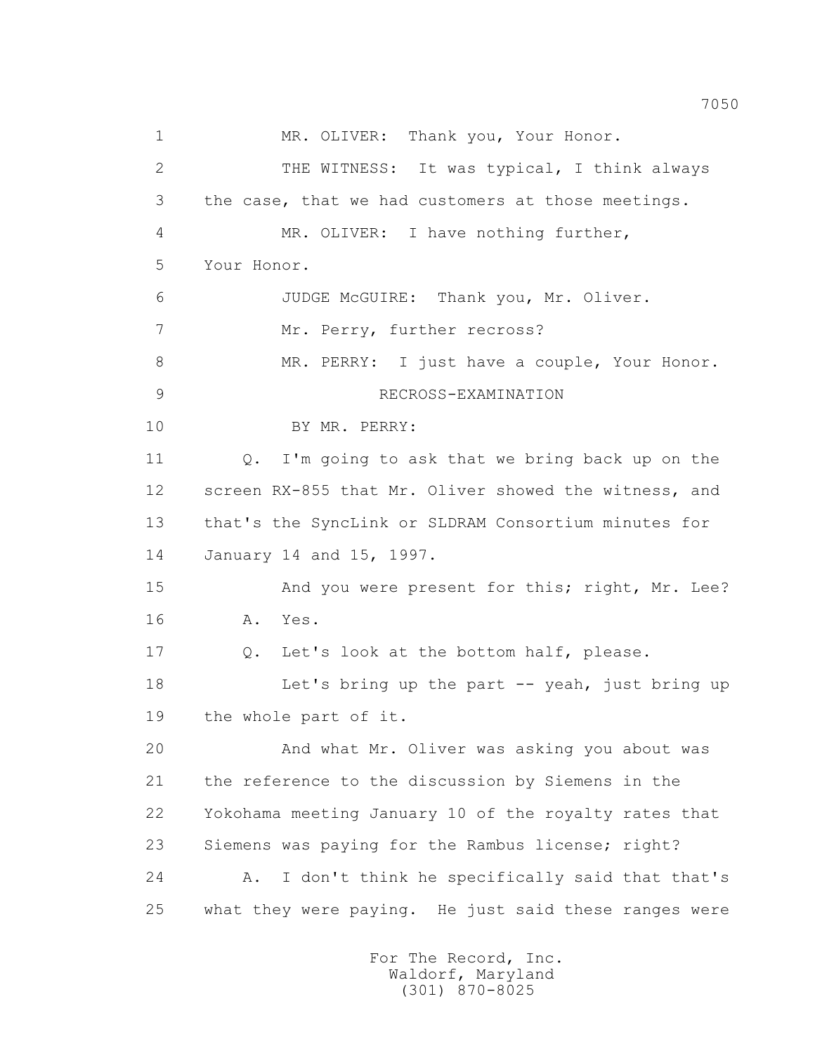1 MR. OLIVER: Thank you, Your Honor.

2 THE WITNESS: It was typical, I think always

3 the case, that we had customers at those meetings.

4 MR. OLIVER: I have nothing further,

5 Your Honor.

6 JUDGE McGUIRE: Thank you, Mr. Oliver.

7 Mr. Perry, further recross?

8 MR. PERRY: I just have a couple, Your Honor.

9 RECROSS-EXAMINATION

10 BY MR. PERRY:

11 Q. I'm going to ask that we bring back up on the

12 screen RX-855 that Mr. Oliver showed the witness, and

13 that's the SyncLink or SLDRAM Consortium minutes for

14 January 14 and 15, 1997.

15 And you were present for this; right, Mr. Lee?

16 A. Yes.

17 Q. Let's look at the bottom half, please.

18 Let's bring up the part -- yeah, just bring up

19 the whole part of it.

20 And what Mr. Oliver was asking you about was

21 the reference to the discussion by Siemens in the

22 Yokohama meeting January 10 of the royalty rates that

23 Siemens was paying for the Rambus license; right?

24 A. I don't think he specifically said that that's

25 what they were paying. He just said these ranges were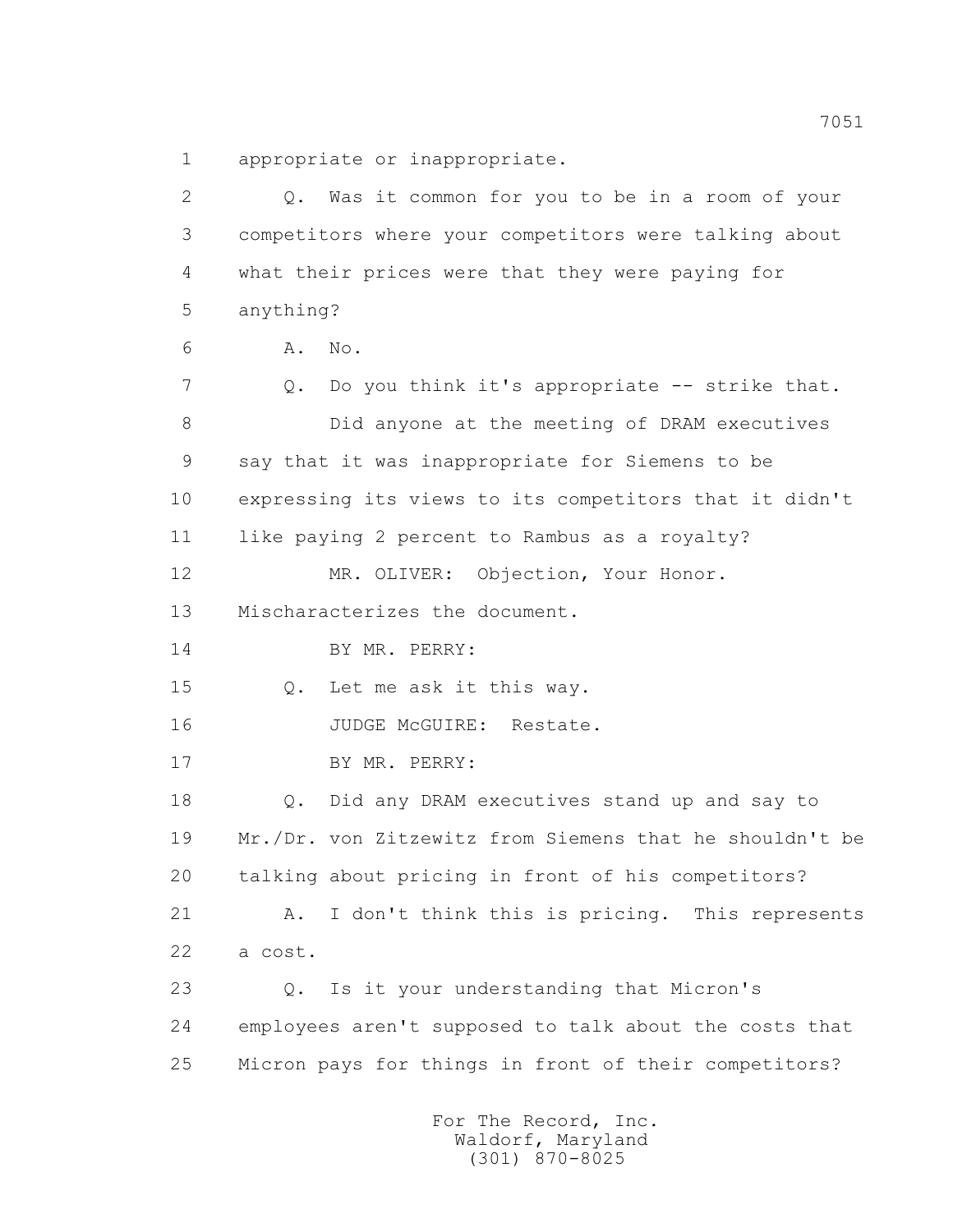1 appropriate or inappropriate.

2 Q. Was it common for you to be in a room of your

3 competitors where your competitors were talking about

4 what their prices were that they were paying for

5 anything?

6 A. No.

7 Q. Do you think it's appropriate -- strike that.

8 Did anyone at the meeting of DRAM executives

9 say that it was inappropriate for Siemens to be

10 expressing its views to its competitors that it didn't

11 like paying 2 percent to Rambus as a royalty?

12 MR. OLIVER: Objection, Your Honor.

13 Mischaracterizes the document.

14 BY MR. PERRY:

15 Q. Let me ask it this way.

16 JUDGE McGUIRE: Restate.

17 BY MR. PERRY:

18 Q. Did any DRAM executives stand up and say to

19 Mr./Dr. von Zitzewitz from Siemens that he shouldn't be

20 talking about pricing in front of his competitors?

21 A. I don't think this is pricing. This represents

22 a cost.

23 Q. Is it your understanding that Micron's

24 employees aren't supposed to talk about the costs that

25 Micron pays for things in front of their competitors?

For The Record, Inc.
Waldorf, Maryland
(301) 870-8025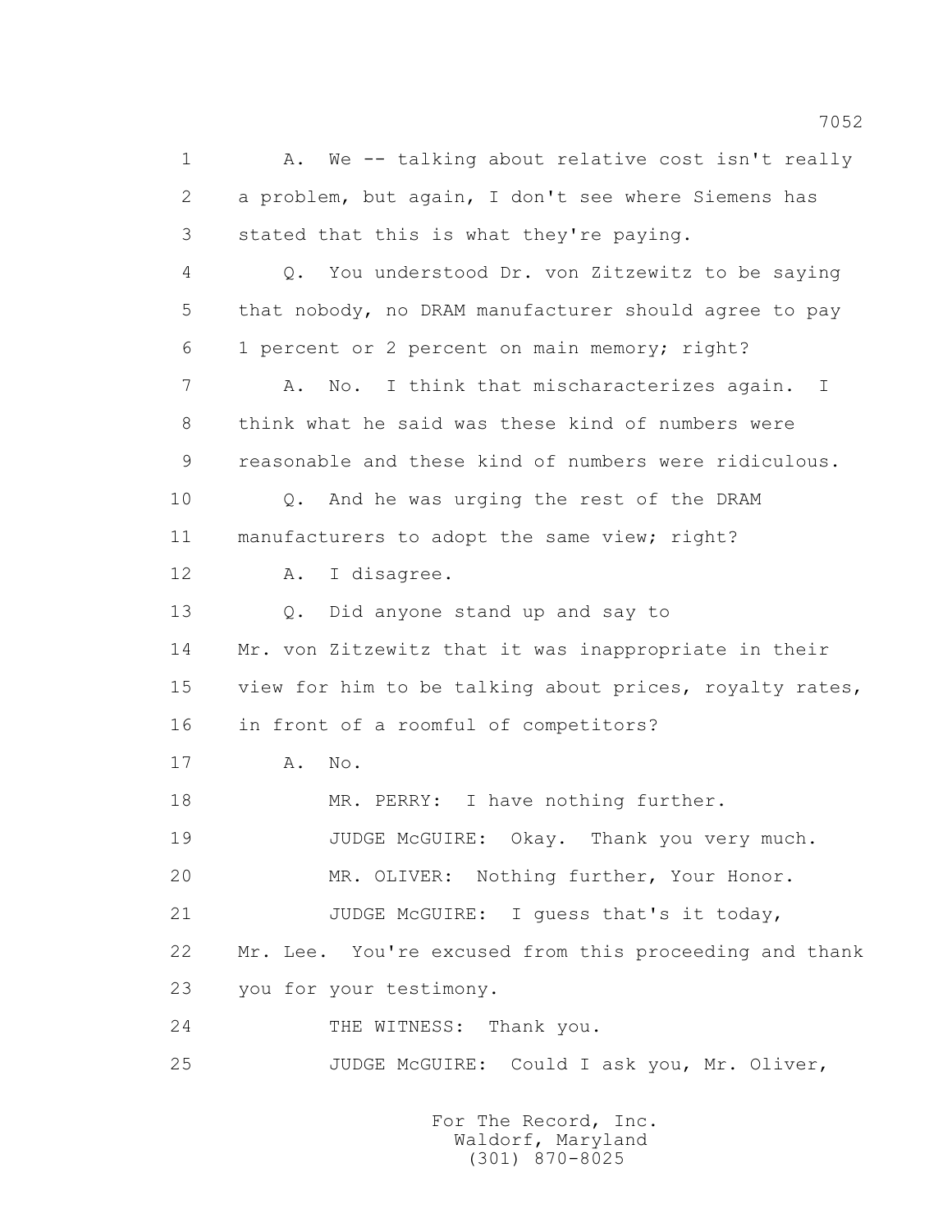1 A. We -- talking about relative cost isn't really
2 a problem, but again, I don't see where Siemens has
3 stated that this is what they're paying.

4 Q. You understood Dr. von Zitzewitz to be saying
5 that nobody, no DRAM manufacturer should agree to pay
6 1 percent or 2 percent on main memory; right?

7 A. No. I think that mischaracterizes again. I
8 think what he said was these kind of numbers were
9 reasonable and these kind of numbers were ridiculous.

10 Q. And he was urging the rest of the DRAM
11 manufacturers to adopt the same view; right?

12 A. I disagree.

13 Q. Did anyone stand up and say to
14 Mr. von Zitzewitz that it was inappropriate in their
15 view for him to be talking about prices, royalty rates,
16 in front of a roomful of competitors?

17 A. No.

18 MR. PERRY: I have nothing further.

19 JUDGE McGUIRE: Okay. Thank you very much.

20 MR. OLIVER: Nothing further, Your Honor.

21 JUDGE McGUIRE: I guess that's it today,
22 Mr. Lee. You're excused from this proceeding and thank
23 you for your testimony.

24 THE WITNESS: Thank you.

25 JUDGE McGUIRE: Could I ask you, Mr. Oliver,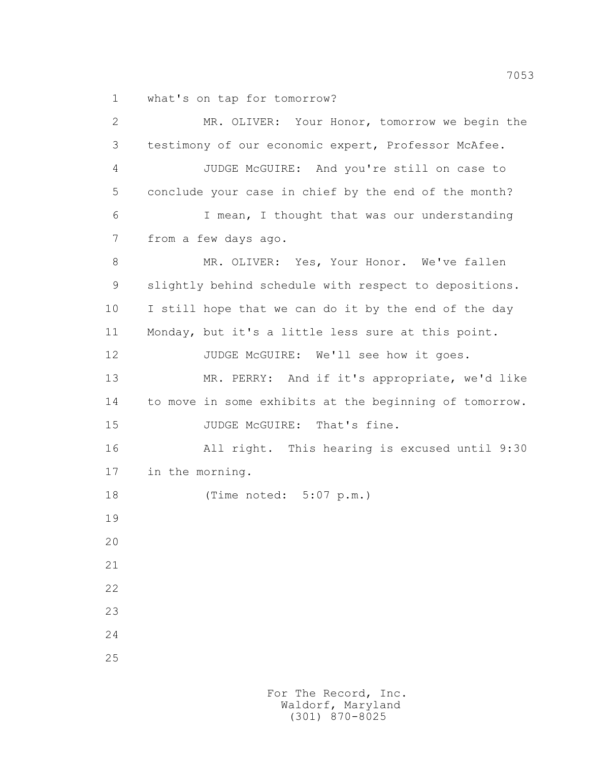1 what's on tap for tomorrow?

2 MR. OLIVER: Your Honor, tomorrow we begin the

3 testimony of our economic expert, Professor McAfee.

4 JUDGE McGUIRE: And you're still on case to

5 conclude your case in chief by the end of the month?

6 I mean, I thought that was our understanding

7 from a few days ago.

8 MR. OLIVER: Yes, Your Honor. We've fallen

9 slightly behind schedule with respect to depositions.

10 I still hope that we can do it by the end of the day

11 Monday, but it's a little less sure at this point.

12 JUDGE McGUIRE: We'll see how it goes.

13 MR. PERRY: And if it's appropriate, we'd like

14 to move in some exhibits at the beginning of tomorrow.

15 JUDGE McGUIRE: That's fine.

16 All right. This hearing is excused until 9:30

17 in the morning.

18 (Time noted: 5:07 p.m.)

19

20

21

22

23

24

25

For The Record, Inc.
Waldorf, Maryland
(301) 870-8025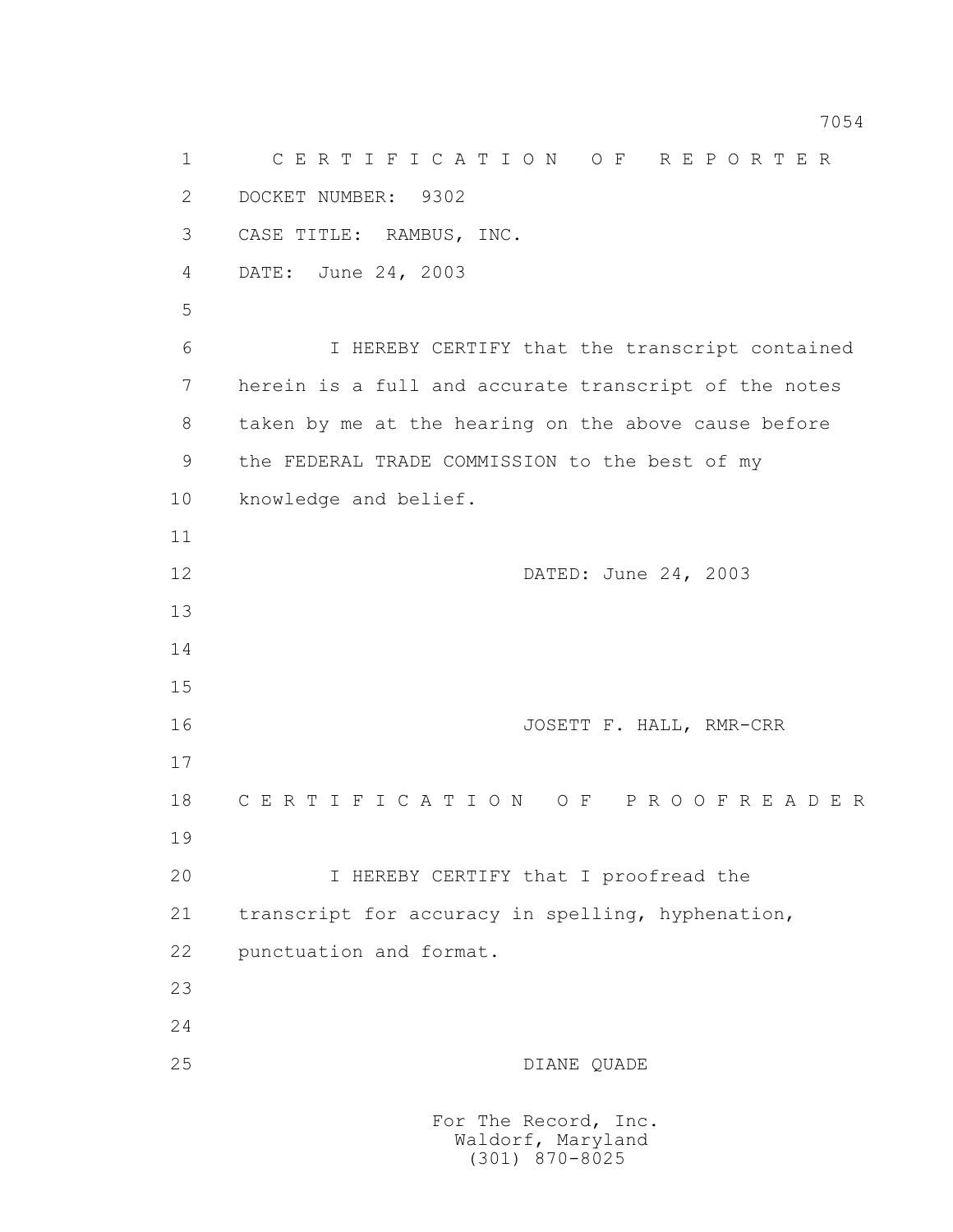# C E R T I F I C A T I O N   O F   R E P O R T E R

DOCKET NUMBER: 9302

CASE TITLE: RAMBUS, INC.

DATE: June 24, 2003

I HEREBY CERTIFY that the transcript contained herein is a full and accurate transcript of the notes taken by me at the hearing on the above cause before the FEDERAL TRADE COMMISSION to the best of my knowledge and belief.

DATED: June 24, 2003

JOSETT F. HALL, RMR-CRR

# C E R T I F I C A T I O N   O F   P R O O F R E A D E R

I HEREBY CERTIFY that I proofread the transcript for accuracy in spelling, hyphenation, punctuation and format.

DIANE QUADE

For The Record, Inc.
Waldorf, Maryland
(301) 870-8025